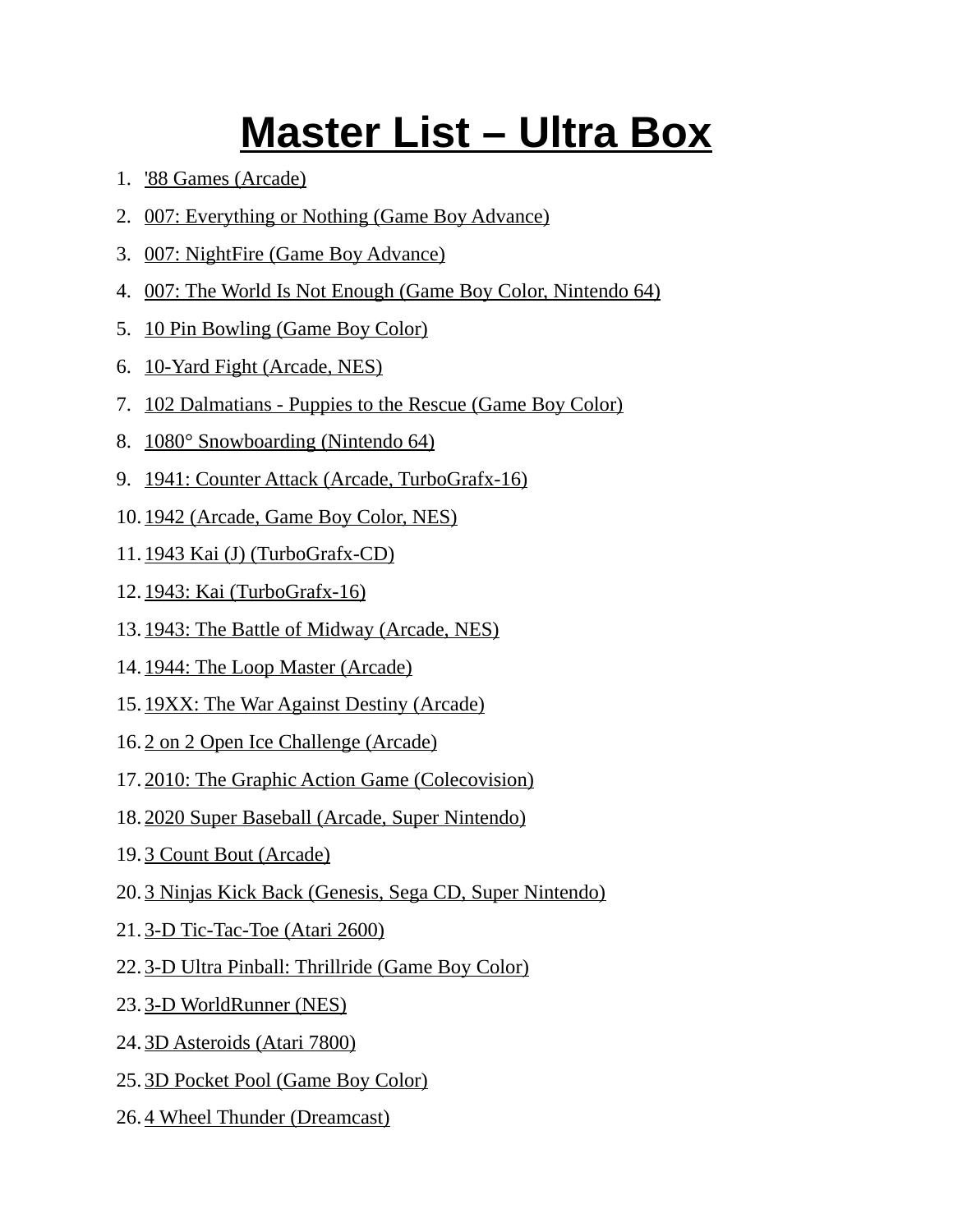# Master List – Ultra Box

1. '88 Games (Arcade)
2. 007: Everything or Nothing (Game Boy Advance)
3. 007: NightFire (Game Boy Advance)
4. 007: The World Is Not Enough (Game Boy Color, Nintendo 64)
5. 10 Pin Bowling (Game Boy Color)
6. 10-Yard Fight (Arcade, NES)
7. 102 Dalmatians - Puppies to the Rescue (Game Boy Color)
8. 1080° Snowboarding (Nintendo 64)
9. 1941: Counter Attack (Arcade, TurboGrafx-16)
10. 1942 (Arcade, Game Boy Color, NES)
11. 1943 Kai (J) (TurboGrafx-CD)
12. 1943: Kai (TurboGrafx-16)
13. 1943: The Battle of Midway (Arcade, NES)
14. 1944: The Loop Master (Arcade)
15. 19XX: The War Against Destiny (Arcade)
16. 2 on 2 Open Ice Challenge (Arcade)
17. 2010: The Graphic Action Game (Colecovision)
18. 2020 Super Baseball (Arcade, Super Nintendo)
19. 3 Count Bout (Arcade)
20. 3 Ninjas Kick Back (Genesis, Sega CD, Super Nintendo)
21. 3-D Tic-Tac-Toe (Atari 2600)
22. 3-D Ultra Pinball: Thrillride (Game Boy Color)
23. 3-D WorldRunner (NES)
24. 3D Asteroids (Atari 7800)
25. 3D Pocket Pool (Game Boy Color)
26. 4 Wheel Thunder (Dreamcast)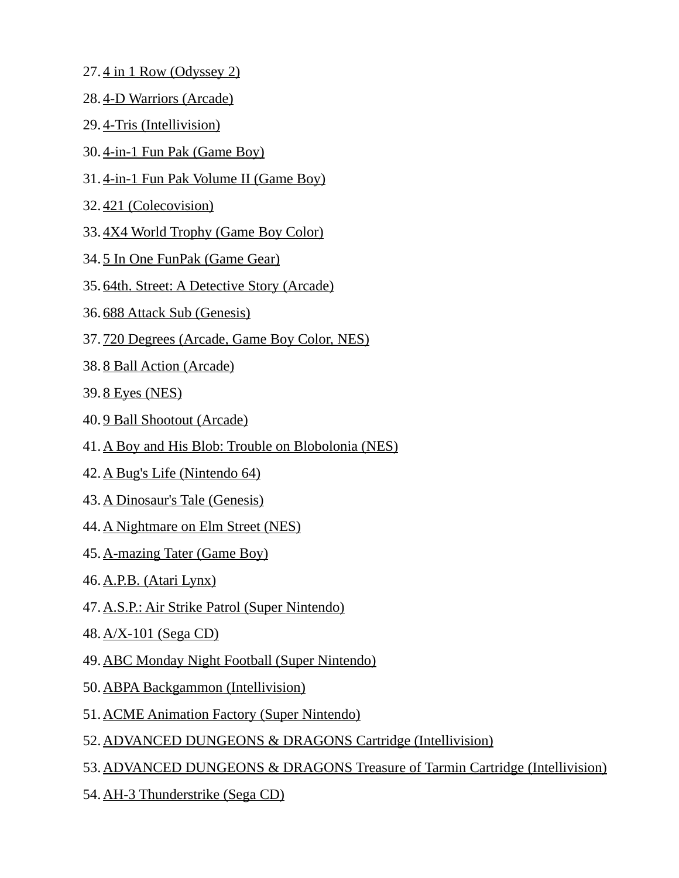27. 4 in 1 Row (Odyssey 2)
28. 4-D Warriors (Arcade)
29. 4-Tris (Intellivision)
30. 4-in-1 Fun Pak (Game Boy)
31. 4-in-1 Fun Pak Volume II (Game Boy)
32. 421 (Colecovision)
33. 4X4 World Trophy (Game Boy Color)
34. 5 In One FunPak (Game Gear)
35. 64th. Street: A Detective Story (Arcade)
36. 688 Attack Sub (Genesis)
37. 720 Degrees (Arcade, Game Boy Color, NES)
38. 8 Ball Action (Arcade)
39. 8 Eyes (NES)
40. 9 Ball Shootout (Arcade)
41. A Boy and His Blob: Trouble on Blobolonia (NES)
42. A Bug's Life (Nintendo 64)
43. A Dinosaur's Tale (Genesis)
44. A Nightmare on Elm Street (NES)
45. A-mazing Tater (Game Boy)
46. A.P.B. (Atari Lynx)
47. A.S.P.: Air Strike Patrol (Super Nintendo)
48. A/X-101 (Sega CD)
49. ABC Monday Night Football (Super Nintendo)
50. ABPA Backgammon (Intellivision)
51. ACME Animation Factory (Super Nintendo)
52. ADVANCED DUNGEONS & DRAGONS Cartridge (Intellivision)
53. ADVANCED DUNGEONS & DRAGONS Treasure of Tarmin Cartridge (Intellivision)
54. AH-3 Thunderstrike (Sega CD)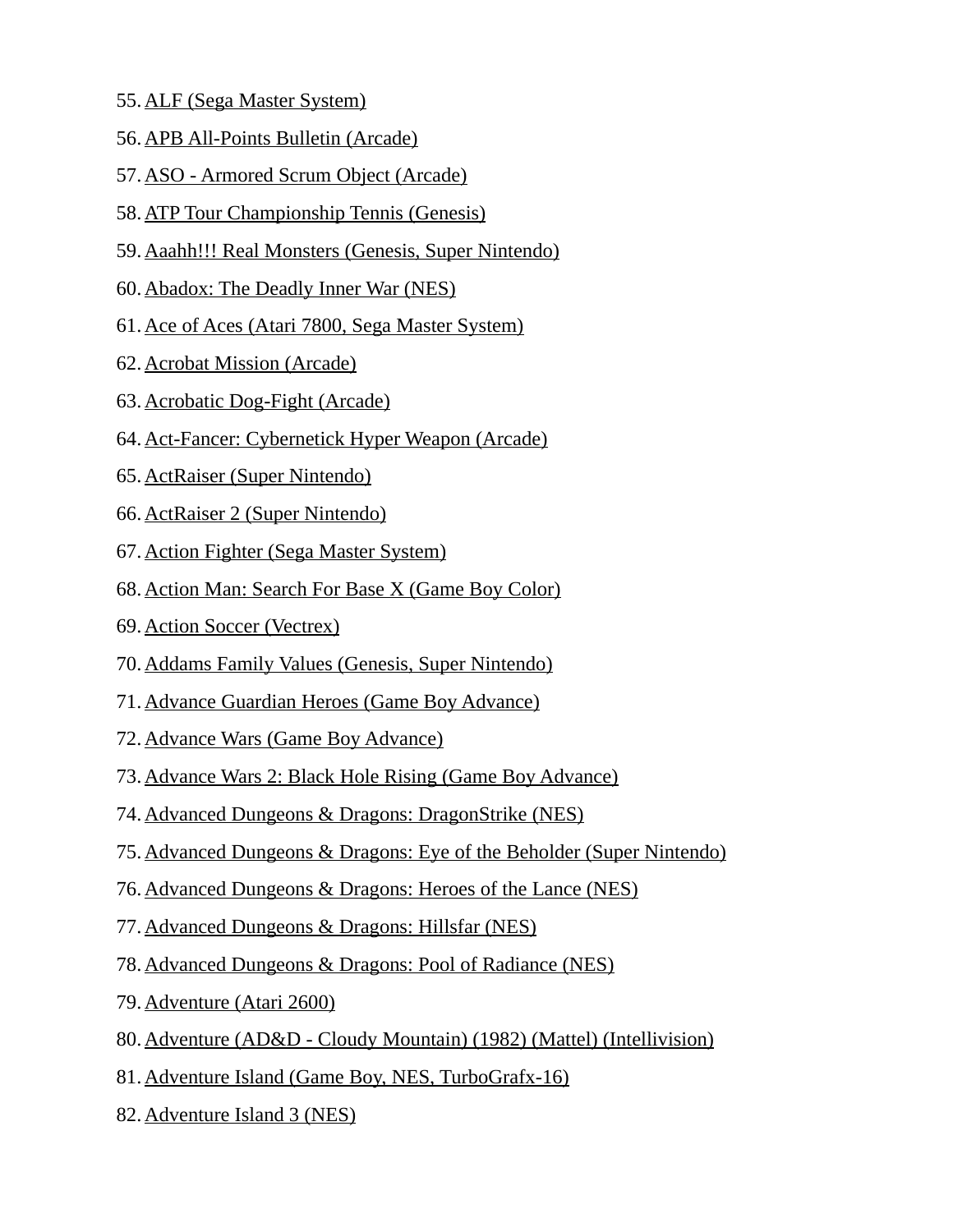55. ALF (Sega Master System)
56. APB All-Points Bulletin (Arcade)
57. ASO - Armored Scrum Object (Arcade)
58. ATP Tour Championship Tennis (Genesis)
59. Aaahh!!! Real Monsters (Genesis, Super Nintendo)
60. Abadox: The Deadly Inner War (NES)
61. Ace of Aces (Atari 7800, Sega Master System)
62. Acrobat Mission (Arcade)
63. Acrobatic Dog-Fight (Arcade)
64. Act-Fancer: Cybernetick Hyper Weapon (Arcade)
65. ActRaiser (Super Nintendo)
66. ActRaiser 2 (Super Nintendo)
67. Action Fighter (Sega Master System)
68. Action Man: Search For Base X (Game Boy Color)
69. Action Soccer (Vectrex)
70. Addams Family Values (Genesis, Super Nintendo)
71. Advance Guardian Heroes (Game Boy Advance)
72. Advance Wars (Game Boy Advance)
73. Advance Wars 2: Black Hole Rising (Game Boy Advance)
74. Advanced Dungeons & Dragons: DragonStrike (NES)
75. Advanced Dungeons & Dragons: Eye of the Beholder (Super Nintendo)
76. Advanced Dungeons & Dragons: Heroes of the Lance (NES)
77. Advanced Dungeons & Dragons: Hillsfar (NES)
78. Advanced Dungeons & Dragons: Pool of Radiance (NES)
79. Adventure (Atari 2600)
80. Adventure (AD&D - Cloudy Mountain) (1982) (Mattel) (Intellivision)
81. Adventure Island (Game Boy, NES, TurboGrafx-16)
82. Adventure Island 3 (NES)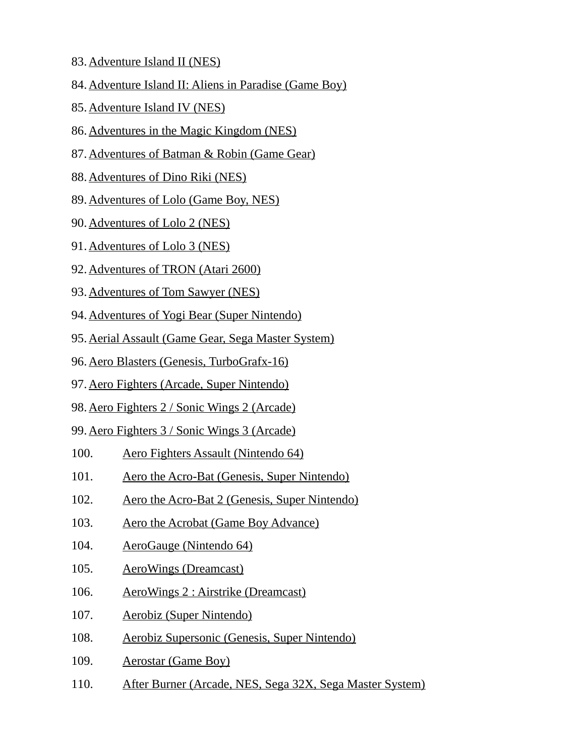83. Adventure Island II (NES)
84. Adventure Island II: Aliens in Paradise (Game Boy)
85. Adventure Island IV (NES)
86. Adventures in the Magic Kingdom (NES)
87. Adventures of Batman & Robin (Game Gear)
88. Adventures of Dino Riki (NES)
89. Adventures of Lolo (Game Boy, NES)
90. Adventures of Lolo 2 (NES)
91. Adventures of Lolo 3 (NES)
92. Adventures of TRON (Atari 2600)
93. Adventures of Tom Sawyer (NES)
94. Adventures of Yogi Bear (Super Nintendo)
95. Aerial Assault (Game Gear, Sega Master System)
96. Aero Blasters (Genesis, TurboGrafx-16)
97. Aero Fighters (Arcade, Super Nintendo)
98. Aero Fighters 2 / Sonic Wings 2 (Arcade)
99. Aero Fighters 3 / Sonic Wings 3 (Arcade)
100. Aero Fighters Assault (Nintendo 64)
101. Aero the Acro-Bat (Genesis, Super Nintendo)
102. Aero the Acro-Bat 2 (Genesis, Super Nintendo)
103. Aero the Acrobat (Game Boy Advance)
104. AeroGauge (Nintendo 64)
105. AeroWings (Dreamcast)
106. AeroWings 2 : Airstrike (Dreamcast)
107. Aerobiz (Super Nintendo)
108. Aerobiz Supersonic (Genesis, Super Nintendo)
109. Aerostar (Game Boy)
110. After Burner (Arcade, NES, Sega 32X, Sega Master System)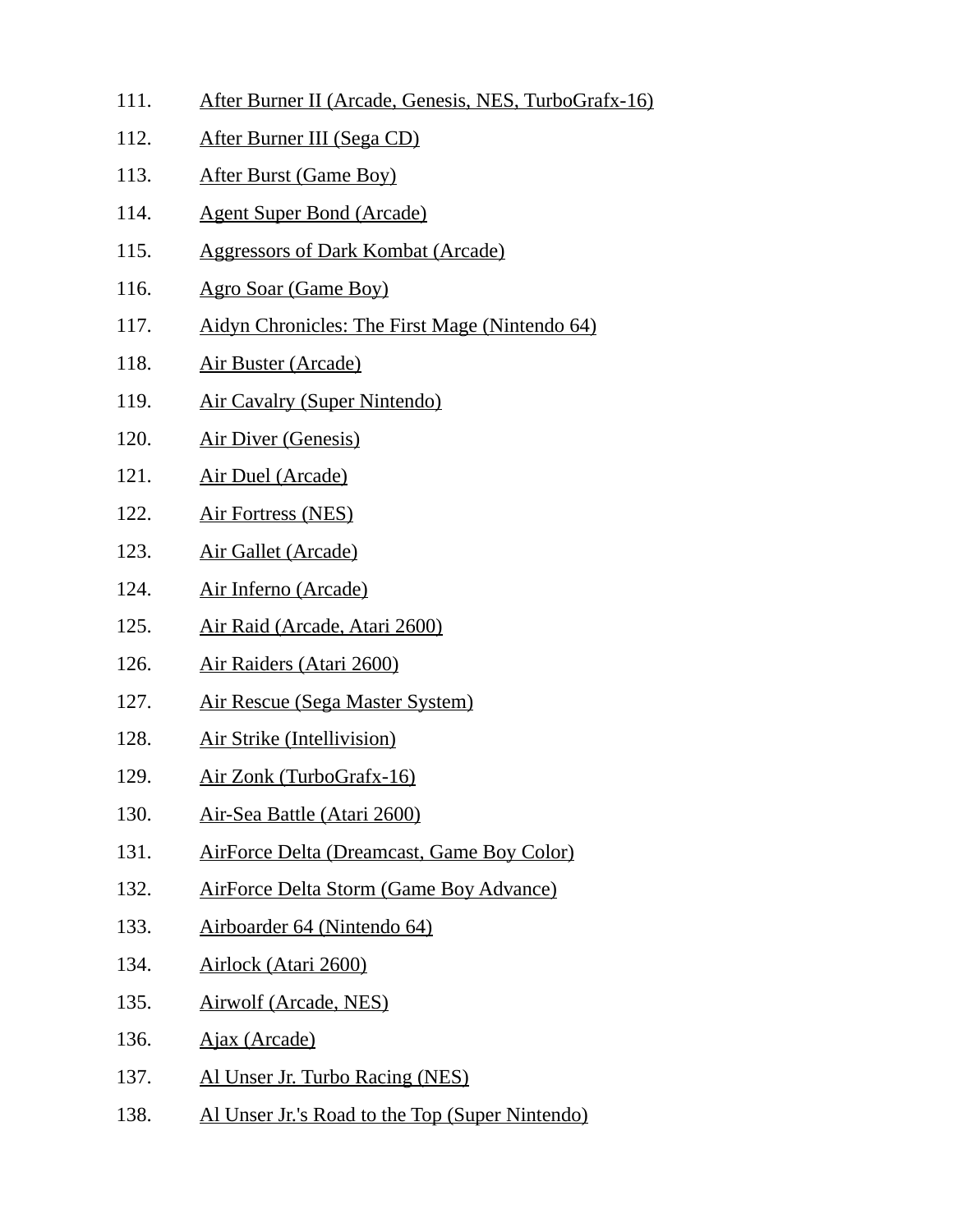111. After Burner II (Arcade, Genesis, NES, TurboGrafx-16)
112. After Burner III (Sega CD)
113. After Burst (Game Boy)
114. Agent Super Bond (Arcade)
115. Aggressors of Dark Kombat (Arcade)
116. Agro Soar (Game Boy)
117. Aidyn Chronicles: The First Mage (Nintendo 64)
118. Air Buster (Arcade)
119. Air Cavalry (Super Nintendo)
120. Air Diver (Genesis)
121. Air Duel (Arcade)
122. Air Fortress (NES)
123. Air Gallet (Arcade)
124. Air Inferno (Arcade)
125. Air Raid (Arcade, Atari 2600)
126. Air Raiders (Atari 2600)
127. Air Rescue (Sega Master System)
128. Air Strike (Intellivision)
129. Air Zonk (TurboGrafx-16)
130. Air-Sea Battle (Atari 2600)
131. AirForce Delta (Dreamcast, Game Boy Color)
132. AirForce Delta Storm (Game Boy Advance)
133. Airboarder 64 (Nintendo 64)
134. Airlock (Atari 2600)
135. Airwolf (Arcade, NES)
136. Ajax (Arcade)
137. Al Unser Jr. Turbo Racing (NES)
138. Al Unser Jr.'s Road to the Top (Super Nintendo)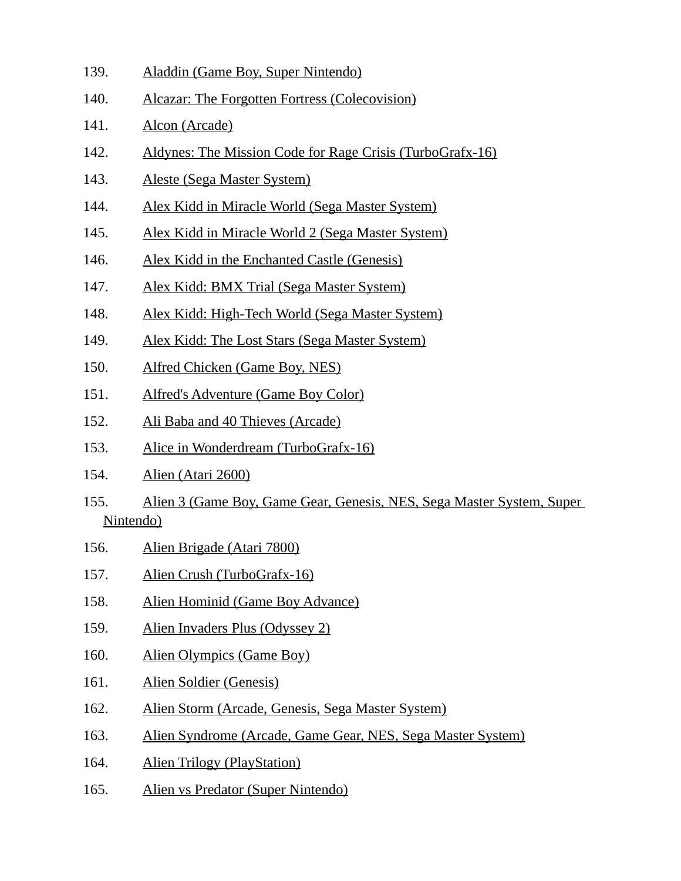139. Aladdin (Game Boy, Super Nintendo)
140. Alcazar: The Forgotten Fortress (Colecovision)
141. Alcon (Arcade)
142. Aldynes: The Mission Code for Rage Crisis (TurboGrafx-16)
143. Aleste (Sega Master System)
144. Alex Kidd in Miracle World (Sega Master System)
145. Alex Kidd in Miracle World 2 (Sega Master System)
146. Alex Kidd in the Enchanted Castle (Genesis)
147. Alex Kidd: BMX Trial (Sega Master System)
148. Alex Kidd: High-Tech World (Sega Master System)
149. Alex Kidd: The Lost Stars (Sega Master System)
150. Alfred Chicken (Game Boy, NES)
151. Alfred's Adventure (Game Boy Color)
152. Ali Baba and 40 Thieves (Arcade)
153. Alice in Wonderdream (TurboGrafx-16)
154. Alien (Atari 2600)
155. Alien 3 (Game Boy, Game Gear, Genesis, NES, Sega Master System, Super Nintendo)
156. Alien Brigade (Atari 7800)
157. Alien Crush (TurboGrafx-16)
158. Alien Hominid (Game Boy Advance)
159. Alien Invaders Plus (Odyssey 2)
160. Alien Olympics (Game Boy)
161. Alien Soldier (Genesis)
162. Alien Storm (Arcade, Genesis, Sega Master System)
163. Alien Syndrome (Arcade, Game Gear, NES, Sega Master System)
164. Alien Trilogy (PlayStation)
165. Alien vs Predator (Super Nintendo)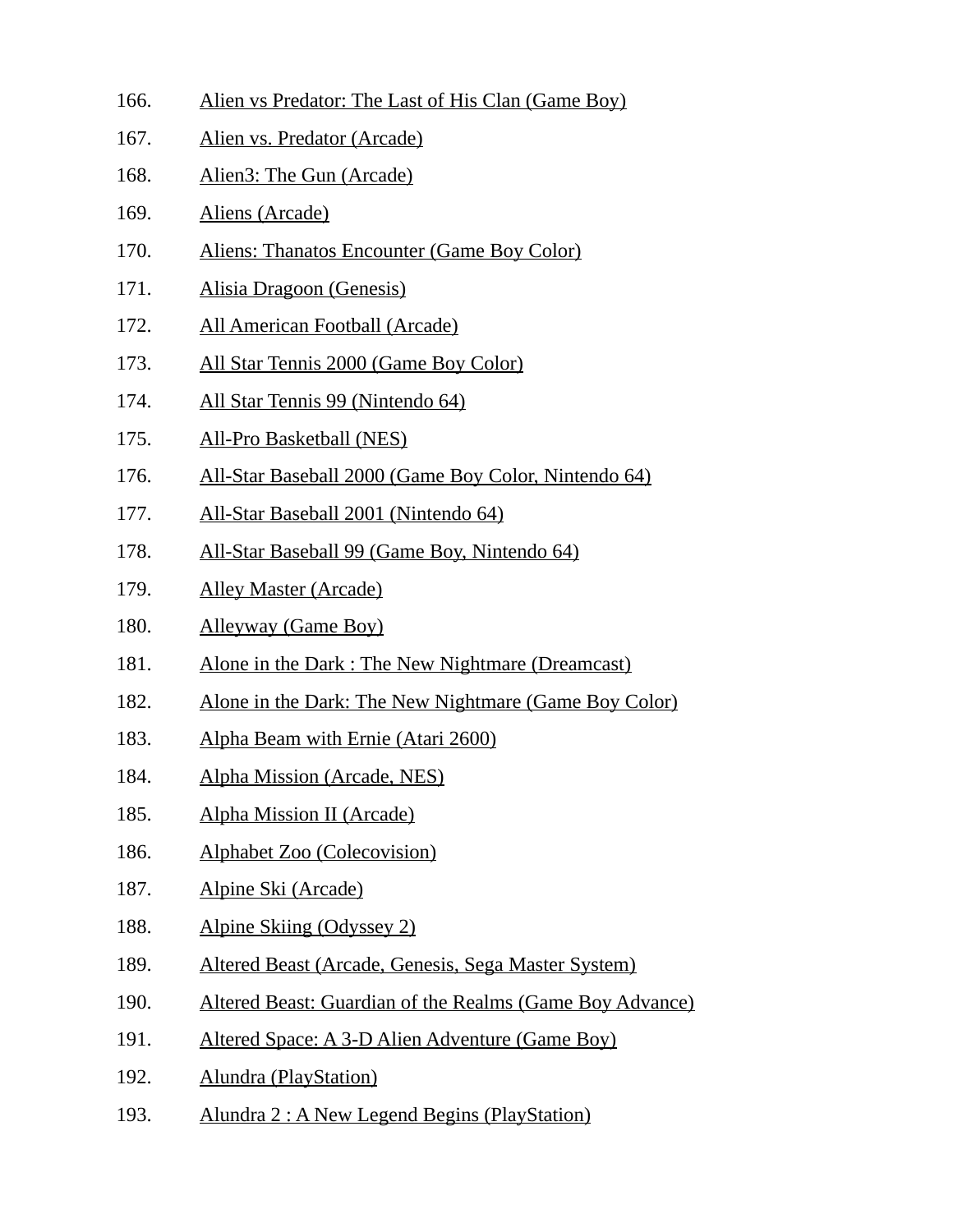166. Alien vs Predator: The Last of His Clan (Game Boy)
167. Alien vs. Predator (Arcade)
168. Alien3: The Gun (Arcade)
169. Aliens (Arcade)
170. Aliens: Thanatos Encounter (Game Boy Color)
171. Alisia Dragoon (Genesis)
172. All American Football (Arcade)
173. All Star Tennis 2000 (Game Boy Color)
174. All Star Tennis 99 (Nintendo 64)
175. All-Pro Basketball (NES)
176. All-Star Baseball 2000 (Game Boy Color, Nintendo 64)
177. All-Star Baseball 2001 (Nintendo 64)
178. All-Star Baseball 99 (Game Boy, Nintendo 64)
179. Alley Master (Arcade)
180. Alleyway (Game Boy)
181. Alone in the Dark : The New Nightmare (Dreamcast)
182. Alone in the Dark: The New Nightmare (Game Boy Color)
183. Alpha Beam with Ernie (Atari 2600)
184. Alpha Mission (Arcade, NES)
185. Alpha Mission II (Arcade)
186. Alphabet Zoo (Colecovision)
187. Alpine Ski (Arcade)
188. Alpine Skiing (Odyssey 2)
189. Altered Beast (Arcade, Genesis, Sega Master System)
190. Altered Beast: Guardian of the Realms (Game Boy Advance)
191. Altered Space: A 3-D Alien Adventure (Game Boy)
192. Alundra (PlayStation)
193. Alundra 2 : A New Legend Begins (PlayStation)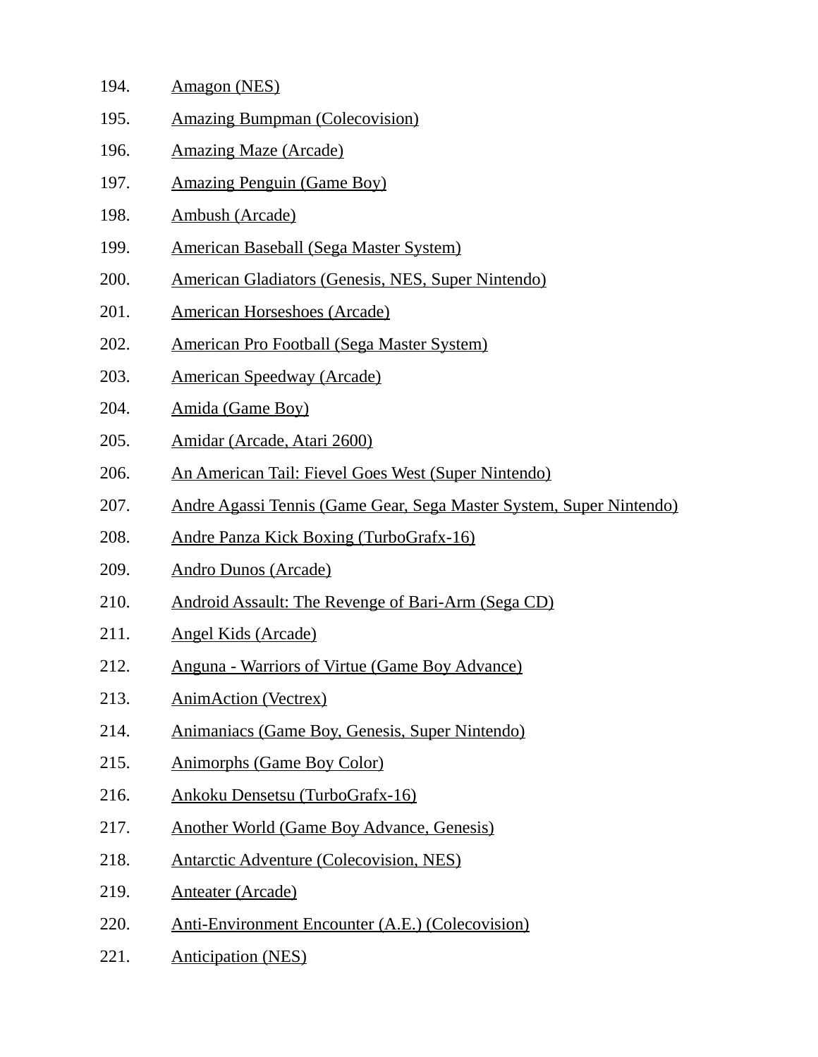194. Amagon (NES)
195. Amazing Bumpman (Colecovision)
196. Amazing Maze (Arcade)
197. Amazing Penguin (Game Boy)
198. Ambush (Arcade)
199. American Baseball (Sega Master System)
200. American Gladiators (Genesis, NES, Super Nintendo)
201. American Horseshoes (Arcade)
202. American Pro Football (Sega Master System)
203. American Speedway (Arcade)
204. Amida (Game Boy)
205. Amidar (Arcade, Atari 2600)
206. An American Tail: Fievel Goes West (Super Nintendo)
207. Andre Agassi Tennis (Game Gear, Sega Master System, Super Nintendo)
208. Andre Panza Kick Boxing (TurboGrafx-16)
209. Andro Dunos (Arcade)
210. Android Assault: The Revenge of Bari-Arm (Sega CD)
211. Angel Kids (Arcade)
212. Anguna - Warriors of Virtue (Game Boy Advance)
213. AnimAction (Vectrex)
214. Animaniacs (Game Boy, Genesis, Super Nintendo)
215. Animorphs (Game Boy Color)
216. Ankoku Densetsu (TurboGrafx-16)
217. Another World (Game Boy Advance, Genesis)
218. Antarctic Adventure (Colecovision, NES)
219. Anteater (Arcade)
220. Anti-Environment Encounter (A.E.) (Colecovision)
221. Anticipation (NES)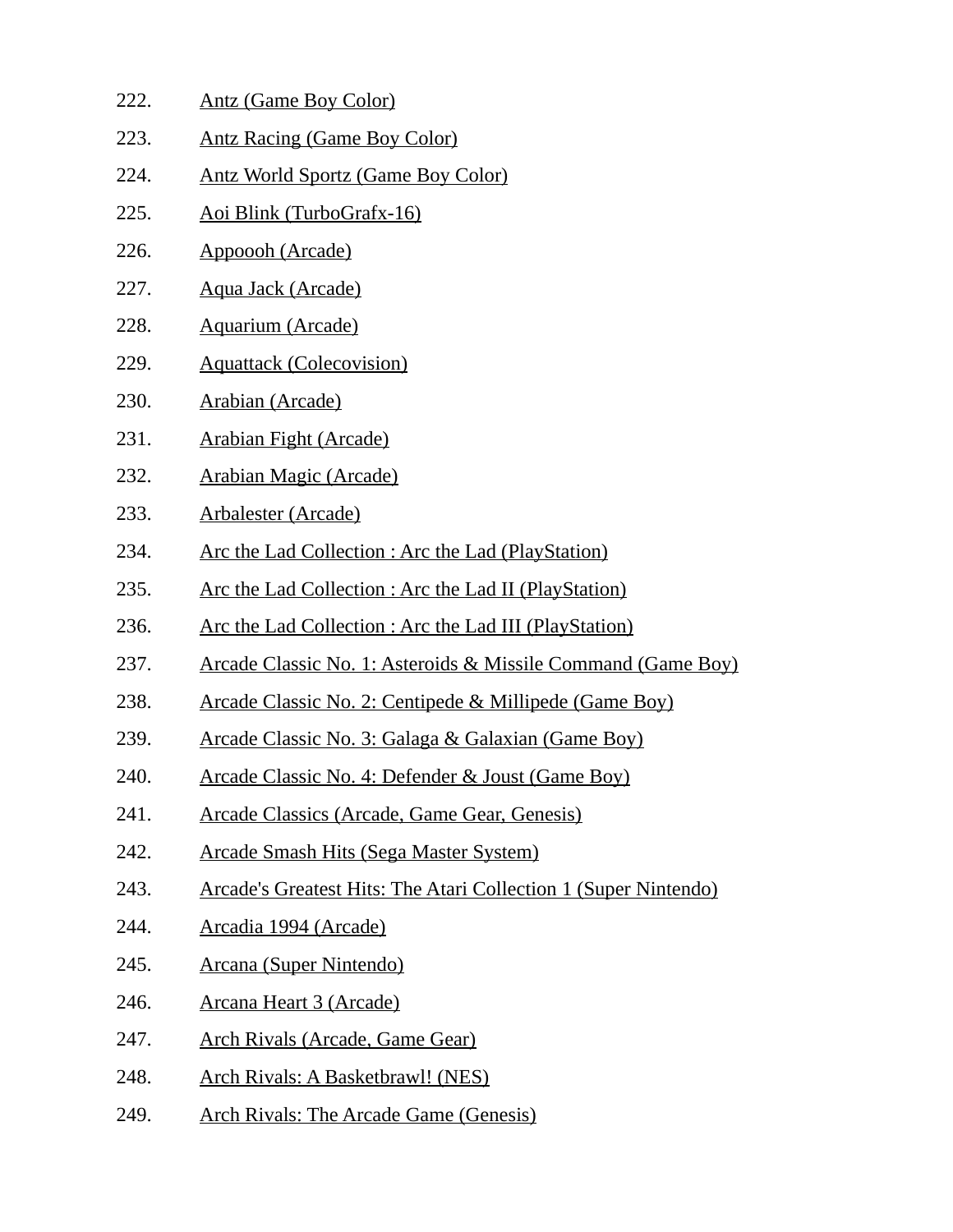222. Antz (Game Boy Color)
223. Antz Racing (Game Boy Color)
224. Antz World Sportz (Game Boy Color)
225. Aoi Blink (TurboGrafx-16)
226. Appoooh (Arcade)
227. Aqua Jack (Arcade)
228. Aquarium (Arcade)
229. Aquattack (Colecovision)
230. Arabian (Arcade)
231. Arabian Fight (Arcade)
232. Arabian Magic (Arcade)
233. Arbalester (Arcade)
234. Arc the Lad Collection : Arc the Lad (PlayStation)
235. Arc the Lad Collection : Arc the Lad II (PlayStation)
236. Arc the Lad Collection : Arc the Lad III (PlayStation)
237. Arcade Classic No. 1: Asteroids & Missile Command (Game Boy)
238. Arcade Classic No. 2: Centipede & Millipede (Game Boy)
239. Arcade Classic No. 3: Galaga & Galaxian (Game Boy)
240. Arcade Classic No. 4: Defender & Joust (Game Boy)
241. Arcade Classics (Arcade, Game Gear, Genesis)
242. Arcade Smash Hits (Sega Master System)
243. Arcade's Greatest Hits: The Atari Collection 1 (Super Nintendo)
244. Arcadia 1994 (Arcade)
245. Arcana (Super Nintendo)
246. Arcana Heart 3 (Arcade)
247. Arch Rivals (Arcade, Game Gear)
248. Arch Rivals: A Basketbrawl! (NES)
249. Arch Rivals: The Arcade Game (Genesis)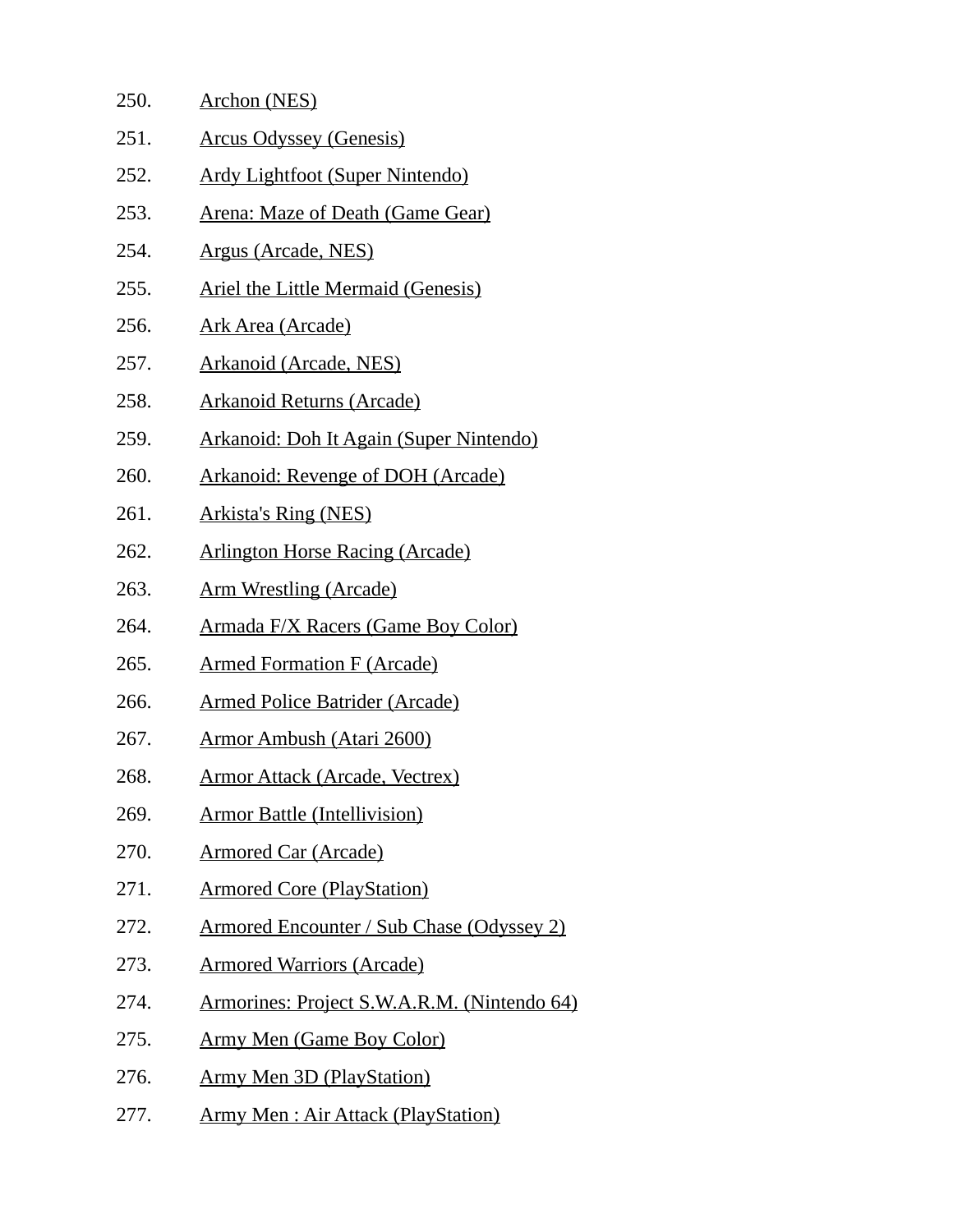250. Archon (NES)
251. Arcus Odyssey (Genesis)
252. Ardy Lightfoot (Super Nintendo)
253. Arena: Maze of Death (Game Gear)
254. Argus (Arcade, NES)
255. Ariel the Little Mermaid (Genesis)
256. Ark Area (Arcade)
257. Arkanoid (Arcade, NES)
258. Arkanoid Returns (Arcade)
259. Arkanoid: Doh It Again (Super Nintendo)
260. Arkanoid: Revenge of DOH (Arcade)
261. Arkista's Ring (NES)
262. Arlington Horse Racing (Arcade)
263. Arm Wrestling (Arcade)
264. Armada F/X Racers (Game Boy Color)
265. Armed Formation F (Arcade)
266. Armed Police Batrider (Arcade)
267. Armor Ambush (Atari 2600)
268. Armor Attack (Arcade, Vectrex)
269. Armor Battle (Intellivision)
270. Armored Car (Arcade)
271. Armored Core (PlayStation)
272. Armored Encounter / Sub Chase (Odyssey 2)
273. Armored Warriors (Arcade)
274. Armorines: Project S.W.A.R.M. (Nintendo 64)
275. Army Men (Game Boy Color)
276. Army Men 3D (PlayStation)
277. Army Men : Air Attack (PlayStation)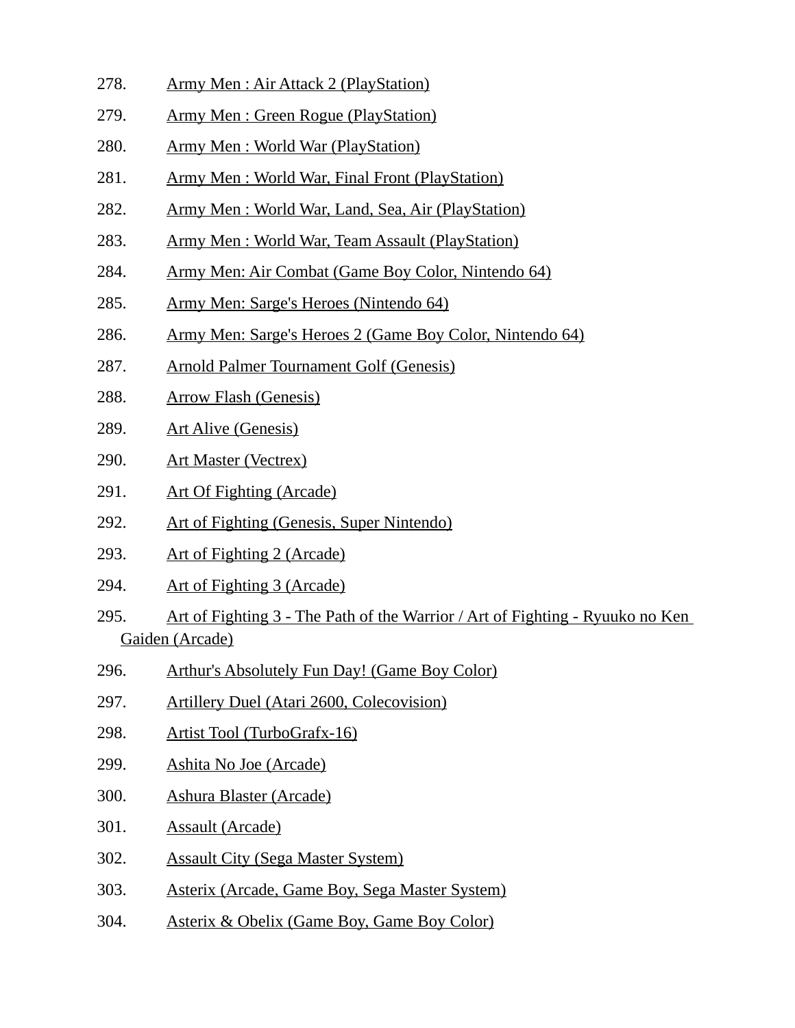278. Army Men : Air Attack 2 (PlayStation)

279. Army Men : Green Rogue (PlayStation)

280. Army Men : World War (PlayStation)

281. Army Men : World War, Final Front (PlayStation)

282. Army Men : World War, Land, Sea, Air (PlayStation)

283. Army Men : World War, Team Assault (PlayStation)

284. Army Men: Air Combat (Game Boy Color, Nintendo 64)

285. Army Men: Sarge's Heroes (Nintendo 64)

286. Army Men: Sarge's Heroes 2 (Game Boy Color, Nintendo 64)

287. Arnold Palmer Tournament Golf (Genesis)

288. Arrow Flash (Genesis)

289. Art Alive (Genesis)

290. Art Master (Vectrex)

291. Art Of Fighting (Arcade)

292. Art of Fighting (Genesis, Super Nintendo)

293. Art of Fighting 2 (Arcade)

294. Art of Fighting 3 (Arcade)

295. Art of Fighting 3 - The Path of the Warrior / Art of Fighting - Ryuuko no Ken Gaiden (Arcade)

296. Arthur's Absolutely Fun Day! (Game Boy Color)

297. Artillery Duel (Atari 2600, Colecovision)

298. Artist Tool (TurboGrafx-16)

299. Ashita No Joe (Arcade)

300. Ashura Blaster (Arcade)

301. Assault (Arcade)

302. Assault City (Sega Master System)

303. Asterix (Arcade, Game Boy, Sega Master System)

304. Asterix & Obelix (Game Boy, Game Boy Color)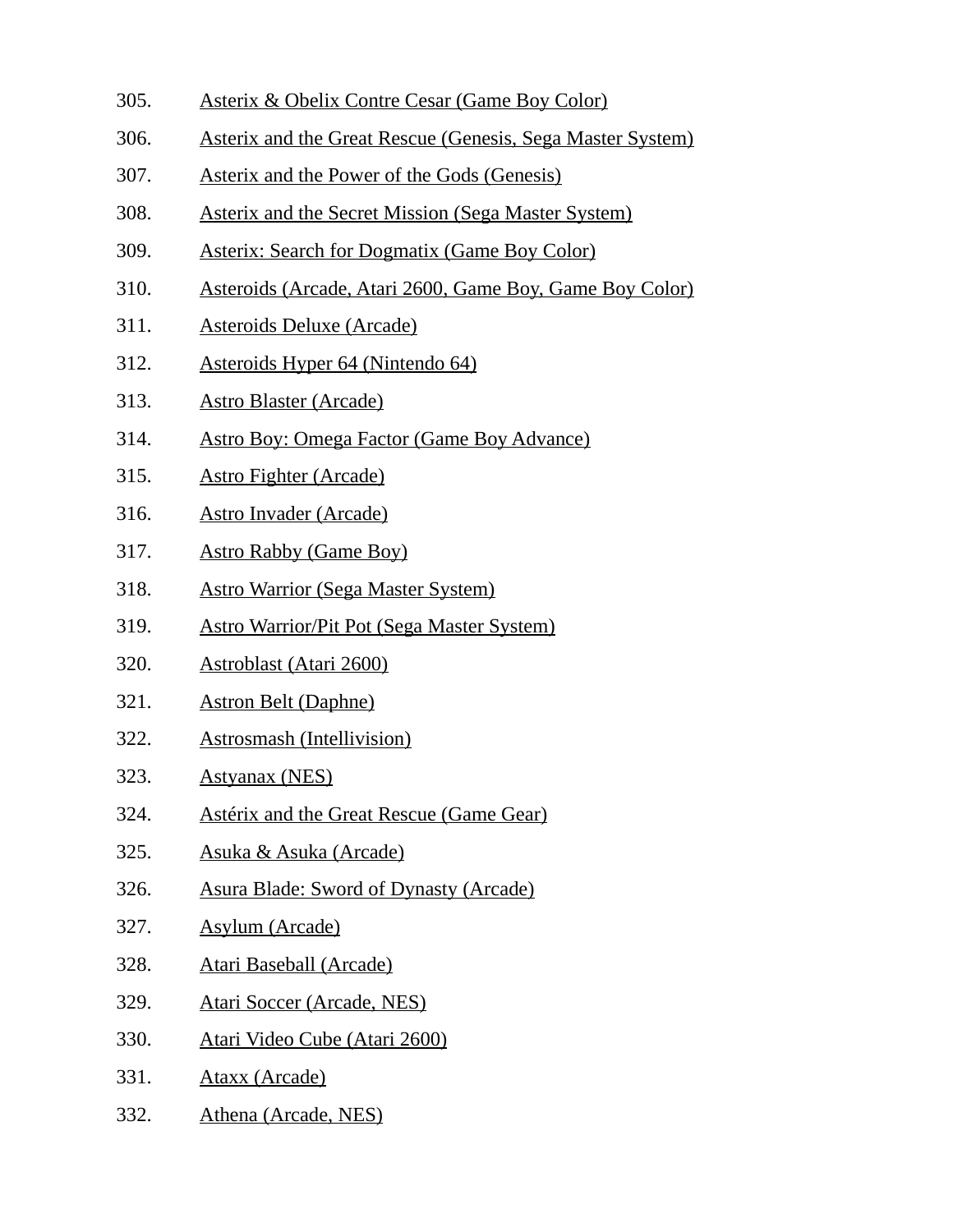305. Asterix & Obelix Contre Cesar (Game Boy Color)
306. Asterix and the Great Rescue (Genesis, Sega Master System)
307. Asterix and the Power of the Gods (Genesis)
308. Asterix and the Secret Mission (Sega Master System)
309. Asterix: Search for Dogmatix (Game Boy Color)
310. Asteroids (Arcade, Atari 2600, Game Boy, Game Boy Color)
311. Asteroids Deluxe (Arcade)
312. Asteroids Hyper 64 (Nintendo 64)
313. Astro Blaster (Arcade)
314. Astro Boy: Omega Factor (Game Boy Advance)
315. Astro Fighter (Arcade)
316. Astro Invader (Arcade)
317. Astro Rabby (Game Boy)
318. Astro Warrior (Sega Master System)
319. Astro Warrior/Pit Pot (Sega Master System)
320. Astroblast (Atari 2600)
321. Astron Belt (Daphne)
322. Astrosmash (Intellivision)
323. Astyanax (NES)
324. Astérix and the Great Rescue (Game Gear)
325. Asuka & Asuka (Arcade)
326. Asura Blade: Sword of Dynasty (Arcade)
327. Asylum (Arcade)
328. Atari Baseball (Arcade)
329. Atari Soccer (Arcade, NES)
330. Atari Video Cube (Atari 2600)
331. Ataxx (Arcade)
332. Athena (Arcade, NES)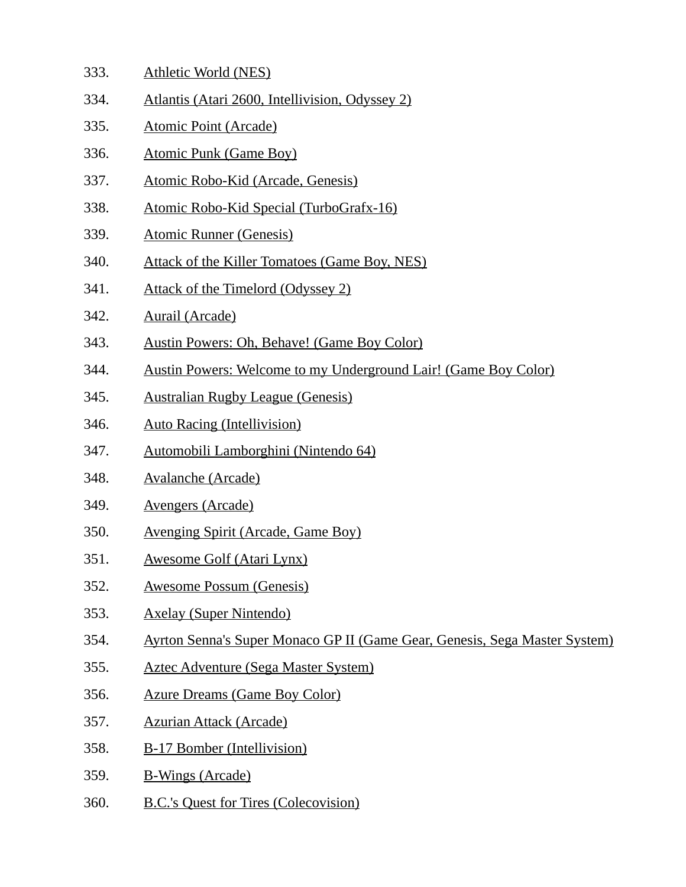333. Athletic World (NES)
334. Atlantis (Atari 2600, Intellivision, Odyssey 2)
335. Atomic Point (Arcade)
336. Atomic Punk (Game Boy)
337. Atomic Robo-Kid (Arcade, Genesis)
338. Atomic Robo-Kid Special (TurboGrafx-16)
339. Atomic Runner (Genesis)
340. Attack of the Killer Tomatoes (Game Boy, NES)
341. Attack of the Timelord (Odyssey 2)
342. Aurail (Arcade)
343. Austin Powers: Oh, Behave! (Game Boy Color)
344. Austin Powers: Welcome to my Underground Lair! (Game Boy Color)
345. Australian Rugby League (Genesis)
346. Auto Racing (Intellivision)
347. Automobili Lamborghini (Nintendo 64)
348. Avalanche (Arcade)
349. Avengers (Arcade)
350. Avenging Spirit (Arcade, Game Boy)
351. Awesome Golf (Atari Lynx)
352. Awesome Possum (Genesis)
353. Axelay (Super Nintendo)
354. Ayrton Senna's Super Monaco GP II (Game Gear, Genesis, Sega Master System)
355. Aztec Adventure (Sega Master System)
356. Azure Dreams (Game Boy Color)
357. Azurian Attack (Arcade)
358. B-17 Bomber (Intellivision)
359. B-Wings (Arcade)
360. B.C.'s Quest for Tires (Colecovision)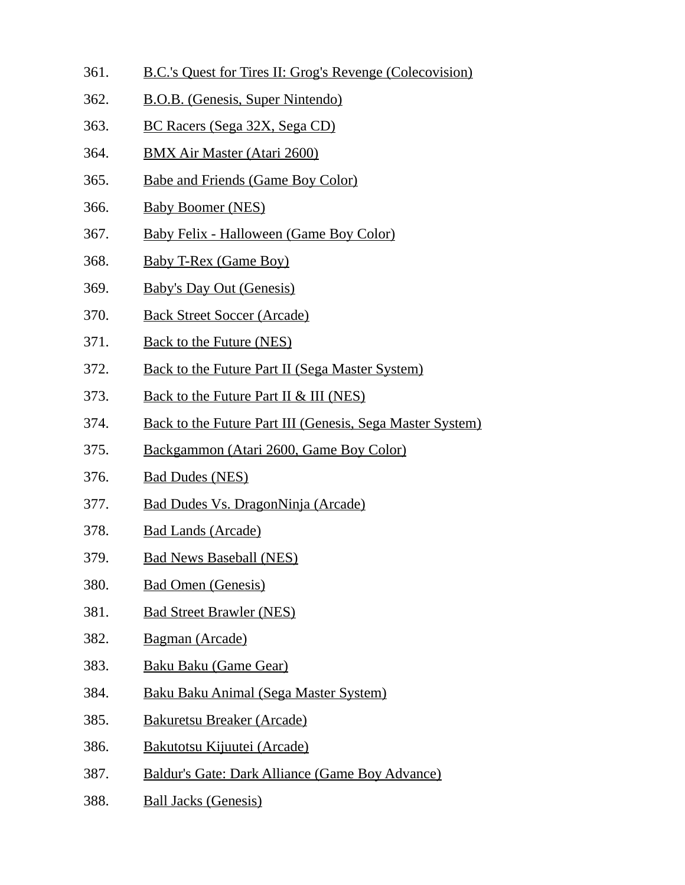361. B.C.'s Quest for Tires II: Grog's Revenge (Colecovision)
362. B.O.B. (Genesis, Super Nintendo)
363. BC Racers (Sega 32X, Sega CD)
364. BMX Air Master (Atari 2600)
365. Babe and Friends (Game Boy Color)
366. Baby Boomer (NES)
367. Baby Felix - Halloween (Game Boy Color)
368. Baby T-Rex (Game Boy)
369. Baby's Day Out (Genesis)
370. Back Street Soccer (Arcade)
371. Back to the Future (NES)
372. Back to the Future Part II (Sega Master System)
373. Back to the Future Part II & III (NES)
374. Back to the Future Part III (Genesis, Sega Master System)
375. Backgammon (Atari 2600, Game Boy Color)
376. Bad Dudes (NES)
377. Bad Dudes Vs. DragonNinja (Arcade)
378. Bad Lands (Arcade)
379. Bad News Baseball (NES)
380. Bad Omen (Genesis)
381. Bad Street Brawler (NES)
382. Bagman (Arcade)
383. Baku Baku (Game Gear)
384. Baku Baku Animal (Sega Master System)
385. Bakuretsu Breaker (Arcade)
386. Bakutotsu Kijuutei (Arcade)
387. Baldur's Gate: Dark Alliance (Game Boy Advance)
388. Ball Jacks (Genesis)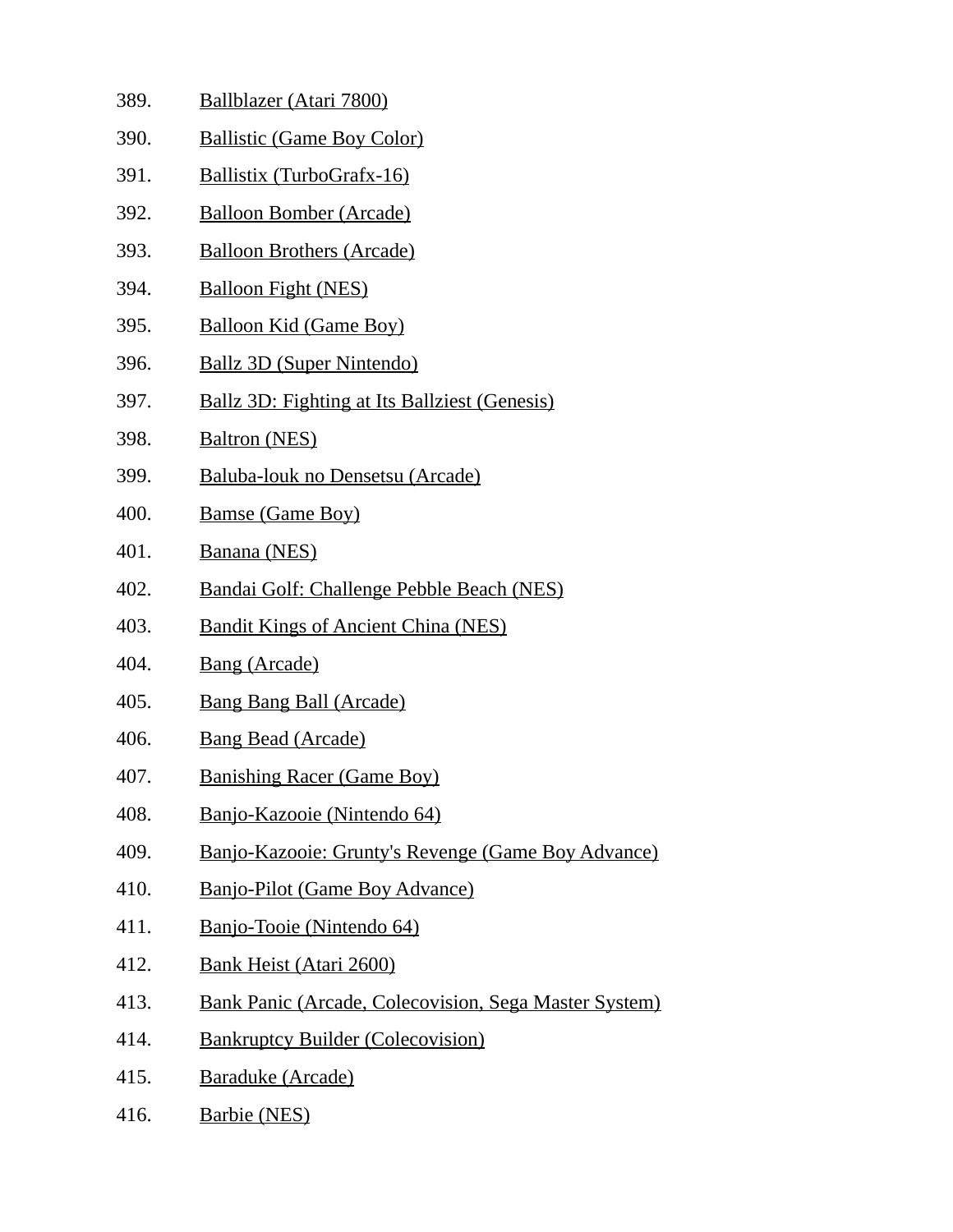389. Ballblazer (Atari 7800)
390. Ballistic (Game Boy Color)
391. Ballistix (TurboGrafx-16)
392. Balloon Bomber (Arcade)
393. Balloon Brothers (Arcade)
394. Balloon Fight (NES)
395. Balloon Kid (Game Boy)
396. Ballz 3D (Super Nintendo)
397. Ballz 3D: Fighting at Its Ballziest (Genesis)
398. Baltron (NES)
399. Baluba-louk no Densetsu (Arcade)
400. Bamse (Game Boy)
401. Banana (NES)
402. Bandai Golf: Challenge Pebble Beach (NES)
403. Bandit Kings of Ancient China (NES)
404. Bang (Arcade)
405. Bang Bang Ball (Arcade)
406. Bang Bead (Arcade)
407. Banishing Racer (Game Boy)
408. Banjo-Kazooie (Nintendo 64)
409. Banjo-Kazooie: Grunty's Revenge (Game Boy Advance)
410. Banjo-Pilot (Game Boy Advance)
411. Banjo-Tooie (Nintendo 64)
412. Bank Heist (Atari 2600)
413. Bank Panic (Arcade, Colecovision, Sega Master System)
414. Bankruptcy Builder (Colecovision)
415. Baraduke (Arcade)
416. Barbie (NES)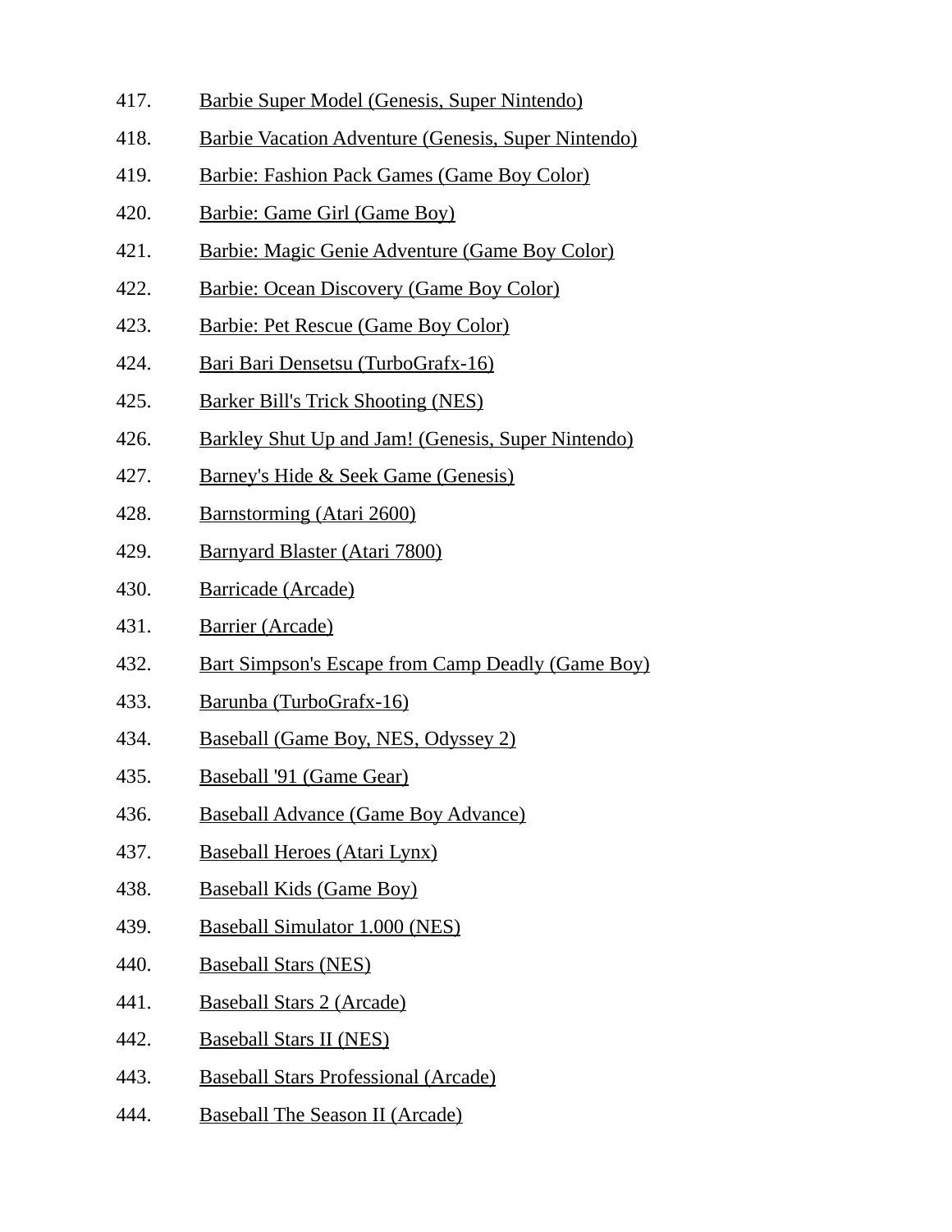417. Barbie Super Model (Genesis, Super Nintendo)
418. Barbie Vacation Adventure (Genesis, Super Nintendo)
419. Barbie: Fashion Pack Games (Game Boy Color)
420. Barbie: Game Girl (Game Boy)
421. Barbie: Magic Genie Adventure (Game Boy Color)
422. Barbie: Ocean Discovery (Game Boy Color)
423. Barbie: Pet Rescue (Game Boy Color)
424. Bari Bari Densetsu (TurboGrafx-16)
425. Barker Bill's Trick Shooting (NES)
426. Barkley Shut Up and Jam! (Genesis, Super Nintendo)
427. Barney's Hide & Seek Game (Genesis)
428. Barnstorming (Atari 2600)
429. Barnyard Blaster (Atari 7800)
430. Barricade (Arcade)
431. Barrier (Arcade)
432. Bart Simpson's Escape from Camp Deadly (Game Boy)
433. Barunba (TurboGrafx-16)
434. Baseball (Game Boy, NES, Odyssey 2)
435. Baseball '91 (Game Gear)
436. Baseball Advance (Game Boy Advance)
437. Baseball Heroes (Atari Lynx)
438. Baseball Kids (Game Boy)
439. Baseball Simulator 1.000 (NES)
440. Baseball Stars (NES)
441. Baseball Stars 2 (Arcade)
442. Baseball Stars II (NES)
443. Baseball Stars Professional (Arcade)
444. Baseball The Season II (Arcade)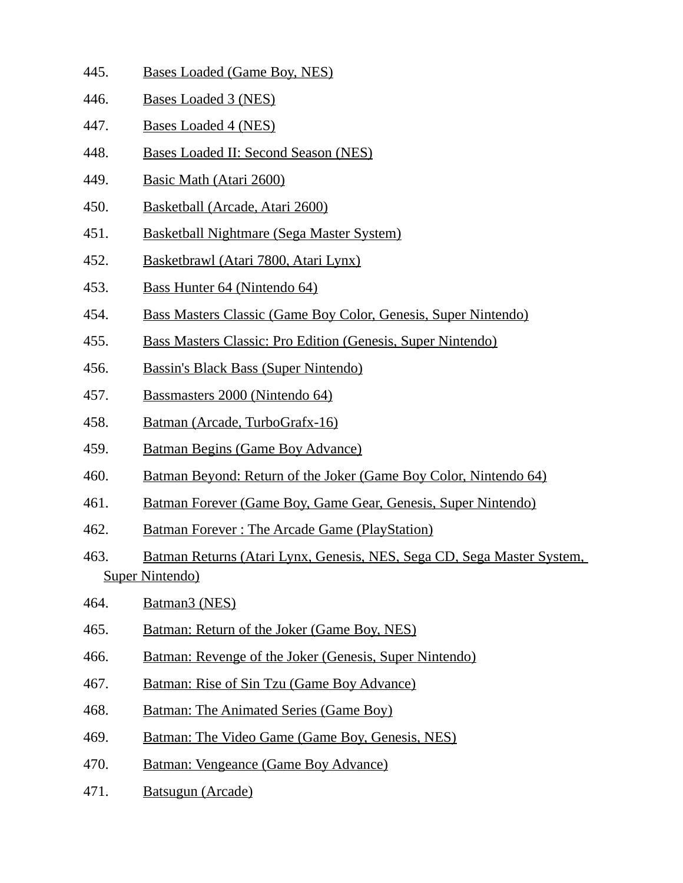445. Bases Loaded (Game Boy, NES)

446. Bases Loaded 3 (NES)

447. Bases Loaded 4 (NES)

448. Bases Loaded II: Second Season (NES)

449. Basic Math (Atari 2600)

450. Basketball (Arcade, Atari 2600)

451. Basketball Nightmare (Sega Master System)

452. Basketbrawl (Atari 7800, Atari Lynx)

453. Bass Hunter 64 (Nintendo 64)

454. Bass Masters Classic (Game Boy Color, Genesis, Super Nintendo)

455. Bass Masters Classic: Pro Edition (Genesis, Super Nintendo)

456. Bassin's Black Bass (Super Nintendo)

457. Bassmasters 2000 (Nintendo 64)

458. Batman (Arcade, TurboGrafx-16)

459. Batman Begins (Game Boy Advance)

460. Batman Beyond: Return of the Joker (Game Boy Color, Nintendo 64)

461. Batman Forever (Game Boy, Game Gear, Genesis, Super Nintendo)

462. Batman Forever : The Arcade Game (PlayStation)

463. Batman Returns (Atari Lynx, Genesis, NES, Sega CD, Sega Master System, Super Nintendo)

464. Batman3 (NES)

465. Batman: Return of the Joker (Game Boy, NES)

466. Batman: Revenge of the Joker (Genesis, Super Nintendo)

467. Batman: Rise of Sin Tzu (Game Boy Advance)

468. Batman: The Animated Series (Game Boy)

469. Batman: The Video Game (Game Boy, Genesis, NES)

470. Batman: Vengeance (Game Boy Advance)

471. Batsugun (Arcade)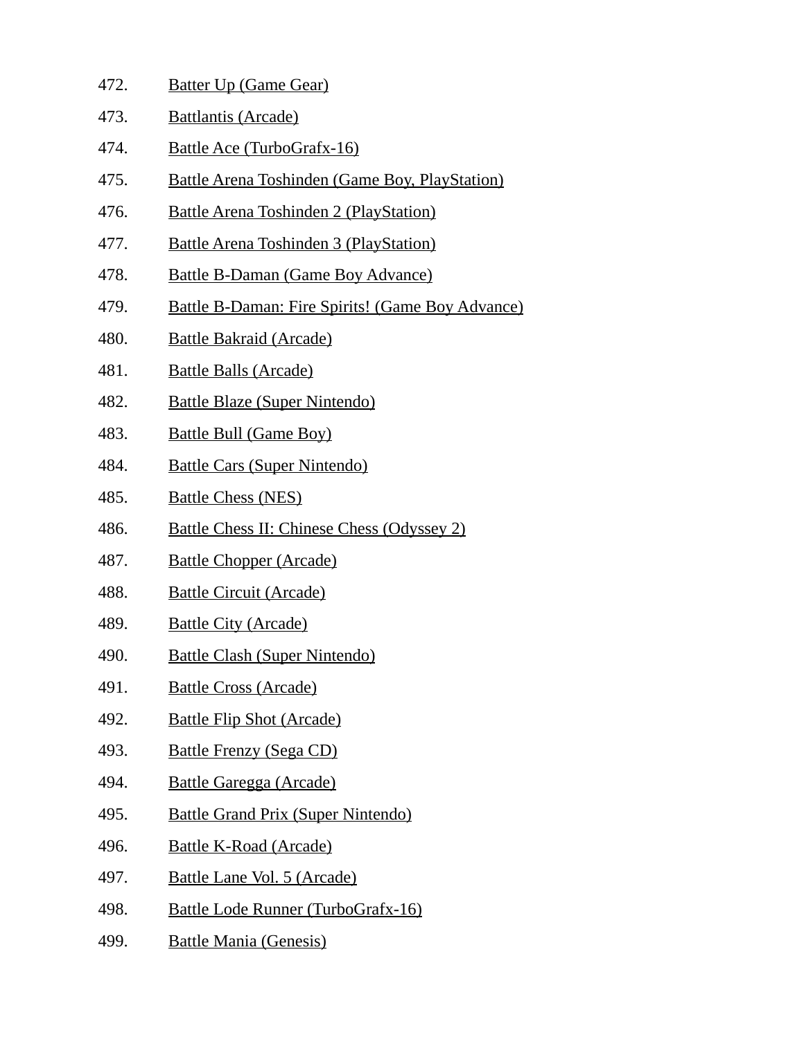472. Batter Up (Game Gear)
473. Battlantis (Arcade)
474. Battle Ace (TurboGrafx-16)
475. Battle Arena Toshinden (Game Boy, PlayStation)
476. Battle Arena Toshinden 2 (PlayStation)
477. Battle Arena Toshinden 3 (PlayStation)
478. Battle B-Daman (Game Boy Advance)
479. Battle B-Daman: Fire Spirits! (Game Boy Advance)
480. Battle Bakraid (Arcade)
481. Battle Balls (Arcade)
482. Battle Blaze (Super Nintendo)
483. Battle Bull (Game Boy)
484. Battle Cars (Super Nintendo)
485. Battle Chess (NES)
486. Battle Chess II: Chinese Chess (Odyssey 2)
487. Battle Chopper (Arcade)
488. Battle Circuit (Arcade)
489. Battle City (Arcade)
490. Battle Clash (Super Nintendo)
491. Battle Cross (Arcade)
492. Battle Flip Shot (Arcade)
493. Battle Frenzy (Sega CD)
494. Battle Garegga (Arcade)
495. Battle Grand Prix (Super Nintendo)
496. Battle K-Road (Arcade)
497. Battle Lane Vol. 5 (Arcade)
498. Battle Lode Runner (TurboGrafx-16)
499. Battle Mania (Genesis)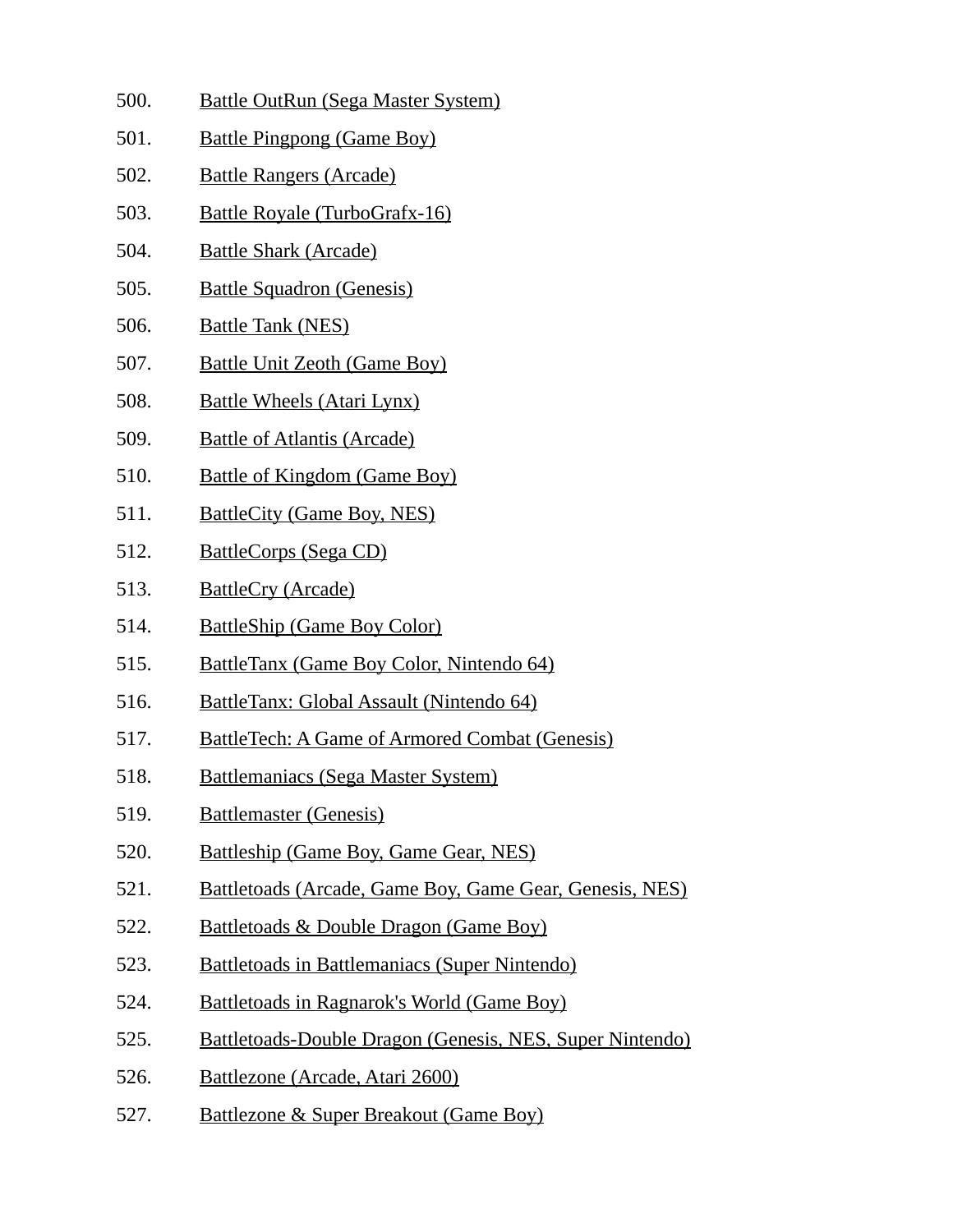500. Battle OutRun (Sega Master System)
501. Battle Pingpong (Game Boy)
502. Battle Rangers (Arcade)
503. Battle Royale (TurboGrafx-16)
504. Battle Shark (Arcade)
505. Battle Squadron (Genesis)
506. Battle Tank (NES)
507. Battle Unit Zeoth (Game Boy)
508. Battle Wheels (Atari Lynx)
509. Battle of Atlantis (Arcade)
510. Battle of Kingdom (Game Boy)
511. BattleCity (Game Boy, NES)
512. BattleCorps (Sega CD)
513. BattleCry (Arcade)
514. BattleShip (Game Boy Color)
515. BattleTanx (Game Boy Color, Nintendo 64)
516. BattleTanx: Global Assault (Nintendo 64)
517. BattleTech: A Game of Armored Combat (Genesis)
518. Battlemaniacs (Sega Master System)
519. Battlemaster (Genesis)
520. Battleship (Game Boy, Game Gear, NES)
521. Battletoads (Arcade, Game Boy, Game Gear, Genesis, NES)
522. Battletoads & Double Dragon (Game Boy)
523. Battletoads in Battlemaniacs (Super Nintendo)
524. Battletoads in Ragnarok's World (Game Boy)
525. Battletoads-Double Dragon (Genesis, NES, Super Nintendo)
526. Battlezone (Arcade, Atari 2600)
527. Battlezone & Super Breakout (Game Boy)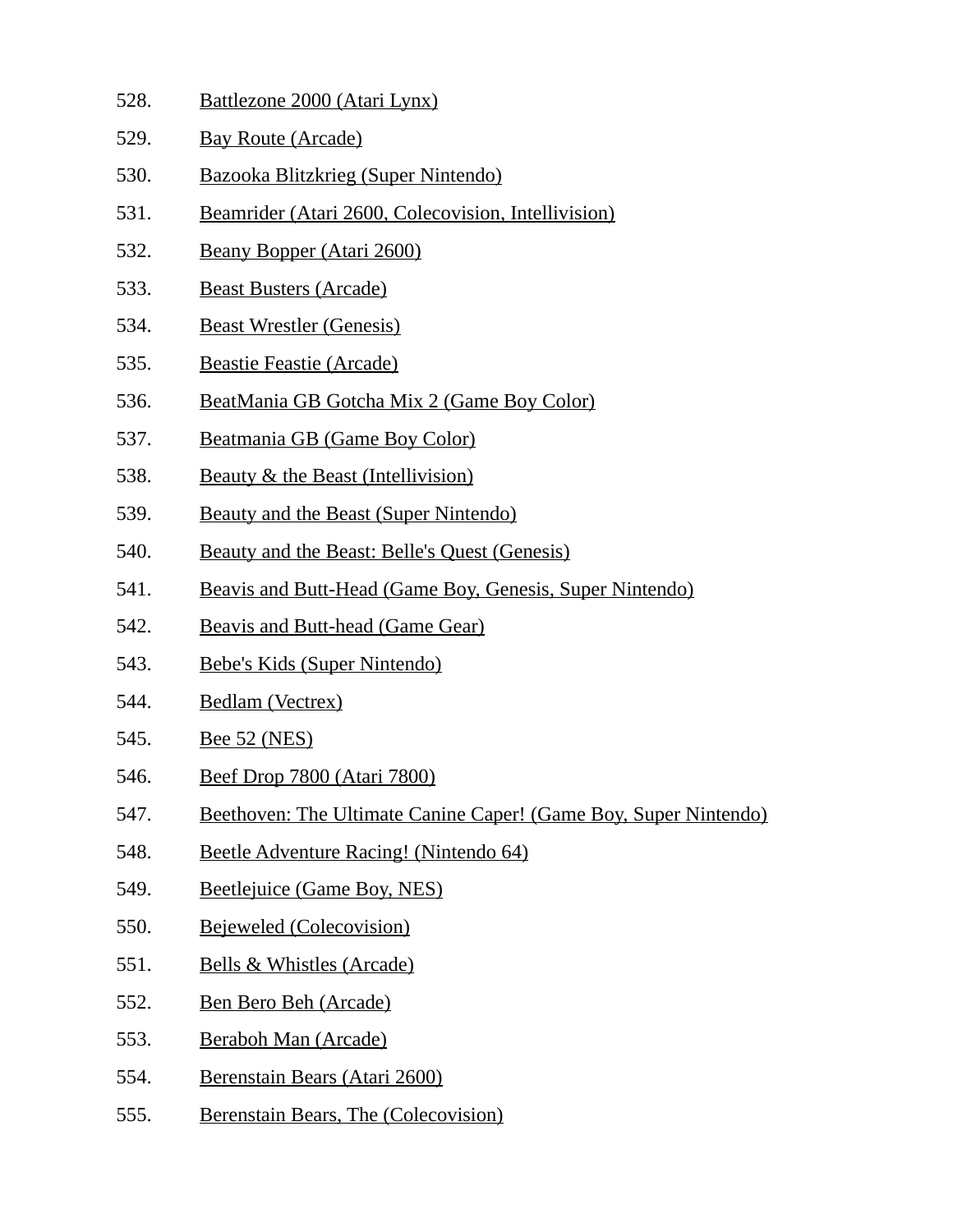528. Battlezone 2000 (Atari Lynx)
529. Bay Route (Arcade)
530. Bazooka Blitzkrieg (Super Nintendo)
531. Beamrider (Atari 2600, Colecovision, Intellivision)
532. Beany Bopper (Atari 2600)
533. Beast Busters (Arcade)
534. Beast Wrestler (Genesis)
535. Beastie Feastie (Arcade)
536. BeatMania GB Gotcha Mix 2 (Game Boy Color)
537. Beatmania GB (Game Boy Color)
538. Beauty & the Beast (Intellivision)
539. Beauty and the Beast (Super Nintendo)
540. Beauty and the Beast: Belle's Quest (Genesis)
541. Beavis and Butt-Head (Game Boy, Genesis, Super Nintendo)
542. Beavis and Butt-head (Game Gear)
543. Bebe's Kids (Super Nintendo)
544. Bedlam (Vectrex)
545. Bee 52 (NES)
546. Beef Drop 7800 (Atari 7800)
547. Beethoven: The Ultimate Canine Caper! (Game Boy, Super Nintendo)
548. Beetle Adventure Racing! (Nintendo 64)
549. Beetlejuice (Game Boy, NES)
550. Bejeweled (Colecovision)
551. Bells & Whistles (Arcade)
552. Ben Bero Beh (Arcade)
553. Beraboh Man (Arcade)
554. Berenstain Bears (Atari 2600)
555. Berenstain Bears, The (Colecovision)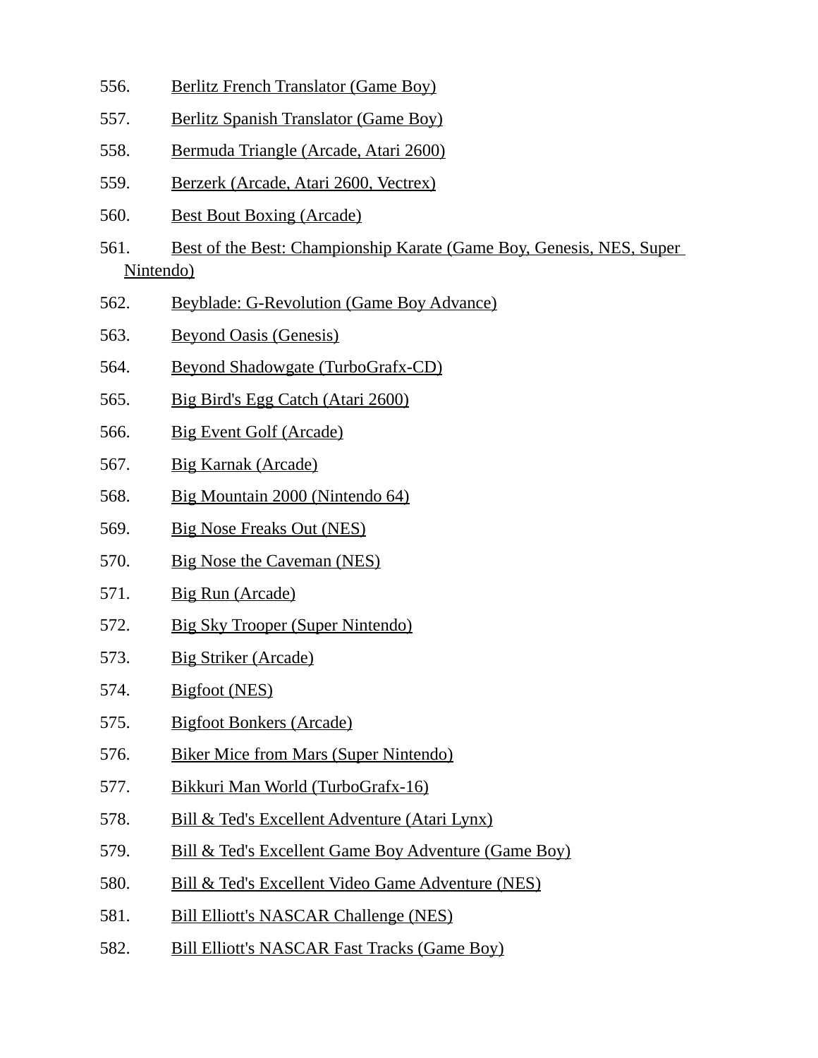556. Berlitz French Translator (Game Boy)
557. Berlitz Spanish Translator (Game Boy)
558. Bermuda Triangle (Arcade, Atari 2600)
559. Berzerk (Arcade, Atari 2600, Vectrex)
560. Best Bout Boxing (Arcade)
561. Best of the Best: Championship Karate (Game Boy, Genesis, NES, Super Nintendo)
562. Beyblade: G-Revolution (Game Boy Advance)
563. Beyond Oasis (Genesis)
564. Beyond Shadowgate (TurboGrafx-CD)
565. Big Bird's Egg Catch (Atari 2600)
566. Big Event Golf (Arcade)
567. Big Karnak (Arcade)
568. Big Mountain 2000 (Nintendo 64)
569. Big Nose Freaks Out (NES)
570. Big Nose the Caveman (NES)
571. Big Run (Arcade)
572. Big Sky Trooper (Super Nintendo)
573. Big Striker (Arcade)
574. Bigfoot (NES)
575. Bigfoot Bonkers (Arcade)
576. Biker Mice from Mars (Super Nintendo)
577. Bikkuri Man World (TurboGrafx-16)
578. Bill & Ted's Excellent Adventure (Atari Lynx)
579. Bill & Ted's Excellent Game Boy Adventure (Game Boy)
580. Bill & Ted's Excellent Video Game Adventure (NES)
581. Bill Elliott's NASCAR Challenge (NES)
582. Bill Elliott's NASCAR Fast Tracks (Game Boy)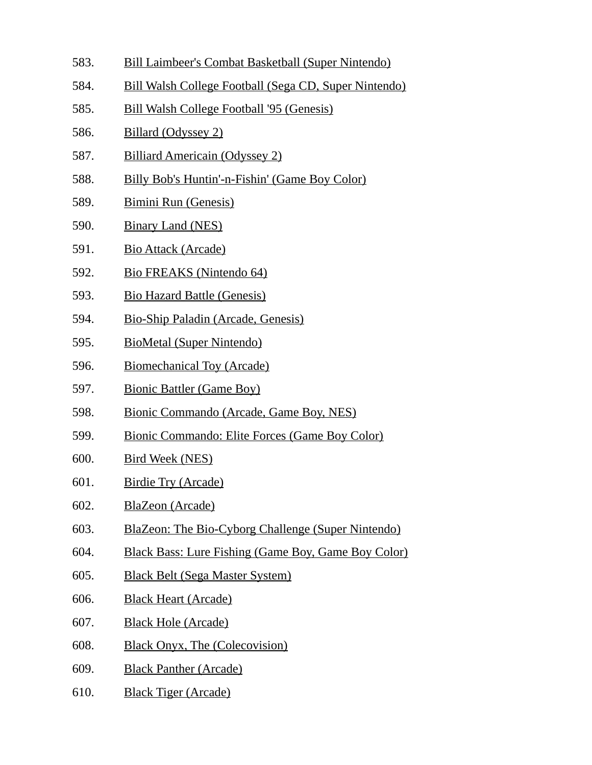583. Bill Laimbeer's Combat Basketball (Super Nintendo)
584. Bill Walsh College Football (Sega CD, Super Nintendo)
585. Bill Walsh College Football '95 (Genesis)
586. Billard (Odyssey 2)
587. Billiard Americain (Odyssey 2)
588. Billy Bob's Huntin'-n-Fishin' (Game Boy Color)
589. Bimini Run (Genesis)
590. Binary Land (NES)
591. Bio Attack (Arcade)
592. Bio FREAKS (Nintendo 64)
593. Bio Hazard Battle (Genesis)
594. Bio-Ship Paladin (Arcade, Genesis)
595. BioMetal (Super Nintendo)
596. Biomechanical Toy (Arcade)
597. Bionic Battler (Game Boy)
598. Bionic Commando (Arcade, Game Boy, NES)
599. Bionic Commando: Elite Forces (Game Boy Color)
600. Bird Week (NES)
601. Birdie Try (Arcade)
602. BlaZeon (Arcade)
603. BlaZeon: The Bio-Cyborg Challenge (Super Nintendo)
604. Black Bass: Lure Fishing (Game Boy, Game Boy Color)
605. Black Belt (Sega Master System)
606. Black Heart (Arcade)
607. Black Hole (Arcade)
608. Black Onyx, The (Colecovision)
609. Black Panther (Arcade)
610. Black Tiger (Arcade)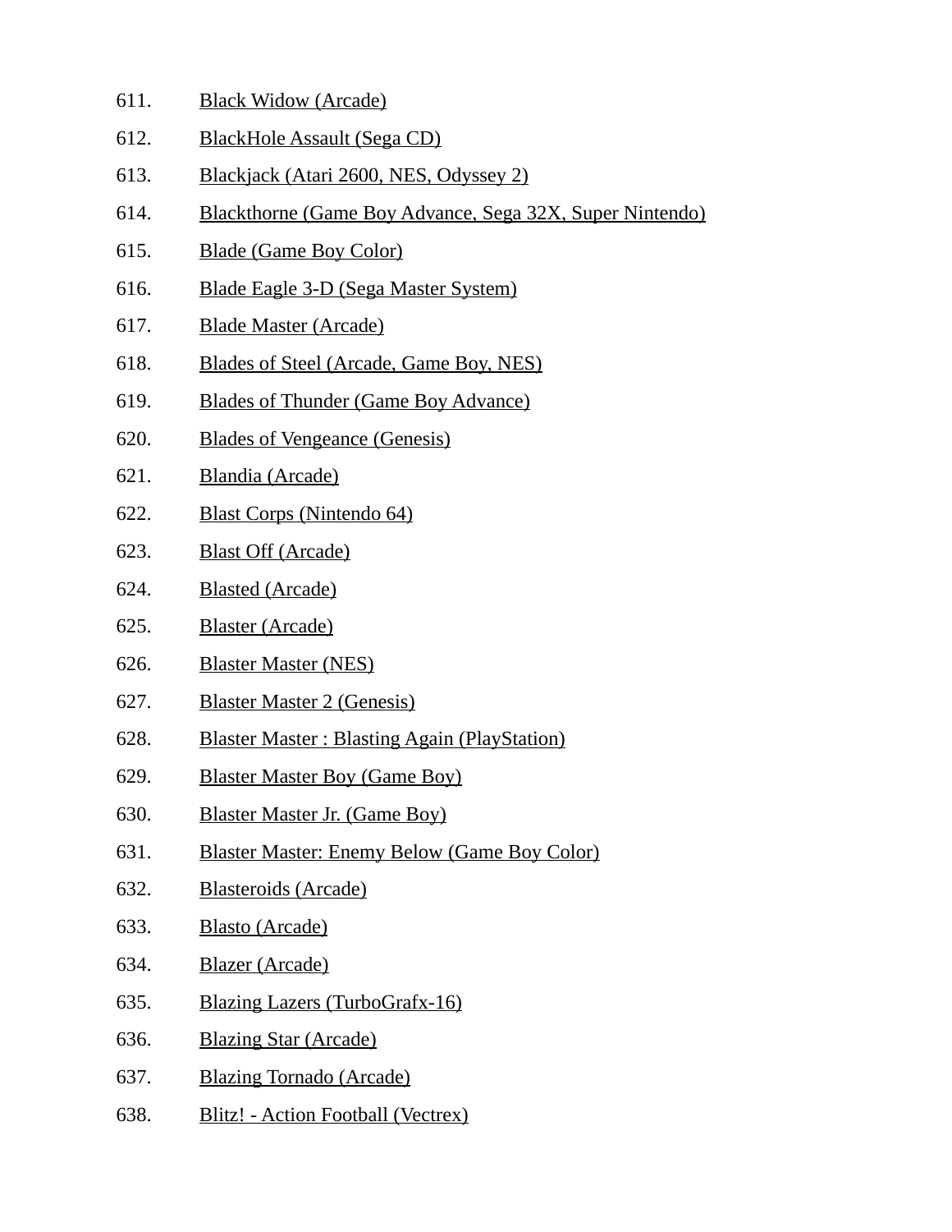611. Black Widow (Arcade)
612. BlackHole Assault (Sega CD)
613. Blackjack (Atari 2600, NES, Odyssey 2)
614. Blackthorne (Game Boy Advance, Sega 32X, Super Nintendo)
615. Blade (Game Boy Color)
616. Blade Eagle 3-D (Sega Master System)
617. Blade Master (Arcade)
618. Blades of Steel (Arcade, Game Boy, NES)
619. Blades of Thunder (Game Boy Advance)
620. Blades of Vengeance (Genesis)
621. Blandia (Arcade)
622. Blast Corps (Nintendo 64)
623. Blast Off (Arcade)
624. Blasted (Arcade)
625. Blaster (Arcade)
626. Blaster Master (NES)
627. Blaster Master 2 (Genesis)
628. Blaster Master : Blasting Again (PlayStation)
629. Blaster Master Boy (Game Boy)
630. Blaster Master Jr. (Game Boy)
631. Blaster Master: Enemy Below (Game Boy Color)
632. Blasteroids (Arcade)
633. Blasto (Arcade)
634. Blazer (Arcade)
635. Blazing Lazers (TurboGrafx-16)
636. Blazing Star (Arcade)
637. Blazing Tornado (Arcade)
638. Blitz! - Action Football (Vectrex)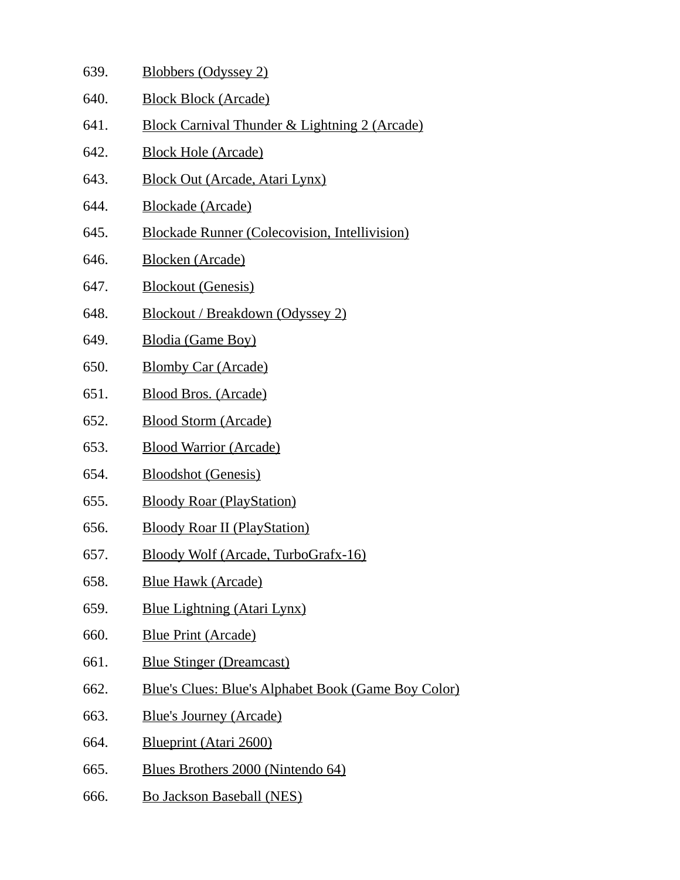639. Blobbers (Odyssey 2)
640. Block Block (Arcade)
641. Block Carnival Thunder & Lightning 2 (Arcade)
642. Block Hole (Arcade)
643. Block Out (Arcade, Atari Lynx)
644. Blockade (Arcade)
645. Blockade Runner (Colecovision, Intellivision)
646. Blocken (Arcade)
647. Blockout (Genesis)
648. Blockout / Breakdown (Odyssey 2)
649. Blodia (Game Boy)
650. Blomby Car (Arcade)
651. Blood Bros. (Arcade)
652. Blood Storm (Arcade)
653. Blood Warrior (Arcade)
654. Bloodshot (Genesis)
655. Bloody Roar (PlayStation)
656. Bloody Roar II (PlayStation)
657. Bloody Wolf (Arcade, TurboGrafx-16)
658. Blue Hawk (Arcade)
659. Blue Lightning (Atari Lynx)
660. Blue Print (Arcade)
661. Blue Stinger (Dreamcast)
662. Blue's Clues: Blue's Alphabet Book (Game Boy Color)
663. Blue's Journey (Arcade)
664. Blueprint (Atari 2600)
665. Blues Brothers 2000 (Nintendo 64)
666. Bo Jackson Baseball (NES)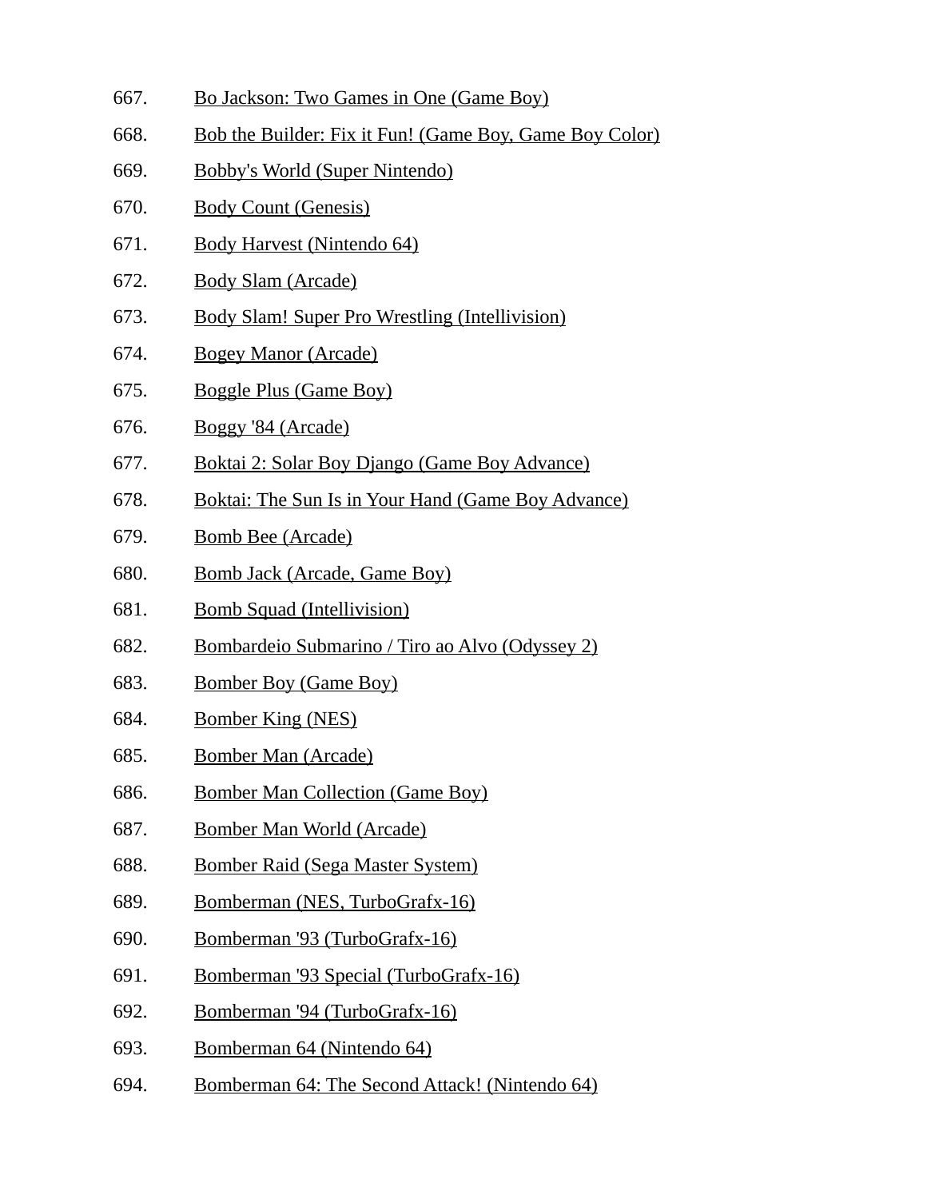667. Bo Jackson: Two Games in One (Game Boy)
668. Bob the Builder: Fix it Fun! (Game Boy, Game Boy Color)
669. Bobby's World (Super Nintendo)
670. Body Count (Genesis)
671. Body Harvest (Nintendo 64)
672. Body Slam (Arcade)
673. Body Slam! Super Pro Wrestling (Intellivision)
674. Bogey Manor (Arcade)
675. Boggle Plus (Game Boy)
676. Boggy '84 (Arcade)
677. Boktai 2: Solar Boy Django (Game Boy Advance)
678. Boktai: The Sun Is in Your Hand (Game Boy Advance)
679. Bomb Bee (Arcade)
680. Bomb Jack (Arcade, Game Boy)
681. Bomb Squad (Intellivision)
682. Bombardeio Submarino / Tiro ao Alvo (Odyssey 2)
683. Bomber Boy (Game Boy)
684. Bomber King (NES)
685. Bomber Man (Arcade)
686. Bomber Man Collection (Game Boy)
687. Bomber Man World (Arcade)
688. Bomber Raid (Sega Master System)
689. Bomberman (NES, TurboGrafx-16)
690. Bomberman '93 (TurboGrafx-16)
691. Bomberman '93 Special (TurboGrafx-16)
692. Bomberman '94 (TurboGrafx-16)
693. Bomberman 64 (Nintendo 64)
694. Bomberman 64: The Second Attack! (Nintendo 64)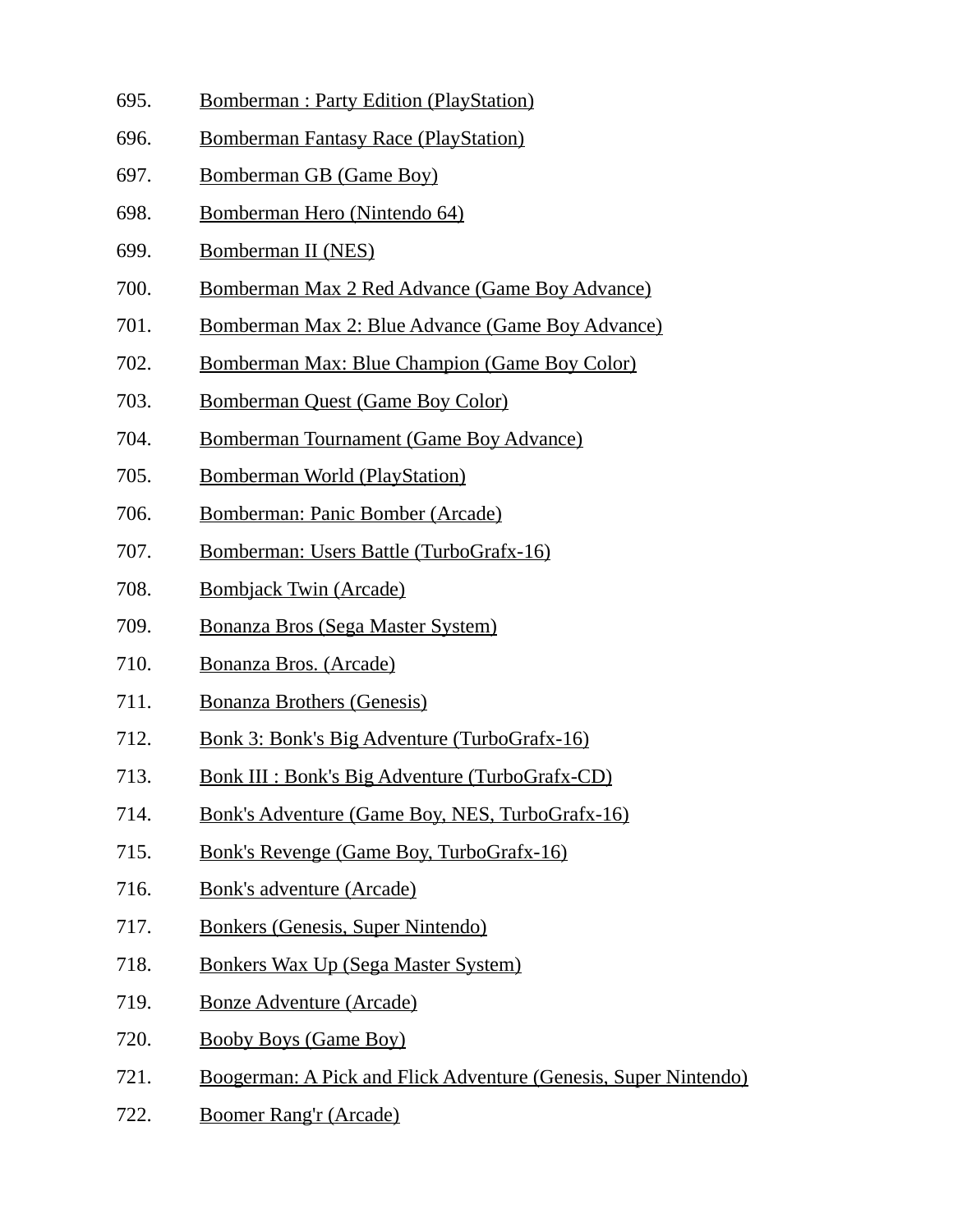695. Bomberman : Party Edition (PlayStation)
696. Bomberman Fantasy Race (PlayStation)
697. Bomberman GB (Game Boy)
698. Bomberman Hero (Nintendo 64)
699. Bomberman II (NES)
700. Bomberman Max 2 Red Advance (Game Boy Advance)
701. Bomberman Max 2: Blue Advance (Game Boy Advance)
702. Bomberman Max: Blue Champion (Game Boy Color)
703. Bomberman Quest (Game Boy Color)
704. Bomberman Tournament (Game Boy Advance)
705. Bomberman World (PlayStation)
706. Bomberman: Panic Bomber (Arcade)
707. Bomberman: Users Battle (TurboGrafx-16)
708. Bombjack Twin (Arcade)
709. Bonanza Bros (Sega Master System)
710. Bonanza Bros. (Arcade)
711. Bonanza Brothers (Genesis)
712. Bonk 3: Bonk's Big Adventure (TurboGrafx-16)
713. Bonk III : Bonk's Big Adventure (TurboGrafx-CD)
714. Bonk's Adventure (Game Boy, NES, TurboGrafx-16)
715. Bonk's Revenge (Game Boy, TurboGrafx-16)
716. Bonk's adventure (Arcade)
717. Bonkers (Genesis, Super Nintendo)
718. Bonkers Wax Up (Sega Master System)
719. Bonze Adventure (Arcade)
720. Booby Boys (Game Boy)
721. Boogerman: A Pick and Flick Adventure (Genesis, Super Nintendo)
722. Boomer Rang'r (Arcade)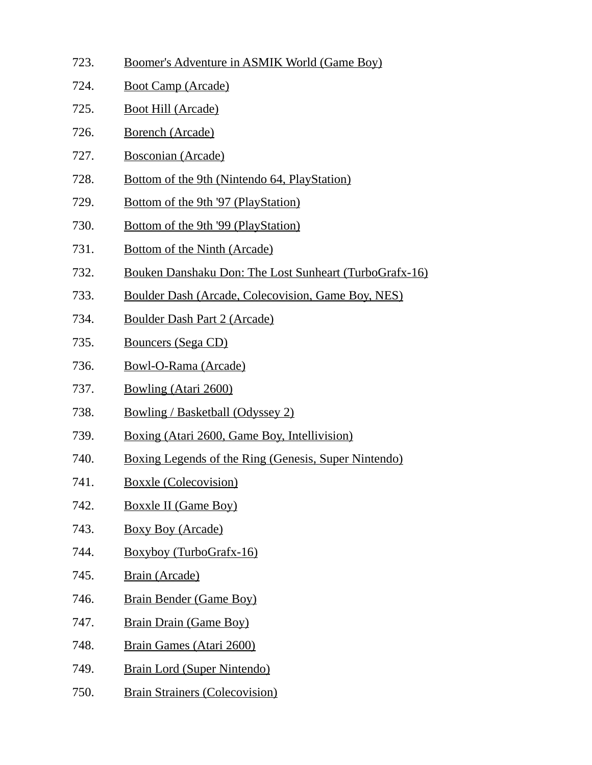723. Boomer's Adventure in ASMIK World (Game Boy)
724. Boot Camp (Arcade)
725. Boot Hill (Arcade)
726. Borench (Arcade)
727. Bosconian (Arcade)
728. Bottom of the 9th (Nintendo 64, PlayStation)
729. Bottom of the 9th '97 (PlayStation)
730. Bottom of the 9th '99 (PlayStation)
731. Bottom of the Ninth (Arcade)
732. Bouken Danshaku Don: The Lost Sunheart (TurboGrafx-16)
733. Boulder Dash (Arcade, Colecovision, Game Boy, NES)
734. Boulder Dash Part 2 (Arcade)
735. Bouncers (Sega CD)
736. Bowl-O-Rama (Arcade)
737. Bowling (Atari 2600)
738. Bowling / Basketball (Odyssey 2)
739. Boxing (Atari 2600, Game Boy, Intellivision)
740. Boxing Legends of the Ring (Genesis, Super Nintendo)
741. Boxxle (Colecovision)
742. Boxxle II (Game Boy)
743. Boxy Boy (Arcade)
744. Boxyboy (TurboGrafx-16)
745. Brain (Arcade)
746. Brain Bender (Game Boy)
747. Brain Drain (Game Boy)
748. Brain Games (Atari 2600)
749. Brain Lord (Super Nintendo)
750. Brain Strainers (Colecovision)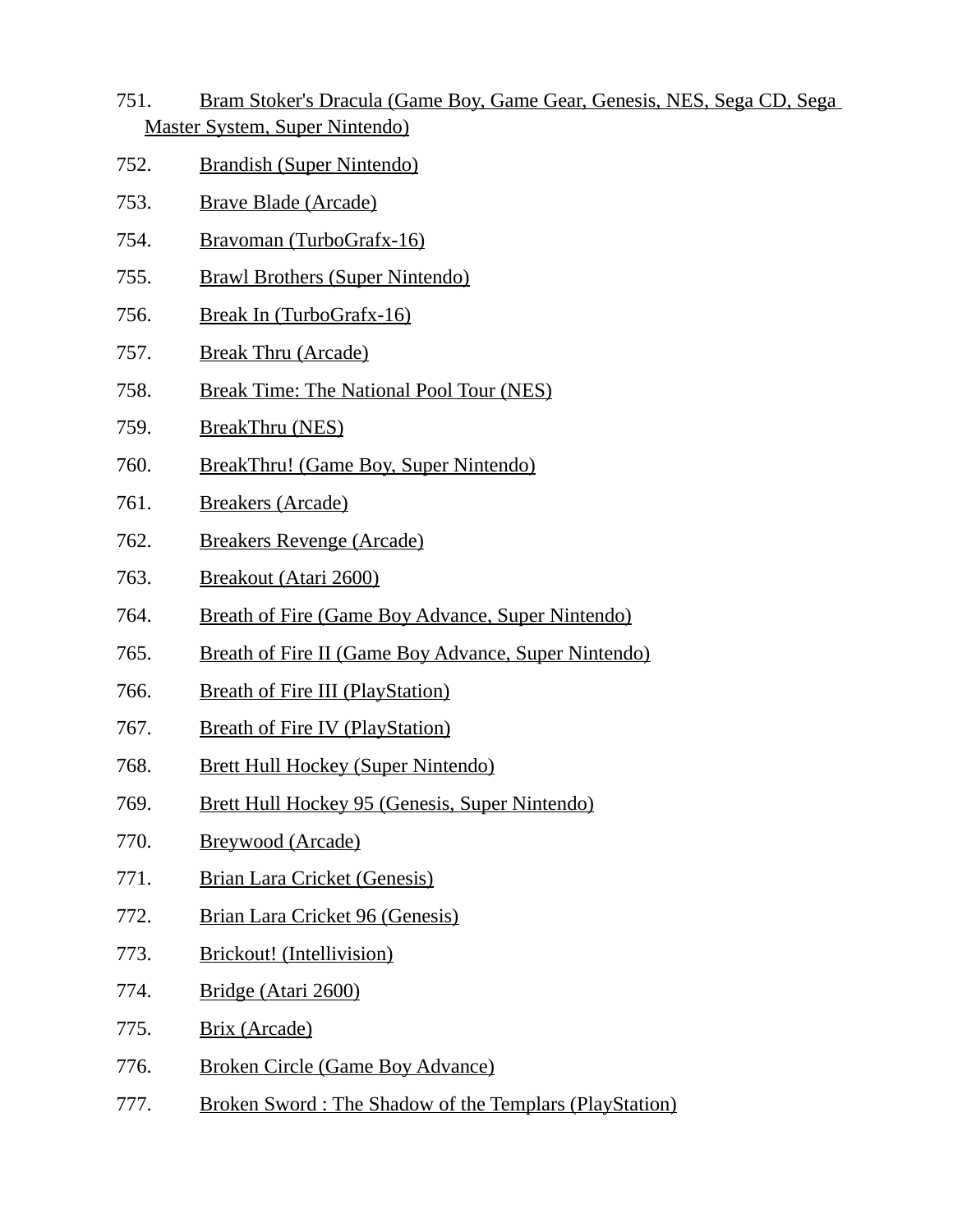751. Bram Stoker's Dracula (Game Boy, Game Gear, Genesis, NES, Sega CD, Sega Master System, Super Nintendo)
752. Brandish (Super Nintendo)
753. Brave Blade (Arcade)
754. Bravoman (TurboGrafx-16)
755. Brawl Brothers (Super Nintendo)
756. Break In (TurboGrafx-16)
757. Break Thru (Arcade)
758. Break Time: The National Pool Tour (NES)
759. BreakThru (NES)
760. BreakThru! (Game Boy, Super Nintendo)
761. Breakers (Arcade)
762. Breakers Revenge (Arcade)
763. Breakout (Atari 2600)
764. Breath of Fire (Game Boy Advance, Super Nintendo)
765. Breath of Fire II (Game Boy Advance, Super Nintendo)
766. Breath of Fire III (PlayStation)
767. Breath of Fire IV (PlayStation)
768. Brett Hull Hockey (Super Nintendo)
769. Brett Hull Hockey 95 (Genesis, Super Nintendo)
770. Breywood (Arcade)
771. Brian Lara Cricket (Genesis)
772. Brian Lara Cricket 96 (Genesis)
773. Brickout! (Intellivision)
774. Bridge (Atari 2600)
775. Brix (Arcade)
776. Broken Circle (Game Boy Advance)
777. Broken Sword : The Shadow of the Templars (PlayStation)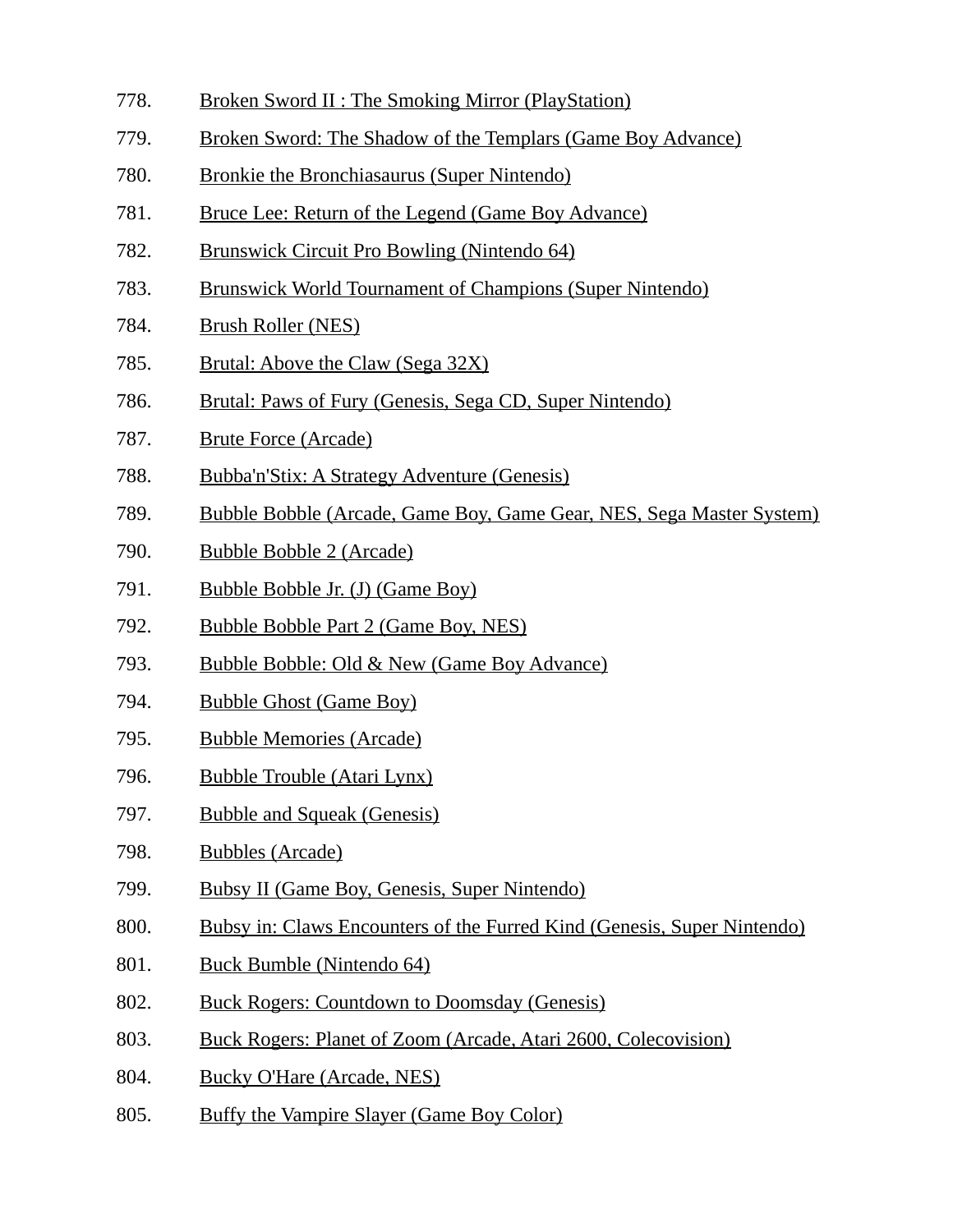778. Broken Sword II : The Smoking Mirror (PlayStation)
779. Broken Sword: The Shadow of the Templars (Game Boy Advance)
780. Bronkie the Bronchiasaurus (Super Nintendo)
781. Bruce Lee: Return of the Legend (Game Boy Advance)
782. Brunswick Circuit Pro Bowling (Nintendo 64)
783. Brunswick World Tournament of Champions (Super Nintendo)
784. Brush Roller (NES)
785. Brutal: Above the Claw (Sega 32X)
786. Brutal: Paws of Fury (Genesis, Sega CD, Super Nintendo)
787. Brute Force (Arcade)
788. Bubba'n'Stix: A Strategy Adventure (Genesis)
789. Bubble Bobble (Arcade, Game Boy, Game Gear, NES, Sega Master System)
790. Bubble Bobble 2 (Arcade)
791. Bubble Bobble Jr. (J) (Game Boy)
792. Bubble Bobble Part 2 (Game Boy, NES)
793. Bubble Bobble: Old & New (Game Boy Advance)
794. Bubble Ghost (Game Boy)
795. Bubble Memories (Arcade)
796. Bubble Trouble (Atari Lynx)
797. Bubble and Squeak (Genesis)
798. Bubbles (Arcade)
799. Bubsy II (Game Boy, Genesis, Super Nintendo)
800. Bubsy in: Claws Encounters of the Furred Kind (Genesis, Super Nintendo)
801. Buck Bumble (Nintendo 64)
802. Buck Rogers: Countdown to Doomsday (Genesis)
803. Buck Rogers: Planet of Zoom (Arcade, Atari 2600, Colecovision)
804. Bucky O'Hare (Arcade, NES)
805. Buffy the Vampire Slayer (Game Boy Color)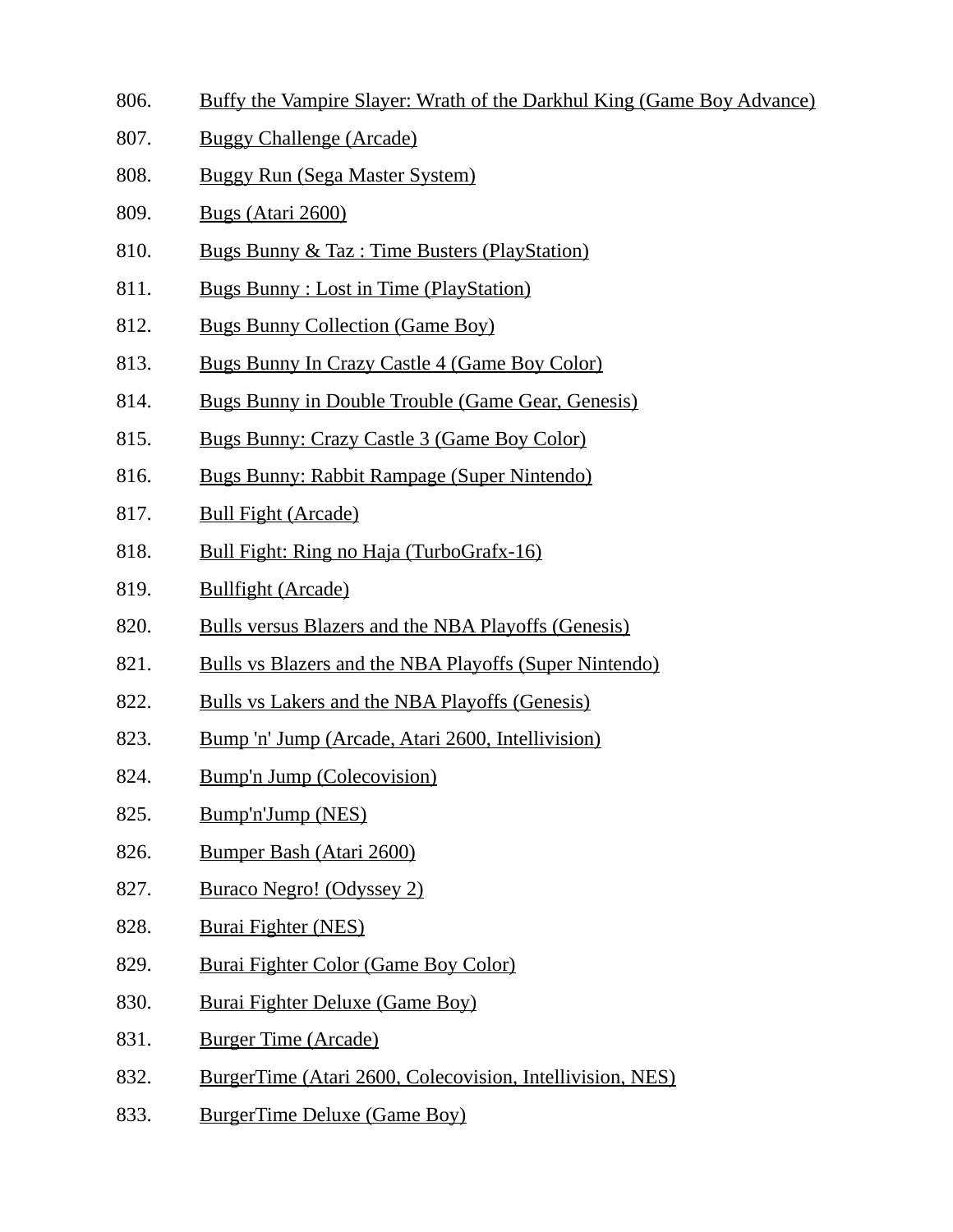806. Buffy the Vampire Slayer: Wrath of the Darkhul King (Game Boy Advance)
807. Buggy Challenge (Arcade)
808. Buggy Run (Sega Master System)
809. Bugs (Atari 2600)
810. Bugs Bunny & Taz : Time Busters (PlayStation)
811. Bugs Bunny : Lost in Time (PlayStation)
812. Bugs Bunny Collection (Game Boy)
813. Bugs Bunny In Crazy Castle 4 (Game Boy Color)
814. Bugs Bunny in Double Trouble (Game Gear, Genesis)
815. Bugs Bunny: Crazy Castle 3 (Game Boy Color)
816. Bugs Bunny: Rabbit Rampage (Super Nintendo)
817. Bull Fight (Arcade)
818. Bull Fight: Ring no Haja (TurboGrafx-16)
819. Bullfight (Arcade)
820. Bulls versus Blazers and the NBA Playoffs (Genesis)
821. Bulls vs Blazers and the NBA Playoffs (Super Nintendo)
822. Bulls vs Lakers and the NBA Playoffs (Genesis)
823. Bump 'n' Jump (Arcade, Atari 2600, Intellivision)
824. Bump'n Jump (Colecovision)
825. Bump'n'Jump (NES)
826. Bumper Bash (Atari 2600)
827. Buraco Negro! (Odyssey 2)
828. Burai Fighter (NES)
829. Burai Fighter Color (Game Boy Color)
830. Burai Fighter Deluxe (Game Boy)
831. Burger Time (Arcade)
832. BurgerTime (Atari 2600, Colecovision, Intellivision, NES)
833. BurgerTime Deluxe (Game Boy)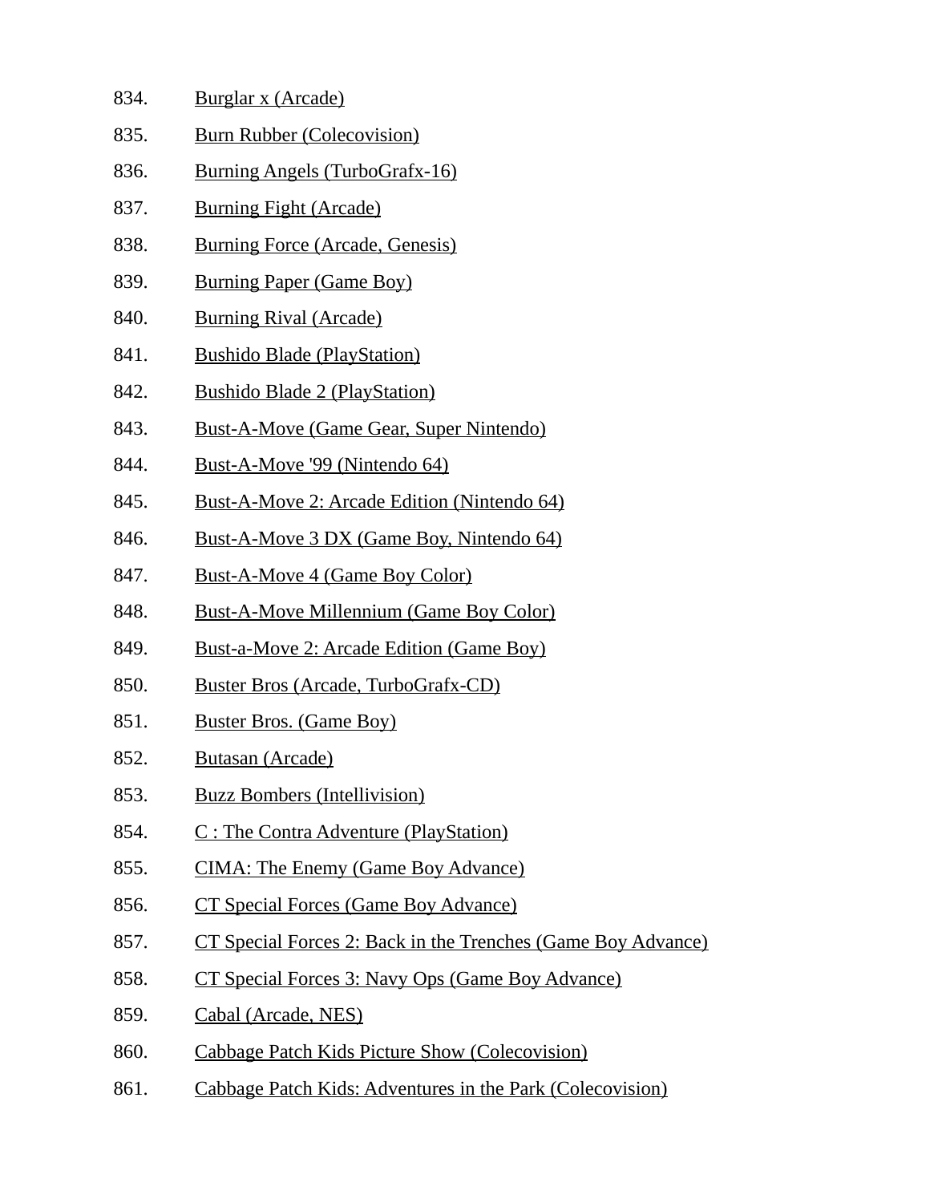834. Burglar x (Arcade)
835. Burn Rubber (Colecovision)
836. Burning Angels (TurboGrafx-16)
837. Burning Fight (Arcade)
838. Burning Force (Arcade, Genesis)
839. Burning Paper (Game Boy)
840. Burning Rival (Arcade)
841. Bushido Blade (PlayStation)
842. Bushido Blade 2 (PlayStation)
843. Bust-A-Move (Game Gear, Super Nintendo)
844. Bust-A-Move '99 (Nintendo 64)
845. Bust-A-Move 2: Arcade Edition (Nintendo 64)
846. Bust-A-Move 3 DX (Game Boy, Nintendo 64)
847. Bust-A-Move 4 (Game Boy Color)
848. Bust-A-Move Millennium (Game Boy Color)
849. Bust-a-Move 2: Arcade Edition (Game Boy)
850. Buster Bros (Arcade, TurboGrafx-CD)
851. Buster Bros. (Game Boy)
852. Butasan (Arcade)
853. Buzz Bombers (Intellivision)
854. C : The Contra Adventure (PlayStation)
855. CIMA: The Enemy (Game Boy Advance)
856. CT Special Forces (Game Boy Advance)
857. CT Special Forces 2: Back in the Trenches (Game Boy Advance)
858. CT Special Forces 3: Navy Ops (Game Boy Advance)
859. Cabal (Arcade, NES)
860. Cabbage Patch Kids Picture Show (Colecovision)
861. Cabbage Patch Kids: Adventures in the Park (Colecovision)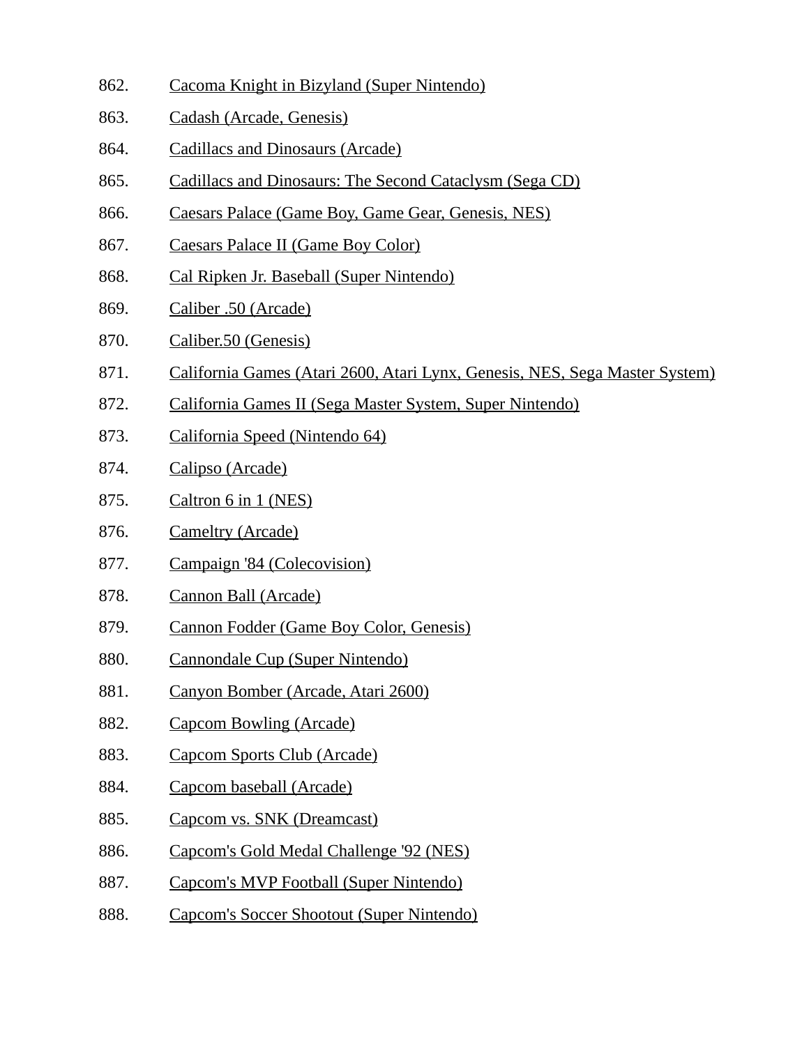862. Cacoma Knight in Bizyland (Super Nintendo)
863. Cadash (Arcade, Genesis)
864. Cadillacs and Dinosaurs (Arcade)
865. Cadillacs and Dinosaurs: The Second Cataclysm (Sega CD)
866. Caesars Palace (Game Boy, Game Gear, Genesis, NES)
867. Caesars Palace II (Game Boy Color)
868. Cal Ripken Jr. Baseball (Super Nintendo)
869. Caliber .50 (Arcade)
870. Caliber.50 (Genesis)
871. California Games (Atari 2600, Atari Lynx, Genesis, NES, Sega Master System)
872. California Games II (Sega Master System, Super Nintendo)
873. California Speed (Nintendo 64)
874. Calipso (Arcade)
875. Caltron 6 in 1 (NES)
876. Cameltry (Arcade)
877. Campaign '84 (Colecovision)
878. Cannon Ball (Arcade)
879. Cannon Fodder (Game Boy Color, Genesis)
880. Cannondale Cup (Super Nintendo)
881. Canyon Bomber (Arcade, Atari 2600)
882. Capcom Bowling (Arcade)
883. Capcom Sports Club (Arcade)
884. Capcom baseball (Arcade)
885. Capcom vs. SNK (Dreamcast)
886. Capcom's Gold Medal Challenge '92 (NES)
887. Capcom's MVP Football (Super Nintendo)
888. Capcom's Soccer Shootout (Super Nintendo)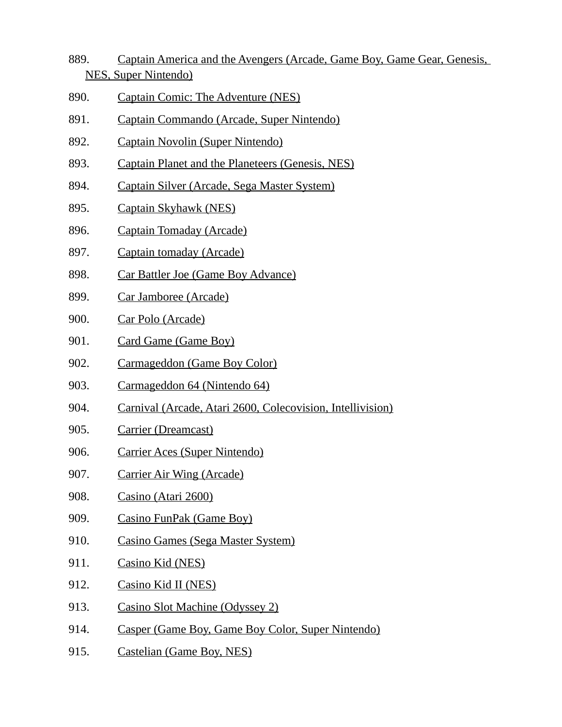889. Captain America and the Avengers (Arcade, Game Boy, Game Gear, Genesis, NES, Super Nintendo)

890. Captain Comic: The Adventure (NES)

891. Captain Commando (Arcade, Super Nintendo)

892. Captain Novolin (Super Nintendo)

893. Captain Planet and the Planeteers (Genesis, NES)

894. Captain Silver (Arcade, Sega Master System)

895. Captain Skyhawk (NES)

896. Captain Tomaday (Arcade)

897. Captain tomaday (Arcade)

898. Car Battler Joe (Game Boy Advance)

899. Car Jamboree (Arcade)

900. Car Polo (Arcade)

901. Card Game (Game Boy)

902. Carmageddon (Game Boy Color)

903. Carmageddon 64 (Nintendo 64)

904. Carnival (Arcade, Atari 2600, Colecovision, Intellivision)

905. Carrier (Dreamcast)

906. Carrier Aces (Super Nintendo)

907. Carrier Air Wing (Arcade)

908. Casino (Atari 2600)

909. Casino FunPak (Game Boy)

910. Casino Games (Sega Master System)

911. Casino Kid (NES)

912. Casino Kid II (NES)

913. Casino Slot Machine (Odyssey 2)

914. Casper (Game Boy, Game Boy Color, Super Nintendo)

915. Castelian (Game Boy, NES)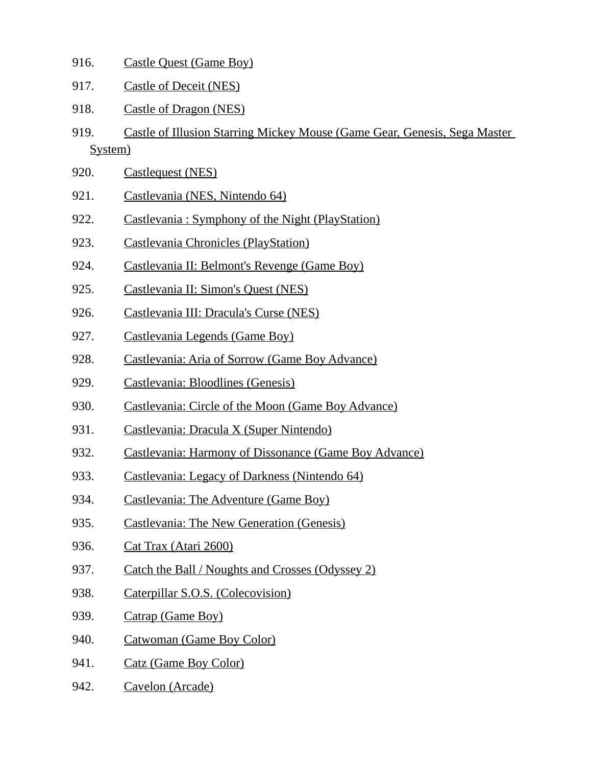916. Castle Quest (Game Boy)

917. Castle of Deceit (NES)

918. Castle of Dragon (NES)

919. Castle of Illusion Starring Mickey Mouse (Game Gear, Genesis, Sega Master System)

920. Castlequest (NES)

921. Castlevania (NES, Nintendo 64)

922. Castlevania : Symphony of the Night (PlayStation)

923. Castlevania Chronicles (PlayStation)

924. Castlevania II: Belmont's Revenge (Game Boy)

925. Castlevania II: Simon's Quest (NES)

926. Castlevania III: Dracula's Curse (NES)

927. Castlevania Legends (Game Boy)

928. Castlevania: Aria of Sorrow (Game Boy Advance)

929. Castlevania: Bloodlines (Genesis)

930. Castlevania: Circle of the Moon (Game Boy Advance)

931. Castlevania: Dracula X (Super Nintendo)

932. Castlevania: Harmony of Dissonance (Game Boy Advance)

933. Castlevania: Legacy of Darkness (Nintendo 64)

934. Castlevania: The Adventure (Game Boy)

935. Castlevania: The New Generation (Genesis)

936. Cat Trax (Atari 2600)

937. Catch the Ball / Noughts and Crosses (Odyssey 2)

938. Caterpillar S.O.S. (Colecovision)

939. Catrap (Game Boy)

940. Catwoman (Game Boy Color)

941. Catz (Game Boy Color)

942. Cavelon (Arcade)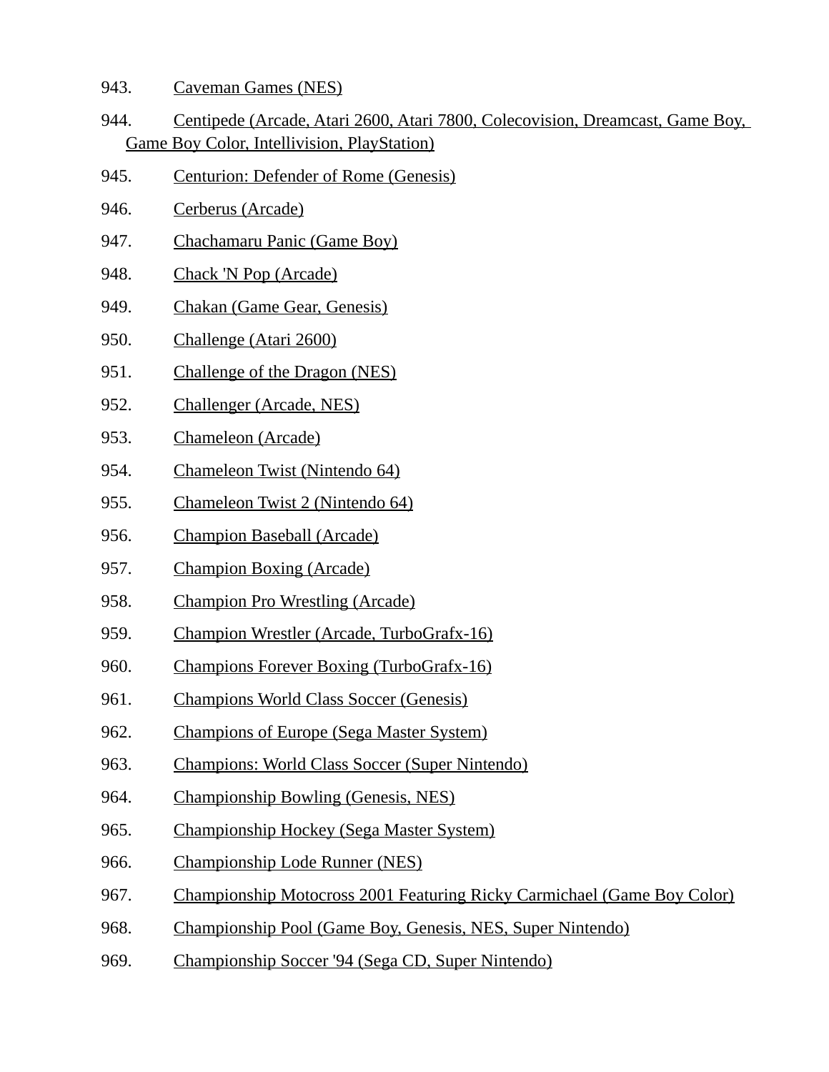943. Caveman Games (NES)

944. Centipede (Arcade, Atari 2600, Atari 7800, Colecovision, Dreamcast, Game Boy, Game Boy Color, Intellivision, PlayStation)

945. Centurion: Defender of Rome (Genesis)

946. Cerberus (Arcade)

947. Chachamaru Panic (Game Boy)

948. Chack 'N Pop (Arcade)

949. Chakan (Game Gear, Genesis)

950. Challenge (Atari 2600)

951. Challenge of the Dragon (NES)

952. Challenger (Arcade, NES)

953. Chameleon (Arcade)

954. Chameleon Twist (Nintendo 64)

955. Chameleon Twist 2 (Nintendo 64)

956. Champion Baseball (Arcade)

957. Champion Boxing (Arcade)

958. Champion Pro Wrestling (Arcade)

959. Champion Wrestler (Arcade, TurboGrafx-16)

960. Champions Forever Boxing (TurboGrafx-16)

961. Champions World Class Soccer (Genesis)

962. Champions of Europe (Sega Master System)

963. Champions: World Class Soccer (Super Nintendo)

964. Championship Bowling (Genesis, NES)

965. Championship Hockey (Sega Master System)

966. Championship Lode Runner (NES)

967. Championship Motocross 2001 Featuring Ricky Carmichael (Game Boy Color)

968. Championship Pool (Game Boy, Genesis, NES, Super Nintendo)

969. Championship Soccer '94 (Sega CD, Super Nintendo)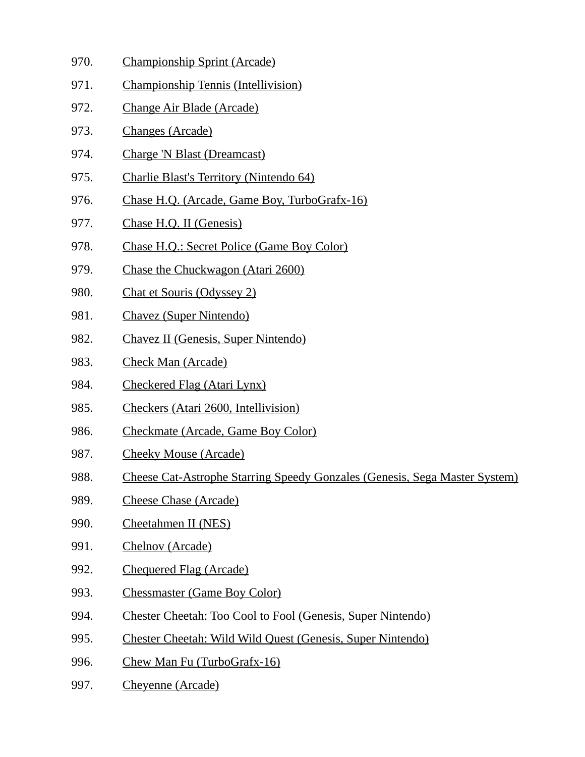970. Championship Sprint (Arcade)
971. Championship Tennis (Intellivision)
972. Change Air Blade (Arcade)
973. Changes (Arcade)
974. Charge 'N Blast (Dreamcast)
975. Charlie Blast's Territory (Nintendo 64)
976. Chase H.Q. (Arcade, Game Boy, TurboGrafx-16)
977. Chase H.Q. II (Genesis)
978. Chase H.Q.: Secret Police (Game Boy Color)
979. Chase the Chuckwagon (Atari 2600)
980. Chat et Souris (Odyssey 2)
981. Chavez (Super Nintendo)
982. Chavez II (Genesis, Super Nintendo)
983. Check Man (Arcade)
984. Checkered Flag (Atari Lynx)
985. Checkers (Atari 2600, Intellivision)
986. Checkmate (Arcade, Game Boy Color)
987. Cheeky Mouse (Arcade)
988. Cheese Cat-Astrophe Starring Speedy Gonzales (Genesis, Sega Master System)
989. Cheese Chase (Arcade)
990. Cheetahmen II (NES)
991. Chelnov (Arcade)
992. Chequered Flag (Arcade)
993. Chessmaster (Game Boy Color)
994. Chester Cheetah: Too Cool to Fool (Genesis, Super Nintendo)
995. Chester Cheetah: Wild Wild Quest (Genesis, Super Nintendo)
996. Chew Man Fu (TurboGrafx-16)
997. Cheyenne (Arcade)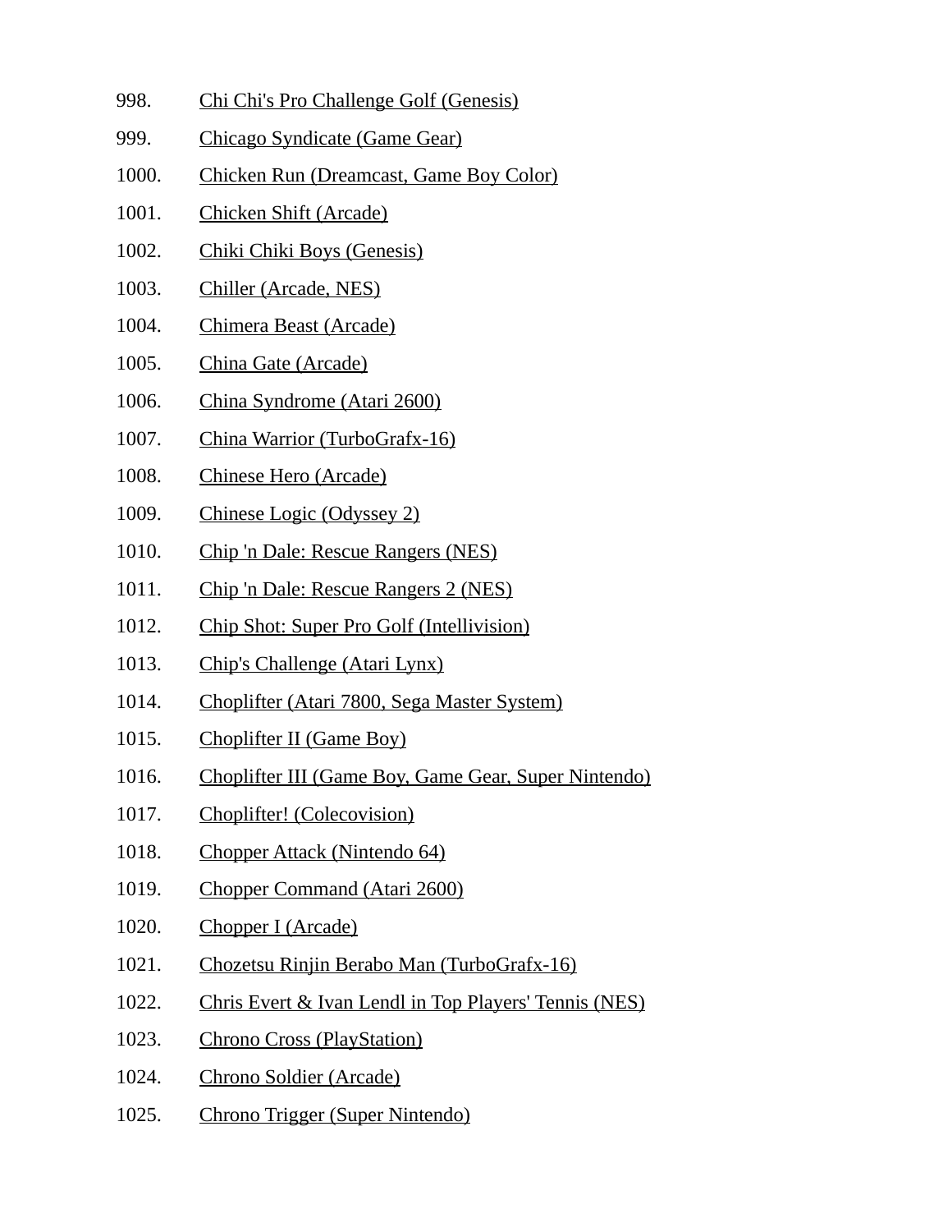998. Chi Chi's Pro Challenge Golf (Genesis)
999. Chicago Syndicate (Game Gear)
1000. Chicken Run (Dreamcast, Game Boy Color)
1001. Chicken Shift (Arcade)
1002. Chiki Chiki Boys (Genesis)
1003. Chiller (Arcade, NES)
1004. Chimera Beast (Arcade)
1005. China Gate (Arcade)
1006. China Syndrome (Atari 2600)
1007. China Warrior (TurboGrafx-16)
1008. Chinese Hero (Arcade)
1009. Chinese Logic (Odyssey 2)
1010. Chip 'n Dale: Rescue Rangers (NES)
1011. Chip 'n Dale: Rescue Rangers 2 (NES)
1012. Chip Shot: Super Pro Golf (Intellivision)
1013. Chip's Challenge (Atari Lynx)
1014. Choplifter (Atari 7800, Sega Master System)
1015. Choplifter II (Game Boy)
1016. Choplifter III (Game Boy, Game Gear, Super Nintendo)
1017. Choplifter! (Colecovision)
1018. Chopper Attack (Nintendo 64)
1019. Chopper Command (Atari 2600)
1020. Chopper I (Arcade)
1021. Chozetsu Rinjin Berabo Man (TurboGrafx-16)
1022. Chris Evert & Ivan Lendl in Top Players' Tennis (NES)
1023. Chrono Cross (PlayStation)
1024. Chrono Soldier (Arcade)
1025. Chrono Trigger (Super Nintendo)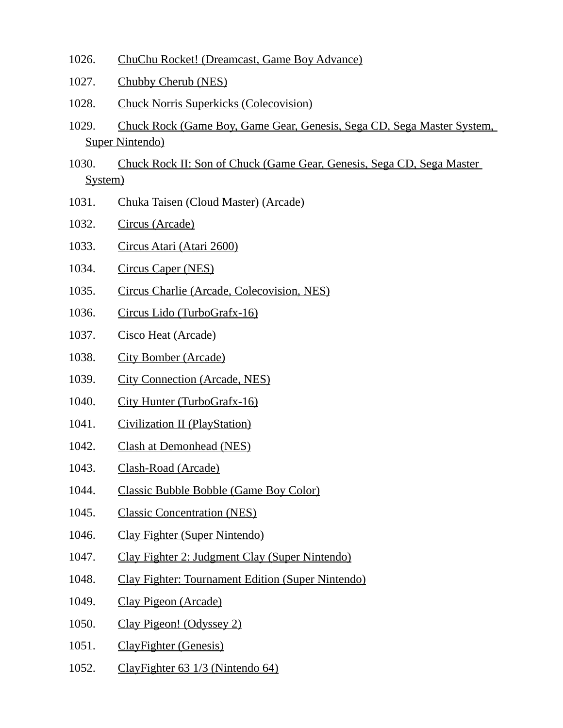1026. ChuChu Rocket! (Dreamcast, Game Boy Advance)
1027. Chubby Cherub (NES)
1028. Chuck Norris Superkicks (Colecovision)
1029. Chuck Rock (Game Boy, Game Gear, Genesis, Sega CD, Sega Master System, Super Nintendo)
1030. Chuck Rock II: Son of Chuck (Game Gear, Genesis, Sega CD, Sega Master System)
1031. Chuka Taisen (Cloud Master) (Arcade)
1032. Circus (Arcade)
1033. Circus Atari (Atari 2600)
1034. Circus Caper (NES)
1035. Circus Charlie (Arcade, Colecovision, NES)
1036. Circus Lido (TurboGrafx-16)
1037. Cisco Heat (Arcade)
1038. City Bomber (Arcade)
1039. City Connection (Arcade, NES)
1040. City Hunter (TurboGrafx-16)
1041. Civilization II (PlayStation)
1042. Clash at Demonhead (NES)
1043. Clash-Road (Arcade)
1044. Classic Bubble Bobble (Game Boy Color)
1045. Classic Concentration (NES)
1046. Clay Fighter (Super Nintendo)
1047. Clay Fighter 2: Judgment Clay (Super Nintendo)
1048. Clay Fighter: Tournament Edition (Super Nintendo)
1049. Clay Pigeon (Arcade)
1050. Clay Pigeon! (Odyssey 2)
1051. ClayFighter (Genesis)
1052. ClayFighter 63 1/3 (Nintendo 64)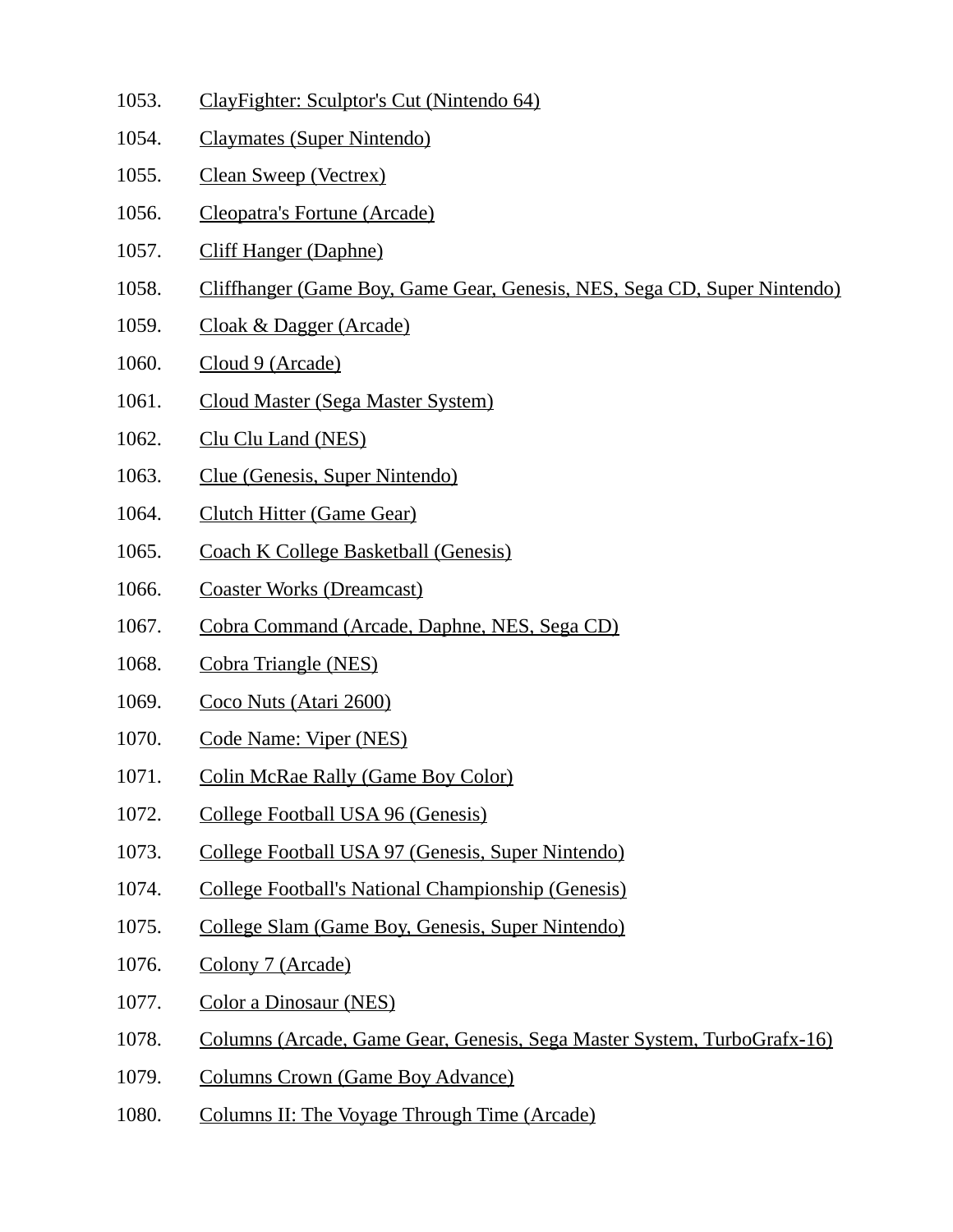1053. ClayFighter: Sculptor's Cut (Nintendo 64)
1054. Claymates (Super Nintendo)
1055. Clean Sweep (Vectrex)
1056. Cleopatra's Fortune (Arcade)
1057. Cliff Hanger (Daphne)
1058. Cliffhanger (Game Boy, Game Gear, Genesis, NES, Sega CD, Super Nintendo)
1059. Cloak & Dagger (Arcade)
1060. Cloud 9 (Arcade)
1061. Cloud Master (Sega Master System)
1062. Clu Clu Land (NES)
1063. Clue (Genesis, Super Nintendo)
1064. Clutch Hitter (Game Gear)
1065. Coach K College Basketball (Genesis)
1066. Coaster Works (Dreamcast)
1067. Cobra Command (Arcade, Daphne, NES, Sega CD)
1068. Cobra Triangle (NES)
1069. Coco Nuts (Atari 2600)
1070. Code Name: Viper (NES)
1071. Colin McRae Rally (Game Boy Color)
1072. College Football USA 96 (Genesis)
1073. College Football USA 97 (Genesis, Super Nintendo)
1074. College Football's National Championship (Genesis)
1075. College Slam (Game Boy, Genesis, Super Nintendo)
1076. Colony 7 (Arcade)
1077. Color a Dinosaur (NES)
1078. Columns (Arcade, Game Gear, Genesis, Sega Master System, TurboGrafx-16)
1079. Columns Crown (Game Boy Advance)
1080. Columns II: The Voyage Through Time (Arcade)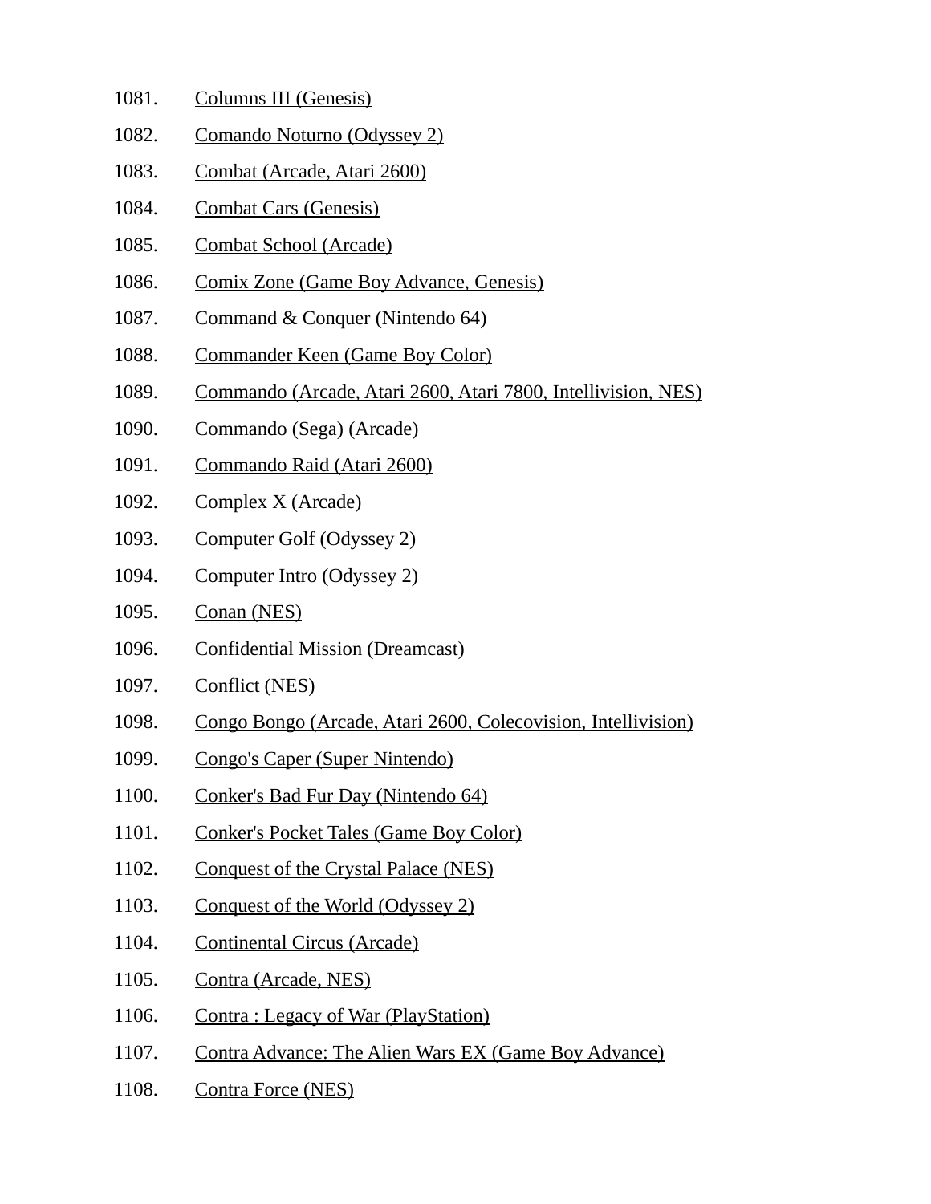1081. Columns III (Genesis)
1082. Comando Noturno (Odyssey 2)
1083. Combat (Arcade, Atari 2600)
1084. Combat Cars (Genesis)
1085. Combat School (Arcade)
1086. Comix Zone (Game Boy Advance, Genesis)
1087. Command & Conquer (Nintendo 64)
1088. Commander Keen (Game Boy Color)
1089. Commando (Arcade, Atari 2600, Atari 7800, Intellivision, NES)
1090. Commando (Sega) (Arcade)
1091. Commando Raid (Atari 2600)
1092. Complex X (Arcade)
1093. Computer Golf (Odyssey 2)
1094. Computer Intro (Odyssey 2)
1095. Conan (NES)
1096. Confidential Mission (Dreamcast)
1097. Conflict (NES)
1098. Congo Bongo (Arcade, Atari 2600, Colecovision, Intellivision)
1099. Congo's Caper (Super Nintendo)
1100. Conker's Bad Fur Day (Nintendo 64)
1101. Conker's Pocket Tales (Game Boy Color)
1102. Conquest of the Crystal Palace (NES)
1103. Conquest of the World (Odyssey 2)
1104. Continental Circus (Arcade)
1105. Contra (Arcade, NES)
1106. Contra : Legacy of War (PlayStation)
1107. Contra Advance: The Alien Wars EX (Game Boy Advance)
1108. Contra Force (NES)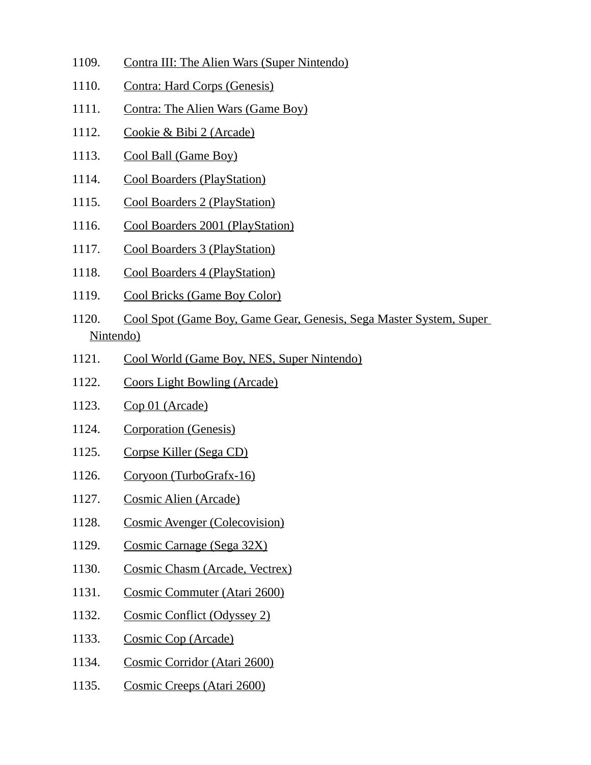1109. Contra III: The Alien Wars (Super Nintendo)
1110. Contra: Hard Corps (Genesis)
1111. Contra: The Alien Wars (Game Boy)
1112. Cookie & Bibi 2 (Arcade)
1113. Cool Ball (Game Boy)
1114. Cool Boarders (PlayStation)
1115. Cool Boarders 2 (PlayStation)
1116. Cool Boarders 2001 (PlayStation)
1117. Cool Boarders 3 (PlayStation)
1118. Cool Boarders 4 (PlayStation)
1119. Cool Bricks (Game Boy Color)
1120. Cool Spot (Game Boy, Game Gear, Genesis, Sega Master System, Super Nintendo)
1121. Cool World (Game Boy, NES, Super Nintendo)
1122. Coors Light Bowling (Arcade)
1123. Cop 01 (Arcade)
1124. Corporation (Genesis)
1125. Corpse Killer (Sega CD)
1126. Coryoon (TurboGrafx-16)
1127. Cosmic Alien (Arcade)
1128. Cosmic Avenger (Colecovision)
1129. Cosmic Carnage (Sega 32X)
1130. Cosmic Chasm (Arcade, Vectrex)
1131. Cosmic Commuter (Atari 2600)
1132. Cosmic Conflict (Odyssey 2)
1133. Cosmic Cop (Arcade)
1134. Cosmic Corridor (Atari 2600)
1135. Cosmic Creeps (Atari 2600)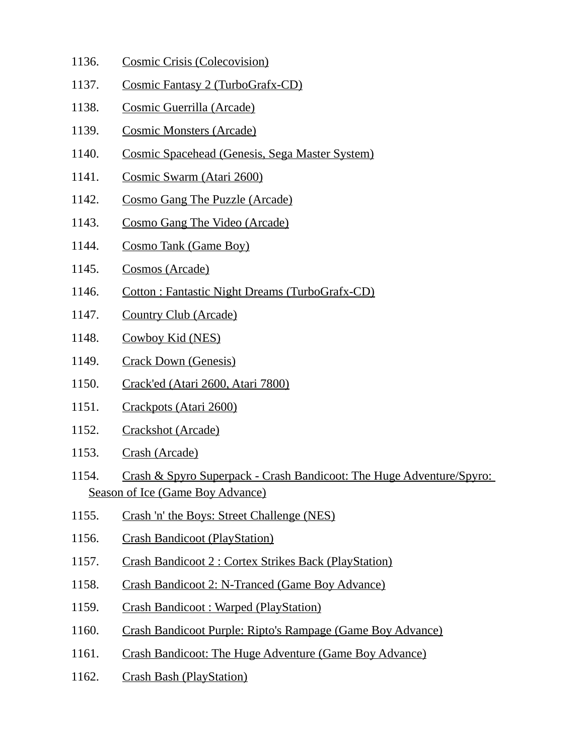1136. Cosmic Crisis (Colecovision)
1137. Cosmic Fantasy 2 (TurboGrafx-CD)
1138. Cosmic Guerrilla (Arcade)
1139. Cosmic Monsters (Arcade)
1140. Cosmic Spacehead (Genesis, Sega Master System)
1141. Cosmic Swarm (Atari 2600)
1142. Cosmo Gang The Puzzle (Arcade)
1143. Cosmo Gang The Video (Arcade)
1144. Cosmo Tank (Game Boy)
1145. Cosmos (Arcade)
1146. Cotton : Fantastic Night Dreams (TurboGrafx-CD)
1147. Country Club (Arcade)
1148. Cowboy Kid (NES)
1149. Crack Down (Genesis)
1150. Crack'ed (Atari 2600, Atari 7800)
1151. Crackpots (Atari 2600)
1152. Crackshot (Arcade)
1153. Crash (Arcade)
1154. Crash & Spyro Superpack - Crash Bandicoot: The Huge Adventure/Spyro: Season of Ice (Game Boy Advance)
1155. Crash 'n' the Boys: Street Challenge (NES)
1156. Crash Bandicoot (PlayStation)
1157. Crash Bandicoot 2 : Cortex Strikes Back (PlayStation)
1158. Crash Bandicoot 2: N-Tranced (Game Boy Advance)
1159. Crash Bandicoot : Warped (PlayStation)
1160. Crash Bandicoot Purple: Ripto's Rampage (Game Boy Advance)
1161. Crash Bandicoot: The Huge Adventure (Game Boy Advance)
1162. Crash Bash (PlayStation)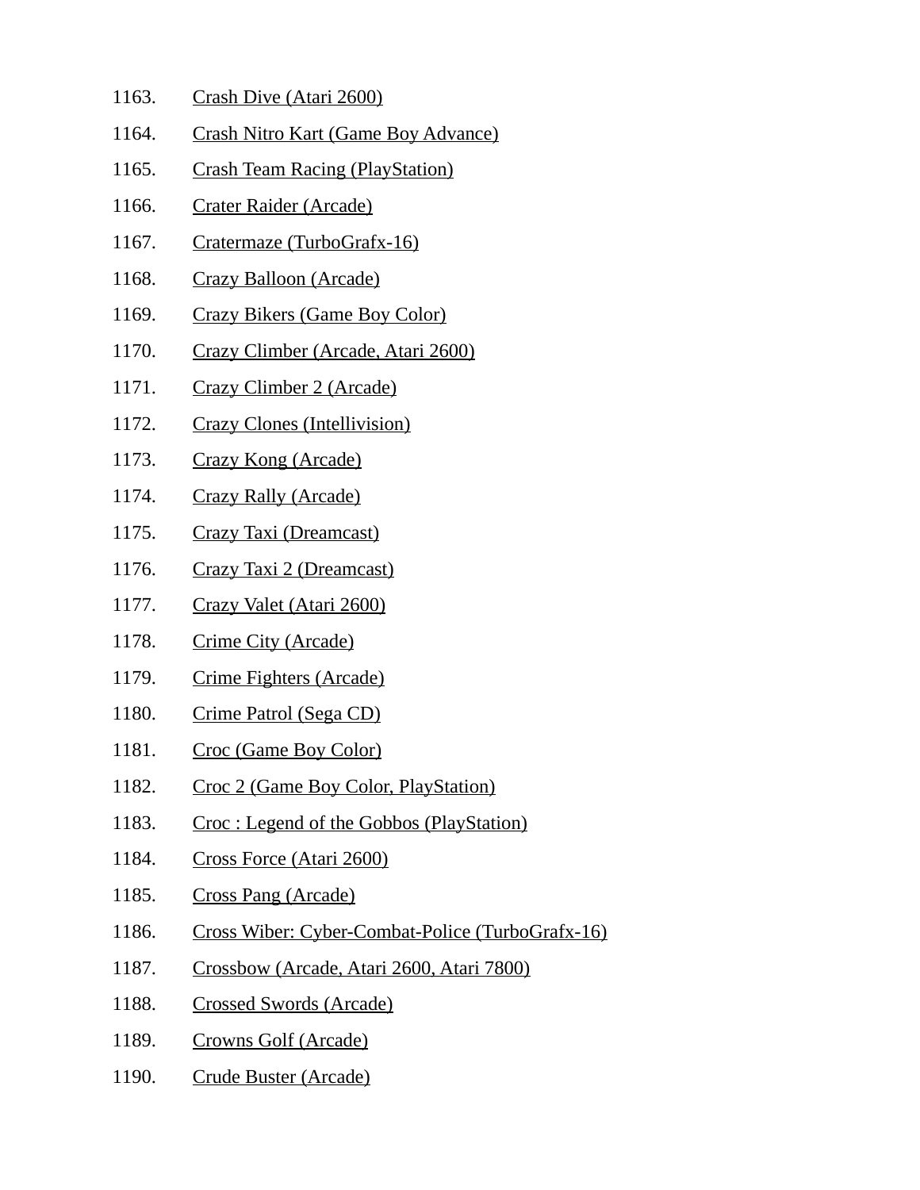1163. Crash Dive (Atari 2600)
1164. Crash Nitro Kart (Game Boy Advance)
1165. Crash Team Racing (PlayStation)
1166. Crater Raider (Arcade)
1167. Cratermaze (TurboGrafx-16)
1168. Crazy Balloon (Arcade)
1169. Crazy Bikers (Game Boy Color)
1170. Crazy Climber (Arcade, Atari 2600)
1171. Crazy Climber 2 (Arcade)
1172. Crazy Clones (Intellivision)
1173. Crazy Kong (Arcade)
1174. Crazy Rally (Arcade)
1175. Crazy Taxi (Dreamcast)
1176. Crazy Taxi 2 (Dreamcast)
1177. Crazy Valet (Atari 2600)
1178. Crime City (Arcade)
1179. Crime Fighters (Arcade)
1180. Crime Patrol (Sega CD)
1181. Croc (Game Boy Color)
1182. Croc 2 (Game Boy Color, PlayStation)
1183. Croc : Legend of the Gobbos (PlayStation)
1184. Cross Force (Atari 2600)
1185. Cross Pang (Arcade)
1186. Cross Wiber: Cyber-Combat-Police (TurboGrafx-16)
1187. Crossbow (Arcade, Atari 2600, Atari 7800)
1188. Crossed Swords (Arcade)
1189. Crowns Golf (Arcade)
1190. Crude Buster (Arcade)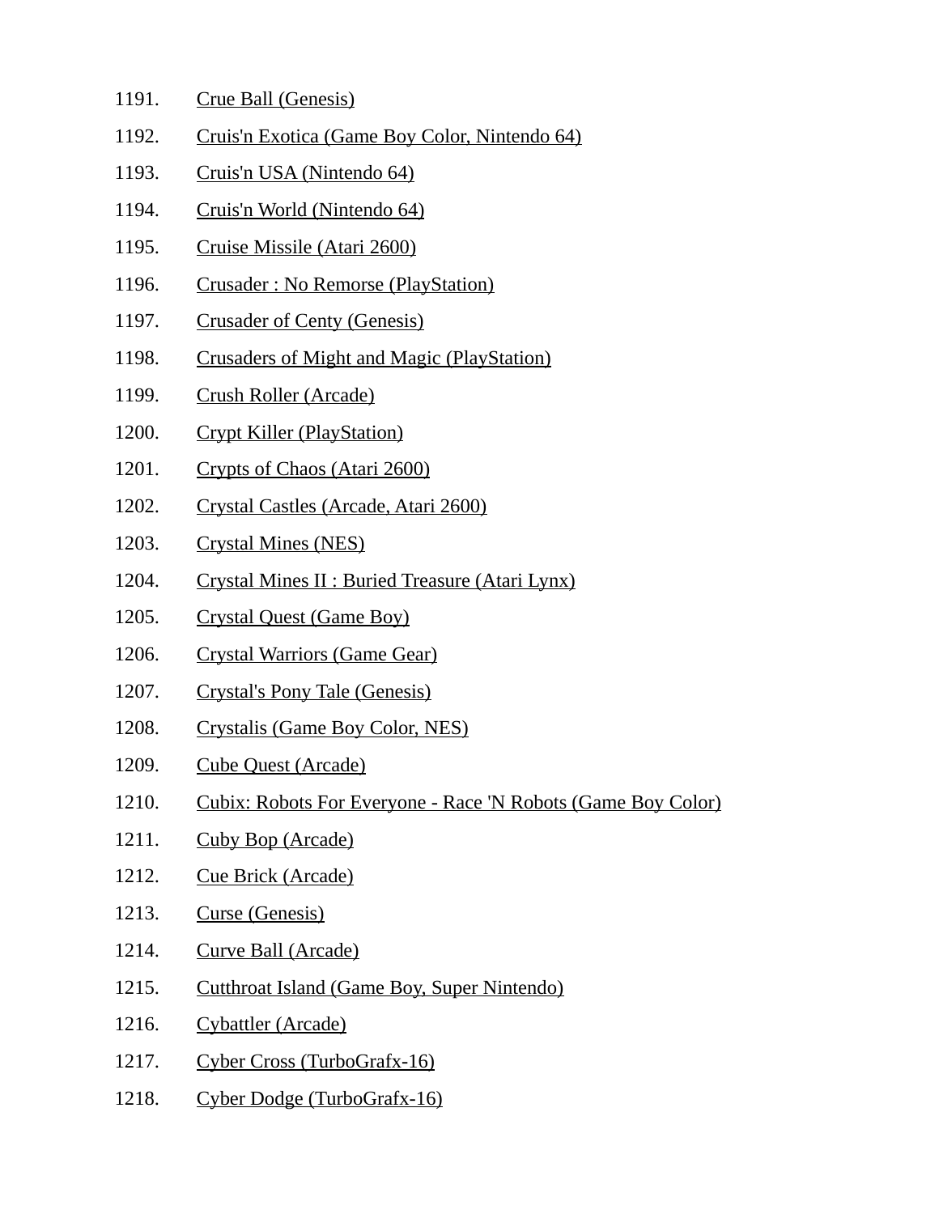1191. Crue Ball (Genesis)
1192. Cruis'n Exotica (Game Boy Color, Nintendo 64)
1193. Cruis'n USA (Nintendo 64)
1194. Cruis'n World (Nintendo 64)
1195. Cruise Missile (Atari 2600)
1196. Crusader : No Remorse (PlayStation)
1197. Crusader of Centy (Genesis)
1198. Crusaders of Might and Magic (PlayStation)
1199. Crush Roller (Arcade)
1200. Crypt Killer (PlayStation)
1201. Crypts of Chaos (Atari 2600)
1202. Crystal Castles (Arcade, Atari 2600)
1203. Crystal Mines (NES)
1204. Crystal Mines II : Buried Treasure (Atari Lynx)
1205. Crystal Quest (Game Boy)
1206. Crystal Warriors (Game Gear)
1207. Crystal's Pony Tale (Genesis)
1208. Crystalis (Game Boy Color, NES)
1209. Cube Quest (Arcade)
1210. Cubix: Robots For Everyone - Race 'N Robots (Game Boy Color)
1211. Cuby Bop (Arcade)
1212. Cue Brick (Arcade)
1213. Curse (Genesis)
1214. Curve Ball (Arcade)
1215. Cutthroat Island (Game Boy, Super Nintendo)
1216. Cybattler (Arcade)
1217. Cyber Cross (TurboGrafx-16)
1218. Cyber Dodge (TurboGrafx-16)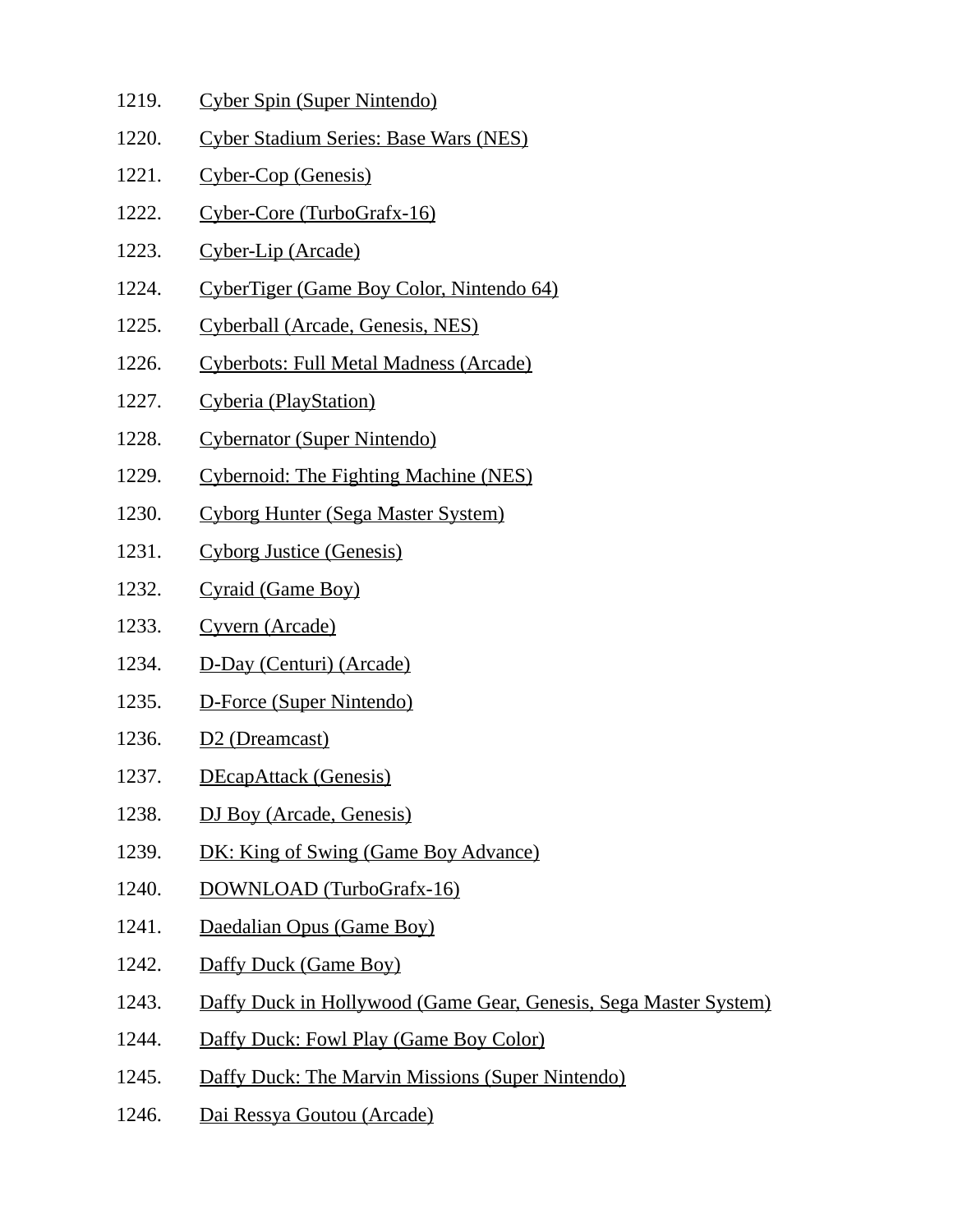1219. Cyber Spin (Super Nintendo)
1220. Cyber Stadium Series: Base Wars (NES)
1221. Cyber-Cop (Genesis)
1222. Cyber-Core (TurboGrafx-16)
1223. Cyber-Lip (Arcade)
1224. CyberTiger (Game Boy Color, Nintendo 64)
1225. Cyberball (Arcade, Genesis, NES)
1226. Cyberbots: Full Metal Madness (Arcade)
1227. Cyberia (PlayStation)
1228. Cybernator (Super Nintendo)
1229. Cybernoid: The Fighting Machine (NES)
1230. Cyborg Hunter (Sega Master System)
1231. Cyborg Justice (Genesis)
1232. Cyraid (Game Boy)
1233. Cyvern (Arcade)
1234. D-Day (Centuri) (Arcade)
1235. D-Force (Super Nintendo)
1236. D2 (Dreamcast)
1237. DEcapAttack (Genesis)
1238. DJ Boy (Arcade, Genesis)
1239. DK: King of Swing (Game Boy Advance)
1240. DOWNLOAD (TurboGrafx-16)
1241. Daedalian Opus (Game Boy)
1242. Daffy Duck (Game Boy)
1243. Daffy Duck in Hollywood (Game Gear, Genesis, Sega Master System)
1244. Daffy Duck: Fowl Play (Game Boy Color)
1245. Daffy Duck: The Marvin Missions (Super Nintendo)
1246. Dai Ressya Goutou (Arcade)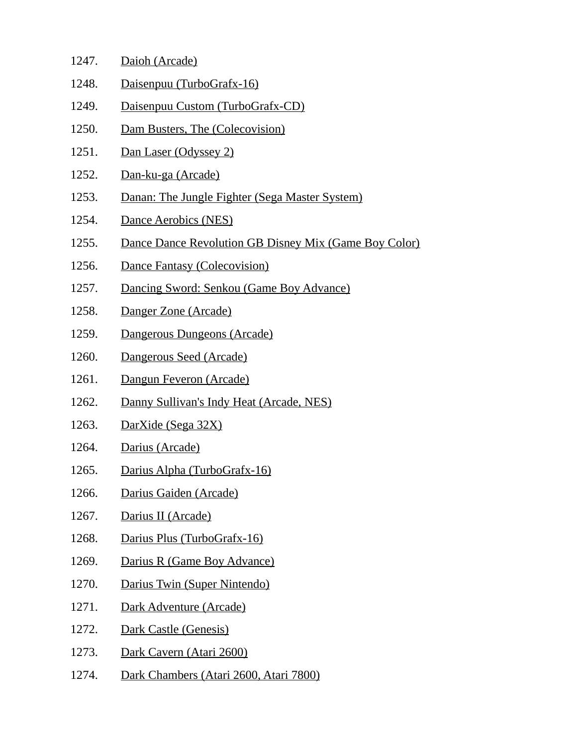1247. Daioh (Arcade)
1248. Daisenpuu (TurboGrafx-16)
1249. Daisenpuu Custom (TurboGrafx-CD)
1250. Dam Busters, The (Colecovision)
1251. Dan Laser (Odyssey 2)
1252. Dan-ku-ga (Arcade)
1253. Danan: The Jungle Fighter (Sega Master System)
1254. Dance Aerobics (NES)
1255. Dance Dance Revolution GB Disney Mix (Game Boy Color)
1256. Dance Fantasy (Colecovision)
1257. Dancing Sword: Senkou (Game Boy Advance)
1258. Danger Zone (Arcade)
1259. Dangerous Dungeons (Arcade)
1260. Dangerous Seed (Arcade)
1261. Dangun Feveron (Arcade)
1262. Danny Sullivan's Indy Heat (Arcade, NES)
1263. DarXide (Sega 32X)
1264. Darius (Arcade)
1265. Darius Alpha (TurboGrafx-16)
1266. Darius Gaiden (Arcade)
1267. Darius II (Arcade)
1268. Darius Plus (TurboGrafx-16)
1269. Darius R (Game Boy Advance)
1270. Darius Twin (Super Nintendo)
1271. Dark Adventure (Arcade)
1272. Dark Castle (Genesis)
1273. Dark Cavern (Atari 2600)
1274. Dark Chambers (Atari 2600, Atari 7800)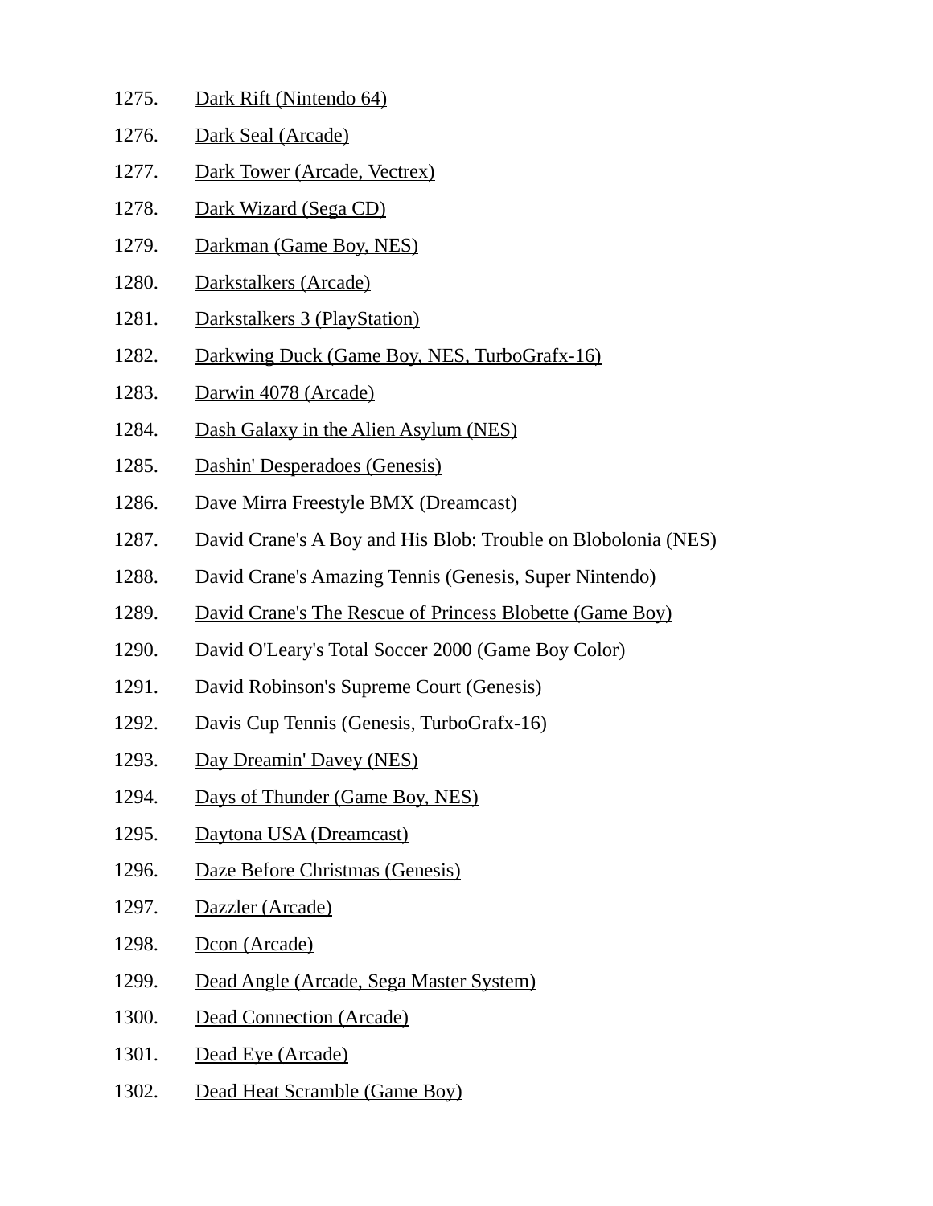1275. Dark Rift (Nintendo 64)
1276. Dark Seal (Arcade)
1277. Dark Tower (Arcade, Vectrex)
1278. Dark Wizard (Sega CD)
1279. Darkman (Game Boy, NES)
1280. Darkstalkers (Arcade)
1281. Darkstalkers 3 (PlayStation)
1282. Darkwing Duck (Game Boy, NES, TurboGrafx-16)
1283. Darwin 4078 (Arcade)
1284. Dash Galaxy in the Alien Asylum (NES)
1285. Dashin' Desperadoes (Genesis)
1286. Dave Mirra Freestyle BMX (Dreamcast)
1287. David Crane's A Boy and His Blob: Trouble on Blobolonia (NES)
1288. David Crane's Amazing Tennis (Genesis, Super Nintendo)
1289. David Crane's The Rescue of Princess Blobette (Game Boy)
1290. David O'Leary's Total Soccer 2000 (Game Boy Color)
1291. David Robinson's Supreme Court (Genesis)
1292. Davis Cup Tennis (Genesis, TurboGrafx-16)
1293. Day Dreamin' Davey (NES)
1294. Days of Thunder (Game Boy, NES)
1295. Daytona USA (Dreamcast)
1296. Daze Before Christmas (Genesis)
1297. Dazzler (Arcade)
1298. Dcon (Arcade)
1299. Dead Angle (Arcade, Sega Master System)
1300. Dead Connection (Arcade)
1301. Dead Eye (Arcade)
1302. Dead Heat Scramble (Game Boy)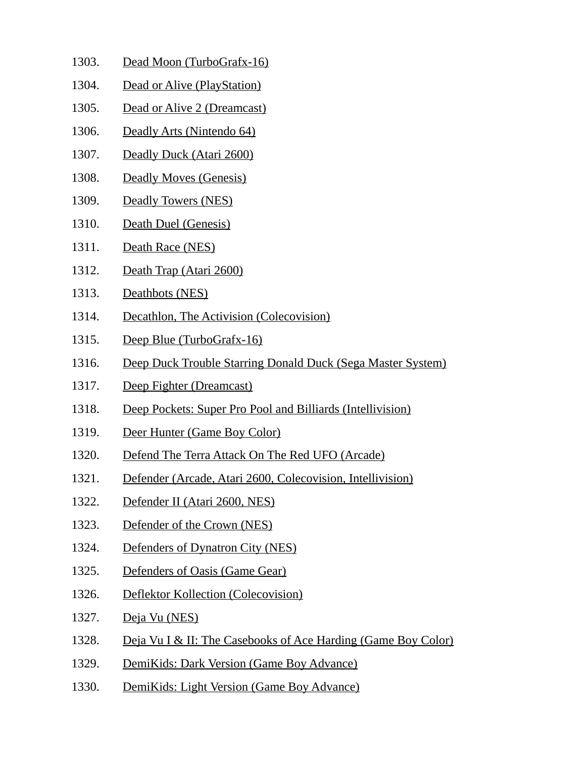1303. Dead Moon (TurboGrafx-16)
1304. Dead or Alive (PlayStation)
1305. Dead or Alive 2 (Dreamcast)
1306. Deadly Arts (Nintendo 64)
1307. Deadly Duck (Atari 2600)
1308. Deadly Moves (Genesis)
1309. Deadly Towers (NES)
1310. Death Duel (Genesis)
1311. Death Race (NES)
1312. Death Trap (Atari 2600)
1313. Deathbots (NES)
1314. Decathlon, The Activision (Colecovision)
1315. Deep Blue (TurboGrafx-16)
1316. Deep Duck Trouble Starring Donald Duck (Sega Master System)
1317. Deep Fighter (Dreamcast)
1318. Deep Pockets: Super Pro Pool and Billiards (Intellivision)
1319. Deer Hunter (Game Boy Color)
1320. Defend The Terra Attack On The Red UFO (Arcade)
1321. Defender (Arcade, Atari 2600, Colecovision, Intellivision)
1322. Defender II (Atari 2600, NES)
1323. Defender of the Crown (NES)
1324. Defenders of Dynatron City (NES)
1325. Defenders of Oasis (Game Gear)
1326. Deflektor Kollection (Colecovision)
1327. Deja Vu (NES)
1328. Deja Vu I & II: The Casebooks of Ace Harding (Game Boy Color)
1329. DemiKids: Dark Version (Game Boy Advance)
1330. DemiKids: Light Version (Game Boy Advance)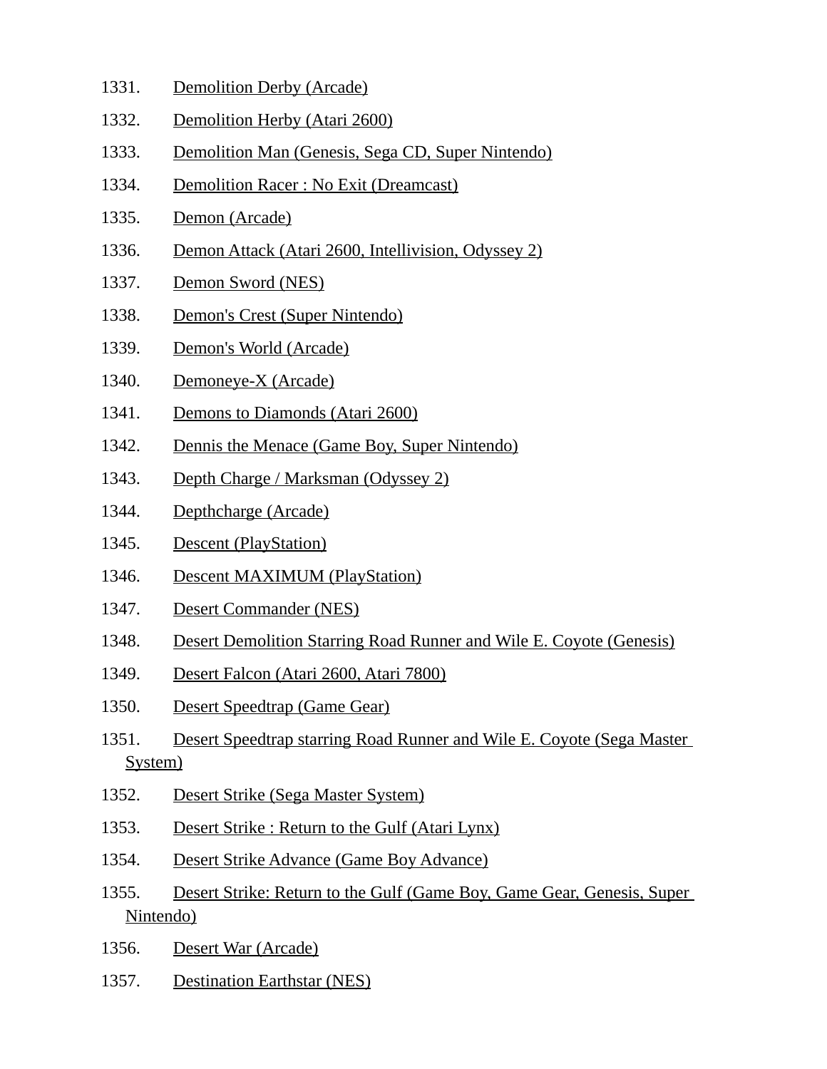1331. Demolition Derby (Arcade)
1332. Demolition Herby (Atari 2600)
1333. Demolition Man (Genesis, Sega CD, Super Nintendo)
1334. Demolition Racer : No Exit (Dreamcast)
1335. Demon (Arcade)
1336. Demon Attack (Atari 2600, Intellivision, Odyssey 2)
1337. Demon Sword (NES)
1338. Demon's Crest (Super Nintendo)
1339. Demon's World (Arcade)
1340. Demoneye-X (Arcade)
1341. Demons to Diamonds (Atari 2600)
1342. Dennis the Menace (Game Boy, Super Nintendo)
1343. Depth Charge / Marksman (Odyssey 2)
1344. Depthcharge (Arcade)
1345. Descent (PlayStation)
1346. Descent MAXIMUM (PlayStation)
1347. Desert Commander (NES)
1348. Desert Demolition Starring Road Runner and Wile E. Coyote (Genesis)
1349. Desert Falcon (Atari 2600, Atari 7800)
1350. Desert Speedtrap (Game Gear)
1351. Desert Speedtrap starring Road Runner and Wile E. Coyote (Sega Master System)
1352. Desert Strike (Sega Master System)
1353. Desert Strike : Return to the Gulf (Atari Lynx)
1354. Desert Strike Advance (Game Boy Advance)
1355. Desert Strike: Return to the Gulf (Game Boy, Game Gear, Genesis, Super Nintendo)
1356. Desert War (Arcade)
1357. Destination Earthstar (NES)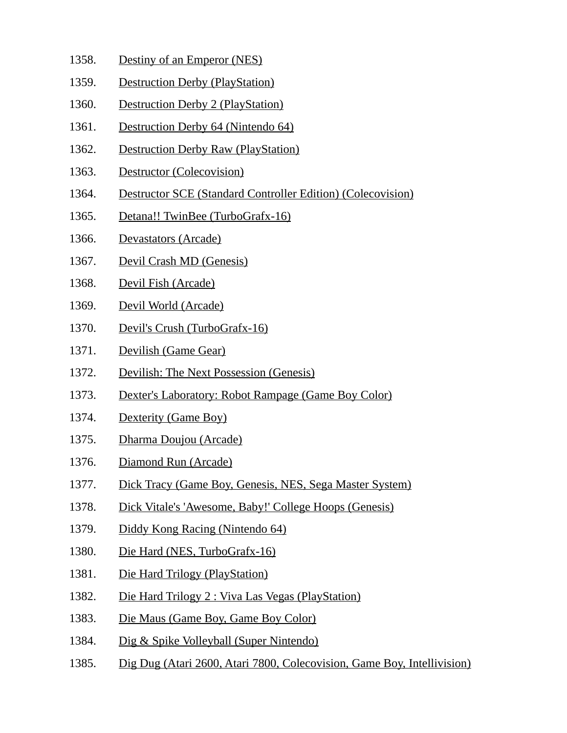1358. Destiny of an Emperor (NES)
1359. Destruction Derby (PlayStation)
1360. Destruction Derby 2 (PlayStation)
1361. Destruction Derby 64 (Nintendo 64)
1362. Destruction Derby Raw (PlayStation)
1363. Destructor (Colecovision)
1364. Destructor SCE (Standard Controller Edition) (Colecovision)
1365. Detana!! TwinBee (TurboGrafx-16)
1366. Devastators (Arcade)
1367. Devil Crash MD (Genesis)
1368. Devil Fish (Arcade)
1369. Devil World (Arcade)
1370. Devil's Crush (TurboGrafx-16)
1371. Devilish (Game Gear)
1372. Devilish: The Next Possession (Genesis)
1373. Dexter's Laboratory: Robot Rampage (Game Boy Color)
1374. Dexterity (Game Boy)
1375. Dharma Doujou (Arcade)
1376. Diamond Run (Arcade)
1377. Dick Tracy (Game Boy, Genesis, NES, Sega Master System)
1378. Dick Vitale's 'Awesome, Baby!' College Hoops (Genesis)
1379. Diddy Kong Racing (Nintendo 64)
1380. Die Hard (NES, TurboGrafx-16)
1381. Die Hard Trilogy (PlayStation)
1382. Die Hard Trilogy 2 : Viva Las Vegas (PlayStation)
1383. Die Maus (Game Boy, Game Boy Color)
1384. Dig & Spike Volleyball (Super Nintendo)
1385. Dig Dug (Atari 2600, Atari 7800, Colecovision, Game Boy, Intellivision)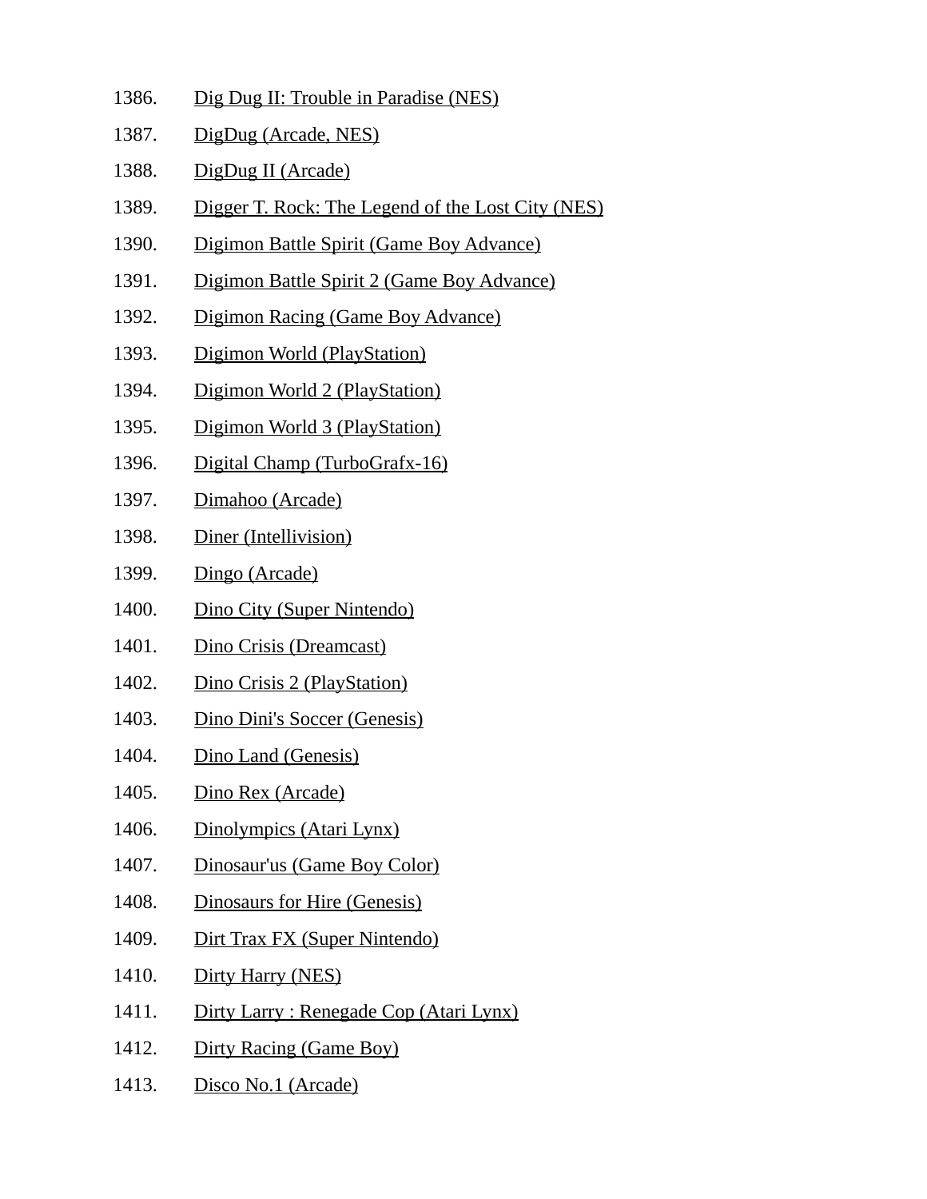1386. Dig Dug II: Trouble in Paradise (NES)
1387. DigDug (Arcade, NES)
1388. DigDug II (Arcade)
1389. Digger T. Rock: The Legend of the Lost City (NES)
1390. Digimon Battle Spirit (Game Boy Advance)
1391. Digimon Battle Spirit 2 (Game Boy Advance)
1392. Digimon Racing (Game Boy Advance)
1393. Digimon World (PlayStation)
1394. Digimon World 2 (PlayStation)
1395. Digimon World 3 (PlayStation)
1396. Digital Champ (TurboGrafx-16)
1397. Dimahoo (Arcade)
1398. Diner (Intellivision)
1399. Dingo (Arcade)
1400. Dino City (Super Nintendo)
1401. Dino Crisis (Dreamcast)
1402. Dino Crisis 2 (PlayStation)
1403. Dino Dini's Soccer (Genesis)
1404. Dino Land (Genesis)
1405. Dino Rex (Arcade)
1406. Dinolympics (Atari Lynx)
1407. Dinosaur'us (Game Boy Color)
1408. Dinosaurs for Hire (Genesis)
1409. Dirt Trax FX (Super Nintendo)
1410. Dirty Harry (NES)
1411. Dirty Larry : Renegade Cop (Atari Lynx)
1412. Dirty Racing (Game Boy)
1413. Disco No.1 (Arcade)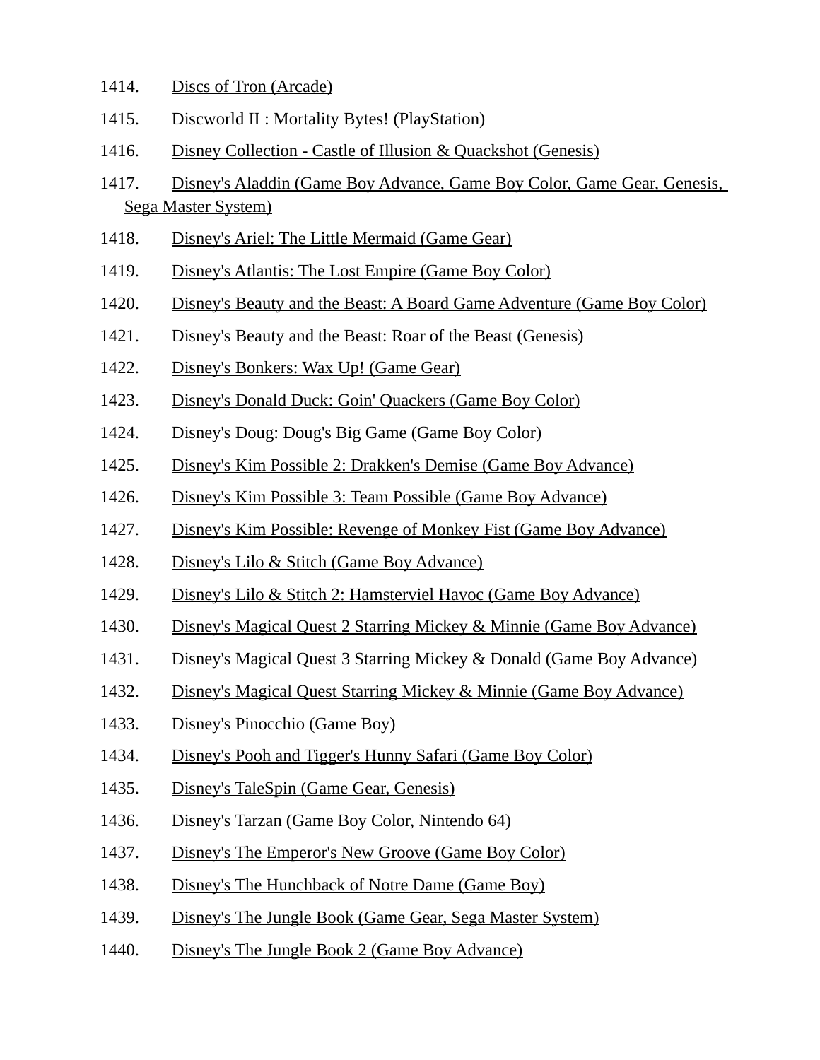1414. Discs of Tron (Arcade)
1415. Discworld II : Mortality Bytes! (PlayStation)
1416. Disney Collection - Castle of Illusion & Quackshot (Genesis)
1417. Disney's Aladdin (Game Boy Advance, Game Boy Color, Game Gear, Genesis, Sega Master System)
1418. Disney's Ariel: The Little Mermaid (Game Gear)
1419. Disney's Atlantis: The Lost Empire (Game Boy Color)
1420. Disney's Beauty and the Beast: A Board Game Adventure (Game Boy Color)
1421. Disney's Beauty and the Beast: Roar of the Beast (Genesis)
1422. Disney's Bonkers: Wax Up! (Game Gear)
1423. Disney's Donald Duck: Goin' Quackers (Game Boy Color)
1424. Disney's Doug: Doug's Big Game (Game Boy Color)
1425. Disney's Kim Possible 2: Drakken's Demise (Game Boy Advance)
1426. Disney's Kim Possible 3: Team Possible (Game Boy Advance)
1427. Disney's Kim Possible: Revenge of Monkey Fist (Game Boy Advance)
1428. Disney's Lilo & Stitch (Game Boy Advance)
1429. Disney's Lilo & Stitch 2: Hamsterviel Havoc (Game Boy Advance)
1430. Disney's Magical Quest 2 Starring Mickey & Minnie (Game Boy Advance)
1431. Disney's Magical Quest 3 Starring Mickey & Donald (Game Boy Advance)
1432. Disney's Magical Quest Starring Mickey & Minnie (Game Boy Advance)
1433. Disney's Pinocchio (Game Boy)
1434. Disney's Pooh and Tigger's Hunny Safari (Game Boy Color)
1435. Disney's TaleSpin (Game Gear, Genesis)
1436. Disney's Tarzan (Game Boy Color, Nintendo 64)
1437. Disney's The Emperor's New Groove (Game Boy Color)
1438. Disney's The Hunchback of Notre Dame (Game Boy)
1439. Disney's The Jungle Book (Game Gear, Sega Master System)
1440. Disney's The Jungle Book 2 (Game Boy Advance)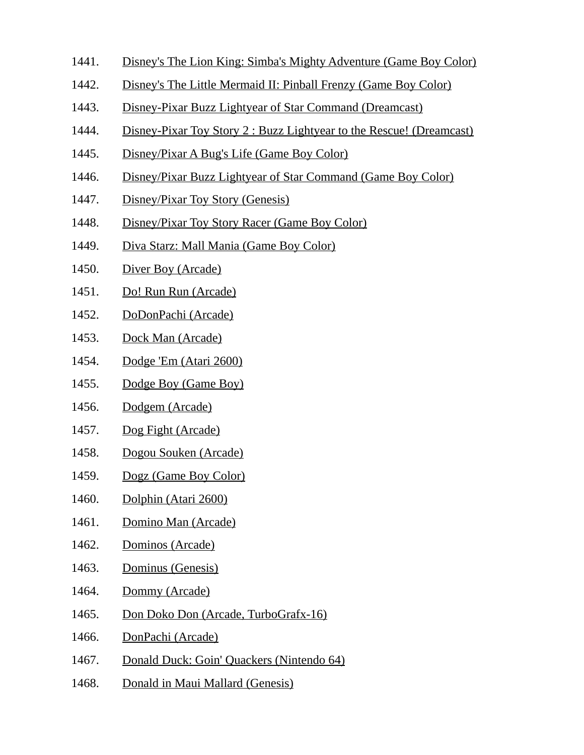1441. Disney's The Lion King: Simba's Mighty Adventure (Game Boy Color)
1442. Disney's The Little Mermaid II: Pinball Frenzy (Game Boy Color)
1443. Disney-Pixar Buzz Lightyear of Star Command (Dreamcast)
1444. Disney-Pixar Toy Story 2 : Buzz Lightyear to the Rescue! (Dreamcast)
1445. Disney/Pixar A Bug's Life (Game Boy Color)
1446. Disney/Pixar Buzz Lightyear of Star Command (Game Boy Color)
1447. Disney/Pixar Toy Story (Genesis)
1448. Disney/Pixar Toy Story Racer (Game Boy Color)
1449. Diva Starz: Mall Mania (Game Boy Color)
1450. Diver Boy (Arcade)
1451. Do! Run Run (Arcade)
1452. DoDonPachi (Arcade)
1453. Dock Man (Arcade)
1454. Dodge 'Em (Atari 2600)
1455. Dodge Boy (Game Boy)
1456. Dodgem (Arcade)
1457. Dog Fight (Arcade)
1458. Dogou Souken (Arcade)
1459. Dogz (Game Boy Color)
1460. Dolphin (Atari 2600)
1461. Domino Man (Arcade)
1462. Dominos (Arcade)
1463. Dominus (Genesis)
1464. Dommy (Arcade)
1465. Don Doko Don (Arcade, TurboGrafx-16)
1466. DonPachi (Arcade)
1467. Donald Duck: Goin' Quackers (Nintendo 64)
1468. Donald in Maui Mallard (Genesis)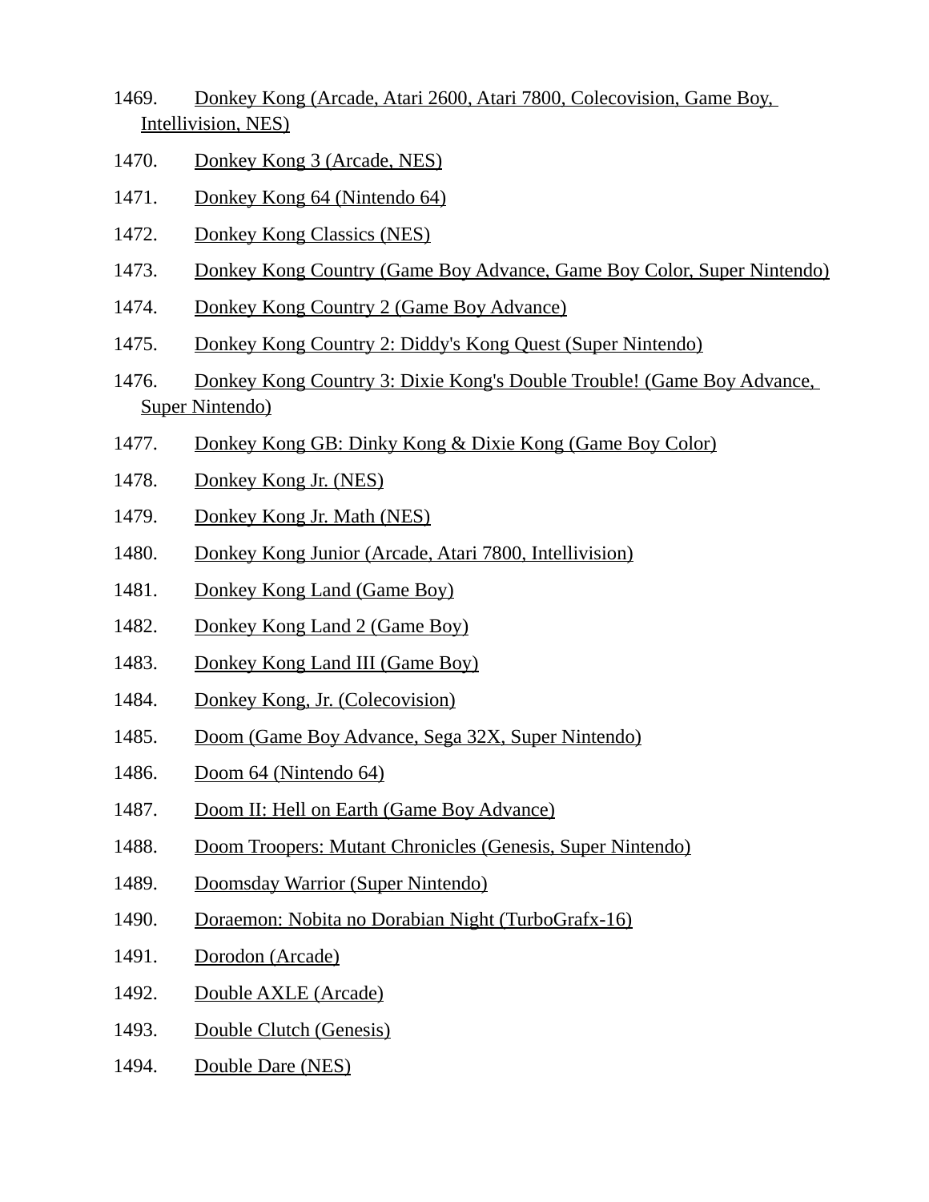1469. Donkey Kong (Arcade, Atari 2600, Atari 7800, Colecovision, Game Boy, Intellivision, NES)

1470. Donkey Kong 3 (Arcade, NES)

1471. Donkey Kong 64 (Nintendo 64)

1472. Donkey Kong Classics (NES)

1473. Donkey Kong Country (Game Boy Advance, Game Boy Color, Super Nintendo)

1474. Donkey Kong Country 2 (Game Boy Advance)

1475. Donkey Kong Country 2: Diddy's Kong Quest (Super Nintendo)

1476. Donkey Kong Country 3: Dixie Kong's Double Trouble! (Game Boy Advance, Super Nintendo)

1477. Donkey Kong GB: Dinky Kong & Dixie Kong (Game Boy Color)

1478. Donkey Kong Jr. (NES)

1479. Donkey Kong Jr. Math (NES)

1480. Donkey Kong Junior (Arcade, Atari 7800, Intellivision)

1481. Donkey Kong Land (Game Boy)

1482. Donkey Kong Land 2 (Game Boy)

1483. Donkey Kong Land III (Game Boy)

1484. Donkey Kong, Jr. (Colecovision)

1485. Doom (Game Boy Advance, Sega 32X, Super Nintendo)

1486. Doom 64 (Nintendo 64)

1487. Doom II: Hell on Earth (Game Boy Advance)

1488. Doom Troopers: Mutant Chronicles (Genesis, Super Nintendo)

1489. Doomsday Warrior (Super Nintendo)

1490. Doraemon: Nobita no Dorabian Night (TurboGrafx-16)

1491. Dorodon (Arcade)

1492. Double AXLE (Arcade)

1493. Double Clutch (Genesis)

1494. Double Dare (NES)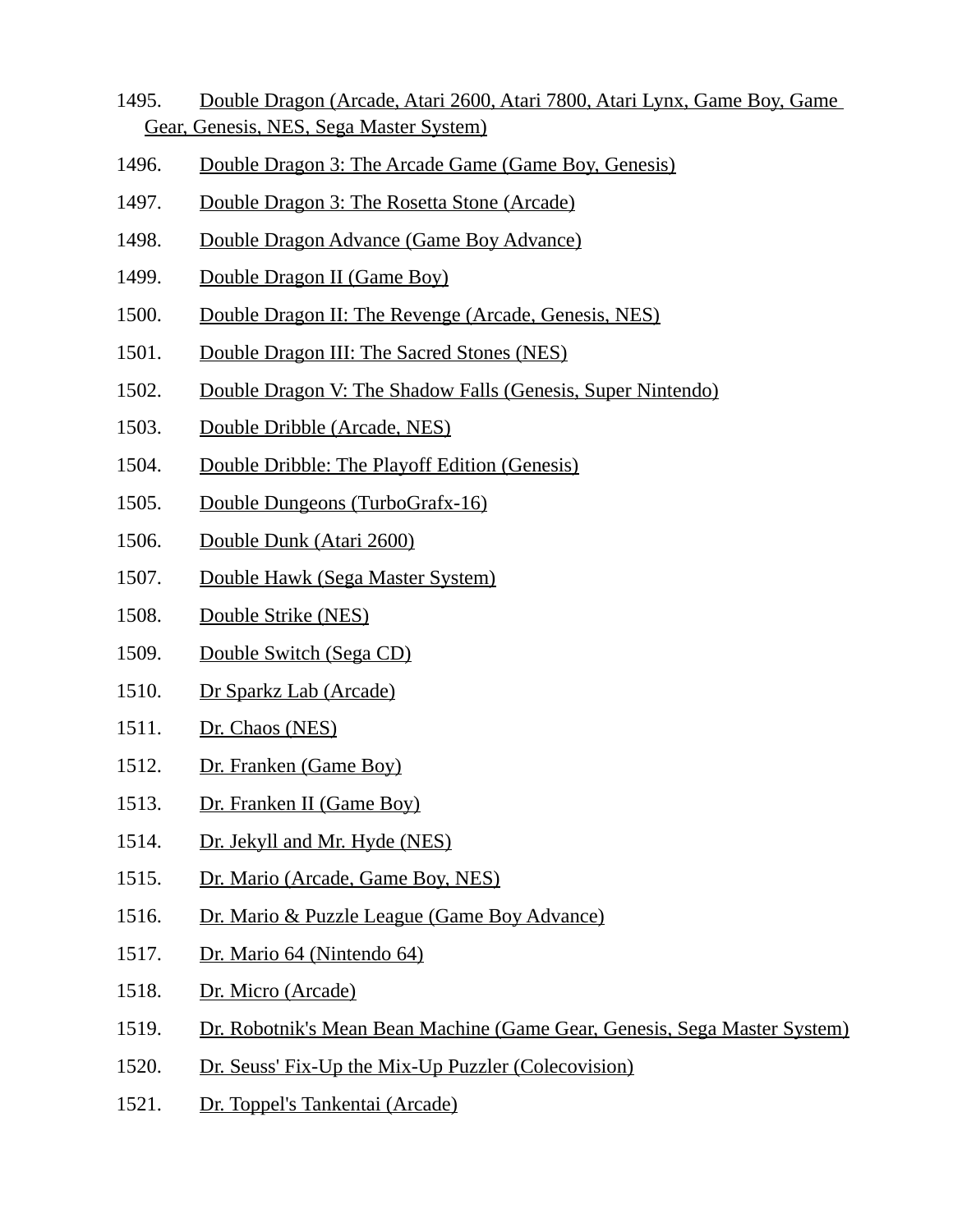1495. Double Dragon (Arcade, Atari 2600, Atari 7800, Atari Lynx, Game Boy, Game Gear, Genesis, NES, Sega Master System)

1496. Double Dragon 3: The Arcade Game (Game Boy, Genesis)

1497. Double Dragon 3: The Rosetta Stone (Arcade)

1498. Double Dragon Advance (Game Boy Advance)

1499. Double Dragon II (Game Boy)

1500. Double Dragon II: The Revenge (Arcade, Genesis, NES)

1501. Double Dragon III: The Sacred Stones (NES)

1502. Double Dragon V: The Shadow Falls (Genesis, Super Nintendo)

1503. Double Dribble (Arcade, NES)

1504. Double Dribble: The Playoff Edition (Genesis)

1505. Double Dungeons (TurboGrafx-16)

1506. Double Dunk (Atari 2600)

1507. Double Hawk (Sega Master System)

1508. Double Strike (NES)

1509. Double Switch (Sega CD)

1510. Dr Sparkz Lab (Arcade)

1511. Dr. Chaos (NES)

1512. Dr. Franken (Game Boy)

1513. Dr. Franken II (Game Boy)

1514. Dr. Jekyll and Mr. Hyde (NES)

1515. Dr. Mario (Arcade, Game Boy, NES)

1516. Dr. Mario & Puzzle League (Game Boy Advance)

1517. Dr. Mario 64 (Nintendo 64)

1518. Dr. Micro (Arcade)

1519. Dr. Robotnik's Mean Bean Machine (Game Gear, Genesis, Sega Master System)

1520. Dr. Seuss' Fix-Up the Mix-Up Puzzler (Colecovision)

1521. Dr. Toppel's Tankentai (Arcade)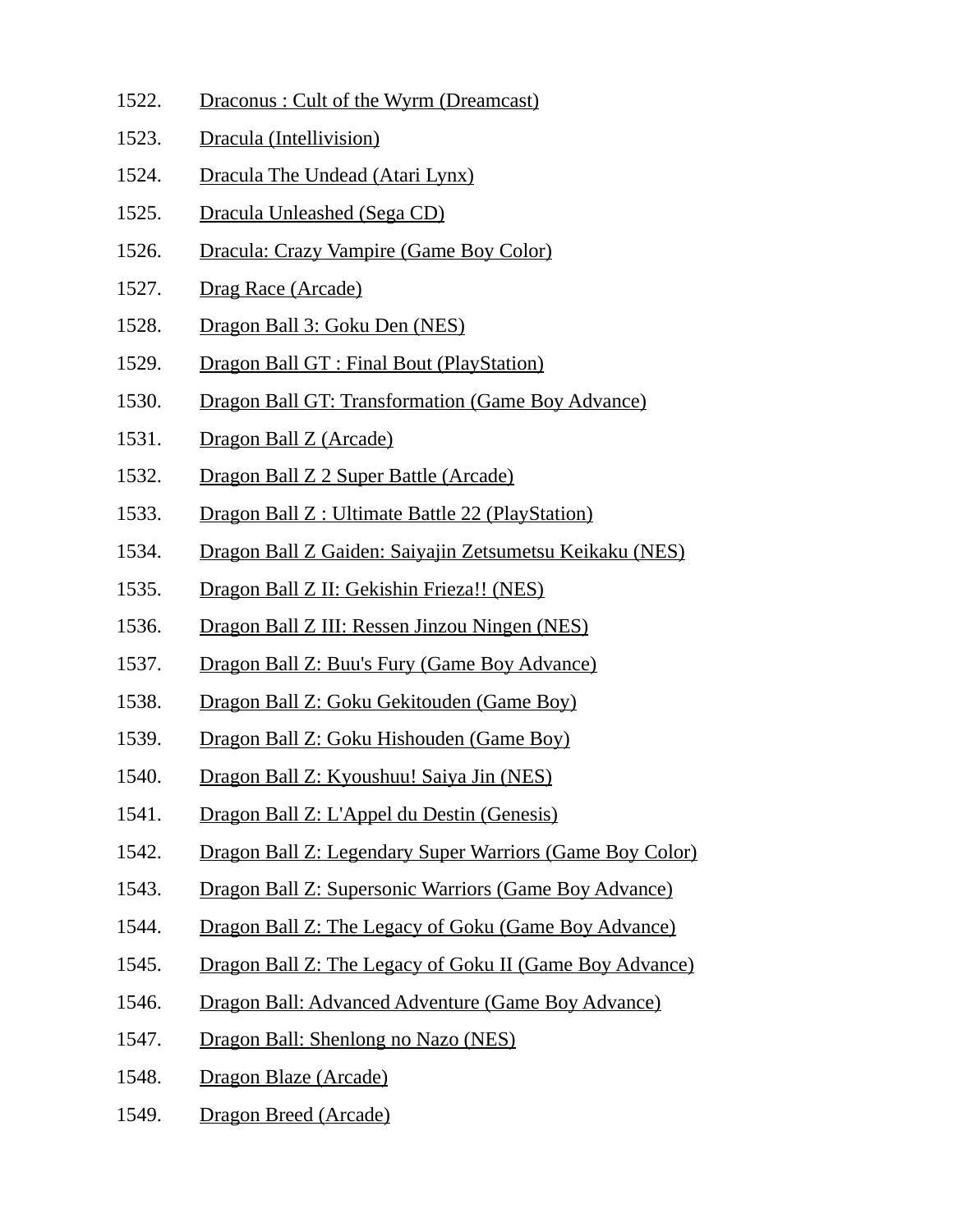1522. Draconus : Cult of the Wyrm (Dreamcast)
1523. Dracula (Intellivision)
1524. Dracula The Undead (Atari Lynx)
1525. Dracula Unleashed (Sega CD)
1526. Dracula: Crazy Vampire (Game Boy Color)
1527. Drag Race (Arcade)
1528. Dragon Ball 3: Goku Den (NES)
1529. Dragon Ball GT : Final Bout (PlayStation)
1530. Dragon Ball GT: Transformation (Game Boy Advance)
1531. Dragon Ball Z (Arcade)
1532. Dragon Ball Z 2 Super Battle (Arcade)
1533. Dragon Ball Z : Ultimate Battle 22 (PlayStation)
1534. Dragon Ball Z Gaiden: Saiyajin Zetsumetsu Keikaku (NES)
1535. Dragon Ball Z II: Gekishin Frieza!! (NES)
1536. Dragon Ball Z III: Ressen Jinzou Ningen (NES)
1537. Dragon Ball Z: Buu's Fury (Game Boy Advance)
1538. Dragon Ball Z: Goku Gekitouden (Game Boy)
1539. Dragon Ball Z: Goku Hishouden (Game Boy)
1540. Dragon Ball Z: Kyoushuu! Saiya Jin (NES)
1541. Dragon Ball Z: L'Appel du Destin (Genesis)
1542. Dragon Ball Z: Legendary Super Warriors (Game Boy Color)
1543. Dragon Ball Z: Supersonic Warriors (Game Boy Advance)
1544. Dragon Ball Z: The Legacy of Goku (Game Boy Advance)
1545. Dragon Ball Z: The Legacy of Goku II (Game Boy Advance)
1546. Dragon Ball: Advanced Adventure (Game Boy Advance)
1547. Dragon Ball: Shenlong no Nazo (NES)
1548. Dragon Blaze (Arcade)
1549. Dragon Breed (Arcade)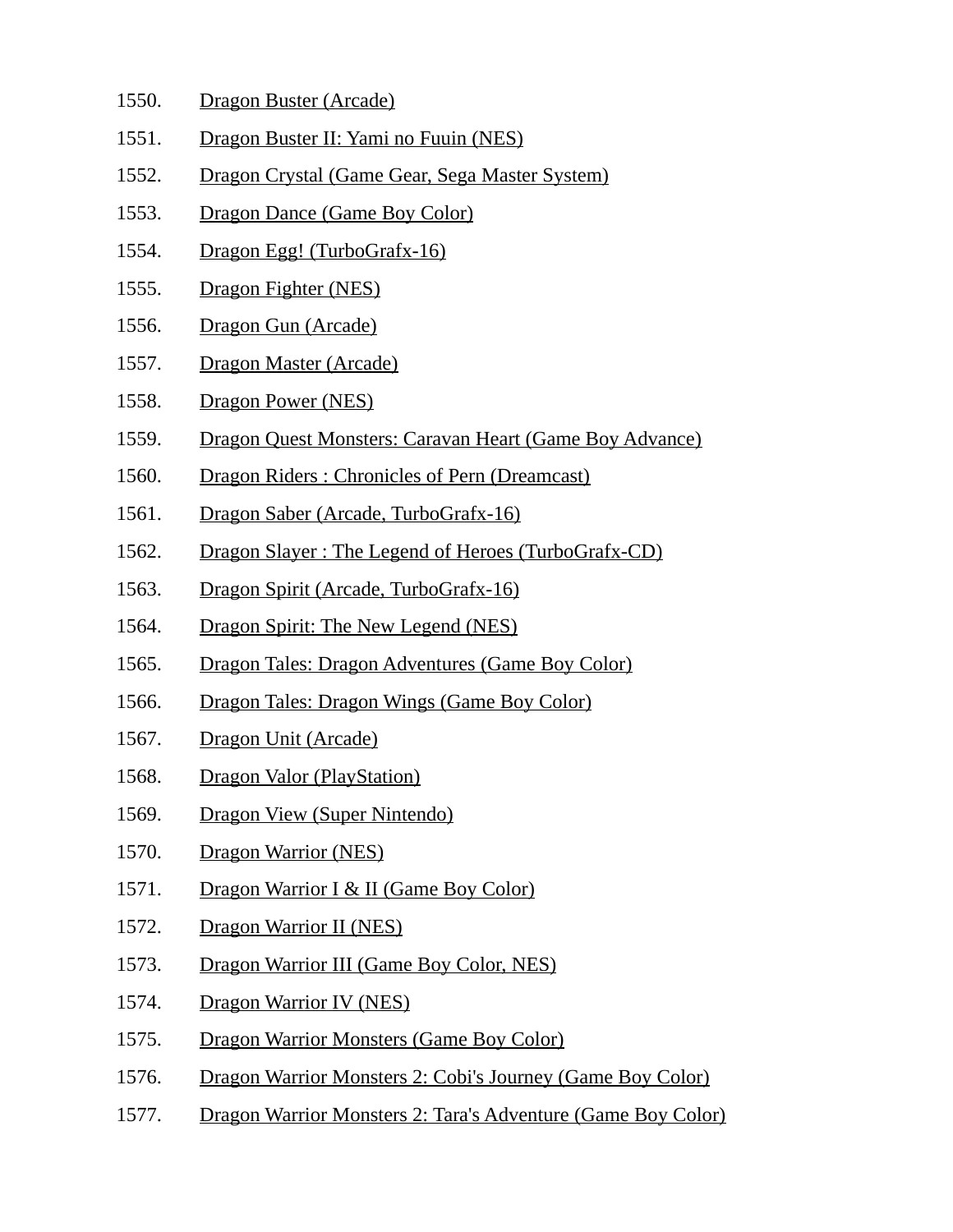1550. Dragon Buster (Arcade)
1551. Dragon Buster II: Yami no Fuuin (NES)
1552. Dragon Crystal (Game Gear, Sega Master System)
1553. Dragon Dance (Game Boy Color)
1554. Dragon Egg! (TurboGrafx-16)
1555. Dragon Fighter (NES)
1556. Dragon Gun (Arcade)
1557. Dragon Master (Arcade)
1558. Dragon Power (NES)
1559. Dragon Quest Monsters: Caravan Heart (Game Boy Advance)
1560. Dragon Riders : Chronicles of Pern (Dreamcast)
1561. Dragon Saber (Arcade, TurboGrafx-16)
1562. Dragon Slayer : The Legend of Heroes (TurboGrafx-CD)
1563. Dragon Spirit (Arcade, TurboGrafx-16)
1564. Dragon Spirit: The New Legend (NES)
1565. Dragon Tales: Dragon Adventures (Game Boy Color)
1566. Dragon Tales: Dragon Wings (Game Boy Color)
1567. Dragon Unit (Arcade)
1568. Dragon Valor (PlayStation)
1569. Dragon View (Super Nintendo)
1570. Dragon Warrior (NES)
1571. Dragon Warrior I & II (Game Boy Color)
1572. Dragon Warrior II (NES)
1573. Dragon Warrior III (Game Boy Color, NES)
1574. Dragon Warrior IV (NES)
1575. Dragon Warrior Monsters (Game Boy Color)
1576. Dragon Warrior Monsters 2: Cobi's Journey (Game Boy Color)
1577. Dragon Warrior Monsters 2: Tara's Adventure (Game Boy Color)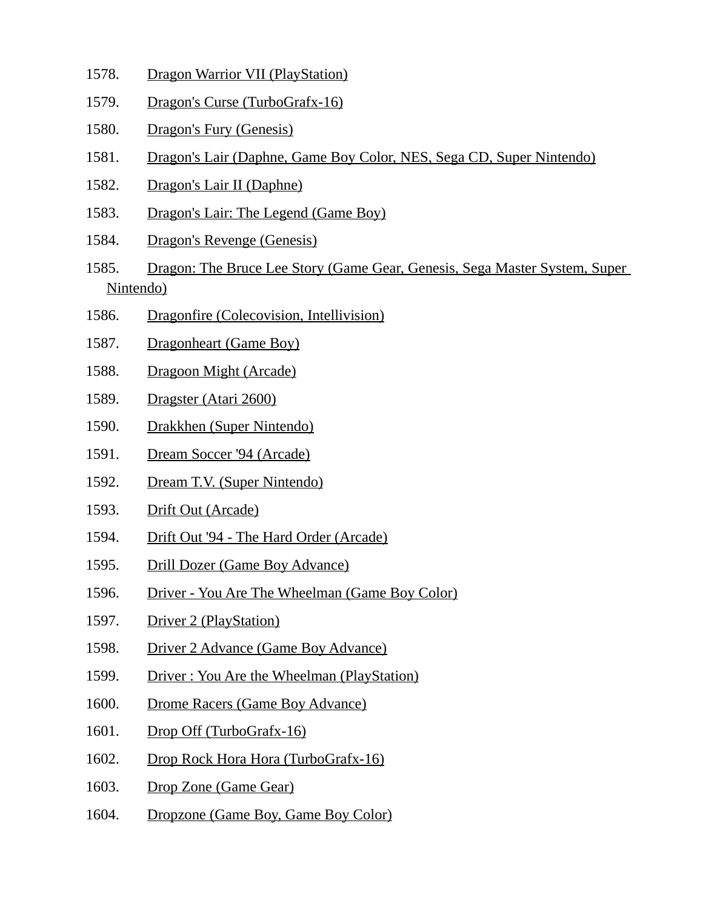1578. Dragon Warrior VII (PlayStation)
1579. Dragon's Curse (TurboGrafx-16)
1580. Dragon's Fury (Genesis)
1581. Dragon's Lair (Daphne, Game Boy Color, NES, Sega CD, Super Nintendo)
1582. Dragon's Lair II (Daphne)
1583. Dragon's Lair: The Legend (Game Boy)
1584. Dragon's Revenge (Genesis)
1585. Dragon: The Bruce Lee Story (Game Gear, Genesis, Sega Master System, Super Nintendo)
1586. Dragonfire (Colecovision, Intellivision)
1587. Dragonheart (Game Boy)
1588. Dragoon Might (Arcade)
1589. Dragster (Atari 2600)
1590. Drakkhen (Super Nintendo)
1591. Dream Soccer '94 (Arcade)
1592. Dream T.V. (Super Nintendo)
1593. Drift Out (Arcade)
1594. Drift Out '94 - The Hard Order (Arcade)
1595. Drill Dozer (Game Boy Advance)
1596. Driver - You Are The Wheelman (Game Boy Color)
1597. Driver 2 (PlayStation)
1598. Driver 2 Advance (Game Boy Advance)
1599. Driver : You Are the Wheelman (PlayStation)
1600. Drome Racers (Game Boy Advance)
1601. Drop Off (TurboGrafx-16)
1602. Drop Rock Hora Hora (TurboGrafx-16)
1603. Drop Zone (Game Gear)
1604. Dropzone (Game Boy, Game Boy Color)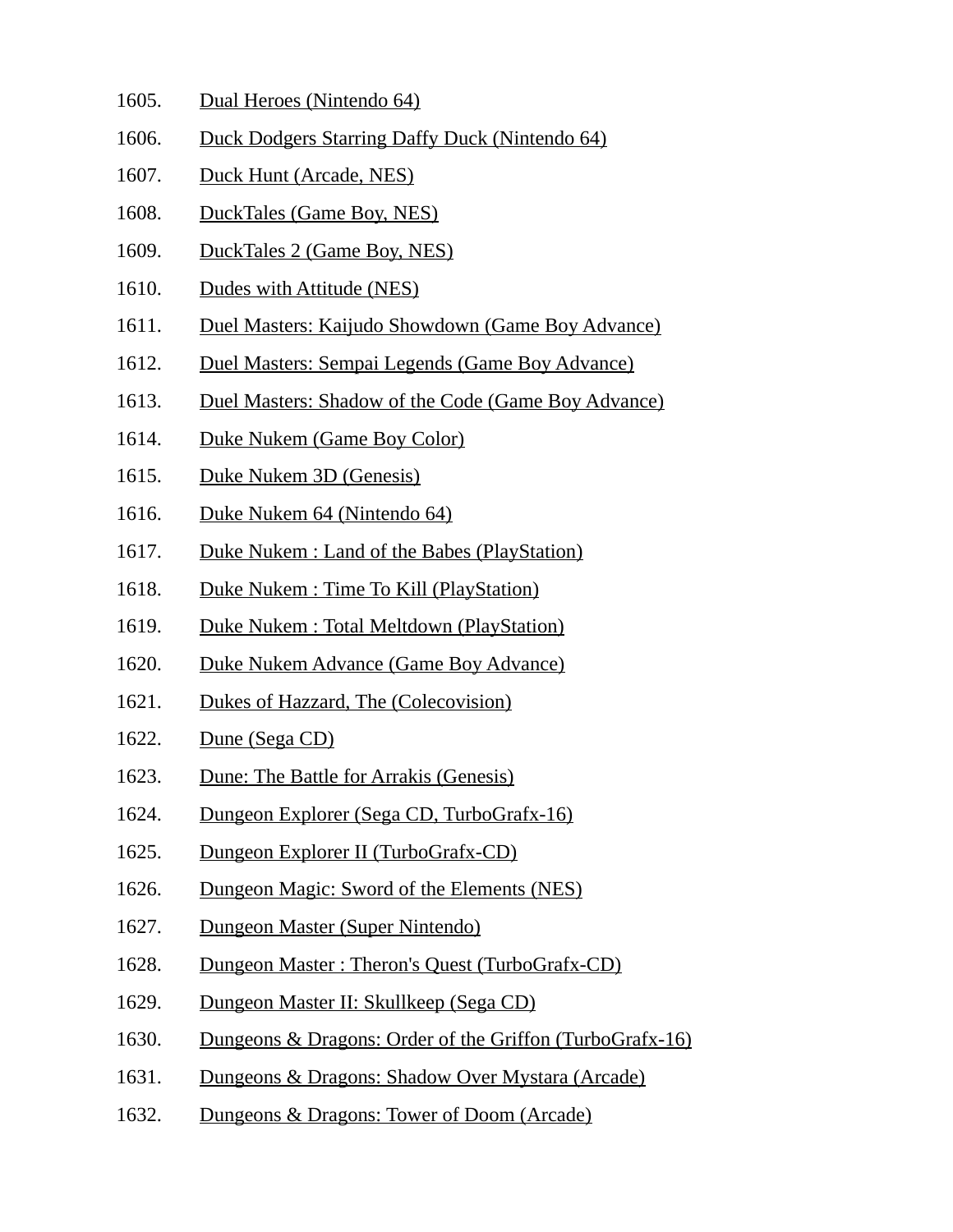1605. Dual Heroes (Nintendo 64)
1606. Duck Dodgers Starring Daffy Duck (Nintendo 64)
1607. Duck Hunt (Arcade, NES)
1608. DuckTales (Game Boy, NES)
1609. DuckTales 2 (Game Boy, NES)
1610. Dudes with Attitude (NES)
1611. Duel Masters: Kaijudo Showdown (Game Boy Advance)
1612. Duel Masters: Sempai Legends (Game Boy Advance)
1613. Duel Masters: Shadow of the Code (Game Boy Advance)
1614. Duke Nukem (Game Boy Color)
1615. Duke Nukem 3D (Genesis)
1616. Duke Nukem 64 (Nintendo 64)
1617. Duke Nukem : Land of the Babes (PlayStation)
1618. Duke Nukem : Time To Kill (PlayStation)
1619. Duke Nukem : Total Meltdown (PlayStation)
1620. Duke Nukem Advance (Game Boy Advance)
1621. Dukes of Hazzard, The (Colecovision)
1622. Dune (Sega CD)
1623. Dune: The Battle for Arrakis (Genesis)
1624. Dungeon Explorer (Sega CD, TurboGrafx-16)
1625. Dungeon Explorer II (TurboGrafx-CD)
1626. Dungeon Magic: Sword of the Elements (NES)
1627. Dungeon Master (Super Nintendo)
1628. Dungeon Master : Theron's Quest (TurboGrafx-CD)
1629. Dungeon Master II: Skullkeep (Sega CD)
1630. Dungeons & Dragons: Order of the Griffon (TurboGrafx-16)
1631. Dungeons & Dragons: Shadow Over Mystara (Arcade)
1632. Dungeons & Dragons: Tower of Doom (Arcade)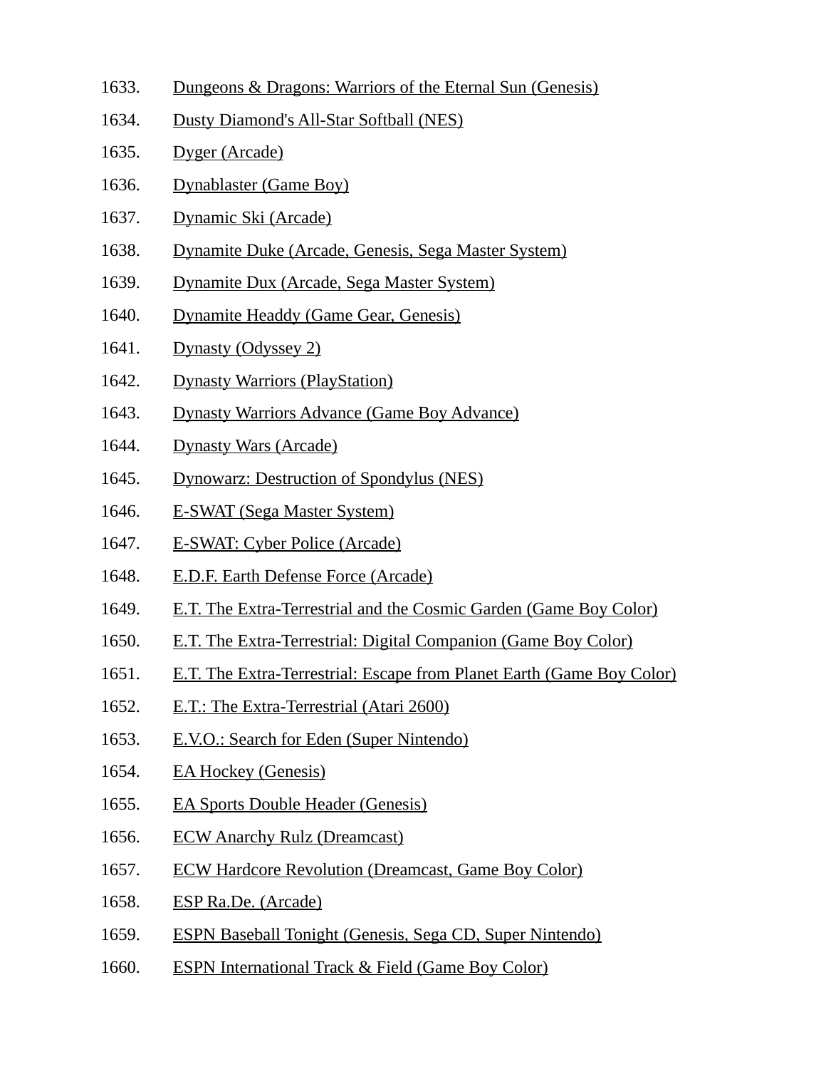1633. Dungeons & Dragons: Warriors of the Eternal Sun (Genesis)
1634. Dusty Diamond's All-Star Softball (NES)
1635. Dyger (Arcade)
1636. Dynablaster (Game Boy)
1637. Dynamic Ski (Arcade)
1638. Dynamite Duke (Arcade, Genesis, Sega Master System)
1639. Dynamite Dux (Arcade, Sega Master System)
1640. Dynamite Headdy (Game Gear, Genesis)
1641. Dynasty (Odyssey 2)
1642. Dynasty Warriors (PlayStation)
1643. Dynasty Warriors Advance (Game Boy Advance)
1644. Dynasty Wars (Arcade)
1645. Dynowarz: Destruction of Spondylus (NES)
1646. E-SWAT (Sega Master System)
1647. E-SWAT: Cyber Police (Arcade)
1648. E.D.F. Earth Defense Force (Arcade)
1649. E.T. The Extra-Terrestrial and the Cosmic Garden (Game Boy Color)
1650. E.T. The Extra-Terrestrial: Digital Companion (Game Boy Color)
1651. E.T. The Extra-Terrestrial: Escape from Planet Earth (Game Boy Color)
1652. E.T.: The Extra-Terrestrial (Atari 2600)
1653. E.V.O.: Search for Eden (Super Nintendo)
1654. EA Hockey (Genesis)
1655. EA Sports Double Header (Genesis)
1656. ECW Anarchy Rulz (Dreamcast)
1657. ECW Hardcore Revolution (Dreamcast, Game Boy Color)
1658. ESP Ra.De. (Arcade)
1659. ESPN Baseball Tonight (Genesis, Sega CD, Super Nintendo)
1660. ESPN International Track & Field (Game Boy Color)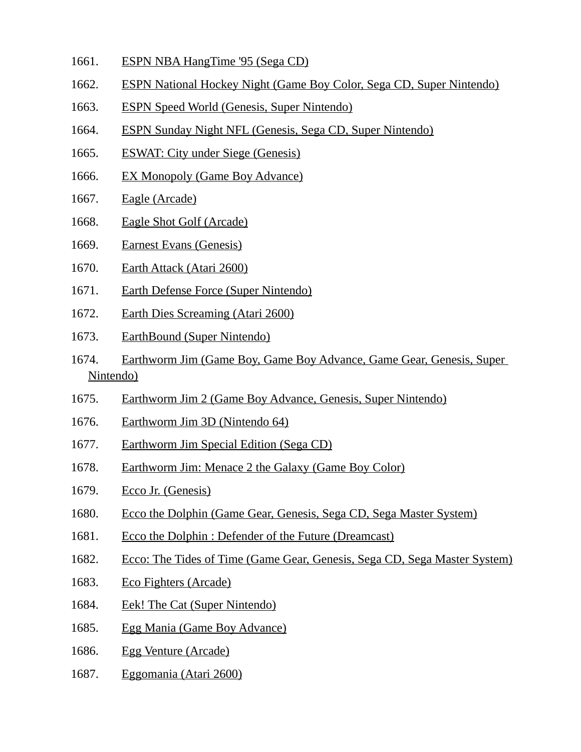1661. ESPN NBA HangTime '95 (Sega CD)
1662. ESPN National Hockey Night (Game Boy Color, Sega CD, Super Nintendo)
1663. ESPN Speed World (Genesis, Super Nintendo)
1664. ESPN Sunday Night NFL (Genesis, Sega CD, Super Nintendo)
1665. ESWAT: City under Siege (Genesis)
1666. EX Monopoly (Game Boy Advance)
1667. Eagle (Arcade)
1668. Eagle Shot Golf (Arcade)
1669. Earnest Evans (Genesis)
1670. Earth Attack (Atari 2600)
1671. Earth Defense Force (Super Nintendo)
1672. Earth Dies Screaming (Atari 2600)
1673. EarthBound (Super Nintendo)
1674. Earthworm Jim (Game Boy, Game Boy Advance, Game Gear, Genesis, Super Nintendo)
1675. Earthworm Jim 2 (Game Boy Advance, Genesis, Super Nintendo)
1676. Earthworm Jim 3D (Nintendo 64)
1677. Earthworm Jim Special Edition (Sega CD)
1678. Earthworm Jim: Menace 2 the Galaxy (Game Boy Color)
1679. Ecco Jr. (Genesis)
1680. Ecco the Dolphin (Game Gear, Genesis, Sega CD, Sega Master System)
1681. Ecco the Dolphin : Defender of the Future (Dreamcast)
1682. Ecco: The Tides of Time (Game Gear, Genesis, Sega CD, Sega Master System)
1683. Eco Fighters (Arcade)
1684. Eek! The Cat (Super Nintendo)
1685. Egg Mania (Game Boy Advance)
1686. Egg Venture (Arcade)
1687. Eggomania (Atari 2600)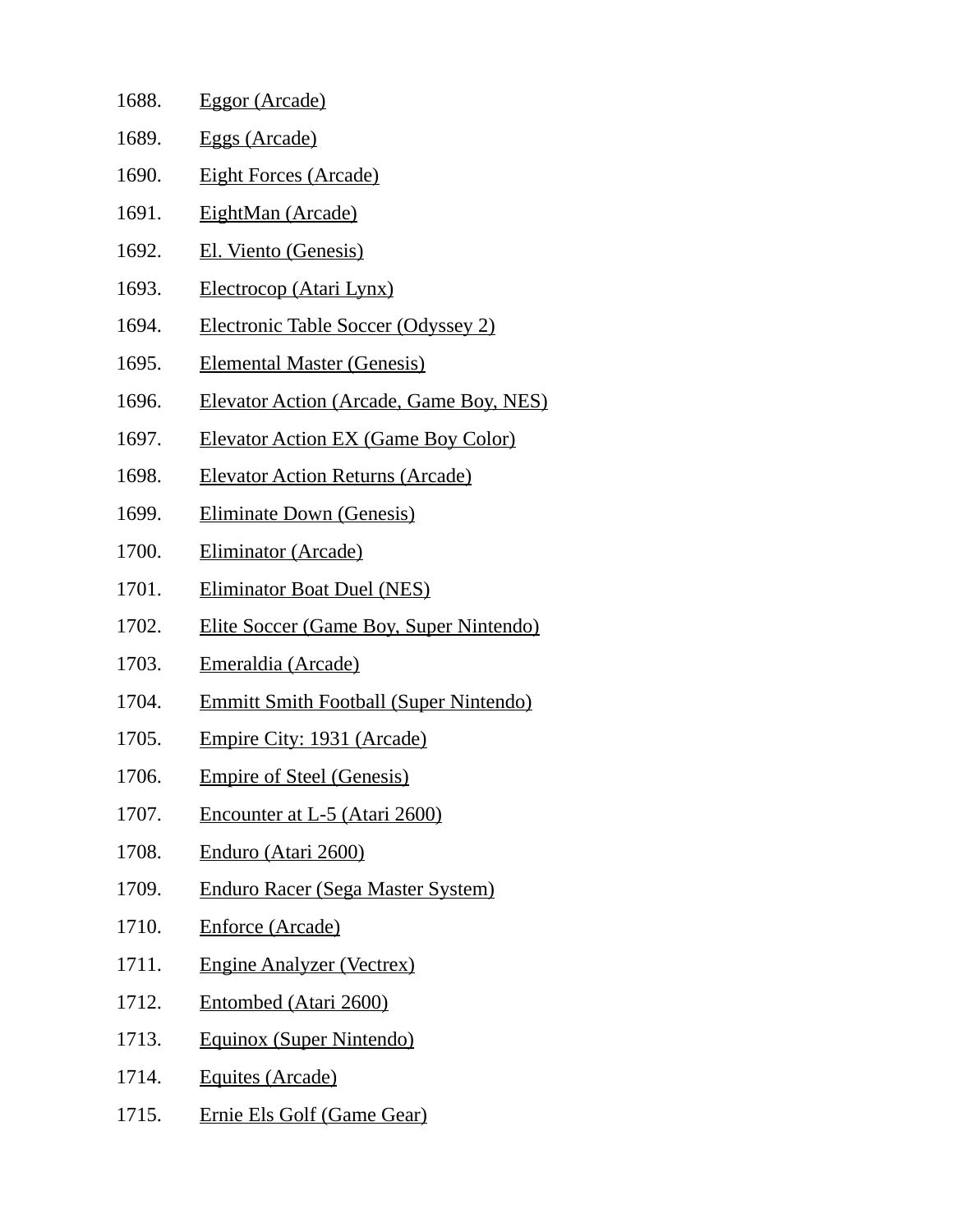1688. Eggor (Arcade)
1689. Eggs (Arcade)
1690. Eight Forces (Arcade)
1691. EightMan (Arcade)
1692. El. Viento (Genesis)
1693. Electrocop (Atari Lynx)
1694. Electronic Table Soccer (Odyssey 2)
1695. Elemental Master (Genesis)
1696. Elevator Action (Arcade, Game Boy, NES)
1697. Elevator Action EX (Game Boy Color)
1698. Elevator Action Returns (Arcade)
1699. Eliminate Down (Genesis)
1700. Eliminator (Arcade)
1701. Eliminator Boat Duel (NES)
1702. Elite Soccer (Game Boy, Super Nintendo)
1703. Emeraldia (Arcade)
1704. Emmitt Smith Football (Super Nintendo)
1705. Empire City: 1931 (Arcade)
1706. Empire of Steel (Genesis)
1707. Encounter at L-5 (Atari 2600)
1708. Enduro (Atari 2600)
1709. Enduro Racer (Sega Master System)
1710. Enforce (Arcade)
1711. Engine Analyzer (Vectrex)
1712. Entombed (Atari 2600)
1713. Equinox (Super Nintendo)
1714. Equites (Arcade)
1715. Ernie Els Golf (Game Gear)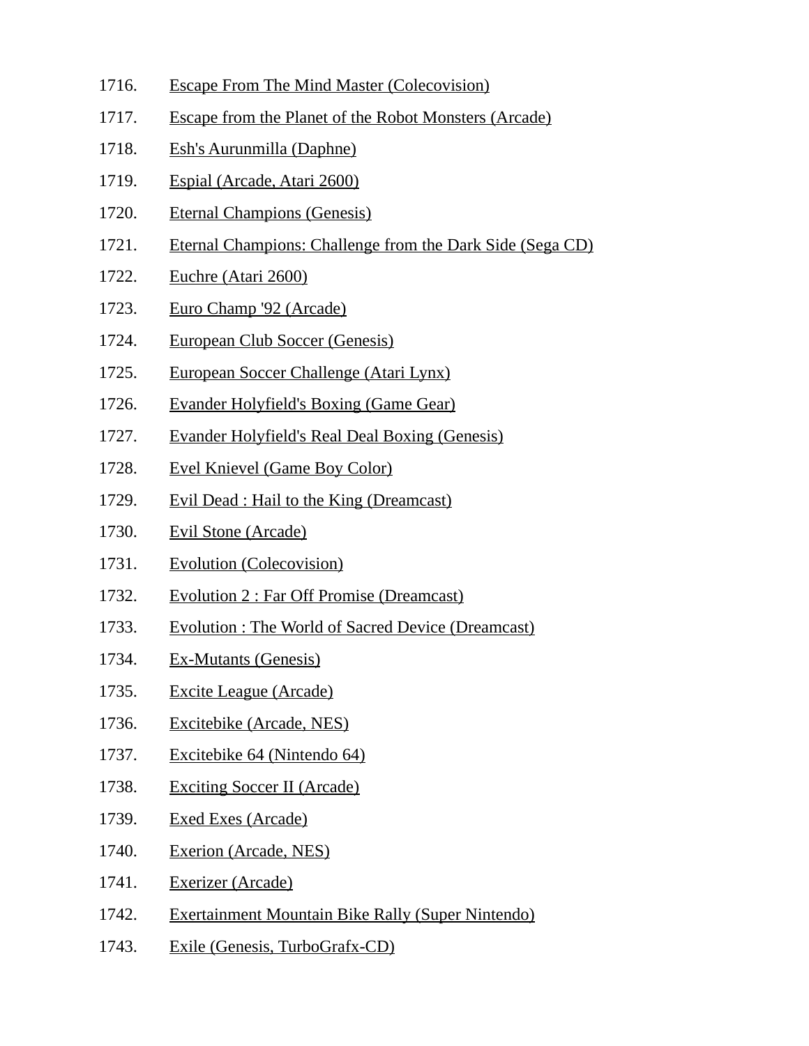1716. Escape From The Mind Master (Colecovision)
1717. Escape from the Planet of the Robot Monsters (Arcade)
1718. Esh's Aurunmilla (Daphne)
1719. Espial (Arcade, Atari 2600)
1720. Eternal Champions (Genesis)
1721. Eternal Champions: Challenge from the Dark Side (Sega CD)
1722. Euchre (Atari 2600)
1723. Euro Champ '92 (Arcade)
1724. European Club Soccer (Genesis)
1725. European Soccer Challenge (Atari Lynx)
1726. Evander Holyfield's Boxing (Game Gear)
1727. Evander Holyfield's Real Deal Boxing (Genesis)
1728. Evel Knievel (Game Boy Color)
1729. Evil Dead : Hail to the King (Dreamcast)
1730. Evil Stone (Arcade)
1731. Evolution (Colecovision)
1732. Evolution 2 : Far Off Promise (Dreamcast)
1733. Evolution : The World of Sacred Device (Dreamcast)
1734. Ex-Mutants (Genesis)
1735. Excite League (Arcade)
1736. Excitebike (Arcade, NES)
1737. Excitebike 64 (Nintendo 64)
1738. Exciting Soccer II (Arcade)
1739. Exed Exes (Arcade)
1740. Exerion (Arcade, NES)
1741. Exerizer (Arcade)
1742. Exertainment Mountain Bike Rally (Super Nintendo)
1743. Exile (Genesis, TurboGrafx-CD)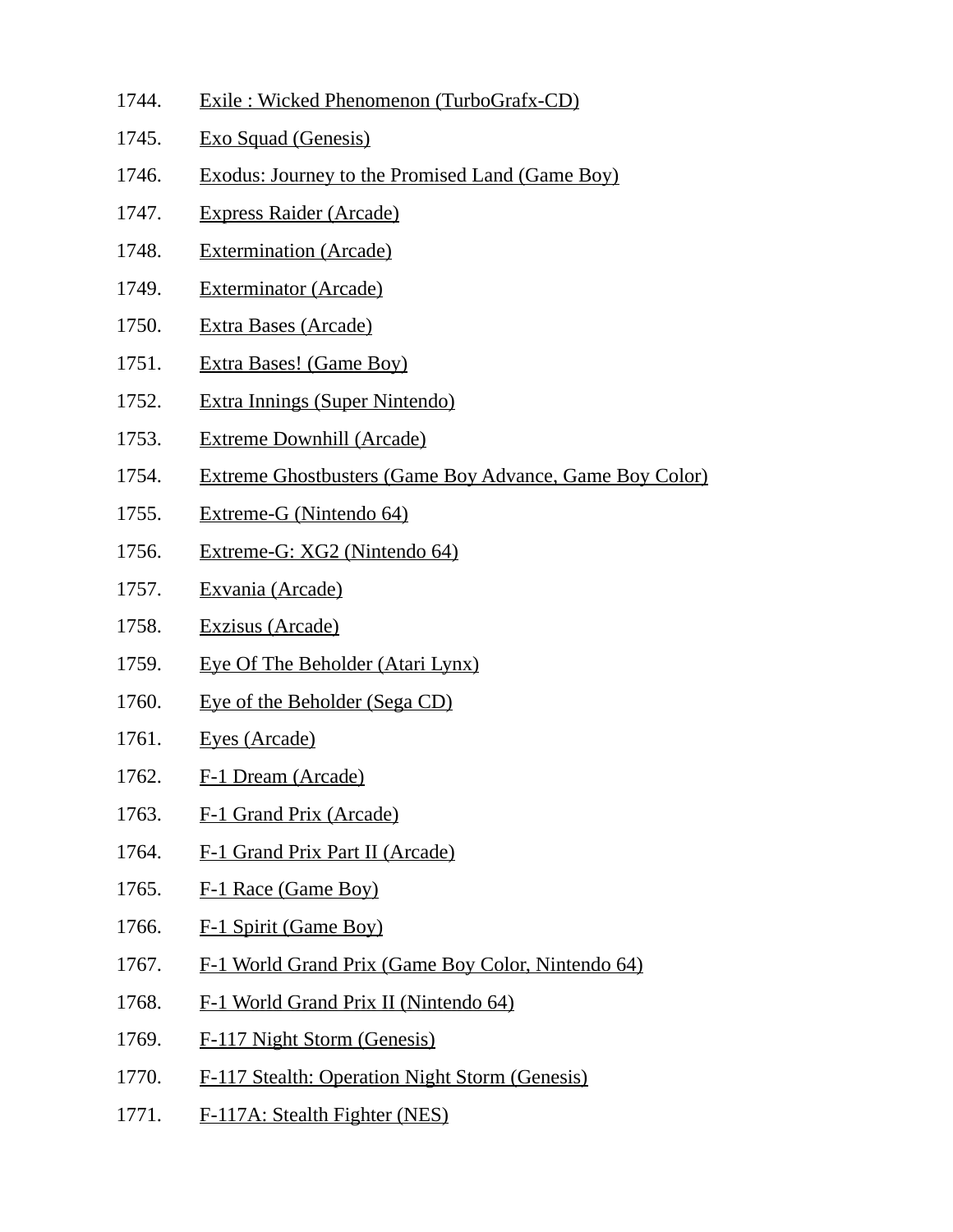1744. Exile : Wicked Phenomenon (TurboGrafx-CD)
1745. Exo Squad (Genesis)
1746. Exodus: Journey to the Promised Land (Game Boy)
1747. Express Raider (Arcade)
1748. Extermination (Arcade)
1749. Exterminator (Arcade)
1750. Extra Bases (Arcade)
1751. Extra Bases! (Game Boy)
1752. Extra Innings (Super Nintendo)
1753. Extreme Downhill (Arcade)
1754. Extreme Ghostbusters (Game Boy Advance, Game Boy Color)
1755. Extreme-G (Nintendo 64)
1756. Extreme-G: XG2 (Nintendo 64)
1757. Exvania (Arcade)
1758. Exzisus (Arcade)
1759. Eye Of The Beholder (Atari Lynx)
1760. Eye of the Beholder (Sega CD)
1761. Eyes (Arcade)
1762. F-1 Dream (Arcade)
1763. F-1 Grand Prix (Arcade)
1764. F-1 Grand Prix Part II (Arcade)
1765. F-1 Race (Game Boy)
1766. F-1 Spirit (Game Boy)
1767. F-1 World Grand Prix (Game Boy Color, Nintendo 64)
1768. F-1 World Grand Prix II (Nintendo 64)
1769. F-117 Night Storm (Genesis)
1770. F-117 Stealth: Operation Night Storm (Genesis)
1771. F-117A: Stealth Fighter (NES)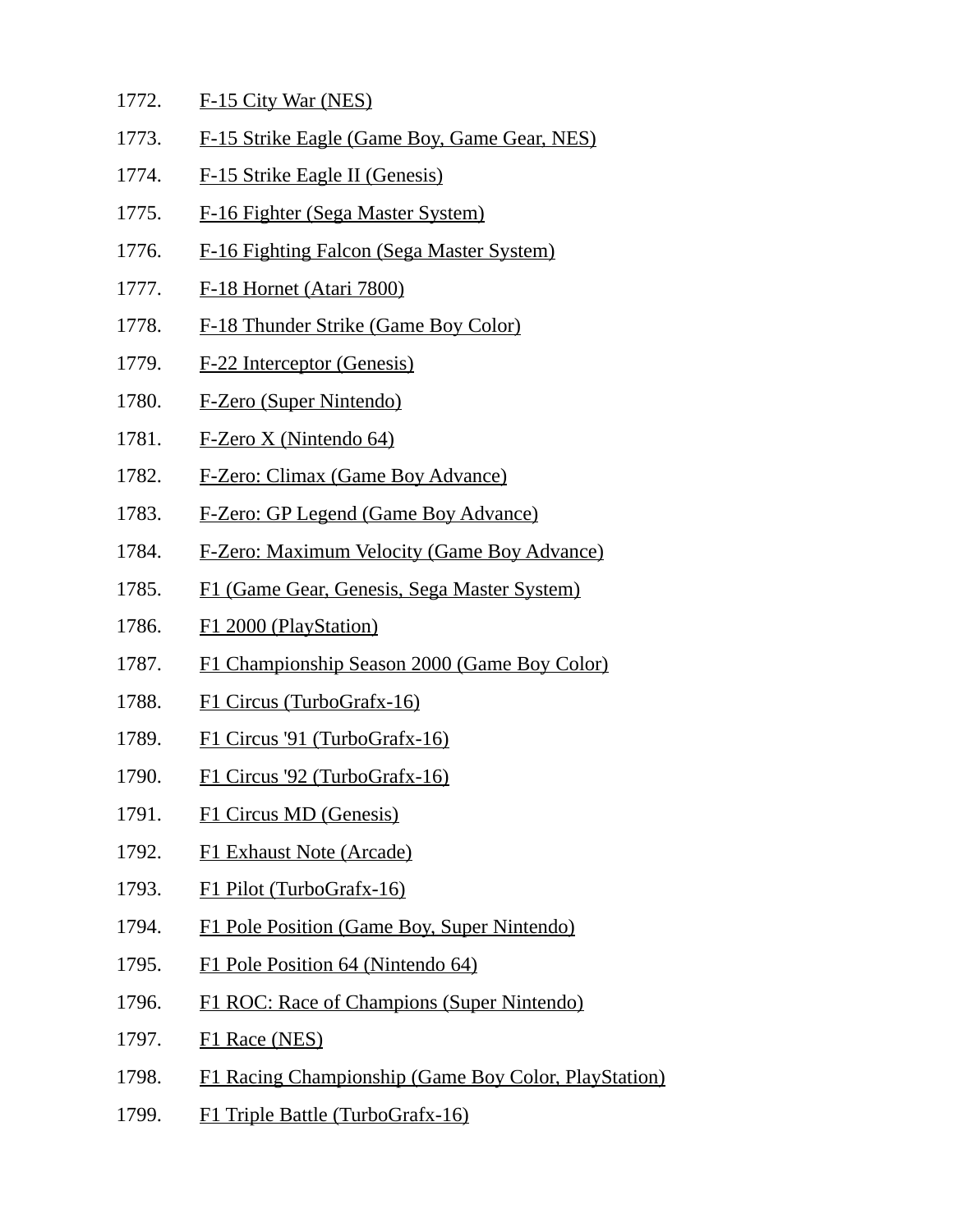1772. F-15 City War (NES)
1773. F-15 Strike Eagle (Game Boy, Game Gear, NES)
1774. F-15 Strike Eagle II (Genesis)
1775. F-16 Fighter (Sega Master System)
1776. F-16 Fighting Falcon (Sega Master System)
1777. F-18 Hornet (Atari 7800)
1778. F-18 Thunder Strike (Game Boy Color)
1779. F-22 Interceptor (Genesis)
1780. F-Zero (Super Nintendo)
1781. F-Zero X (Nintendo 64)
1782. F-Zero: Climax (Game Boy Advance)
1783. F-Zero: GP Legend (Game Boy Advance)
1784. F-Zero: Maximum Velocity (Game Boy Advance)
1785. F1 (Game Gear, Genesis, Sega Master System)
1786. F1 2000 (PlayStation)
1787. F1 Championship Season 2000 (Game Boy Color)
1788. F1 Circus (TurboGrafx-16)
1789. F1 Circus '91 (TurboGrafx-16)
1790. F1 Circus '92 (TurboGrafx-16)
1791. F1 Circus MD (Genesis)
1792. F1 Exhaust Note (Arcade)
1793. F1 Pilot (TurboGrafx-16)
1794. F1 Pole Position (Game Boy, Super Nintendo)
1795. F1 Pole Position 64 (Nintendo 64)
1796. F1 ROC: Race of Champions (Super Nintendo)
1797. F1 Race (NES)
1798. F1 Racing Championship (Game Boy Color, PlayStation)
1799. F1 Triple Battle (TurboGrafx-16)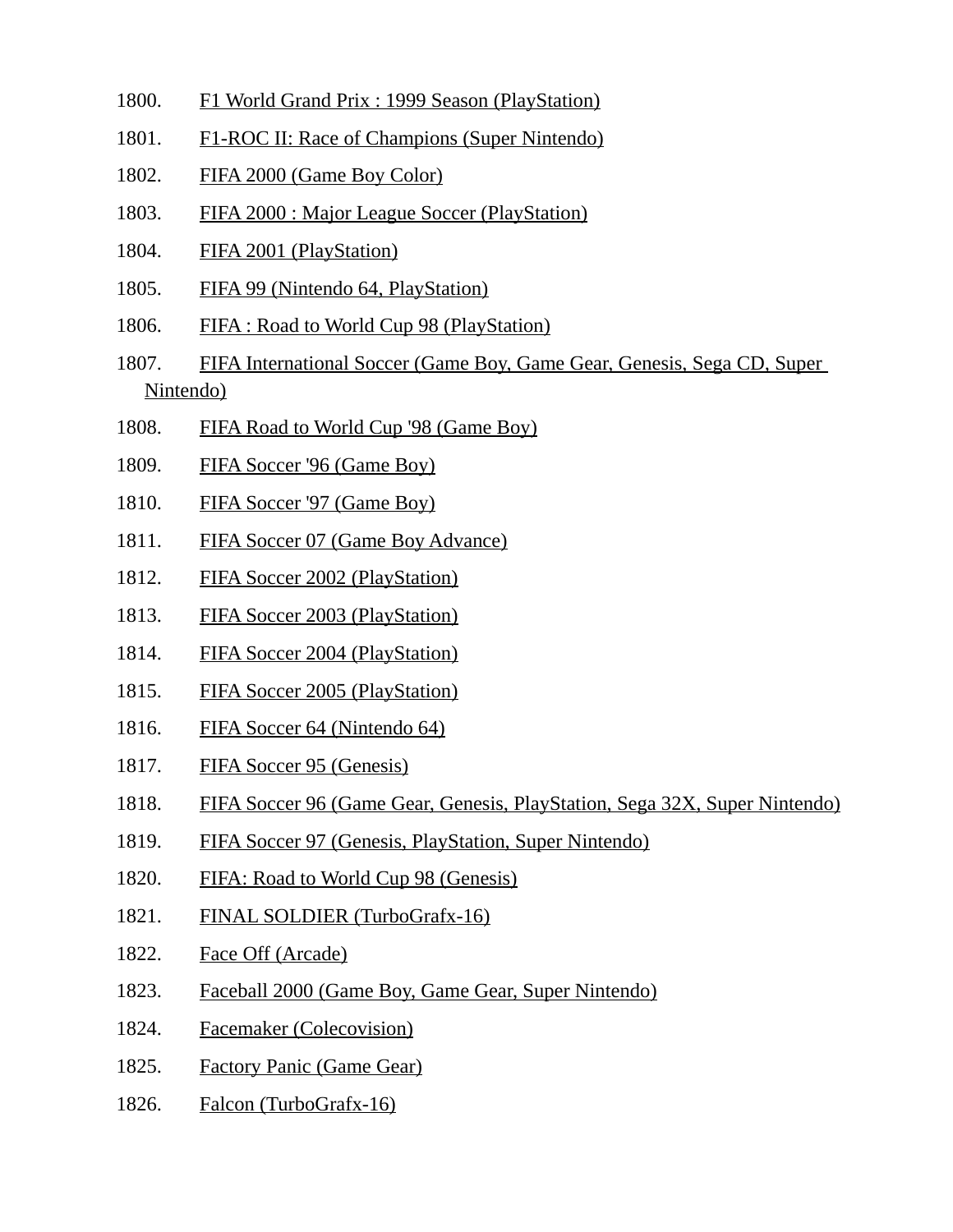1800. F1 World Grand Prix : 1999 Season (PlayStation)

1801. F1-ROC II: Race of Champions (Super Nintendo)

1802. FIFA 2000 (Game Boy Color)

1803. FIFA 2000 : Major League Soccer (PlayStation)

1804. FIFA 2001 (PlayStation)

1805. FIFA 99 (Nintendo 64, PlayStation)

1806. FIFA : Road to World Cup 98 (PlayStation)

1807. FIFA International Soccer (Game Boy, Game Gear, Genesis, Sega CD, Super Nintendo)

1808. FIFA Road to World Cup '98 (Game Boy)

1809. FIFA Soccer '96 (Game Boy)

1810. FIFA Soccer '97 (Game Boy)

1811. FIFA Soccer 07 (Game Boy Advance)

1812. FIFA Soccer 2002 (PlayStation)

1813. FIFA Soccer 2003 (PlayStation)

1814. FIFA Soccer 2004 (PlayStation)

1815. FIFA Soccer 2005 (PlayStation)

1816. FIFA Soccer 64 (Nintendo 64)

1817. FIFA Soccer 95 (Genesis)

1818. FIFA Soccer 96 (Game Gear, Genesis, PlayStation, Sega 32X, Super Nintendo)

1819. FIFA Soccer 97 (Genesis, PlayStation, Super Nintendo)

1820. FIFA: Road to World Cup 98 (Genesis)

1821. FINAL SOLDIER (TurboGrafx-16)

1822. Face Off (Arcade)

1823. Faceball 2000 (Game Boy, Game Gear, Super Nintendo)

1824. Facemaker (Colecovision)

1825. Factory Panic (Game Gear)

1826. Falcon (TurboGrafx-16)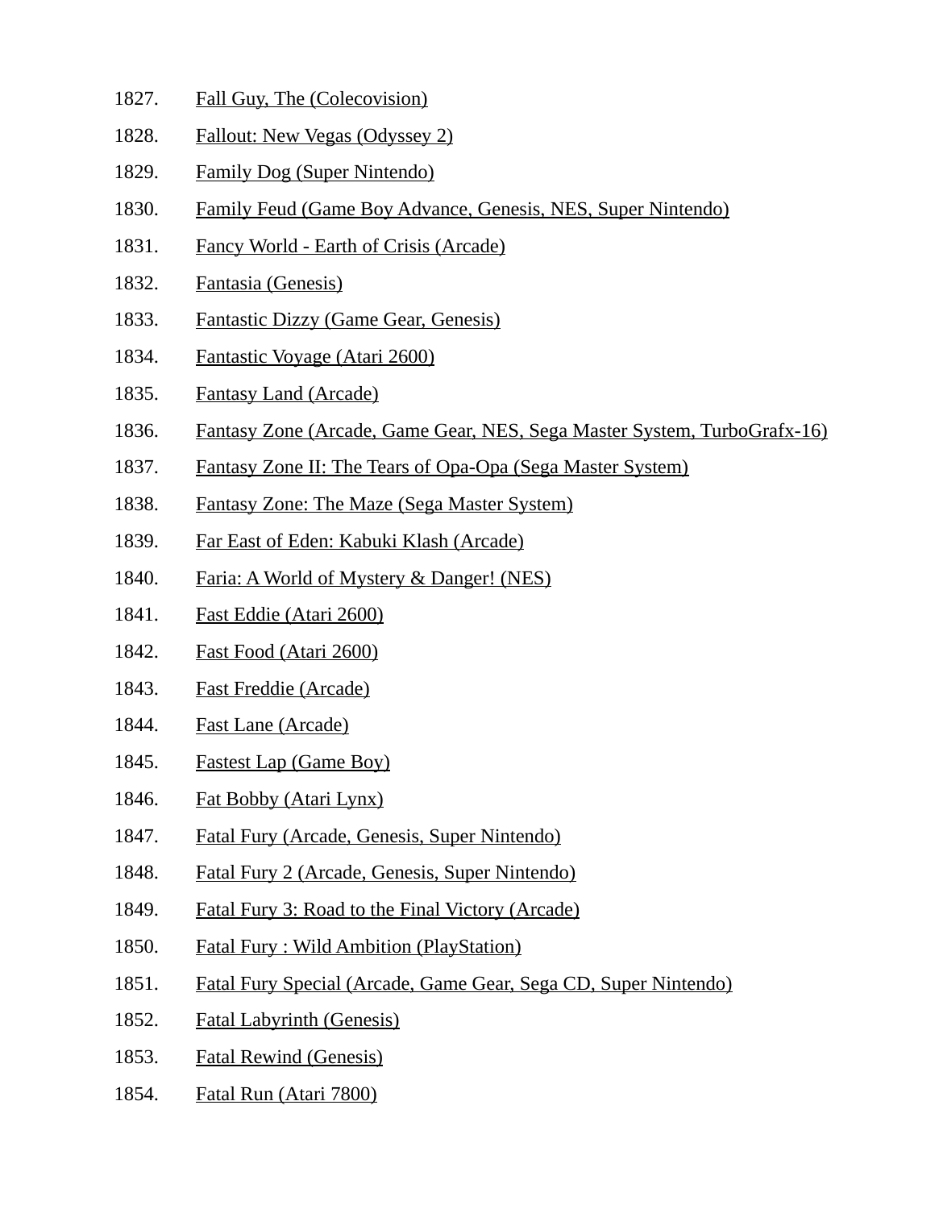1827. Fall Guy, The (Colecovision)
1828. Fallout: New Vegas (Odyssey 2)
1829. Family Dog (Super Nintendo)
1830. Family Feud (Game Boy Advance, Genesis, NES, Super Nintendo)
1831. Fancy World - Earth of Crisis (Arcade)
1832. Fantasia (Genesis)
1833. Fantastic Dizzy (Game Gear, Genesis)
1834. Fantastic Voyage (Atari 2600)
1835. Fantasy Land (Arcade)
1836. Fantasy Zone (Arcade, Game Gear, NES, Sega Master System, TurboGrafx-16)
1837. Fantasy Zone II: The Tears of Opa-Opa (Sega Master System)
1838. Fantasy Zone: The Maze (Sega Master System)
1839. Far East of Eden: Kabuki Klash (Arcade)
1840. Faria: A World of Mystery & Danger! (NES)
1841. Fast Eddie (Atari 2600)
1842. Fast Food (Atari 2600)
1843. Fast Freddie (Arcade)
1844. Fast Lane (Arcade)
1845. Fastest Lap (Game Boy)
1846. Fat Bobby (Atari Lynx)
1847. Fatal Fury (Arcade, Genesis, Super Nintendo)
1848. Fatal Fury 2 (Arcade, Genesis, Super Nintendo)
1849. Fatal Fury 3: Road to the Final Victory (Arcade)
1850. Fatal Fury : Wild Ambition (PlayStation)
1851. Fatal Fury Special (Arcade, Game Gear, Sega CD, Super Nintendo)
1852. Fatal Labyrinth (Genesis)
1853. Fatal Rewind (Genesis)
1854. Fatal Run (Atari 7800)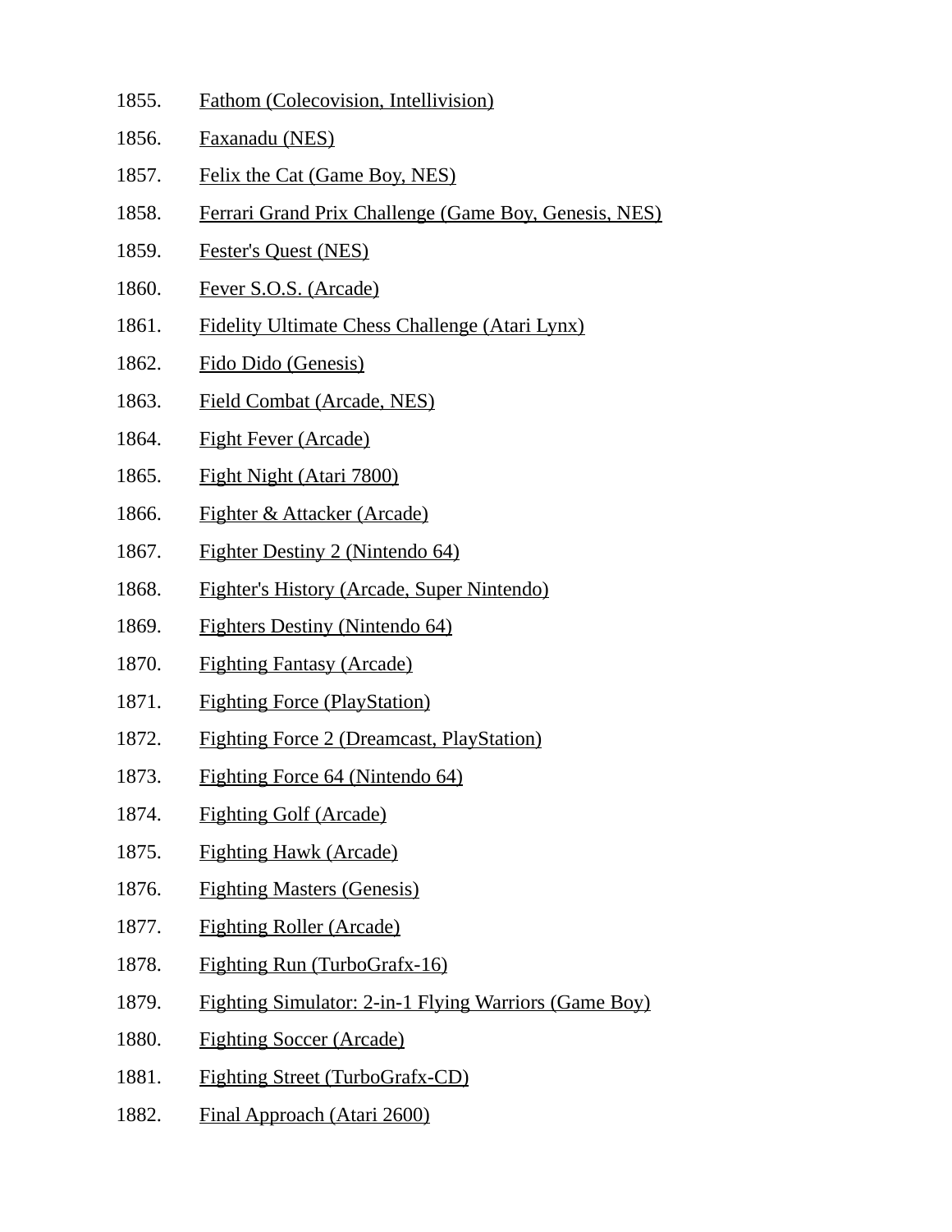1855. Fathom (Colecovision, Intellivision)

1856. Faxanadu (NES)

1857. Felix the Cat (Game Boy, NES)

1858. Ferrari Grand Prix Challenge (Game Boy, Genesis, NES)

1859. Fester's Quest (NES)

1860. Fever S.O.S. (Arcade)

1861. Fidelity Ultimate Chess Challenge (Atari Lynx)

1862. Fido Dido (Genesis)

1863. Field Combat (Arcade, NES)

1864. Fight Fever (Arcade)

1865. Fight Night (Atari 7800)

1866. Fighter & Attacker (Arcade)

1867. Fighter Destiny 2 (Nintendo 64)

1868. Fighter's History (Arcade, Super Nintendo)

1869. Fighters Destiny (Nintendo 64)

1870. Fighting Fantasy (Arcade)

1871. Fighting Force (PlayStation)

1872. Fighting Force 2 (Dreamcast, PlayStation)

1873. Fighting Force 64 (Nintendo 64)

1874. Fighting Golf (Arcade)

1875. Fighting Hawk (Arcade)

1876. Fighting Masters (Genesis)

1877. Fighting Roller (Arcade)

1878. Fighting Run (TurboGrafx-16)

1879. Fighting Simulator: 2-in-1 Flying Warriors (Game Boy)

1880. Fighting Soccer (Arcade)

1881. Fighting Street (TurboGrafx-CD)

1882. Final Approach (Atari 2600)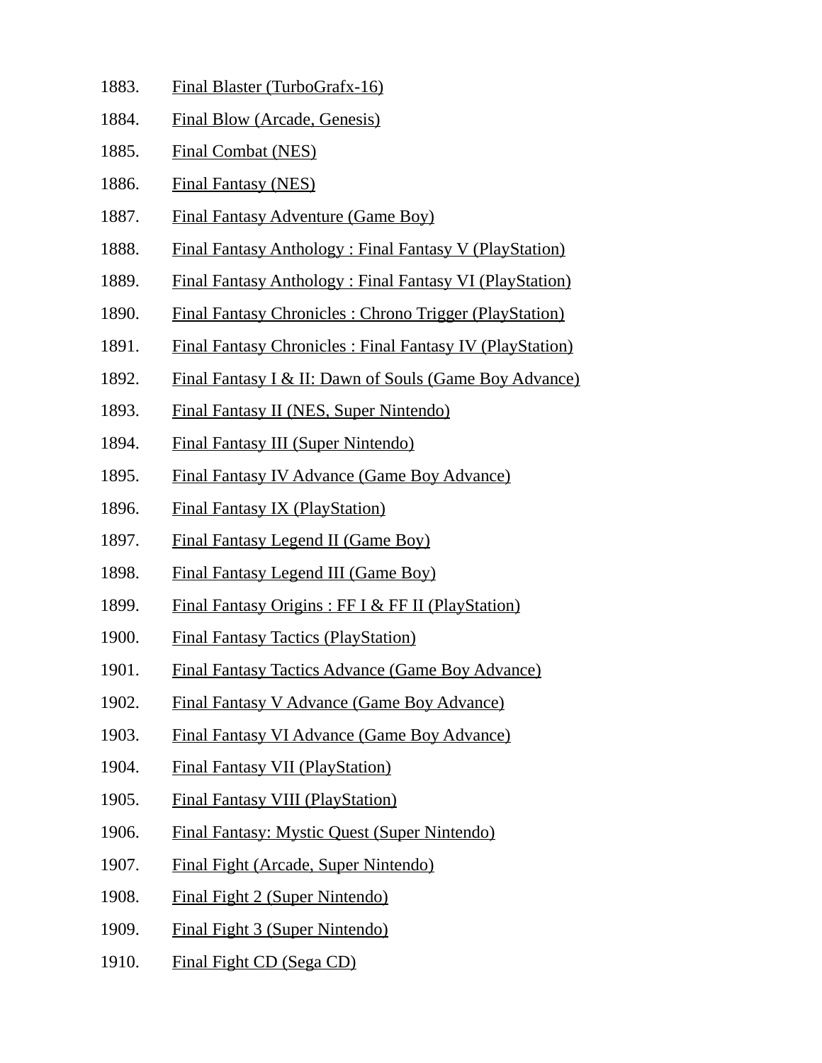1883. Final Blaster (TurboGrafx-16)
1884. Final Blow (Arcade, Genesis)
1885. Final Combat (NES)
1886. Final Fantasy (NES)
1887. Final Fantasy Adventure (Game Boy)
1888. Final Fantasy Anthology : Final Fantasy V (PlayStation)
1889. Final Fantasy Anthology : Final Fantasy VI (PlayStation)
1890. Final Fantasy Chronicles : Chrono Trigger (PlayStation)
1891. Final Fantasy Chronicles : Final Fantasy IV (PlayStation)
1892. Final Fantasy I & II: Dawn of Souls (Game Boy Advance)
1893. Final Fantasy II (NES, Super Nintendo)
1894. Final Fantasy III (Super Nintendo)
1895. Final Fantasy IV Advance (Game Boy Advance)
1896. Final Fantasy IX (PlayStation)
1897. Final Fantasy Legend II (Game Boy)
1898. Final Fantasy Legend III (Game Boy)
1899. Final Fantasy Origins : FF I & FF II (PlayStation)
1900. Final Fantasy Tactics (PlayStation)
1901. Final Fantasy Tactics Advance (Game Boy Advance)
1902. Final Fantasy V Advance (Game Boy Advance)
1903. Final Fantasy VI Advance (Game Boy Advance)
1904. Final Fantasy VII (PlayStation)
1905. Final Fantasy VIII (PlayStation)
1906. Final Fantasy: Mystic Quest (Super Nintendo)
1907. Final Fight (Arcade, Super Nintendo)
1908. Final Fight 2 (Super Nintendo)
1909. Final Fight 3 (Super Nintendo)
1910. Final Fight CD (Sega CD)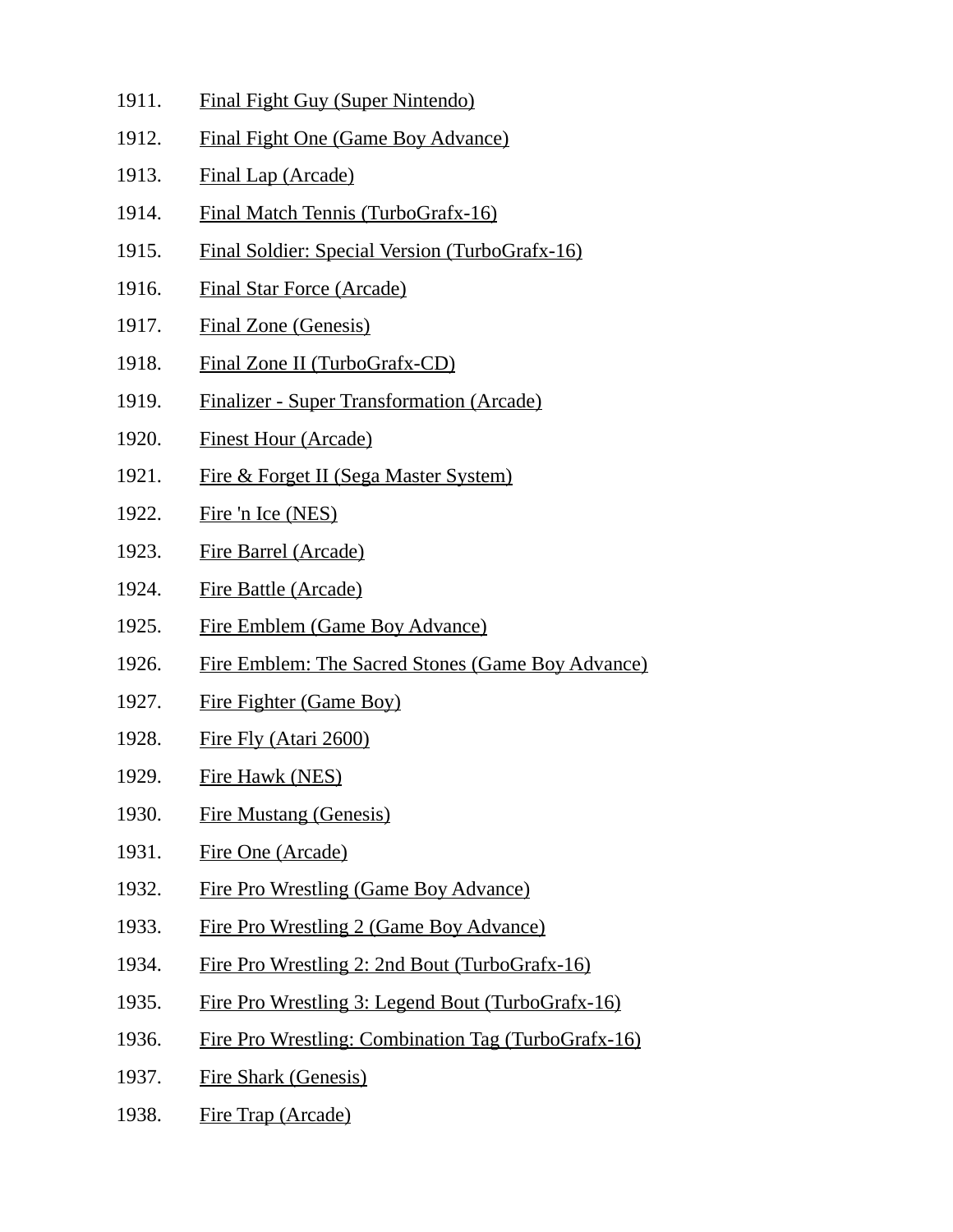1911. Final Fight Guy (Super Nintendo)
1912. Final Fight One (Game Boy Advance)
1913. Final Lap (Arcade)
1914. Final Match Tennis (TurboGrafx-16)
1915. Final Soldier: Special Version (TurboGrafx-16)
1916. Final Star Force (Arcade)
1917. Final Zone (Genesis)
1918. Final Zone II (TurboGrafx-CD)
1919. Finalizer - Super Transformation (Arcade)
1920. Finest Hour (Arcade)
1921. Fire & Forget II (Sega Master System)
1922. Fire 'n Ice (NES)
1923. Fire Barrel (Arcade)
1924. Fire Battle (Arcade)
1925. Fire Emblem (Game Boy Advance)
1926. Fire Emblem: The Sacred Stones (Game Boy Advance)
1927. Fire Fighter (Game Boy)
1928. Fire Fly (Atari 2600)
1929. Fire Hawk (NES)
1930. Fire Mustang (Genesis)
1931. Fire One (Arcade)
1932. Fire Pro Wrestling (Game Boy Advance)
1933. Fire Pro Wrestling 2 (Game Boy Advance)
1934. Fire Pro Wrestling 2: 2nd Bout (TurboGrafx-16)
1935. Fire Pro Wrestling 3: Legend Bout (TurboGrafx-16)
1936. Fire Pro Wrestling: Combination Tag (TurboGrafx-16)
1937. Fire Shark (Genesis)
1938. Fire Trap (Arcade)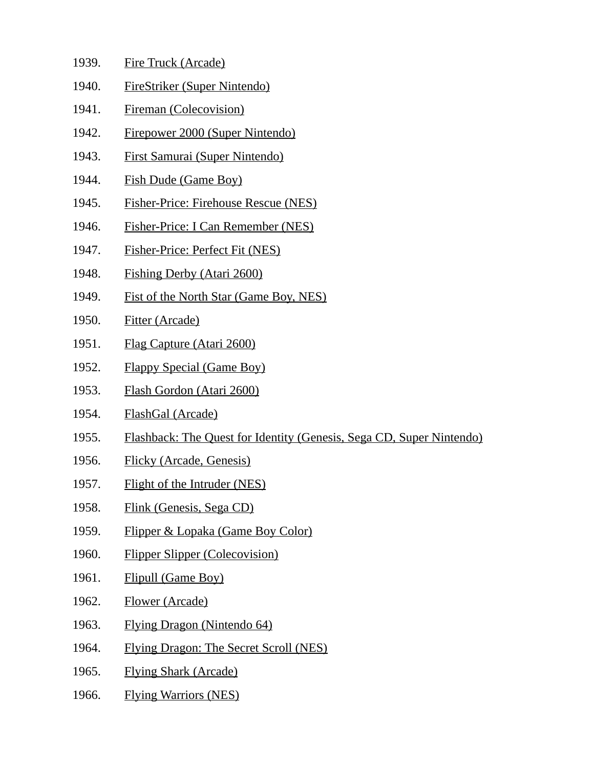1939. Fire Truck (Arcade)
1940. FireStriker (Super Nintendo)
1941. Fireman (Colecovision)
1942. Firepower 2000 (Super Nintendo)
1943. First Samurai (Super Nintendo)
1944. Fish Dude (Game Boy)
1945. Fisher-Price: Firehouse Rescue (NES)
1946. Fisher-Price: I Can Remember (NES)
1947. Fisher-Price: Perfect Fit (NES)
1948. Fishing Derby (Atari 2600)
1949. Fist of the North Star (Game Boy, NES)
1950. Fitter (Arcade)
1951. Flag Capture (Atari 2600)
1952. Flappy Special (Game Boy)
1953. Flash Gordon (Atari 2600)
1954. FlashGal (Arcade)
1955. Flashback: The Quest for Identity (Genesis, Sega CD, Super Nintendo)
1956. Flicky (Arcade, Genesis)
1957. Flight of the Intruder (NES)
1958. Flink (Genesis, Sega CD)
1959. Flipper & Lopaka (Game Boy Color)
1960. Flipper Slipper (Colecovision)
1961. Flipull (Game Boy)
1962. Flower (Arcade)
1963. Flying Dragon (Nintendo 64)
1964. Flying Dragon: The Secret Scroll (NES)
1965. Flying Shark (Arcade)
1966. Flying Warriors (NES)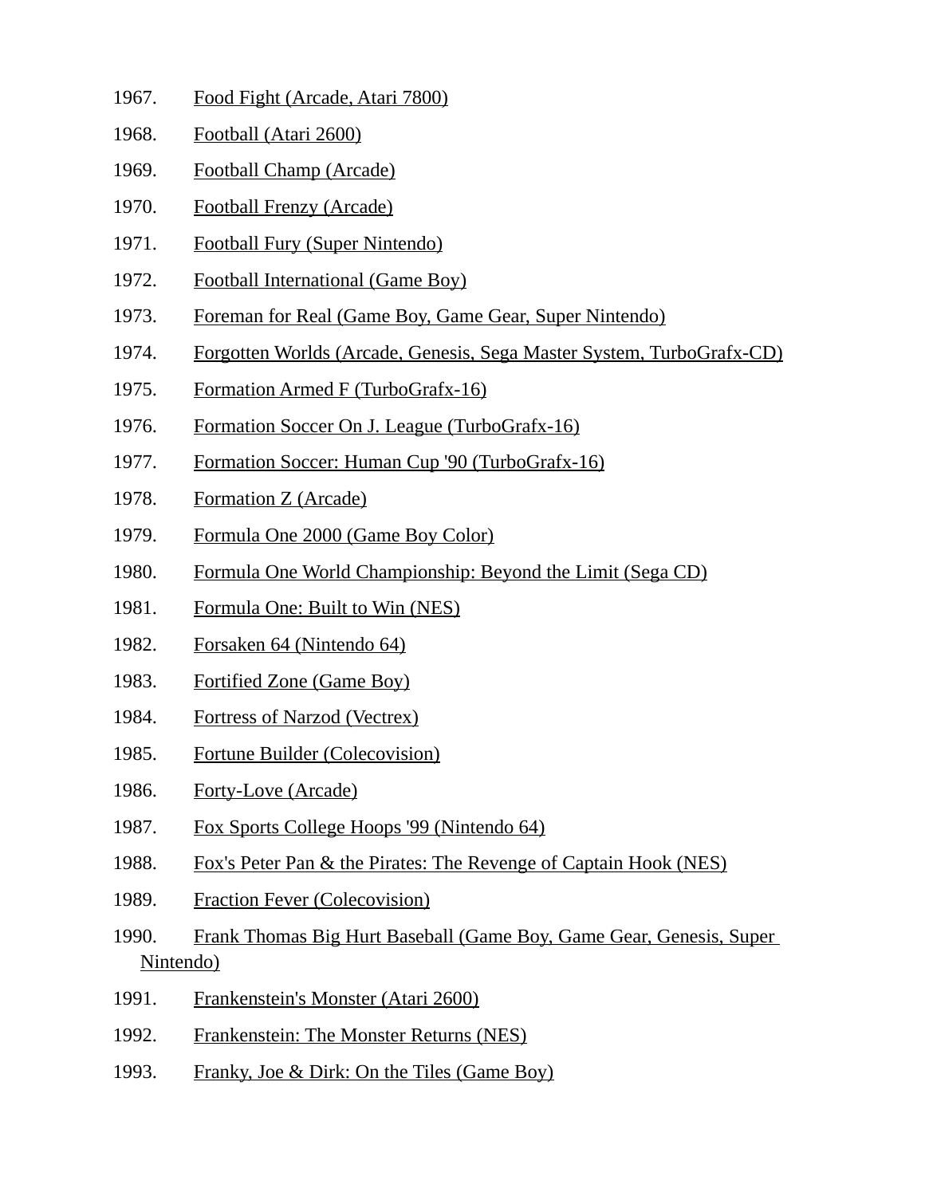1967. Food Fight (Arcade, Atari 7800)

1968. Football (Atari 2600)

1969. Football Champ (Arcade)

1970. Football Frenzy (Arcade)

1971. Football Fury (Super Nintendo)

1972. Football International (Game Boy)

1973. Foreman for Real (Game Boy, Game Gear, Super Nintendo)

1974. Forgotten Worlds (Arcade, Genesis, Sega Master System, TurboGrafx-CD)

1975. Formation Armed F (TurboGrafx-16)

1976. Formation Soccer On J. League (TurboGrafx-16)

1977. Formation Soccer: Human Cup '90 (TurboGrafx-16)

1978. Formation Z (Arcade)

1979. Formula One 2000 (Game Boy Color)

1980. Formula One World Championship: Beyond the Limit (Sega CD)

1981. Formula One: Built to Win (NES)

1982. Forsaken 64 (Nintendo 64)

1983. Fortified Zone (Game Boy)

1984. Fortress of Narzod (Vectrex)

1985. Fortune Builder (Colecovision)

1986. Forty-Love (Arcade)

1987. Fox Sports College Hoops '99 (Nintendo 64)

1988. Fox's Peter Pan & the Pirates: The Revenge of Captain Hook (NES)

1989. Fraction Fever (Colecovision)

1990. Frank Thomas Big Hurt Baseball (Game Boy, Game Gear, Genesis, Super Nintendo)

1991. Frankenstein's Monster (Atari 2600)

1992. Frankenstein: The Monster Returns (NES)

1993. Franky, Joe & Dirk: On the Tiles (Game Boy)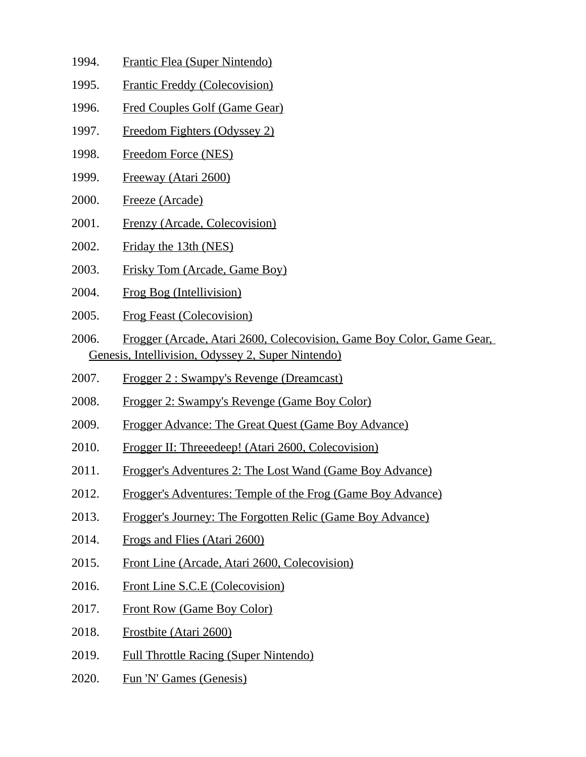1994. Frantic Flea (Super Nintendo)
1995. Frantic Freddy (Colecovision)
1996. Fred Couples Golf (Game Gear)
1997. Freedom Fighters (Odyssey 2)
1998. Freedom Force (NES)
1999. Freeway (Atari 2600)
2000. Freeze (Arcade)
2001. Frenzy (Arcade, Colecovision)
2002. Friday the 13th (NES)
2003. Frisky Tom (Arcade, Game Boy)
2004. Frog Bog (Intellivision)
2005. Frog Feast (Colecovision)
2006. Frogger (Arcade, Atari 2600, Colecovision, Game Boy Color, Game Gear, Genesis, Intellivision, Odyssey 2, Super Nintendo)
2007. Frogger 2 : Swampy's Revenge (Dreamcast)
2008. Frogger 2: Swampy's Revenge (Game Boy Color)
2009. Frogger Advance: The Great Quest (Game Boy Advance)
2010. Frogger II: Threeedeep! (Atari 2600, Colecovision)
2011. Frogger's Adventures 2: The Lost Wand (Game Boy Advance)
2012. Frogger's Adventures: Temple of the Frog (Game Boy Advance)
2013. Frogger's Journey: The Forgotten Relic (Game Boy Advance)
2014. Frogs and Flies (Atari 2600)
2015. Front Line (Arcade, Atari 2600, Colecovision)
2016. Front Line S.C.E (Colecovision)
2017. Front Row (Game Boy Color)
2018. Frostbite (Atari 2600)
2019. Full Throttle Racing (Super Nintendo)
2020. Fun 'N' Games (Genesis)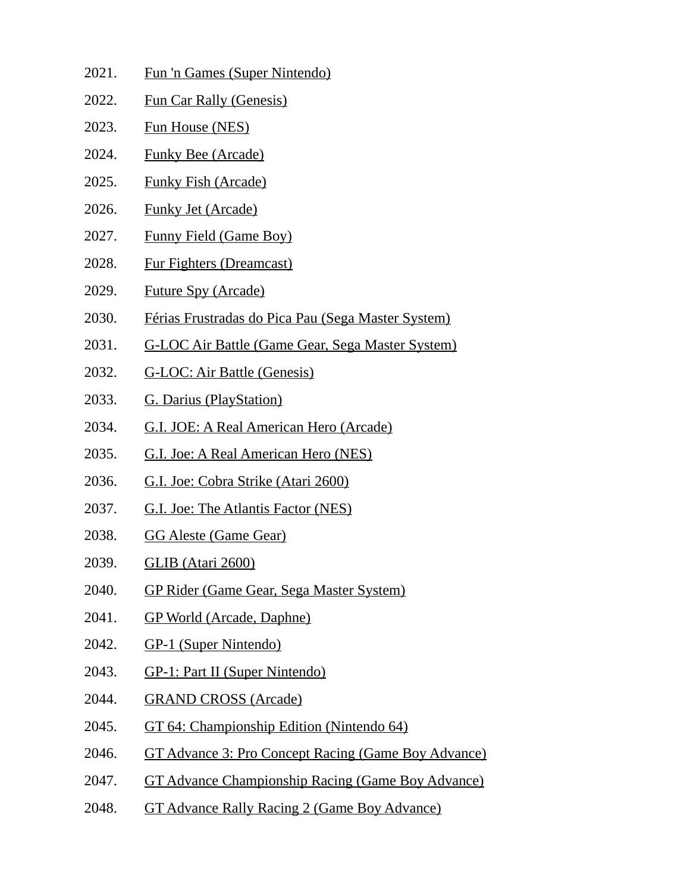2021. Fun 'n Games (Super Nintendo)
2022. Fun Car Rally (Genesis)
2023. Fun House (NES)
2024. Funky Bee (Arcade)
2025. Funky Fish (Arcade)
2026. Funky Jet (Arcade)
2027. Funny Field (Game Boy)
2028. Fur Fighters (Dreamcast)
2029. Future Spy (Arcade)
2030. Férias Frustradas do Pica Pau (Sega Master System)
2031. G-LOC Air Battle (Game Gear, Sega Master System)
2032. G-LOC: Air Battle (Genesis)
2033. G. Darius (PlayStation)
2034. G.I. JOE: A Real American Hero (Arcade)
2035. G.I. Joe: A Real American Hero (NES)
2036. G.I. Joe: Cobra Strike (Atari 2600)
2037. G.I. Joe: The Atlantis Factor (NES)
2038. GG Aleste (Game Gear)
2039. GLIB (Atari 2600)
2040. GP Rider (Game Gear, Sega Master System)
2041. GP World (Arcade, Daphne)
2042. GP-1 (Super Nintendo)
2043. GP-1: Part II (Super Nintendo)
2044. GRAND CROSS (Arcade)
2045. GT 64: Championship Edition (Nintendo 64)
2046. GT Advance 3: Pro Concept Racing (Game Boy Advance)
2047. GT Advance Championship Racing (Game Boy Advance)
2048. GT Advance Rally Racing 2 (Game Boy Advance)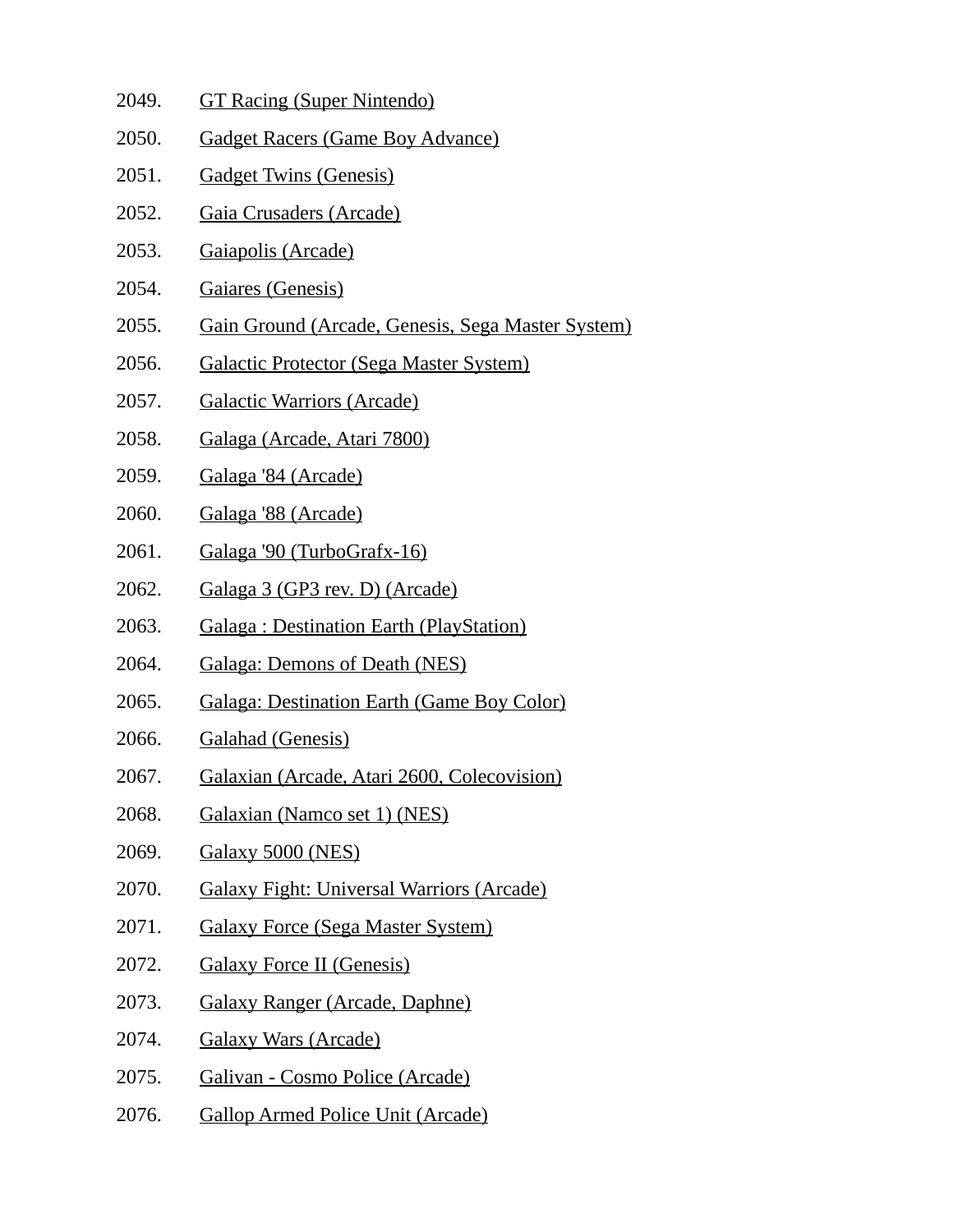2049. GT Racing (Super Nintendo)
2050. Gadget Racers (Game Boy Advance)
2051. Gadget Twins (Genesis)
2052. Gaia Crusaders (Arcade)
2053. Gaiapolis (Arcade)
2054. Gaiares (Genesis)
2055. Gain Ground (Arcade, Genesis, Sega Master System)
2056. Galactic Protector (Sega Master System)
2057. Galactic Warriors (Arcade)
2058. Galaga (Arcade, Atari 7800)
2059. Galaga '84 (Arcade)
2060. Galaga '88 (Arcade)
2061. Galaga '90 (TurboGrafx-16)
2062. Galaga 3 (GP3 rev. D) (Arcade)
2063. Galaga : Destination Earth (PlayStation)
2064. Galaga: Demons of Death (NES)
2065. Galaga: Destination Earth (Game Boy Color)
2066. Galahad (Genesis)
2067. Galaxian (Arcade, Atari 2600, Colecovision)
2068. Galaxian (Namco set 1) (NES)
2069. Galaxy 5000 (NES)
2070. Galaxy Fight: Universal Warriors (Arcade)
2071. Galaxy Force (Sega Master System)
2072. Galaxy Force II (Genesis)
2073. Galaxy Ranger (Arcade, Daphne)
2074. Galaxy Wars (Arcade)
2075. Galivan - Cosmo Police (Arcade)
2076. Gallop Armed Police Unit (Arcade)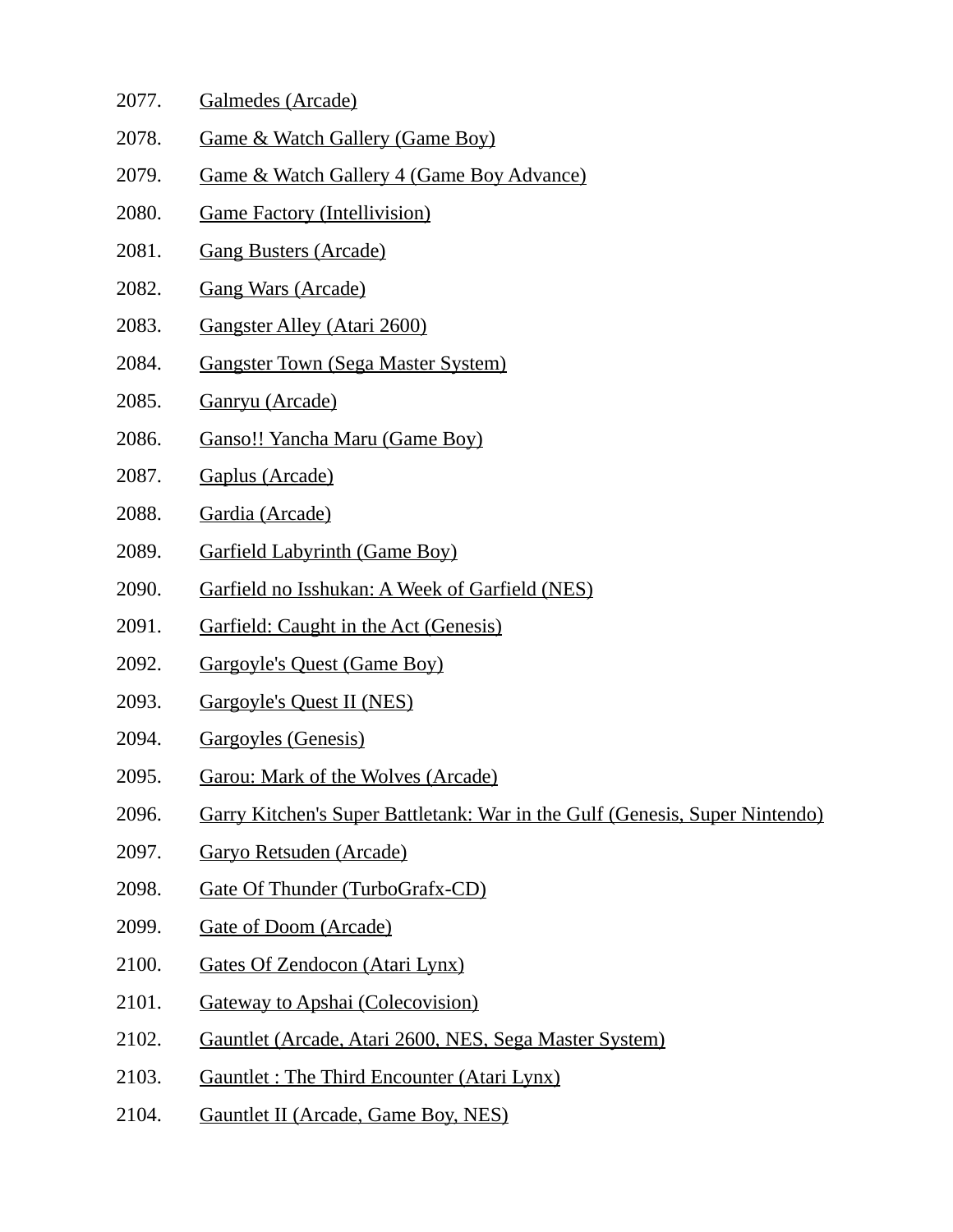2077. Galmedes (Arcade)
2078. Game & Watch Gallery (Game Boy)
2079. Game & Watch Gallery 4 (Game Boy Advance)
2080. Game Factory (Intellivision)
2081. Gang Busters (Arcade)
2082. Gang Wars (Arcade)
2083. Gangster Alley (Atari 2600)
2084. Gangster Town (Sega Master System)
2085. Ganryu (Arcade)
2086. Ganso!! Yancha Maru (Game Boy)
2087. Gaplus (Arcade)
2088. Gardia (Arcade)
2089. Garfield Labyrinth (Game Boy)
2090. Garfield no Isshukan: A Week of Garfield (NES)
2091. Garfield: Caught in the Act (Genesis)
2092. Gargoyle's Quest (Game Boy)
2093. Gargoyle's Quest II (NES)
2094. Gargoyles (Genesis)
2095. Garou: Mark of the Wolves (Arcade)
2096. Garry Kitchen's Super Battletank: War in the Gulf (Genesis, Super Nintendo)
2097. Garyo Retsuden (Arcade)
2098. Gate Of Thunder (TurboGrafx-CD)
2099. Gate of Doom (Arcade)
2100. Gates Of Zendocon (Atari Lynx)
2101. Gateway to Apshai (Colecovision)
2102. Gauntlet (Arcade, Atari 2600, NES, Sega Master System)
2103. Gauntlet : The Third Encounter (Atari Lynx)
2104. Gauntlet II (Arcade, Game Boy, NES)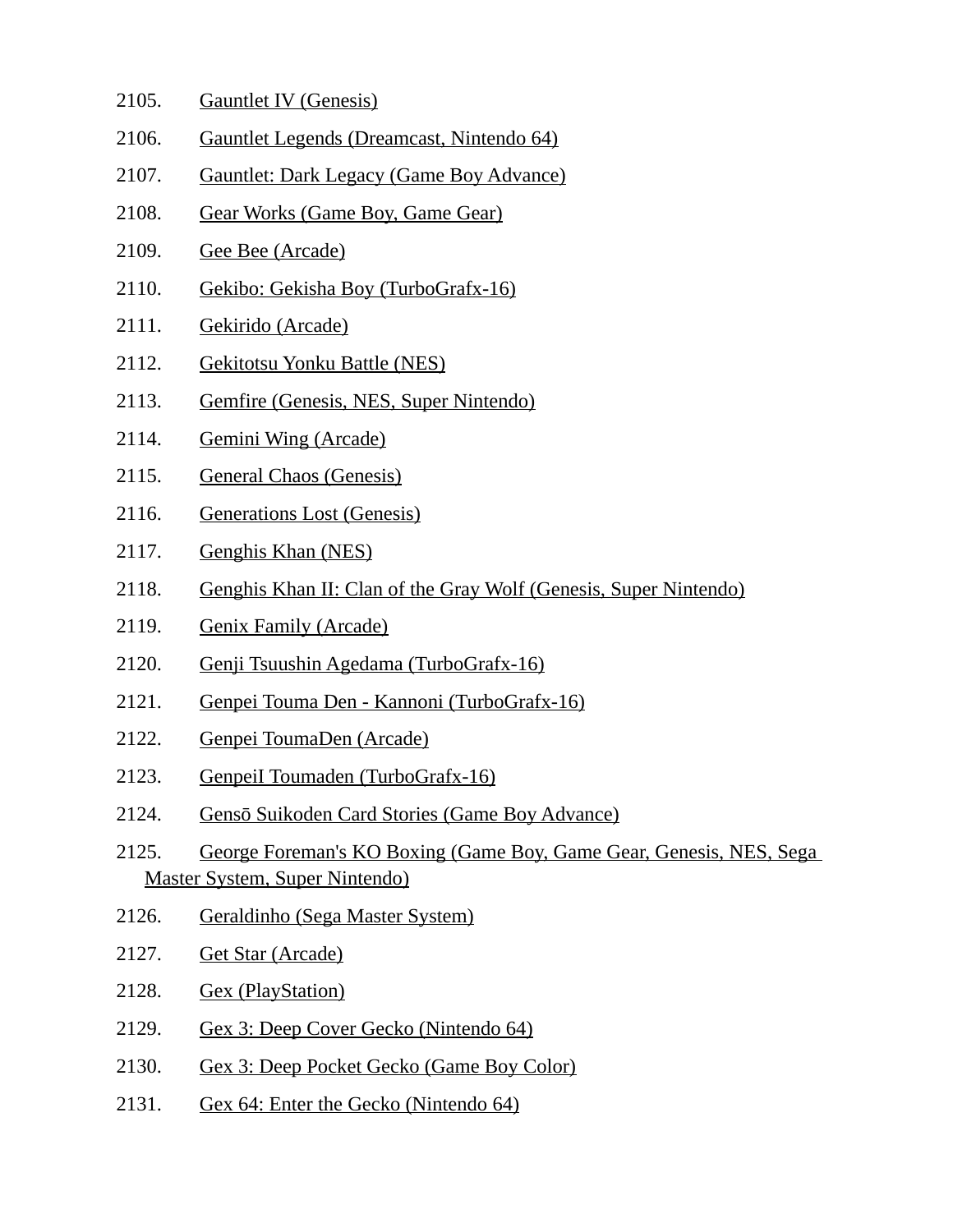2105. Gauntlet IV (Genesis)
2106. Gauntlet Legends (Dreamcast, Nintendo 64)
2107. Gauntlet: Dark Legacy (Game Boy Advance)
2108. Gear Works (Game Boy, Game Gear)
2109. Gee Bee (Arcade)
2110. Gekibo: Gekisha Boy (TurboGrafx-16)
2111. Gekirido (Arcade)
2112. Gekitotsu Yonku Battle (NES)
2113. Gemfire (Genesis, NES, Super Nintendo)
2114. Gemini Wing (Arcade)
2115. General Chaos (Genesis)
2116. Generations Lost (Genesis)
2117. Genghis Khan (NES)
2118. Genghis Khan II: Clan of the Gray Wolf (Genesis, Super Nintendo)
2119. Genix Family (Arcade)
2120. Genji Tsuushin Agedama (TurboGrafx-16)
2121. Genpei Touma Den - Kannoni (TurboGrafx-16)
2122. Genpei ToumaDen (Arcade)
2123. GenpeiI Toumaden (TurboGrafx-16)
2124. Gensō Suikoden Card Stories (Game Boy Advance)
2125. George Foreman's KO Boxing (Game Boy, Game Gear, Genesis, NES, Sega Master System, Super Nintendo)
2126. Geraldinho (Sega Master System)
2127. Get Star (Arcade)
2128. Gex (PlayStation)
2129. Gex 3: Deep Cover Gecko (Nintendo 64)
2130. Gex 3: Deep Pocket Gecko (Game Boy Color)
2131. Gex 64: Enter the Gecko (Nintendo 64)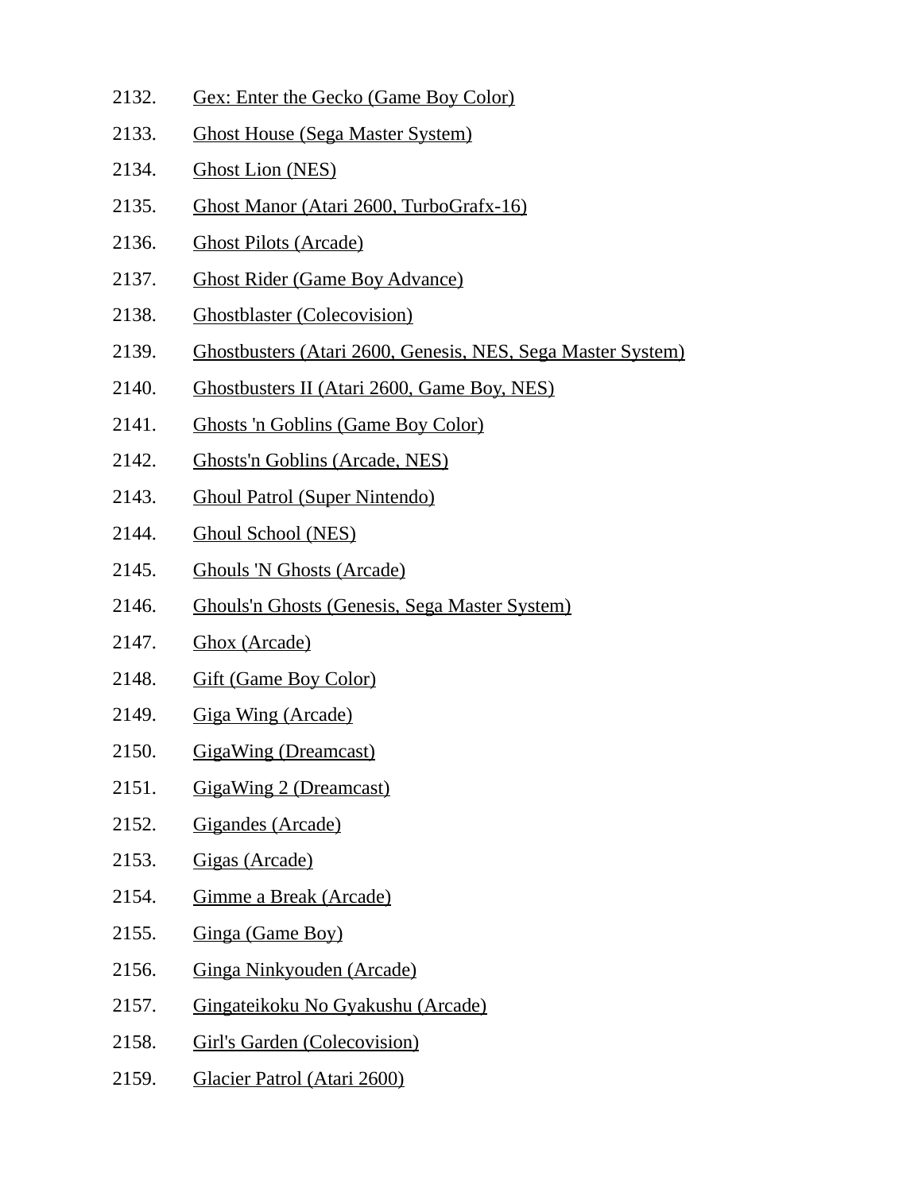2132. Gex: Enter the Gecko (Game Boy Color)
2133. Ghost House (Sega Master System)
2134. Ghost Lion (NES)
2135. Ghost Manor (Atari 2600, TurboGrafx-16)
2136. Ghost Pilots (Arcade)
2137. Ghost Rider (Game Boy Advance)
2138. Ghostblaster (Colecovision)
2139. Ghostbusters (Atari 2600, Genesis, NES, Sega Master System)
2140. Ghostbusters II (Atari 2600, Game Boy, NES)
2141. Ghosts 'n Goblins (Game Boy Color)
2142. Ghosts'n Goblins (Arcade, NES)
2143. Ghoul Patrol (Super Nintendo)
2144. Ghoul School (NES)
2145. Ghouls 'N Ghosts (Arcade)
2146. Ghouls'n Ghosts (Genesis, Sega Master System)
2147. Ghox (Arcade)
2148. Gift (Game Boy Color)
2149. Giga Wing (Arcade)
2150. GigaWing (Dreamcast)
2151. GigaWing 2 (Dreamcast)
2152. Gigandes (Arcade)
2153. Gigas (Arcade)
2154. Gimme a Break (Arcade)
2155. Ginga (Game Boy)
2156. Ginga Ninkyouden (Arcade)
2157. Gingateikoku No Gyakushu (Arcade)
2158. Girl's Garden (Colecovision)
2159. Glacier Patrol (Atari 2600)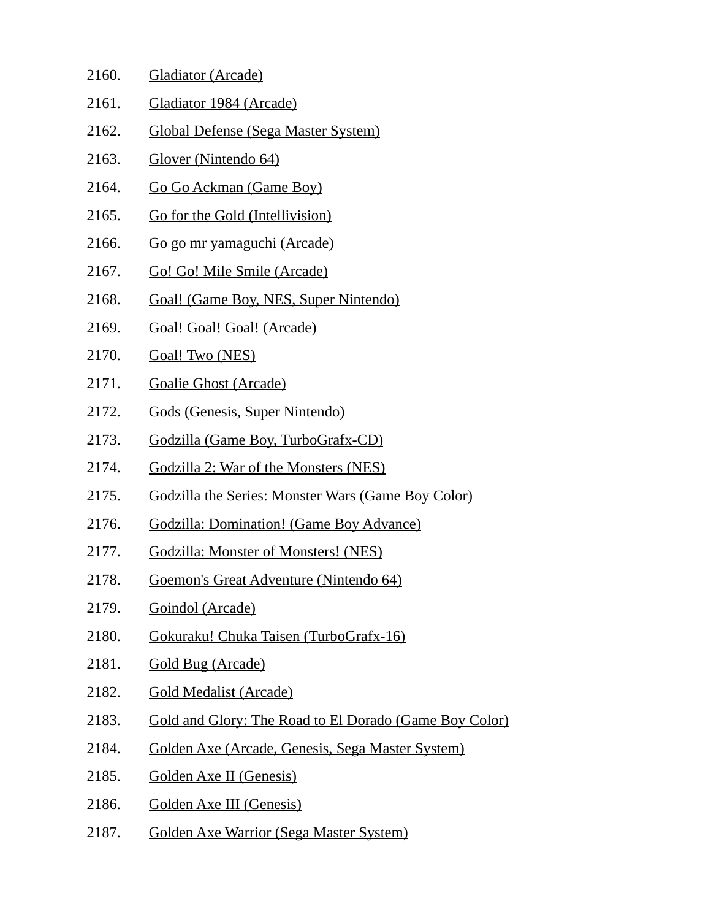2160. Gladiator (Arcade)
2161. Gladiator 1984 (Arcade)
2162. Global Defense (Sega Master System)
2163. Glover (Nintendo 64)
2164. Go Go Ackman (Game Boy)
2165. Go for the Gold (Intellivision)
2166. Go go mr yamaguchi (Arcade)
2167. Go! Go! Mile Smile (Arcade)
2168. Goal! (Game Boy, NES, Super Nintendo)
2169. Goal! Goal! Goal! (Arcade)
2170. Goal! Two (NES)
2171. Goalie Ghost (Arcade)
2172. Gods (Genesis, Super Nintendo)
2173. Godzilla (Game Boy, TurboGrafx-CD)
2174. Godzilla 2: War of the Monsters (NES)
2175. Godzilla the Series: Monster Wars (Game Boy Color)
2176. Godzilla: Domination! (Game Boy Advance)
2177. Godzilla: Monster of Monsters! (NES)
2178. Goemon's Great Adventure (Nintendo 64)
2179. Goindol (Arcade)
2180. Gokuraku! Chuka Taisen (TurboGrafx-16)
2181. Gold Bug (Arcade)
2182. Gold Medalist (Arcade)
2183. Gold and Glory: The Road to El Dorado (Game Boy Color)
2184. Golden Axe (Arcade, Genesis, Sega Master System)
2185. Golden Axe II (Genesis)
2186. Golden Axe III (Genesis)
2187. Golden Axe Warrior (Sega Master System)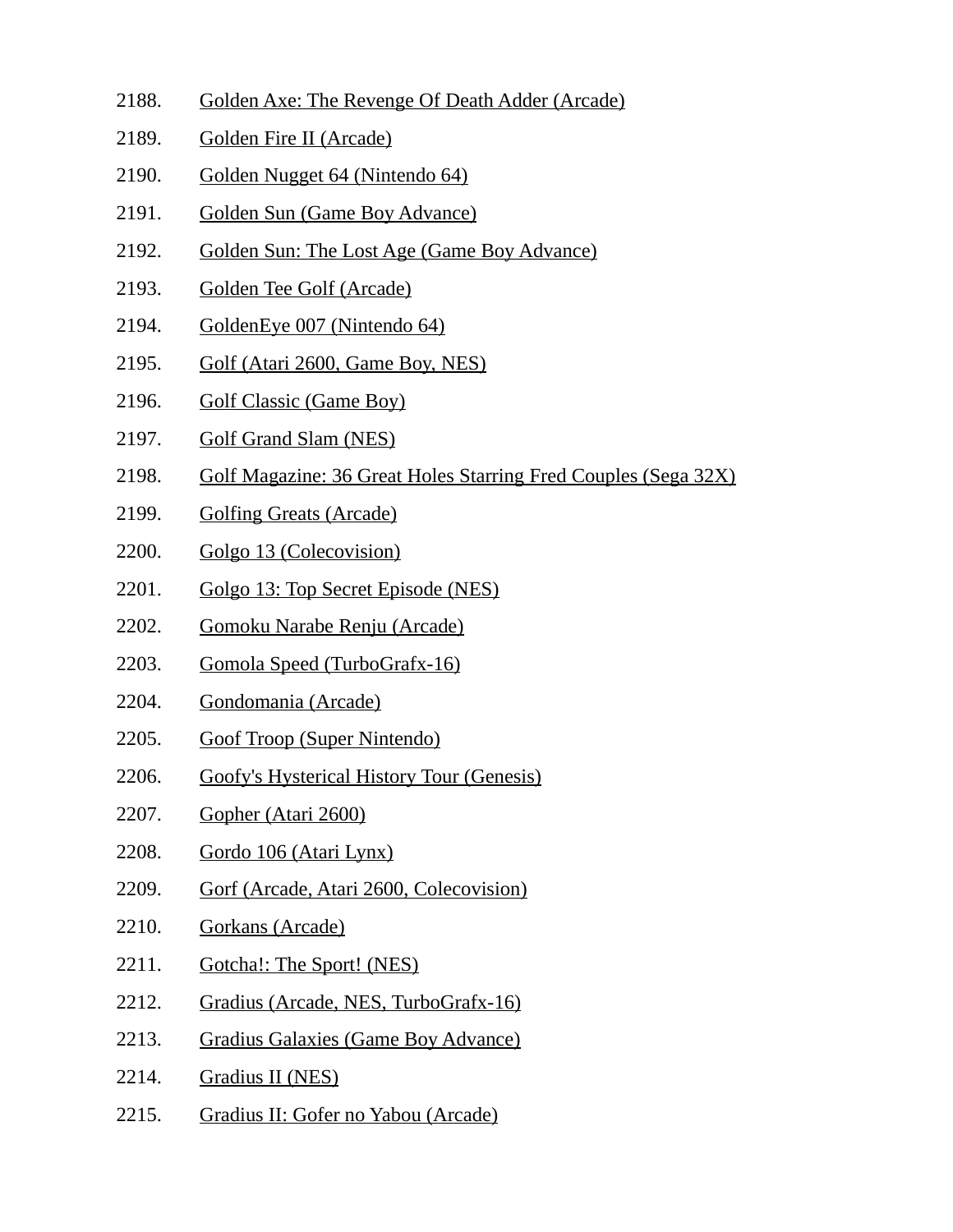2188. Golden Axe: The Revenge Of Death Adder (Arcade)
2189. Golden Fire II (Arcade)
2190. Golden Nugget 64 (Nintendo 64)
2191. Golden Sun (Game Boy Advance)
2192. Golden Sun: The Lost Age (Game Boy Advance)
2193. Golden Tee Golf (Arcade)
2194. GoldenEye 007 (Nintendo 64)
2195. Golf (Atari 2600, Game Boy, NES)
2196. Golf Classic (Game Boy)
2197. Golf Grand Slam (NES)
2198. Golf Magazine: 36 Great Holes Starring Fred Couples (Sega 32X)
2199. Golfing Greats (Arcade)
2200. Golgo 13 (Colecovision)
2201. Golgo 13: Top Secret Episode (NES)
2202. Gomoku Narabe Renju (Arcade)
2203. Gomola Speed (TurboGrafx-16)
2204. Gondomania (Arcade)
2205. Goof Troop (Super Nintendo)
2206. Goofy's Hysterical History Tour (Genesis)
2207. Gopher (Atari 2600)
2208. Gordo 106 (Atari Lynx)
2209. Gorf (Arcade, Atari 2600, Colecovision)
2210. Gorkans (Arcade)
2211. Gotcha!: The Sport! (NES)
2212. Gradius (Arcade, NES, TurboGrafx-16)
2213. Gradius Galaxies (Game Boy Advance)
2214. Gradius II (NES)
2215. Gradius II: Gofer no Yabou (Arcade)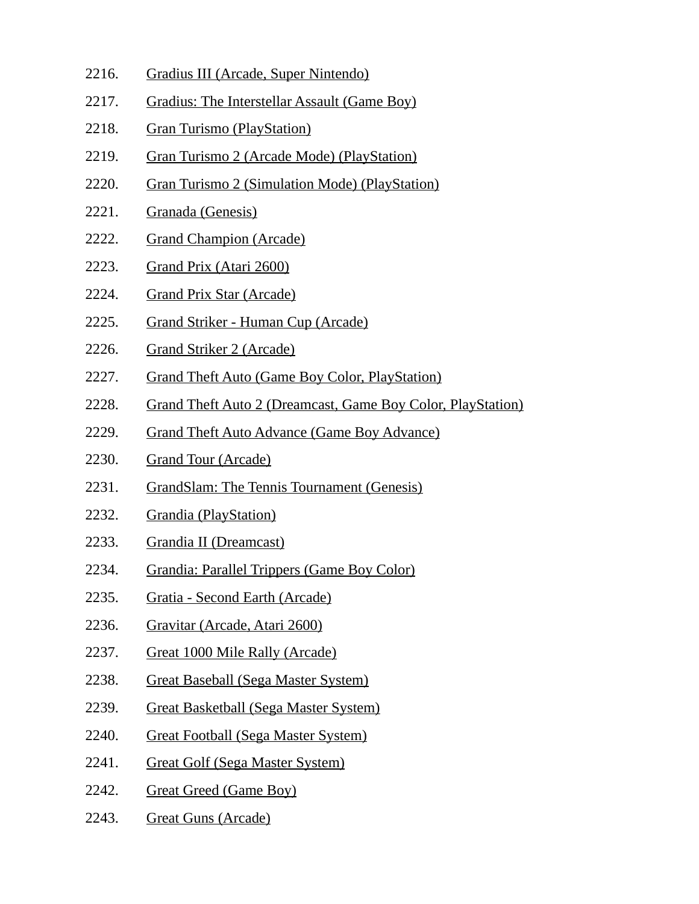2216. Gradius III (Arcade, Super Nintendo)
2217. Gradius: The Interstellar Assault (Game Boy)
2218. Gran Turismo (PlayStation)
2219. Gran Turismo 2 (Arcade Mode) (PlayStation)
2220. Gran Turismo 2 (Simulation Mode) (PlayStation)
2221. Granada (Genesis)
2222. Grand Champion (Arcade)
2223. Grand Prix (Atari 2600)
2224. Grand Prix Star (Arcade)
2225. Grand Striker - Human Cup (Arcade)
2226. Grand Striker 2 (Arcade)
2227. Grand Theft Auto (Game Boy Color, PlayStation)
2228. Grand Theft Auto 2 (Dreamcast, Game Boy Color, PlayStation)
2229. Grand Theft Auto Advance (Game Boy Advance)
2230. Grand Tour (Arcade)
2231. GrandSlam: The Tennis Tournament (Genesis)
2232. Grandia (PlayStation)
2233. Grandia II (Dreamcast)
2234. Grandia: Parallel Trippers (Game Boy Color)
2235. Gratia - Second Earth (Arcade)
2236. Gravitar (Arcade, Atari 2600)
2237. Great 1000 Mile Rally (Arcade)
2238. Great Baseball (Sega Master System)
2239. Great Basketball (Sega Master System)
2240. Great Football (Sega Master System)
2241. Great Golf (Sega Master System)
2242. Great Greed (Game Boy)
2243. Great Guns (Arcade)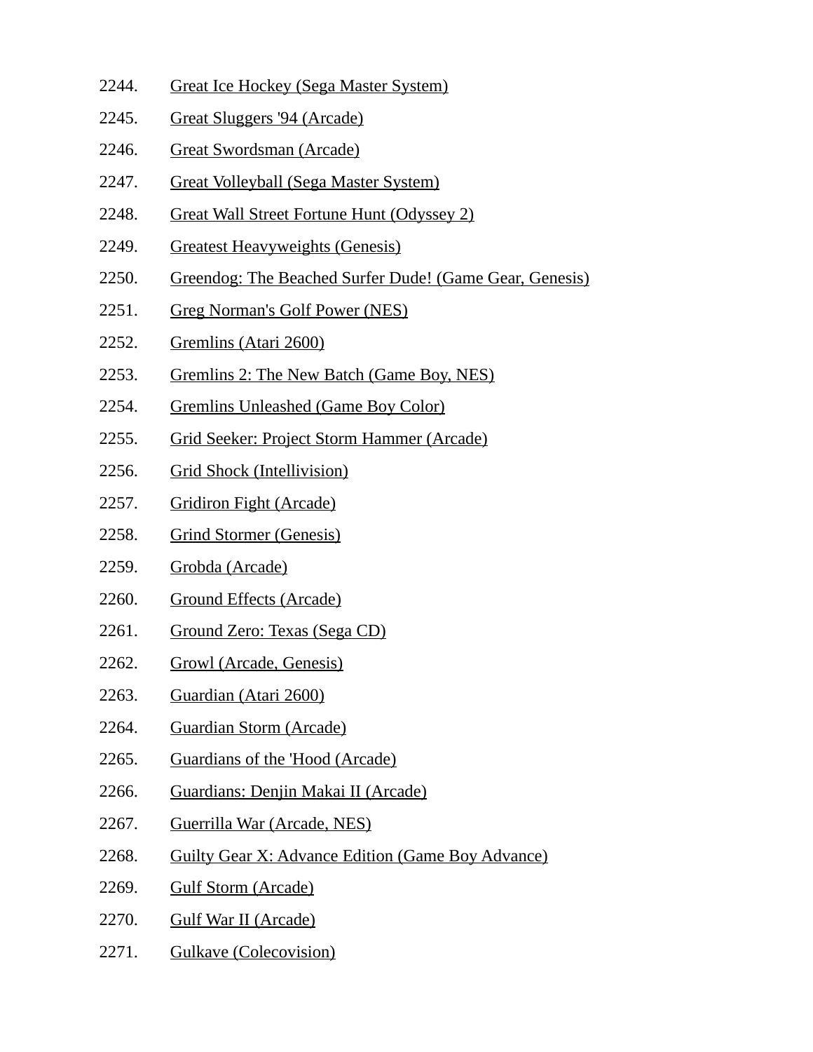2244. Great Ice Hockey (Sega Master System)
2245. Great Sluggers '94 (Arcade)
2246. Great Swordsman (Arcade)
2247. Great Volleyball (Sega Master System)
2248. Great Wall Street Fortune Hunt (Odyssey 2)
2249. Greatest Heavyweights (Genesis)
2250. Greendog: The Beached Surfer Dude! (Game Gear, Genesis)
2251. Greg Norman's Golf Power (NES)
2252. Gremlins (Atari 2600)
2253. Gremlins 2: The New Batch (Game Boy, NES)
2254. Gremlins Unleashed (Game Boy Color)
2255. Grid Seeker: Project Storm Hammer (Arcade)
2256. Grid Shock (Intellivision)
2257. Gridiron Fight (Arcade)
2258. Grind Stormer (Genesis)
2259. Grobda (Arcade)
2260. Ground Effects (Arcade)
2261. Ground Zero: Texas (Sega CD)
2262. Growl (Arcade, Genesis)
2263. Guardian (Atari 2600)
2264. Guardian Storm (Arcade)
2265. Guardians of the 'Hood (Arcade)
2266. Guardians: Denjin Makai II (Arcade)
2267. Guerrilla War (Arcade, NES)
2268. Guilty Gear X: Advance Edition (Game Boy Advance)
2269. Gulf Storm (Arcade)
2270. Gulf War II (Arcade)
2271. Gulkave (Colecovision)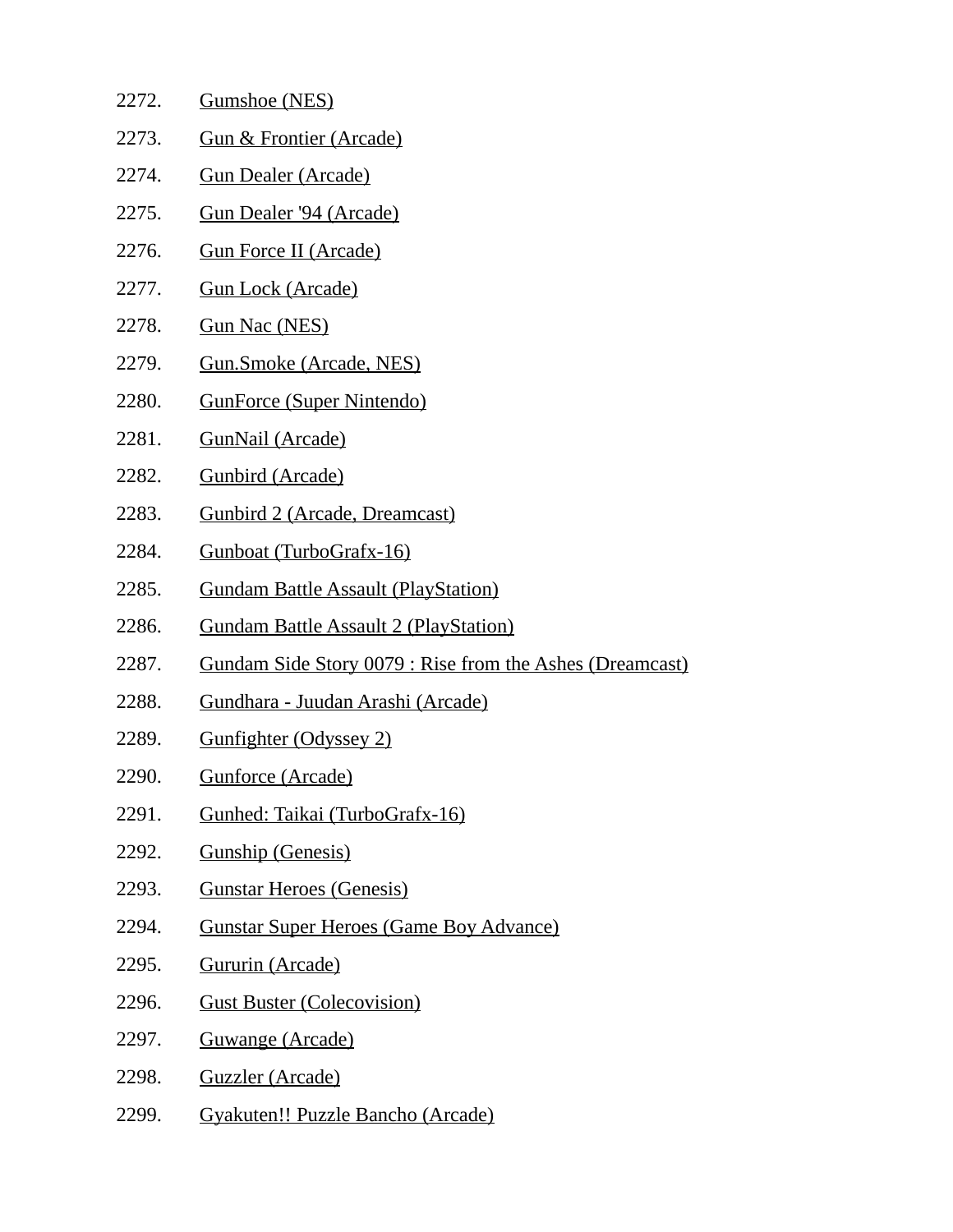2272. Gumshoe (NES)
2273. Gun & Frontier (Arcade)
2274. Gun Dealer (Arcade)
2275. Gun Dealer '94 (Arcade)
2276. Gun Force II (Arcade)
2277. Gun Lock (Arcade)
2278. Gun Nac (NES)
2279. Gun.Smoke (Arcade, NES)
2280. GunForce (Super Nintendo)
2281. GunNail (Arcade)
2282. Gunbird (Arcade)
2283. Gunbird 2 (Arcade, Dreamcast)
2284. Gunboat (TurboGrafx-16)
2285. Gundam Battle Assault (PlayStation)
2286. Gundam Battle Assault 2 (PlayStation)
2287. Gundam Side Story 0079 : Rise from the Ashes (Dreamcast)
2288. Gundhara - Juudan Arashi (Arcade)
2289. Gunfighter (Odyssey 2)
2290. Gunforce (Arcade)
2291. Gunhed: Taikai (TurboGrafx-16)
2292. Gunship (Genesis)
2293. Gunstar Heroes (Genesis)
2294. Gunstar Super Heroes (Game Boy Advance)
2295. Gururin (Arcade)
2296. Gust Buster (Colecovision)
2297. Guwange (Arcade)
2298. Guzzler (Arcade)
2299. Gyakuten!! Puzzle Bancho (Arcade)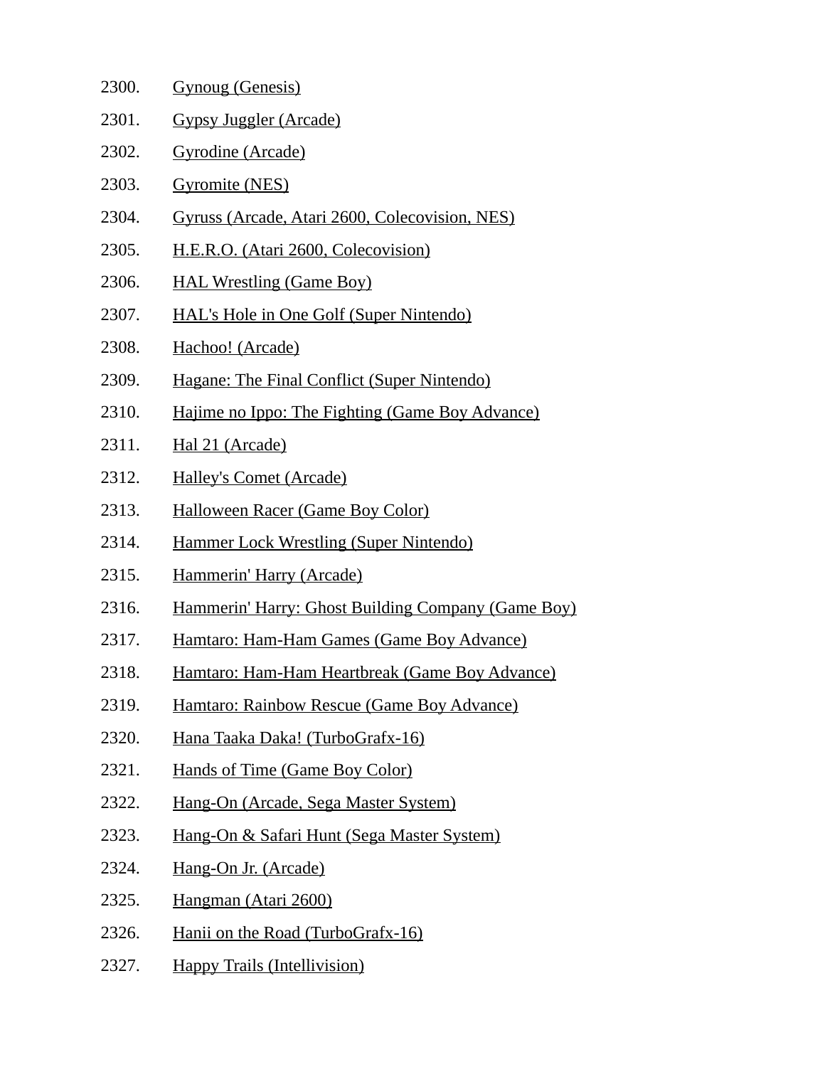2300. Gynoug (Genesis)
2301. Gypsy Juggler (Arcade)
2302. Gyrodine (Arcade)
2303. Gyromite (NES)
2304. Gyruss (Arcade, Atari 2600, Colecovision, NES)
2305. H.E.R.O. (Atari 2600, Colecovision)
2306. HAL Wrestling (Game Boy)
2307. HAL's Hole in One Golf (Super Nintendo)
2308. Hachoo! (Arcade)
2309. Hagane: The Final Conflict (Super Nintendo)
2310. Hajime no Ippo: The Fighting (Game Boy Advance)
2311. Hal 21 (Arcade)
2312. Halley's Comet (Arcade)
2313. Halloween Racer (Game Boy Color)
2314. Hammer Lock Wrestling (Super Nintendo)
2315. Hammerin' Harry (Arcade)
2316. Hammerin' Harry: Ghost Building Company (Game Boy)
2317. Hamtaro: Ham-Ham Games (Game Boy Advance)
2318. Hamtaro: Ham-Ham Heartbreak (Game Boy Advance)
2319. Hamtaro: Rainbow Rescue (Game Boy Advance)
2320. Hana Taaka Daka! (TurboGrafx-16)
2321. Hands of Time (Game Boy Color)
2322. Hang-On (Arcade, Sega Master System)
2323. Hang-On & Safari Hunt (Sega Master System)
2324. Hang-On Jr. (Arcade)
2325. Hangman (Atari 2600)
2326. Hanii on the Road (TurboGrafx-16)
2327. Happy Trails (Intellivision)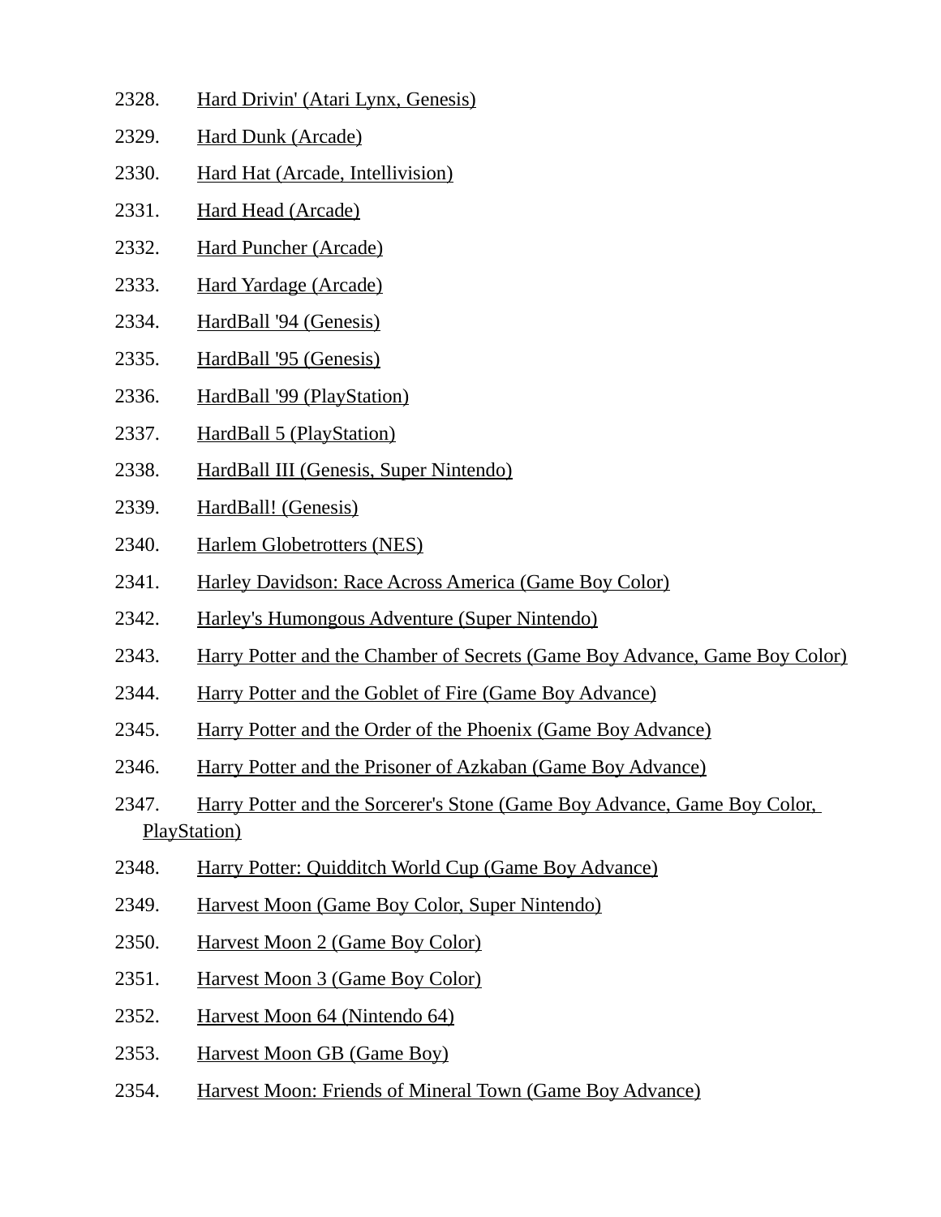2328. Hard Drivin' (Atari Lynx, Genesis)
2329. Hard Dunk (Arcade)
2330. Hard Hat (Arcade, Intellivision)
2331. Hard Head (Arcade)
2332. Hard Puncher (Arcade)
2333. Hard Yardage (Arcade)
2334. HardBall '94 (Genesis)
2335. HardBall '95 (Genesis)
2336. HardBall '99 (PlayStation)
2337. HardBall 5 (PlayStation)
2338. HardBall III (Genesis, Super Nintendo)
2339. HardBall! (Genesis)
2340. Harlem Globetrotters (NES)
2341. Harley Davidson: Race Across America (Game Boy Color)
2342. Harley's Humongous Adventure (Super Nintendo)
2343. Harry Potter and the Chamber of Secrets (Game Boy Advance, Game Boy Color)
2344. Harry Potter and the Goblet of Fire (Game Boy Advance)
2345. Harry Potter and the Order of the Phoenix (Game Boy Advance)
2346. Harry Potter and the Prisoner of Azkaban (Game Boy Advance)
2347. Harry Potter and the Sorcerer's Stone (Game Boy Advance, Game Boy Color, PlayStation)
2348. Harry Potter: Quidditch World Cup (Game Boy Advance)
2349. Harvest Moon (Game Boy Color, Super Nintendo)
2350. Harvest Moon 2 (Game Boy Color)
2351. Harvest Moon 3 (Game Boy Color)
2352. Harvest Moon 64 (Nintendo 64)
2353. Harvest Moon GB (Game Boy)
2354. Harvest Moon: Friends of Mineral Town (Game Boy Advance)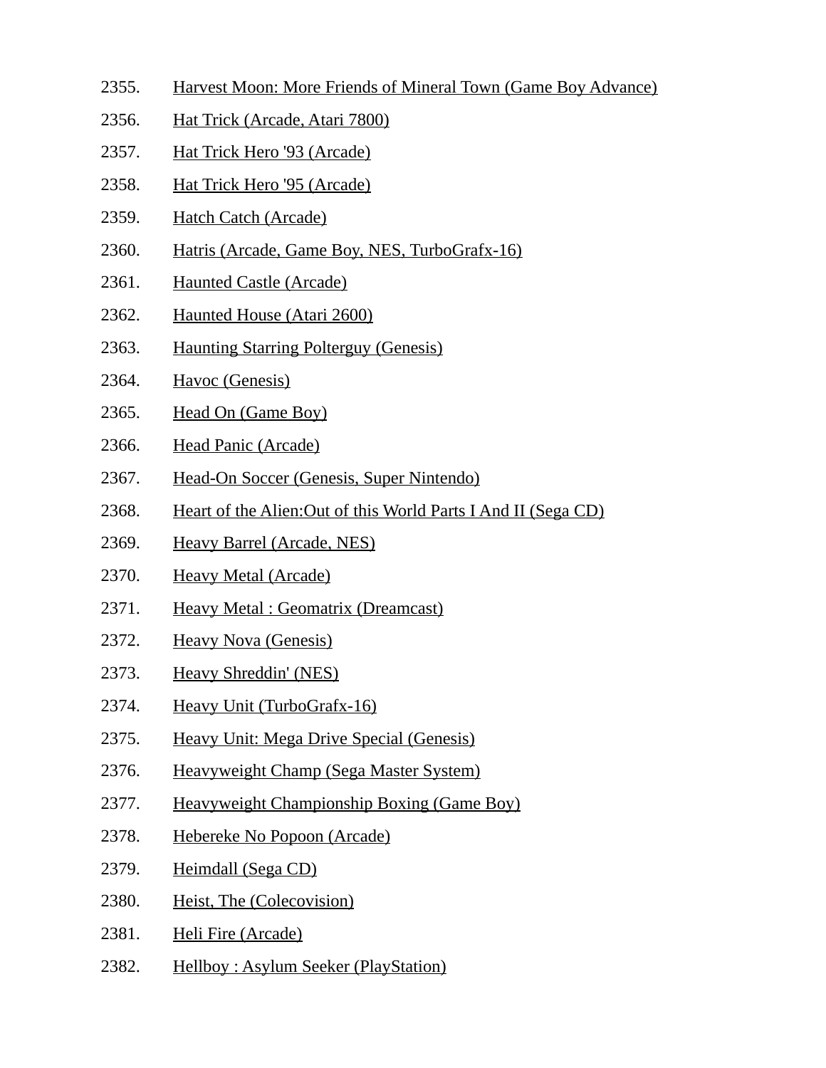2355. Harvest Moon: More Friends of Mineral Town (Game Boy Advance)
2356. Hat Trick (Arcade, Atari 7800)
2357. Hat Trick Hero '93 (Arcade)
2358. Hat Trick Hero '95 (Arcade)
2359. Hatch Catch (Arcade)
2360. Hatris (Arcade, Game Boy, NES, TurboGrafx-16)
2361. Haunted Castle (Arcade)
2362. Haunted House (Atari 2600)
2363. Haunting Starring Polterguy (Genesis)
2364. Havoc (Genesis)
2365. Head On (Game Boy)
2366. Head Panic (Arcade)
2367. Head-On Soccer (Genesis, Super Nintendo)
2368. Heart of the Alien:Out of this World Parts I And II (Sega CD)
2369. Heavy Barrel (Arcade, NES)
2370. Heavy Metal (Arcade)
2371. Heavy Metal : Geomatrix (Dreamcast)
2372. Heavy Nova (Genesis)
2373. Heavy Shreddin' (NES)
2374. Heavy Unit (TurboGrafx-16)
2375. Heavy Unit: Mega Drive Special (Genesis)
2376. Heavyweight Champ (Sega Master System)
2377. Heavyweight Championship Boxing (Game Boy)
2378. Hebereke No Popoon (Arcade)
2379. Heimdall (Sega CD)
2380. Heist, The (Colecovision)
2381. Heli Fire (Arcade)
2382. Hellboy : Asylum Seeker (PlayStation)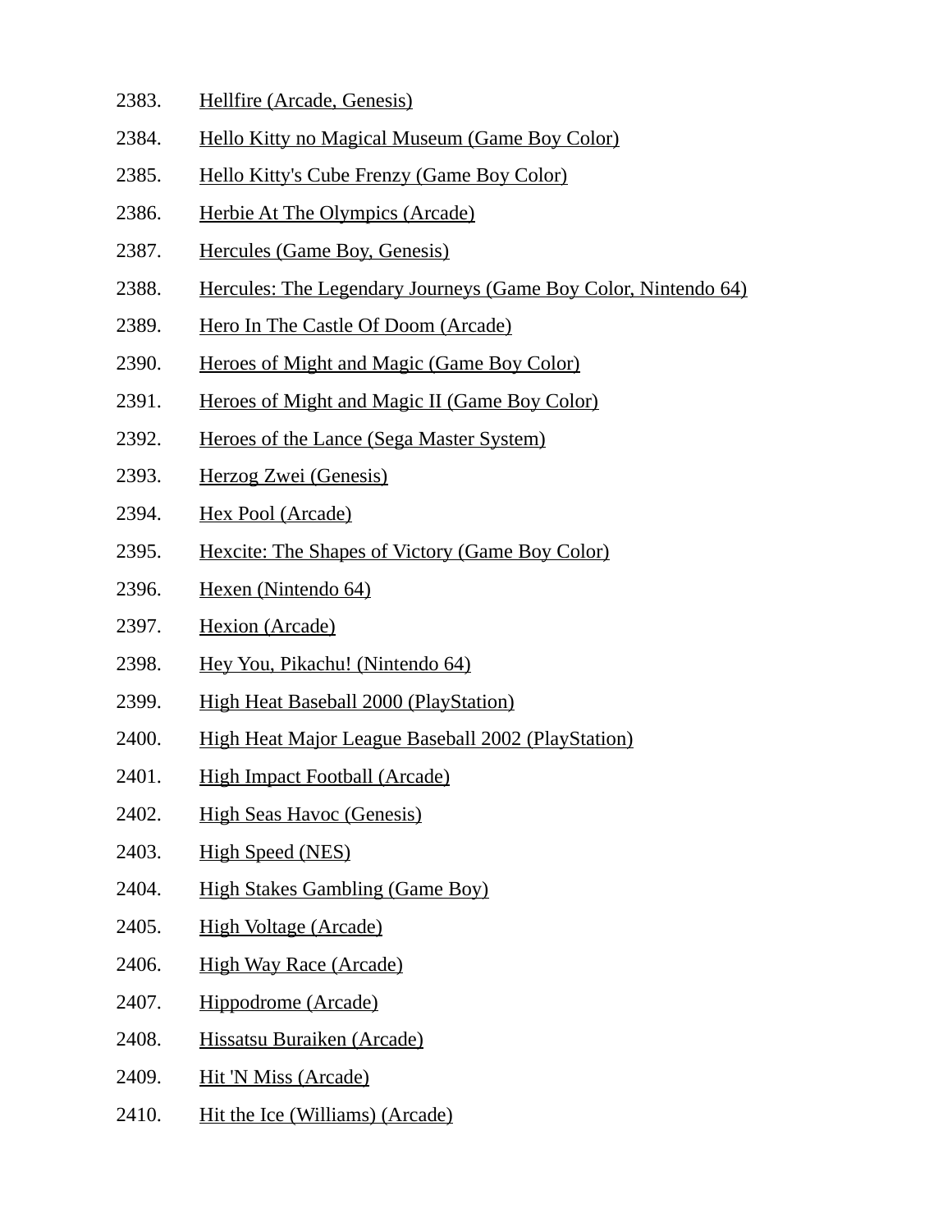2383. Hellfire (Arcade, Genesis)
2384. Hello Kitty no Magical Museum (Game Boy Color)
2385. Hello Kitty's Cube Frenzy (Game Boy Color)
2386. Herbie At The Olympics (Arcade)
2387. Hercules (Game Boy, Genesis)
2388. Hercules: The Legendary Journeys (Game Boy Color, Nintendo 64)
2389. Hero In The Castle Of Doom (Arcade)
2390. Heroes of Might and Magic (Game Boy Color)
2391. Heroes of Might and Magic II (Game Boy Color)
2392. Heroes of the Lance (Sega Master System)
2393. Herzog Zwei (Genesis)
2394. Hex Pool (Arcade)
2395. Hexcite: The Shapes of Victory (Game Boy Color)
2396. Hexen (Nintendo 64)
2397. Hexion (Arcade)
2398. Hey You, Pikachu! (Nintendo 64)
2399. High Heat Baseball 2000 (PlayStation)
2400. High Heat Major League Baseball 2002 (PlayStation)
2401. High Impact Football (Arcade)
2402. High Seas Havoc (Genesis)
2403. High Speed (NES)
2404. High Stakes Gambling (Game Boy)
2405. High Voltage (Arcade)
2406. High Way Race (Arcade)
2407. Hippodrome (Arcade)
2408. Hissatsu Buraiken (Arcade)
2409. Hit 'N Miss (Arcade)
2410. Hit the Ice (Williams) (Arcade)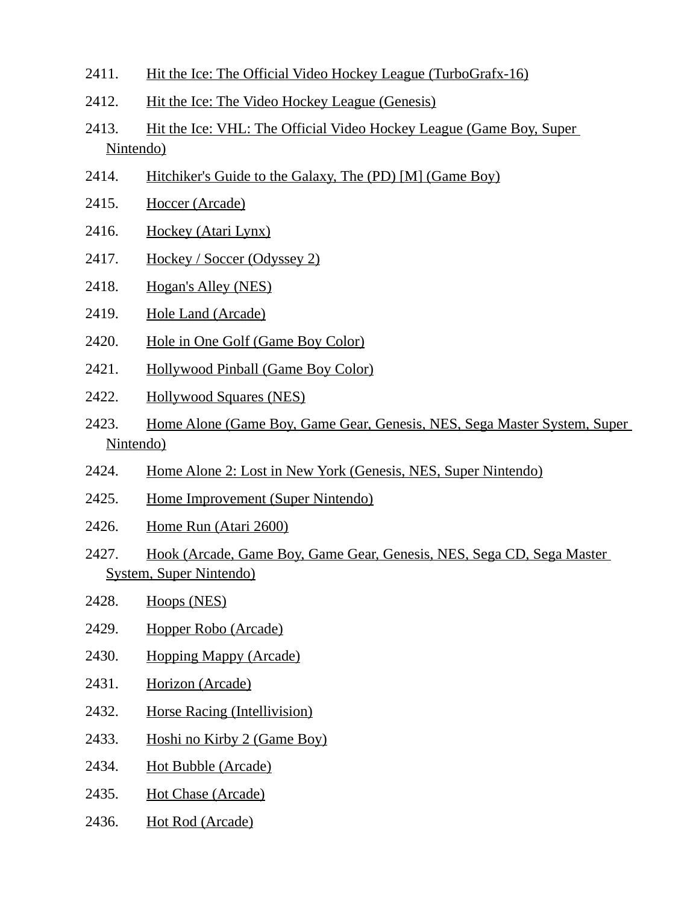2411. Hit the Ice: The Official Video Hockey League (TurboGrafx-16)
2412. Hit the Ice: The Video Hockey League (Genesis)
2413. Hit the Ice: VHL: The Official Video Hockey League (Game Boy, Super Nintendo)
2414. Hitchiker's Guide to the Galaxy, The (PD) [M] (Game Boy)
2415. Hoccer (Arcade)
2416. Hockey (Atari Lynx)
2417. Hockey / Soccer (Odyssey 2)
2418. Hogan's Alley (NES)
2419. Hole Land (Arcade)
2420. Hole in One Golf (Game Boy Color)
2421. Hollywood Pinball (Game Boy Color)
2422. Hollywood Squares (NES)
2423. Home Alone (Game Boy, Game Gear, Genesis, NES, Sega Master System, Super Nintendo)
2424. Home Alone 2: Lost in New York (Genesis, NES, Super Nintendo)
2425. Home Improvement (Super Nintendo)
2426. Home Run (Atari 2600)
2427. Hook (Arcade, Game Boy, Game Gear, Genesis, NES, Sega CD, Sega Master System, Super Nintendo)
2428. Hoops (NES)
2429. Hopper Robo (Arcade)
2430. Hopping Mappy (Arcade)
2431. Horizon (Arcade)
2432. Horse Racing (Intellivision)
2433. Hoshi no Kirby 2 (Game Boy)
2434. Hot Bubble (Arcade)
2435. Hot Chase (Arcade)
2436. Hot Rod (Arcade)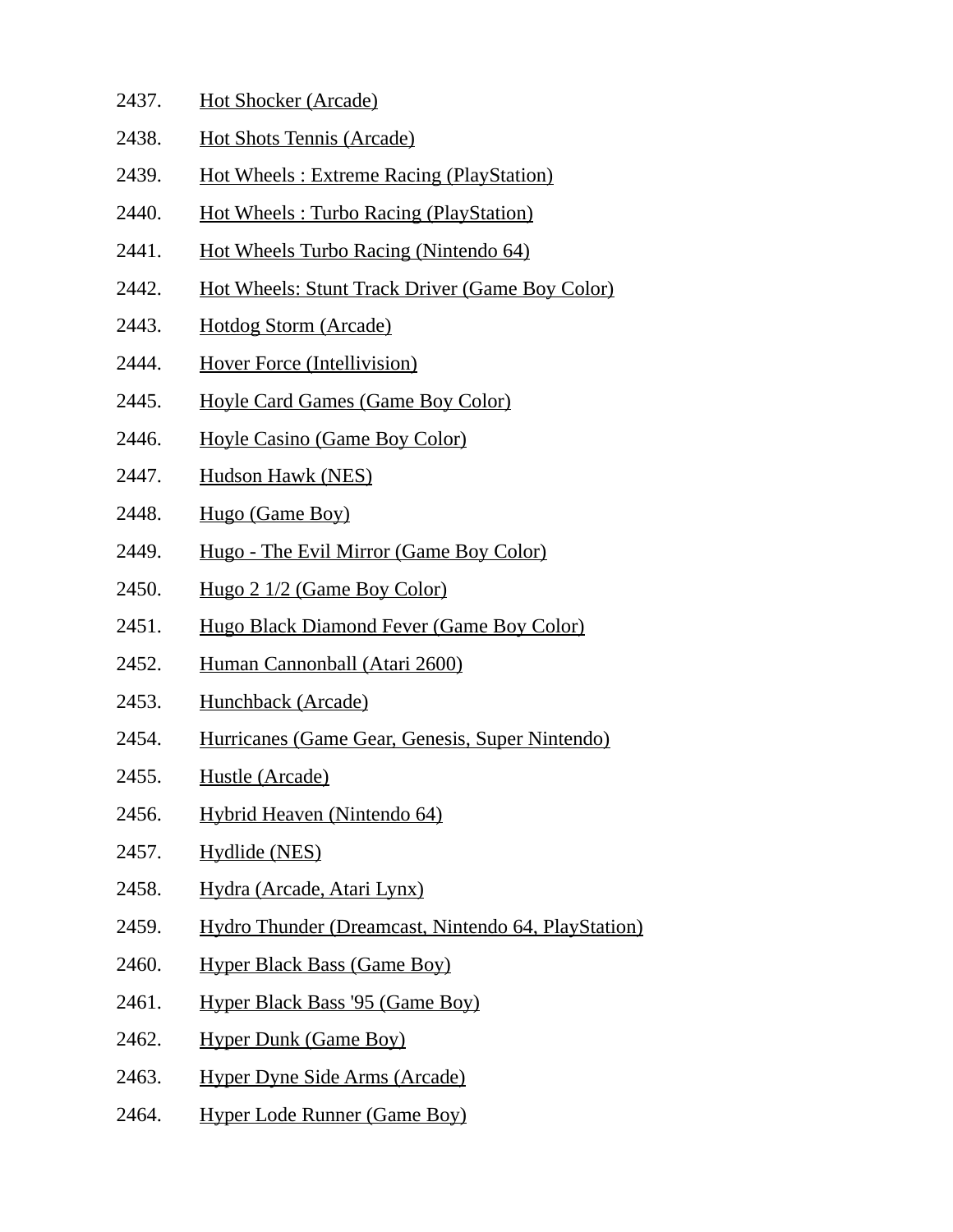2437. Hot Shocker (Arcade)
2438. Hot Shots Tennis (Arcade)
2439. Hot Wheels : Extreme Racing (PlayStation)
2440. Hot Wheels : Turbo Racing (PlayStation)
2441. Hot Wheels Turbo Racing (Nintendo 64)
2442. Hot Wheels: Stunt Track Driver (Game Boy Color)
2443. Hotdog Storm (Arcade)
2444. Hover Force (Intellivision)
2445. Hoyle Card Games (Game Boy Color)
2446. Hoyle Casino (Game Boy Color)
2447. Hudson Hawk (NES)
2448. Hugo (Game Boy)
2449. Hugo - The Evil Mirror (Game Boy Color)
2450. Hugo 2 1/2 (Game Boy Color)
2451. Hugo Black Diamond Fever (Game Boy Color)
2452. Human Cannonball (Atari 2600)
2453. Hunchback (Arcade)
2454. Hurricanes (Game Gear, Genesis, Super Nintendo)
2455. Hustle (Arcade)
2456. Hybrid Heaven (Nintendo 64)
2457. Hydlide (NES)
2458. Hydra (Arcade, Atari Lynx)
2459. Hydro Thunder (Dreamcast, Nintendo 64, PlayStation)
2460. Hyper Black Bass (Game Boy)
2461. Hyper Black Bass '95 (Game Boy)
2462. Hyper Dunk (Game Boy)
2463. Hyper Dyne Side Arms (Arcade)
2464. Hyper Lode Runner (Game Boy)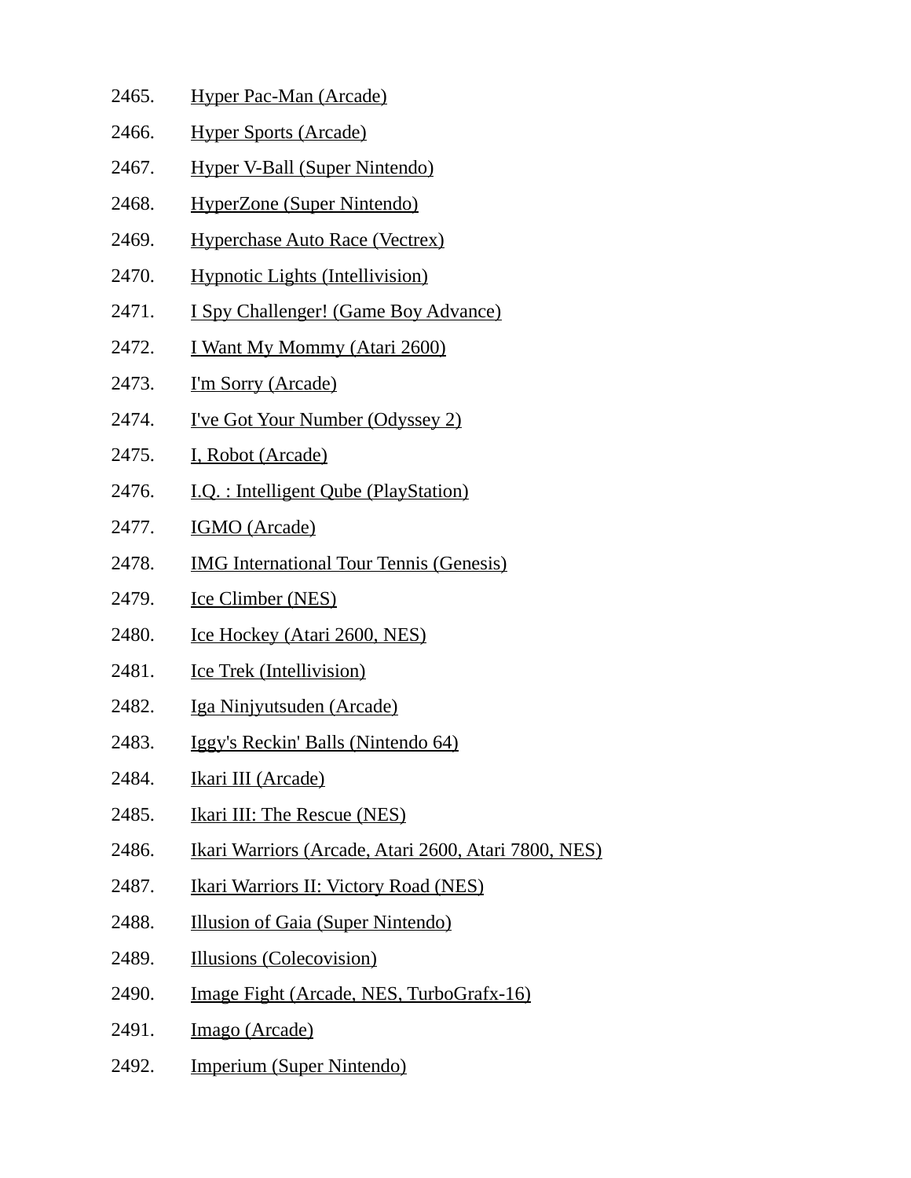2465. Hyper Pac-Man (Arcade)
2466. Hyper Sports (Arcade)
2467. Hyper V-Ball (Super Nintendo)
2468. HyperZone (Super Nintendo)
2469. Hyperchase Auto Race (Vectrex)
2470. Hypnotic Lights (Intellivision)
2471. I Spy Challenger! (Game Boy Advance)
2472. I Want My Mommy (Atari 2600)
2473. I'm Sorry (Arcade)
2474. I've Got Your Number (Odyssey 2)
2475. I, Robot (Arcade)
2476. I.Q. : Intelligent Qube (PlayStation)
2477. IGMO (Arcade)
2478. IMG International Tour Tennis (Genesis)
2479. Ice Climber (NES)
2480. Ice Hockey (Atari 2600, NES)
2481. Ice Trek (Intellivision)
2482. Iga Ninjyutsuden (Arcade)
2483. Iggy's Reckin' Balls (Nintendo 64)
2484. Ikari III (Arcade)
2485. Ikari III: The Rescue (NES)
2486. Ikari Warriors (Arcade, Atari 2600, Atari 7800, NES)
2487. Ikari Warriors II: Victory Road (NES)
2488. Illusion of Gaia (Super Nintendo)
2489. Illusions (Colecovision)
2490. Image Fight (Arcade, NES, TurboGrafx-16)
2491. Imago (Arcade)
2492. Imperium (Super Nintendo)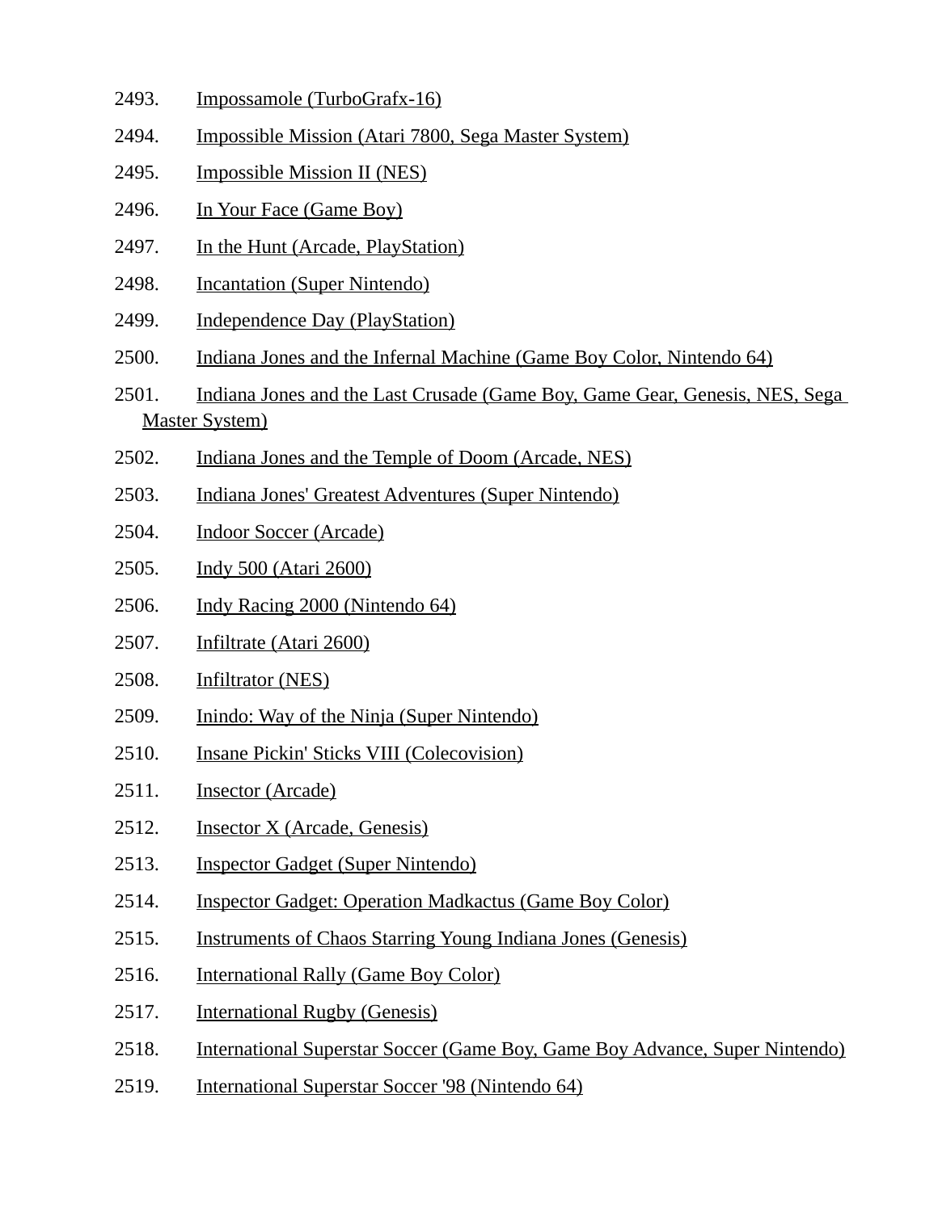2493. Impossamole (TurboGrafx-16)

2494. Impossible Mission (Atari 7800, Sega Master System)

2495. Impossible Mission II (NES)

2496. In Your Face (Game Boy)

2497. In the Hunt (Arcade, PlayStation)

2498. Incantation (Super Nintendo)

2499. Independence Day (PlayStation)

2500. Indiana Jones and the Infernal Machine (Game Boy Color, Nintendo 64)

2501. Indiana Jones and the Last Crusade (Game Boy, Game Gear, Genesis, NES, Sega Master System)

2502. Indiana Jones and the Temple of Doom (Arcade, NES)

2503. Indiana Jones' Greatest Adventures (Super Nintendo)

2504. Indoor Soccer (Arcade)

2505. Indy 500 (Atari 2600)

2506. Indy Racing 2000 (Nintendo 64)

2507. Infiltrate (Atari 2600)

2508. Infiltrator (NES)

2509. Inindo: Way of the Ninja (Super Nintendo)

2510. Insane Pickin' Sticks VIII (Colecovision)

2511. Insector (Arcade)

2512. Insector X (Arcade, Genesis)

2513. Inspector Gadget (Super Nintendo)

2514. Inspector Gadget: Operation Madkactus (Game Boy Color)

2515. Instruments of Chaos Starring Young Indiana Jones (Genesis)

2516. International Rally (Game Boy Color)

2517. International Rugby (Genesis)

2518. International Superstar Soccer (Game Boy, Game Boy Advance, Super Nintendo)

2519. International Superstar Soccer '98 (Nintendo 64)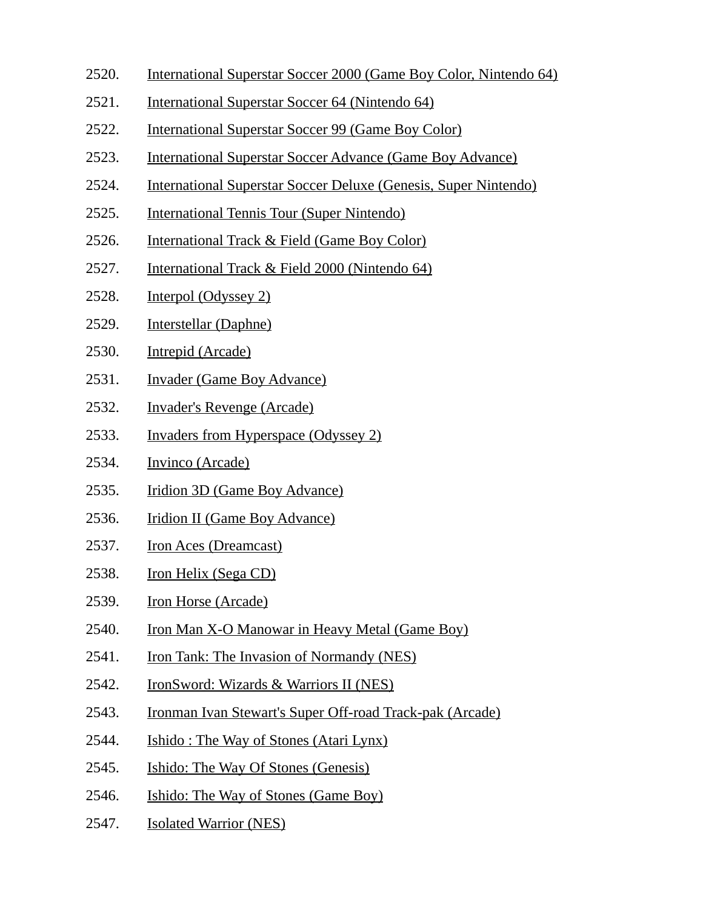2520. International Superstar Soccer 2000 (Game Boy Color, Nintendo 64)
2521. International Superstar Soccer 64 (Nintendo 64)
2522. International Superstar Soccer 99 (Game Boy Color)
2523. International Superstar Soccer Advance (Game Boy Advance)
2524. International Superstar Soccer Deluxe (Genesis, Super Nintendo)
2525. International Tennis Tour (Super Nintendo)
2526. International Track & Field (Game Boy Color)
2527. International Track & Field 2000 (Nintendo 64)
2528. Interpol (Odyssey 2)
2529. Interstellar (Daphne)
2530. Intrepid (Arcade)
2531. Invader (Game Boy Advance)
2532. Invader's Revenge (Arcade)
2533. Invaders from Hyperspace (Odyssey 2)
2534. Invinco (Arcade)
2535. Iridion 3D (Game Boy Advance)
2536. Iridion II (Game Boy Advance)
2537. Iron Aces (Dreamcast)
2538. Iron Helix (Sega CD)
2539. Iron Horse (Arcade)
2540. Iron Man X-O Manowar in Heavy Metal (Game Boy)
2541. Iron Tank: The Invasion of Normandy (NES)
2542. IronSword: Wizards & Warriors II (NES)
2543. Ironman Ivan Stewart's Super Off-road Track-pak (Arcade)
2544. Ishido : The Way of Stones (Atari Lynx)
2545. Ishido: The Way Of Stones (Genesis)
2546. Ishido: The Way of Stones (Game Boy)
2547. Isolated Warrior (NES)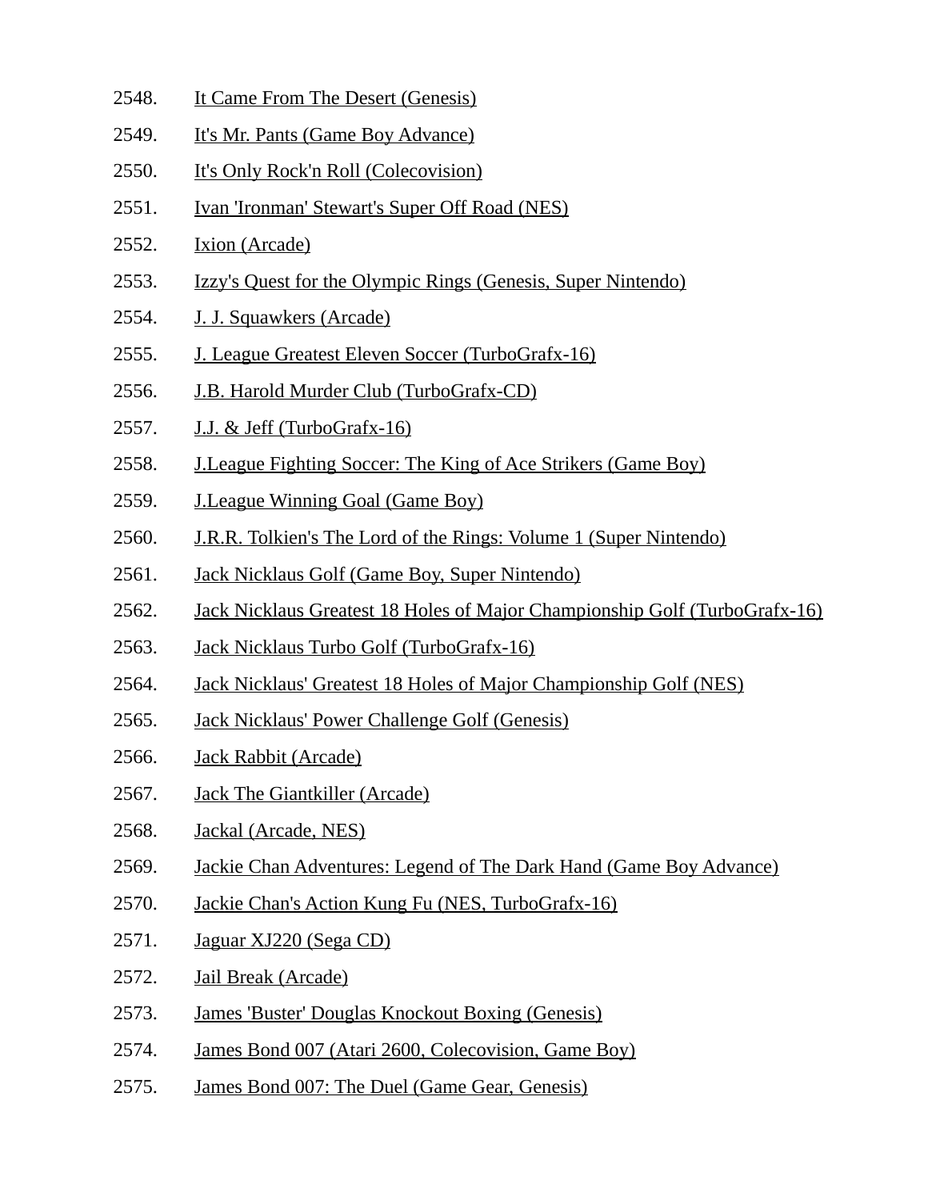2548. It Came From The Desert (Genesis)
2549. It's Mr. Pants (Game Boy Advance)
2550. It's Only Rock'n Roll (Colecovision)
2551. Ivan 'Ironman' Stewart's Super Off Road (NES)
2552. Ixion (Arcade)
2553. Izzy's Quest for the Olympic Rings (Genesis, Super Nintendo)
2554. J. J. Squawkers (Arcade)
2555. J. League Greatest Eleven Soccer (TurboGrafx-16)
2556. J.B. Harold Murder Club (TurboGrafx-CD)
2557. J.J. & Jeff (TurboGrafx-16)
2558. J.League Fighting Soccer: The King of Ace Strikers (Game Boy)
2559. J.League Winning Goal (Game Boy)
2560. J.R.R. Tolkien's The Lord of the Rings: Volume 1 (Super Nintendo)
2561. Jack Nicklaus Golf (Game Boy, Super Nintendo)
2562. Jack Nicklaus Greatest 18 Holes of Major Championship Golf (TurboGrafx-16)
2563. Jack Nicklaus Turbo Golf (TurboGrafx-16)
2564. Jack Nicklaus' Greatest 18 Holes of Major Championship Golf (NES)
2565. Jack Nicklaus' Power Challenge Golf (Genesis)
2566. Jack Rabbit (Arcade)
2567. Jack The Giantkiller (Arcade)
2568. Jackal (Arcade, NES)
2569. Jackie Chan Adventures: Legend of The Dark Hand (Game Boy Advance)
2570. Jackie Chan's Action Kung Fu (NES, TurboGrafx-16)
2571. Jaguar XJ220 (Sega CD)
2572. Jail Break (Arcade)
2573. James 'Buster' Douglas Knockout Boxing (Genesis)
2574. James Bond 007 (Atari 2600, Colecovision, Game Boy)
2575. James Bond 007: The Duel (Game Gear, Genesis)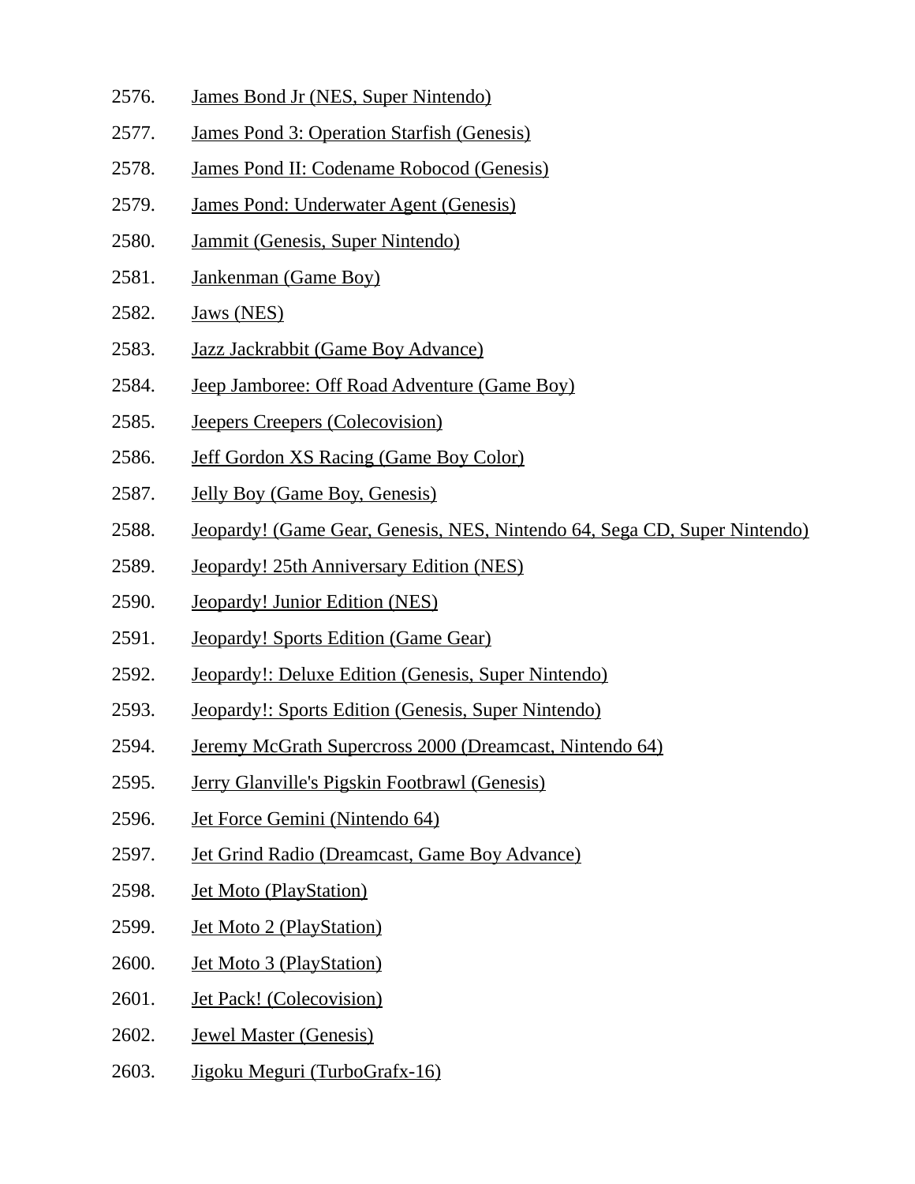2576. James Bond Jr (NES, Super Nintendo)
2577. James Pond 3: Operation Starfish (Genesis)
2578. James Pond II: Codename Robocod (Genesis)
2579. James Pond: Underwater Agent (Genesis)
2580. Jammit (Genesis, Super Nintendo)
2581. Jankenman (Game Boy)
2582. Jaws (NES)
2583. Jazz Jackrabbit (Game Boy Advance)
2584. Jeep Jamboree: Off Road Adventure (Game Boy)
2585. Jeepers Creepers (Colecovision)
2586. Jeff Gordon XS Racing (Game Boy Color)
2587. Jelly Boy (Game Boy, Genesis)
2588. Jeopardy! (Game Gear, Genesis, NES, Nintendo 64, Sega CD, Super Nintendo)
2589. Jeopardy! 25th Anniversary Edition (NES)
2590. Jeopardy! Junior Edition (NES)
2591. Jeopardy! Sports Edition (Game Gear)
2592. Jeopardy!: Deluxe Edition (Genesis, Super Nintendo)
2593. Jeopardy!: Sports Edition (Genesis, Super Nintendo)
2594. Jeremy McGrath Supercross 2000 (Dreamcast, Nintendo 64)
2595. Jerry Glanville's Pigskin Footbrawl (Genesis)
2596. Jet Force Gemini (Nintendo 64)
2597. Jet Grind Radio (Dreamcast, Game Boy Advance)
2598. Jet Moto (PlayStation)
2599. Jet Moto 2 (PlayStation)
2600. Jet Moto 3 (PlayStation)
2601. Jet Pack! (Colecovision)
2602. Jewel Master (Genesis)
2603. Jigoku Meguri (TurboGrafx-16)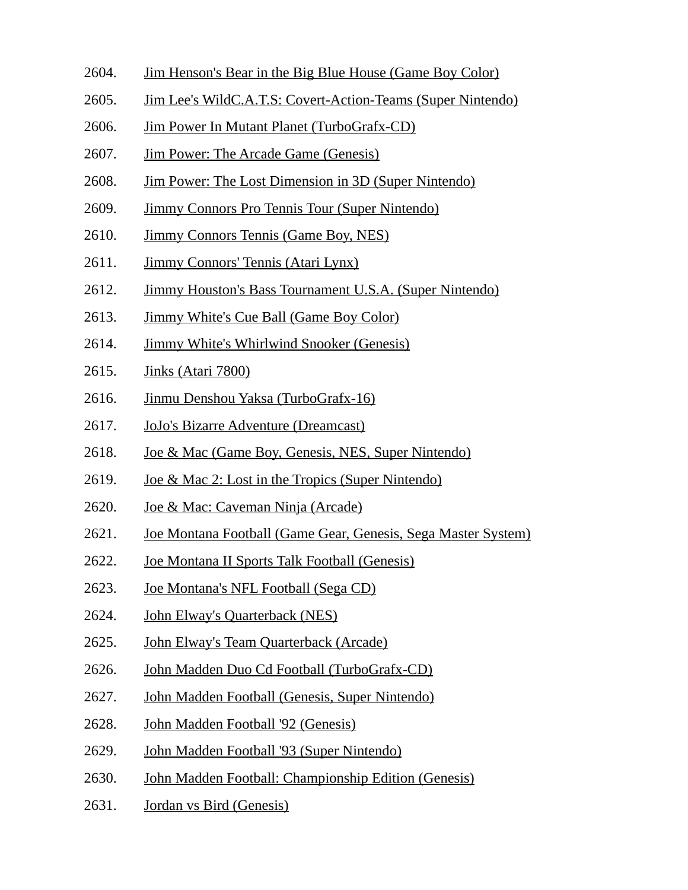2604. Jim Henson's Bear in the Big Blue House (Game Boy Color)

2605. Jim Lee's WildC.A.T.S: Covert-Action-Teams (Super Nintendo)

2606. Jim Power In Mutant Planet (TurboGrafx-CD)

2607. Jim Power: The Arcade Game (Genesis)

2608. Jim Power: The Lost Dimension in 3D (Super Nintendo)

2609. Jimmy Connors Pro Tennis Tour (Super Nintendo)

2610. Jimmy Connors Tennis (Game Boy, NES)

2611. Jimmy Connors' Tennis (Atari Lynx)

2612. Jimmy Houston's Bass Tournament U.S.A. (Super Nintendo)

2613. Jimmy White's Cue Ball (Game Boy Color)

2614. Jimmy White's Whirlwind Snooker (Genesis)

2615. Jinks (Atari 7800)

2616. Jinmu Denshou Yaksa (TurboGrafx-16)

2617. JoJo's Bizarre Adventure (Dreamcast)

2618. Joe & Mac (Game Boy, Genesis, NES, Super Nintendo)

2619. Joe & Mac 2: Lost in the Tropics (Super Nintendo)

2620. Joe & Mac: Caveman Ninja (Arcade)

2621. Joe Montana Football (Game Gear, Genesis, Sega Master System)

2622. Joe Montana II Sports Talk Football (Genesis)

2623. Joe Montana's NFL Football (Sega CD)

2624. John Elway's Quarterback (NES)

2625. John Elway's Team Quarterback (Arcade)

2626. John Madden Duo Cd Football (TurboGrafx-CD)

2627. John Madden Football (Genesis, Super Nintendo)

2628. John Madden Football '92 (Genesis)

2629. John Madden Football '93 (Super Nintendo)

2630. John Madden Football: Championship Edition (Genesis)

2631. Jordan vs Bird (Genesis)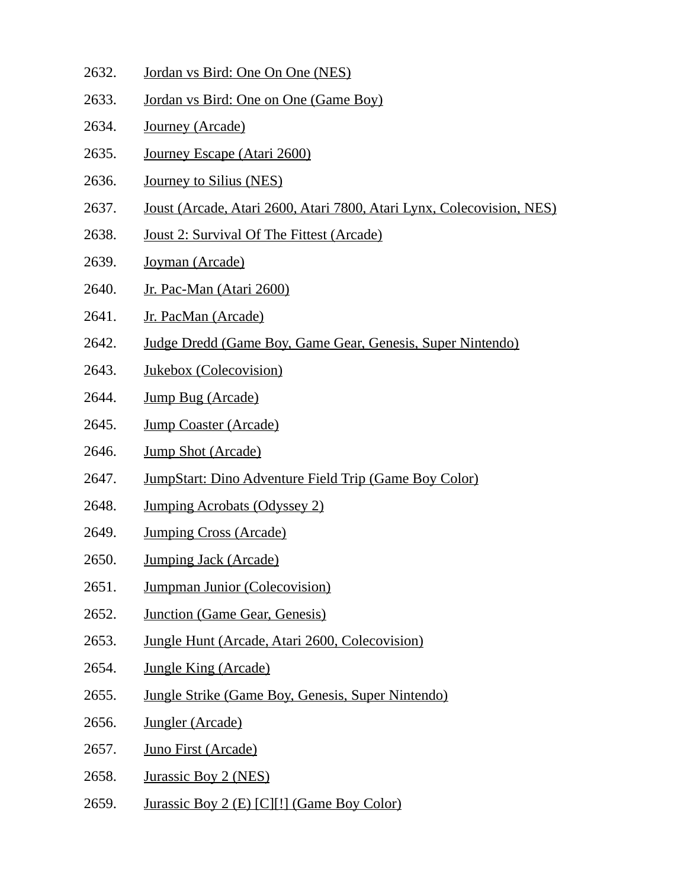2632. Jordan vs Bird: One On One (NES)
2633. Jordan vs Bird: One on One (Game Boy)
2634. Journey (Arcade)
2635. Journey Escape (Atari 2600)
2636. Journey to Silius (NES)
2637. Joust (Arcade, Atari 2600, Atari 7800, Atari Lynx, Colecovision, NES)
2638. Joust 2: Survival Of The Fittest (Arcade)
2639. Joyman (Arcade)
2640. Jr. Pac-Man (Atari 2600)
2641. Jr. PacMan (Arcade)
2642. Judge Dredd (Game Boy, Game Gear, Genesis, Super Nintendo)
2643. Jukebox (Colecovision)
2644. Jump Bug (Arcade)
2645. Jump Coaster (Arcade)
2646. Jump Shot (Arcade)
2647. JumpStart: Dino Adventure Field Trip (Game Boy Color)
2648. Jumping Acrobats (Odyssey 2)
2649. Jumping Cross (Arcade)
2650. Jumping Jack (Arcade)
2651. Jumpman Junior (Colecovision)
2652. Junction (Game Gear, Genesis)
2653. Jungle Hunt (Arcade, Atari 2600, Colecovision)
2654. Jungle King (Arcade)
2655. Jungle Strike (Game Boy, Genesis, Super Nintendo)
2656. Jungler (Arcade)
2657. Juno First (Arcade)
2658. Jurassic Boy 2 (NES)
2659. Jurassic Boy 2 (E) [C][!] (Game Boy Color)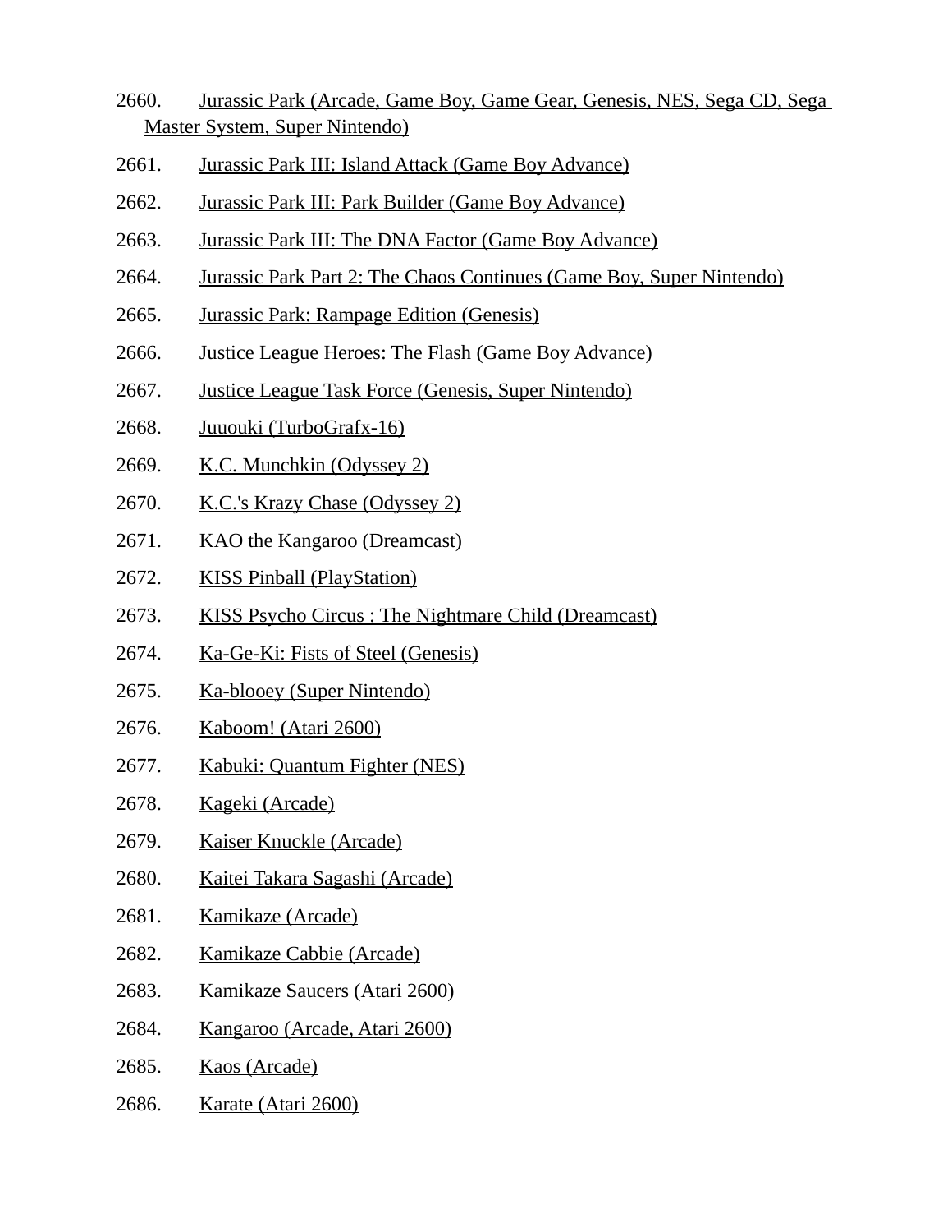2660. Jurassic Park (Arcade, Game Boy, Game Gear, Genesis, NES, Sega CD, Sega Master System, Super Nintendo)

2661. Jurassic Park III: Island Attack (Game Boy Advance)

2662. Jurassic Park III: Park Builder (Game Boy Advance)

2663. Jurassic Park III: The DNA Factor (Game Boy Advance)

2664. Jurassic Park Part 2: The Chaos Continues (Game Boy, Super Nintendo)

2665. Jurassic Park: Rampage Edition (Genesis)

2666. Justice League Heroes: The Flash (Game Boy Advance)

2667. Justice League Task Force (Genesis, Super Nintendo)

2668. Juuouki (TurboGrafx-16)

2669. K.C. Munchkin (Odyssey 2)

2670. K.C.'s Krazy Chase (Odyssey 2)

2671. KAO the Kangaroo (Dreamcast)

2672. KISS Pinball (PlayStation)

2673. KISS Psycho Circus : The Nightmare Child (Dreamcast)

2674. Ka-Ge-Ki: Fists of Steel (Genesis)

2675. Ka-blooey (Super Nintendo)

2676. Kaboom! (Atari 2600)

2677. Kabuki: Quantum Fighter (NES)

2678. Kageki (Arcade)

2679. Kaiser Knuckle (Arcade)

2680. Kaitei Takara Sagashi (Arcade)

2681. Kamikaze (Arcade)

2682. Kamikaze Cabbie (Arcade)

2683. Kamikaze Saucers (Atari 2600)

2684. Kangaroo (Arcade, Atari 2600)

2685. Kaos (Arcade)

2686. Karate (Atari 2600)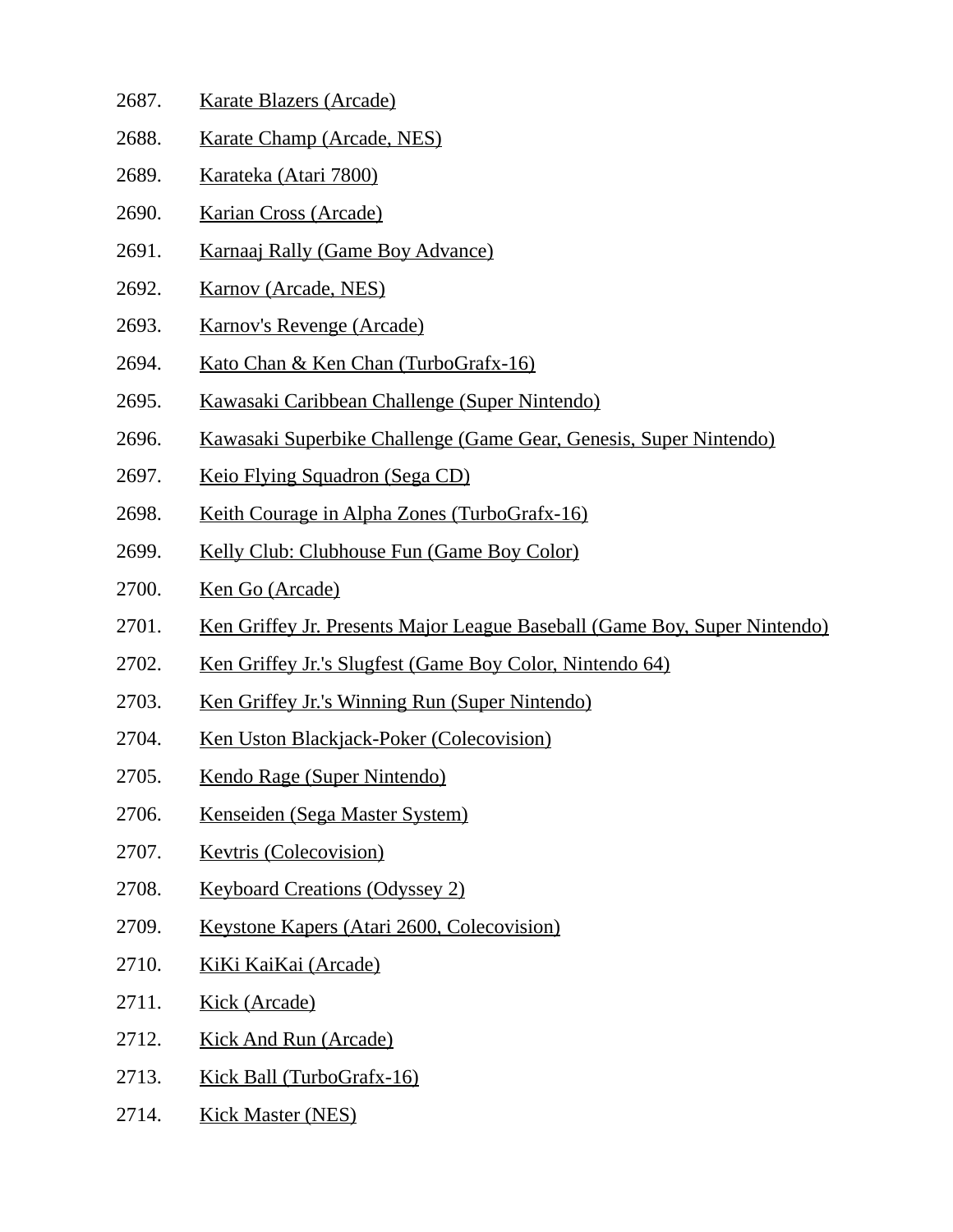2687. Karate Blazers (Arcade)
2688. Karate Champ (Arcade, NES)
2689. Karateka (Atari 7800)
2690. Karian Cross (Arcade)
2691. Karnaaj Rally (Game Boy Advance)
2692. Karnov (Arcade, NES)
2693. Karnov's Revenge (Arcade)
2694. Kato Chan & Ken Chan (TurboGrafx-16)
2695. Kawasaki Caribbean Challenge (Super Nintendo)
2696. Kawasaki Superbike Challenge (Game Gear, Genesis, Super Nintendo)
2697. Keio Flying Squadron (Sega CD)
2698. Keith Courage in Alpha Zones (TurboGrafx-16)
2699. Kelly Club: Clubhouse Fun (Game Boy Color)
2700. Ken Go (Arcade)
2701. Ken Griffey Jr. Presents Major League Baseball (Game Boy, Super Nintendo)
2702. Ken Griffey Jr.'s Slugfest (Game Boy Color, Nintendo 64)
2703. Ken Griffey Jr.'s Winning Run (Super Nintendo)
2704. Ken Uston Blackjack-Poker (Colecovision)
2705. Kendo Rage (Super Nintendo)
2706. Kenseiden (Sega Master System)
2707. Kevtris (Colecovision)
2708. Keyboard Creations (Odyssey 2)
2709. Keystone Kapers (Atari 2600, Colecovision)
2710. KiKi KaiKai (Arcade)
2711. Kick (Arcade)
2712. Kick And Run (Arcade)
2713. Kick Ball (TurboGrafx-16)
2714. Kick Master (NES)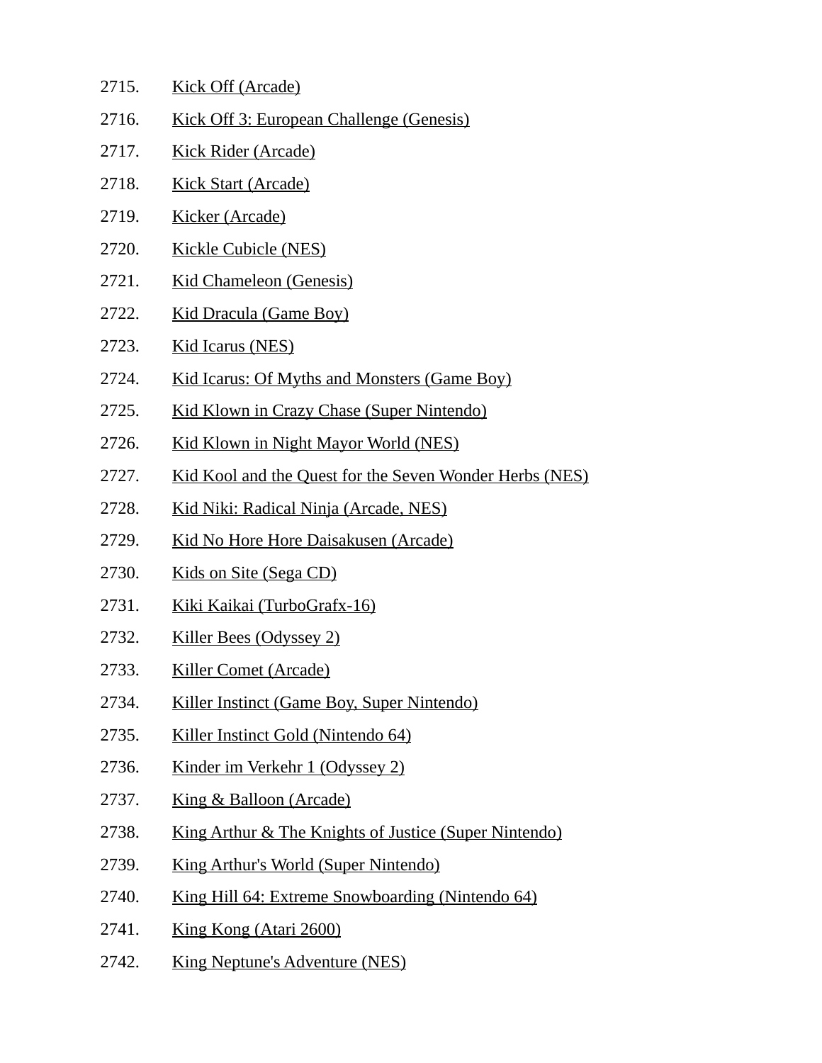2715. Kick Off (Arcade)
2716. Kick Off 3: European Challenge (Genesis)
2717. Kick Rider (Arcade)
2718. Kick Start (Arcade)
2719. Kicker (Arcade)
2720. Kickle Cubicle (NES)
2721. Kid Chameleon (Genesis)
2722. Kid Dracula (Game Boy)
2723. Kid Icarus (NES)
2724. Kid Icarus: Of Myths and Monsters (Game Boy)
2725. Kid Klown in Crazy Chase (Super Nintendo)
2726. Kid Klown in Night Mayor World (NES)
2727. Kid Kool and the Quest for the Seven Wonder Herbs (NES)
2728. Kid Niki: Radical Ninja (Arcade, NES)
2729. Kid No Hore Hore Daisakusen (Arcade)
2730. Kids on Site (Sega CD)
2731. Kiki Kaikai (TurboGrafx-16)
2732. Killer Bees (Odyssey 2)
2733. Killer Comet (Arcade)
2734. Killer Instinct (Game Boy, Super Nintendo)
2735. Killer Instinct Gold (Nintendo 64)
2736. Kinder im Verkehr 1 (Odyssey 2)
2737. King & Balloon (Arcade)
2738. King Arthur & The Knights of Justice (Super Nintendo)
2739. King Arthur's World (Super Nintendo)
2740. King Hill 64: Extreme Snowboarding (Nintendo 64)
2741. King Kong (Atari 2600)
2742. King Neptune's Adventure (NES)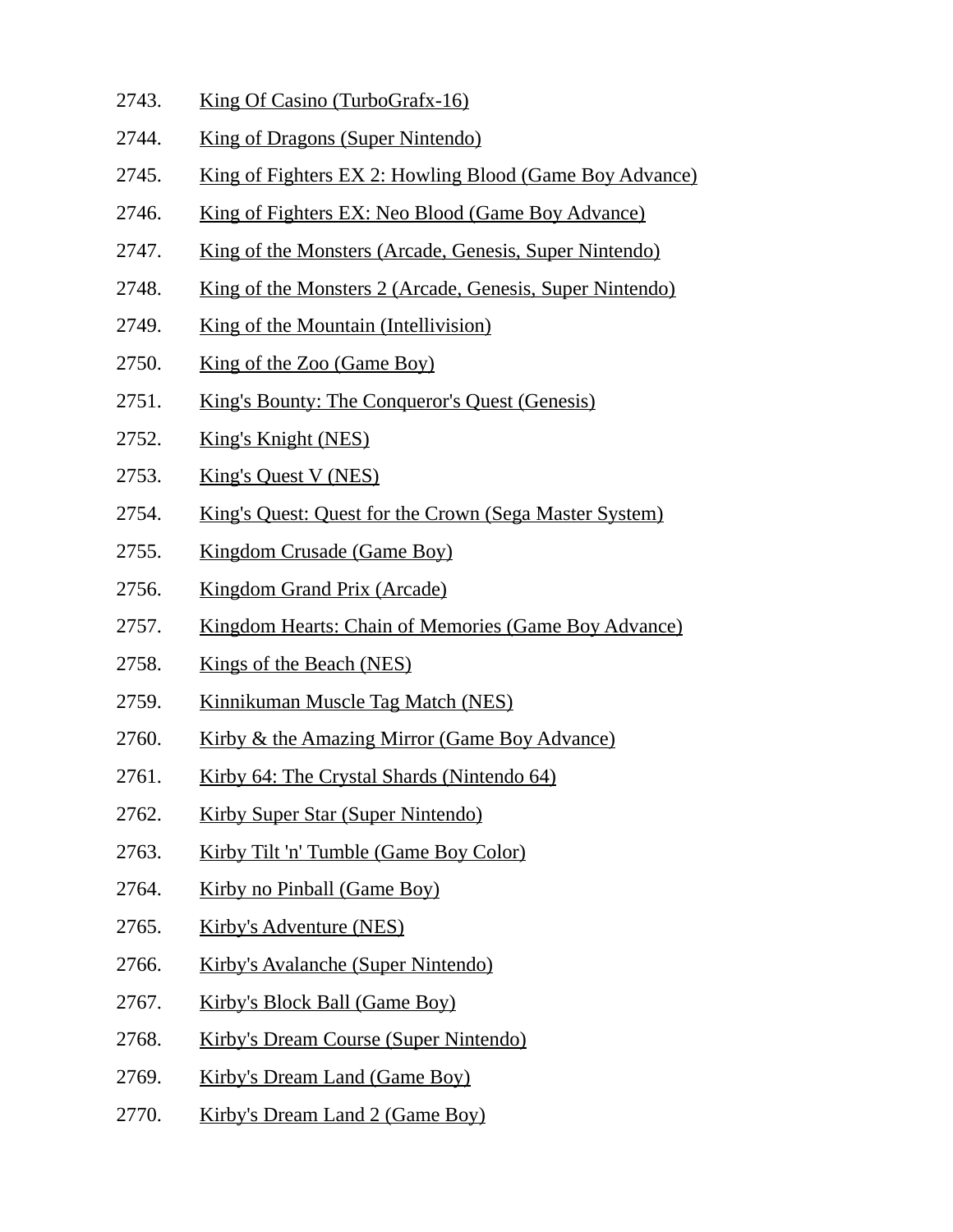2743. King Of Casino (TurboGrafx-16)
2744. King of Dragons (Super Nintendo)
2745. King of Fighters EX 2: Howling Blood (Game Boy Advance)
2746. King of Fighters EX: Neo Blood (Game Boy Advance)
2747. King of the Monsters (Arcade, Genesis, Super Nintendo)
2748. King of the Monsters 2 (Arcade, Genesis, Super Nintendo)
2749. King of the Mountain (Intellivision)
2750. King of the Zoo (Game Boy)
2751. King's Bounty: The Conqueror's Quest (Genesis)
2752. King's Knight (NES)
2753. King's Quest V (NES)
2754. King's Quest: Quest for the Crown (Sega Master System)
2755. Kingdom Crusade (Game Boy)
2756. Kingdom Grand Prix (Arcade)
2757. Kingdom Hearts: Chain of Memories (Game Boy Advance)
2758. Kings of the Beach (NES)
2759. Kinnikuman Muscle Tag Match (NES)
2760. Kirby & the Amazing Mirror (Game Boy Advance)
2761. Kirby 64: The Crystal Shards (Nintendo 64)
2762. Kirby Super Star (Super Nintendo)
2763. Kirby Tilt 'n' Tumble (Game Boy Color)
2764. Kirby no Pinball (Game Boy)
2765. Kirby's Adventure (NES)
2766. Kirby's Avalanche (Super Nintendo)
2767. Kirby's Block Ball (Game Boy)
2768. Kirby's Dream Course (Super Nintendo)
2769. Kirby's Dream Land (Game Boy)
2770. Kirby's Dream Land 2 (Game Boy)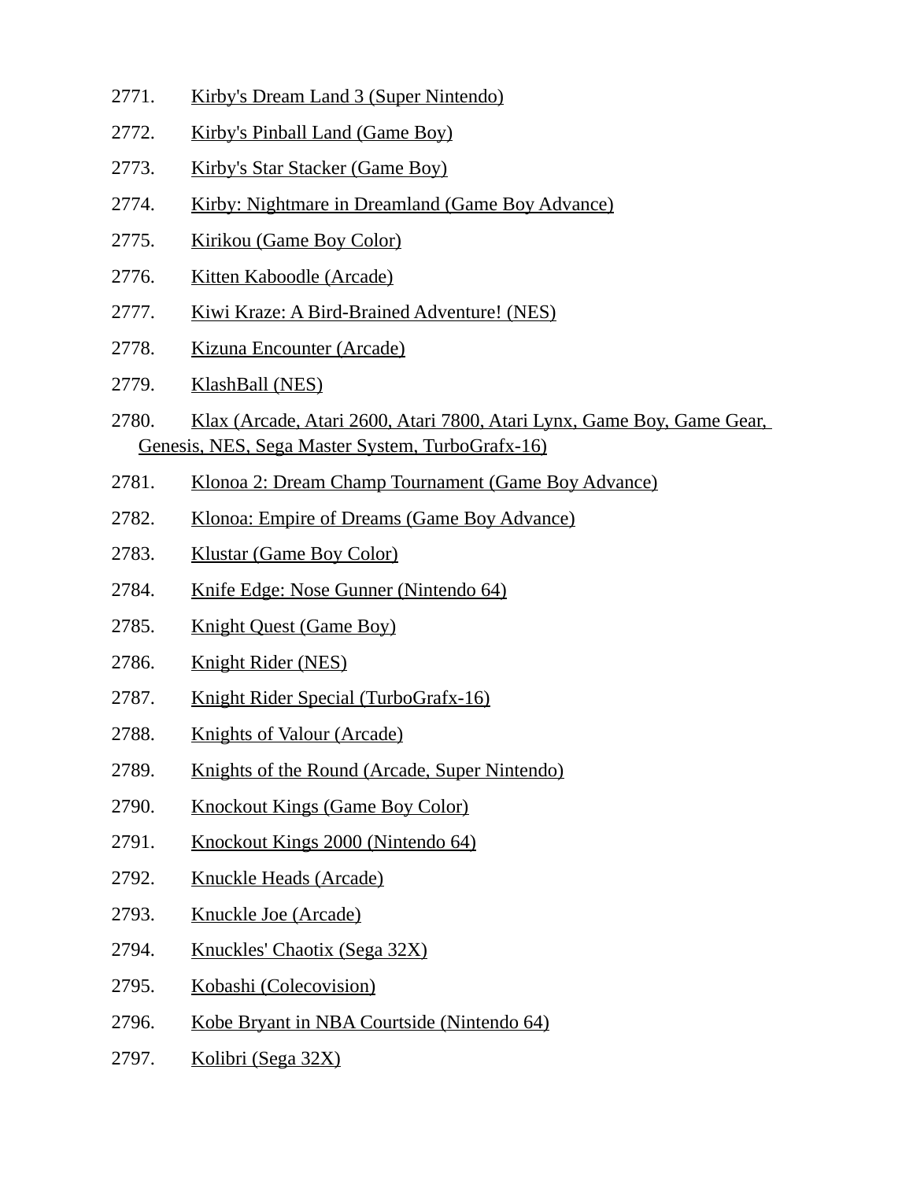2771. Kirby's Dream Land 3 (Super Nintendo)
2772. Kirby's Pinball Land (Game Boy)
2773. Kirby's Star Stacker (Game Boy)
2774. Kirby: Nightmare in Dreamland (Game Boy Advance)
2775. Kirikou (Game Boy Color)
2776. Kitten Kaboodle (Arcade)
2777. Kiwi Kraze: A Bird-Brained Adventure! (NES)
2778. Kizuna Encounter (Arcade)
2779. KlashBall (NES)
2780. Klax (Arcade, Atari 2600, Atari 7800, Atari Lynx, Game Boy, Game Gear, Genesis, NES, Sega Master System, TurboGrafx-16)
2781. Klonoa 2: Dream Champ Tournament (Game Boy Advance)
2782. Klonoa: Empire of Dreams (Game Boy Advance)
2783. Klustar (Game Boy Color)
2784. Knife Edge: Nose Gunner (Nintendo 64)
2785. Knight Quest (Game Boy)
2786. Knight Rider (NES)
2787. Knight Rider Special (TurboGrafx-16)
2788. Knights of Valour (Arcade)
2789. Knights of the Round (Arcade, Super Nintendo)
2790. Knockout Kings (Game Boy Color)
2791. Knockout Kings 2000 (Nintendo 64)
2792. Knuckle Heads (Arcade)
2793. Knuckle Joe (Arcade)
2794. Knuckles' Chaotix (Sega 32X)
2795. Kobashi (Colecovision)
2796. Kobe Bryant in NBA Courtside (Nintendo 64)
2797. Kolibri (Sega 32X)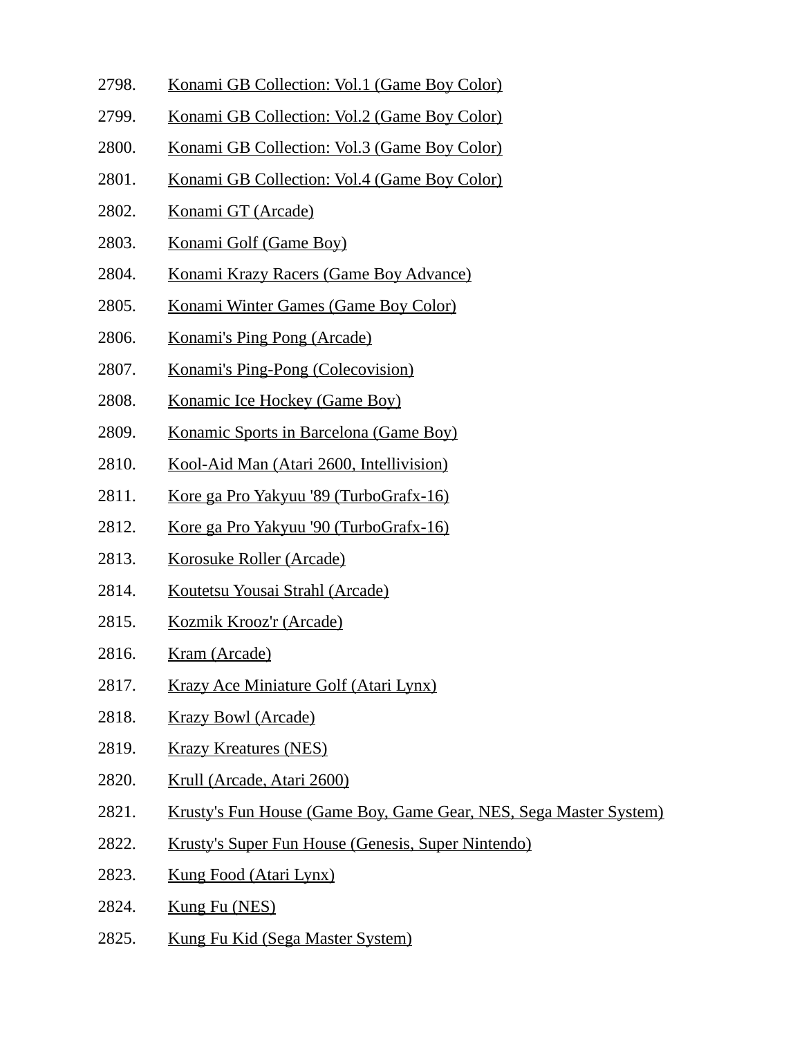2798. Konami GB Collection: Vol.1 (Game Boy Color)
2799. Konami GB Collection: Vol.2 (Game Boy Color)
2800. Konami GB Collection: Vol.3 (Game Boy Color)
2801. Konami GB Collection: Vol.4 (Game Boy Color)
2802. Konami GT (Arcade)
2803. Konami Golf (Game Boy)
2804. Konami Krazy Racers (Game Boy Advance)
2805. Konami Winter Games (Game Boy Color)
2806. Konami's Ping Pong (Arcade)
2807. Konami's Ping-Pong (Colecovision)
2808. Konamic Ice Hockey (Game Boy)
2809. Konamic Sports in Barcelona (Game Boy)
2810. Kool-Aid Man (Atari 2600, Intellivision)
2811. Kore ga Pro Yakyuu '89 (TurboGrafx-16)
2812. Kore ga Pro Yakyuu '90 (TurboGrafx-16)
2813. Korosuke Roller (Arcade)
2814. Koutetsu Yousai Strahl (Arcade)
2815. Kozmik Krooz'r (Arcade)
2816. Kram (Arcade)
2817. Krazy Ace Miniature Golf (Atari Lynx)
2818. Krazy Bowl (Arcade)
2819. Krazy Kreatures (NES)
2820. Krull (Arcade, Atari 2600)
2821. Krusty's Fun House (Game Boy, Game Gear, NES, Sega Master System)
2822. Krusty's Super Fun House (Genesis, Super Nintendo)
2823. Kung Food (Atari Lynx)
2824. Kung Fu (NES)
2825. Kung Fu Kid (Sega Master System)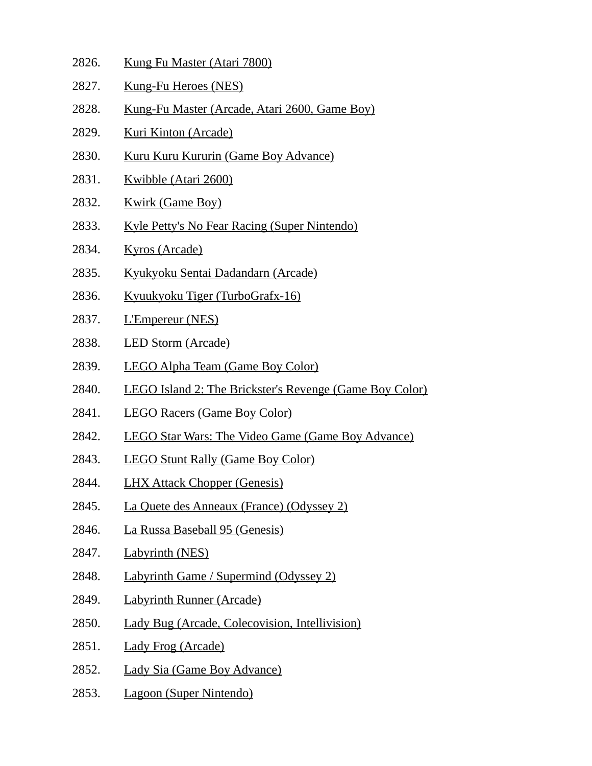2826. Kung Fu Master (Atari 7800)
2827. Kung-Fu Heroes (NES)
2828. Kung-Fu Master (Arcade, Atari 2600, Game Boy)
2829. Kuri Kinton (Arcade)
2830. Kuru Kuru Kururin (Game Boy Advance)
2831. Kwibble (Atari 2600)
2832. Kwirk (Game Boy)
2833. Kyle Petty's No Fear Racing (Super Nintendo)
2834. Kyros (Arcade)
2835. Kyukyoku Sentai Dadandarn (Arcade)
2836. Kyuukyoku Tiger (TurboGrafx-16)
2837. L'Empereur (NES)
2838. LED Storm (Arcade)
2839. LEGO Alpha Team (Game Boy Color)
2840. LEGO Island 2: The Brickster's Revenge (Game Boy Color)
2841. LEGO Racers (Game Boy Color)
2842. LEGO Star Wars: The Video Game (Game Boy Advance)
2843. LEGO Stunt Rally (Game Boy Color)
2844. LHX Attack Chopper (Genesis)
2845. La Quete des Anneaux (France) (Odyssey 2)
2846. La Russa Baseball 95 (Genesis)
2847. Labyrinth (NES)
2848. Labyrinth Game / Supermind (Odyssey 2)
2849. Labyrinth Runner (Arcade)
2850. Lady Bug (Arcade, Colecovision, Intellivision)
2851. Lady Frog (Arcade)
2852. Lady Sia (Game Boy Advance)
2853. Lagoon (Super Nintendo)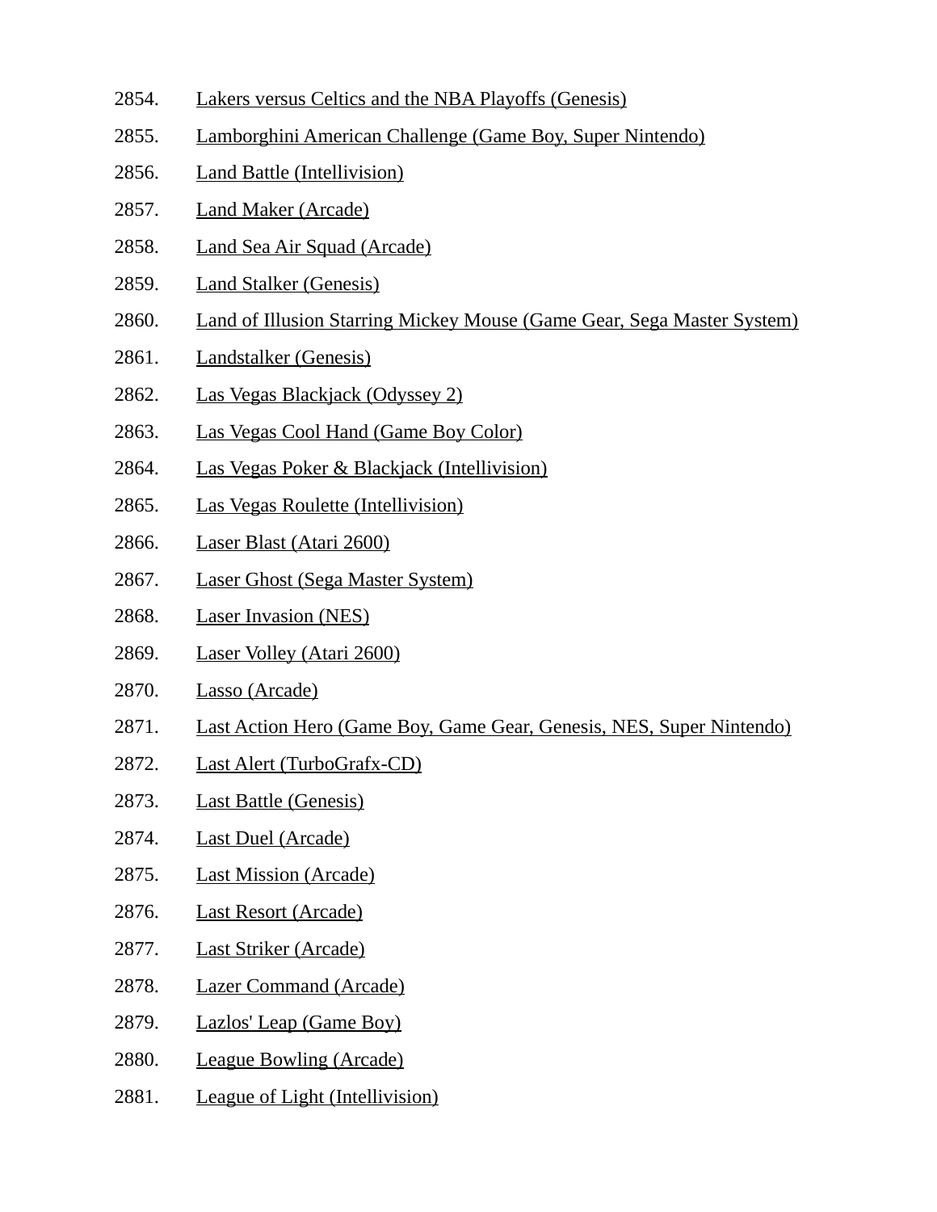2854. Lakers versus Celtics and the NBA Playoffs (Genesis)
2855. Lamborghini American Challenge (Game Boy, Super Nintendo)
2856. Land Battle (Intellivision)
2857. Land Maker (Arcade)
2858. Land Sea Air Squad (Arcade)
2859. Land Stalker (Genesis)
2860. Land of Illusion Starring Mickey Mouse (Game Gear, Sega Master System)
2861. Landstalker (Genesis)
2862. Las Vegas Blackjack (Odyssey 2)
2863. Las Vegas Cool Hand (Game Boy Color)
2864. Las Vegas Poker & Blackjack (Intellivision)
2865. Las Vegas Roulette (Intellivision)
2866. Laser Blast (Atari 2600)
2867. Laser Ghost (Sega Master System)
2868. Laser Invasion (NES)
2869. Laser Volley (Atari 2600)
2870. Lasso (Arcade)
2871. Last Action Hero (Game Boy, Game Gear, Genesis, NES, Super Nintendo)
2872. Last Alert (TurboGrafx-CD)
2873. Last Battle (Genesis)
2874. Last Duel (Arcade)
2875. Last Mission (Arcade)
2876. Last Resort (Arcade)
2877. Last Striker (Arcade)
2878. Lazer Command (Arcade)
2879. Lazlos' Leap (Game Boy)
2880. League Bowling (Arcade)
2881. League of Light (Intellivision)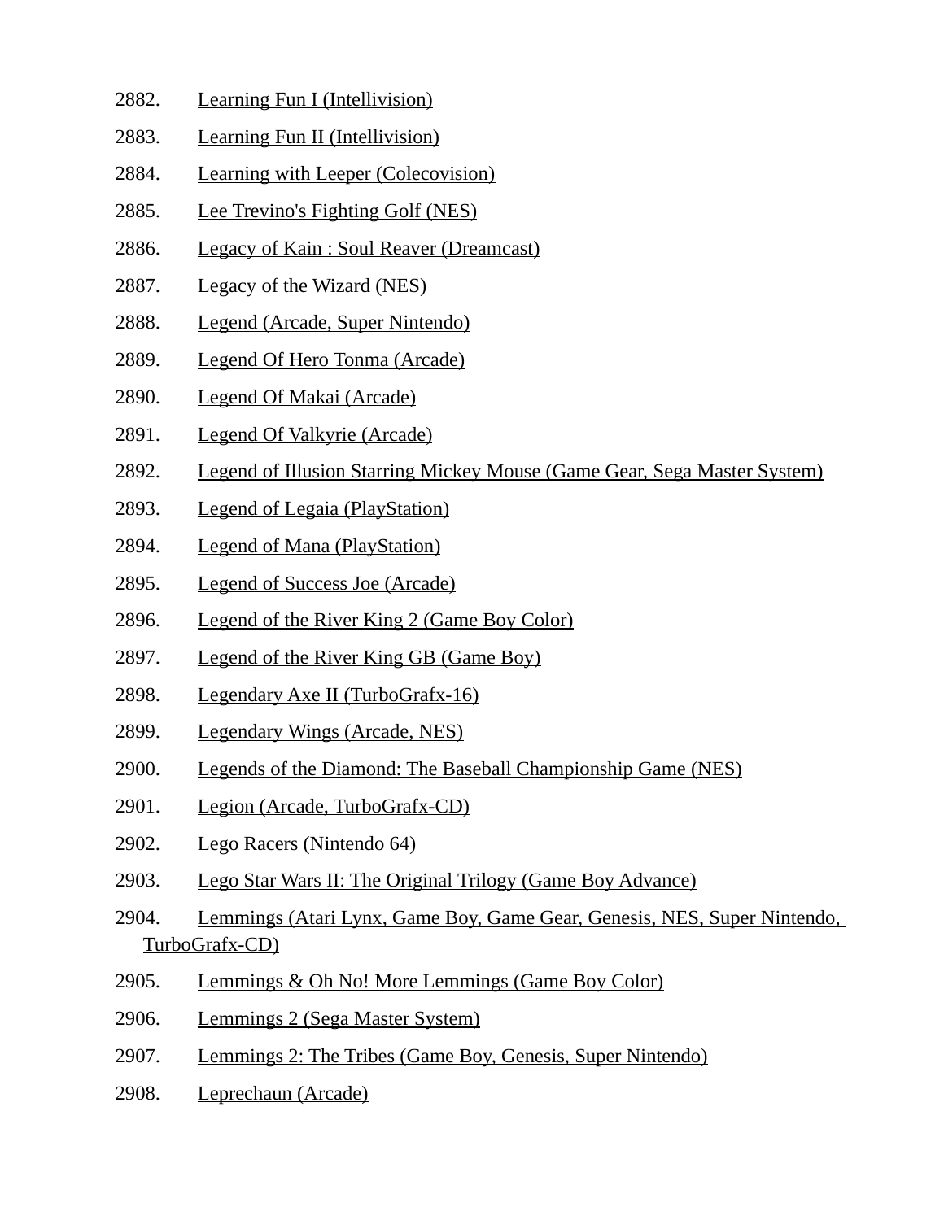2882. Learning Fun I (Intellivision)

2883. Learning Fun II (Intellivision)

2884. Learning with Leeper (Colecovision)

2885. Lee Trevino's Fighting Golf (NES)

2886. Legacy of Kain : Soul Reaver (Dreamcast)

2887. Legacy of the Wizard (NES)

2888. Legend (Arcade, Super Nintendo)

2889. Legend Of Hero Tonma (Arcade)

2890. Legend Of Makai (Arcade)

2891. Legend Of Valkyrie (Arcade)

2892. Legend of Illusion Starring Mickey Mouse (Game Gear, Sega Master System)

2893. Legend of Legaia (PlayStation)

2894. Legend of Mana (PlayStation)

2895. Legend of Success Joe (Arcade)

2896. Legend of the River King 2 (Game Boy Color)

2897. Legend of the River King GB (Game Boy)

2898. Legendary Axe II (TurboGrafx-16)

2899. Legendary Wings (Arcade, NES)

2900. Legends of the Diamond: The Baseball Championship Game (NES)

2901. Legion (Arcade, TurboGrafx-CD)

2902. Lego Racers (Nintendo 64)

2903. Lego Star Wars II: The Original Trilogy (Game Boy Advance)

2904. Lemmings (Atari Lynx, Game Boy, Game Gear, Genesis, NES, Super Nintendo, TurboGrafx-CD)

2905. Lemmings & Oh No! More Lemmings (Game Boy Color)

2906. Lemmings 2 (Sega Master System)

2907. Lemmings 2: The Tribes (Game Boy, Genesis, Super Nintendo)

2908. Leprechaun (Arcade)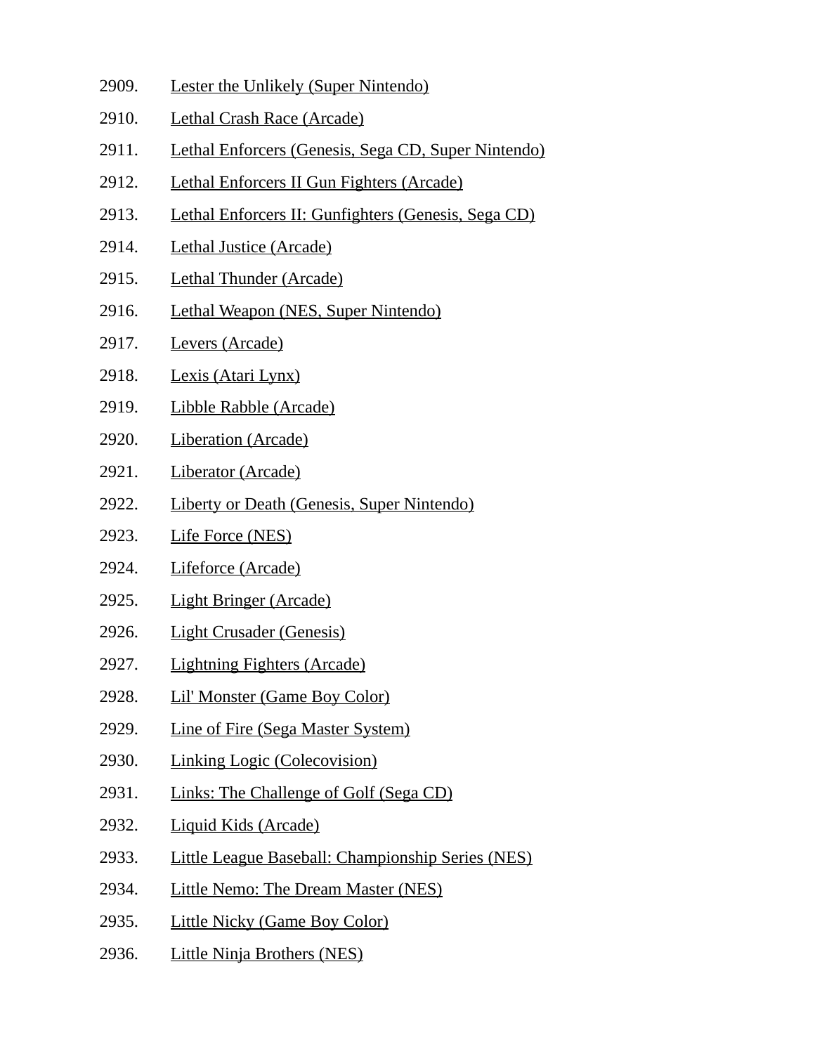2909. Lester the Unlikely (Super Nintendo)
2910. Lethal Crash Race (Arcade)
2911. Lethal Enforcers (Genesis, Sega CD, Super Nintendo)
2912. Lethal Enforcers II Gun Fighters (Arcade)
2913. Lethal Enforcers II: Gunfighters (Genesis, Sega CD)
2914. Lethal Justice (Arcade)
2915. Lethal Thunder (Arcade)
2916. Lethal Weapon (NES, Super Nintendo)
2917. Levers (Arcade)
2918. Lexis (Atari Lynx)
2919. Libble Rabble (Arcade)
2920. Liberation (Arcade)
2921. Liberator (Arcade)
2922. Liberty or Death (Genesis, Super Nintendo)
2923. Life Force (NES)
2924. Lifeforce (Arcade)
2925. Light Bringer (Arcade)
2926. Light Crusader (Genesis)
2927. Lightning Fighters (Arcade)
2928. Lil' Monster (Game Boy Color)
2929. Line of Fire (Sega Master System)
2930. Linking Logic (Colecovision)
2931. Links: The Challenge of Golf (Sega CD)
2932. Liquid Kids (Arcade)
2933. Little League Baseball: Championship Series (NES)
2934. Little Nemo: The Dream Master (NES)
2935. Little Nicky (Game Boy Color)
2936. Little Ninja Brothers (NES)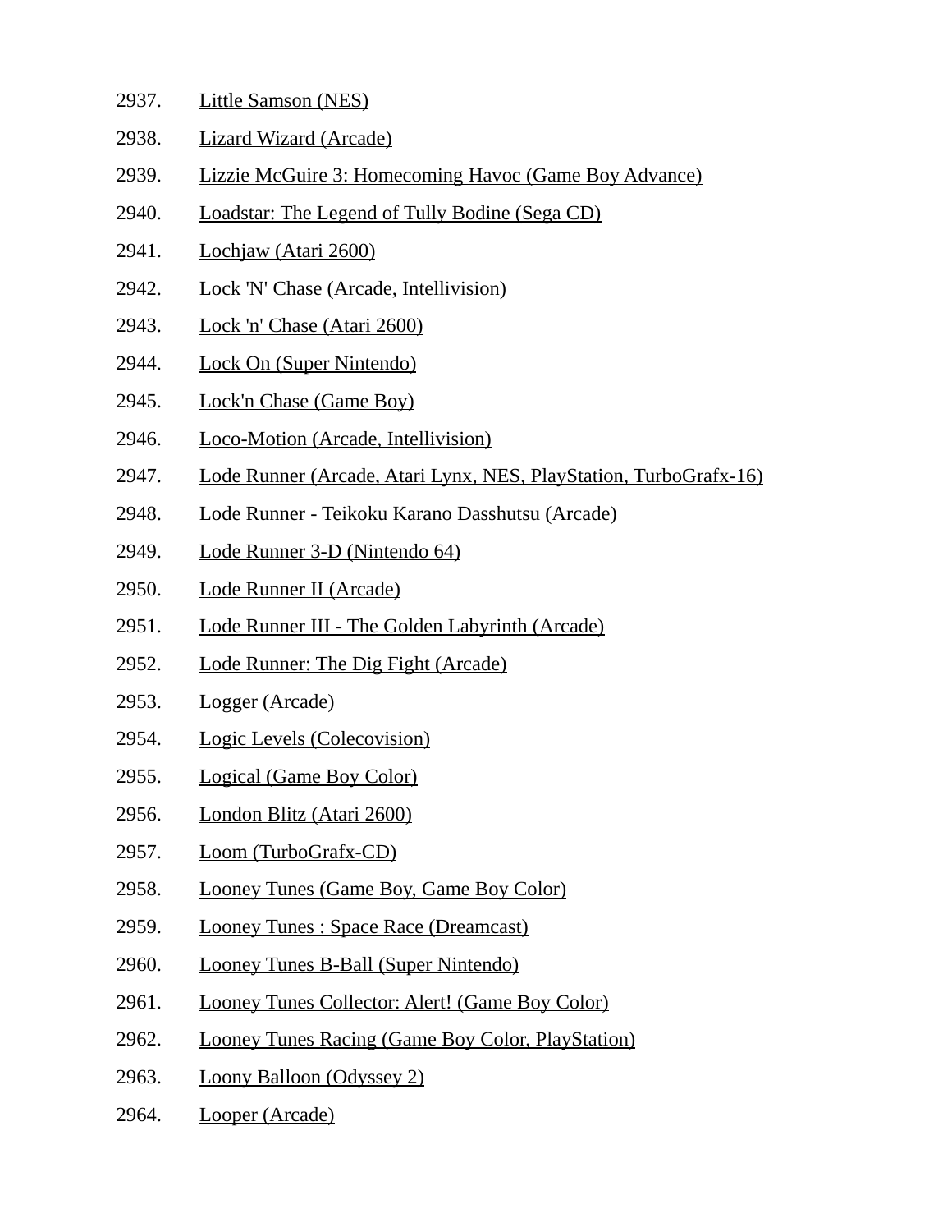2937. Little Samson (NES)
2938. Lizard Wizard (Arcade)
2939. Lizzie McGuire 3: Homecoming Havoc (Game Boy Advance)
2940. Loadstar: The Legend of Tully Bodine (Sega CD)
2941. Lochjaw (Atari 2600)
2942. Lock 'N' Chase (Arcade, Intellivision)
2943. Lock 'n' Chase (Atari 2600)
2944. Lock On (Super Nintendo)
2945. Lock'n Chase (Game Boy)
2946. Loco-Motion (Arcade, Intellivision)
2947. Lode Runner (Arcade, Atari Lynx, NES, PlayStation, TurboGrafx-16)
2948. Lode Runner - Teikoku Karano Dasshutsu (Arcade)
2949. Lode Runner 3-D (Nintendo 64)
2950. Lode Runner II (Arcade)
2951. Lode Runner III - The Golden Labyrinth (Arcade)
2952. Lode Runner: The Dig Fight (Arcade)
2953. Logger (Arcade)
2954. Logic Levels (Colecovision)
2955. Logical (Game Boy Color)
2956. London Blitz (Atari 2600)
2957. Loom (TurboGrafx-CD)
2958. Looney Tunes (Game Boy, Game Boy Color)
2959. Looney Tunes : Space Race (Dreamcast)
2960. Looney Tunes B-Ball (Super Nintendo)
2961. Looney Tunes Collector: Alert! (Game Boy Color)
2962. Looney Tunes Racing (Game Boy Color, PlayStation)
2963. Loony Balloon (Odyssey 2)
2964. Looper (Arcade)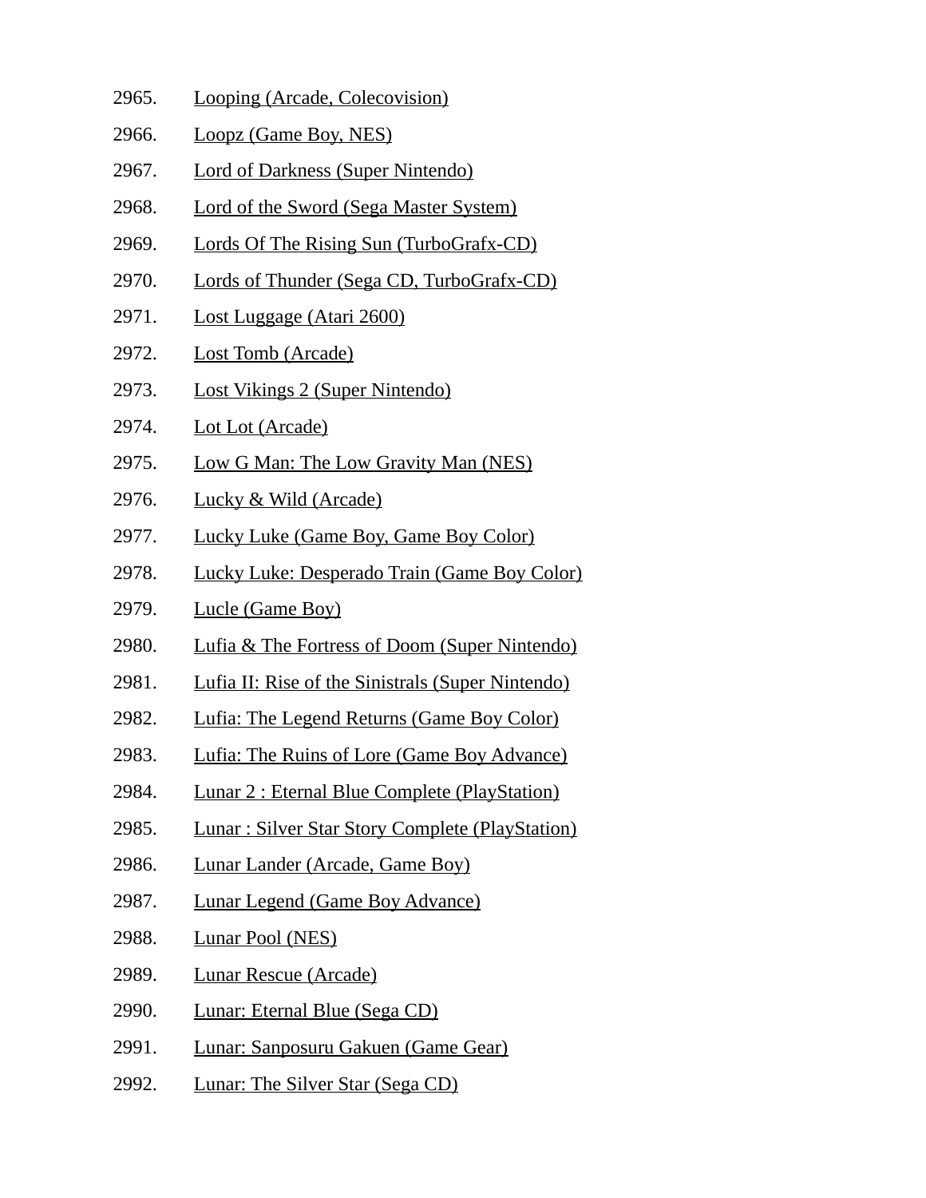2965. Looping (Arcade, Colecovision)
2966. Loopz (Game Boy, NES)
2967. Lord of Darkness (Super Nintendo)
2968. Lord of the Sword (Sega Master System)
2969. Lords Of The Rising Sun (TurboGrafx-CD)
2970. Lords of Thunder (Sega CD, TurboGrafx-CD)
2971. Lost Luggage (Atari 2600)
2972. Lost Tomb (Arcade)
2973. Lost Vikings 2 (Super Nintendo)
2974. Lot Lot (Arcade)
2975. Low G Man: The Low Gravity Man (NES)
2976. Lucky & Wild (Arcade)
2977. Lucky Luke (Game Boy, Game Boy Color)
2978. Lucky Luke: Desperado Train (Game Boy Color)
2979. Lucle (Game Boy)
2980. Lufia & The Fortress of Doom (Super Nintendo)
2981. Lufia II: Rise of the Sinistrals (Super Nintendo)
2982. Lufia: The Legend Returns (Game Boy Color)
2983. Lufia: The Ruins of Lore (Game Boy Advance)
2984. Lunar 2 : Eternal Blue Complete (PlayStation)
2985. Lunar : Silver Star Story Complete (PlayStation)
2986. Lunar Lander (Arcade, Game Boy)
2987. Lunar Legend (Game Boy Advance)
2988. Lunar Pool (NES)
2989. Lunar Rescue (Arcade)
2990. Lunar: Eternal Blue (Sega CD)
2991. Lunar: Sanposuru Gakuen (Game Gear)
2992. Lunar: The Silver Star (Sega CD)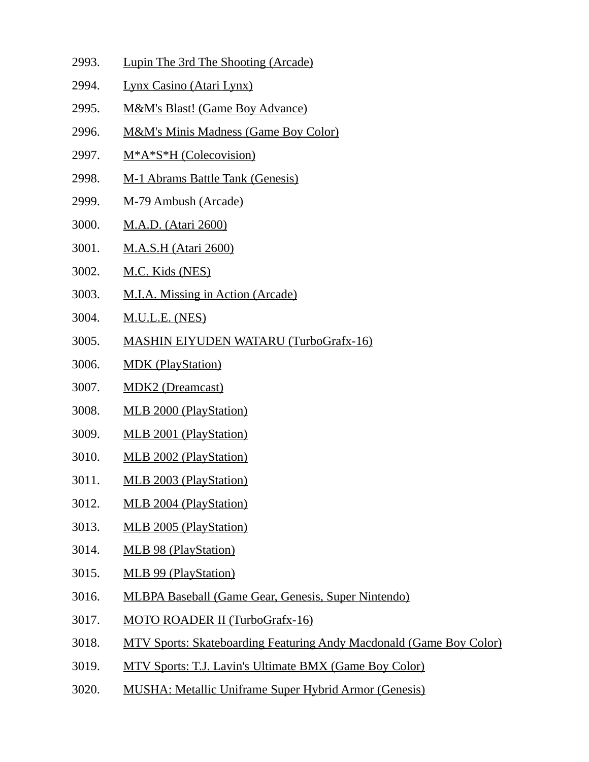2993. Lupin The 3rd The Shooting (Arcade)
2994. Lynx Casino (Atari Lynx)
2995. M&M's Blast! (Game Boy Advance)
2996. M&M's Minis Madness (Game Boy Color)
2997. M*A*S*H (Colecovision)
2998. M-1 Abrams Battle Tank (Genesis)
2999. M-79 Ambush (Arcade)
3000. M.A.D. (Atari 2600)
3001. M.A.S.H (Atari 2600)
3002. M.C. Kids (NES)
3003. M.I.A. Missing in Action (Arcade)
3004. M.U.L.E. (NES)
3005. MASHIN EIYUDEN WATARU (TurboGrafx-16)
3006. MDK (PlayStation)
3007. MDK2 (Dreamcast)
3008. MLB 2000 (PlayStation)
3009. MLB 2001 (PlayStation)
3010. MLB 2002 (PlayStation)
3011. MLB 2003 (PlayStation)
3012. MLB 2004 (PlayStation)
3013. MLB 2005 (PlayStation)
3014. MLB 98 (PlayStation)
3015. MLB 99 (PlayStation)
3016. MLBPA Baseball (Game Gear, Genesis, Super Nintendo)
3017. MOTO ROADER II (TurboGrafx-16)
3018. MTV Sports: Skateboarding Featuring Andy Macdonald (Game Boy Color)
3019. MTV Sports: T.J. Lavin's Ultimate BMX (Game Boy Color)
3020. MUSHA: Metallic Uniframe Super Hybrid Armor (Genesis)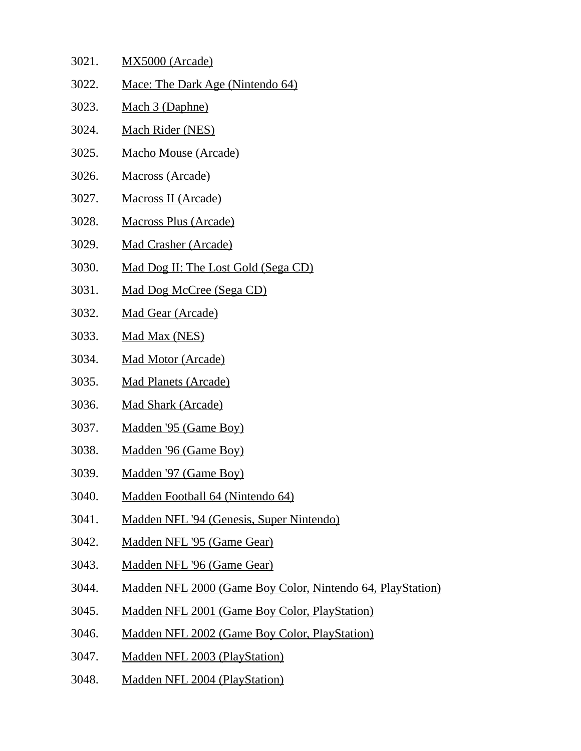3021. MX5000 (Arcade)
3022. Mace: The Dark Age (Nintendo 64)
3023. Mach 3 (Daphne)
3024. Mach Rider (NES)
3025. Macho Mouse (Arcade)
3026. Macross (Arcade)
3027. Macross II (Arcade)
3028. Macross Plus (Arcade)
3029. Mad Crasher (Arcade)
3030. Mad Dog II: The Lost Gold (Sega CD)
3031. Mad Dog McCree (Sega CD)
3032. Mad Gear (Arcade)
3033. Mad Max (NES)
3034. Mad Motor (Arcade)
3035. Mad Planets (Arcade)
3036. Mad Shark (Arcade)
3037. Madden '95 (Game Boy)
3038. Madden '96 (Game Boy)
3039. Madden '97 (Game Boy)
3040. Madden Football 64 (Nintendo 64)
3041. Madden NFL '94 (Genesis, Super Nintendo)
3042. Madden NFL '95 (Game Gear)
3043. Madden NFL '96 (Game Gear)
3044. Madden NFL 2000 (Game Boy Color, Nintendo 64, PlayStation)
3045. Madden NFL 2001 (Game Boy Color, PlayStation)
3046. Madden NFL 2002 (Game Boy Color, PlayStation)
3047. Madden NFL 2003 (PlayStation)
3048. Madden NFL 2004 (PlayStation)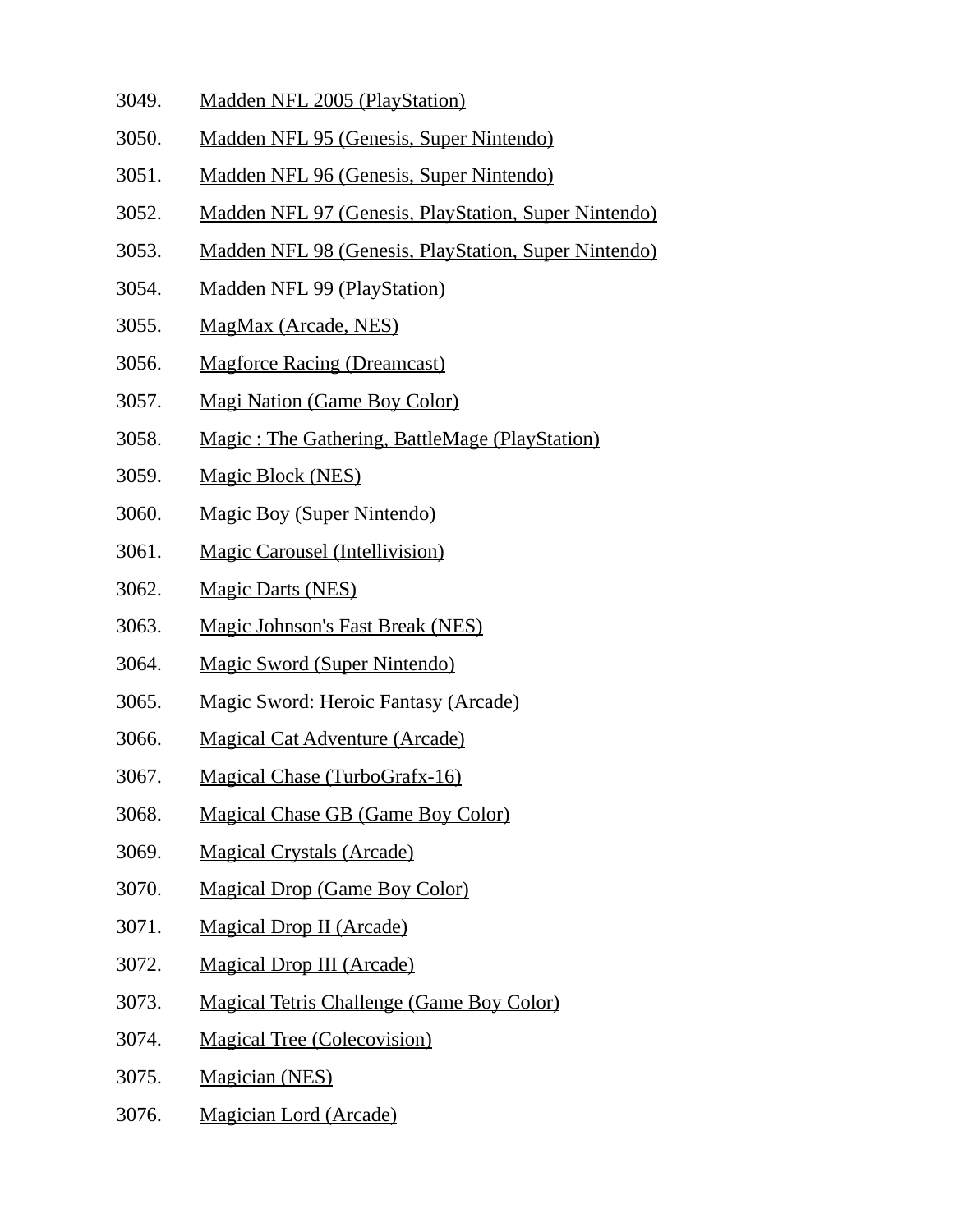3049. Madden NFL 2005 (PlayStation)
3050. Madden NFL 95 (Genesis, Super Nintendo)
3051. Madden NFL 96 (Genesis, Super Nintendo)
3052. Madden NFL 97 (Genesis, PlayStation, Super Nintendo)
3053. Madden NFL 98 (Genesis, PlayStation, Super Nintendo)
3054. Madden NFL 99 (PlayStation)
3055. MagMax (Arcade, NES)
3056. Magforce Racing (Dreamcast)
3057. Magi Nation (Game Boy Color)
3058. Magic : The Gathering, BattleMage (PlayStation)
3059. Magic Block (NES)
3060. Magic Boy (Super Nintendo)
3061. Magic Carousel (Intellivision)
3062. Magic Darts (NES)
3063. Magic Johnson's Fast Break (NES)
3064. Magic Sword (Super Nintendo)
3065. Magic Sword: Heroic Fantasy (Arcade)
3066. Magical Cat Adventure (Arcade)
3067. Magical Chase (TurboGrafx-16)
3068. Magical Chase GB (Game Boy Color)
3069. Magical Crystals (Arcade)
3070. Magical Drop (Game Boy Color)
3071. Magical Drop II (Arcade)
3072. Magical Drop III (Arcade)
3073. Magical Tetris Challenge (Game Boy Color)
3074. Magical Tree (Colecovision)
3075. Magician (NES)
3076. Magician Lord (Arcade)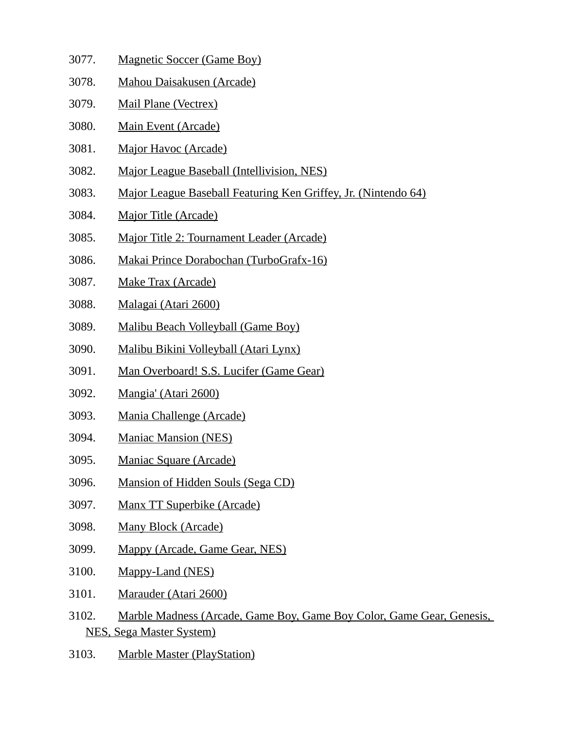3077. Magnetic Soccer (Game Boy)

3078. Mahou Daisakusen (Arcade)

3079. Mail Plane (Vectrex)

3080. Main Event (Arcade)

3081. Major Havoc (Arcade)

3082. Major League Baseball (Intellivision, NES)

3083. Major League Baseball Featuring Ken Griffey, Jr. (Nintendo 64)

3084. Major Title (Arcade)

3085. Major Title 2: Tournament Leader (Arcade)

3086. Makai Prince Dorabochan (TurboGrafx-16)

3087. Make Trax (Arcade)

3088. Malagai (Atari 2600)

3089. Malibu Beach Volleyball (Game Boy)

3090. Malibu Bikini Volleyball (Atari Lynx)

3091. Man Overboard! S.S. Lucifer (Game Gear)

3092. Mangia' (Atari 2600)

3093. Mania Challenge (Arcade)

3094. Maniac Mansion (NES)

3095. Maniac Square (Arcade)

3096. Mansion of Hidden Souls (Sega CD)

3097. Manx TT Superbike (Arcade)

3098. Many Block (Arcade)

3099. Mappy (Arcade, Game Gear, NES)

3100. Mappy-Land (NES)

3101. Marauder (Atari 2600)

3102. Marble Madness (Arcade, Game Boy, Game Boy Color, Game Gear, Genesis, NES, Sega Master System)

3103. Marble Master (PlayStation)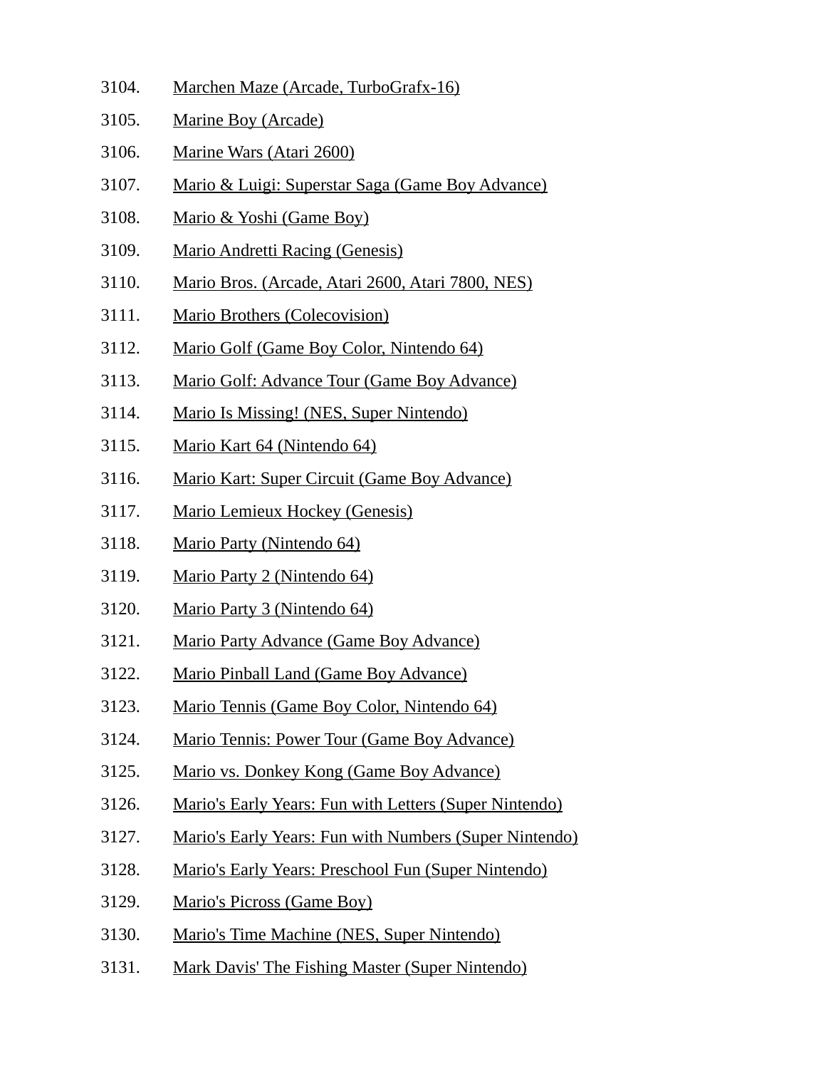3104. Marchen Maze (Arcade, TurboGrafx-16)
3105. Marine Boy (Arcade)
3106. Marine Wars (Atari 2600)
3107. Mario & Luigi: Superstar Saga (Game Boy Advance)
3108. Mario & Yoshi (Game Boy)
3109. Mario Andretti Racing (Genesis)
3110. Mario Bros. (Arcade, Atari 2600, Atari 7800, NES)
3111. Mario Brothers (Colecovision)
3112. Mario Golf (Game Boy Color, Nintendo 64)
3113. Mario Golf: Advance Tour (Game Boy Advance)
3114. Mario Is Missing! (NES, Super Nintendo)
3115. Mario Kart 64 (Nintendo 64)
3116. Mario Kart: Super Circuit (Game Boy Advance)
3117. Mario Lemieux Hockey (Genesis)
3118. Mario Party (Nintendo 64)
3119. Mario Party 2 (Nintendo 64)
3120. Mario Party 3 (Nintendo 64)
3121. Mario Party Advance (Game Boy Advance)
3122. Mario Pinball Land (Game Boy Advance)
3123. Mario Tennis (Game Boy Color, Nintendo 64)
3124. Mario Tennis: Power Tour (Game Boy Advance)
3125. Mario vs. Donkey Kong (Game Boy Advance)
3126. Mario's Early Years: Fun with Letters (Super Nintendo)
3127. Mario's Early Years: Fun with Numbers (Super Nintendo)
3128. Mario's Early Years: Preschool Fun (Super Nintendo)
3129. Mario's Picross (Game Boy)
3130. Mario's Time Machine (NES, Super Nintendo)
3131. Mark Davis' The Fishing Master (Super Nintendo)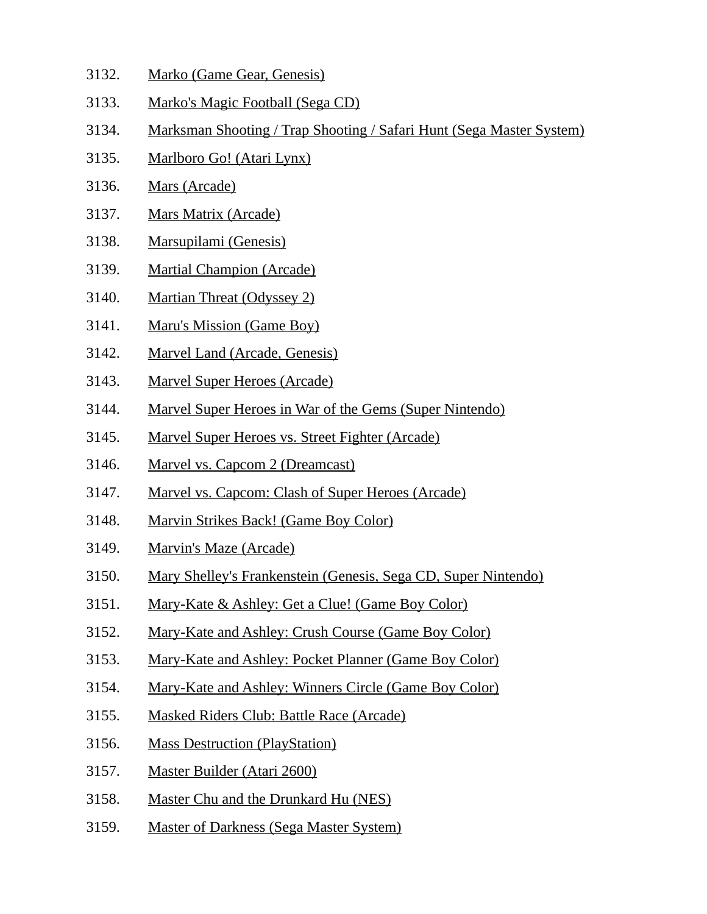3132. Marko (Game Gear, Genesis)
3133. Marko's Magic Football (Sega CD)
3134. Marksman Shooting / Trap Shooting / Safari Hunt (Sega Master System)
3135. Marlboro Go! (Atari Lynx)
3136. Mars (Arcade)
3137. Mars Matrix (Arcade)
3138. Marsupilami (Genesis)
3139. Martial Champion (Arcade)
3140. Martian Threat (Odyssey 2)
3141. Maru's Mission (Game Boy)
3142. Marvel Land (Arcade, Genesis)
3143. Marvel Super Heroes (Arcade)
3144. Marvel Super Heroes in War of the Gems (Super Nintendo)
3145. Marvel Super Heroes vs. Street Fighter (Arcade)
3146. Marvel vs. Capcom 2 (Dreamcast)
3147. Marvel vs. Capcom: Clash of Super Heroes (Arcade)
3148. Marvin Strikes Back! (Game Boy Color)
3149. Marvin's Maze (Arcade)
3150. Mary Shelley's Frankenstein (Genesis, Sega CD, Super Nintendo)
3151. Mary-Kate & Ashley: Get a Clue! (Game Boy Color)
3152. Mary-Kate and Ashley: Crush Course (Game Boy Color)
3153. Mary-Kate and Ashley: Pocket Planner (Game Boy Color)
3154. Mary-Kate and Ashley: Winners Circle (Game Boy Color)
3155. Masked Riders Club: Battle Race (Arcade)
3156. Mass Destruction (PlayStation)
3157. Master Builder (Atari 2600)
3158. Master Chu and the Drunkard Hu (NES)
3159. Master of Darkness (Sega Master System)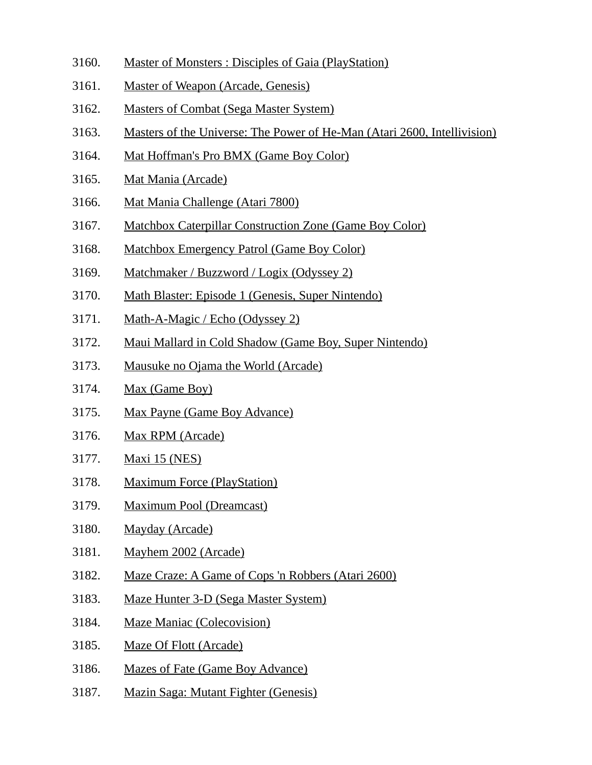3160. Master of Monsters : Disciples of Gaia (PlayStation)
3161. Master of Weapon (Arcade, Genesis)
3162. Masters of Combat (Sega Master System)
3163. Masters of the Universe: The Power of He-Man (Atari 2600, Intellivision)
3164. Mat Hoffman's Pro BMX (Game Boy Color)
3165. Mat Mania (Arcade)
3166. Mat Mania Challenge (Atari 7800)
3167. Matchbox Caterpillar Construction Zone (Game Boy Color)
3168. Matchbox Emergency Patrol (Game Boy Color)
3169. Matchmaker / Buzzword / Logix (Odyssey 2)
3170. Math Blaster: Episode 1 (Genesis, Super Nintendo)
3171. Math-A-Magic / Echo (Odyssey 2)
3172. Maui Mallard in Cold Shadow (Game Boy, Super Nintendo)
3173. Mausuke no Ojama the World (Arcade)
3174. Max (Game Boy)
3175. Max Payne (Game Boy Advance)
3176. Max RPM (Arcade)
3177. Maxi 15 (NES)
3178. Maximum Force (PlayStation)
3179. Maximum Pool (Dreamcast)
3180. Mayday (Arcade)
3181. Mayhem 2002 (Arcade)
3182. Maze Craze: A Game of Cops 'n Robbers (Atari 2600)
3183. Maze Hunter 3-D (Sega Master System)
3184. Maze Maniac (Colecovision)
3185. Maze Of Flott (Arcade)
3186. Mazes of Fate (Game Boy Advance)
3187. Mazin Saga: Mutant Fighter (Genesis)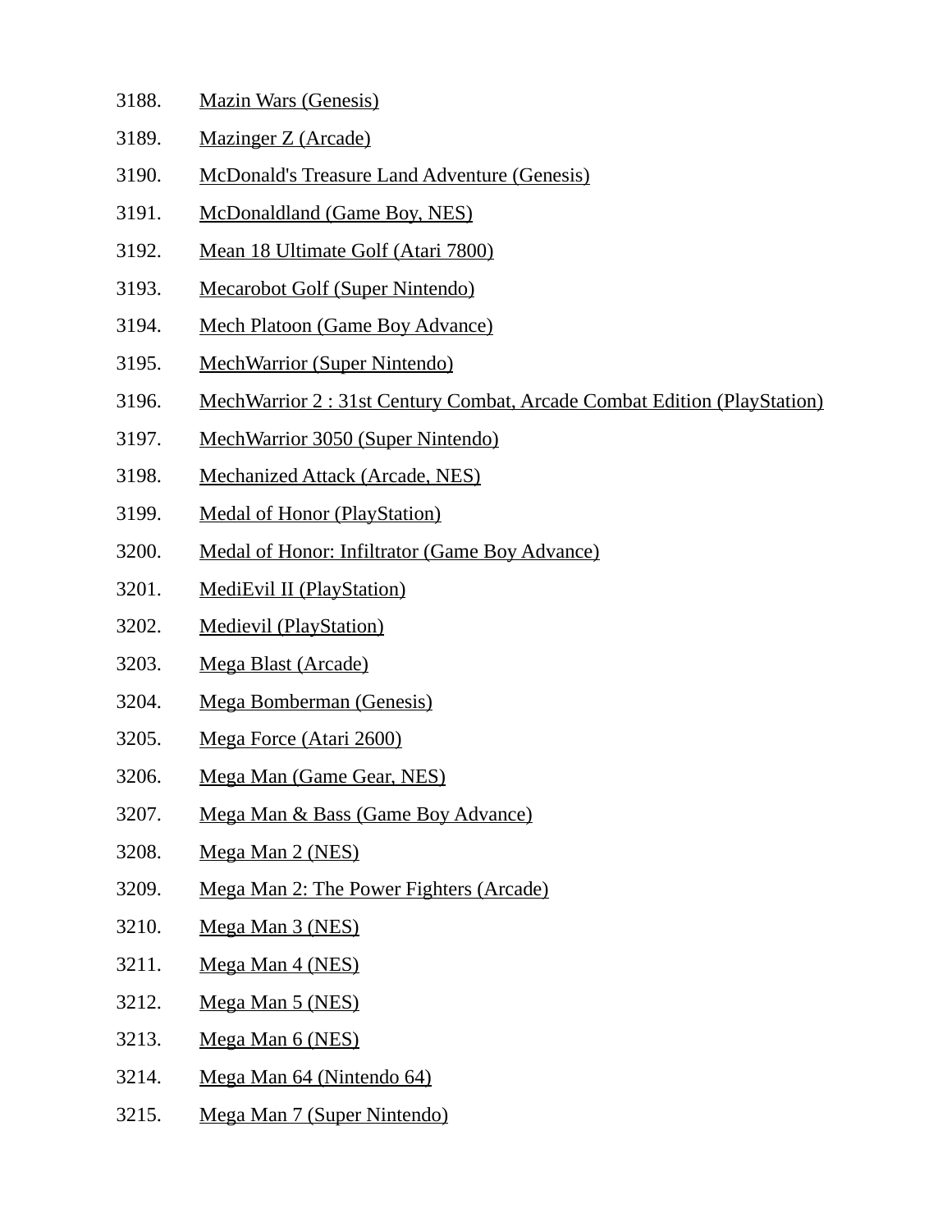3188. Mazin Wars (Genesis)
3189. Mazinger Z (Arcade)
3190. McDonald's Treasure Land Adventure (Genesis)
3191. McDonaldland (Game Boy, NES)
3192. Mean 18 Ultimate Golf (Atari 7800)
3193. Mecarobot Golf (Super Nintendo)
3194. Mech Platoon (Game Boy Advance)
3195. MechWarrior (Super Nintendo)
3196. MechWarrior 2 : 31st Century Combat, Arcade Combat Edition (PlayStation)
3197. MechWarrior 3050 (Super Nintendo)
3198. Mechanized Attack (Arcade, NES)
3199. Medal of Honor (PlayStation)
3200. Medal of Honor: Infiltrator (Game Boy Advance)
3201. MediEvil II (PlayStation)
3202. Medievil (PlayStation)
3203. Mega Blast (Arcade)
3204. Mega Bomberman (Genesis)
3205. Mega Force (Atari 2600)
3206. Mega Man (Game Gear, NES)
3207. Mega Man & Bass (Game Boy Advance)
3208. Mega Man 2 (NES)
3209. Mega Man 2: The Power Fighters (Arcade)
3210. Mega Man 3 (NES)
3211. Mega Man 4 (NES)
3212. Mega Man 5 (NES)
3213. Mega Man 6 (NES)
3214. Mega Man 64 (Nintendo 64)
3215. Mega Man 7 (Super Nintendo)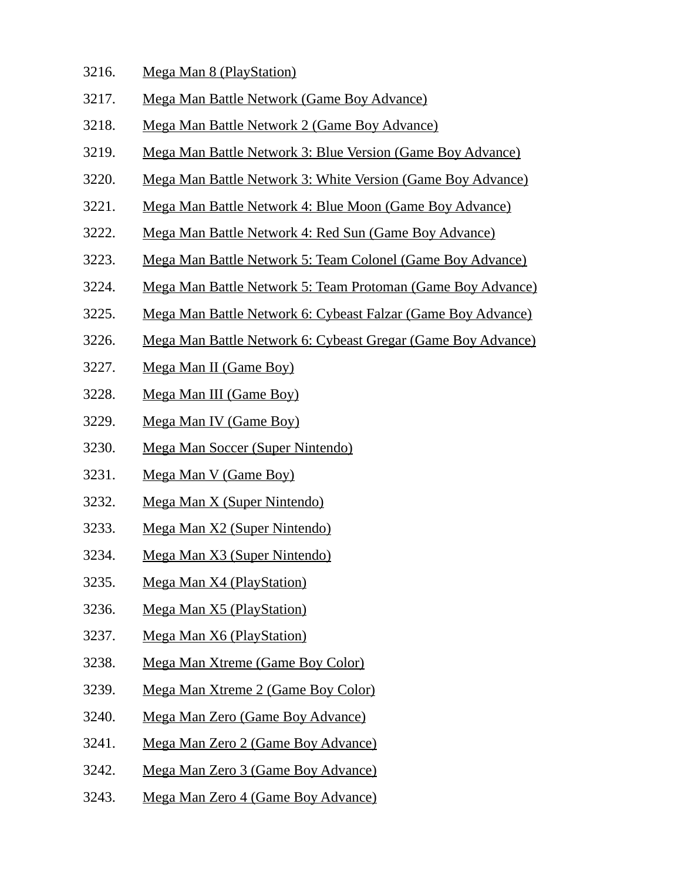3216. Mega Man 8 (PlayStation)
3217. Mega Man Battle Network (Game Boy Advance)
3218. Mega Man Battle Network 2 (Game Boy Advance)
3219. Mega Man Battle Network 3: Blue Version (Game Boy Advance)
3220. Mega Man Battle Network 3: White Version (Game Boy Advance)
3221. Mega Man Battle Network 4: Blue Moon (Game Boy Advance)
3222. Mega Man Battle Network 4: Red Sun (Game Boy Advance)
3223. Mega Man Battle Network 5: Team Colonel (Game Boy Advance)
3224. Mega Man Battle Network 5: Team Protoman (Game Boy Advance)
3225. Mega Man Battle Network 6: Cybeast Falzar (Game Boy Advance)
3226. Mega Man Battle Network 6: Cybeast Gregar (Game Boy Advance)
3227. Mega Man II (Game Boy)
3228. Mega Man III (Game Boy)
3229. Mega Man IV (Game Boy)
3230. Mega Man Soccer (Super Nintendo)
3231. Mega Man V (Game Boy)
3232. Mega Man X (Super Nintendo)
3233. Mega Man X2 (Super Nintendo)
3234. Mega Man X3 (Super Nintendo)
3235. Mega Man X4 (PlayStation)
3236. Mega Man X5 (PlayStation)
3237. Mega Man X6 (PlayStation)
3238. Mega Man Xtreme (Game Boy Color)
3239. Mega Man Xtreme 2 (Game Boy Color)
3240. Mega Man Zero (Game Boy Advance)
3241. Mega Man Zero 2 (Game Boy Advance)
3242. Mega Man Zero 3 (Game Boy Advance)
3243. Mega Man Zero 4 (Game Boy Advance)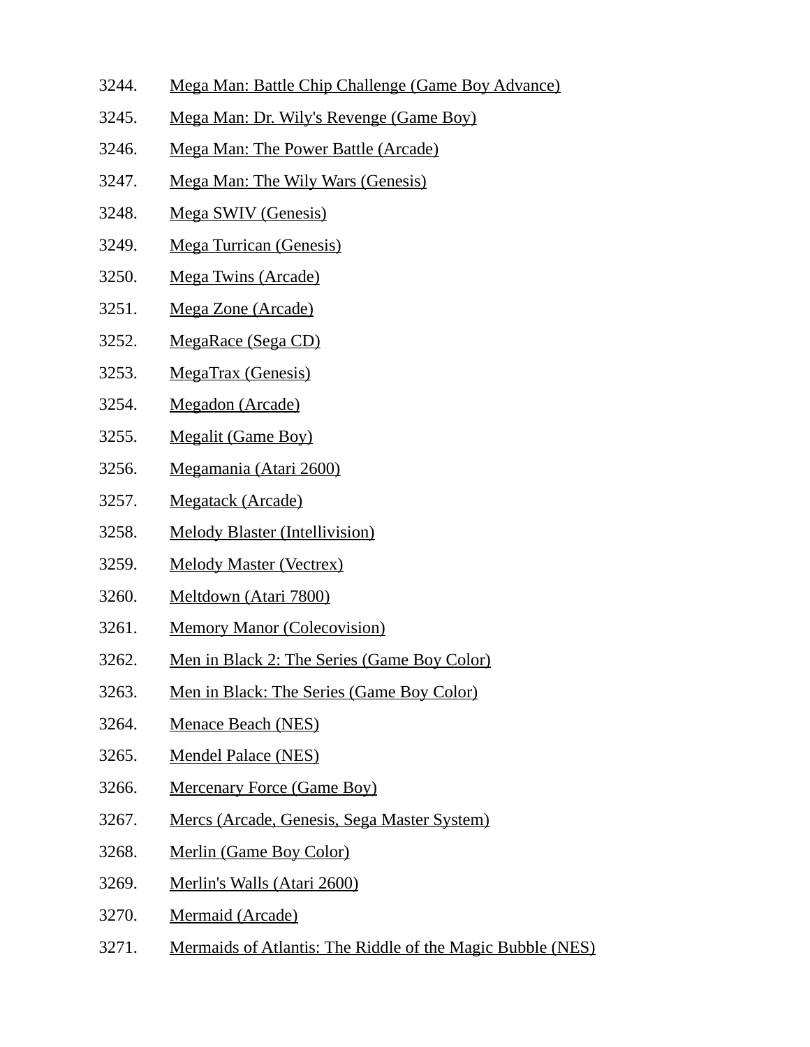3244. Mega Man: Battle Chip Challenge (Game Boy Advance)
3245. Mega Man: Dr. Wily's Revenge (Game Boy)
3246. Mega Man: The Power Battle (Arcade)
3247. Mega Man: The Wily Wars (Genesis)
3248. Mega SWIV (Genesis)
3249. Mega Turrican (Genesis)
3250. Mega Twins (Arcade)
3251. Mega Zone (Arcade)
3252. MegaRace (Sega CD)
3253. MegaTrax (Genesis)
3254. Megadon (Arcade)
3255. Megalit (Game Boy)
3256. Megamania (Atari 2600)
3257. Megatack (Arcade)
3258. Melody Blaster (Intellivision)
3259. Melody Master (Vectrex)
3260. Meltdown (Atari 7800)
3261. Memory Manor (Colecovision)
3262. Men in Black 2: The Series (Game Boy Color)
3263. Men in Black: The Series (Game Boy Color)
3264. Menace Beach (NES)
3265. Mendel Palace (NES)
3266. Mercenary Force (Game Boy)
3267. Mercs (Arcade, Genesis, Sega Master System)
3268. Merlin (Game Boy Color)
3269. Merlin's Walls (Atari 2600)
3270. Mermaid (Arcade)
3271. Mermaids of Atlantis: The Riddle of the Magic Bubble (NES)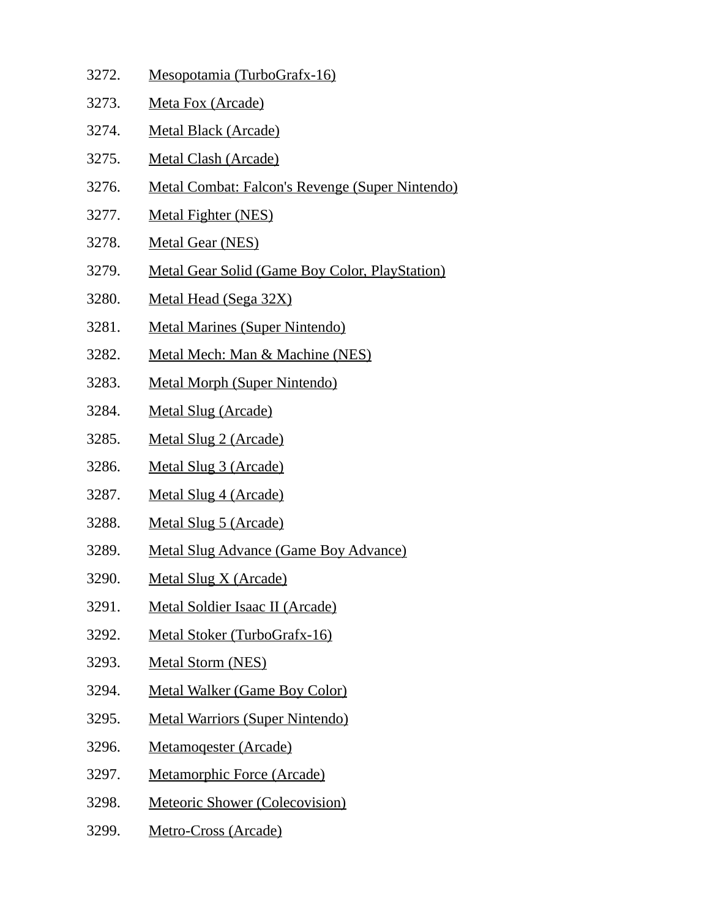3272. Mesopotamia (TurboGrafx-16)
3273. Meta Fox (Arcade)
3274. Metal Black (Arcade)
3275. Metal Clash (Arcade)
3276. Metal Combat: Falcon's Revenge (Super Nintendo)
3277. Metal Fighter (NES)
3278. Metal Gear (NES)
3279. Metal Gear Solid (Game Boy Color, PlayStation)
3280. Metal Head (Sega 32X)
3281. Metal Marines (Super Nintendo)
3282. Metal Mech: Man & Machine (NES)
3283. Metal Morph (Super Nintendo)
3284. Metal Slug (Arcade)
3285. Metal Slug 2 (Arcade)
3286. Metal Slug 3 (Arcade)
3287. Metal Slug 4 (Arcade)
3288. Metal Slug 5 (Arcade)
3289. Metal Slug Advance (Game Boy Advance)
3290. Metal Slug X (Arcade)
3291. Metal Soldier Isaac II (Arcade)
3292. Metal Stoker (TurboGrafx-16)
3293. Metal Storm (NES)
3294. Metal Walker (Game Boy Color)
3295. Metal Warriors (Super Nintendo)
3296. Metamoqester (Arcade)
3297. Metamorphic Force (Arcade)
3298. Meteoric Shower (Colecovision)
3299. Metro-Cross (Arcade)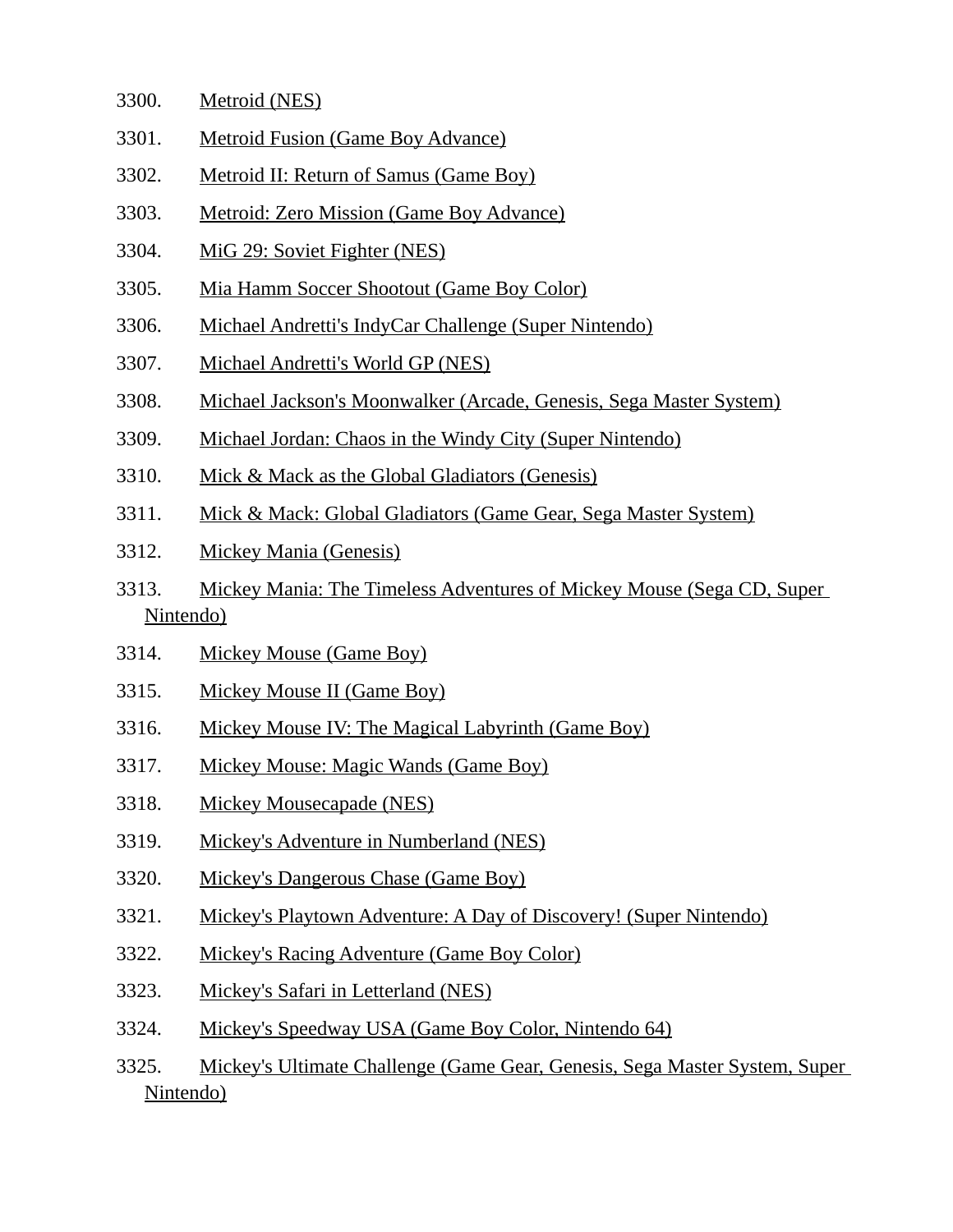3300. Metroid (NES)

3301. Metroid Fusion (Game Boy Advance)

3302. Metroid II: Return of Samus (Game Boy)

3303. Metroid: Zero Mission (Game Boy Advance)

3304. MiG 29: Soviet Fighter (NES)

3305. Mia Hamm Soccer Shootout (Game Boy Color)

3306. Michael Andretti's IndyCar Challenge (Super Nintendo)

3307. Michael Andretti's World GP (NES)

3308. Michael Jackson's Moonwalker (Arcade, Genesis, Sega Master System)

3309. Michael Jordan: Chaos in the Windy City (Super Nintendo)

3310. Mick & Mack as the Global Gladiators (Genesis)

3311. Mick & Mack: Global Gladiators (Game Gear, Sega Master System)

3312. Mickey Mania (Genesis)

3313. Mickey Mania: The Timeless Adventures of Mickey Mouse (Sega CD, Super Nintendo)

3314. Mickey Mouse (Game Boy)

3315. Mickey Mouse II (Game Boy)

3316. Mickey Mouse IV: The Magical Labyrinth (Game Boy)

3317. Mickey Mouse: Magic Wands (Game Boy)

3318. Mickey Mousecapade (NES)

3319. Mickey's Adventure in Numberland (NES)

3320. Mickey's Dangerous Chase (Game Boy)

3321. Mickey's Playtown Adventure: A Day of Discovery! (Super Nintendo)

3322. Mickey's Racing Adventure (Game Boy Color)

3323. Mickey's Safari in Letterland (NES)

3324. Mickey's Speedway USA (Game Boy Color, Nintendo 64)

3325. Mickey's Ultimate Challenge (Game Gear, Genesis, Sega Master System, Super Nintendo)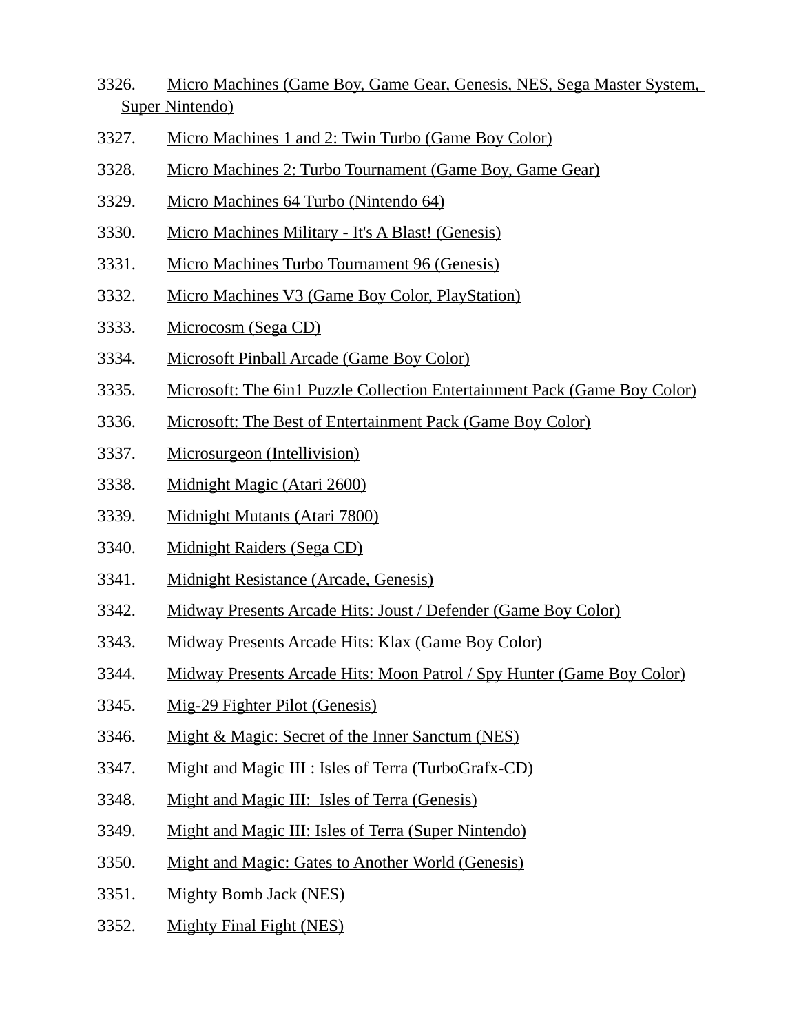3326. Micro Machines (Game Boy, Game Gear, Genesis, NES, Sega Master System, Super Nintendo)

3327. Micro Machines 1 and 2: Twin Turbo (Game Boy Color)

3328. Micro Machines 2: Turbo Tournament (Game Boy, Game Gear)

3329. Micro Machines 64 Turbo (Nintendo 64)

3330. Micro Machines Military - It's A Blast! (Genesis)

3331. Micro Machines Turbo Tournament 96 (Genesis)

3332. Micro Machines V3 (Game Boy Color, PlayStation)

3333. Microcosm (Sega CD)

3334. Microsoft Pinball Arcade (Game Boy Color)

3335. Microsoft: The 6in1 Puzzle Collection Entertainment Pack (Game Boy Color)

3336. Microsoft: The Best of Entertainment Pack (Game Boy Color)

3337. Microsurgeon (Intellivision)

3338. Midnight Magic (Atari 2600)

3339. Midnight Mutants (Atari 7800)

3340. Midnight Raiders (Sega CD)

3341. Midnight Resistance (Arcade, Genesis)

3342. Midway Presents Arcade Hits: Joust / Defender (Game Boy Color)

3343. Midway Presents Arcade Hits: Klax (Game Boy Color)

3344. Midway Presents Arcade Hits: Moon Patrol / Spy Hunter (Game Boy Color)

3345. Mig-29 Fighter Pilot (Genesis)

3346. Might & Magic: Secret of the Inner Sanctum (NES)

3347. Might and Magic III : Isles of Terra (TurboGrafx-CD)

3348. Might and Magic III:  Isles of Terra (Genesis)

3349. Might and Magic III: Isles of Terra (Super Nintendo)

3350. Might and Magic: Gates to Another World (Genesis)

3351. Mighty Bomb Jack (NES)

3352. Mighty Final Fight (NES)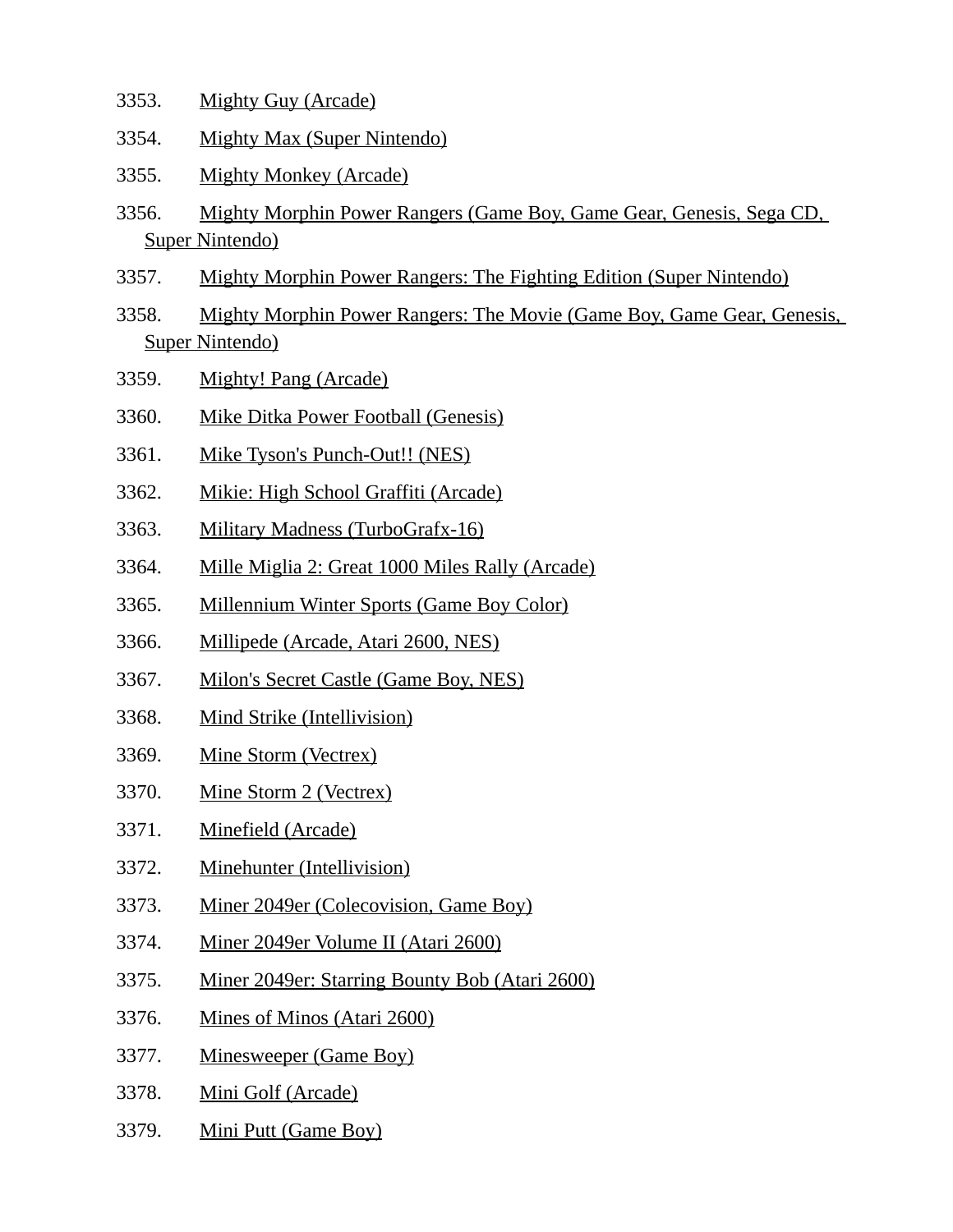3353. Mighty Guy (Arcade)

3354. Mighty Max (Super Nintendo)

3355. Mighty Monkey (Arcade)

3356. Mighty Morphin Power Rangers (Game Boy, Game Gear, Genesis, Sega CD, Super Nintendo)

3357. Mighty Morphin Power Rangers: The Fighting Edition (Super Nintendo)

3358. Mighty Morphin Power Rangers: The Movie (Game Boy, Game Gear, Genesis, Super Nintendo)

3359. Mighty! Pang (Arcade)

3360. Mike Ditka Power Football (Genesis)

3361. Mike Tyson's Punch-Out!! (NES)

3362. Mikie: High School Graffiti (Arcade)

3363. Military Madness (TurboGrafx-16)

3364. Mille Miglia 2: Great 1000 Miles Rally (Arcade)

3365. Millennium Winter Sports (Game Boy Color)

3366. Millipede (Arcade, Atari 2600, NES)

3367. Milon's Secret Castle (Game Boy, NES)

3368. Mind Strike (Intellivision)

3369. Mine Storm (Vectrex)

3370. Mine Storm 2 (Vectrex)

3371. Minefield (Arcade)

3372. Minehunter (Intellivision)

3373. Miner 2049er (Colecovision, Game Boy)

3374. Miner 2049er Volume II (Atari 2600)

3375. Miner 2049er: Starring Bounty Bob (Atari 2600)

3376. Mines of Minos (Atari 2600)

3377. Minesweeper (Game Boy)

3378. Mini Golf (Arcade)

3379. Mini Putt (Game Boy)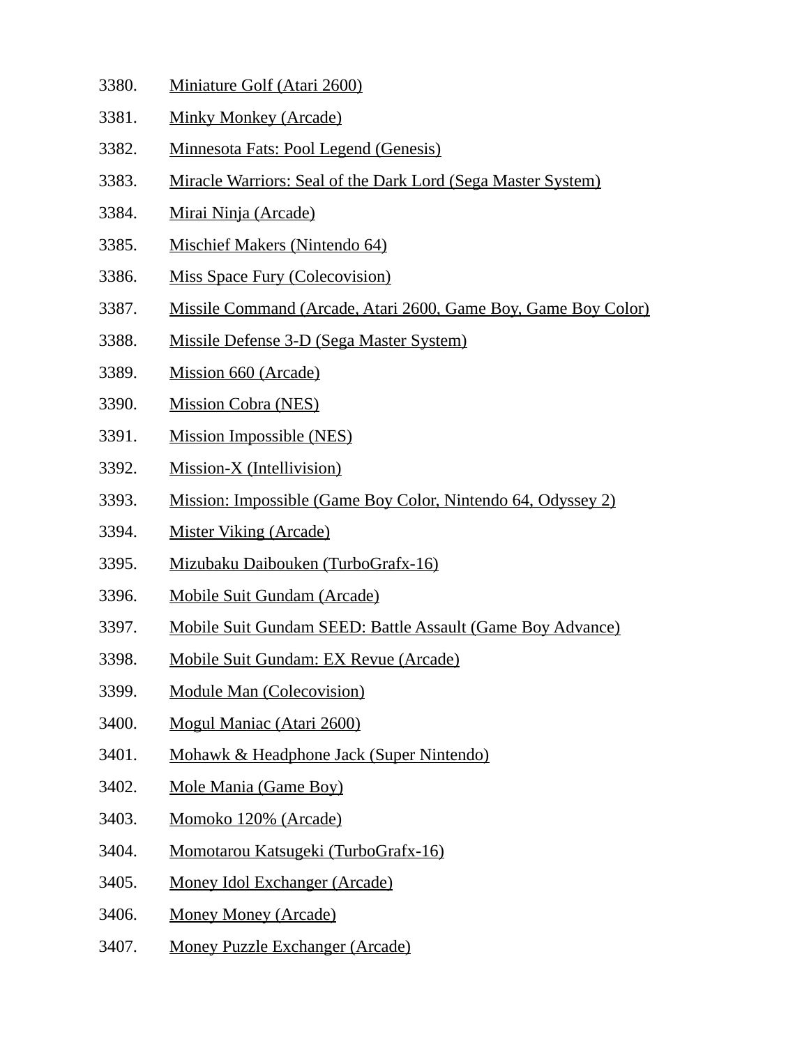3380. Miniature Golf (Atari 2600)
3381. Minky Monkey (Arcade)
3382. Minnesota Fats: Pool Legend (Genesis)
3383. Miracle Warriors: Seal of the Dark Lord (Sega Master System)
3384. Mirai Ninja (Arcade)
3385. Mischief Makers (Nintendo 64)
3386. Miss Space Fury (Colecovision)
3387. Missile Command (Arcade, Atari 2600, Game Boy, Game Boy Color)
3388. Missile Defense 3-D (Sega Master System)
3389. Mission 660 (Arcade)
3390. Mission Cobra (NES)
3391. Mission Impossible (NES)
3392. Mission-X (Intellivision)
3393. Mission: Impossible (Game Boy Color, Nintendo 64, Odyssey 2)
3394. Mister Viking (Arcade)
3395. Mizubaku Daibouken (TurboGrafx-16)
3396. Mobile Suit Gundam (Arcade)
3397. Mobile Suit Gundam SEED: Battle Assault (Game Boy Advance)
3398. Mobile Suit Gundam: EX Revue (Arcade)
3399. Module Man (Colecovision)
3400. Mogul Maniac (Atari 2600)
3401. Mohawk & Headphone Jack (Super Nintendo)
3402. Mole Mania (Game Boy)
3403. Momoko 120% (Arcade)
3404. Momotarou Katsugeki (TurboGrafx-16)
3405. Money Idol Exchanger (Arcade)
3406. Money Money (Arcade)
3407. Money Puzzle Exchanger (Arcade)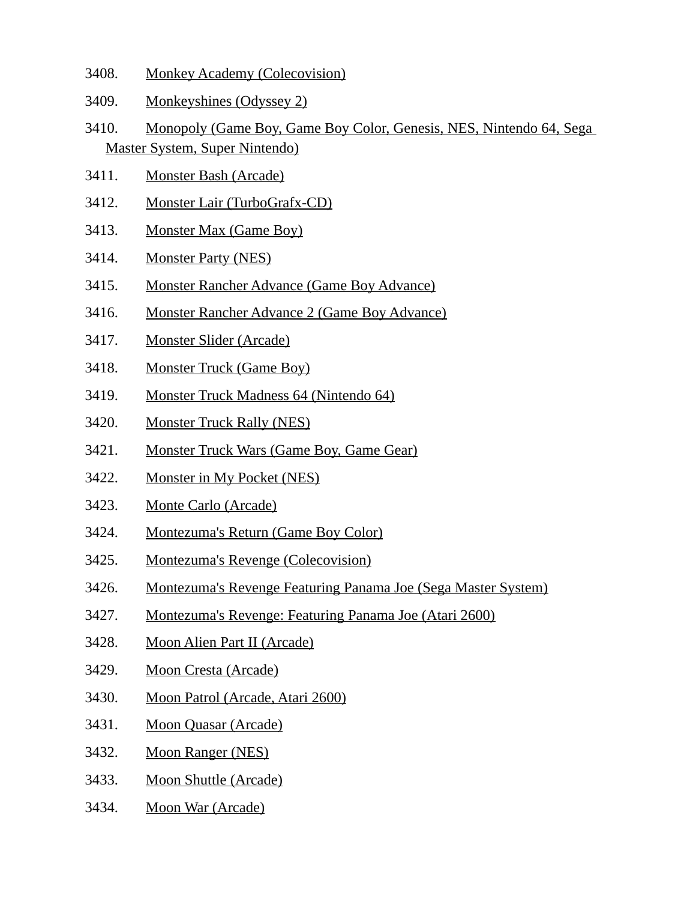3408. Monkey Academy (Colecovision)
3409. Monkeyshines (Odyssey 2)
3410. Monopoly (Game Boy, Game Boy Color, Genesis, NES, Nintendo 64, Sega Master System, Super Nintendo)
3411. Monster Bash (Arcade)
3412. Monster Lair (TurboGrafx-CD)
3413. Monster Max (Game Boy)
3414. Monster Party (NES)
3415. Monster Rancher Advance (Game Boy Advance)
3416. Monster Rancher Advance 2 (Game Boy Advance)
3417. Monster Slider (Arcade)
3418. Monster Truck (Game Boy)
3419. Monster Truck Madness 64 (Nintendo 64)
3420. Monster Truck Rally (NES)
3421. Monster Truck Wars (Game Boy, Game Gear)
3422. Monster in My Pocket (NES)
3423. Monte Carlo (Arcade)
3424. Montezuma's Return (Game Boy Color)
3425. Montezuma's Revenge (Colecovision)
3426. Montezuma's Revenge Featuring Panama Joe (Sega Master System)
3427. Montezuma's Revenge: Featuring Panama Joe (Atari 2600)
3428. Moon Alien Part II (Arcade)
3429. Moon Cresta (Arcade)
3430. Moon Patrol (Arcade, Atari 2600)
3431. Moon Quasar (Arcade)
3432. Moon Ranger (NES)
3433. Moon Shuttle (Arcade)
3434. Moon War (Arcade)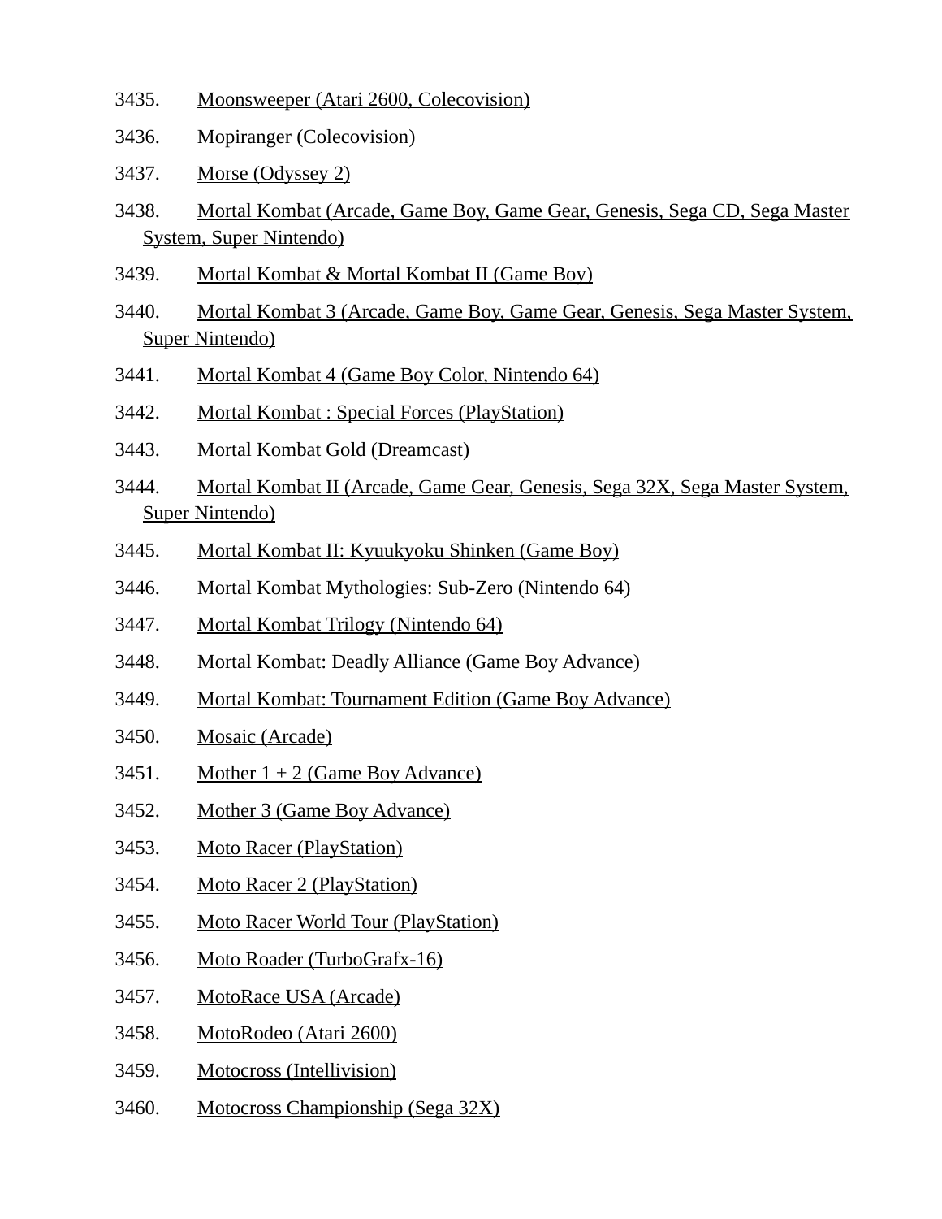3435. Moonsweeper (Atari 2600, Colecovision)

3436. Mopiranger (Colecovision)

3437. Morse (Odyssey 2)

3438. Mortal Kombat (Arcade, Game Boy, Game Gear, Genesis, Sega CD, Sega Master System, Super Nintendo)

3439. Mortal Kombat & Mortal Kombat II (Game Boy)

3440. Mortal Kombat 3 (Arcade, Game Boy, Game Gear, Genesis, Sega Master System, Super Nintendo)

3441. Mortal Kombat 4 (Game Boy Color, Nintendo 64)

3442. Mortal Kombat : Special Forces (PlayStation)

3443. Mortal Kombat Gold (Dreamcast)

3444. Mortal Kombat II (Arcade, Game Gear, Genesis, Sega 32X, Sega Master System, Super Nintendo)

3445. Mortal Kombat II: Kyuukyoku Shinken (Game Boy)

3446. Mortal Kombat Mythologies: Sub-Zero (Nintendo 64)

3447. Mortal Kombat Trilogy (Nintendo 64)

3448. Mortal Kombat: Deadly Alliance (Game Boy Advance)

3449. Mortal Kombat: Tournament Edition (Game Boy Advance)

3450. Mosaic (Arcade)

3451. Mother 1 + 2 (Game Boy Advance)

3452. Mother 3 (Game Boy Advance)

3453. Moto Racer (PlayStation)

3454. Moto Racer 2 (PlayStation)

3455. Moto Racer World Tour (PlayStation)

3456. Moto Roader (TurboGrafx-16)

3457. MotoRace USA (Arcade)

3458. MotoRodeo (Atari 2600)

3459. Motocross (Intellivision)

3460. Motocross Championship (Sega 32X)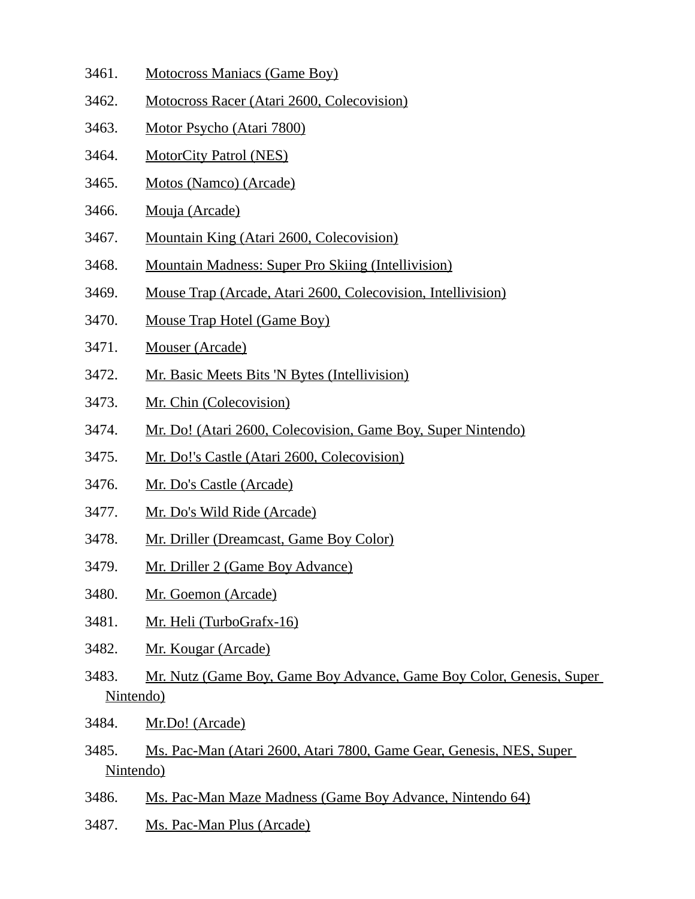3461. Motocross Maniacs (Game Boy)

3462. Motocross Racer (Atari 2600, Colecovision)

3463. Motor Psycho (Atari 7800)

3464. MotorCity Patrol (NES)

3465. Motos (Namco) (Arcade)

3466. Mouja (Arcade)

3467. Mountain King (Atari 2600, Colecovision)

3468. Mountain Madness: Super Pro Skiing (Intellivision)

3469. Mouse Trap (Arcade, Atari 2600, Colecovision, Intellivision)

3470. Mouse Trap Hotel (Game Boy)

3471. Mouser (Arcade)

3472. Mr. Basic Meets Bits 'N Bytes (Intellivision)

3473. Mr. Chin (Colecovision)

3474. Mr. Do! (Atari 2600, Colecovision, Game Boy, Super Nintendo)

3475. Mr. Do!'s Castle (Atari 2600, Colecovision)

3476. Mr. Do's Castle (Arcade)

3477. Mr. Do's Wild Ride (Arcade)

3478. Mr. Driller (Dreamcast, Game Boy Color)

3479. Mr. Driller 2 (Game Boy Advance)

3480. Mr. Goemon (Arcade)

3481. Mr. Heli (TurboGrafx-16)

3482. Mr. Kougar (Arcade)

3483. Mr. Nutz (Game Boy, Game Boy Advance, Game Boy Color, Genesis, Super Nintendo)

3484. Mr.Do! (Arcade)

3485. Ms. Pac-Man (Atari 2600, Atari 7800, Game Gear, Genesis, NES, Super Nintendo)

3486. Ms. Pac-Man Maze Madness (Game Boy Advance, Nintendo 64)

3487. Ms. Pac-Man Plus (Arcade)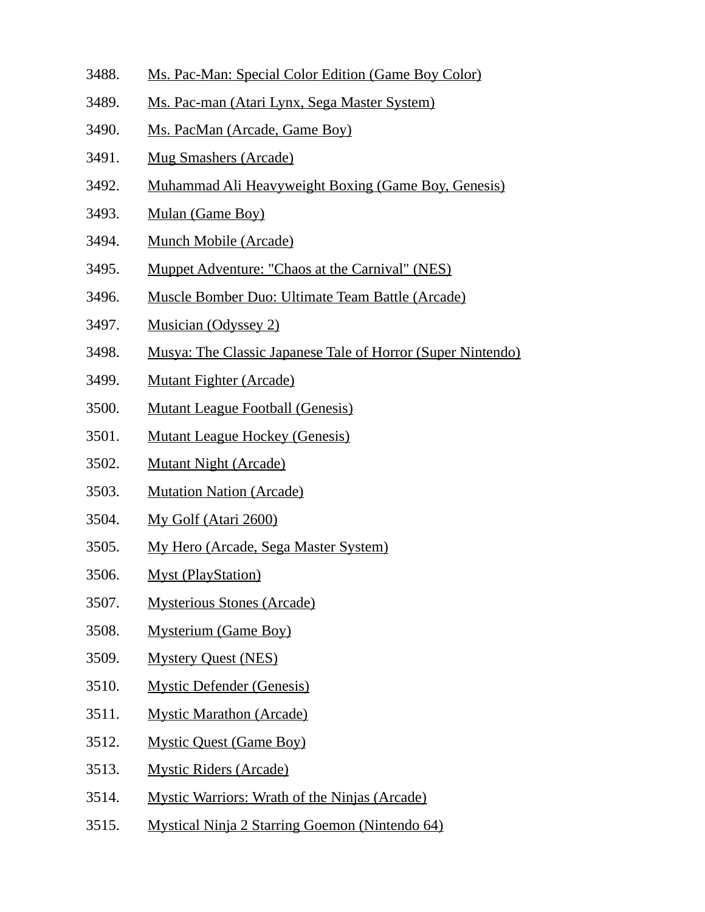3488. Ms. Pac-Man: Special Color Edition (Game Boy Color)
3489. Ms. Pac-man (Atari Lynx, Sega Master System)
3490. Ms. PacMan (Arcade, Game Boy)
3491. Mug Smashers (Arcade)
3492. Muhammad Ali Heavyweight Boxing (Game Boy, Genesis)
3493. Mulan (Game Boy)
3494. Munch Mobile (Arcade)
3495. Muppet Adventure: "Chaos at the Carnival" (NES)
3496. Muscle Bomber Duo: Ultimate Team Battle (Arcade)
3497. Musician (Odyssey 2)
3498. Musya: The Classic Japanese Tale of Horror (Super Nintendo)
3499. Mutant Fighter (Arcade)
3500. Mutant League Football (Genesis)
3501. Mutant League Hockey (Genesis)
3502. Mutant Night (Arcade)
3503. Mutation Nation (Arcade)
3504. My Golf (Atari 2600)
3505. My Hero (Arcade, Sega Master System)
3506. Myst (PlayStation)
3507. Mysterious Stones (Arcade)
3508. Mysterium (Game Boy)
3509. Mystery Quest (NES)
3510. Mystic Defender (Genesis)
3511. Mystic Marathon (Arcade)
3512. Mystic Quest (Game Boy)
3513. Mystic Riders (Arcade)
3514. Mystic Warriors: Wrath of the Ninjas (Arcade)
3515. Mystical Ninja 2 Starring Goemon (Nintendo 64)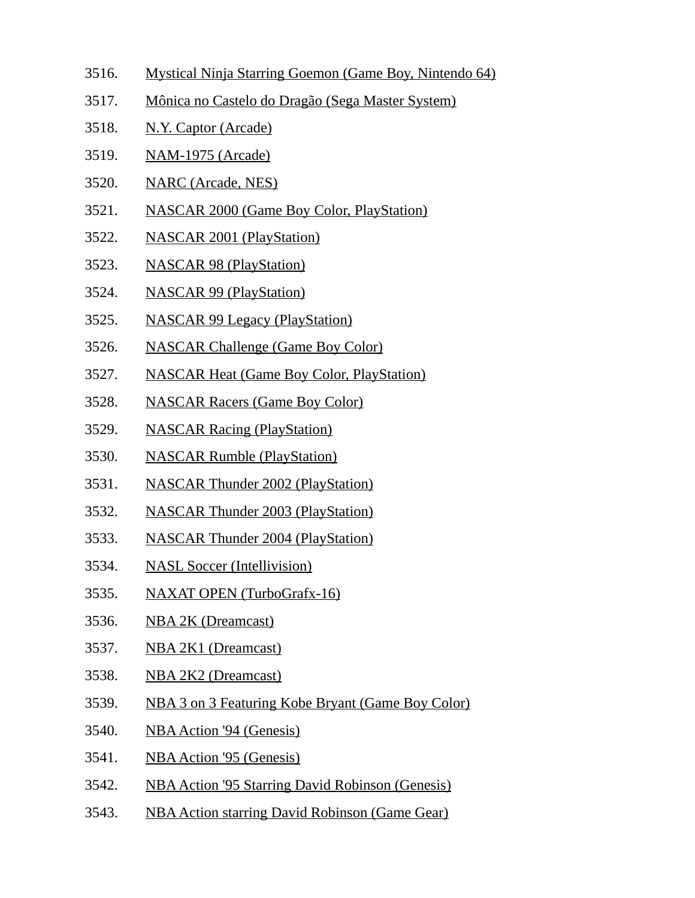3516. Mystical Ninja Starring Goemon (Game Boy, Nintendo 64)
3517. Mônica no Castelo do Dragão (Sega Master System)
3518. N.Y. Captor (Arcade)
3519. NAM-1975 (Arcade)
3520. NARC (Arcade, NES)
3521. NASCAR 2000 (Game Boy Color, PlayStation)
3522. NASCAR 2001 (PlayStation)
3523. NASCAR 98 (PlayStation)
3524. NASCAR 99 (PlayStation)
3525. NASCAR 99 Legacy (PlayStation)
3526. NASCAR Challenge (Game Boy Color)
3527. NASCAR Heat (Game Boy Color, PlayStation)
3528. NASCAR Racers (Game Boy Color)
3529. NASCAR Racing (PlayStation)
3530. NASCAR Rumble (PlayStation)
3531. NASCAR Thunder 2002 (PlayStation)
3532. NASCAR Thunder 2003 (PlayStation)
3533. NASCAR Thunder 2004 (PlayStation)
3534. NASL Soccer (Intellivision)
3535. NAXAT OPEN (TurboGrafx-16)
3536. NBA 2K (Dreamcast)
3537. NBA 2K1 (Dreamcast)
3538. NBA 2K2 (Dreamcast)
3539. NBA 3 on 3 Featuring Kobe Bryant (Game Boy Color)
3540. NBA Action '94 (Genesis)
3541. NBA Action '95 (Genesis)
3542. NBA Action '95 Starring David Robinson (Genesis)
3543. NBA Action starring David Robinson (Game Gear)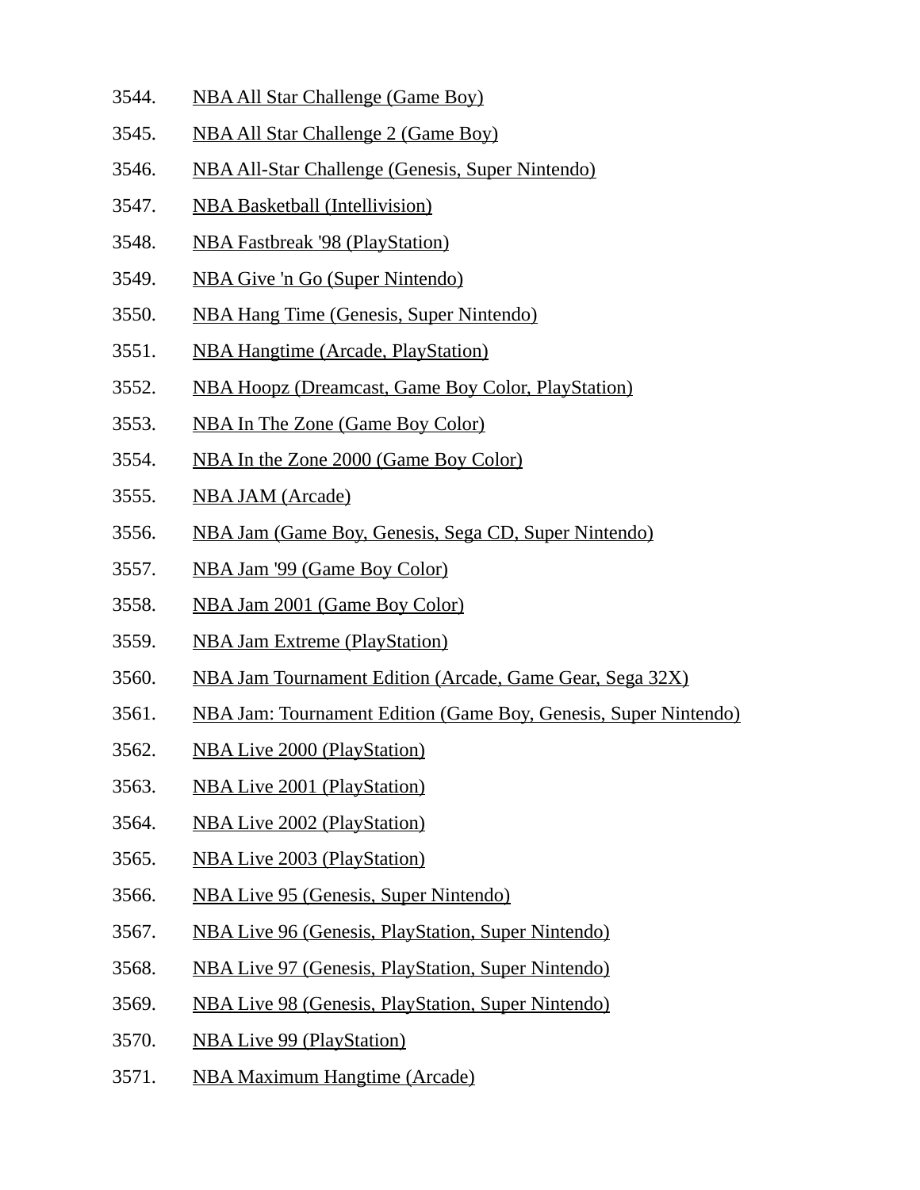3544. NBA All Star Challenge (Game Boy)
3545. NBA All Star Challenge 2 (Game Boy)
3546. NBA All-Star Challenge (Genesis, Super Nintendo)
3547. NBA Basketball (Intellivision)
3548. NBA Fastbreak '98 (PlayStation)
3549. NBA Give 'n Go (Super Nintendo)
3550. NBA Hang Time (Genesis, Super Nintendo)
3551. NBA Hangtime (Arcade, PlayStation)
3552. NBA Hoopz (Dreamcast, Game Boy Color, PlayStation)
3553. NBA In The Zone (Game Boy Color)
3554. NBA In the Zone 2000 (Game Boy Color)
3555. NBA JAM (Arcade)
3556. NBA Jam (Game Boy, Genesis, Sega CD, Super Nintendo)
3557. NBA Jam '99 (Game Boy Color)
3558. NBA Jam 2001 (Game Boy Color)
3559. NBA Jam Extreme (PlayStation)
3560. NBA Jam Tournament Edition (Arcade, Game Gear, Sega 32X)
3561. NBA Jam: Tournament Edition (Game Boy, Genesis, Super Nintendo)
3562. NBA Live 2000 (PlayStation)
3563. NBA Live 2001 (PlayStation)
3564. NBA Live 2002 (PlayStation)
3565. NBA Live 2003 (PlayStation)
3566. NBA Live 95 (Genesis, Super Nintendo)
3567. NBA Live 96 (Genesis, PlayStation, Super Nintendo)
3568. NBA Live 97 (Genesis, PlayStation, Super Nintendo)
3569. NBA Live 98 (Genesis, PlayStation, Super Nintendo)
3570. NBA Live 99 (PlayStation)
3571. NBA Maximum Hangtime (Arcade)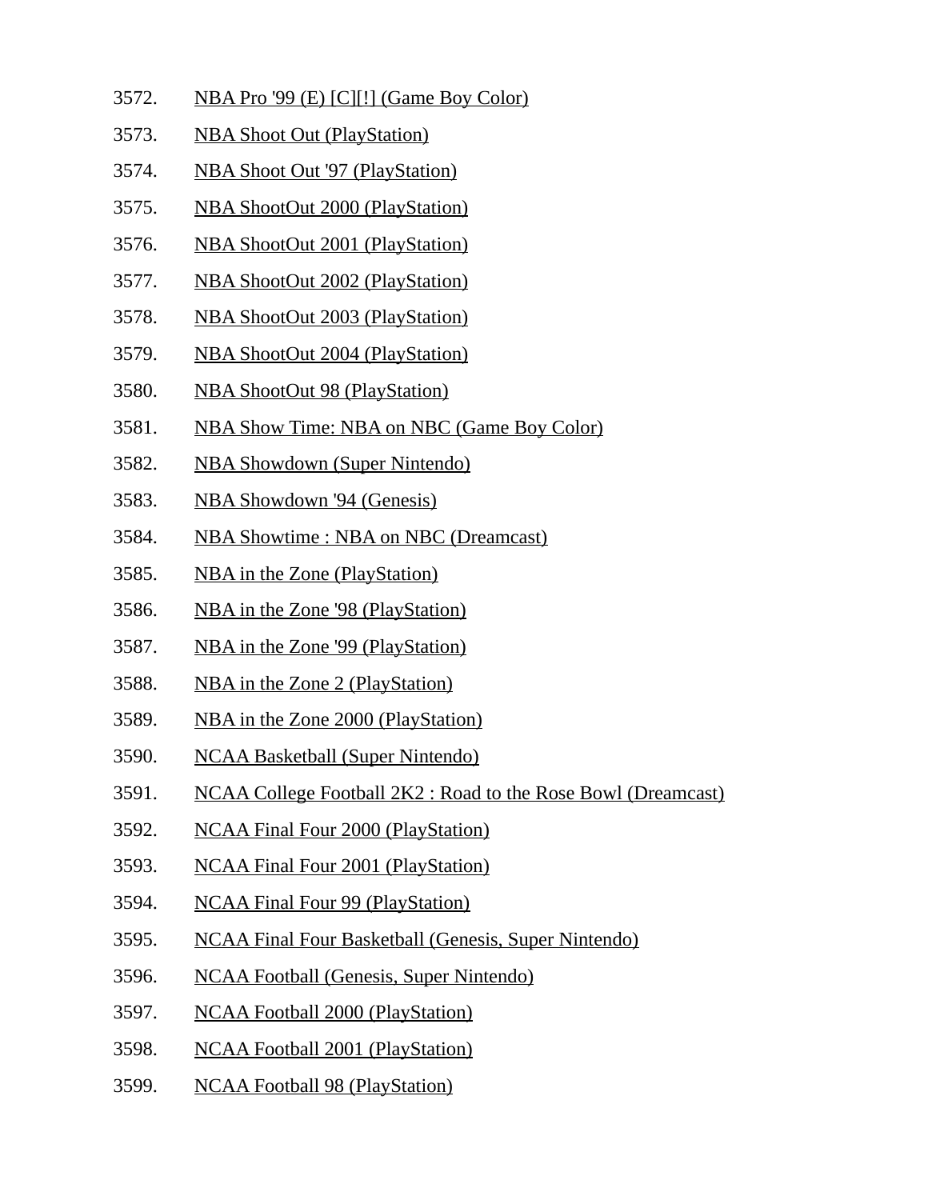3572. NBA Pro '99 (E) [C][!] (Game Boy Color)
3573. NBA Shoot Out (PlayStation)
3574. NBA Shoot Out '97 (PlayStation)
3575. NBA ShootOut 2000 (PlayStation)
3576. NBA ShootOut 2001 (PlayStation)
3577. NBA ShootOut 2002 (PlayStation)
3578. NBA ShootOut 2003 (PlayStation)
3579. NBA ShootOut 2004 (PlayStation)
3580. NBA ShootOut 98 (PlayStation)
3581. NBA Show Time: NBA on NBC (Game Boy Color)
3582. NBA Showdown (Super Nintendo)
3583. NBA Showdown '94 (Genesis)
3584. NBA Showtime : NBA on NBC (Dreamcast)
3585. NBA in the Zone (PlayStation)
3586. NBA in the Zone '98 (PlayStation)
3587. NBA in the Zone '99 (PlayStation)
3588. NBA in the Zone 2 (PlayStation)
3589. NBA in the Zone 2000 (PlayStation)
3590. NCAA Basketball (Super Nintendo)
3591. NCAA College Football 2K2 : Road to the Rose Bowl (Dreamcast)
3592. NCAA Final Four 2000 (PlayStation)
3593. NCAA Final Four 2001 (PlayStation)
3594. NCAA Final Four 99 (PlayStation)
3595. NCAA Final Four Basketball (Genesis, Super Nintendo)
3596. NCAA Football (Genesis, Super Nintendo)
3597. NCAA Football 2000 (PlayStation)
3598. NCAA Football 2001 (PlayStation)
3599. NCAA Football 98 (PlayStation)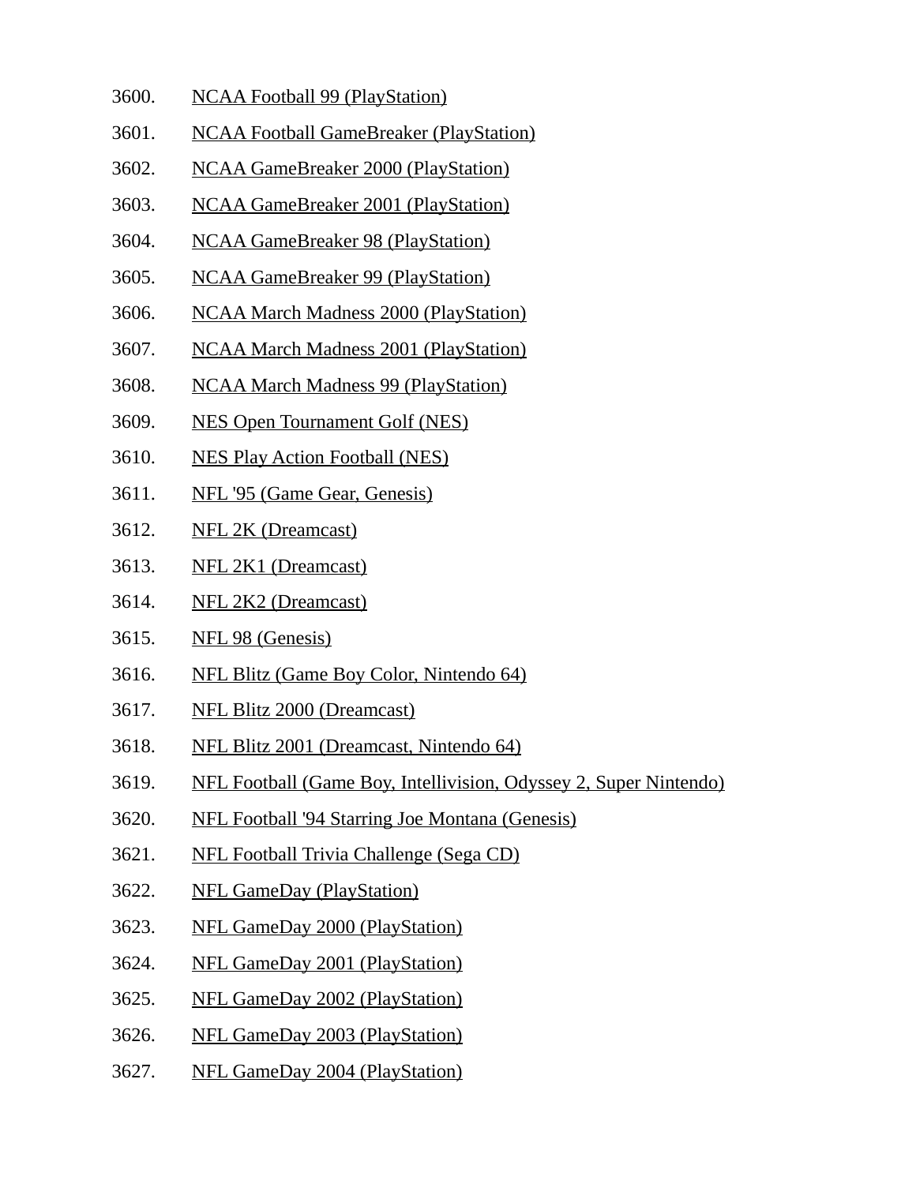3600. NCAA Football 99 (PlayStation)
3601. NCAA Football GameBreaker (PlayStation)
3602. NCAA GameBreaker 2000 (PlayStation)
3603. NCAA GameBreaker 2001 (PlayStation)
3604. NCAA GameBreaker 98 (PlayStation)
3605. NCAA GameBreaker 99 (PlayStation)
3606. NCAA March Madness 2000 (PlayStation)
3607. NCAA March Madness 2001 (PlayStation)
3608. NCAA March Madness 99 (PlayStation)
3609. NES Open Tournament Golf (NES)
3610. NES Play Action Football (NES)
3611. NFL '95 (Game Gear, Genesis)
3612. NFL 2K (Dreamcast)
3613. NFL 2K1 (Dreamcast)
3614. NFL 2K2 (Dreamcast)
3615. NFL 98 (Genesis)
3616. NFL Blitz (Game Boy Color, Nintendo 64)
3617. NFL Blitz 2000 (Dreamcast)
3618. NFL Blitz 2001 (Dreamcast, Nintendo 64)
3619. NFL Football (Game Boy, Intellivision, Odyssey 2, Super Nintendo)
3620. NFL Football '94 Starring Joe Montana (Genesis)
3621. NFL Football Trivia Challenge (Sega CD)
3622. NFL GameDay (PlayStation)
3623. NFL GameDay 2000 (PlayStation)
3624. NFL GameDay 2001 (PlayStation)
3625. NFL GameDay 2002 (PlayStation)
3626. NFL GameDay 2003 (PlayStation)
3627. NFL GameDay 2004 (PlayStation)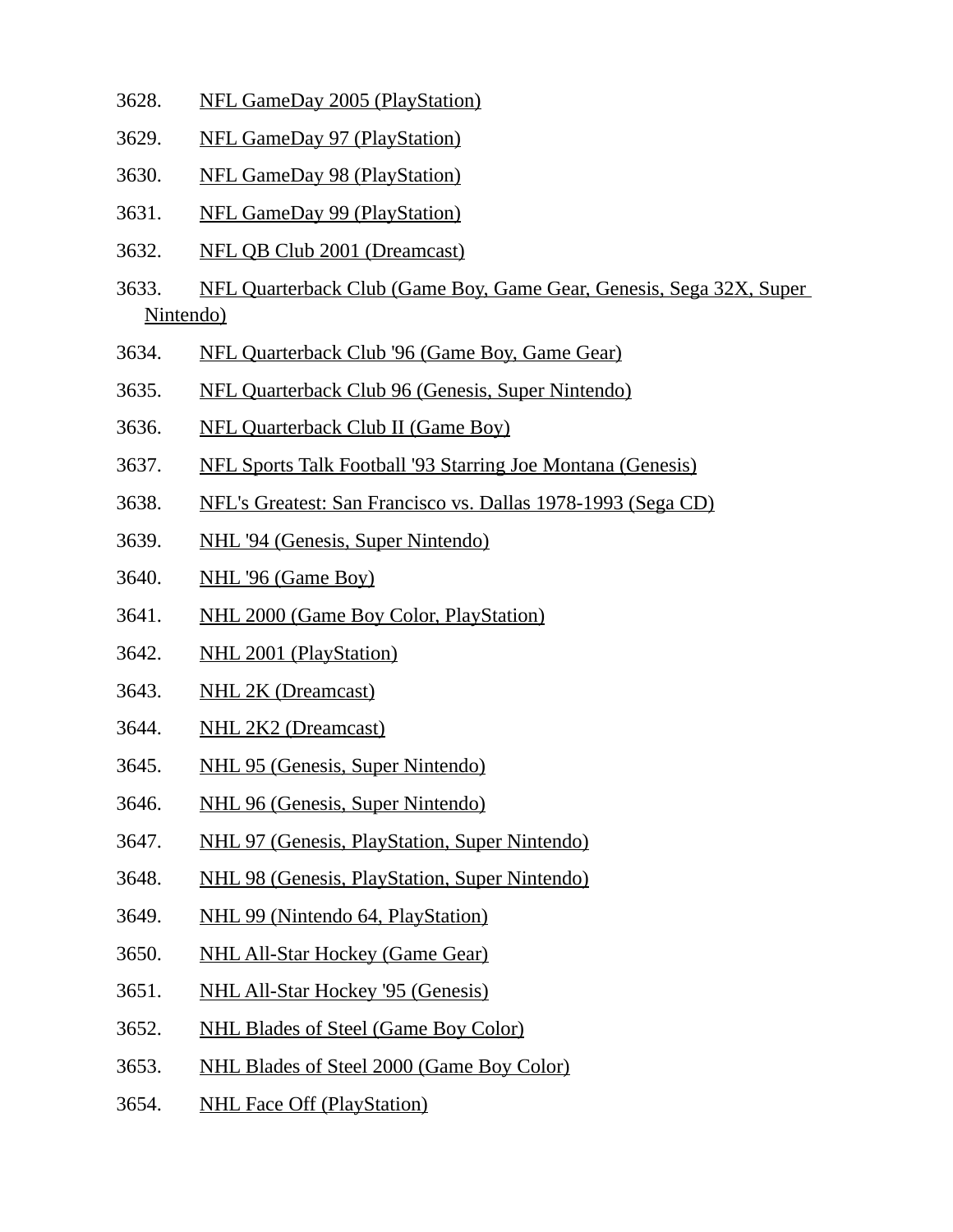3628. NFL GameDay 2005 (PlayStation)

3629. NFL GameDay 97 (PlayStation)

3630. NFL GameDay 98 (PlayStation)

3631. NFL GameDay 99 (PlayStation)

3632. NFL QB Club 2001 (Dreamcast)

3633. NFL Quarterback Club (Game Boy, Game Gear, Genesis, Sega 32X, Super Nintendo)

3634. NFL Quarterback Club '96 (Game Boy, Game Gear)

3635. NFL Quarterback Club 96 (Genesis, Super Nintendo)

3636. NFL Quarterback Club II (Game Boy)

3637. NFL Sports Talk Football '93 Starring Joe Montana (Genesis)

3638. NFL's Greatest: San Francisco vs. Dallas 1978-1993 (Sega CD)

3639. NHL '94 (Genesis, Super Nintendo)

3640. NHL '96 (Game Boy)

3641. NHL 2000 (Game Boy Color, PlayStation)

3642. NHL 2001 (PlayStation)

3643. NHL 2K (Dreamcast)

3644. NHL 2K2 (Dreamcast)

3645. NHL 95 (Genesis, Super Nintendo)

3646. NHL 96 (Genesis, Super Nintendo)

3647. NHL 97 (Genesis, PlayStation, Super Nintendo)

3648. NHL 98 (Genesis, PlayStation, Super Nintendo)

3649. NHL 99 (Nintendo 64, PlayStation)

3650. NHL All-Star Hockey (Game Gear)

3651. NHL All-Star Hockey '95 (Genesis)

3652. NHL Blades of Steel (Game Boy Color)

3653. NHL Blades of Steel 2000 (Game Boy Color)

3654. NHL Face Off (PlayStation)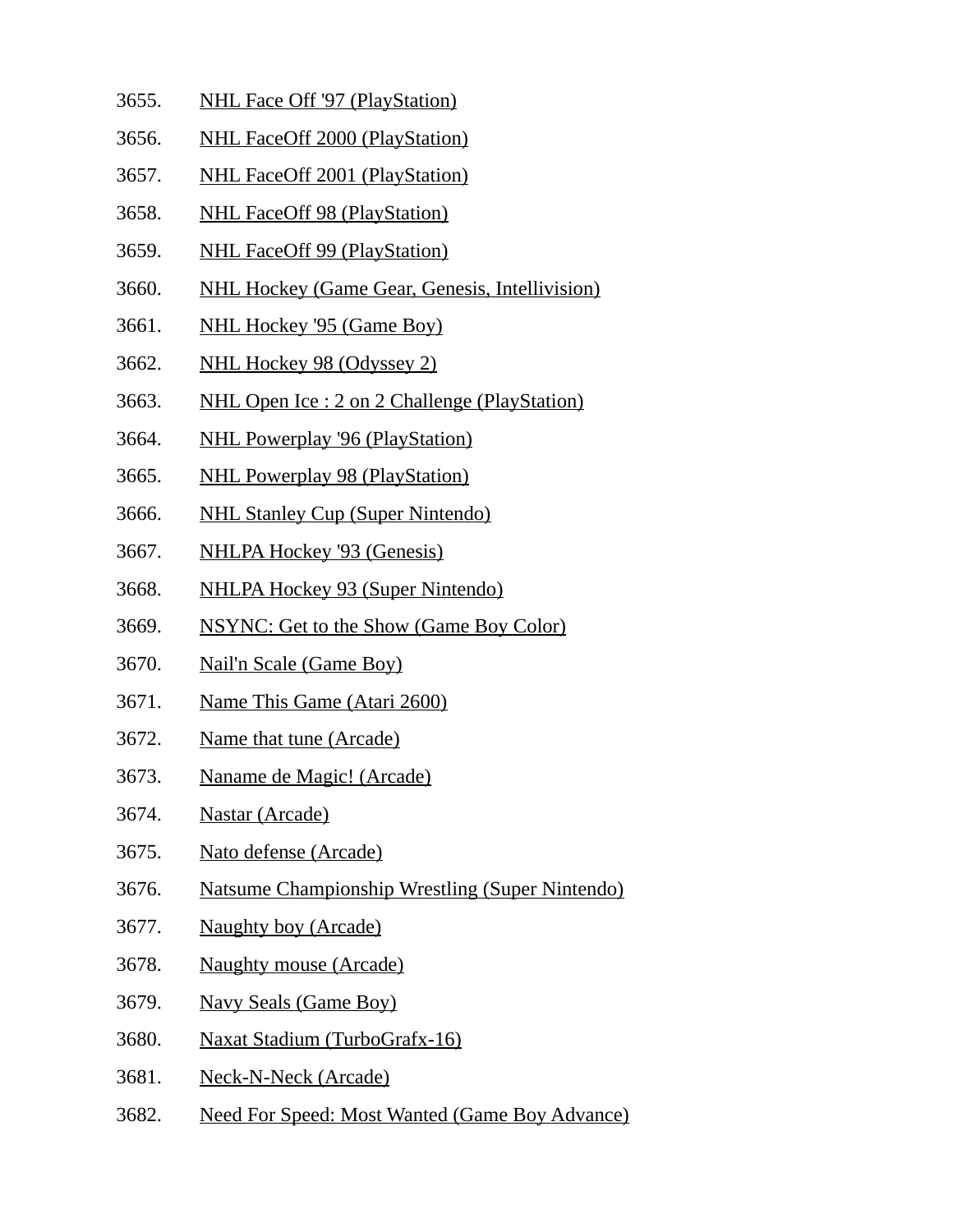3655. NHL Face Off '97 (PlayStation)
3656. NHL FaceOff 2000 (PlayStation)
3657. NHL FaceOff 2001 (PlayStation)
3658. NHL FaceOff 98 (PlayStation)
3659. NHL FaceOff 99 (PlayStation)
3660. NHL Hockey (Game Gear, Genesis, Intellivision)
3661. NHL Hockey '95 (Game Boy)
3662. NHL Hockey 98 (Odyssey 2)
3663. NHL Open Ice : 2 on 2 Challenge (PlayStation)
3664. NHL Powerplay '96 (PlayStation)
3665. NHL Powerplay 98 (PlayStation)
3666. NHL Stanley Cup (Super Nintendo)
3667. NHLPA Hockey '93 (Genesis)
3668. NHLPA Hockey 93 (Super Nintendo)
3669. NSYNC: Get to the Show (Game Boy Color)
3670. Nail'n Scale (Game Boy)
3671. Name This Game (Atari 2600)
3672. Name that tune (Arcade)
3673. Naname de Magic! (Arcade)
3674. Nastar (Arcade)
3675. Nato defense (Arcade)
3676. Natsume Championship Wrestling (Super Nintendo)
3677. Naughty boy (Arcade)
3678. Naughty mouse (Arcade)
3679. Navy Seals (Game Boy)
3680. Naxat Stadium (TurboGrafx-16)
3681. Neck-N-Neck (Arcade)
3682. Need For Speed: Most Wanted (Game Boy Advance)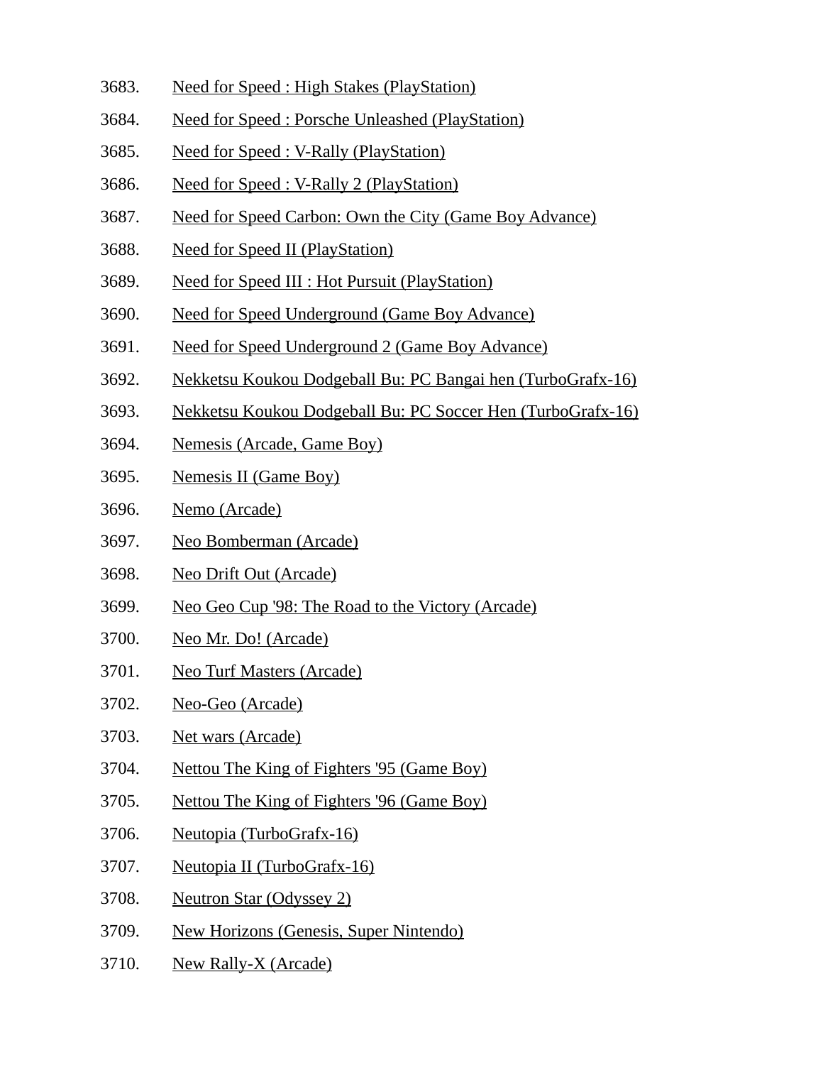3683. Need for Speed : High Stakes (PlayStation)
3684. Need for Speed : Porsche Unleashed (PlayStation)
3685. Need for Speed : V-Rally (PlayStation)
3686. Need for Speed : V-Rally 2 (PlayStation)
3687. Need for Speed Carbon: Own the City (Game Boy Advance)
3688. Need for Speed II (PlayStation)
3689. Need for Speed III : Hot Pursuit (PlayStation)
3690. Need for Speed Underground (Game Boy Advance)
3691. Need for Speed Underground 2 (Game Boy Advance)
3692. Nekketsu Koukou Dodgeball Bu: PC Bangai hen (TurboGrafx-16)
3693. Nekketsu Koukou Dodgeball Bu: PC Soccer Hen (TurboGrafx-16)
3694. Nemesis (Arcade, Game Boy)
3695. Nemesis II (Game Boy)
3696. Nemo (Arcade)
3697. Neo Bomberman (Arcade)
3698. Neo Drift Out (Arcade)
3699. Neo Geo Cup '98: The Road to the Victory (Arcade)
3700. Neo Mr. Do! (Arcade)
3701. Neo Turf Masters (Arcade)
3702. Neo-Geo (Arcade)
3703. Net wars (Arcade)
3704. Nettou The King of Fighters '95 (Game Boy)
3705. Nettou The King of Fighters '96 (Game Boy)
3706. Neutopia (TurboGrafx-16)
3707. Neutopia II (TurboGrafx-16)
3708. Neutron Star (Odyssey 2)
3709. New Horizons (Genesis, Super Nintendo)
3710. New Rally-X (Arcade)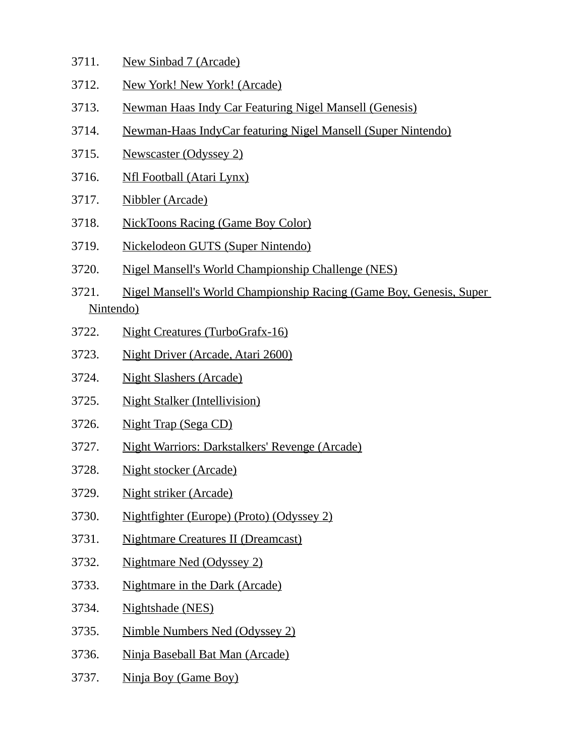3711. New Sinbad 7 (Arcade)
3712. New York! New York! (Arcade)
3713. Newman Haas Indy Car Featuring Nigel Mansell (Genesis)
3714. Newman-Haas IndyCar featuring Nigel Mansell (Super Nintendo)
3715. Newscaster (Odyssey 2)
3716. Nfl Football (Atari Lynx)
3717. Nibbler (Arcade)
3718. NickToons Racing (Game Boy Color)
3719. Nickelodeon GUTS (Super Nintendo)
3720. Nigel Mansell's World Championship Challenge (NES)
3721. Nigel Mansell's World Championship Racing (Game Boy, Genesis, Super Nintendo)
3722. Night Creatures (TurboGrafx-16)
3723. Night Driver (Arcade, Atari 2600)
3724. Night Slashers (Arcade)
3725. Night Stalker (Intellivision)
3726. Night Trap (Sega CD)
3727. Night Warriors: Darkstalkers' Revenge (Arcade)
3728. Night stocker (Arcade)
3729. Night striker (Arcade)
3730. Nightfighter (Europe) (Proto) (Odyssey 2)
3731. Nightmare Creatures II (Dreamcast)
3732. Nightmare Ned (Odyssey 2)
3733. Nightmare in the Dark (Arcade)
3734. Nightshade (NES)
3735. Nimble Numbers Ned (Odyssey 2)
3736. Ninja Baseball Bat Man (Arcade)
3737. Ninja Boy (Game Boy)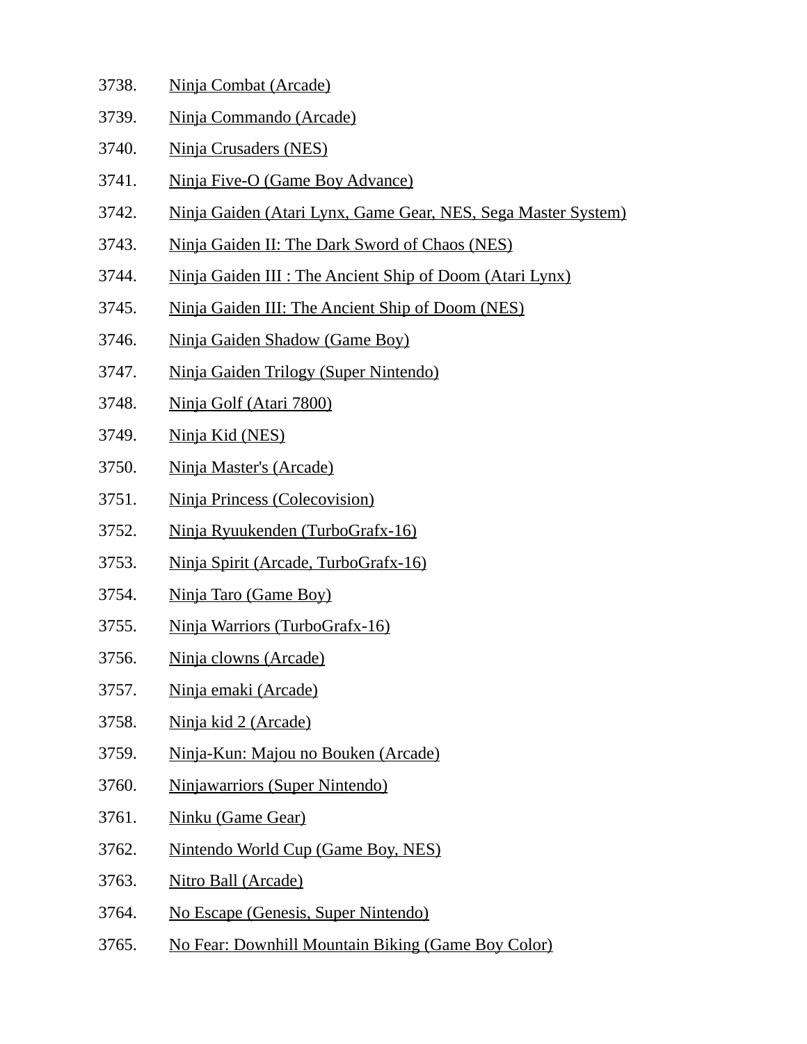3738. Ninja Combat (Arcade)
3739. Ninja Commando (Arcade)
3740. Ninja Crusaders (NES)
3741. Ninja Five-O (Game Boy Advance)
3742. Ninja Gaiden (Atari Lynx, Game Gear, NES, Sega Master System)
3743. Ninja Gaiden II: The Dark Sword of Chaos (NES)
3744. Ninja Gaiden III : The Ancient Ship of Doom (Atari Lynx)
3745. Ninja Gaiden III: The Ancient Ship of Doom (NES)
3746. Ninja Gaiden Shadow (Game Boy)
3747. Ninja Gaiden Trilogy (Super Nintendo)
3748. Ninja Golf (Atari 7800)
3749. Ninja Kid (NES)
3750. Ninja Master's (Arcade)
3751. Ninja Princess (Colecovision)
3752. Ninja Ryuukenden (TurboGrafx-16)
3753. Ninja Spirit (Arcade, TurboGrafx-16)
3754. Ninja Taro (Game Boy)
3755. Ninja Warriors (TurboGrafx-16)
3756. Ninja clowns (Arcade)
3757. Ninja emaki (Arcade)
3758. Ninja kid 2 (Arcade)
3759. Ninja-Kun: Majou no Bouken (Arcade)
3760. Ninjawarriors (Super Nintendo)
3761. Ninku (Game Gear)
3762. Nintendo World Cup (Game Boy, NES)
3763. Nitro Ball (Arcade)
3764. No Escape (Genesis, Super Nintendo)
3765. No Fear: Downhill Mountain Biking (Game Boy Color)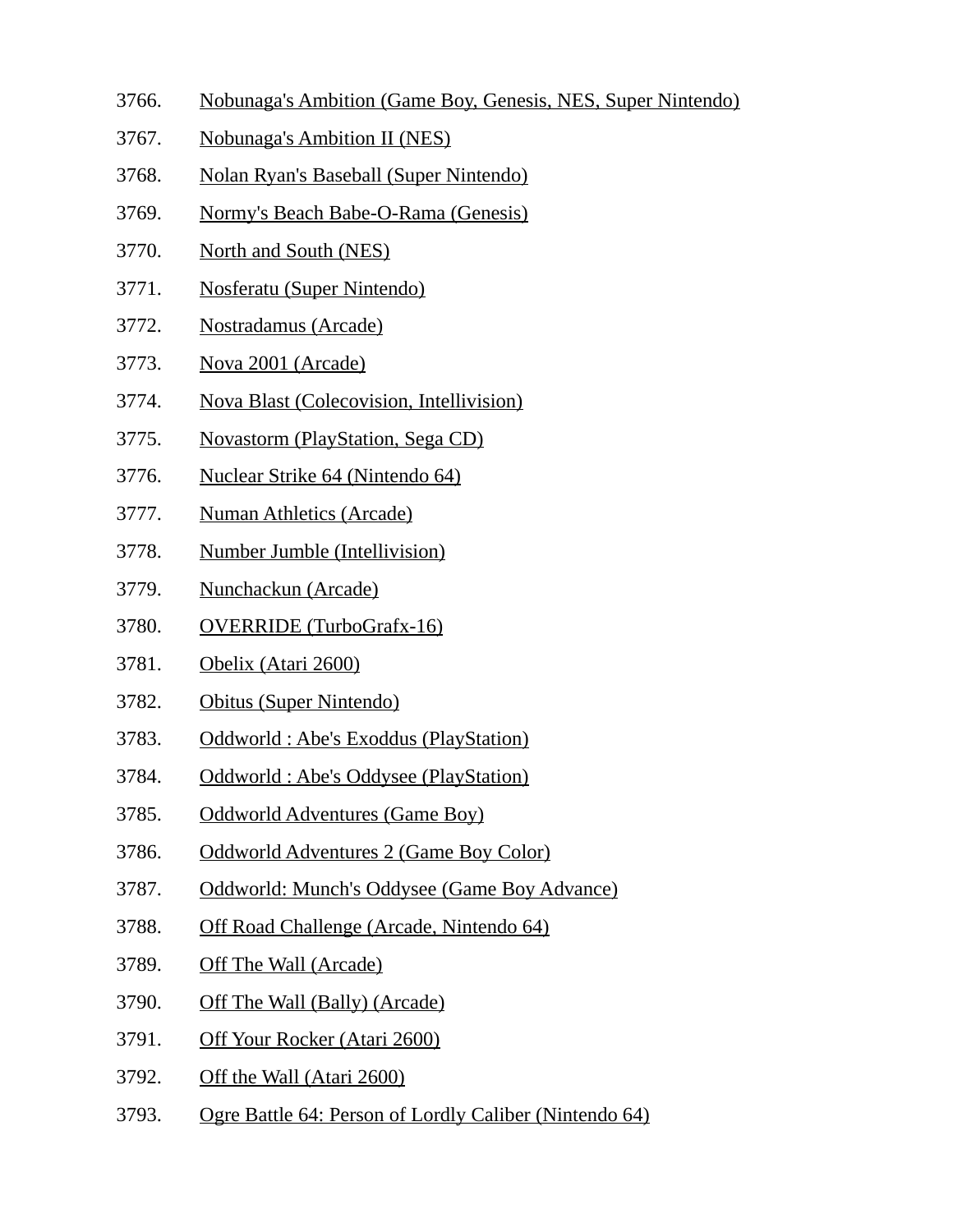3766. Nobunaga's Ambition (Game Boy, Genesis, NES, Super Nintendo)
3767. Nobunaga's Ambition II (NES)
3768. Nolan Ryan's Baseball (Super Nintendo)
3769. Normy's Beach Babe-O-Rama (Genesis)
3770. North and South (NES)
3771. Nosferatu (Super Nintendo)
3772. Nostradamus (Arcade)
3773. Nova 2001 (Arcade)
3774. Nova Blast (Colecovision, Intellivision)
3775. Novastorm (PlayStation, Sega CD)
3776. Nuclear Strike 64 (Nintendo 64)
3777. Numan Athletics (Arcade)
3778. Number Jumble (Intellivision)
3779. Nunchackun (Arcade)
3780. OVERRIDE (TurboGrafx-16)
3781. Obelix (Atari 2600)
3782. Obitus (Super Nintendo)
3783. Oddworld : Abe's Exoddus (PlayStation)
3784. Oddworld : Abe's Oddysee (PlayStation)
3785. Oddworld Adventures (Game Boy)
3786. Oddworld Adventures 2 (Game Boy Color)
3787. Oddworld: Munch's Oddysee (Game Boy Advance)
3788. Off Road Challenge (Arcade, Nintendo 64)
3789. Off The Wall (Arcade)
3790. Off The Wall (Bally) (Arcade)
3791. Off Your Rocker (Atari 2600)
3792. Off the Wall (Atari 2600)
3793. Ogre Battle 64: Person of Lordly Caliber (Nintendo 64)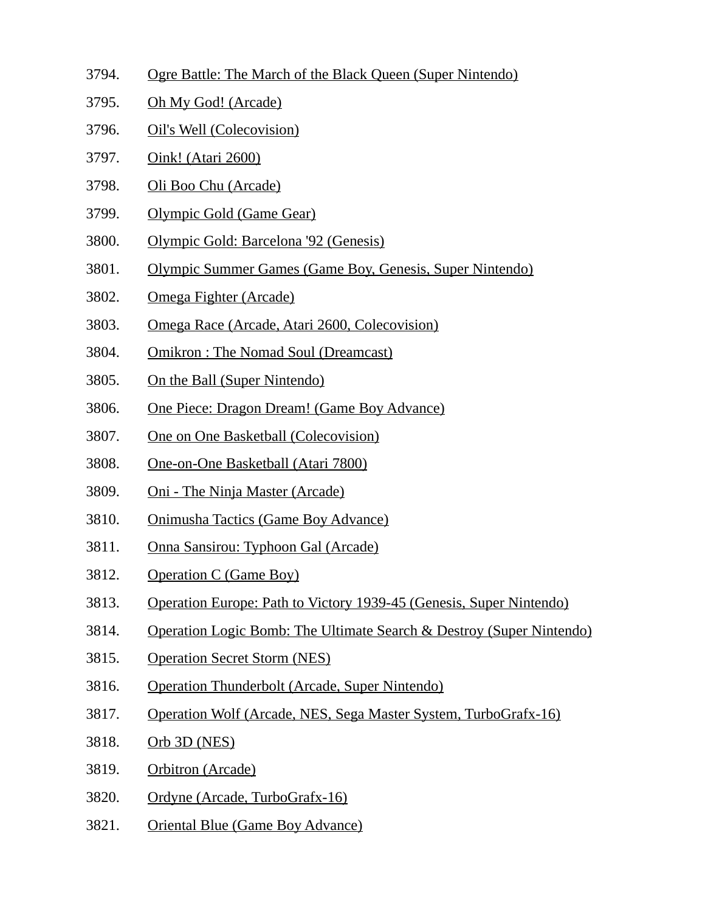3794. Ogre Battle: The March of the Black Queen (Super Nintendo)
3795. Oh My God! (Arcade)
3796. Oil's Well (Colecovision)
3797. Oink! (Atari 2600)
3798. Oli Boo Chu (Arcade)
3799. Olympic Gold (Game Gear)
3800. Olympic Gold: Barcelona '92 (Genesis)
3801. Olympic Summer Games (Game Boy, Genesis, Super Nintendo)
3802. Omega Fighter (Arcade)
3803. Omega Race (Arcade, Atari 2600, Colecovision)
3804. Omikron : The Nomad Soul (Dreamcast)
3805. On the Ball (Super Nintendo)
3806. One Piece: Dragon Dream! (Game Boy Advance)
3807. One on One Basketball (Colecovision)
3808. One-on-One Basketball (Atari 7800)
3809. Oni - The Ninja Master (Arcade)
3810. Onimusha Tactics (Game Boy Advance)
3811. Onna Sansirou: Typhoon Gal (Arcade)
3812. Operation C (Game Boy)
3813. Operation Europe: Path to Victory 1939-45 (Genesis, Super Nintendo)
3814. Operation Logic Bomb: The Ultimate Search & Destroy (Super Nintendo)
3815. Operation Secret Storm (NES)
3816. Operation Thunderbolt (Arcade, Super Nintendo)
3817. Operation Wolf (Arcade, NES, Sega Master System, TurboGrafx-16)
3818. Orb 3D (NES)
3819. Orbitron (Arcade)
3820. Ordyne (Arcade, TurboGrafx-16)
3821. Oriental Blue (Game Boy Advance)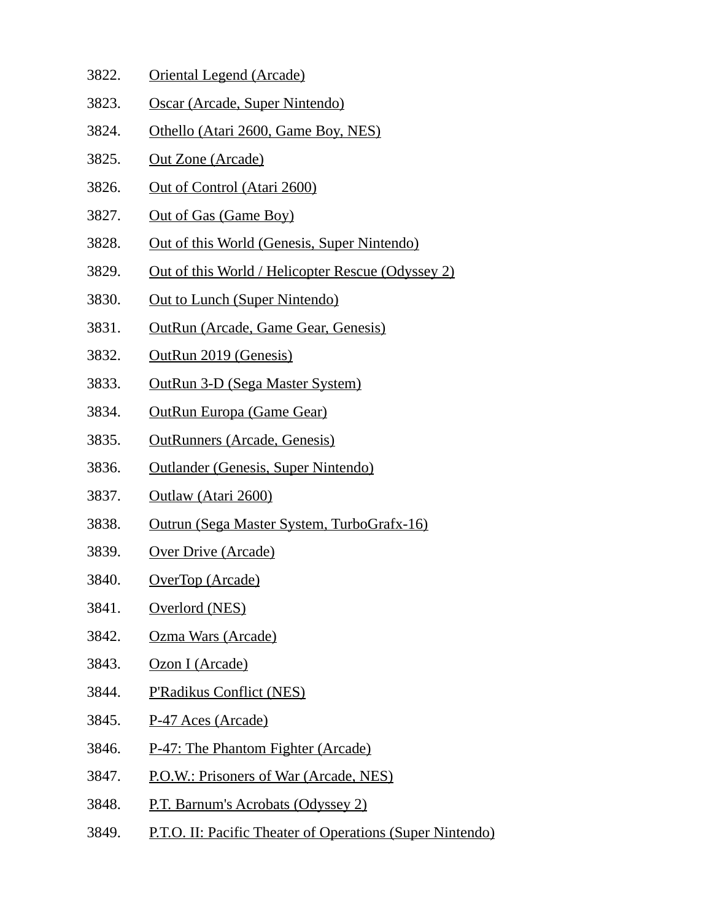3822. Oriental Legend (Arcade)
3823. Oscar (Arcade, Super Nintendo)
3824. Othello (Atari 2600, Game Boy, NES)
3825. Out Zone (Arcade)
3826. Out of Control (Atari 2600)
3827. Out of Gas (Game Boy)
3828. Out of this World (Genesis, Super Nintendo)
3829. Out of this World / Helicopter Rescue (Odyssey 2)
3830. Out to Lunch (Super Nintendo)
3831. OutRun (Arcade, Game Gear, Genesis)
3832. OutRun 2019 (Genesis)
3833. OutRun 3-D (Sega Master System)
3834. OutRun Europa (Game Gear)
3835. OutRunners (Arcade, Genesis)
3836. Outlander (Genesis, Super Nintendo)
3837. Outlaw (Atari 2600)
3838. Outrun (Sega Master System, TurboGrafx-16)
3839. Over Drive (Arcade)
3840. OverTop (Arcade)
3841. Overlord (NES)
3842. Ozma Wars (Arcade)
3843. Ozon I (Arcade)
3844. P'Radikus Conflict (NES)
3845. P-47 Aces (Arcade)
3846. P-47: The Phantom Fighter (Arcade)
3847. P.O.W.: Prisoners of War (Arcade, NES)
3848. P.T. Barnum's Acrobats (Odyssey 2)
3849. P.T.O. II: Pacific Theater of Operations (Super Nintendo)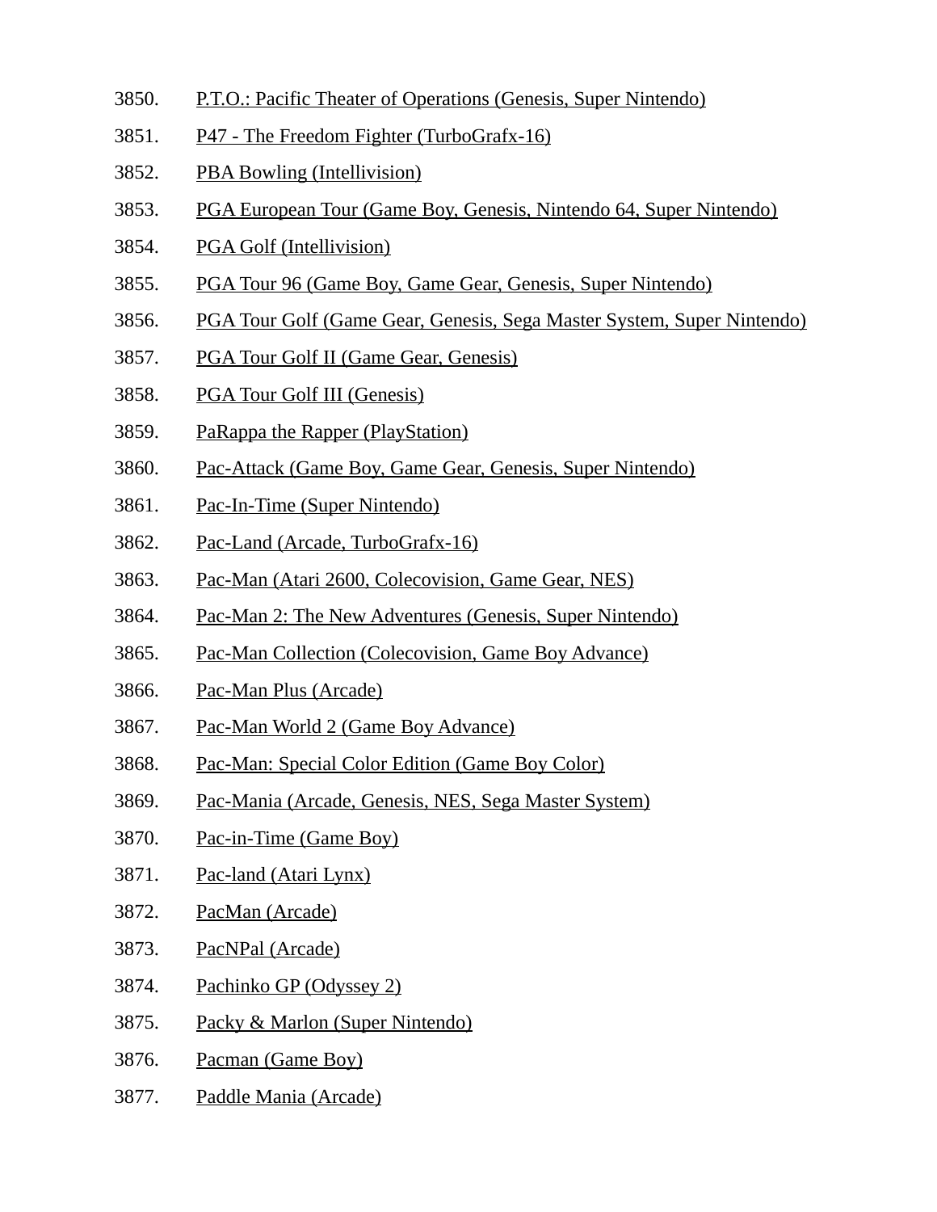3850. P.T.O.: Pacific Theater of Operations (Genesis, Super Nintendo)
3851. P47 - The Freedom Fighter (TurboGrafx-16)
3852. PBA Bowling (Intellivision)
3853. PGA European Tour (Game Boy, Genesis, Nintendo 64, Super Nintendo)
3854. PGA Golf (Intellivision)
3855. PGA Tour 96 (Game Boy, Game Gear, Genesis, Super Nintendo)
3856. PGA Tour Golf (Game Gear, Genesis, Sega Master System, Super Nintendo)
3857. PGA Tour Golf II (Game Gear, Genesis)
3858. PGA Tour Golf III (Genesis)
3859. PaRappa the Rapper (PlayStation)
3860. Pac-Attack (Game Boy, Game Gear, Genesis, Super Nintendo)
3861. Pac-In-Time (Super Nintendo)
3862. Pac-Land (Arcade, TurboGrafx-16)
3863. Pac-Man (Atari 2600, Colecovision, Game Gear, NES)
3864. Pac-Man 2: The New Adventures (Genesis, Super Nintendo)
3865. Pac-Man Collection (Colecovision, Game Boy Advance)
3866. Pac-Man Plus (Arcade)
3867. Pac-Man World 2 (Game Boy Advance)
3868. Pac-Man: Special Color Edition (Game Boy Color)
3869. Pac-Mania (Arcade, Genesis, NES, Sega Master System)
3870. Pac-in-Time (Game Boy)
3871. Pac-land (Atari Lynx)
3872. PacMan (Arcade)
3873. PacNPal (Arcade)
3874. Pachinko GP (Odyssey 2)
3875. Packy & Marlon (Super Nintendo)
3876. Pacman (Game Boy)
3877. Paddle Mania (Arcade)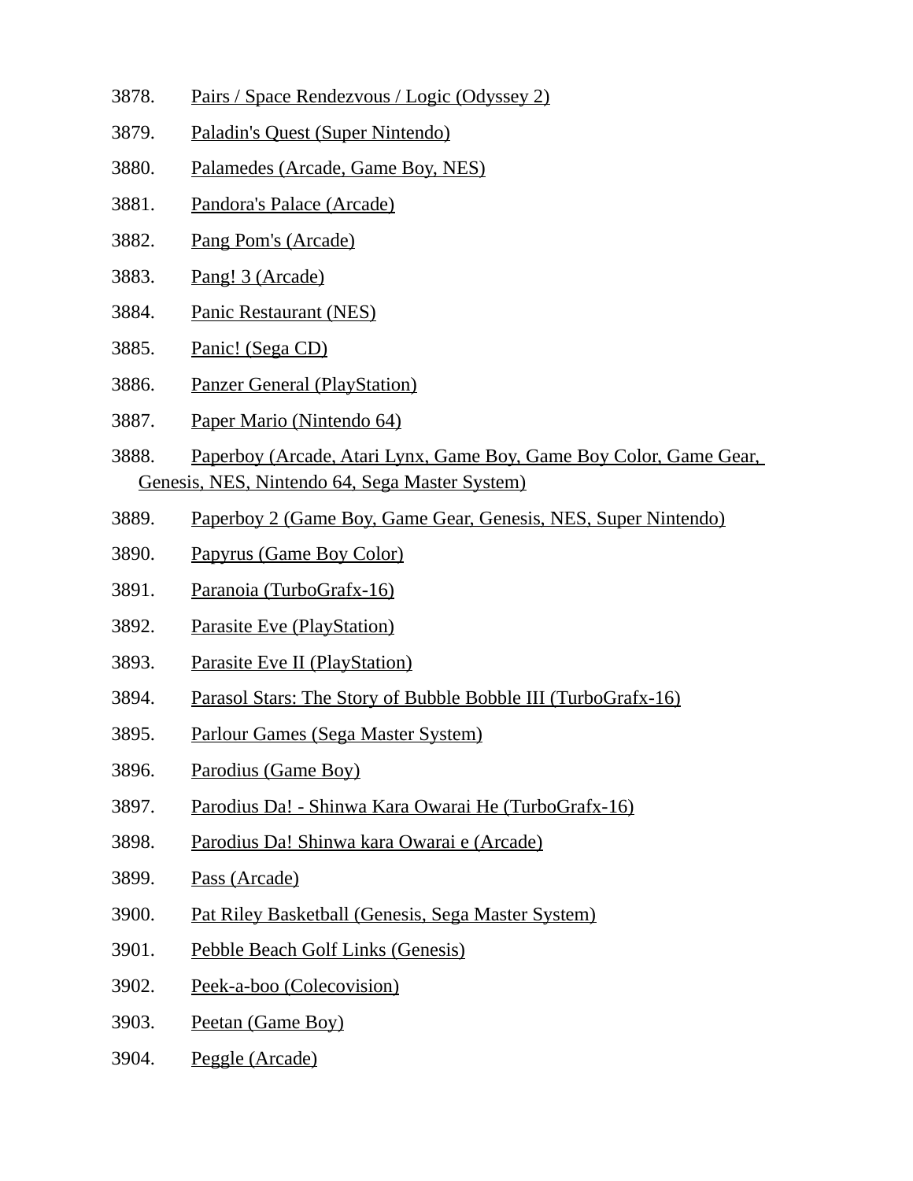3878. Pairs / Space Rendezvous / Logic (Odyssey 2)

3879. Paladin's Quest (Super Nintendo)

3880. Palamedes (Arcade, Game Boy, NES)

3881. Pandora's Palace (Arcade)

3882. Pang Pom's (Arcade)

3883. Pang! 3 (Arcade)

3884. Panic Restaurant (NES)

3885. Panic! (Sega CD)

3886. Panzer General (PlayStation)

3887. Paper Mario (Nintendo 64)

3888. Paperboy (Arcade, Atari Lynx, Game Boy, Game Boy Color, Game Gear, Genesis, NES, Nintendo 64, Sega Master System)

3889. Paperboy 2 (Game Boy, Game Gear, Genesis, NES, Super Nintendo)

3890. Papyrus (Game Boy Color)

3891. Paranoia (TurboGrafx-16)

3892. Parasite Eve (PlayStation)

3893. Parasite Eve II (PlayStation)

3894. Parasol Stars: The Story of Bubble Bobble III (TurboGrafx-16)

3895. Parlour Games (Sega Master System)

3896. Parodius (Game Boy)

3897. Parodius Da! - Shinwa Kara Owarai He (TurboGrafx-16)

3898. Parodius Da! Shinwa kara Owarai e (Arcade)

3899. Pass (Arcade)

3900. Pat Riley Basketball (Genesis, Sega Master System)

3901. Pebble Beach Golf Links (Genesis)

3902. Peek-a-boo (Colecovision)

3903. Peetan (Game Boy)

3904. Peggle (Arcade)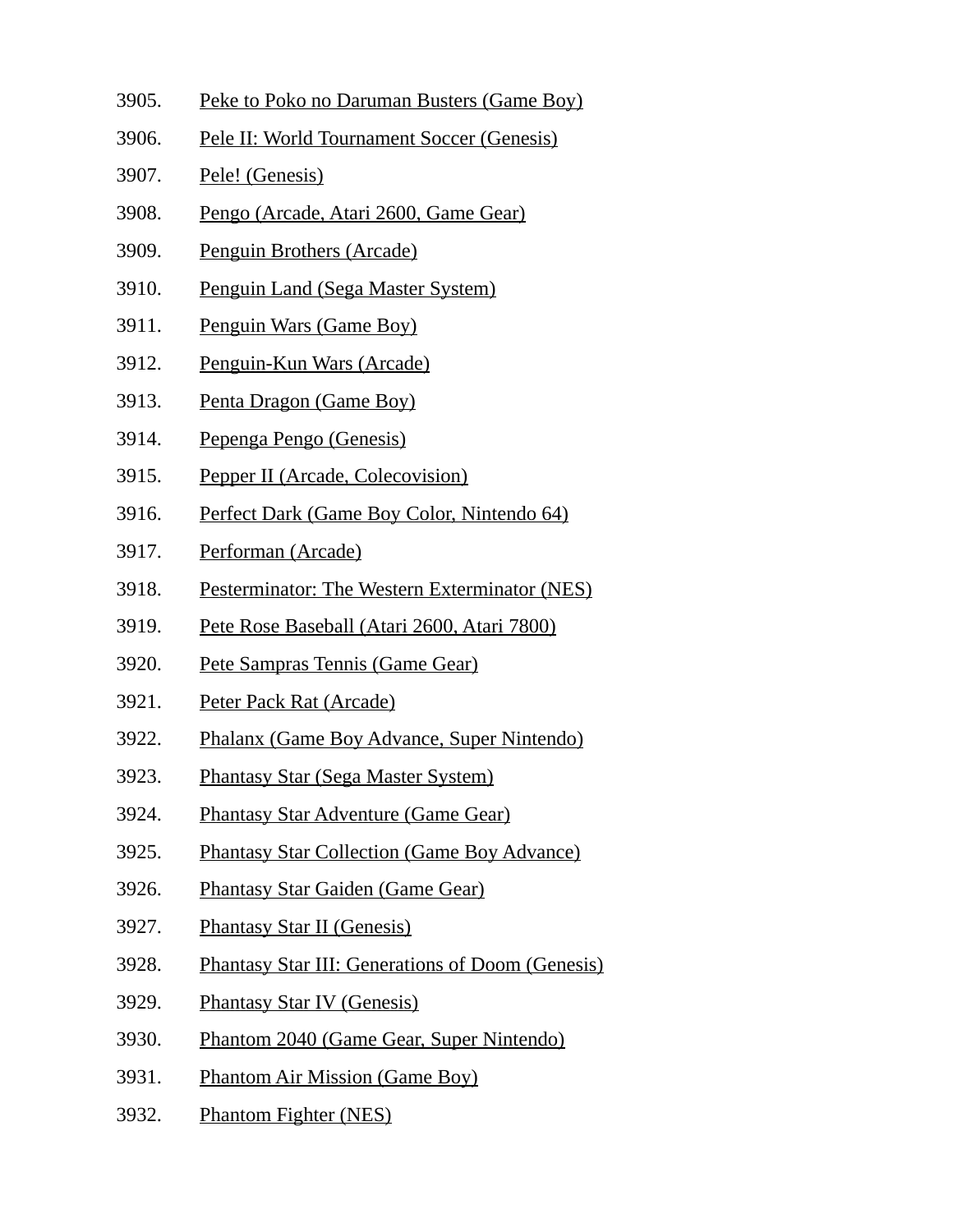3905. Peke to Poko no Daruman Busters (Game Boy)

3906. Pele II: World Tournament Soccer (Genesis)

3907. Pele! (Genesis)

3908. Pengo (Arcade, Atari 2600, Game Gear)

3909. Penguin Brothers (Arcade)

3910. Penguin Land (Sega Master System)

3911. Penguin Wars (Game Boy)

3912. Penguin-Kun Wars (Arcade)

3913. Penta Dragon (Game Boy)

3914. Pepenga Pengo (Genesis)

3915. Pepper II (Arcade, Colecovision)

3916. Perfect Dark (Game Boy Color, Nintendo 64)

3917. Performan (Arcade)

3918. Pesterminator: The Western Exterminator (NES)

3919. Pete Rose Baseball (Atari 2600, Atari 7800)

3920. Pete Sampras Tennis (Game Gear)

3921. Peter Pack Rat (Arcade)

3922. Phalanx (Game Boy Advance, Super Nintendo)

3923. Phantasy Star (Sega Master System)

3924. Phantasy Star Adventure (Game Gear)

3925. Phantasy Star Collection (Game Boy Advance)

3926. Phantasy Star Gaiden (Game Gear)

3927. Phantasy Star II (Genesis)

3928. Phantasy Star III: Generations of Doom (Genesis)

3929. Phantasy Star IV (Genesis)

3930. Phantom 2040 (Game Gear, Super Nintendo)

3931. Phantom Air Mission (Game Boy)

3932. Phantom Fighter (NES)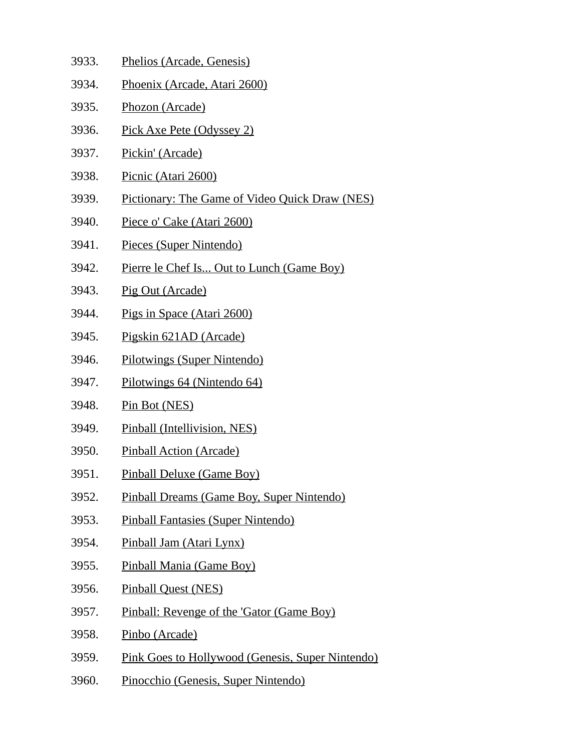3933. Phelios (Arcade, Genesis)
3934. Phoenix (Arcade, Atari 2600)
3935. Phozon (Arcade)
3936. Pick Axe Pete (Odyssey 2)
3937. Pickin' (Arcade)
3938. Picnic (Atari 2600)
3939. Pictionary: The Game of Video Quick Draw (NES)
3940. Piece o' Cake (Atari 2600)
3941. Pieces (Super Nintendo)
3942. Pierre le Chef Is... Out to Lunch (Game Boy)
3943. Pig Out (Arcade)
3944. Pigs in Space (Atari 2600)
3945. Pigskin 621AD (Arcade)
3946. Pilotwings (Super Nintendo)
3947. Pilotwings 64 (Nintendo 64)
3948. Pin Bot (NES)
3949. Pinball (Intellivision, NES)
3950. Pinball Action (Arcade)
3951. Pinball Deluxe (Game Boy)
3952. Pinball Dreams (Game Boy, Super Nintendo)
3953. Pinball Fantasies (Super Nintendo)
3954. Pinball Jam (Atari Lynx)
3955. Pinball Mania (Game Boy)
3956. Pinball Quest (NES)
3957. Pinball: Revenge of the 'Gator (Game Boy)
3958. Pinbo (Arcade)
3959. Pink Goes to Hollywood (Genesis, Super Nintendo)
3960. Pinocchio (Genesis, Super Nintendo)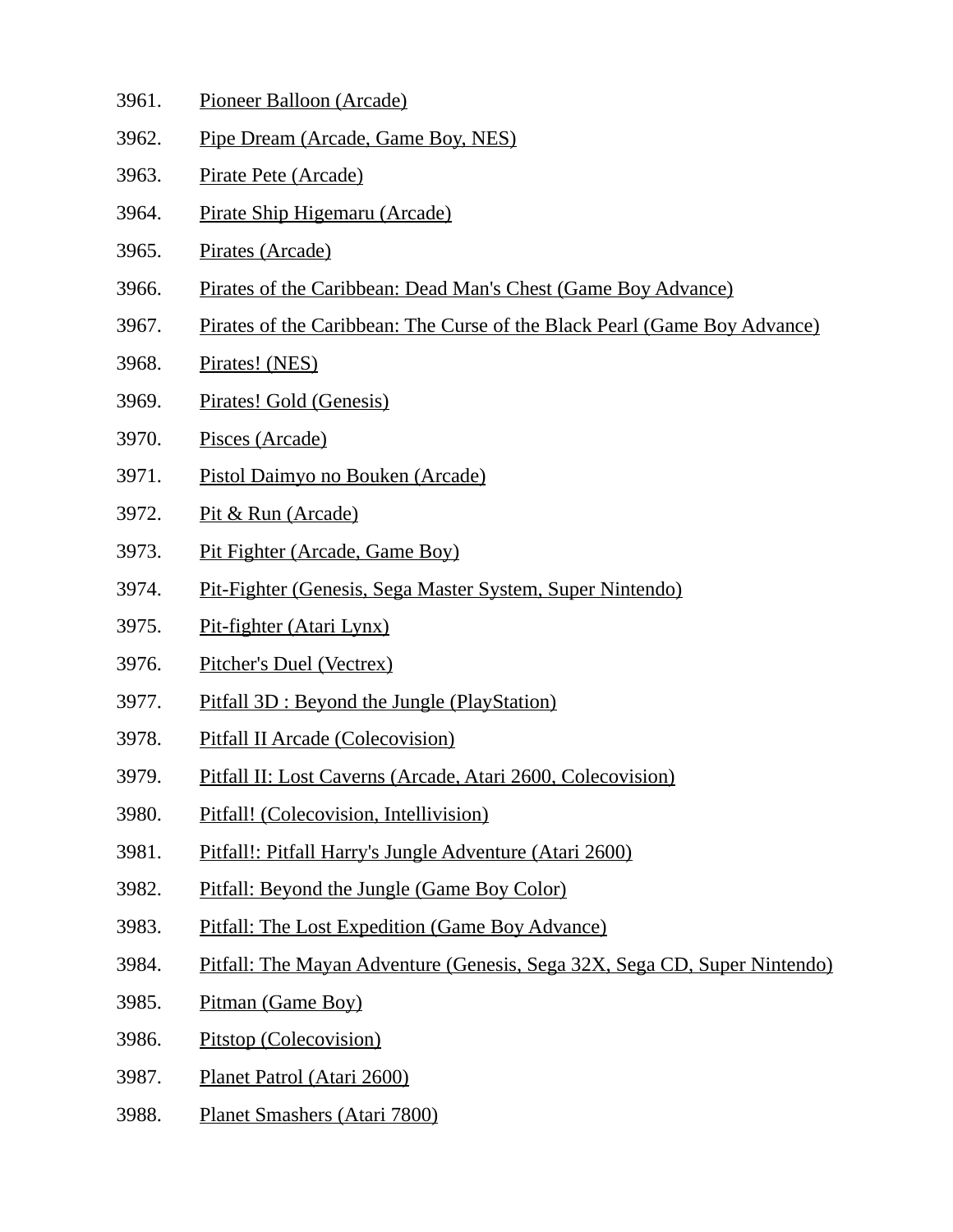3961. Pioneer Balloon (Arcade)
3962. Pipe Dream (Arcade, Game Boy, NES)
3963. Pirate Pete (Arcade)
3964. Pirate Ship Higemaru (Arcade)
3965. Pirates (Arcade)
3966. Pirates of the Caribbean: Dead Man's Chest (Game Boy Advance)
3967. Pirates of the Caribbean: The Curse of the Black Pearl (Game Boy Advance)
3968. Pirates! (NES)
3969. Pirates! Gold (Genesis)
3970. Pisces (Arcade)
3971. Pistol Daimyo no Bouken (Arcade)
3972. Pit & Run (Arcade)
3973. Pit Fighter (Arcade, Game Boy)
3974. Pit-Fighter (Genesis, Sega Master System, Super Nintendo)
3975. Pit-fighter (Atari Lynx)
3976. Pitcher's Duel (Vectrex)
3977. Pitfall 3D : Beyond the Jungle (PlayStation)
3978. Pitfall II Arcade (Colecovision)
3979. Pitfall II: Lost Caverns (Arcade, Atari 2600, Colecovision)
3980. Pitfall! (Colecovision, Intellivision)
3981. Pitfall!: Pitfall Harry's Jungle Adventure (Atari 2600)
3982. Pitfall: Beyond the Jungle (Game Boy Color)
3983. Pitfall: The Lost Expedition (Game Boy Advance)
3984. Pitfall: The Mayan Adventure (Genesis, Sega 32X, Sega CD, Super Nintendo)
3985. Pitman (Game Boy)
3986. Pitstop (Colecovision)
3987. Planet Patrol (Atari 2600)
3988. Planet Smashers (Atari 7800)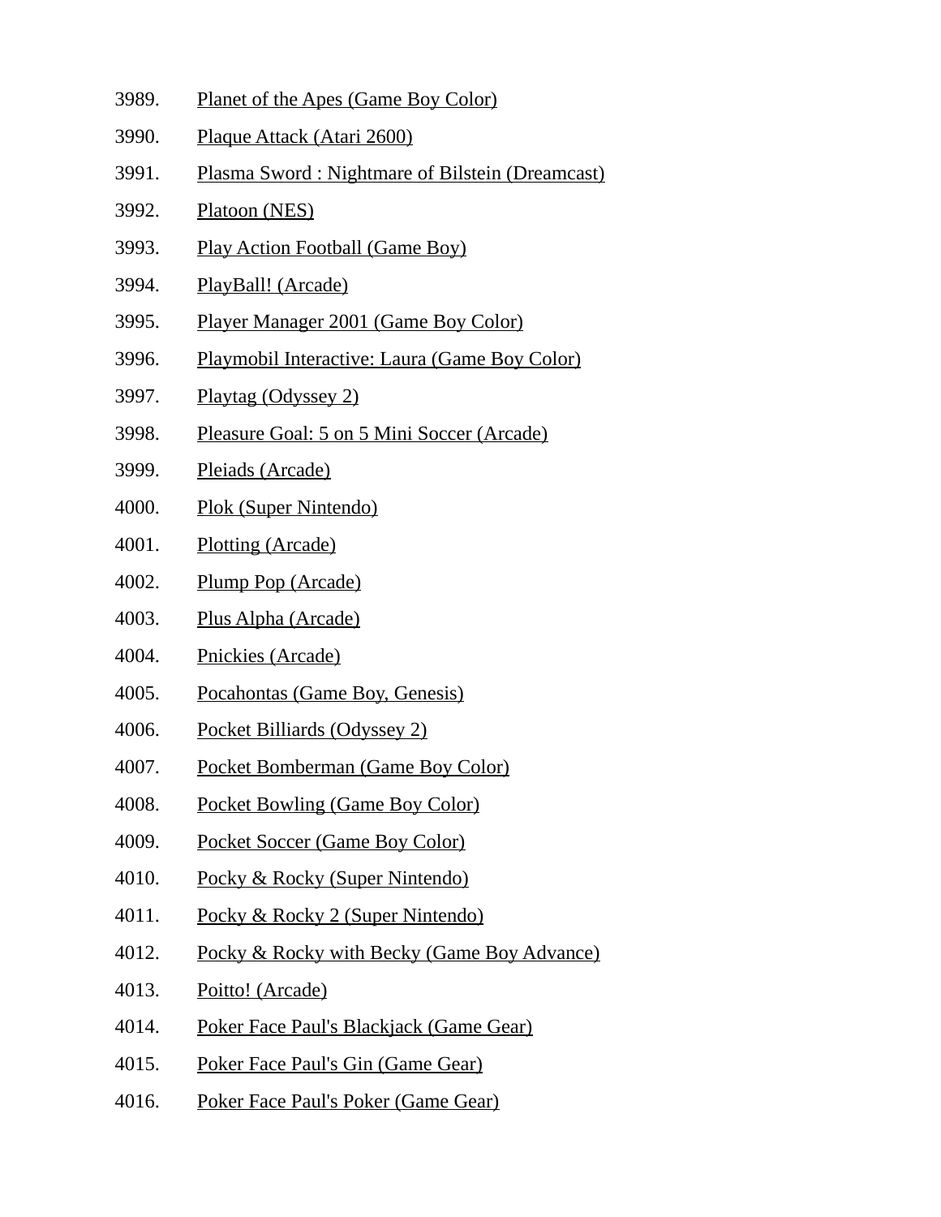3989. Planet of the Apes (Game Boy Color)
3990. Plaque Attack (Atari 2600)
3991. Plasma Sword : Nightmare of Bilstein (Dreamcast)
3992. Platoon (NES)
3993. Play Action Football (Game Boy)
3994. PlayBall! (Arcade)
3995. Player Manager 2001 (Game Boy Color)
3996. Playmobil Interactive: Laura (Game Boy Color)
3997. Playtag (Odyssey 2)
3998. Pleasure Goal: 5 on 5 Mini Soccer (Arcade)
3999. Pleiads (Arcade)
4000. Plok (Super Nintendo)
4001. Plotting (Arcade)
4002. Plump Pop (Arcade)
4003. Plus Alpha (Arcade)
4004. Pnickies (Arcade)
4005. Pocahontas (Game Boy, Genesis)
4006. Pocket Billiards (Odyssey 2)
4007. Pocket Bomberman (Game Boy Color)
4008. Pocket Bowling (Game Boy Color)
4009. Pocket Soccer (Game Boy Color)
4010. Pocky & Rocky (Super Nintendo)
4011. Pocky & Rocky 2 (Super Nintendo)
4012. Pocky & Rocky with Becky (Game Boy Advance)
4013. Poitto! (Arcade)
4014. Poker Face Paul's Blackjack (Game Gear)
4015. Poker Face Paul's Gin (Game Gear)
4016. Poker Face Paul's Poker (Game Gear)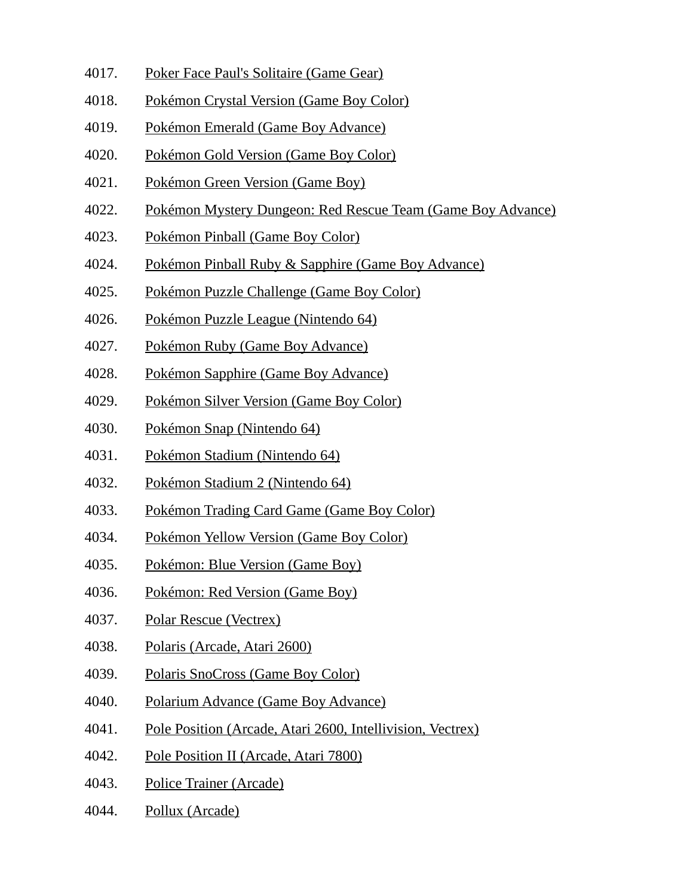4017. Poker Face Paul's Solitaire (Game Gear)
4018. Pokémon Crystal Version (Game Boy Color)
4019. Pokémon Emerald (Game Boy Advance)
4020. Pokémon Gold Version (Game Boy Color)
4021. Pokémon Green Version (Game Boy)
4022. Pokémon Mystery Dungeon: Red Rescue Team (Game Boy Advance)
4023. Pokémon Pinball (Game Boy Color)
4024. Pokémon Pinball Ruby & Sapphire (Game Boy Advance)
4025. Pokémon Puzzle Challenge (Game Boy Color)
4026. Pokémon Puzzle League (Nintendo 64)
4027. Pokémon Ruby (Game Boy Advance)
4028. Pokémon Sapphire (Game Boy Advance)
4029. Pokémon Silver Version (Game Boy Color)
4030. Pokémon Snap (Nintendo 64)
4031. Pokémon Stadium (Nintendo 64)
4032. Pokémon Stadium 2 (Nintendo 64)
4033. Pokémon Trading Card Game (Game Boy Color)
4034. Pokémon Yellow Version (Game Boy Color)
4035. Pokémon: Blue Version (Game Boy)
4036. Pokémon: Red Version (Game Boy)
4037. Polar Rescue (Vectrex)
4038. Polaris (Arcade, Atari 2600)
4039. Polaris SnoCross (Game Boy Color)
4040. Polarium Advance (Game Boy Advance)
4041. Pole Position (Arcade, Atari 2600, Intellivision, Vectrex)
4042. Pole Position II (Arcade, Atari 7800)
4043. Police Trainer (Arcade)
4044. Pollux (Arcade)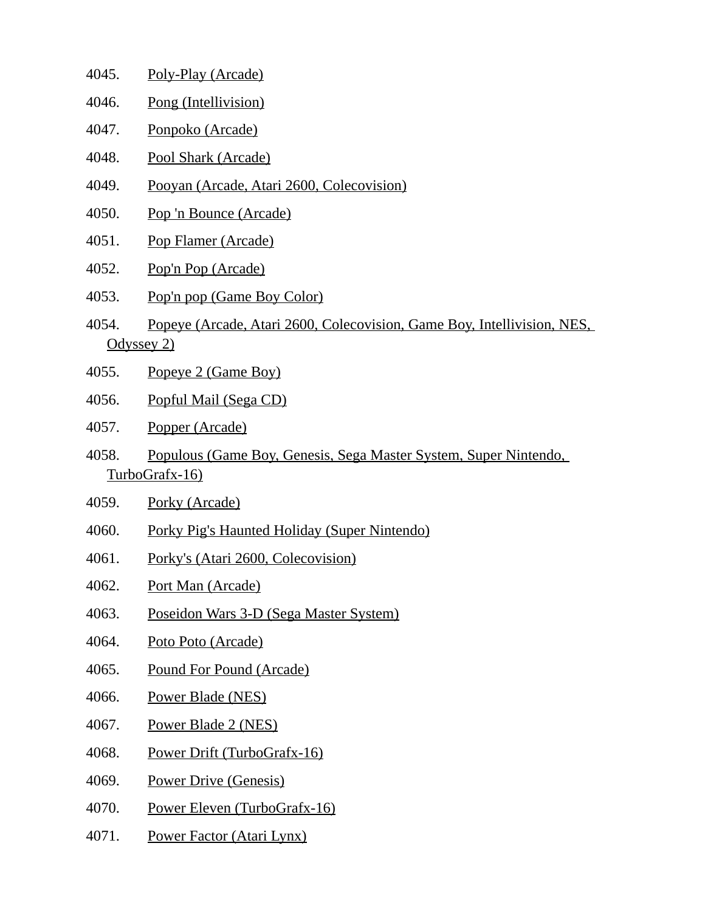4045. Poly-Play (Arcade)

4046. Pong (Intellivision)

4047. Ponpoko (Arcade)

4048. Pool Shark (Arcade)

4049. Pooyan (Arcade, Atari 2600, Colecovision)

4050. Pop 'n Bounce (Arcade)

4051. Pop Flamer (Arcade)

4052. Pop'n Pop (Arcade)

4053. Pop'n pop (Game Boy Color)

4054. Popeye (Arcade, Atari 2600, Colecovision, Game Boy, Intellivision, NES, Odyssey 2)

4055. Popeye 2 (Game Boy)

4056. Popful Mail (Sega CD)

4057. Popper (Arcade)

4058. Populous (Game Boy, Genesis, Sega Master System, Super Nintendo, TurboGrafx-16)

4059. Porky (Arcade)

4060. Porky Pig's Haunted Holiday (Super Nintendo)

4061. Porky's (Atari 2600, Colecovision)

4062. Port Man (Arcade)

4063. Poseidon Wars 3-D (Sega Master System)

4064. Poto Poto (Arcade)

4065. Pound For Pound (Arcade)

4066. Power Blade (NES)

4067. Power Blade 2 (NES)

4068. Power Drift (TurboGrafx-16)

4069. Power Drive (Genesis)

4070. Power Eleven (TurboGrafx-16)

4071. Power Factor (Atari Lynx)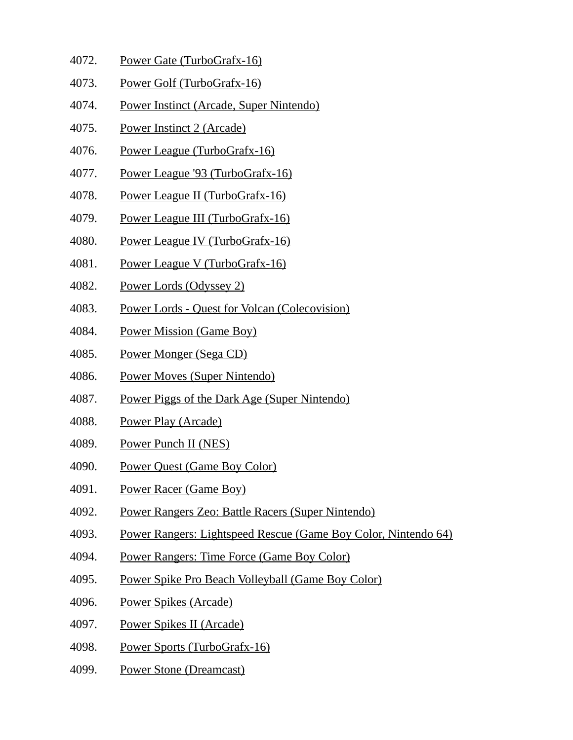4072. Power Gate (TurboGrafx-16)
4073. Power Golf (TurboGrafx-16)
4074. Power Instinct (Arcade, Super Nintendo)
4075. Power Instinct 2 (Arcade)
4076. Power League (TurboGrafx-16)
4077. Power League '93 (TurboGrafx-16)
4078. Power League II (TurboGrafx-16)
4079. Power League III (TurboGrafx-16)
4080. Power League IV (TurboGrafx-16)
4081. Power League V (TurboGrafx-16)
4082. Power Lords (Odyssey 2)
4083. Power Lords - Quest for Volcan (Colecovision)
4084. Power Mission (Game Boy)
4085. Power Monger (Sega CD)
4086. Power Moves (Super Nintendo)
4087. Power Piggs of the Dark Age (Super Nintendo)
4088. Power Play (Arcade)
4089. Power Punch II (NES)
4090. Power Quest (Game Boy Color)
4091. Power Racer (Game Boy)
4092. Power Rangers Zeo: Battle Racers (Super Nintendo)
4093. Power Rangers: Lightspeed Rescue (Game Boy Color, Nintendo 64)
4094. Power Rangers: Time Force (Game Boy Color)
4095. Power Spike Pro Beach Volleyball (Game Boy Color)
4096. Power Spikes (Arcade)
4097. Power Spikes II (Arcade)
4098. Power Sports (TurboGrafx-16)
4099. Power Stone (Dreamcast)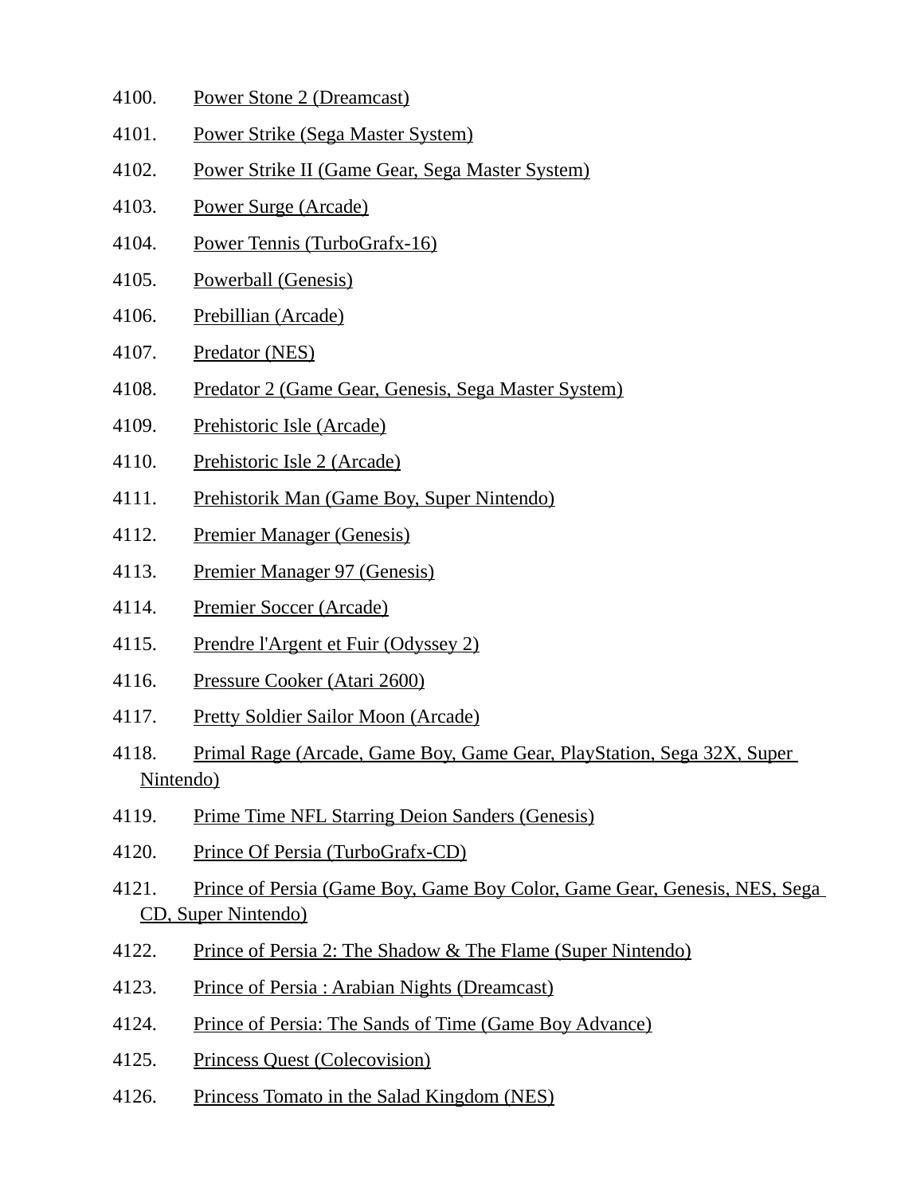4100. Power Stone 2 (Dreamcast)

4101. Power Strike (Sega Master System)

4102. Power Strike II (Game Gear, Sega Master System)

4103. Power Surge (Arcade)

4104. Power Tennis (TurboGrafx-16)

4105. Powerball (Genesis)

4106. Prebillian (Arcade)

4107. Predator (NES)

4108. Predator 2 (Game Gear, Genesis, Sega Master System)

4109. Prehistoric Isle (Arcade)

4110. Prehistoric Isle 2 (Arcade)

4111. Prehistorik Man (Game Boy, Super Nintendo)

4112. Premier Manager (Genesis)

4113. Premier Manager 97 (Genesis)

4114. Premier Soccer (Arcade)

4115. Prendre l'Argent et Fuir (Odyssey 2)

4116. Pressure Cooker (Atari 2600)

4117. Pretty Soldier Sailor Moon (Arcade)

4118. Primal Rage (Arcade, Game Boy, Game Gear, PlayStation, Sega 32X, Super Nintendo)

4119. Prime Time NFL Starring Deion Sanders (Genesis)

4120. Prince Of Persia (TurboGrafx-CD)

4121. Prince of Persia (Game Boy, Game Boy Color, Game Gear, Genesis, NES, Sega CD, Super Nintendo)

4122. Prince of Persia 2: The Shadow & The Flame (Super Nintendo)

4123. Prince of Persia : Arabian Nights (Dreamcast)

4124. Prince of Persia: The Sands of Time (Game Boy Advance)

4125. Princess Quest (Colecovision)

4126. Princess Tomato in the Salad Kingdom (NES)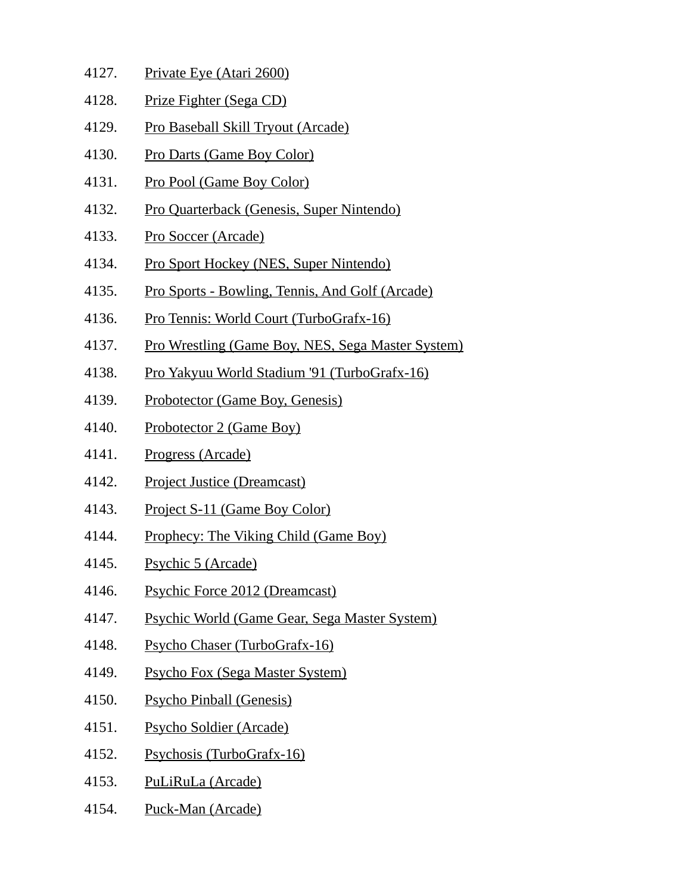4127. Private Eye (Atari 2600)
4128. Prize Fighter (Sega CD)
4129. Pro Baseball Skill Tryout (Arcade)
4130. Pro Darts (Game Boy Color)
4131. Pro Pool (Game Boy Color)
4132. Pro Quarterback (Genesis, Super Nintendo)
4133. Pro Soccer (Arcade)
4134. Pro Sport Hockey (NES, Super Nintendo)
4135. Pro Sports - Bowling, Tennis, And Golf (Arcade)
4136. Pro Tennis: World Court (TurboGrafx-16)
4137. Pro Wrestling (Game Boy, NES, Sega Master System)
4138. Pro Yakyuu World Stadium '91 (TurboGrafx-16)
4139. Probotector (Game Boy, Genesis)
4140. Probotector 2 (Game Boy)
4141. Progress (Arcade)
4142. Project Justice (Dreamcast)
4143. Project S-11 (Game Boy Color)
4144. Prophecy: The Viking Child (Game Boy)
4145. Psychic 5 (Arcade)
4146. Psychic Force 2012 (Dreamcast)
4147. Psychic World (Game Gear, Sega Master System)
4148. Psycho Chaser (TurboGrafx-16)
4149. Psycho Fox (Sega Master System)
4150. Psycho Pinball (Genesis)
4151. Psycho Soldier (Arcade)
4152. Psychosis (TurboGrafx-16)
4153. PuLiRuLa (Arcade)
4154. Puck-Man (Arcade)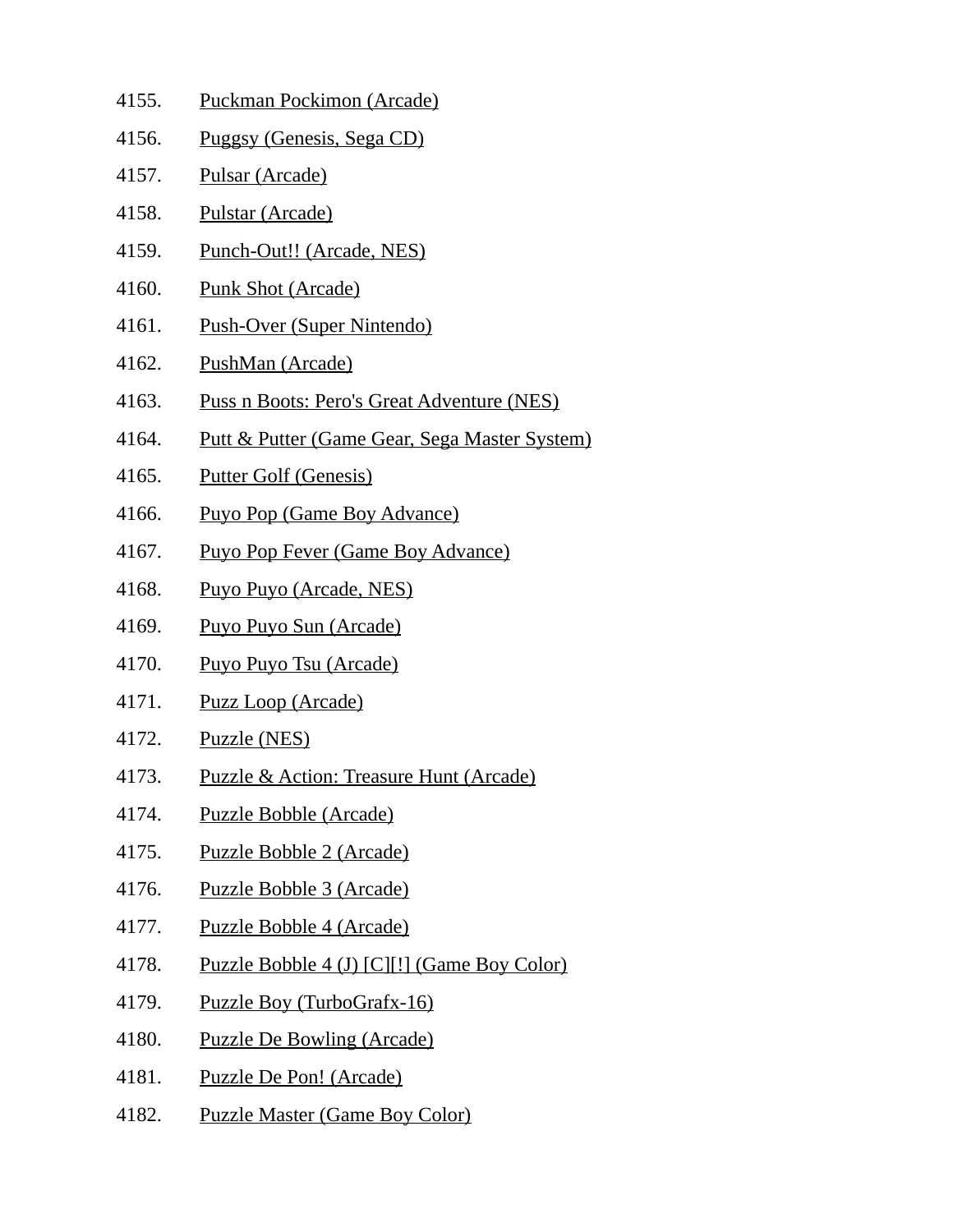4155. Puckman Pockimon (Arcade)
4156. Puggsy (Genesis, Sega CD)
4157. Pulsar (Arcade)
4158. Pulstar (Arcade)
4159. Punch-Out!! (Arcade, NES)
4160. Punk Shot (Arcade)
4161. Push-Over (Super Nintendo)
4162. PushMan (Arcade)
4163. Puss n Boots: Pero's Great Adventure (NES)
4164. Putt & Putter (Game Gear, Sega Master System)
4165. Putter Golf (Genesis)
4166. Puyo Pop (Game Boy Advance)
4167. Puyo Pop Fever (Game Boy Advance)
4168. Puyo Puyo (Arcade, NES)
4169. Puyo Puyo Sun (Arcade)
4170. Puyo Puyo Tsu (Arcade)
4171. Puzz Loop (Arcade)
4172. Puzzle (NES)
4173. Puzzle & Action: Treasure Hunt (Arcade)
4174. Puzzle Bobble (Arcade)
4175. Puzzle Bobble 2 (Arcade)
4176. Puzzle Bobble 3 (Arcade)
4177. Puzzle Bobble 4 (Arcade)
4178. Puzzle Bobble 4 (J) [C][!] (Game Boy Color)
4179. Puzzle Boy (TurboGrafx-16)
4180. Puzzle De Bowling (Arcade)
4181. Puzzle De Pon! (Arcade)
4182. Puzzle Master (Game Boy Color)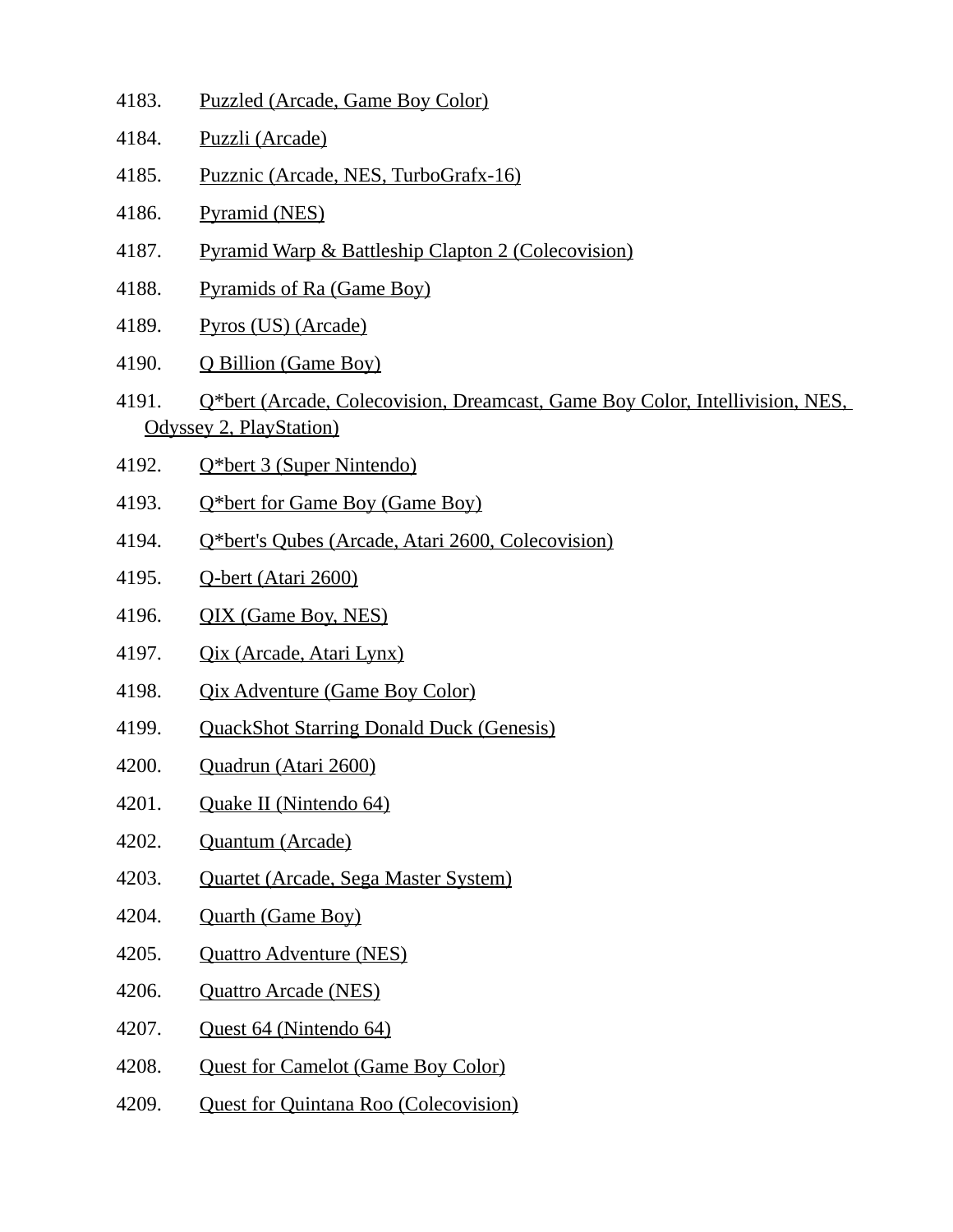4183. Puzzled (Arcade, Game Boy Color)

4184. Puzzli (Arcade)

4185. Puzznic (Arcade, NES, TurboGrafx-16)

4186. Pyramid (NES)

4187. Pyramid Warp & Battleship Clapton 2 (Colecovision)

4188. Pyramids of Ra (Game Boy)

4189. Pyros (US) (Arcade)

4190. Q Billion (Game Boy)

4191. Q*bert (Arcade, Colecovision, Dreamcast, Game Boy Color, Intellivision, NES, Odyssey 2, PlayStation)

4192. Q*bert 3 (Super Nintendo)

4193. Q*bert for Game Boy (Game Boy)

4194. Q*bert's Qubes (Arcade, Atari 2600, Colecovision)

4195. Q-bert (Atari 2600)

4196. QIX (Game Boy, NES)

4197. Qix (Arcade, Atari Lynx)

4198. Qix Adventure (Game Boy Color)

4199. QuackShot Starring Donald Duck (Genesis)

4200. Quadrun (Atari 2600)

4201. Quake II (Nintendo 64)

4202. Quantum (Arcade)

4203. Quartet (Arcade, Sega Master System)

4204. Quarth (Game Boy)

4205. Quattro Adventure (NES)

4206. Quattro Arcade (NES)

4207. Quest 64 (Nintendo 64)

4208. Quest for Camelot (Game Boy Color)

4209. Quest for Quintana Roo (Colecovision)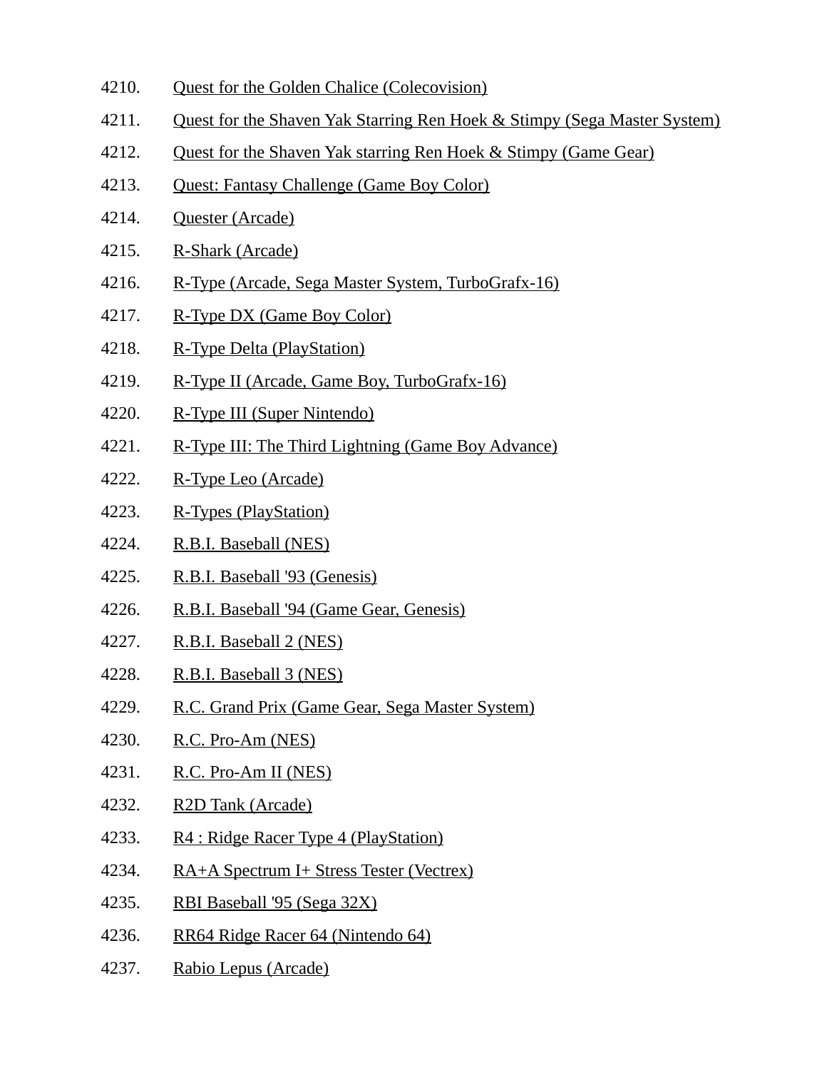4210. Quest for the Golden Chalice (Colecovision)
4211. Quest for the Shaven Yak Starring Ren Hoek & Stimpy (Sega Master System)
4212. Quest for the Shaven Yak starring Ren Hoek & Stimpy (Game Gear)
4213. Quest: Fantasy Challenge (Game Boy Color)
4214. Quester (Arcade)
4215. R-Shark (Arcade)
4216. R-Type (Arcade, Sega Master System, TurboGrafx-16)
4217. R-Type DX (Game Boy Color)
4218. R-Type Delta (PlayStation)
4219. R-Type II (Arcade, Game Boy, TurboGrafx-16)
4220. R-Type III (Super Nintendo)
4221. R-Type III: The Third Lightning (Game Boy Advance)
4222. R-Type Leo (Arcade)
4223. R-Types (PlayStation)
4224. R.B.I. Baseball (NES)
4225. R.B.I. Baseball '93 (Genesis)
4226. R.B.I. Baseball '94 (Game Gear, Genesis)
4227. R.B.I. Baseball 2 (NES)
4228. R.B.I. Baseball 3 (NES)
4229. R.C. Grand Prix (Game Gear, Sega Master System)
4230. R.C. Pro-Am (NES)
4231. R.C. Pro-Am II (NES)
4232. R2D Tank (Arcade)
4233. R4 : Ridge Racer Type 4 (PlayStation)
4234. RA+A Spectrum I+ Stress Tester (Vectrex)
4235. RBI Baseball '95 (Sega 32X)
4236. RR64 Ridge Racer 64 (Nintendo 64)
4237. Rabio Lepus (Arcade)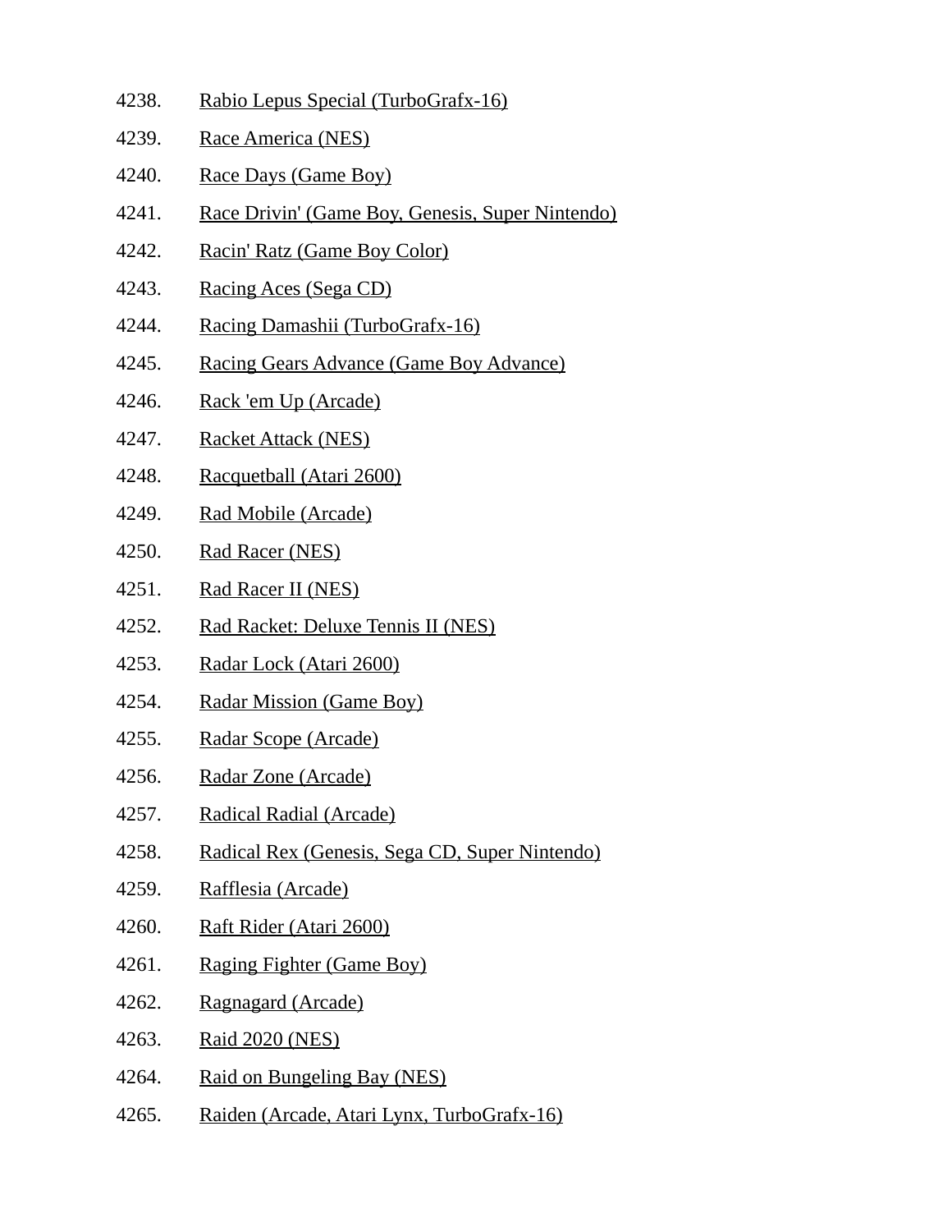4238. Rabio Lepus Special (TurboGrafx-16)
4239. Race America (NES)
4240. Race Days (Game Boy)
4241. Race Drivin' (Game Boy, Genesis, Super Nintendo)
4242. Racin' Ratz (Game Boy Color)
4243. Racing Aces (Sega CD)
4244. Racing Damashii (TurboGrafx-16)
4245. Racing Gears Advance (Game Boy Advance)
4246. Rack 'em Up (Arcade)
4247. Racket Attack (NES)
4248. Racquetball (Atari 2600)
4249. Rad Mobile (Arcade)
4250. Rad Racer (NES)
4251. Rad Racer II (NES)
4252. Rad Racket: Deluxe Tennis II (NES)
4253. Radar Lock (Atari 2600)
4254. Radar Mission (Game Boy)
4255. Radar Scope (Arcade)
4256. Radar Zone (Arcade)
4257. Radical Radial (Arcade)
4258. Radical Rex (Genesis, Sega CD, Super Nintendo)
4259. Rafflesia (Arcade)
4260. Raft Rider (Atari 2600)
4261. Raging Fighter (Game Boy)
4262. Ragnagard (Arcade)
4263. Raid 2020 (NES)
4264. Raid on Bungeling Bay (NES)
4265. Raiden (Arcade, Atari Lynx, TurboGrafx-16)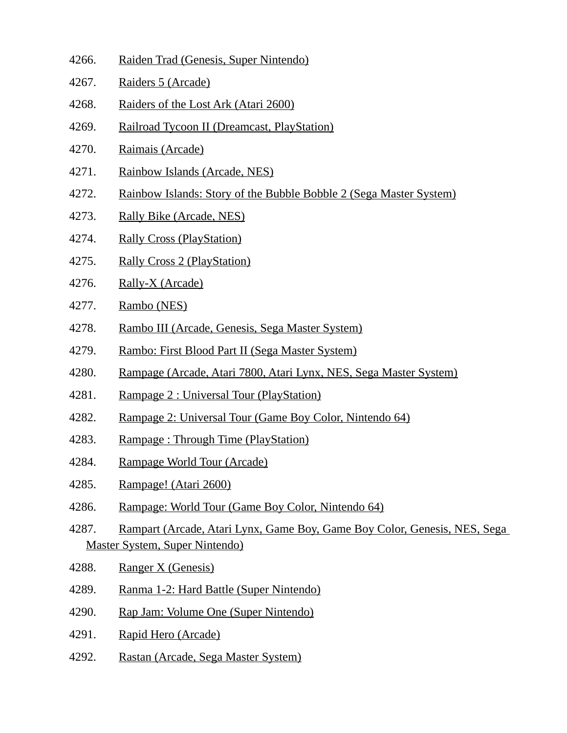4266. Raiden Trad (Genesis, Super Nintendo)
4267. Raiders 5 (Arcade)
4268. Raiders of the Lost Ark (Atari 2600)
4269. Railroad Tycoon II (Dreamcast, PlayStation)
4270. Raimais (Arcade)
4271. Rainbow Islands (Arcade, NES)
4272. Rainbow Islands: Story of the Bubble Bobble 2 (Sega Master System)
4273. Rally Bike (Arcade, NES)
4274. Rally Cross (PlayStation)
4275. Rally Cross 2 (PlayStation)
4276. Rally-X (Arcade)
4277. Rambo (NES)
4278. Rambo III (Arcade, Genesis, Sega Master System)
4279. Rambo: First Blood Part II (Sega Master System)
4280. Rampage (Arcade, Atari 7800, Atari Lynx, NES, Sega Master System)
4281. Rampage 2 : Universal Tour (PlayStation)
4282. Rampage 2: Universal Tour (Game Boy Color, Nintendo 64)
4283. Rampage : Through Time (PlayStation)
4284. Rampage World Tour (Arcade)
4285. Rampage! (Atari 2600)
4286. Rampage: World Tour (Game Boy Color, Nintendo 64)
4287. Rampart (Arcade, Atari Lynx, Game Boy, Game Boy Color, Genesis, NES, Sega Master System, Super Nintendo)
4288. Ranger X (Genesis)
4289. Ranma 1-2: Hard Battle (Super Nintendo)
4290. Rap Jam: Volume One (Super Nintendo)
4291. Rapid Hero (Arcade)
4292. Rastan (Arcade, Sega Master System)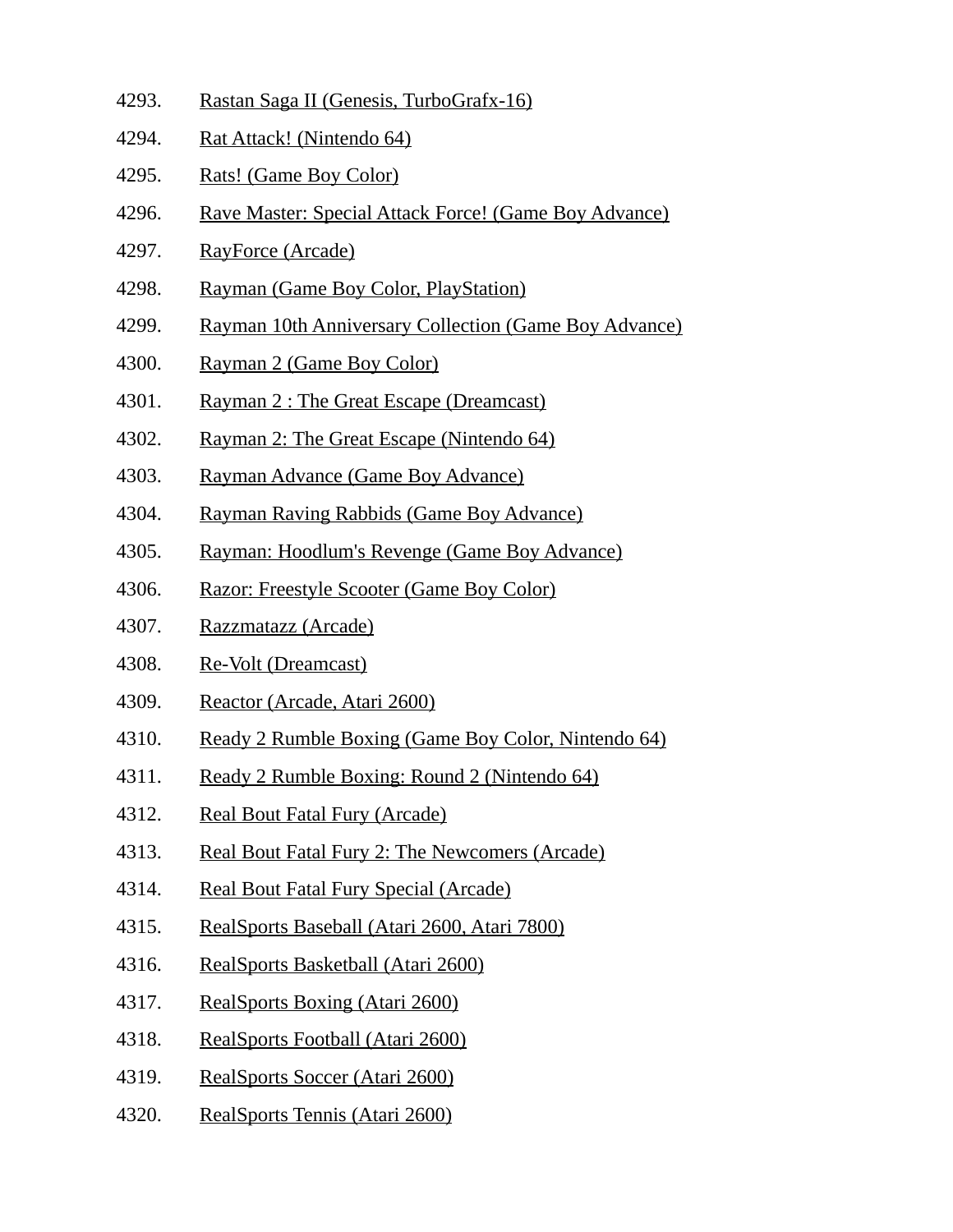4293. Rastan Saga II (Genesis, TurboGrafx-16)
4294. Rat Attack! (Nintendo 64)
4295. Rats! (Game Boy Color)
4296. Rave Master: Special Attack Force! (Game Boy Advance)
4297. RayForce (Arcade)
4298. Rayman (Game Boy Color, PlayStation)
4299. Rayman 10th Anniversary Collection (Game Boy Advance)
4300. Rayman 2 (Game Boy Color)
4301. Rayman 2 : The Great Escape (Dreamcast)
4302. Rayman 2: The Great Escape (Nintendo 64)
4303. Rayman Advance (Game Boy Advance)
4304. Rayman Raving Rabbids (Game Boy Advance)
4305. Rayman: Hoodlum's Revenge (Game Boy Advance)
4306. Razor: Freestyle Scooter (Game Boy Color)
4307. Razzmatazz (Arcade)
4308. Re-Volt (Dreamcast)
4309. Reactor (Arcade, Atari 2600)
4310. Ready 2 Rumble Boxing (Game Boy Color, Nintendo 64)
4311. Ready 2 Rumble Boxing: Round 2 (Nintendo 64)
4312. Real Bout Fatal Fury (Arcade)
4313. Real Bout Fatal Fury 2: The Newcomers (Arcade)
4314. Real Bout Fatal Fury Special (Arcade)
4315. RealSports Baseball (Atari 2600, Atari 7800)
4316. RealSports Basketball (Atari 2600)
4317. RealSports Boxing (Atari 2600)
4318. RealSports Football (Atari 2600)
4319. RealSports Soccer (Atari 2600)
4320. RealSports Tennis (Atari 2600)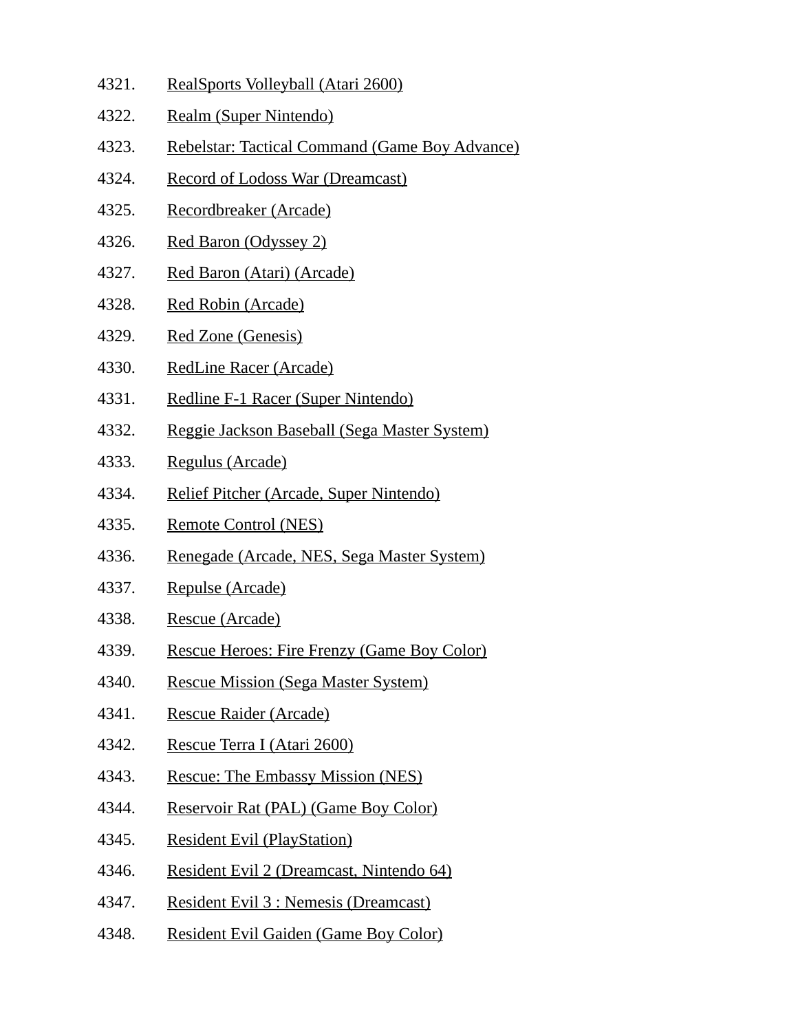4321. RealSports Volleyball (Atari 2600)
4322. Realm (Super Nintendo)
4323. Rebelstar: Tactical Command (Game Boy Advance)
4324. Record of Lodoss War (Dreamcast)
4325. Recordbreaker (Arcade)
4326. Red Baron (Odyssey 2)
4327. Red Baron (Atari) (Arcade)
4328. Red Robin (Arcade)
4329. Red Zone (Genesis)
4330. RedLine Racer (Arcade)
4331. Redline F-1 Racer (Super Nintendo)
4332. Reggie Jackson Baseball (Sega Master System)
4333. Regulus (Arcade)
4334. Relief Pitcher (Arcade, Super Nintendo)
4335. Remote Control (NES)
4336. Renegade (Arcade, NES, Sega Master System)
4337. Repulse (Arcade)
4338. Rescue (Arcade)
4339. Rescue Heroes: Fire Frenzy (Game Boy Color)
4340. Rescue Mission (Sega Master System)
4341. Rescue Raider (Arcade)
4342. Rescue Terra I (Atari 2600)
4343. Rescue: The Embassy Mission (NES)
4344. Reservoir Rat (PAL) (Game Boy Color)
4345. Resident Evil (PlayStation)
4346. Resident Evil 2 (Dreamcast, Nintendo 64)
4347. Resident Evil 3 : Nemesis (Dreamcast)
4348. Resident Evil Gaiden (Game Boy Color)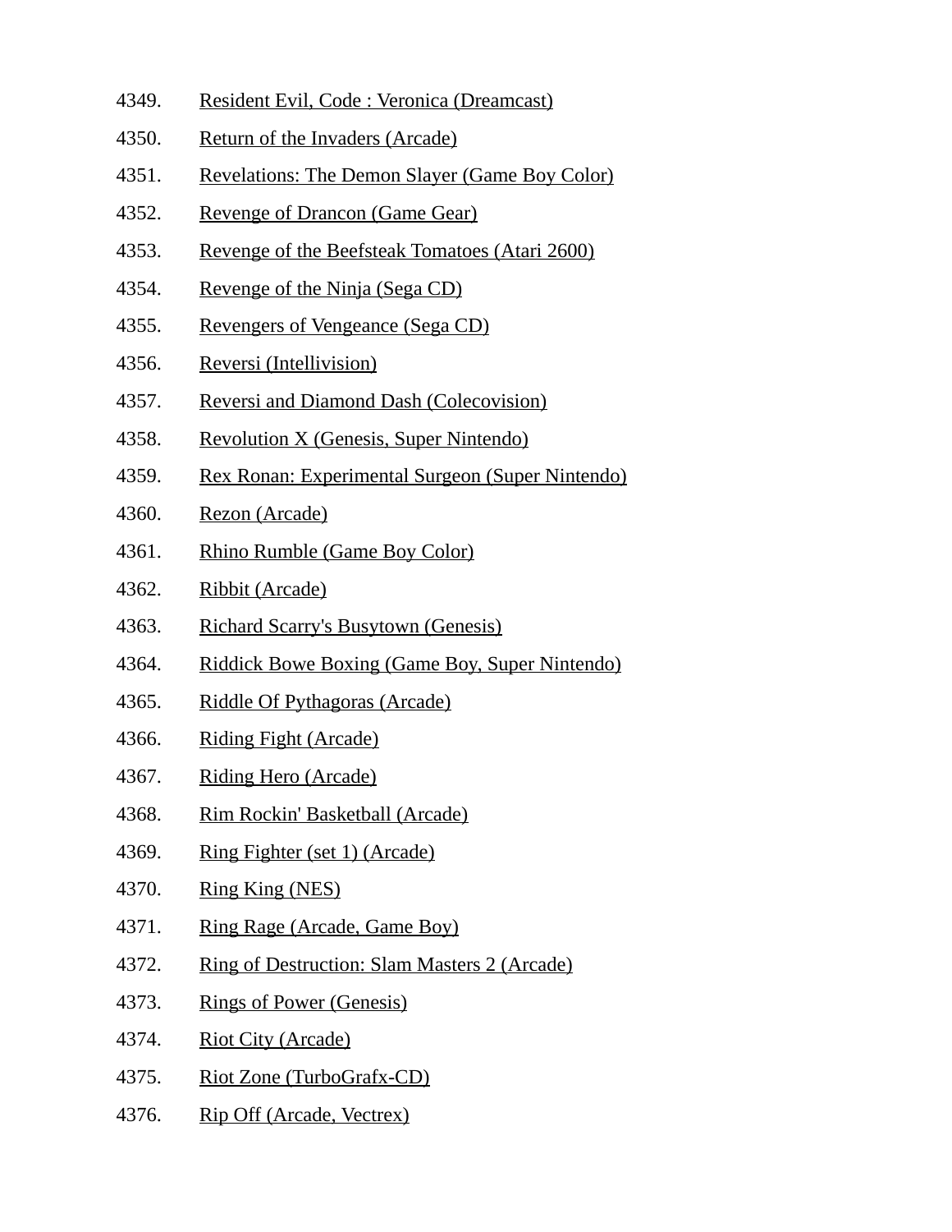4349. Resident Evil, Code : Veronica (Dreamcast)
4350. Return of the Invaders (Arcade)
4351. Revelations: The Demon Slayer (Game Boy Color)
4352. Revenge of Drancon (Game Gear)
4353. Revenge of the Beefsteak Tomatoes (Atari 2600)
4354. Revenge of the Ninja (Sega CD)
4355. Revengers of Vengeance (Sega CD)
4356. Reversi (Intellivision)
4357. Reversi and Diamond Dash (Colecovision)
4358. Revolution X (Genesis, Super Nintendo)
4359. Rex Ronan: Experimental Surgeon (Super Nintendo)
4360. Rezon (Arcade)
4361. Rhino Rumble (Game Boy Color)
4362. Ribbit (Arcade)
4363. Richard Scarry's Busytown (Genesis)
4364. Riddick Bowe Boxing (Game Boy, Super Nintendo)
4365. Riddle Of Pythagoras (Arcade)
4366. Riding Fight (Arcade)
4367. Riding Hero (Arcade)
4368. Rim Rockin' Basketball (Arcade)
4369. Ring Fighter (set 1) (Arcade)
4370. Ring King (NES)
4371. Ring Rage (Arcade, Game Boy)
4372. Ring of Destruction: Slam Masters 2 (Arcade)
4373. Rings of Power (Genesis)
4374. Riot City (Arcade)
4375. Riot Zone (TurboGrafx-CD)
4376. Rip Off (Arcade, Vectrex)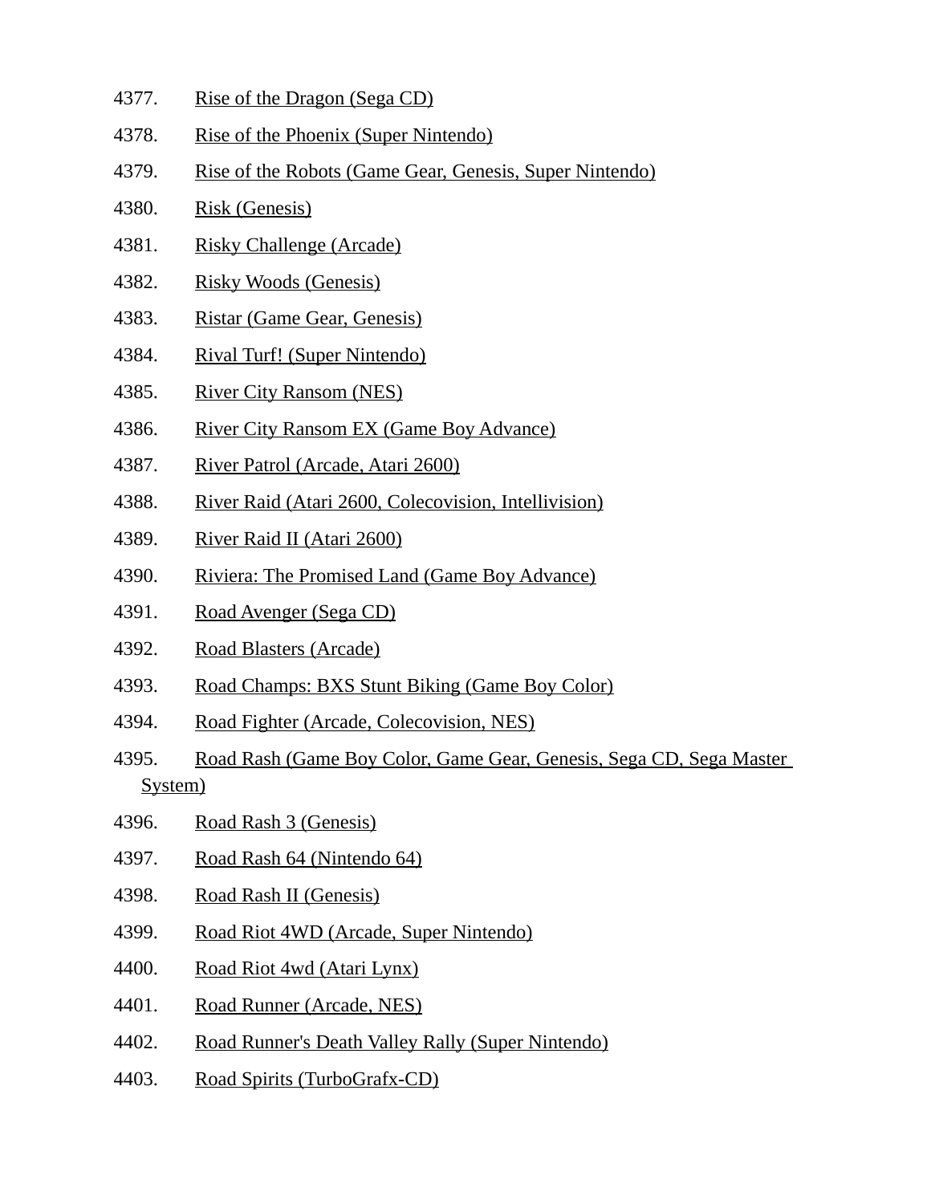4377. Rise of the Dragon (Sega CD)
4378. Rise of the Phoenix (Super Nintendo)
4379. Rise of the Robots (Game Gear, Genesis, Super Nintendo)
4380. Risk (Genesis)
4381. Risky Challenge (Arcade)
4382. Risky Woods (Genesis)
4383. Ristar (Game Gear, Genesis)
4384. Rival Turf! (Super Nintendo)
4385. River City Ransom (NES)
4386. River City Ransom EX (Game Boy Advance)
4387. River Patrol (Arcade, Atari 2600)
4388. River Raid (Atari 2600, Colecovision, Intellivision)
4389. River Raid II (Atari 2600)
4390. Riviera: The Promised Land (Game Boy Advance)
4391. Road Avenger (Sega CD)
4392. Road Blasters (Arcade)
4393. Road Champs: BXS Stunt Biking (Game Boy Color)
4394. Road Fighter (Arcade, Colecovision, NES)
4395. Road Rash (Game Boy Color, Game Gear, Genesis, Sega CD, Sega Master System)
4396. Road Rash 3 (Genesis)
4397. Road Rash 64 (Nintendo 64)
4398. Road Rash II (Genesis)
4399. Road Riot 4WD (Arcade, Super Nintendo)
4400. Road Riot 4wd (Atari Lynx)
4401. Road Runner (Arcade, NES)
4402. Road Runner's Death Valley Rally (Super Nintendo)
4403. Road Spirits (TurboGrafx-CD)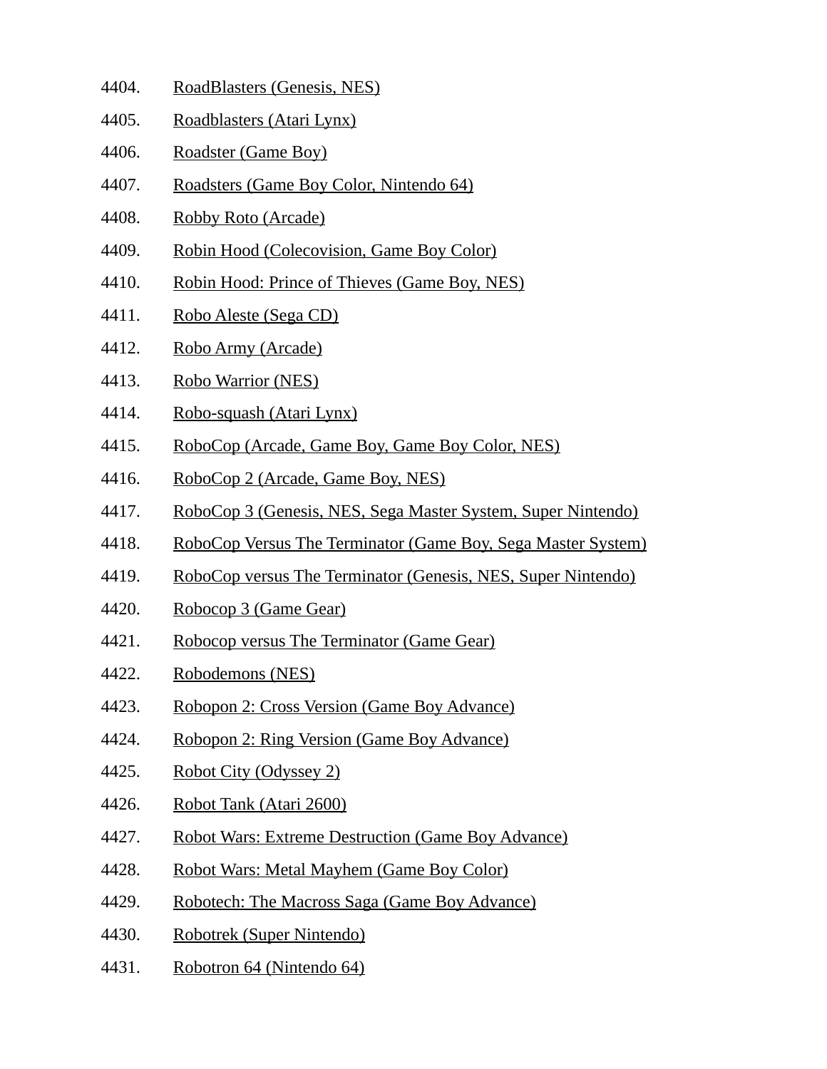4404. RoadBlasters (Genesis, NES)
4405. Roadblasters (Atari Lynx)
4406. Roadster (Game Boy)
4407. Roadsters (Game Boy Color, Nintendo 64)
4408. Robby Roto (Arcade)
4409. Robin Hood (Colecovision, Game Boy Color)
4410. Robin Hood: Prince of Thieves (Game Boy, NES)
4411. Robo Aleste (Sega CD)
4412. Robo Army (Arcade)
4413. Robo Warrior (NES)
4414. Robo-squash (Atari Lynx)
4415. RoboCop (Arcade, Game Boy, Game Boy Color, NES)
4416. RoboCop 2 (Arcade, Game Boy, NES)
4417. RoboCop 3 (Genesis, NES, Sega Master System, Super Nintendo)
4418. RoboCop Versus The Terminator (Game Boy, Sega Master System)
4419. RoboCop versus The Terminator (Genesis, NES, Super Nintendo)
4420. Robocop 3 (Game Gear)
4421. Robocop versus The Terminator (Game Gear)
4422. Robodemons (NES)
4423. Robopon 2: Cross Version (Game Boy Advance)
4424. Robopon 2: Ring Version (Game Boy Advance)
4425. Robot City (Odyssey 2)
4426. Robot Tank (Atari 2600)
4427. Robot Wars: Extreme Destruction (Game Boy Advance)
4428. Robot Wars: Metal Mayhem (Game Boy Color)
4429. Robotech: The Macross Saga (Game Boy Advance)
4430. Robotrek (Super Nintendo)
4431. Robotron 64 (Nintendo 64)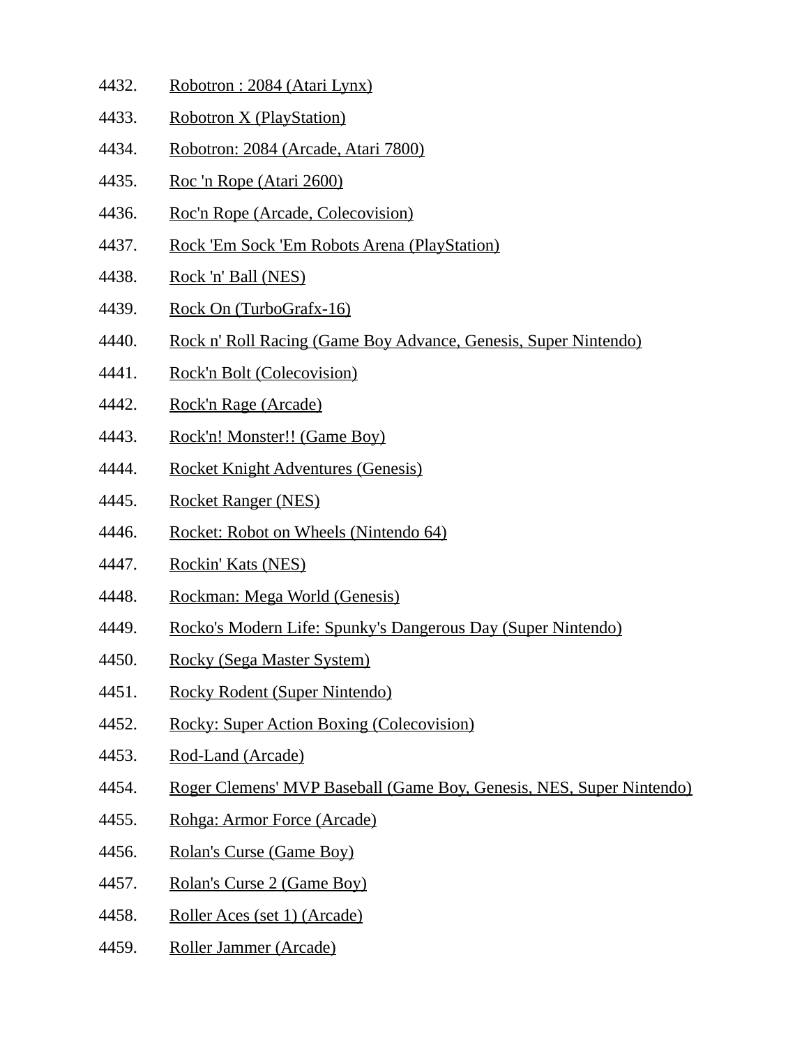4432. Robotron : 2084 (Atari Lynx)
4433. Robotron X (PlayStation)
4434. Robotron: 2084 (Arcade, Atari 7800)
4435. Roc 'n Rope (Atari 2600)
4436. Roc'n Rope (Arcade, Colecovision)
4437. Rock 'Em Sock 'Em Robots Arena (PlayStation)
4438. Rock 'n' Ball (NES)
4439. Rock On (TurboGrafx-16)
4440. Rock n' Roll Racing (Game Boy Advance, Genesis, Super Nintendo)
4441. Rock'n Bolt (Colecovision)
4442. Rock'n Rage (Arcade)
4443. Rock'n! Monster!! (Game Boy)
4444. Rocket Knight Adventures (Genesis)
4445. Rocket Ranger (NES)
4446. Rocket: Robot on Wheels (Nintendo 64)
4447. Rockin' Kats (NES)
4448. Rockman: Mega World (Genesis)
4449. Rocko's Modern Life: Spunky's Dangerous Day (Super Nintendo)
4450. Rocky (Sega Master System)
4451. Rocky Rodent (Super Nintendo)
4452. Rocky: Super Action Boxing (Colecovision)
4453. Rod-Land (Arcade)
4454. Roger Clemens' MVP Baseball (Game Boy, Genesis, NES, Super Nintendo)
4455. Rohga: Armor Force (Arcade)
4456. Rolan's Curse (Game Boy)
4457. Rolan's Curse 2 (Game Boy)
4458. Roller Aces (set 1) (Arcade)
4459. Roller Jammer (Arcade)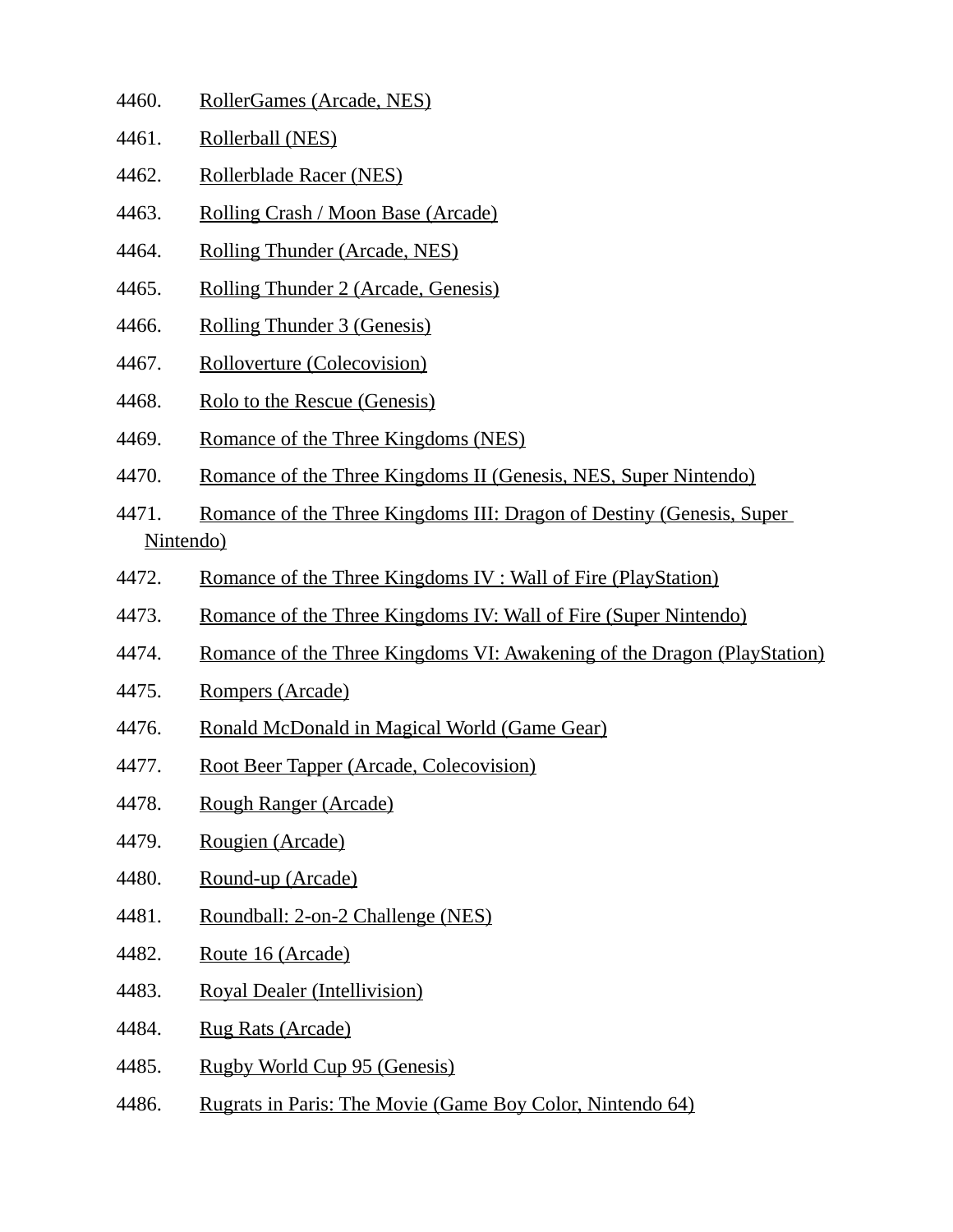4460. RollerGames (Arcade, NES)
4461. Rollerball (NES)
4462. Rollerblade Racer (NES)
4463. Rolling Crash / Moon Base (Arcade)
4464. Rolling Thunder (Arcade, NES)
4465. Rolling Thunder 2 (Arcade, Genesis)
4466. Rolling Thunder 3 (Genesis)
4467. Rolloverture (Colecovision)
4468. Rolo to the Rescue (Genesis)
4469. Romance of the Three Kingdoms (NES)
4470. Romance of the Three Kingdoms II (Genesis, NES, Super Nintendo)
4471. Romance of the Three Kingdoms III: Dragon of Destiny (Genesis, Super Nintendo)
4472. Romance of the Three Kingdoms IV : Wall of Fire (PlayStation)
4473. Romance of the Three Kingdoms IV: Wall of Fire (Super Nintendo)
4474. Romance of the Three Kingdoms VI: Awakening of the Dragon (PlayStation)
4475. Rompers (Arcade)
4476. Ronald McDonald in Magical World (Game Gear)
4477. Root Beer Tapper (Arcade, Colecovision)
4478. Rough Ranger (Arcade)
4479. Rougien (Arcade)
4480. Round-up (Arcade)
4481. Roundball: 2-on-2 Challenge (NES)
4482. Route 16 (Arcade)
4483. Royal Dealer (Intellivision)
4484. Rug Rats (Arcade)
4485. Rugby World Cup 95 (Genesis)
4486. Rugrats in Paris: The Movie (Game Boy Color, Nintendo 64)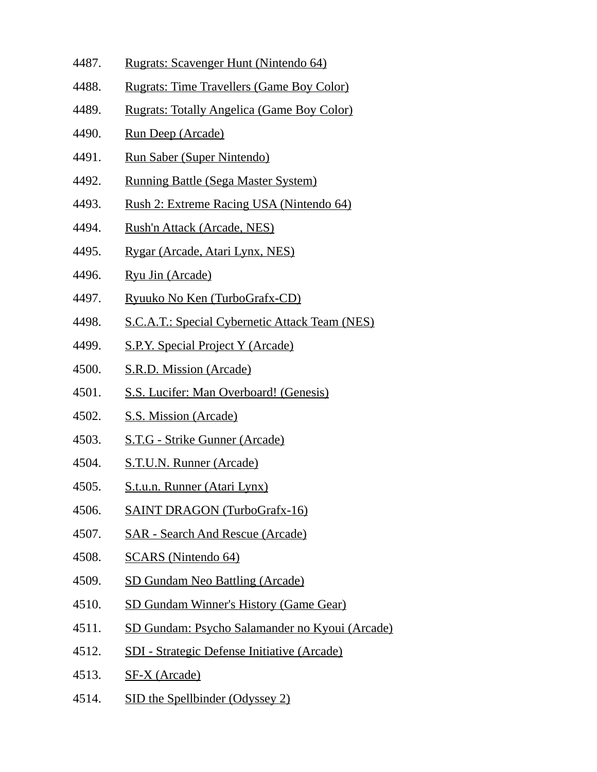4487. Rugrats: Scavenger Hunt (Nintendo 64)
4488. Rugrats: Time Travellers (Game Boy Color)
4489. Rugrats: Totally Angelica (Game Boy Color)
4490. Run Deep (Arcade)
4491. Run Saber (Super Nintendo)
4492. Running Battle (Sega Master System)
4493. Rush 2: Extreme Racing USA (Nintendo 64)
4494. Rush'n Attack (Arcade, NES)
4495. Rygar (Arcade, Atari Lynx, NES)
4496. Ryu Jin (Arcade)
4497. Ryuuko No Ken (TurboGrafx-CD)
4498. S.C.A.T.: Special Cybernetic Attack Team (NES)
4499. S.P.Y. Special Project Y (Arcade)
4500. S.R.D. Mission (Arcade)
4501. S.S. Lucifer: Man Overboard! (Genesis)
4502. S.S. Mission (Arcade)
4503. S.T.G - Strike Gunner (Arcade)
4504. S.T.U.N. Runner (Arcade)
4505. S.t.u.n. Runner (Atari Lynx)
4506. SAINT DRAGON (TurboGrafx-16)
4507. SAR - Search And Rescue (Arcade)
4508. SCARS (Nintendo 64)
4509. SD Gundam Neo Battling (Arcade)
4510. SD Gundam Winner's History (Game Gear)
4511. SD Gundam: Psycho Salamander no Kyoui (Arcade)
4512. SDI - Strategic Defense Initiative (Arcade)
4513. SF-X (Arcade)
4514. SID the Spellbinder (Odyssey 2)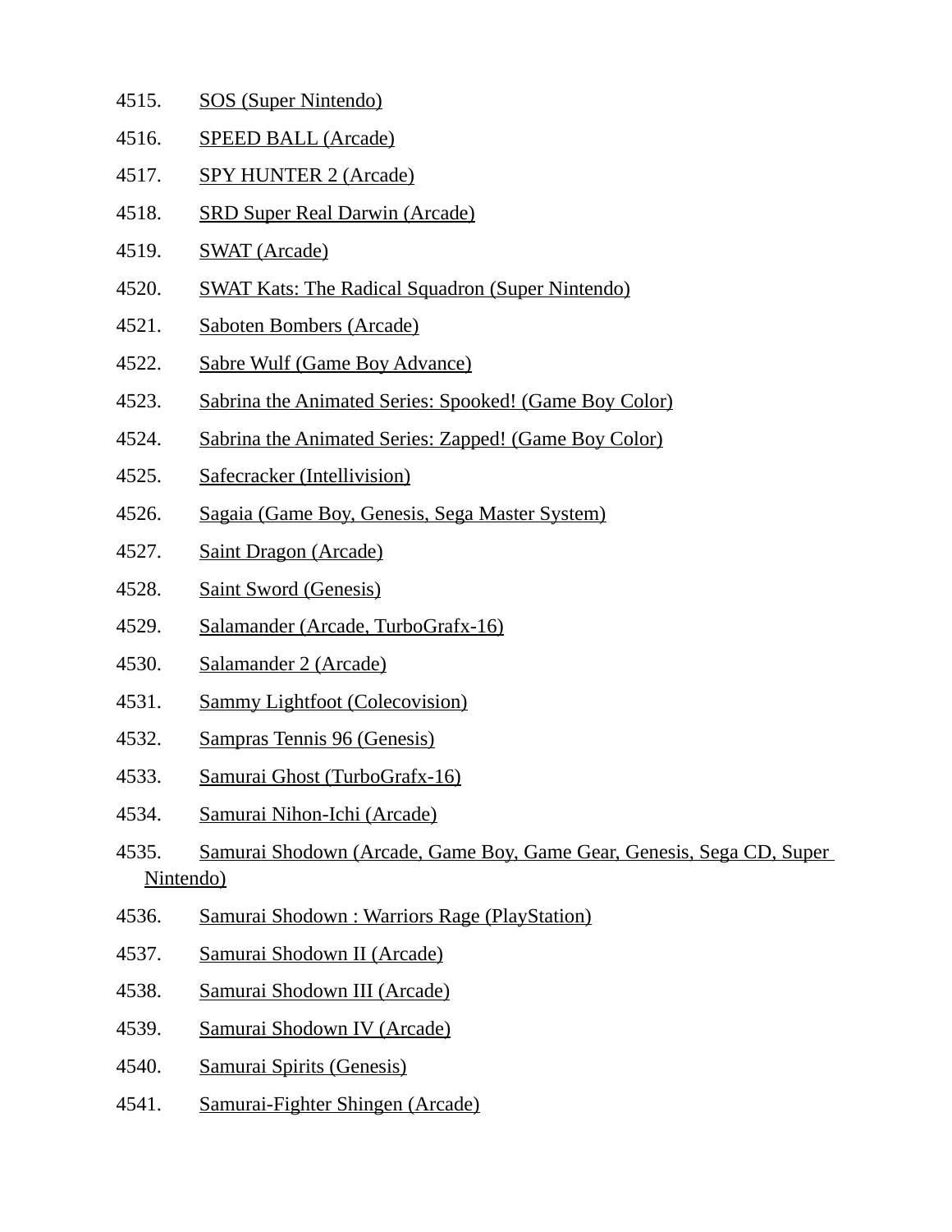4515. SOS (Super Nintendo)

4516. SPEED BALL (Arcade)

4517. SPY HUNTER 2 (Arcade)

4518. SRD Super Real Darwin (Arcade)

4519. SWAT (Arcade)

4520. SWAT Kats: The Radical Squadron (Super Nintendo)

4521. Saboten Bombers (Arcade)

4522. Sabre Wulf (Game Boy Advance)

4523. Sabrina the Animated Series: Spooked! (Game Boy Color)

4524. Sabrina the Animated Series: Zapped! (Game Boy Color)

4525. Safecracker (Intellivision)

4526. Sagaia (Game Boy, Genesis, Sega Master System)

4527. Saint Dragon (Arcade)

4528. Saint Sword (Genesis)

4529. Salamander (Arcade, TurboGrafx-16)

4530. Salamander 2 (Arcade)

4531. Sammy Lightfoot (Colecovision)

4532. Sampras Tennis 96 (Genesis)

4533. Samurai Ghost (TurboGrafx-16)

4534. Samurai Nihon-Ichi (Arcade)

4535. Samurai Shodown (Arcade, Game Boy, Game Gear, Genesis, Sega CD, Super Nintendo)

4536. Samurai Shodown : Warriors Rage (PlayStation)

4537. Samurai Shodown II (Arcade)

4538. Samurai Shodown III (Arcade)

4539. Samurai Shodown IV (Arcade)

4540. Samurai Spirits (Genesis)

4541. Samurai-Fighter Shingen (Arcade)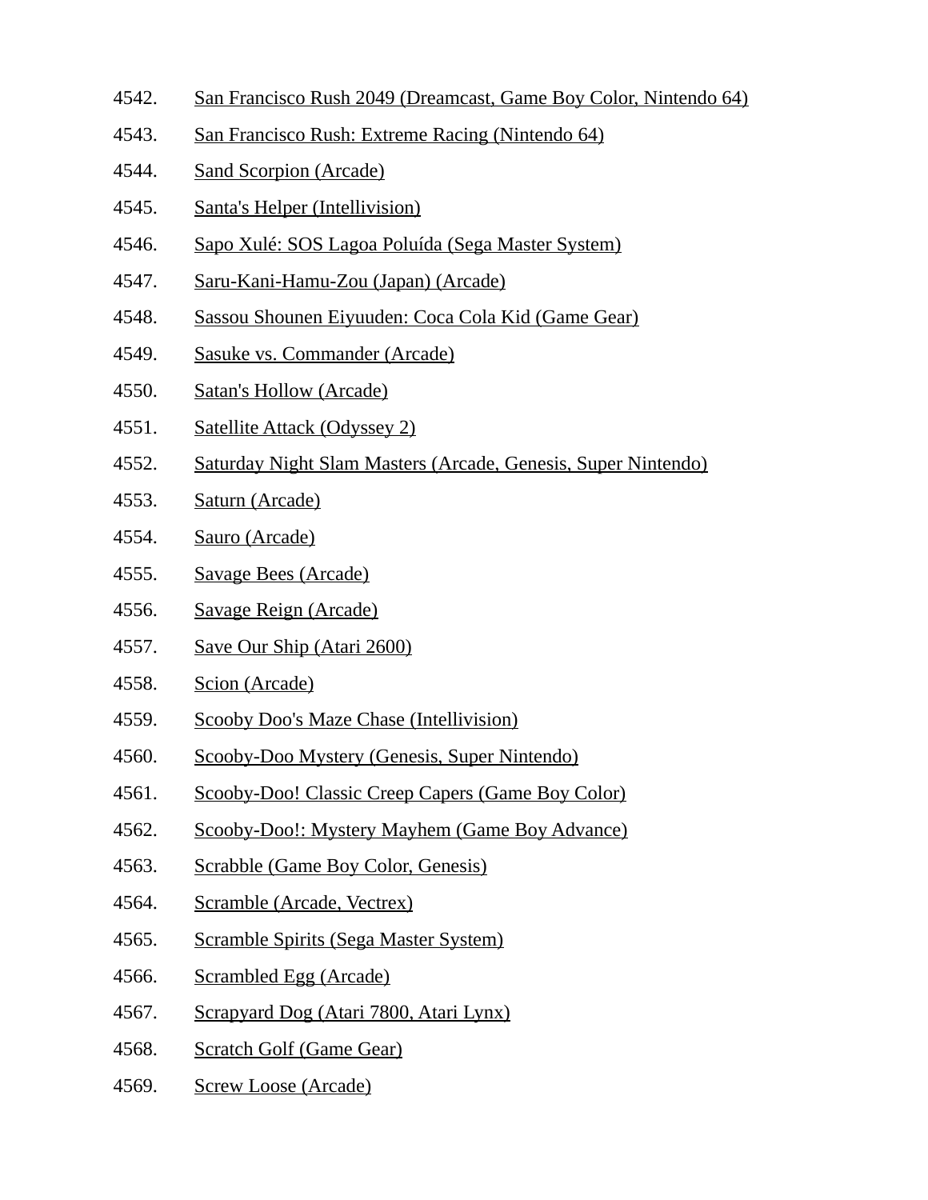4542. San Francisco Rush 2049 (Dreamcast, Game Boy Color, Nintendo 64)
4543. San Francisco Rush: Extreme Racing (Nintendo 64)
4544. Sand Scorpion (Arcade)
4545. Santa's Helper (Intellivision)
4546. Sapo Xulé: SOS Lagoa Poluída (Sega Master System)
4547. Saru-Kani-Hamu-Zou (Japan) (Arcade)
4548. Sassou Shounen Eiyuuden: Coca Cola Kid (Game Gear)
4549. Sasuke vs. Commander (Arcade)
4550. Satan's Hollow (Arcade)
4551. Satellite Attack (Odyssey 2)
4552. Saturday Night Slam Masters (Arcade, Genesis, Super Nintendo)
4553. Saturn (Arcade)
4554. Sauro (Arcade)
4555. Savage Bees (Arcade)
4556. Savage Reign (Arcade)
4557. Save Our Ship (Atari 2600)
4558. Scion (Arcade)
4559. Scooby Doo's Maze Chase (Intellivision)
4560. Scooby-Doo Mystery (Genesis, Super Nintendo)
4561. Scooby-Doo! Classic Creep Capers (Game Boy Color)
4562. Scooby-Doo!: Mystery Mayhem (Game Boy Advance)
4563. Scrabble (Game Boy Color, Genesis)
4564. Scramble (Arcade, Vectrex)
4565. Scramble Spirits (Sega Master System)
4566. Scrambled Egg (Arcade)
4567. Scrapyard Dog (Atari 7800, Atari Lynx)
4568. Scratch Golf (Game Gear)
4569. Screw Loose (Arcade)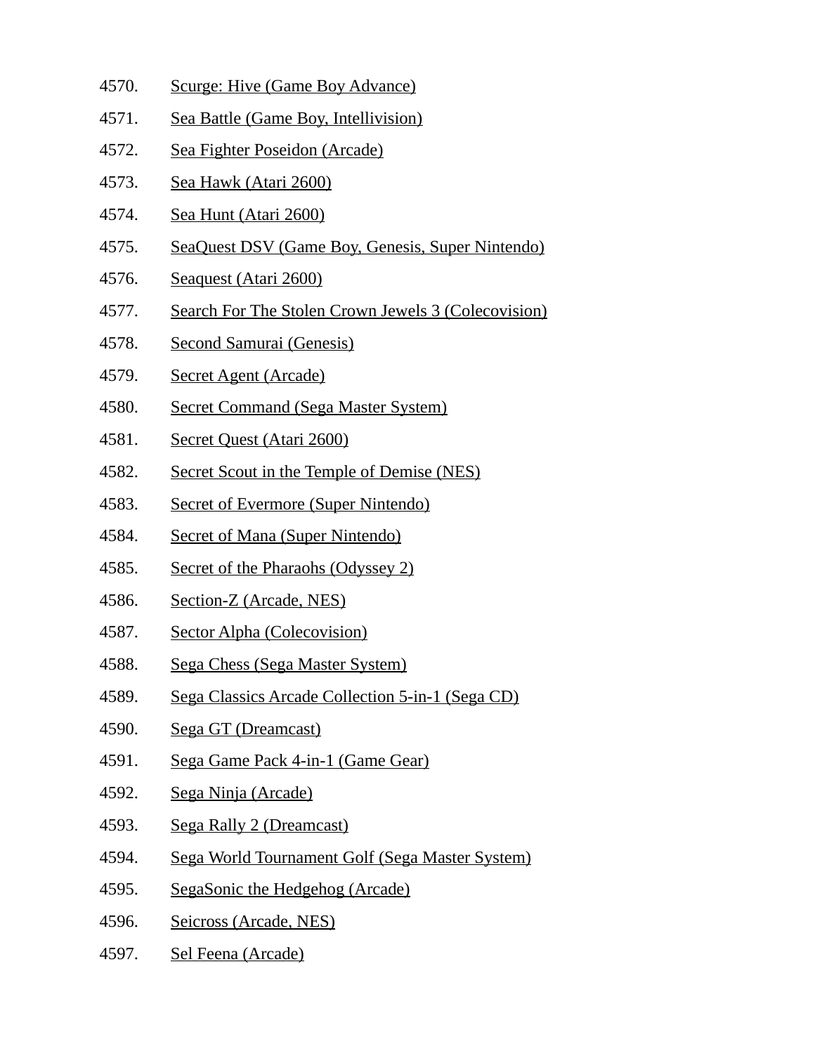4570. Scurge: Hive (Game Boy Advance)
4571. Sea Battle (Game Boy, Intellivision)
4572. Sea Fighter Poseidon (Arcade)
4573. Sea Hawk (Atari 2600)
4574. Sea Hunt (Atari 2600)
4575. SeaQuest DSV (Game Boy, Genesis, Super Nintendo)
4576. Seaquest (Atari 2600)
4577. Search For The Stolen Crown Jewels 3 (Colecovision)
4578. Second Samurai (Genesis)
4579. Secret Agent (Arcade)
4580. Secret Command (Sega Master System)
4581. Secret Quest (Atari 2600)
4582. Secret Scout in the Temple of Demise (NES)
4583. Secret of Evermore (Super Nintendo)
4584. Secret of Mana (Super Nintendo)
4585. Secret of the Pharaohs (Odyssey 2)
4586. Section-Z (Arcade, NES)
4587. Sector Alpha (Colecovision)
4588. Sega Chess (Sega Master System)
4589. Sega Classics Arcade Collection 5-in-1 (Sega CD)
4590. Sega GT (Dreamcast)
4591. Sega Game Pack 4-in-1 (Game Gear)
4592. Sega Ninja (Arcade)
4593. Sega Rally 2 (Dreamcast)
4594. Sega World Tournament Golf (Sega Master System)
4595. SegaSonic the Hedgehog (Arcade)
4596. Seicross (Arcade, NES)
4597. Sel Feena (Arcade)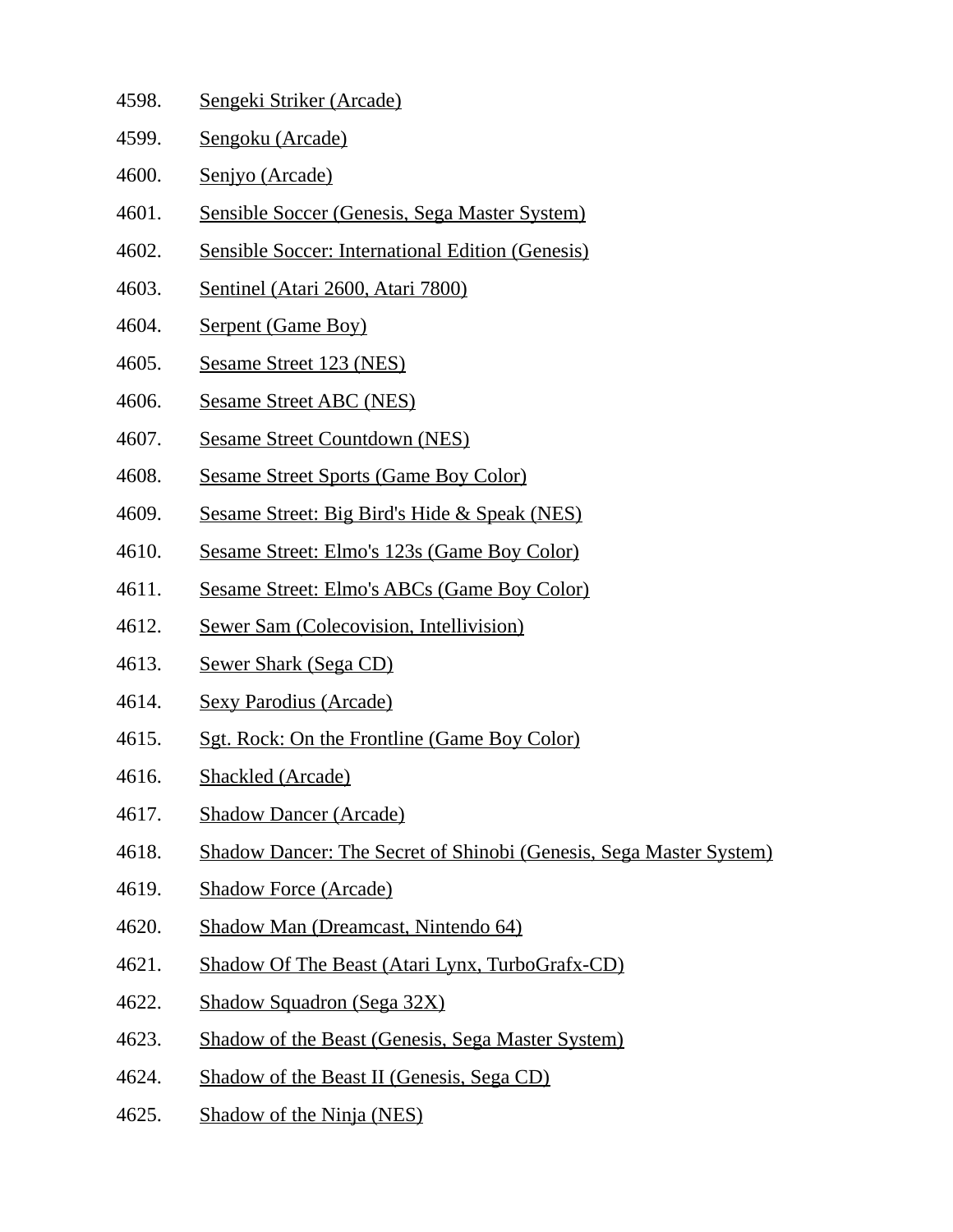4598. Sengeki Striker (Arcade)

4599. Sengoku (Arcade)

4600. Senjyo (Arcade)

4601. Sensible Soccer (Genesis, Sega Master System)

4602. Sensible Soccer: International Edition (Genesis)

4603. Sentinel (Atari 2600, Atari 7800)

4604. Serpent (Game Boy)

4605. Sesame Street 123 (NES)

4606. Sesame Street ABC (NES)

4607. Sesame Street Countdown (NES)

4608. Sesame Street Sports (Game Boy Color)

4609. Sesame Street: Big Bird's Hide & Speak (NES)

4610. Sesame Street: Elmo's 123s (Game Boy Color)

4611. Sesame Street: Elmo's ABCs (Game Boy Color)

4612. Sewer Sam (Colecovision, Intellivision)

4613. Sewer Shark (Sega CD)

4614. Sexy Parodius (Arcade)

4615. Sgt. Rock: On the Frontline (Game Boy Color)

4616. Shackled (Arcade)

4617. Shadow Dancer (Arcade)

4618. Shadow Dancer: The Secret of Shinobi (Genesis, Sega Master System)

4619. Shadow Force (Arcade)

4620. Shadow Man (Dreamcast, Nintendo 64)

4621. Shadow Of The Beast (Atari Lynx, TurboGrafx-CD)

4622. Shadow Squadron (Sega 32X)

4623. Shadow of the Beast (Genesis, Sega Master System)

4624. Shadow of the Beast II (Genesis, Sega CD)

4625. Shadow of the Ninja (NES)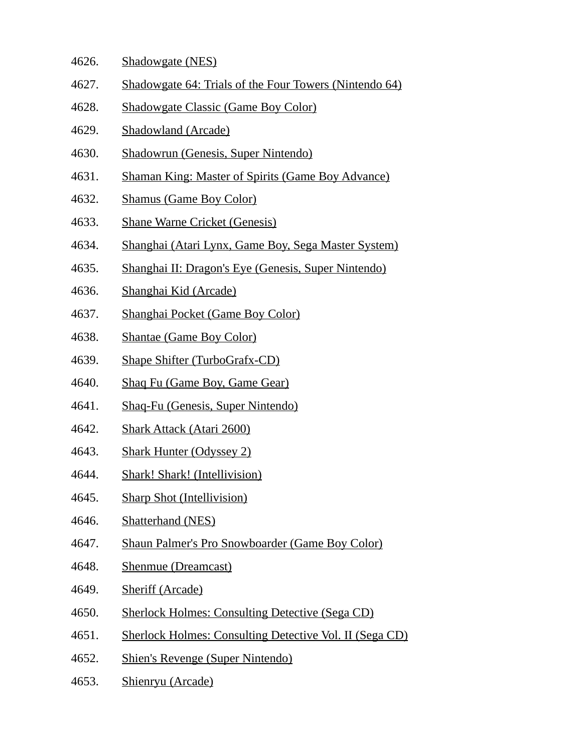4626. Shadowgate (NES)
4627. Shadowgate 64: Trials of the Four Towers (Nintendo 64)
4628. Shadowgate Classic (Game Boy Color)
4629. Shadowland (Arcade)
4630. Shadowrun (Genesis, Super Nintendo)
4631. Shaman King: Master of Spirits (Game Boy Advance)
4632. Shamus (Game Boy Color)
4633. Shane Warne Cricket (Genesis)
4634. Shanghai (Atari Lynx, Game Boy, Sega Master System)
4635. Shanghai II: Dragon's Eye (Genesis, Super Nintendo)
4636. Shanghai Kid (Arcade)
4637. Shanghai Pocket (Game Boy Color)
4638. Shantae (Game Boy Color)
4639. Shape Shifter (TurboGrafx-CD)
4640. Shaq Fu (Game Boy, Game Gear)
4641. Shaq-Fu (Genesis, Super Nintendo)
4642. Shark Attack (Atari 2600)
4643. Shark Hunter (Odyssey 2)
4644. Shark! Shark! (Intellivision)
4645. Sharp Shot (Intellivision)
4646. Shatterhand (NES)
4647. Shaun Palmer's Pro Snowboarder (Game Boy Color)
4648. Shenmue (Dreamcast)
4649. Sheriff (Arcade)
4650. Sherlock Holmes: Consulting Detective (Sega CD)
4651. Sherlock Holmes: Consulting Detective Vol. II (Sega CD)
4652. Shien's Revenge (Super Nintendo)
4653. Shienryu (Arcade)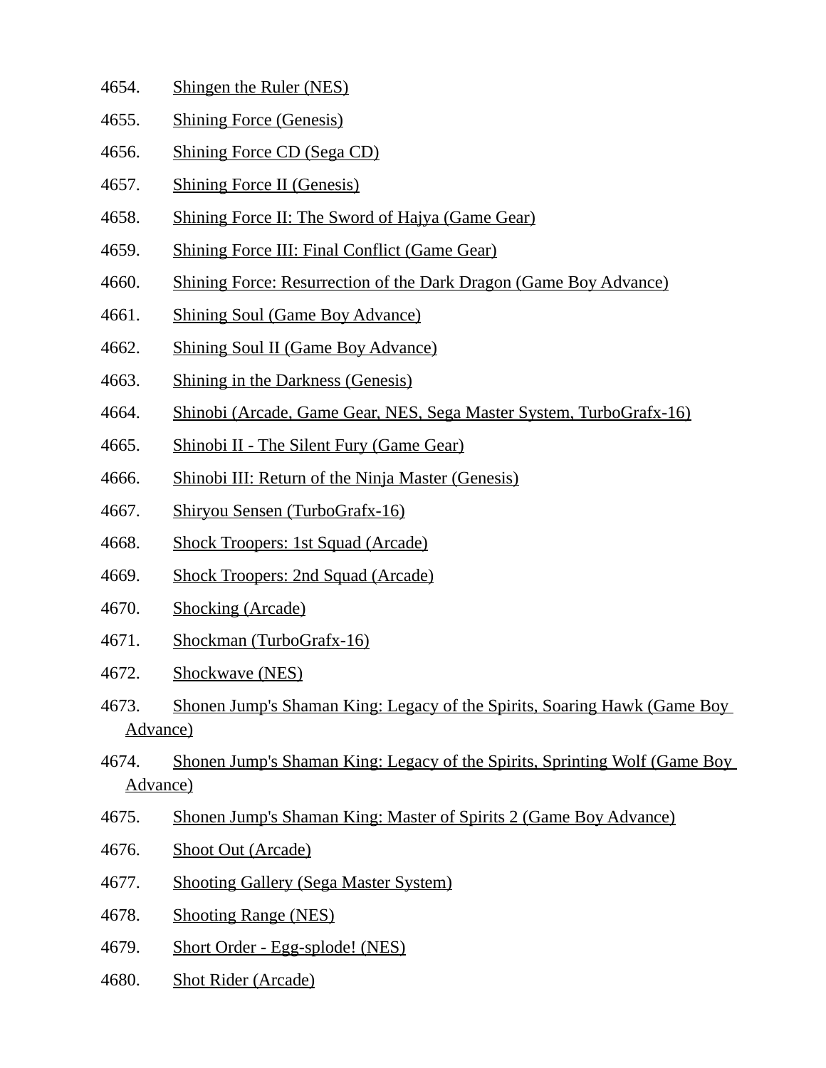4654. Shingen the Ruler (NES)
4655. Shining Force (Genesis)
4656. Shining Force CD (Sega CD)
4657. Shining Force II (Genesis)
4658. Shining Force II: The Sword of Hajya (Game Gear)
4659. Shining Force III: Final Conflict (Game Gear)
4660. Shining Force: Resurrection of the Dark Dragon (Game Boy Advance)
4661. Shining Soul (Game Boy Advance)
4662. Shining Soul II (Game Boy Advance)
4663. Shining in the Darkness (Genesis)
4664. Shinobi (Arcade, Game Gear, NES, Sega Master System, TurboGrafx-16)
4665. Shinobi II - The Silent Fury (Game Gear)
4666. Shinobi III: Return of the Ninja Master (Genesis)
4667. Shiryou Sensen (TurboGrafx-16)
4668. Shock Troopers: 1st Squad (Arcade)
4669. Shock Troopers: 2nd Squad (Arcade)
4670. Shocking (Arcade)
4671. Shockman (TurboGrafx-16)
4672. Shockwave (NES)
4673. Shonen Jump's Shaman King: Legacy of the Spirits, Soaring Hawk (Game Boy Advance)
4674. Shonen Jump's Shaman King: Legacy of the Spirits, Sprinting Wolf (Game Boy Advance)
4675. Shonen Jump's Shaman King: Master of Spirits 2 (Game Boy Advance)
4676. Shoot Out (Arcade)
4677. Shooting Gallery (Sega Master System)
4678. Shooting Range (NES)
4679. Short Order - Egg-splode! (NES)
4680. Shot Rider (Arcade)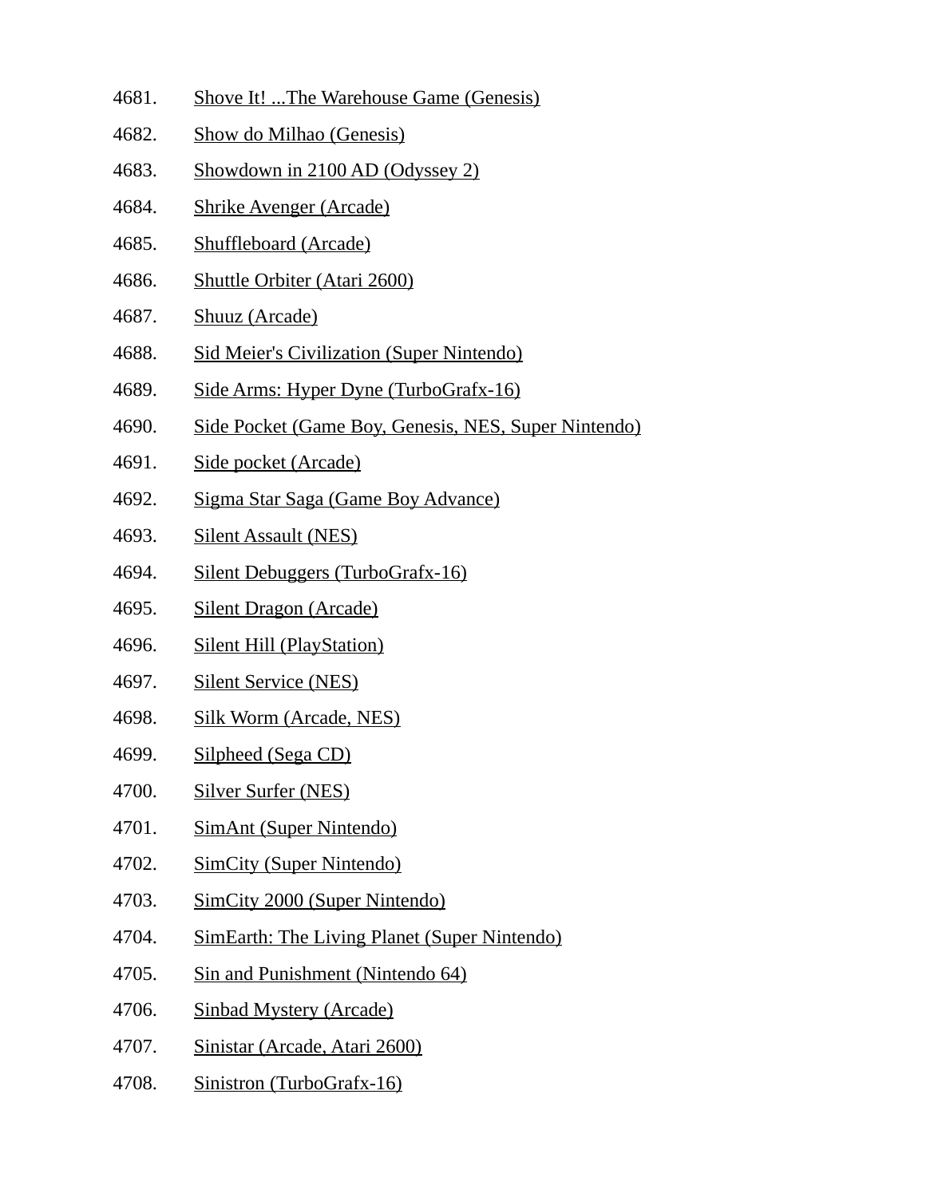4681. Shove It! ...The Warehouse Game (Genesis)

4682. Show do Milhao (Genesis)

4683. Showdown in 2100 AD (Odyssey 2)

4684. Shrike Avenger (Arcade)

4685. Shuffleboard (Arcade)

4686. Shuttle Orbiter (Atari 2600)

4687. Shuuz (Arcade)

4688. Sid Meier's Civilization (Super Nintendo)

4689. Side Arms: Hyper Dyne (TurboGrafx-16)

4690. Side Pocket (Game Boy, Genesis, NES, Super Nintendo)

4691. Side pocket (Arcade)

4692. Sigma Star Saga (Game Boy Advance)

4693. Silent Assault (NES)

4694. Silent Debuggers (TurboGrafx-16)

4695. Silent Dragon (Arcade)

4696. Silent Hill (PlayStation)

4697. Silent Service (NES)

4698. Silk Worm (Arcade, NES)

4699. Silpheed (Sega CD)

4700. Silver Surfer (NES)

4701. SimAnt (Super Nintendo)

4702. SimCity (Super Nintendo)

4703. SimCity 2000 (Super Nintendo)

4704. SimEarth: The Living Planet (Super Nintendo)

4705. Sin and Punishment (Nintendo 64)

4706. Sinbad Mystery (Arcade)

4707. Sinistar (Arcade, Atari 2600)

4708. Sinistron (TurboGrafx-16)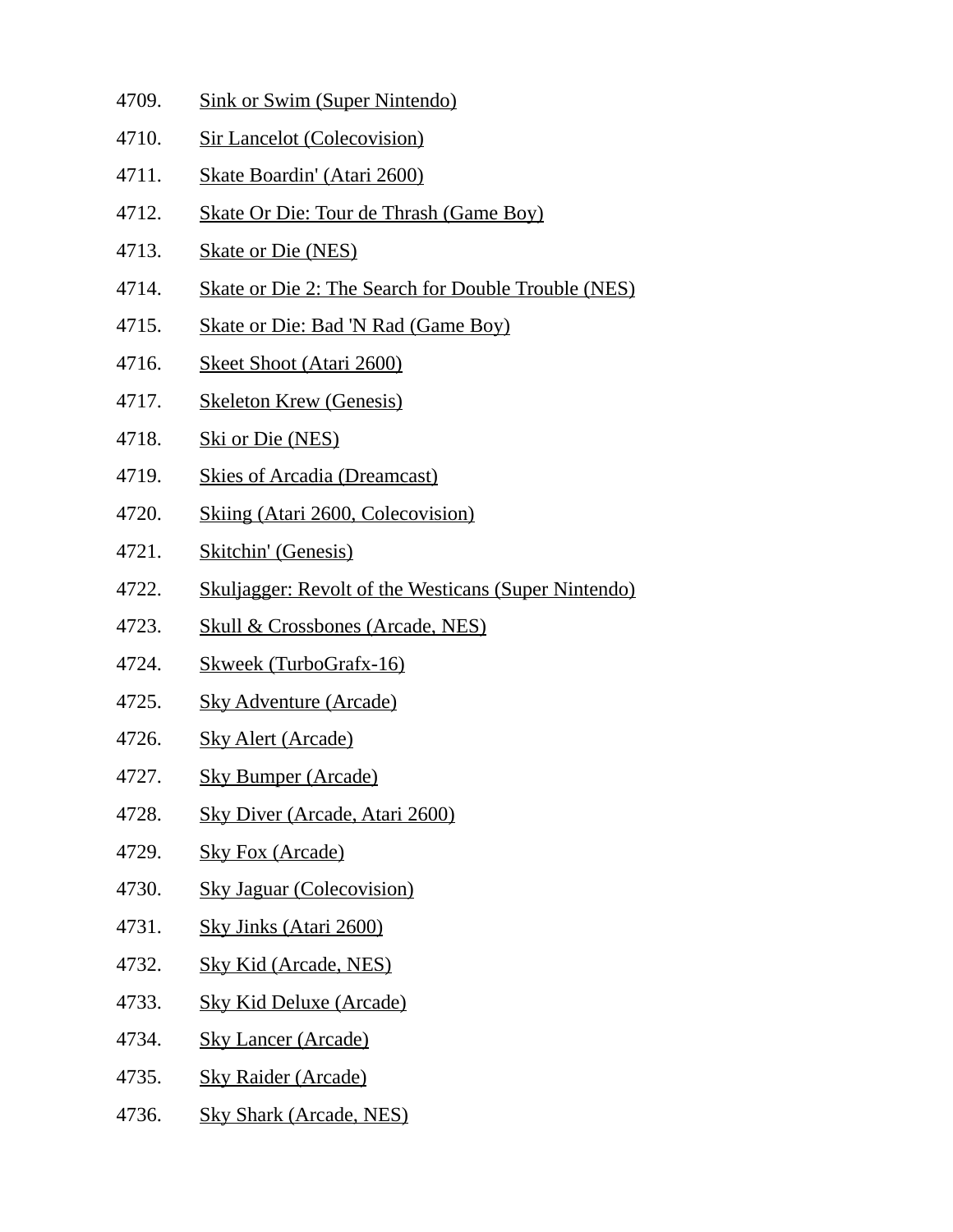4709. Sink or Swim (Super Nintendo)
4710. Sir Lancelot (Colecovision)
4711. Skate Boardin' (Atari 2600)
4712. Skate Or Die: Tour de Thrash (Game Boy)
4713. Skate or Die (NES)
4714. Skate or Die 2: The Search for Double Trouble (NES)
4715. Skate or Die: Bad 'N Rad (Game Boy)
4716. Skeet Shoot (Atari 2600)
4717. Skeleton Krew (Genesis)
4718. Ski or Die (NES)
4719. Skies of Arcadia (Dreamcast)
4720. Skiing (Atari 2600, Colecovision)
4721. Skitchin' (Genesis)
4722. Skuljagger: Revolt of the Westicans (Super Nintendo)
4723. Skull & Crossbones (Arcade, NES)
4724. Skweek (TurboGrafx-16)
4725. Sky Adventure (Arcade)
4726. Sky Alert (Arcade)
4727. Sky Bumper (Arcade)
4728. Sky Diver (Arcade, Atari 2600)
4729. Sky Fox (Arcade)
4730. Sky Jaguar (Colecovision)
4731. Sky Jinks (Atari 2600)
4732. Sky Kid (Arcade, NES)
4733. Sky Kid Deluxe (Arcade)
4734. Sky Lancer (Arcade)
4735. Sky Raider (Arcade)
4736. Sky Shark (Arcade, NES)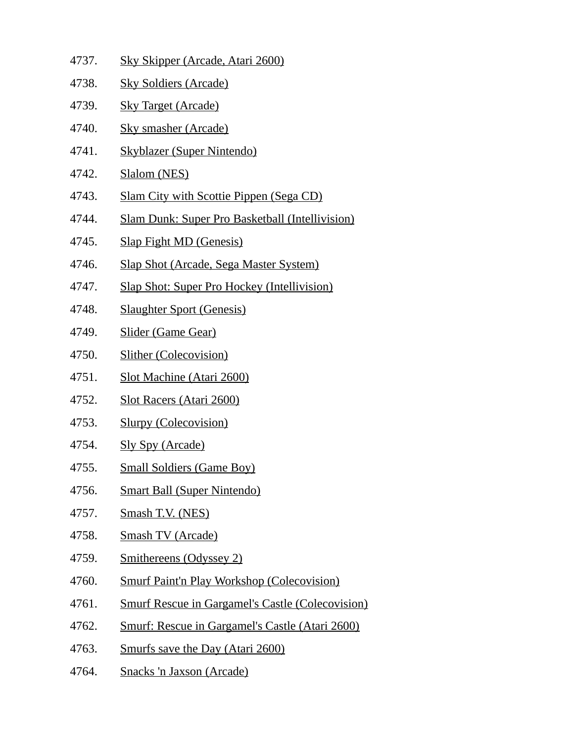4737. Sky Skipper (Arcade, Atari 2600)
4738. Sky Soldiers (Arcade)
4739. Sky Target (Arcade)
4740. Sky smasher (Arcade)
4741. Skyblazer (Super Nintendo)
4742. Slalom (NES)
4743. Slam City with Scottie Pippen (Sega CD)
4744. Slam Dunk: Super Pro Basketball (Intellivision)
4745. Slap Fight MD (Genesis)
4746. Slap Shot (Arcade, Sega Master System)
4747. Slap Shot: Super Pro Hockey (Intellivision)
4748. Slaughter Sport (Genesis)
4749. Slider (Game Gear)
4750. Slither (Colecovision)
4751. Slot Machine (Atari 2600)
4752. Slot Racers (Atari 2600)
4753. Slurpy (Colecovision)
4754. Sly Spy (Arcade)
4755. Small Soldiers (Game Boy)
4756. Smart Ball (Super Nintendo)
4757. Smash T.V. (NES)
4758. Smash TV (Arcade)
4759. Smithereens (Odyssey 2)
4760. Smurf Paint'n Play Workshop (Colecovision)
4761. Smurf Rescue in Gargamel's Castle (Colecovision)
4762. Smurf: Rescue in Gargamel's Castle (Atari 2600)
4763. Smurfs save the Day (Atari 2600)
4764. Snacks 'n Jaxson (Arcade)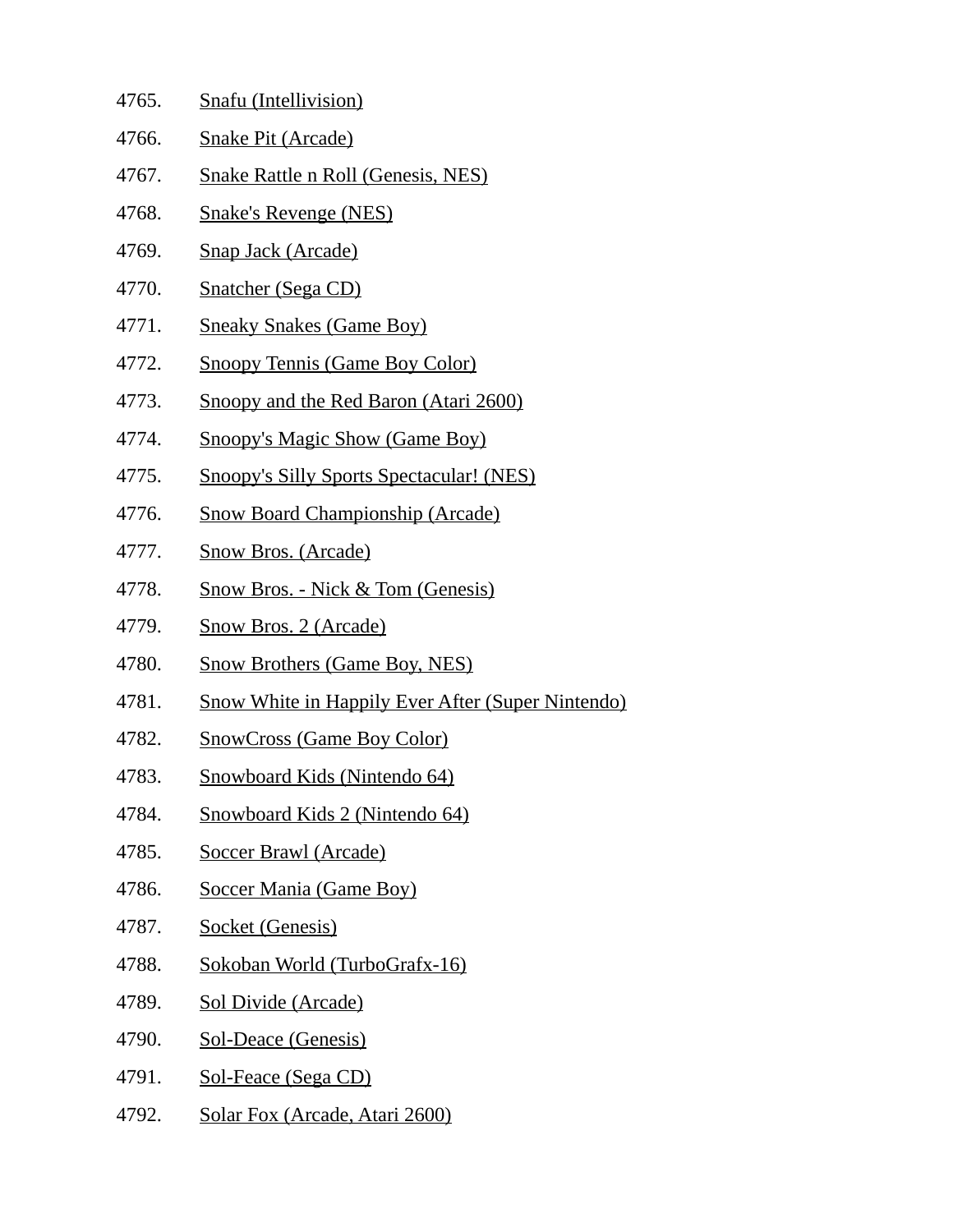4765. Snafu (Intellivision)
4766. Snake Pit (Arcade)
4767. Snake Rattle n Roll (Genesis, NES)
4768. Snake's Revenge (NES)
4769. Snap Jack (Arcade)
4770. Snatcher (Sega CD)
4771. Sneaky Snakes (Game Boy)
4772. Snoopy Tennis (Game Boy Color)
4773. Snoopy and the Red Baron (Atari 2600)
4774. Snoopy's Magic Show (Game Boy)
4775. Snoopy's Silly Sports Spectacular! (NES)
4776. Snow Board Championship (Arcade)
4777. Snow Bros. (Arcade)
4778. Snow Bros. - Nick & Tom (Genesis)
4779. Snow Bros. 2 (Arcade)
4780. Snow Brothers (Game Boy, NES)
4781. Snow White in Happily Ever After (Super Nintendo)
4782. SnowCross (Game Boy Color)
4783. Snowboard Kids (Nintendo 64)
4784. Snowboard Kids 2 (Nintendo 64)
4785. Soccer Brawl (Arcade)
4786. Soccer Mania (Game Boy)
4787. Socket (Genesis)
4788. Sokoban World (TurboGrafx-16)
4789. Sol Divide (Arcade)
4790. Sol-Deace (Genesis)
4791. Sol-Feace (Sega CD)
4792. Solar Fox (Arcade, Atari 2600)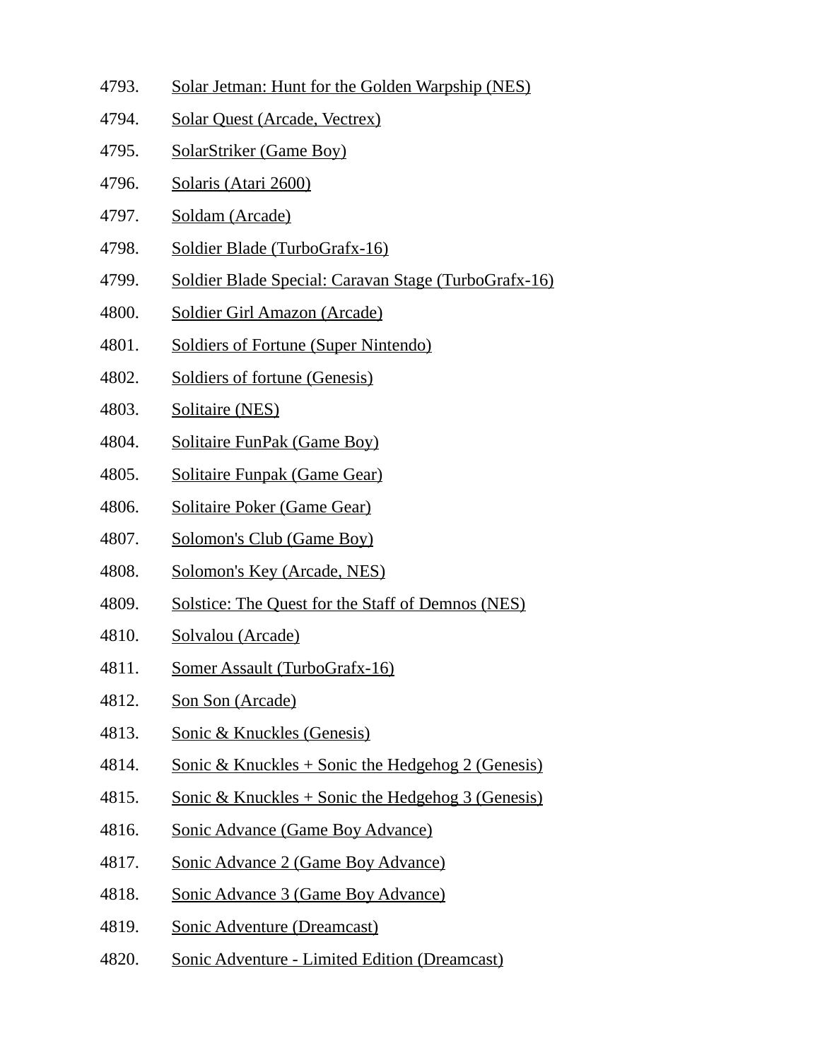4793. Solar Jetman: Hunt for the Golden Warpship (NES)
4794. Solar Quest (Arcade, Vectrex)
4795. SolarStriker (Game Boy)
4796. Solaris (Atari 2600)
4797. Soldam (Arcade)
4798. Soldier Blade (TurboGrafx-16)
4799. Soldier Blade Special: Caravan Stage (TurboGrafx-16)
4800. Soldier Girl Amazon (Arcade)
4801. Soldiers of Fortune (Super Nintendo)
4802. Soldiers of fortune (Genesis)
4803. Solitaire (NES)
4804. Solitaire FunPak (Game Boy)
4805. Solitaire Funpak (Game Gear)
4806. Solitaire Poker (Game Gear)
4807. Solomon's Club (Game Boy)
4808. Solomon's Key (Arcade, NES)
4809. Solstice: The Quest for the Staff of Demnos (NES)
4810. Solvalou (Arcade)
4811. Somer Assault (TurboGrafx-16)
4812. Son Son (Arcade)
4813. Sonic & Knuckles (Genesis)
4814. Sonic & Knuckles + Sonic the Hedgehog 2 (Genesis)
4815. Sonic & Knuckles + Sonic the Hedgehog 3 (Genesis)
4816. Sonic Advance (Game Boy Advance)
4817. Sonic Advance 2 (Game Boy Advance)
4818. Sonic Advance 3 (Game Boy Advance)
4819. Sonic Adventure (Dreamcast)
4820. Sonic Adventure - Limited Edition (Dreamcast)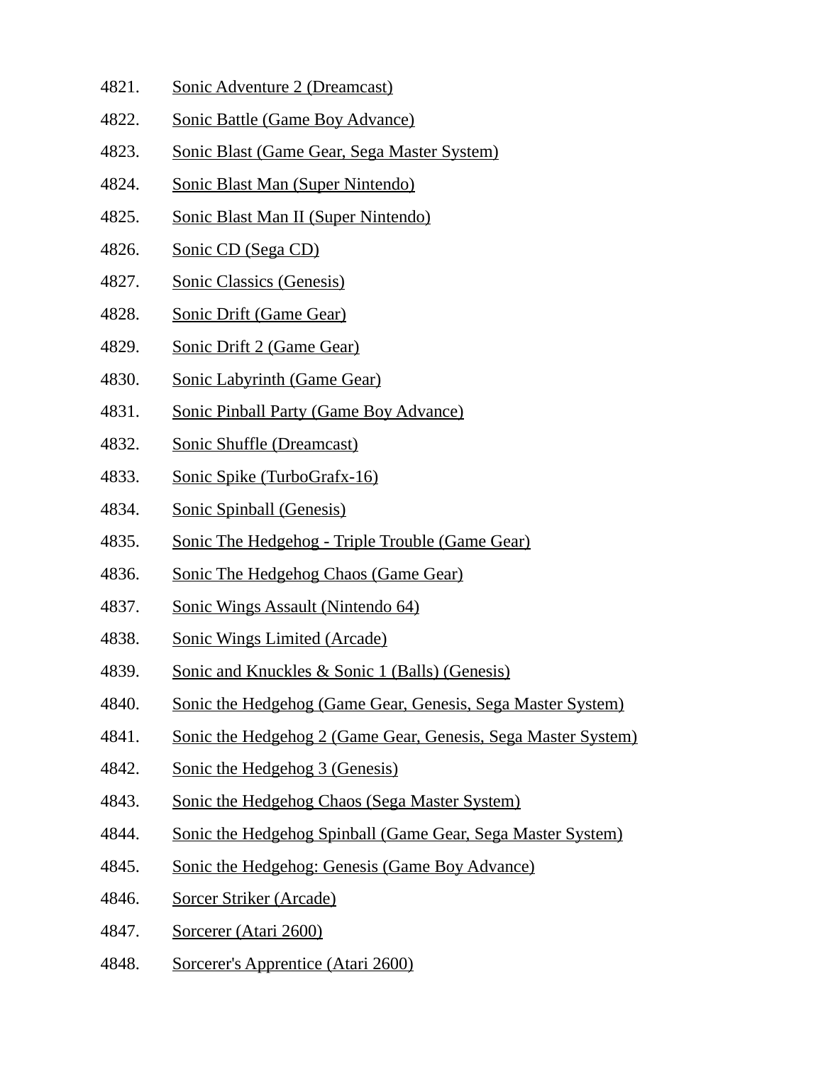4821. Sonic Adventure 2 (Dreamcast)
4822. Sonic Battle (Game Boy Advance)
4823. Sonic Blast (Game Gear, Sega Master System)
4824. Sonic Blast Man (Super Nintendo)
4825. Sonic Blast Man II (Super Nintendo)
4826. Sonic CD (Sega CD)
4827. Sonic Classics (Genesis)
4828. Sonic Drift (Game Gear)
4829. Sonic Drift 2 (Game Gear)
4830. Sonic Labyrinth (Game Gear)
4831. Sonic Pinball Party (Game Boy Advance)
4832. Sonic Shuffle (Dreamcast)
4833. Sonic Spike (TurboGrafx-16)
4834. Sonic Spinball (Genesis)
4835. Sonic The Hedgehog - Triple Trouble (Game Gear)
4836. Sonic The Hedgehog Chaos (Game Gear)
4837. Sonic Wings Assault (Nintendo 64)
4838. Sonic Wings Limited (Arcade)
4839. Sonic and Knuckles & Sonic 1 (Balls) (Genesis)
4840. Sonic the Hedgehog (Game Gear, Genesis, Sega Master System)
4841. Sonic the Hedgehog 2 (Game Gear, Genesis, Sega Master System)
4842. Sonic the Hedgehog 3 (Genesis)
4843. Sonic the Hedgehog Chaos (Sega Master System)
4844. Sonic the Hedgehog Spinball (Game Gear, Sega Master System)
4845. Sonic the Hedgehog: Genesis (Game Boy Advance)
4846. Sorcer Striker (Arcade)
4847. Sorcerer (Atari 2600)
4848. Sorcerer's Apprentice (Atari 2600)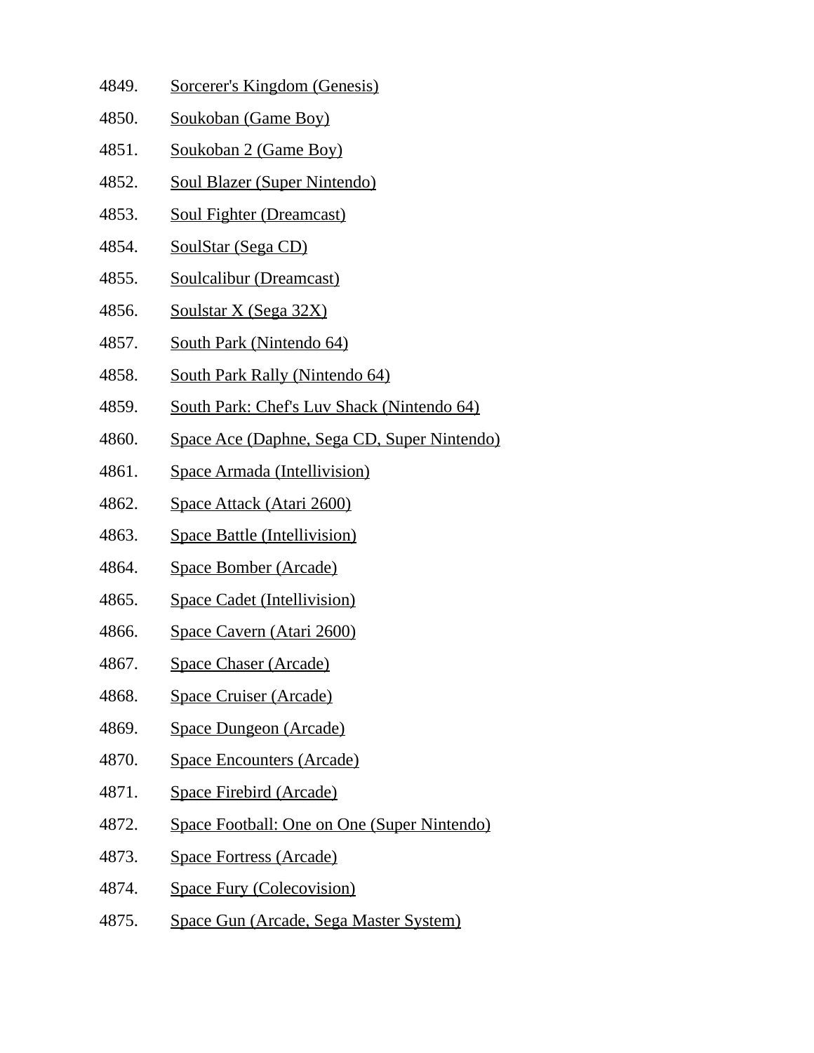4849. Sorcerer's Kingdom (Genesis)
4850. Soukoban (Game Boy)
4851. Soukoban 2 (Game Boy)
4852. Soul Blazer (Super Nintendo)
4853. Soul Fighter (Dreamcast)
4854. SoulStar (Sega CD)
4855. Soulcalibur (Dreamcast)
4856. Soulstar X (Sega 32X)
4857. South Park (Nintendo 64)
4858. South Park Rally (Nintendo 64)
4859. South Park: Chef's Luv Shack (Nintendo 64)
4860. Space Ace (Daphne, Sega CD, Super Nintendo)
4861. Space Armada (Intellivision)
4862. Space Attack (Atari 2600)
4863. Space Battle (Intellivision)
4864. Space Bomber (Arcade)
4865. Space Cadet (Intellivision)
4866. Space Cavern (Atari 2600)
4867. Space Chaser (Arcade)
4868. Space Cruiser (Arcade)
4869. Space Dungeon (Arcade)
4870. Space Encounters (Arcade)
4871. Space Firebird (Arcade)
4872. Space Football: One on One (Super Nintendo)
4873. Space Fortress (Arcade)
4874. Space Fury (Colecovision)
4875. Space Gun (Arcade, Sega Master System)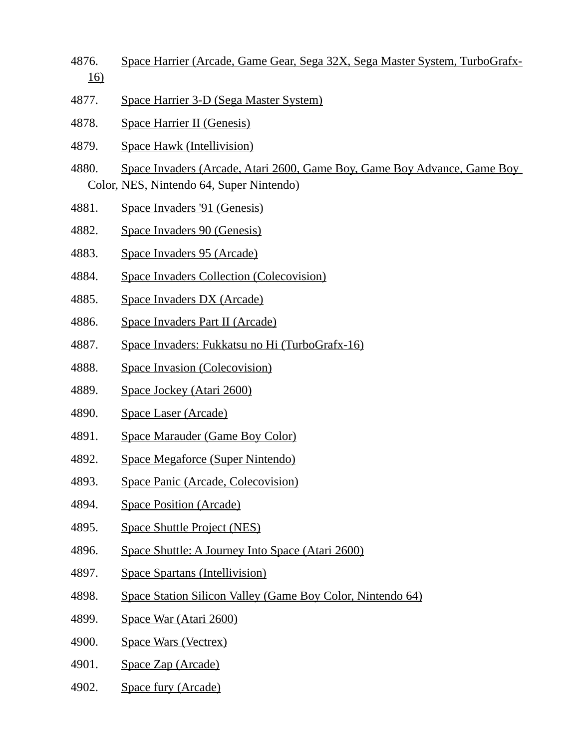4876. Space Harrier (Arcade, Game Gear, Sega 32X, Sega Master System, TurboGrafx-16)

4877. Space Harrier 3-D (Sega Master System)

4878. Space Harrier II (Genesis)

4879. Space Hawk (Intellivision)

4880. Space Invaders (Arcade, Atari 2600, Game Boy, Game Boy Advance, Game Boy Color, NES, Nintendo 64, Super Nintendo)

4881. Space Invaders '91 (Genesis)

4882. Space Invaders 90 (Genesis)

4883. Space Invaders 95 (Arcade)

4884. Space Invaders Collection (Colecovision)

4885. Space Invaders DX (Arcade)

4886. Space Invaders Part II (Arcade)

4887. Space Invaders: Fukkatsu no Hi (TurboGrafx-16)

4888. Space Invasion (Colecovision)

4889. Space Jockey (Atari 2600)

4890. Space Laser (Arcade)

4891. Space Marauder (Game Boy Color)

4892. Space Megaforce (Super Nintendo)

4893. Space Panic (Arcade, Colecovision)

4894. Space Position (Arcade)

4895. Space Shuttle Project (NES)

4896. Space Shuttle: A Journey Into Space (Atari 2600)

4897. Space Spartans (Intellivision)

4898. Space Station Silicon Valley (Game Boy Color, Nintendo 64)

4899. Space War (Atari 2600)

4900. Space Wars (Vectrex)

4901. Space Zap (Arcade)

4902. Space fury (Arcade)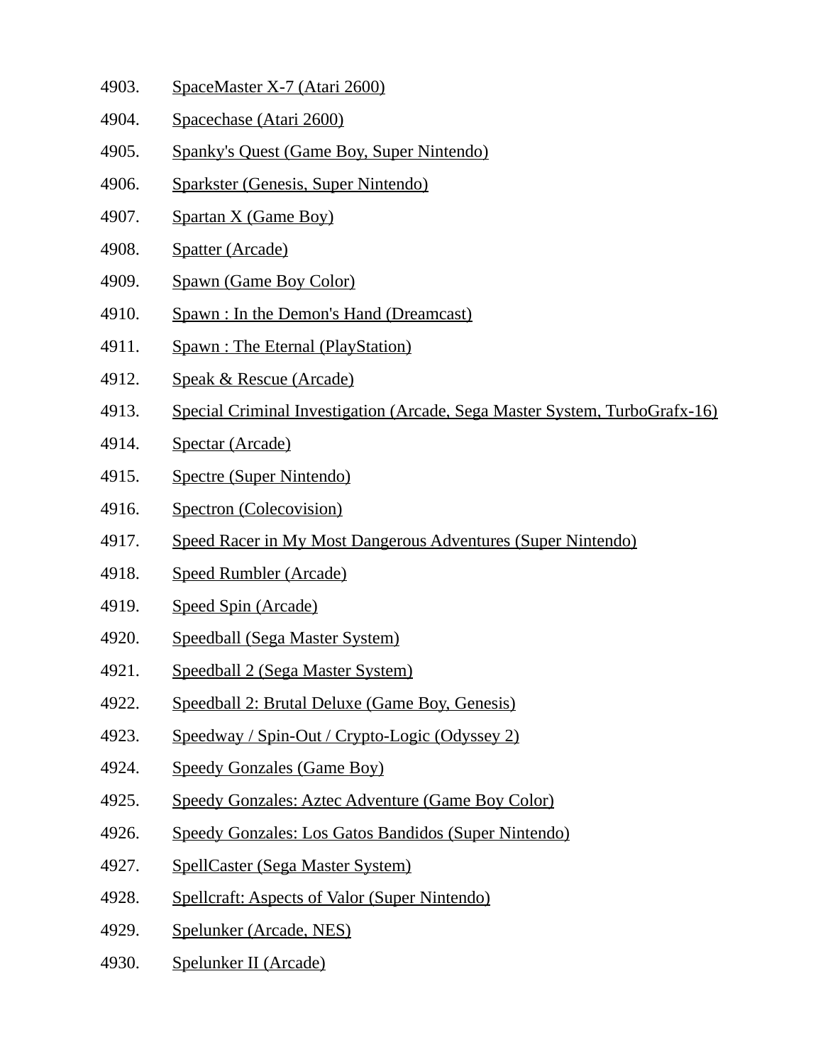4903. SpaceMaster X-7 (Atari 2600)

4904. Spacechase (Atari 2600)

4905. Spanky's Quest (Game Boy, Super Nintendo)

4906. Sparkster (Genesis, Super Nintendo)

4907. Spartan X (Game Boy)

4908. Spatter (Arcade)

4909. Spawn (Game Boy Color)

4910. Spawn : In the Demon's Hand (Dreamcast)

4911. Spawn : The Eternal (PlayStation)

4912. Speak & Rescue (Arcade)

4913. Special Criminal Investigation (Arcade, Sega Master System, TurboGrafx-16)

4914. Spectar (Arcade)

4915. Spectre (Super Nintendo)

4916. Spectron (Colecovision)

4917. Speed Racer in My Most Dangerous Adventures (Super Nintendo)

4918. Speed Rumbler (Arcade)

4919. Speed Spin (Arcade)

4920. Speedball (Sega Master System)

4921. Speedball 2 (Sega Master System)

4922. Speedball 2: Brutal Deluxe (Game Boy, Genesis)

4923. Speedway / Spin-Out / Crypto-Logic (Odyssey 2)

4924. Speedy Gonzales (Game Boy)

4925. Speedy Gonzales: Aztec Adventure (Game Boy Color)

4926. Speedy Gonzales: Los Gatos Bandidos (Super Nintendo)

4927. SpellCaster (Sega Master System)

4928. Spellcraft: Aspects of Valor (Super Nintendo)

4929. Spelunker (Arcade, NES)

4930. Spelunker II (Arcade)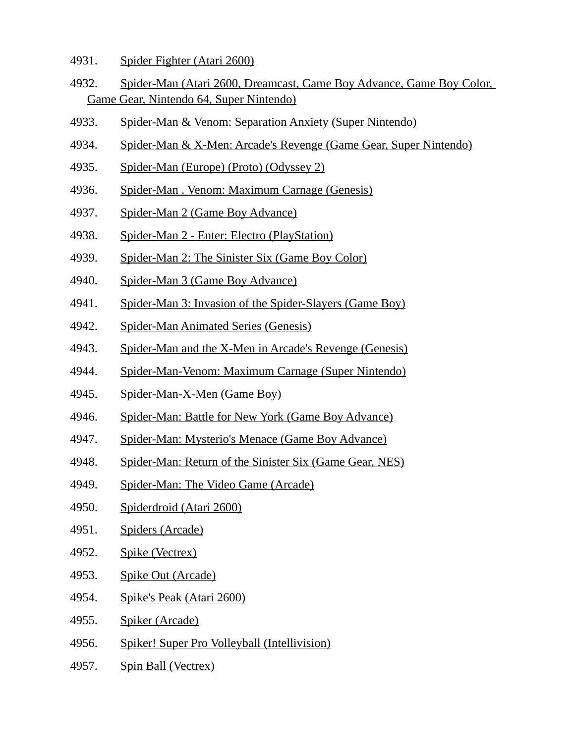4931. Spider Fighter (Atari 2600)

4932. Spider-Man (Atari 2600, Dreamcast, Game Boy Advance, Game Boy Color, Game Gear, Nintendo 64, Super Nintendo)

4933. Spider-Man & Venom: Separation Anxiety (Super Nintendo)

4934. Spider-Man & X-Men: Arcade's Revenge (Game Gear, Super Nintendo)

4935. Spider-Man (Europe) (Proto) (Odyssey 2)

4936. Spider-Man . Venom: Maximum Carnage (Genesis)

4937. Spider-Man 2 (Game Boy Advance)

4938. Spider-Man 2 - Enter: Electro (PlayStation)

4939. Spider-Man 2: The Sinister Six (Game Boy Color)

4940. Spider-Man 3 (Game Boy Advance)

4941. Spider-Man 3: Invasion of the Spider-Slayers (Game Boy)

4942. Spider-Man Animated Series (Genesis)

4943. Spider-Man and the X-Men in Arcade's Revenge (Genesis)

4944. Spider-Man-Venom: Maximum Carnage (Super Nintendo)

4945. Spider-Man-X-Men (Game Boy)

4946. Spider-Man: Battle for New York (Game Boy Advance)

4947. Spider-Man: Mysterio's Menace (Game Boy Advance)

4948. Spider-Man: Return of the Sinister Six (Game Gear, NES)

4949. Spider-Man: The Video Game (Arcade)

4950. Spiderdroid (Atari 2600)

4951. Spiders (Arcade)

4952. Spike (Vectrex)

4953. Spike Out (Arcade)

4954. Spike's Peak (Atari 2600)

4955. Spiker (Arcade)

4956. Spiker! Super Pro Volleyball (Intellivision)

4957. Spin Ball (Vectrex)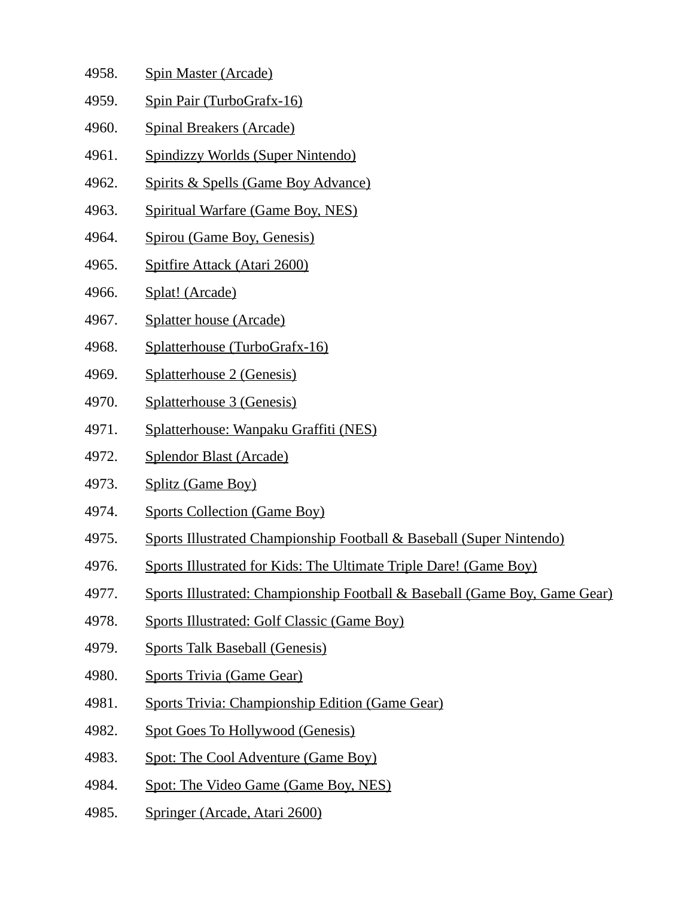4958. Spin Master (Arcade)
4959. Spin Pair (TurboGrafx-16)
4960. Spinal Breakers (Arcade)
4961. Spindizzy Worlds (Super Nintendo)
4962. Spirits & Spells (Game Boy Advance)
4963. Spiritual Warfare (Game Boy, NES)
4964. Spirou (Game Boy, Genesis)
4965. Spitfire Attack (Atari 2600)
4966. Splat! (Arcade)
4967. Splatter house (Arcade)
4968. Splatterhouse (TurboGrafx-16)
4969. Splatterhouse 2 (Genesis)
4970. Splatterhouse 3 (Genesis)
4971. Splatterhouse: Wanpaku Graffiti (NES)
4972. Splendor Blast (Arcade)
4973. Splitz (Game Boy)
4974. Sports Collection (Game Boy)
4975. Sports Illustrated Championship Football & Baseball (Super Nintendo)
4976. Sports Illustrated for Kids: The Ultimate Triple Dare! (Game Boy)
4977. Sports Illustrated: Championship Football & Baseball (Game Boy, Game Gear)
4978. Sports Illustrated: Golf Classic (Game Boy)
4979. Sports Talk Baseball (Genesis)
4980. Sports Trivia (Game Gear)
4981. Sports Trivia: Championship Edition (Game Gear)
4982. Spot Goes To Hollywood (Genesis)
4983. Spot: The Cool Adventure (Game Boy)
4984. Spot: The Video Game (Game Boy, NES)
4985. Springer (Arcade, Atari 2600)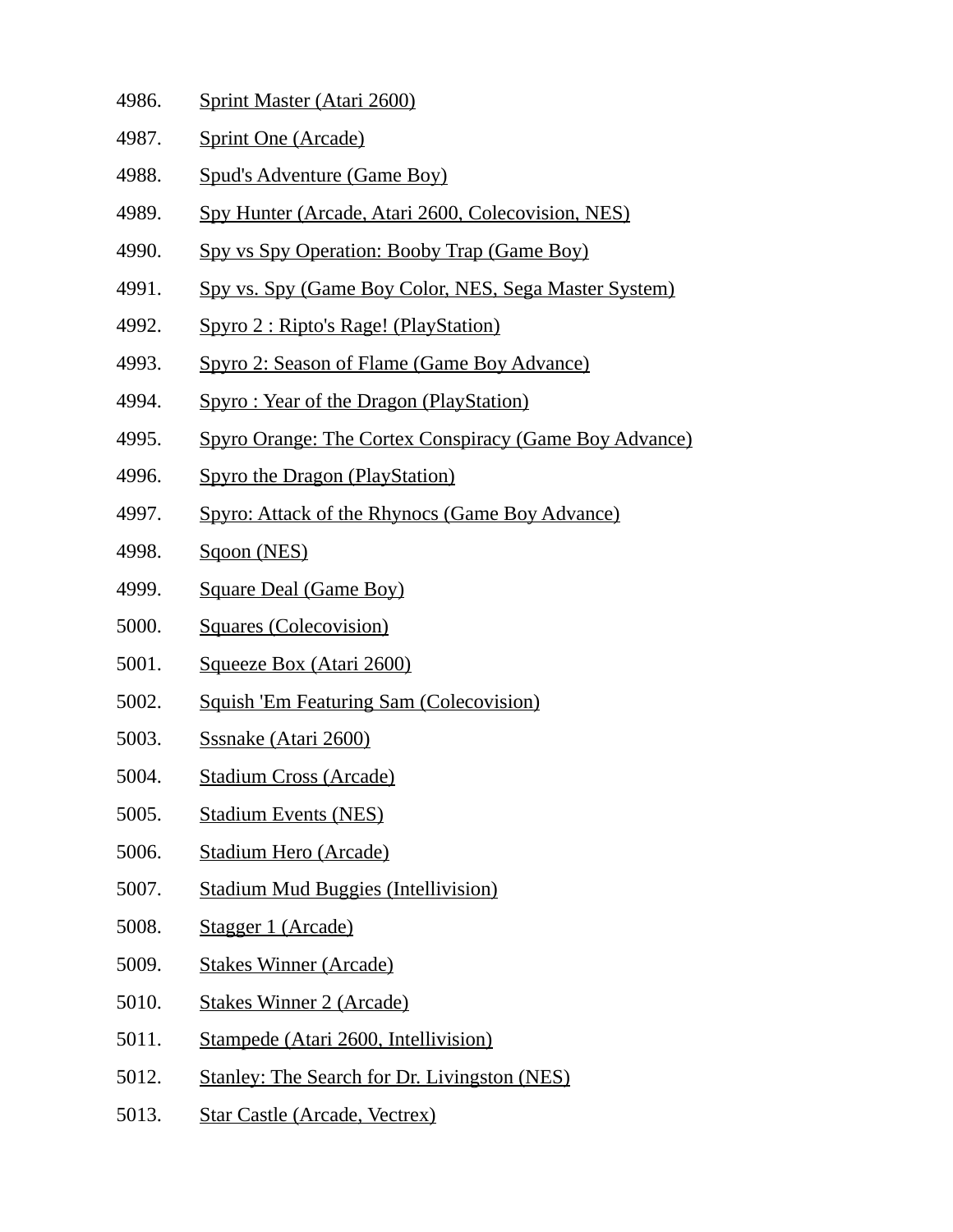4986. Sprint Master (Atari 2600)
4987. Sprint One (Arcade)
4988. Spud's Adventure (Game Boy)
4989. Spy Hunter (Arcade, Atari 2600, Colecovision, NES)
4990. Spy vs Spy Operation: Booby Trap (Game Boy)
4991. Spy vs. Spy (Game Boy Color, NES, Sega Master System)
4992. Spyro 2 : Ripto's Rage! (PlayStation)
4993. Spyro 2: Season of Flame (Game Boy Advance)
4994. Spyro : Year of the Dragon (PlayStation)
4995. Spyro Orange: The Cortex Conspiracy (Game Boy Advance)
4996. Spyro the Dragon (PlayStation)
4997. Spyro: Attack of the Rhynocs (Game Boy Advance)
4998. Sqoon (NES)
4999. Square Deal (Game Boy)
5000. Squares (Colecovision)
5001. Squeeze Box (Atari 2600)
5002. Squish 'Em Featuring Sam (Colecovision)
5003. Sssnake (Atari 2600)
5004. Stadium Cross (Arcade)
5005. Stadium Events (NES)
5006. Stadium Hero (Arcade)
5007. Stadium Mud Buggies (Intellivision)
5008. Stagger 1 (Arcade)
5009. Stakes Winner (Arcade)
5010. Stakes Winner 2 (Arcade)
5011. Stampede (Atari 2600, Intellivision)
5012. Stanley: The Search for Dr. Livingston (NES)
5013. Star Castle (Arcade, Vectrex)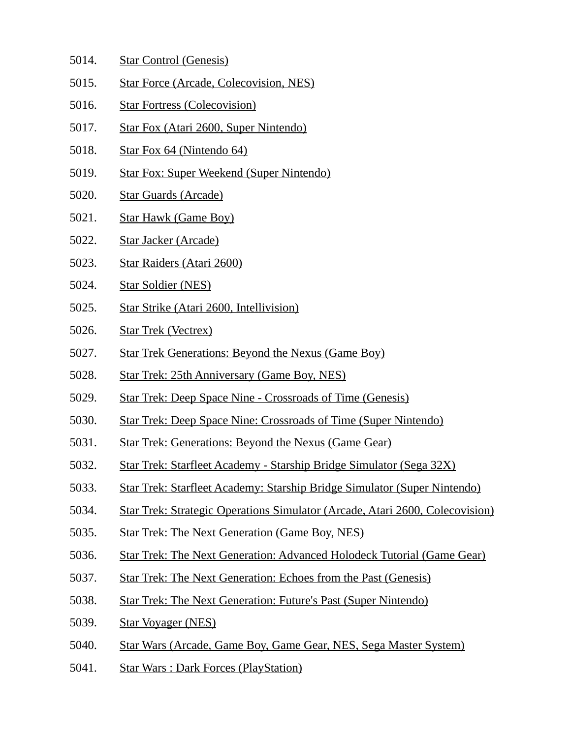5014. Star Control (Genesis)
5015. Star Force (Arcade, Colecovision, NES)
5016. Star Fortress (Colecovision)
5017. Star Fox (Atari 2600, Super Nintendo)
5018. Star Fox 64 (Nintendo 64)
5019. Star Fox: Super Weekend (Super Nintendo)
5020. Star Guards (Arcade)
5021. Star Hawk (Game Boy)
5022. Star Jacker (Arcade)
5023. Star Raiders (Atari 2600)
5024. Star Soldier (NES)
5025. Star Strike (Atari 2600, Intellivision)
5026. Star Trek (Vectrex)
5027. Star Trek Generations: Beyond the Nexus (Game Boy)
5028. Star Trek: 25th Anniversary (Game Boy, NES)
5029. Star Trek: Deep Space Nine - Crossroads of Time (Genesis)
5030. Star Trek: Deep Space Nine: Crossroads of Time (Super Nintendo)
5031. Star Trek: Generations: Beyond the Nexus (Game Gear)
5032. Star Trek: Starfleet Academy - Starship Bridge Simulator (Sega 32X)
5033. Star Trek: Starfleet Academy: Starship Bridge Simulator (Super Nintendo)
5034. Star Trek: Strategic Operations Simulator (Arcade, Atari 2600, Colecovision)
5035. Star Trek: The Next Generation (Game Boy, NES)
5036. Star Trek: The Next Generation: Advanced Holodeck Tutorial (Game Gear)
5037. Star Trek: The Next Generation: Echoes from the Past (Genesis)
5038. Star Trek: The Next Generation: Future's Past (Super Nintendo)
5039. Star Voyager (NES)
5040. Star Wars (Arcade, Game Boy, Game Gear, NES, Sega Master System)
5041. Star Wars : Dark Forces (PlayStation)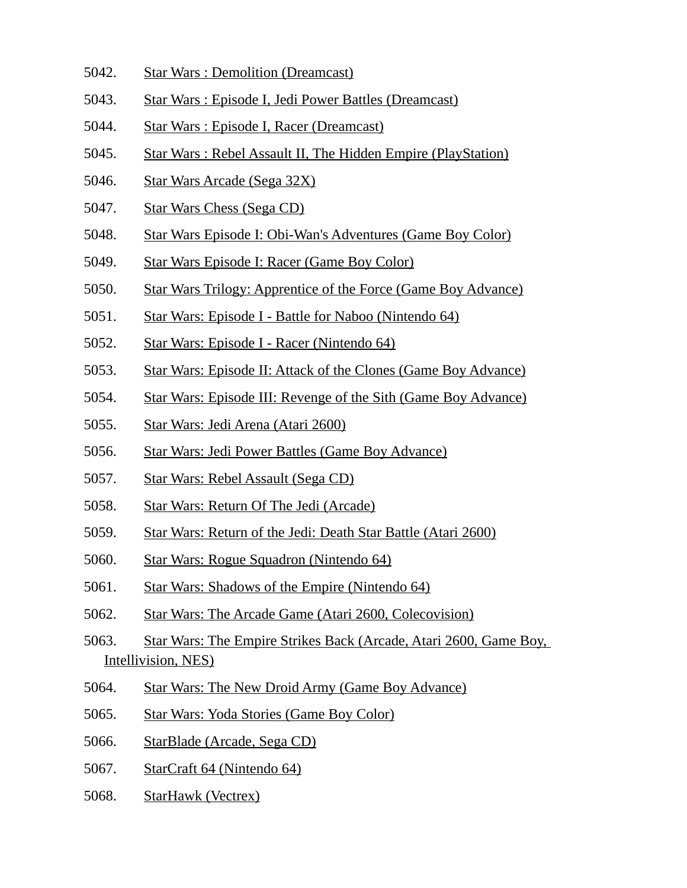5042. Star Wars : Demolition (Dreamcast)

5043. Star Wars : Episode I, Jedi Power Battles (Dreamcast)

5044. Star Wars : Episode I, Racer (Dreamcast)

5045. Star Wars : Rebel Assault II, The Hidden Empire (PlayStation)

5046. Star Wars Arcade (Sega 32X)

5047. Star Wars Chess (Sega CD)

5048. Star Wars Episode I: Obi-Wan's Adventures (Game Boy Color)

5049. Star Wars Episode I: Racer (Game Boy Color)

5050. Star Wars Trilogy: Apprentice of the Force (Game Boy Advance)

5051. Star Wars: Episode I - Battle for Naboo (Nintendo 64)

5052. Star Wars: Episode I - Racer (Nintendo 64)

5053. Star Wars: Episode II: Attack of the Clones (Game Boy Advance)

5054. Star Wars: Episode III: Revenge of the Sith (Game Boy Advance)

5055. Star Wars: Jedi Arena (Atari 2600)

5056. Star Wars: Jedi Power Battles (Game Boy Advance)

5057. Star Wars: Rebel Assault (Sega CD)

5058. Star Wars: Return Of The Jedi (Arcade)

5059. Star Wars: Return of the Jedi: Death Star Battle (Atari 2600)

5060. Star Wars: Rogue Squadron (Nintendo 64)

5061. Star Wars: Shadows of the Empire (Nintendo 64)

5062. Star Wars: The Arcade Game (Atari 2600, Colecovision)

5063. Star Wars: The Empire Strikes Back (Arcade, Atari 2600, Game Boy, Intellivision, NES)

5064. Star Wars: The New Droid Army (Game Boy Advance)

5065. Star Wars: Yoda Stories (Game Boy Color)

5066. StarBlade (Arcade, Sega CD)

5067. StarCraft 64 (Nintendo 64)

5068. StarHawk (Vectrex)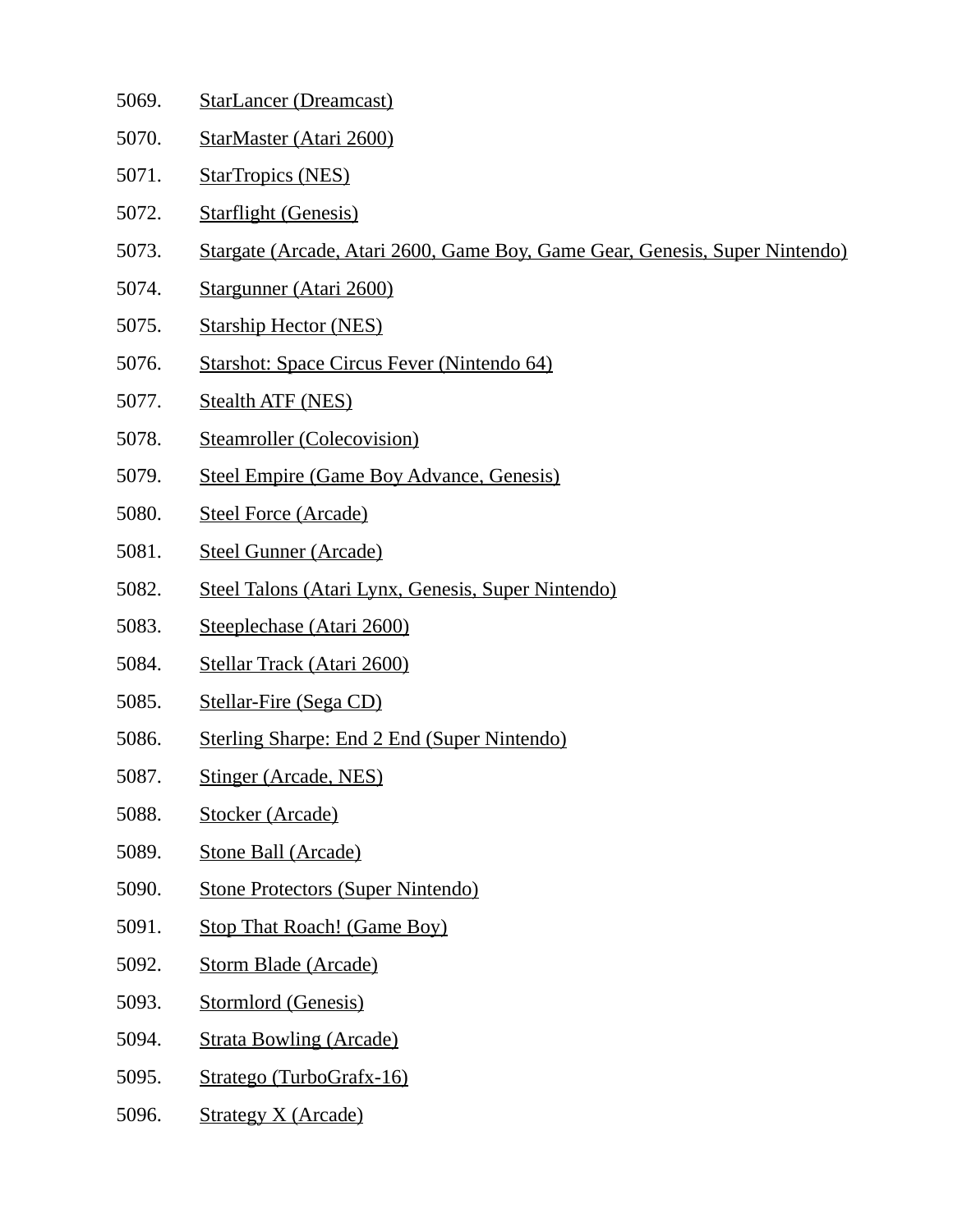5069. StarLancer (Dreamcast)
5070. StarMaster (Atari 2600)
5071. StarTropics (NES)
5072. Starflight (Genesis)
5073. Stargate (Arcade, Atari 2600, Game Boy, Game Gear, Genesis, Super Nintendo)
5074. Stargunner (Atari 2600)
5075. Starship Hector (NES)
5076. Starshot: Space Circus Fever (Nintendo 64)
5077. Stealth ATF (NES)
5078. Steamroller (Colecovision)
5079. Steel Empire (Game Boy Advance, Genesis)
5080. Steel Force (Arcade)
5081. Steel Gunner (Arcade)
5082. Steel Talons (Atari Lynx, Genesis, Super Nintendo)
5083. Steeplechase (Atari 2600)
5084. Stellar Track (Atari 2600)
5085. Stellar-Fire (Sega CD)
5086. Sterling Sharpe: End 2 End (Super Nintendo)
5087. Stinger (Arcade, NES)
5088. Stocker (Arcade)
5089. Stone Ball (Arcade)
5090. Stone Protectors (Super Nintendo)
5091. Stop That Roach! (Game Boy)
5092. Storm Blade (Arcade)
5093. Stormlord (Genesis)
5094. Strata Bowling (Arcade)
5095. Stratego (TurboGrafx-16)
5096. Strategy X (Arcade)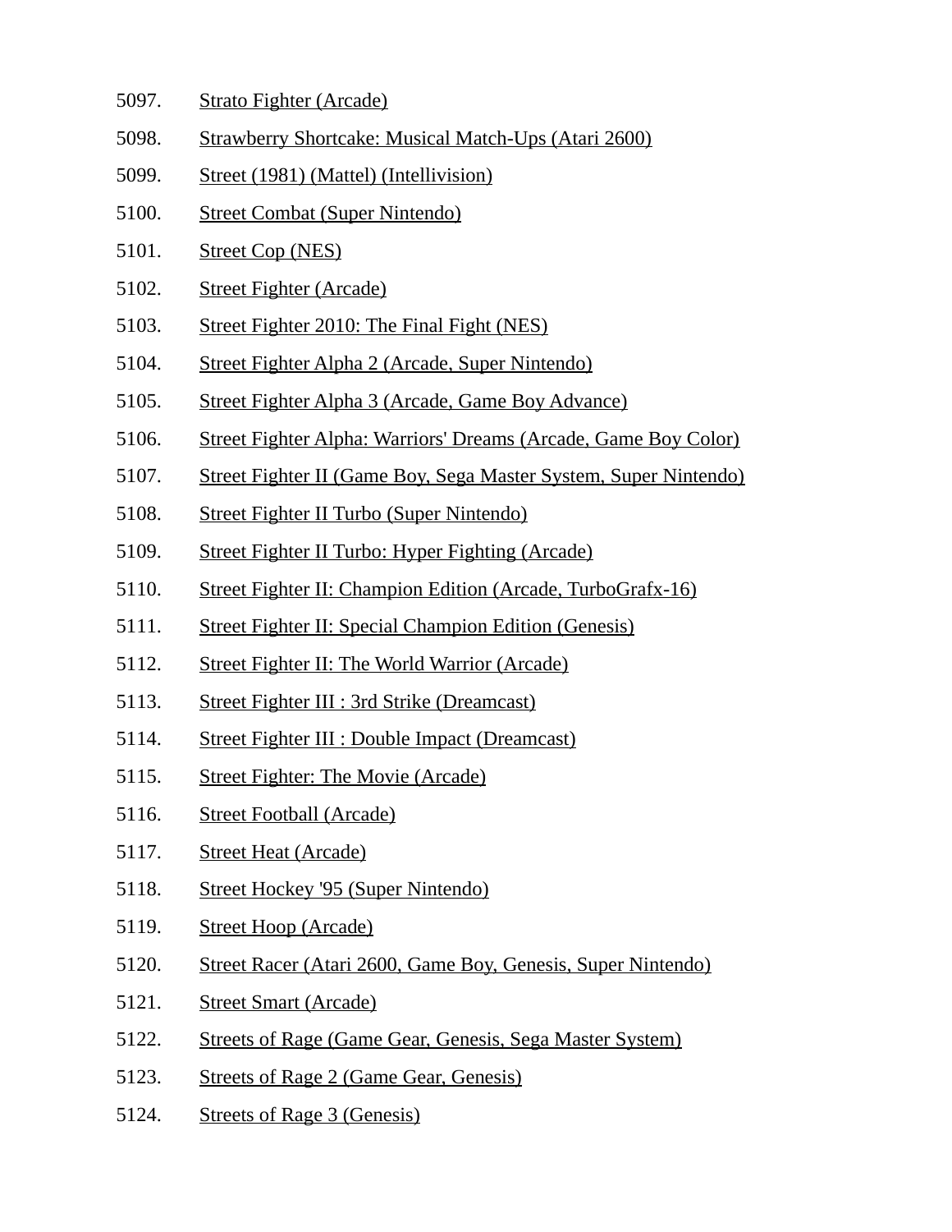5097. Strato Fighter (Arcade)
5098. Strawberry Shortcake: Musical Match-Ups (Atari 2600)
5099. Street (1981) (Mattel) (Intellivision)
5100. Street Combat (Super Nintendo)
5101. Street Cop (NES)
5102. Street Fighter (Arcade)
5103. Street Fighter 2010: The Final Fight (NES)
5104. Street Fighter Alpha 2 (Arcade, Super Nintendo)
5105. Street Fighter Alpha 3 (Arcade, Game Boy Advance)
5106. Street Fighter Alpha: Warriors' Dreams (Arcade, Game Boy Color)
5107. Street Fighter II (Game Boy, Sega Master System, Super Nintendo)
5108. Street Fighter II Turbo (Super Nintendo)
5109. Street Fighter II Turbo: Hyper Fighting (Arcade)
5110. Street Fighter II: Champion Edition (Arcade, TurboGrafx-16)
5111. Street Fighter II: Special Champion Edition (Genesis)
5112. Street Fighter II: The World Warrior (Arcade)
5113. Street Fighter III : 3rd Strike (Dreamcast)
5114. Street Fighter III : Double Impact (Dreamcast)
5115. Street Fighter: The Movie (Arcade)
5116. Street Football (Arcade)
5117. Street Heat (Arcade)
5118. Street Hockey '95 (Super Nintendo)
5119. Street Hoop (Arcade)
5120. Street Racer (Atari 2600, Game Boy, Genesis, Super Nintendo)
5121. Street Smart (Arcade)
5122. Streets of Rage (Game Gear, Genesis, Sega Master System)
5123. Streets of Rage 2 (Game Gear, Genesis)
5124. Streets of Rage 3 (Genesis)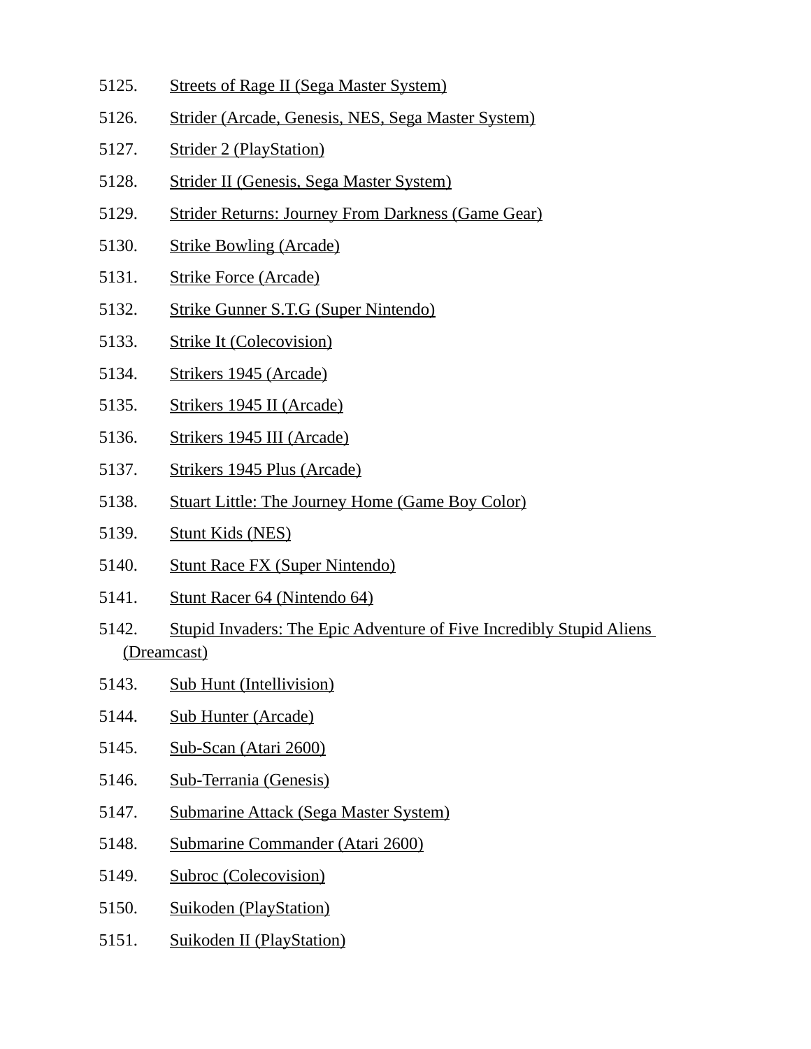5125. Streets of Rage II (Sega Master System)
5126. Strider (Arcade, Genesis, NES, Sega Master System)
5127. Strider 2 (PlayStation)
5128. Strider II (Genesis, Sega Master System)
5129. Strider Returns: Journey From Darkness (Game Gear)
5130. Strike Bowling (Arcade)
5131. Strike Force (Arcade)
5132. Strike Gunner S.T.G (Super Nintendo)
5133. Strike It (Colecovision)
5134. Strikers 1945 (Arcade)
5135. Strikers 1945 II (Arcade)
5136. Strikers 1945 III (Arcade)
5137. Strikers 1945 Plus (Arcade)
5138. Stuart Little: The Journey Home (Game Boy Color)
5139. Stunt Kids (NES)
5140. Stunt Race FX (Super Nintendo)
5141. Stunt Racer 64 (Nintendo 64)
5142. Stupid Invaders: The Epic Adventure of Five Incredibly Stupid Aliens (Dreamcast)
5143. Sub Hunt (Intellivision)
5144. Sub Hunter (Arcade)
5145. Sub-Scan (Atari 2600)
5146. Sub-Terrania (Genesis)
5147. Submarine Attack (Sega Master System)
5148. Submarine Commander (Atari 2600)
5149. Subroc (Colecovision)
5150. Suikoden (PlayStation)
5151. Suikoden II (PlayStation)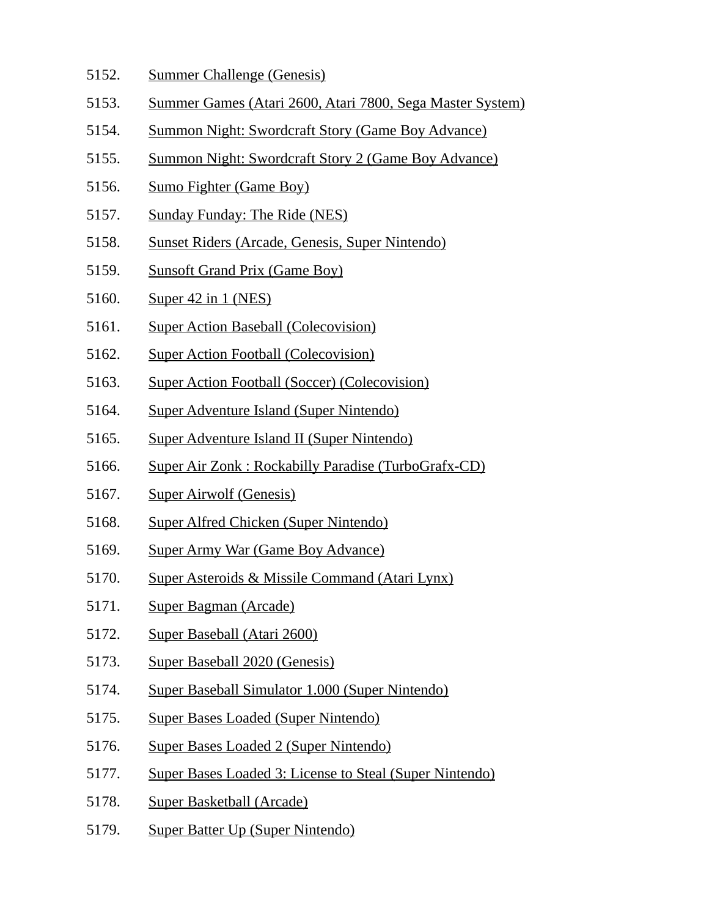5152. Summer Challenge (Genesis)
5153. Summer Games (Atari 2600, Atari 7800, Sega Master System)
5154. Summon Night: Swordcraft Story (Game Boy Advance)
5155. Summon Night: Swordcraft Story 2 (Game Boy Advance)
5156. Sumo Fighter (Game Boy)
5157. Sunday Funday: The Ride (NES)
5158. Sunset Riders (Arcade, Genesis, Super Nintendo)
5159. Sunsoft Grand Prix (Game Boy)
5160. Super 42 in 1 (NES)
5161. Super Action Baseball (Colecovision)
5162. Super Action Football (Colecovision)
5163. Super Action Football (Soccer) (Colecovision)
5164. Super Adventure Island (Super Nintendo)
5165. Super Adventure Island II (Super Nintendo)
5166. Super Air Zonk : Rockabilly Paradise (TurboGrafx-CD)
5167. Super Airwolf (Genesis)
5168. Super Alfred Chicken (Super Nintendo)
5169. Super Army War (Game Boy Advance)
5170. Super Asteroids & Missile Command (Atari Lynx)
5171. Super Bagman (Arcade)
5172. Super Baseball (Atari 2600)
5173. Super Baseball 2020 (Genesis)
5174. Super Baseball Simulator 1.000 (Super Nintendo)
5175. Super Bases Loaded (Super Nintendo)
5176. Super Bases Loaded 2 (Super Nintendo)
5177. Super Bases Loaded 3: License to Steal (Super Nintendo)
5178. Super Basketball (Arcade)
5179. Super Batter Up (Super Nintendo)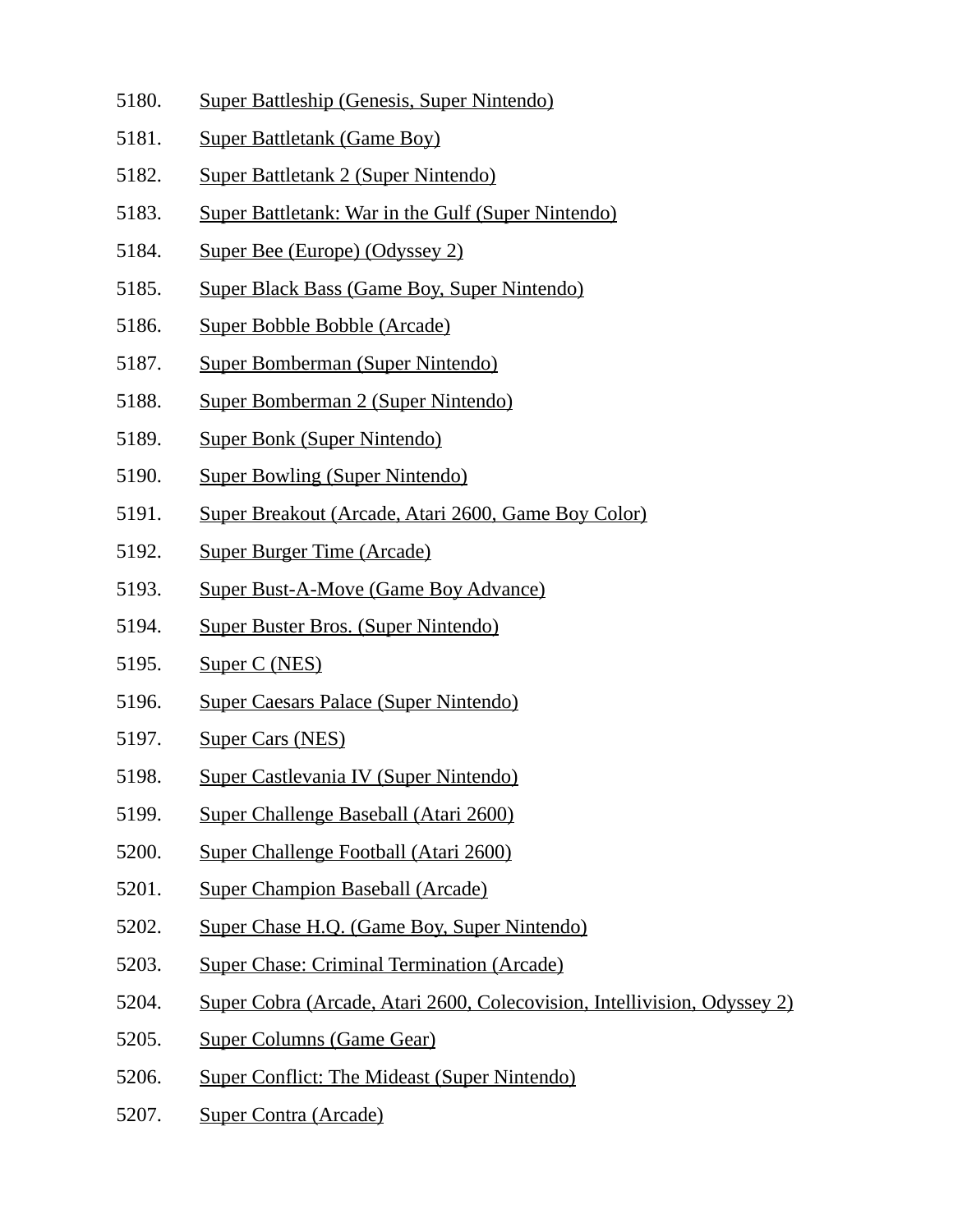5180. Super Battleship (Genesis, Super Nintendo)
5181. Super Battletank (Game Boy)
5182. Super Battletank 2 (Super Nintendo)
5183. Super Battletank: War in the Gulf (Super Nintendo)
5184. Super Bee (Europe) (Odyssey 2)
5185. Super Black Bass (Game Boy, Super Nintendo)
5186. Super Bobble Bobble (Arcade)
5187. Super Bomberman (Super Nintendo)
5188. Super Bomberman 2 (Super Nintendo)
5189. Super Bonk (Super Nintendo)
5190. Super Bowling (Super Nintendo)
5191. Super Breakout (Arcade, Atari 2600, Game Boy Color)
5192. Super Burger Time (Arcade)
5193. Super Bust-A-Move (Game Boy Advance)
5194. Super Buster Bros. (Super Nintendo)
5195. Super C (NES)
5196. Super Caesars Palace (Super Nintendo)
5197. Super Cars (NES)
5198. Super Castlevania IV (Super Nintendo)
5199. Super Challenge Baseball (Atari 2600)
5200. Super Challenge Football (Atari 2600)
5201. Super Champion Baseball (Arcade)
5202. Super Chase H.Q. (Game Boy, Super Nintendo)
5203. Super Chase: Criminal Termination (Arcade)
5204. Super Cobra (Arcade, Atari 2600, Colecovision, Intellivision, Odyssey 2)
5205. Super Columns (Game Gear)
5206. Super Conflict: The Mideast (Super Nintendo)
5207. Super Contra (Arcade)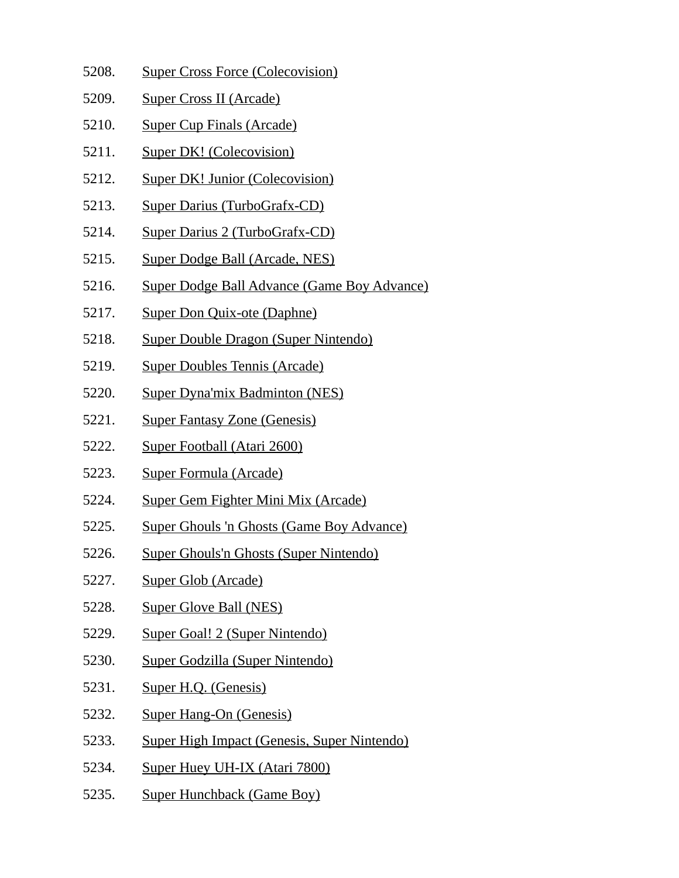5208. Super Cross Force (Colecovision)
5209. Super Cross II (Arcade)
5210. Super Cup Finals (Arcade)
5211. Super DK! (Colecovision)
5212. Super DK! Junior (Colecovision)
5213. Super Darius (TurboGrafx-CD)
5214. Super Darius 2 (TurboGrafx-CD)
5215. Super Dodge Ball (Arcade, NES)
5216. Super Dodge Ball Advance (Game Boy Advance)
5217. Super Don Quix-ote (Daphne)
5218. Super Double Dragon (Super Nintendo)
5219. Super Doubles Tennis (Arcade)
5220. Super Dyna'mix Badminton (NES)
5221. Super Fantasy Zone (Genesis)
5222. Super Football (Atari 2600)
5223. Super Formula (Arcade)
5224. Super Gem Fighter Mini Mix (Arcade)
5225. Super Ghouls 'n Ghosts (Game Boy Advance)
5226. Super Ghouls'n Ghosts (Super Nintendo)
5227. Super Glob (Arcade)
5228. Super Glove Ball (NES)
5229. Super Goal! 2 (Super Nintendo)
5230. Super Godzilla (Super Nintendo)
5231. Super H.Q. (Genesis)
5232. Super Hang-On (Genesis)
5233. Super High Impact (Genesis, Super Nintendo)
5234. Super Huey UH-IX (Atari 7800)
5235. Super Hunchback (Game Boy)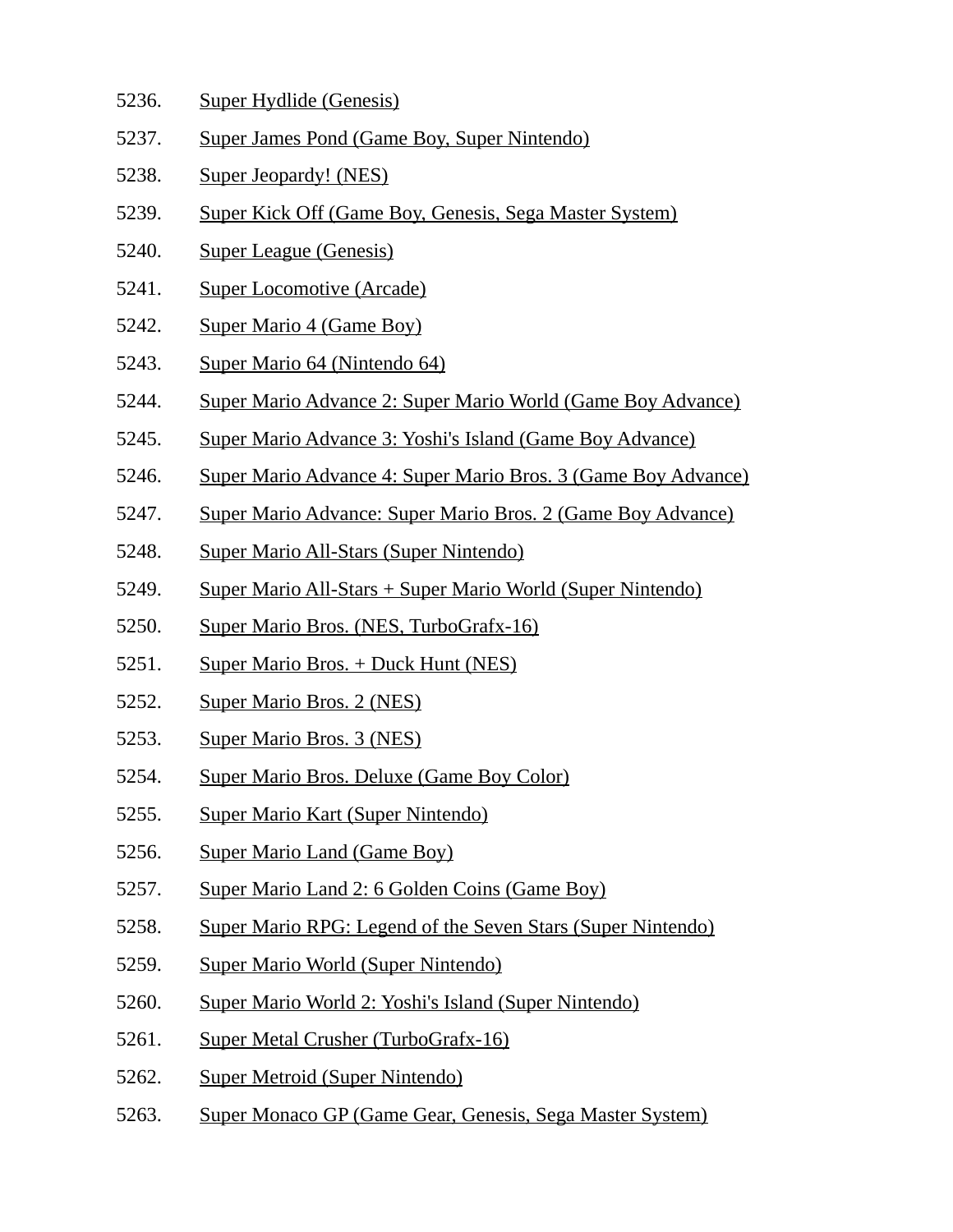5236. Super Hydlide (Genesis)
5237. Super James Pond (Game Boy, Super Nintendo)
5238. Super Jeopardy! (NES)
5239. Super Kick Off (Game Boy, Genesis, Sega Master System)
5240. Super League (Genesis)
5241. Super Locomotive (Arcade)
5242. Super Mario 4 (Game Boy)
5243. Super Mario 64 (Nintendo 64)
5244. Super Mario Advance 2: Super Mario World (Game Boy Advance)
5245. Super Mario Advance 3: Yoshi's Island (Game Boy Advance)
5246. Super Mario Advance 4: Super Mario Bros. 3 (Game Boy Advance)
5247. Super Mario Advance: Super Mario Bros. 2 (Game Boy Advance)
5248. Super Mario All-Stars (Super Nintendo)
5249. Super Mario All-Stars + Super Mario World (Super Nintendo)
5250. Super Mario Bros. (NES, TurboGrafx-16)
5251. Super Mario Bros. + Duck Hunt (NES)
5252. Super Mario Bros. 2 (NES)
5253. Super Mario Bros. 3 (NES)
5254. Super Mario Bros. Deluxe (Game Boy Color)
5255. Super Mario Kart (Super Nintendo)
5256. Super Mario Land (Game Boy)
5257. Super Mario Land 2: 6 Golden Coins (Game Boy)
5258. Super Mario RPG: Legend of the Seven Stars (Super Nintendo)
5259. Super Mario World (Super Nintendo)
5260. Super Mario World 2: Yoshi's Island (Super Nintendo)
5261. Super Metal Crusher (TurboGrafx-16)
5262. Super Metroid (Super Nintendo)
5263. Super Monaco GP (Game Gear, Genesis, Sega Master System)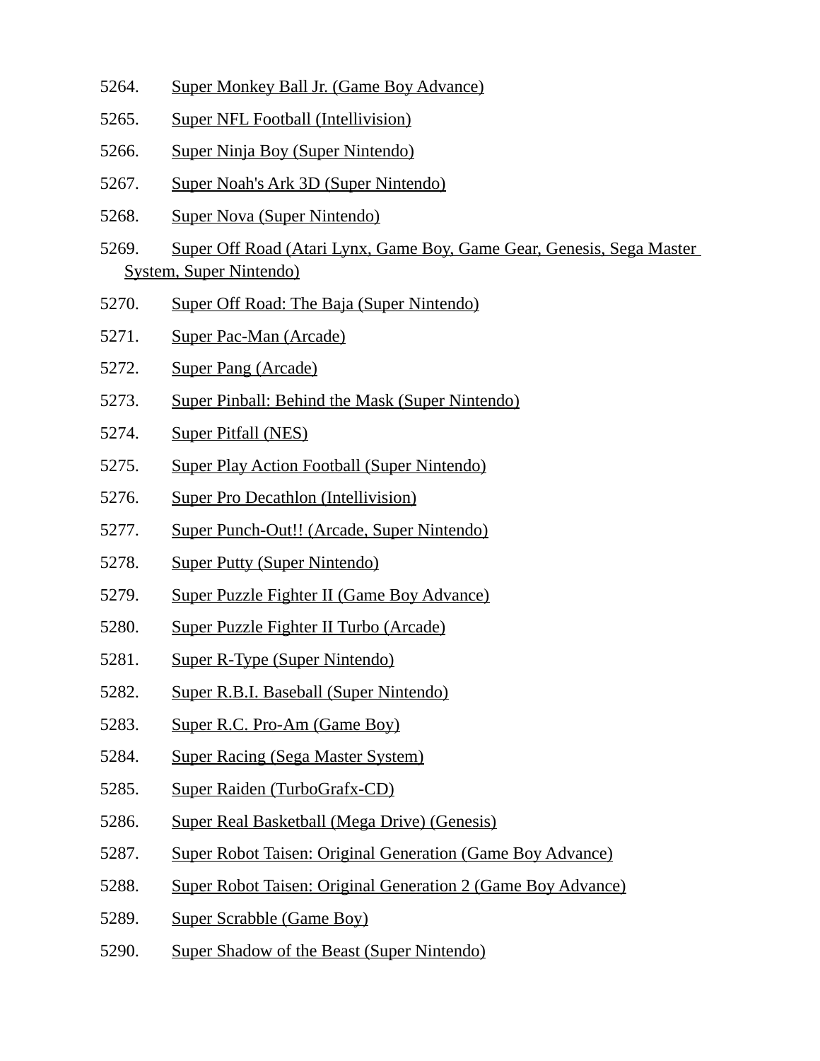5264. Super Monkey Ball Jr. (Game Boy Advance)
5265. Super NFL Football (Intellivision)
5266. Super Ninja Boy (Super Nintendo)
5267. Super Noah's Ark 3D (Super Nintendo)
5268. Super Nova (Super Nintendo)
5269. Super Off Road (Atari Lynx, Game Boy, Game Gear, Genesis, Sega Master System, Super Nintendo)
5270. Super Off Road: The Baja (Super Nintendo)
5271. Super Pac-Man (Arcade)
5272. Super Pang (Arcade)
5273. Super Pinball: Behind the Mask (Super Nintendo)
5274. Super Pitfall (NES)
5275. Super Play Action Football (Super Nintendo)
5276. Super Pro Decathlon (Intellivision)
5277. Super Punch-Out!! (Arcade, Super Nintendo)
5278. Super Putty (Super Nintendo)
5279. Super Puzzle Fighter II (Game Boy Advance)
5280. Super Puzzle Fighter II Turbo (Arcade)
5281. Super R-Type (Super Nintendo)
5282. Super R.B.I. Baseball (Super Nintendo)
5283. Super R.C. Pro-Am (Game Boy)
5284. Super Racing (Sega Master System)
5285. Super Raiden (TurboGrafx-CD)
5286. Super Real Basketball (Mega Drive) (Genesis)
5287. Super Robot Taisen: Original Generation (Game Boy Advance)
5288. Super Robot Taisen: Original Generation 2 (Game Boy Advance)
5289. Super Scrabble (Game Boy)
5290. Super Shadow of the Beast (Super Nintendo)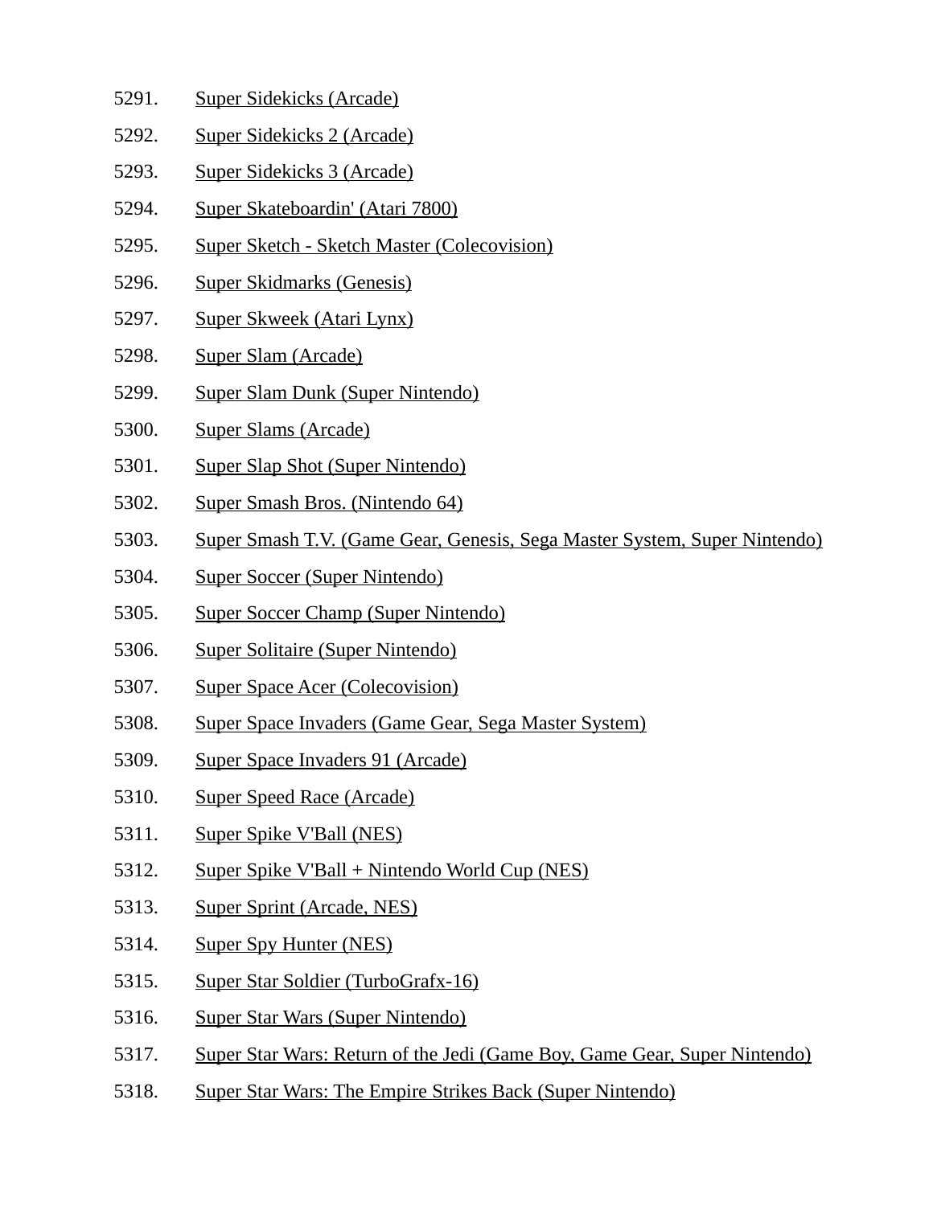5291. Super Sidekicks (Arcade)
5292. Super Sidekicks 2 (Arcade)
5293. Super Sidekicks 3 (Arcade)
5294. Super Skateboardin' (Atari 7800)
5295. Super Sketch - Sketch Master (Colecovision)
5296. Super Skidmarks (Genesis)
5297. Super Skweek (Atari Lynx)
5298. Super Slam (Arcade)
5299. Super Slam Dunk (Super Nintendo)
5300. Super Slams (Arcade)
5301. Super Slap Shot (Super Nintendo)
5302. Super Smash Bros. (Nintendo 64)
5303. Super Smash T.V. (Game Gear, Genesis, Sega Master System, Super Nintendo)
5304. Super Soccer (Super Nintendo)
5305. Super Soccer Champ (Super Nintendo)
5306. Super Solitaire (Super Nintendo)
5307. Super Space Acer (Colecovision)
5308. Super Space Invaders (Game Gear, Sega Master System)
5309. Super Space Invaders 91 (Arcade)
5310. Super Speed Race (Arcade)
5311. Super Spike V'Ball (NES)
5312. Super Spike V'Ball + Nintendo World Cup (NES)
5313. Super Sprint (Arcade, NES)
5314. Super Spy Hunter (NES)
5315. Super Star Soldier (TurboGrafx-16)
5316. Super Star Wars (Super Nintendo)
5317. Super Star Wars: Return of the Jedi (Game Boy, Game Gear, Super Nintendo)
5318. Super Star Wars: The Empire Strikes Back (Super Nintendo)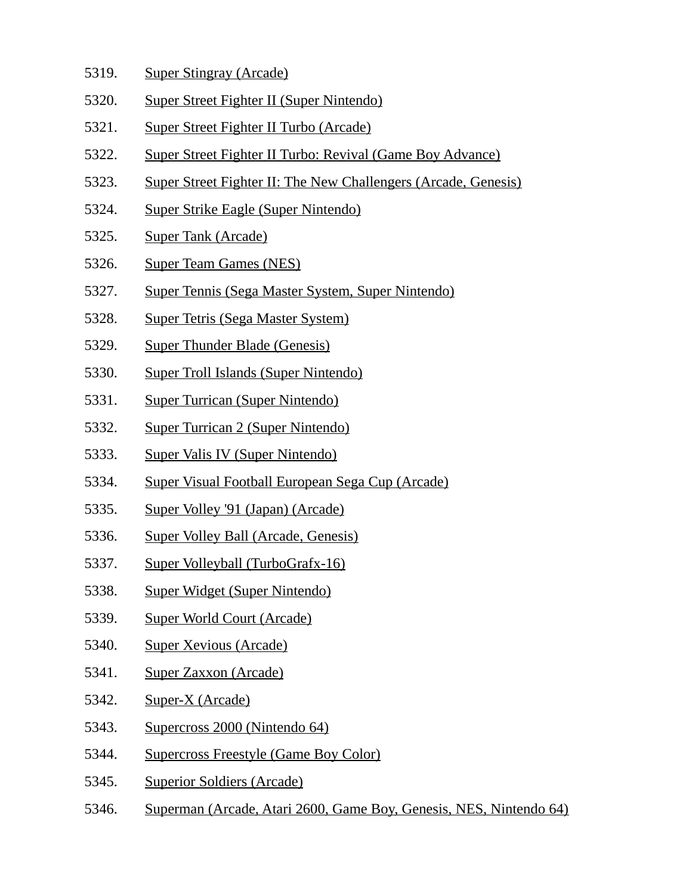5319. Super Stingray (Arcade)
5320. Super Street Fighter II (Super Nintendo)
5321. Super Street Fighter II Turbo (Arcade)
5322. Super Street Fighter II Turbo: Revival (Game Boy Advance)
5323. Super Street Fighter II: The New Challengers (Arcade, Genesis)
5324. Super Strike Eagle (Super Nintendo)
5325. Super Tank (Arcade)
5326. Super Team Games (NES)
5327. Super Tennis (Sega Master System, Super Nintendo)
5328. Super Tetris (Sega Master System)
5329. Super Thunder Blade (Genesis)
5330. Super Troll Islands (Super Nintendo)
5331. Super Turrican (Super Nintendo)
5332. Super Turrican 2 (Super Nintendo)
5333. Super Valis IV (Super Nintendo)
5334. Super Visual Football European Sega Cup (Arcade)
5335. Super Volley '91 (Japan) (Arcade)
5336. Super Volley Ball (Arcade, Genesis)
5337. Super Volleyball (TurboGrafx-16)
5338. Super Widget (Super Nintendo)
5339. Super World Court (Arcade)
5340. Super Xevious (Arcade)
5341. Super Zaxxon (Arcade)
5342. Super-X (Arcade)
5343. Supercross 2000 (Nintendo 64)
5344. Supercross Freestyle (Game Boy Color)
5345. Superior Soldiers (Arcade)
5346. Superman (Arcade, Atari 2600, Game Boy, Genesis, NES, Nintendo 64)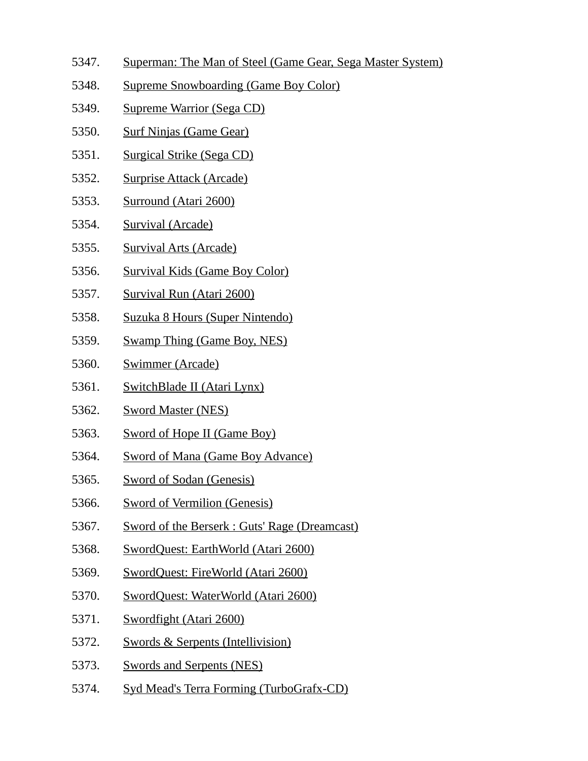5347. Superman: The Man of Steel (Game Gear, Sega Master System)
5348. Supreme Snowboarding (Game Boy Color)
5349. Supreme Warrior (Sega CD)
5350. Surf Ninjas (Game Gear)
5351. Surgical Strike (Sega CD)
5352. Surprise Attack (Arcade)
5353. Surround (Atari 2600)
5354. Survival (Arcade)
5355. Survival Arts (Arcade)
5356. Survival Kids (Game Boy Color)
5357. Survival Run (Atari 2600)
5358. Suzuka 8 Hours (Super Nintendo)
5359. Swamp Thing (Game Boy, NES)
5360. Swimmer (Arcade)
5361. SwitchBlade II (Atari Lynx)
5362. Sword Master (NES)
5363. Sword of Hope II (Game Boy)
5364. Sword of Mana (Game Boy Advance)
5365. Sword of Sodan (Genesis)
5366. Sword of Vermilion (Genesis)
5367. Sword of the Berserk : Guts' Rage (Dreamcast)
5368. SwordQuest: EarthWorld (Atari 2600)
5369. SwordQuest: FireWorld (Atari 2600)
5370. SwordQuest: WaterWorld (Atari 2600)
5371. Swordfight (Atari 2600)
5372. Swords & Serpents (Intellivision)
5373. Swords and Serpents (NES)
5374. Syd Mead's Terra Forming (TurboGrafx-CD)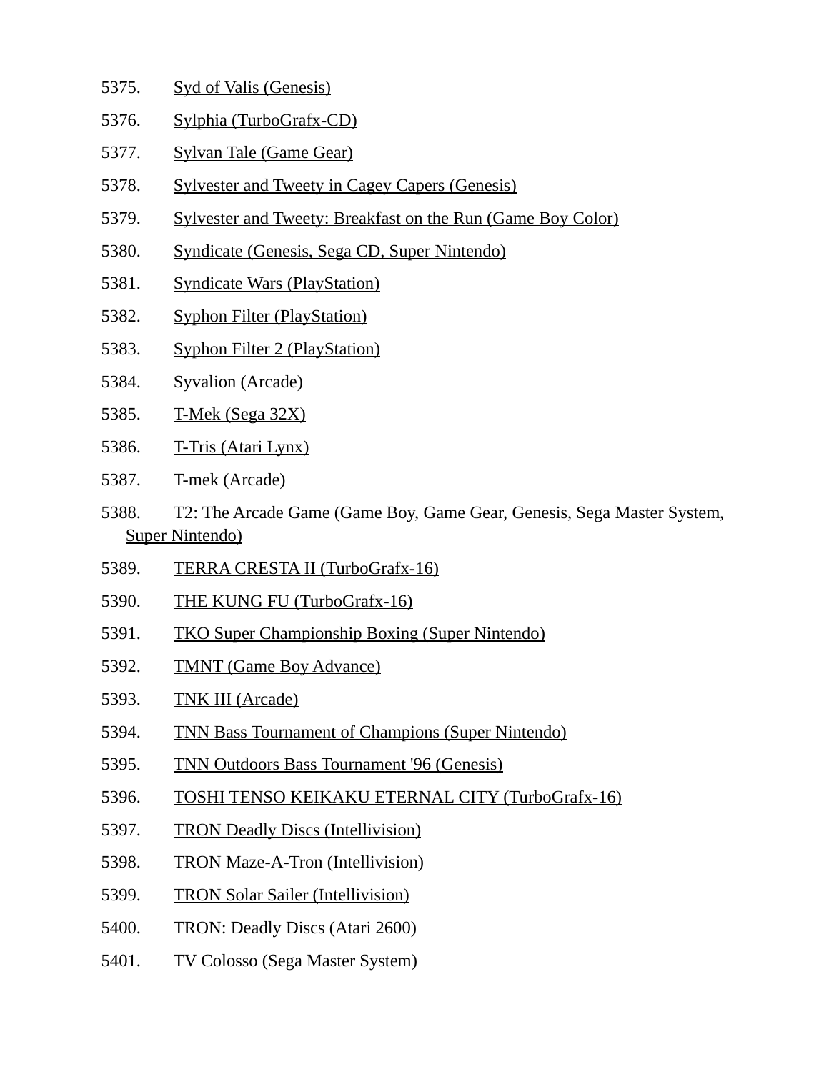5375. Syd of Valis (Genesis)

5376. Sylphia (TurboGrafx-CD)

5377. Sylvan Tale (Game Gear)

5378. Sylvester and Tweety in Cagey Capers (Genesis)

5379. Sylvester and Tweety: Breakfast on the Run (Game Boy Color)

5380. Syndicate (Genesis, Sega CD, Super Nintendo)

5381. Syndicate Wars (PlayStation)

5382. Syphon Filter (PlayStation)

5383. Syphon Filter 2 (PlayStation)

5384. Syvalion (Arcade)

5385. T-Mek (Sega 32X)

5386. T-Tris (Atari Lynx)

5387. T-mek (Arcade)

5388. T2: The Arcade Game (Game Boy, Game Gear, Genesis, Sega Master System, Super Nintendo)

5389. TERRA CRESTA II (TurboGrafx-16)

5390. THE KUNG FU (TurboGrafx-16)

5391. TKO Super Championship Boxing (Super Nintendo)

5392. TMNT (Game Boy Advance)

5393. TNK III (Arcade)

5394. TNN Bass Tournament of Champions (Super Nintendo)

5395. TNN Outdoors Bass Tournament '96 (Genesis)

5396. TOSHI TENSO KEIKAKU ETERNAL CITY (TurboGrafx-16)

5397. TRON Deadly Discs (Intellivision)

5398. TRON Maze-A-Tron (Intellivision)

5399. TRON Solar Sailer (Intellivision)

5400. TRON: Deadly Discs (Atari 2600)

5401. TV Colosso (Sega Master System)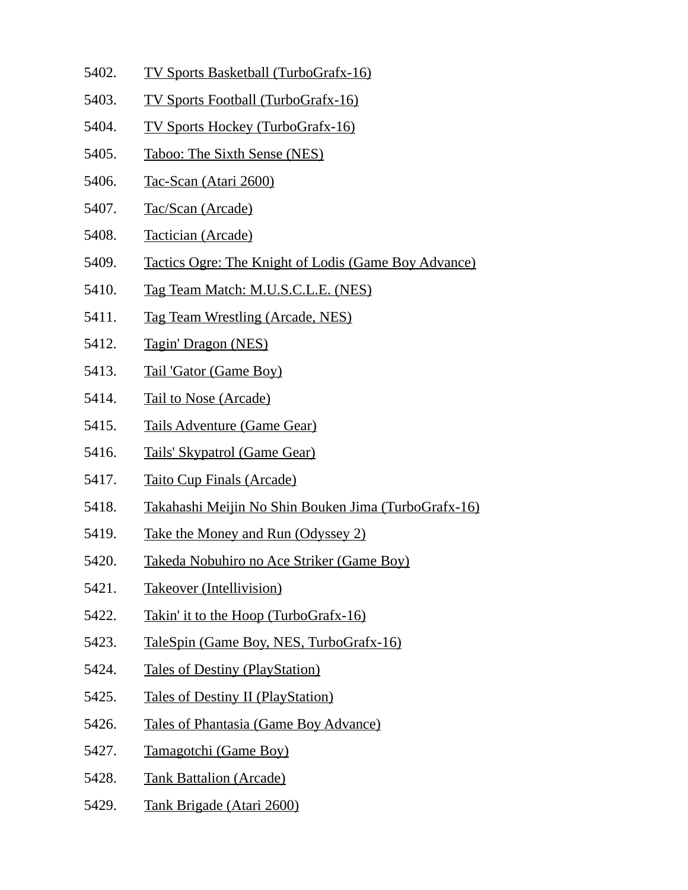5402. TV Sports Basketball (TurboGrafx-16)
5403. TV Sports Football (TurboGrafx-16)
5404. TV Sports Hockey (TurboGrafx-16)
5405. Taboo: The Sixth Sense (NES)
5406. Tac-Scan (Atari 2600)
5407. Tac/Scan (Arcade)
5408. Tactician (Arcade)
5409. Tactics Ogre: The Knight of Lodis (Game Boy Advance)
5410. Tag Team Match: M.U.S.C.L.E. (NES)
5411. Tag Team Wrestling (Arcade, NES)
5412. Tagin' Dragon (NES)
5413. Tail 'Gator (Game Boy)
5414. Tail to Nose (Arcade)
5415. Tails Adventure (Game Gear)
5416. Tails' Skypatrol (Game Gear)
5417. Taito Cup Finals (Arcade)
5418. Takahashi Meijin No Shin Bouken Jima (TurboGrafx-16)
5419. Take the Money and Run (Odyssey 2)
5420. Takeda Nobuhiro no Ace Striker (Game Boy)
5421. Takeover (Intellivision)
5422. Takin' it to the Hoop (TurboGrafx-16)
5423. TaleSpin (Game Boy, NES, TurboGrafx-16)
5424. Tales of Destiny (PlayStation)
5425. Tales of Destiny II (PlayStation)
5426. Tales of Phantasia (Game Boy Advance)
5427. Tamagotchi (Game Boy)
5428. Tank Battalion (Arcade)
5429. Tank Brigade (Atari 2600)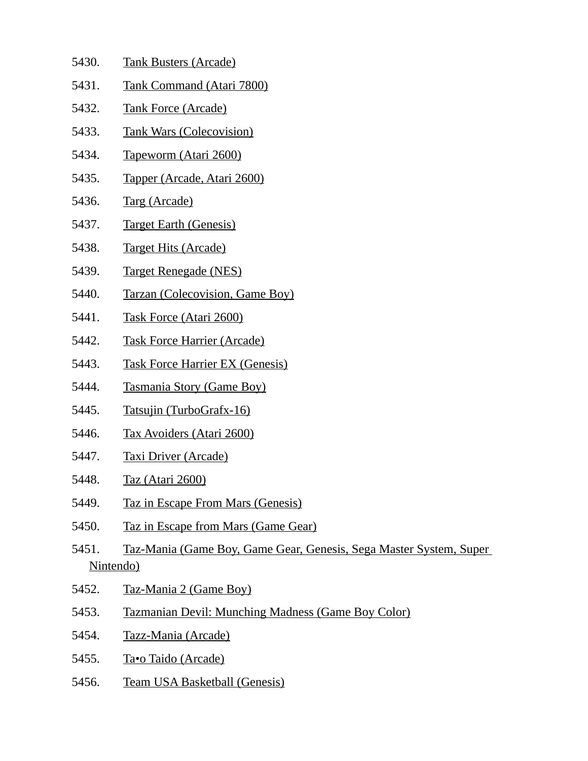5430. Tank Busters (Arcade)
5431. Tank Command (Atari 7800)
5432. Tank Force (Arcade)
5433. Tank Wars (Colecovision)
5434. Tapeworm (Atari 2600)
5435. Tapper (Arcade, Atari 2600)
5436. Targ (Arcade)
5437. Target Earth (Genesis)
5438. Target Hits (Arcade)
5439. Target Renegade (NES)
5440. Tarzan (Colecovision, Game Boy)
5441. Task Force (Atari 2600)
5442. Task Force Harrier (Arcade)
5443. Task Force Harrier EX (Genesis)
5444. Tasmania Story (Game Boy)
5445. Tatsujin (TurboGrafx-16)
5446. Tax Avoiders (Atari 2600)
5447. Taxi Driver (Arcade)
5448. Taz (Atari 2600)
5449. Taz in Escape From Mars (Genesis)
5450. Taz in Escape from Mars (Game Gear)
5451. Taz-Mania (Game Boy, Game Gear, Genesis, Sega Master System, Super Nintendo)
5452. Taz-Mania 2 (Game Boy)
5453. Tazmanian Devil: Munching Madness (Game Boy Color)
5454. Tazz-Mania (Arcade)
5455. Ta•o Taido (Arcade)
5456. Team USA Basketball (Genesis)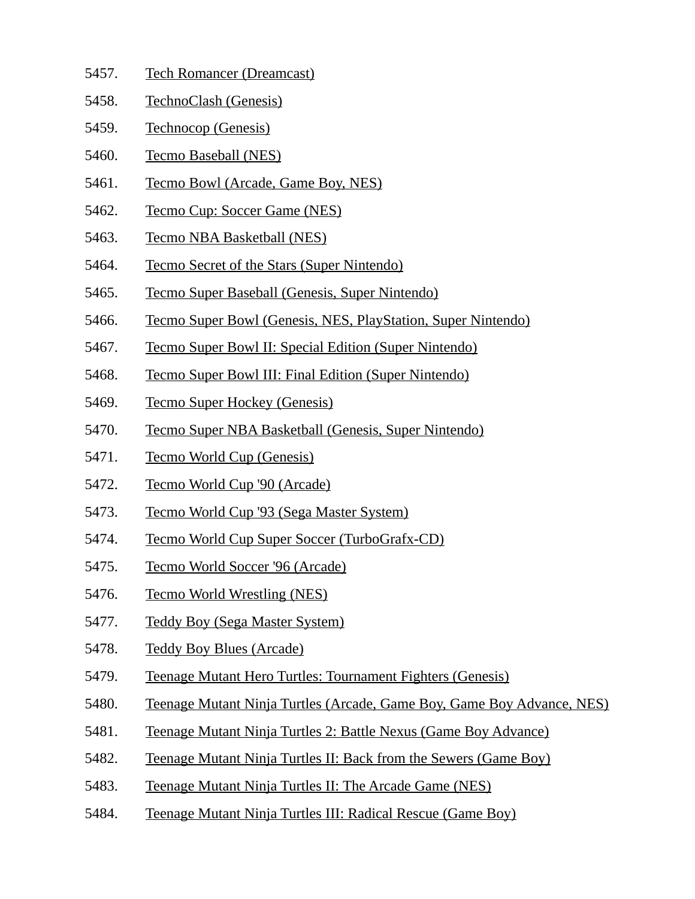5457. Tech Romancer (Dreamcast)
5458. TechnoClash (Genesis)
5459. Technocop (Genesis)
5460. Tecmo Baseball (NES)
5461. Tecmo Bowl (Arcade, Game Boy, NES)
5462. Tecmo Cup: Soccer Game (NES)
5463. Tecmo NBA Basketball (NES)
5464. Tecmo Secret of the Stars (Super Nintendo)
5465. Tecmo Super Baseball (Genesis, Super Nintendo)
5466. Tecmo Super Bowl (Genesis, NES, PlayStation, Super Nintendo)
5467. Tecmo Super Bowl II: Special Edition (Super Nintendo)
5468. Tecmo Super Bowl III: Final Edition (Super Nintendo)
5469. Tecmo Super Hockey (Genesis)
5470. Tecmo Super NBA Basketball (Genesis, Super Nintendo)
5471. Tecmo World Cup (Genesis)
5472. Tecmo World Cup '90 (Arcade)
5473. Tecmo World Cup '93 (Sega Master System)
5474. Tecmo World Cup Super Soccer (TurboGrafx-CD)
5475. Tecmo World Soccer '96 (Arcade)
5476. Tecmo World Wrestling (NES)
5477. Teddy Boy (Sega Master System)
5478. Teddy Boy Blues (Arcade)
5479. Teenage Mutant Hero Turtles: Tournament Fighters (Genesis)
5480. Teenage Mutant Ninja Turtles (Arcade, Game Boy, Game Boy Advance, NES)
5481. Teenage Mutant Ninja Turtles 2: Battle Nexus (Game Boy Advance)
5482. Teenage Mutant Ninja Turtles II: Back from the Sewers (Game Boy)
5483. Teenage Mutant Ninja Turtles II: The Arcade Game (NES)
5484. Teenage Mutant Ninja Turtles III: Radical Rescue (Game Boy)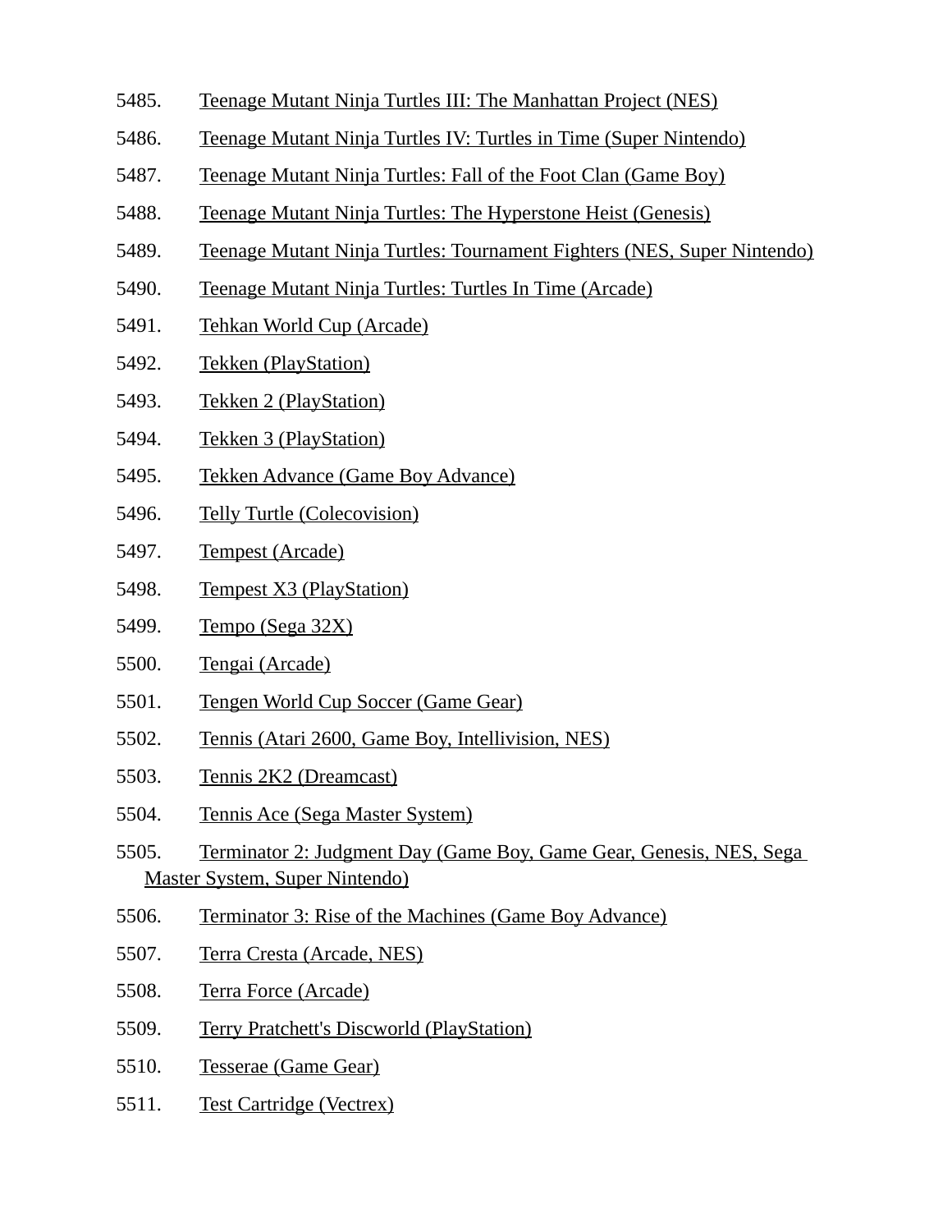5485. Teenage Mutant Ninja Turtles III: The Manhattan Project (NES)
5486. Teenage Mutant Ninja Turtles IV: Turtles in Time (Super Nintendo)
5487. Teenage Mutant Ninja Turtles: Fall of the Foot Clan (Game Boy)
5488. Teenage Mutant Ninja Turtles: The Hyperstone Heist (Genesis)
5489. Teenage Mutant Ninja Turtles: Tournament Fighters (NES, Super Nintendo)
5490. Teenage Mutant Ninja Turtles: Turtles In Time (Arcade)
5491. Tehkan World Cup (Arcade)
5492. Tekken (PlayStation)
5493. Tekken 2 (PlayStation)
5494. Tekken 3 (PlayStation)
5495. Tekken Advance (Game Boy Advance)
5496. Telly Turtle (Colecovision)
5497. Tempest (Arcade)
5498. Tempest X3 (PlayStation)
5499. Tempo (Sega 32X)
5500. Tengai (Arcade)
5501. Tengen World Cup Soccer (Game Gear)
5502. Tennis (Atari 2600, Game Boy, Intellivision, NES)
5503. Tennis 2K2 (Dreamcast)
5504. Tennis Ace (Sega Master System)
5505. Terminator 2: Judgment Day (Game Boy, Game Gear, Genesis, NES, Sega Master System, Super Nintendo)
5506. Terminator 3: Rise of the Machines (Game Boy Advance)
5507. Terra Cresta (Arcade, NES)
5508. Terra Force (Arcade)
5509. Terry Pratchett's Discworld (PlayStation)
5510. Tesserae (Game Gear)
5511. Test Cartridge (Vectrex)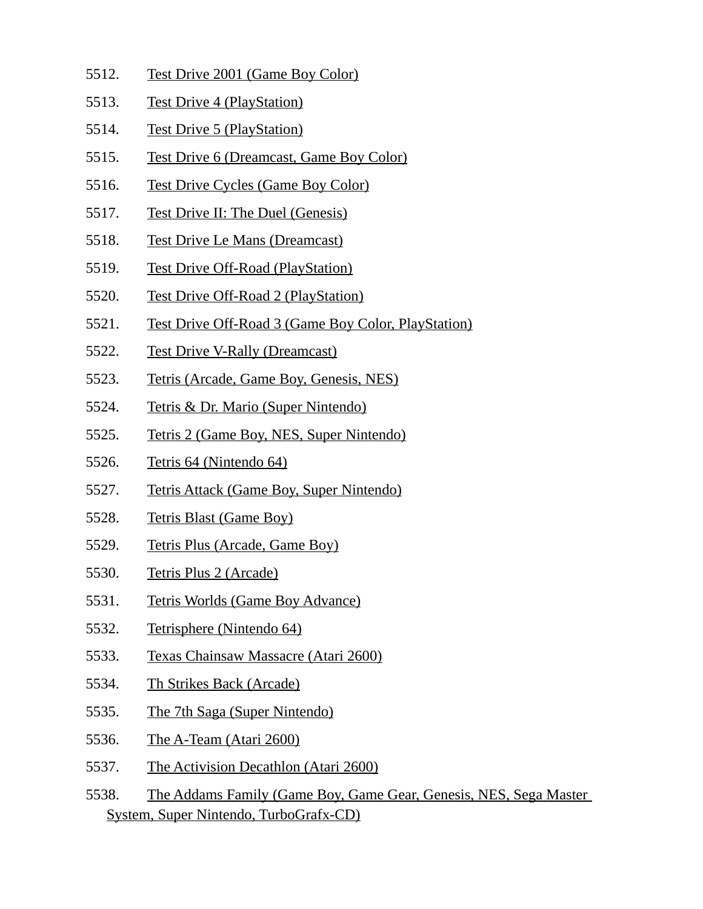5512. Test Drive 2001 (Game Boy Color)

5513. Test Drive 4 (PlayStation)

5514. Test Drive 5 (PlayStation)

5515. Test Drive 6 (Dreamcast, Game Boy Color)

5516. Test Drive Cycles (Game Boy Color)

5517. Test Drive II: The Duel (Genesis)

5518. Test Drive Le Mans (Dreamcast)

5519. Test Drive Off-Road (PlayStation)

5520. Test Drive Off-Road 2 (PlayStation)

5521. Test Drive Off-Road 3 (Game Boy Color, PlayStation)

5522. Test Drive V-Rally (Dreamcast)

5523. Tetris (Arcade, Game Boy, Genesis, NES)

5524. Tetris & Dr. Mario (Super Nintendo)

5525. Tetris 2 (Game Boy, NES, Super Nintendo)

5526. Tetris 64 (Nintendo 64)

5527. Tetris Attack (Game Boy, Super Nintendo)

5528. Tetris Blast (Game Boy)

5529. Tetris Plus (Arcade, Game Boy)

5530. Tetris Plus 2 (Arcade)

5531. Tetris Worlds (Game Boy Advance)

5532. Tetrisphere (Nintendo 64)

5533. Texas Chainsaw Massacre (Atari 2600)

5534. Th Strikes Back (Arcade)

5535. The 7th Saga (Super Nintendo)

5536. The A-Team (Atari 2600)

5537. The Activision Decathlon (Atari 2600)

5538. The Addams Family (Game Boy, Game Gear, Genesis, NES, Sega Master System, Super Nintendo, TurboGrafx-CD)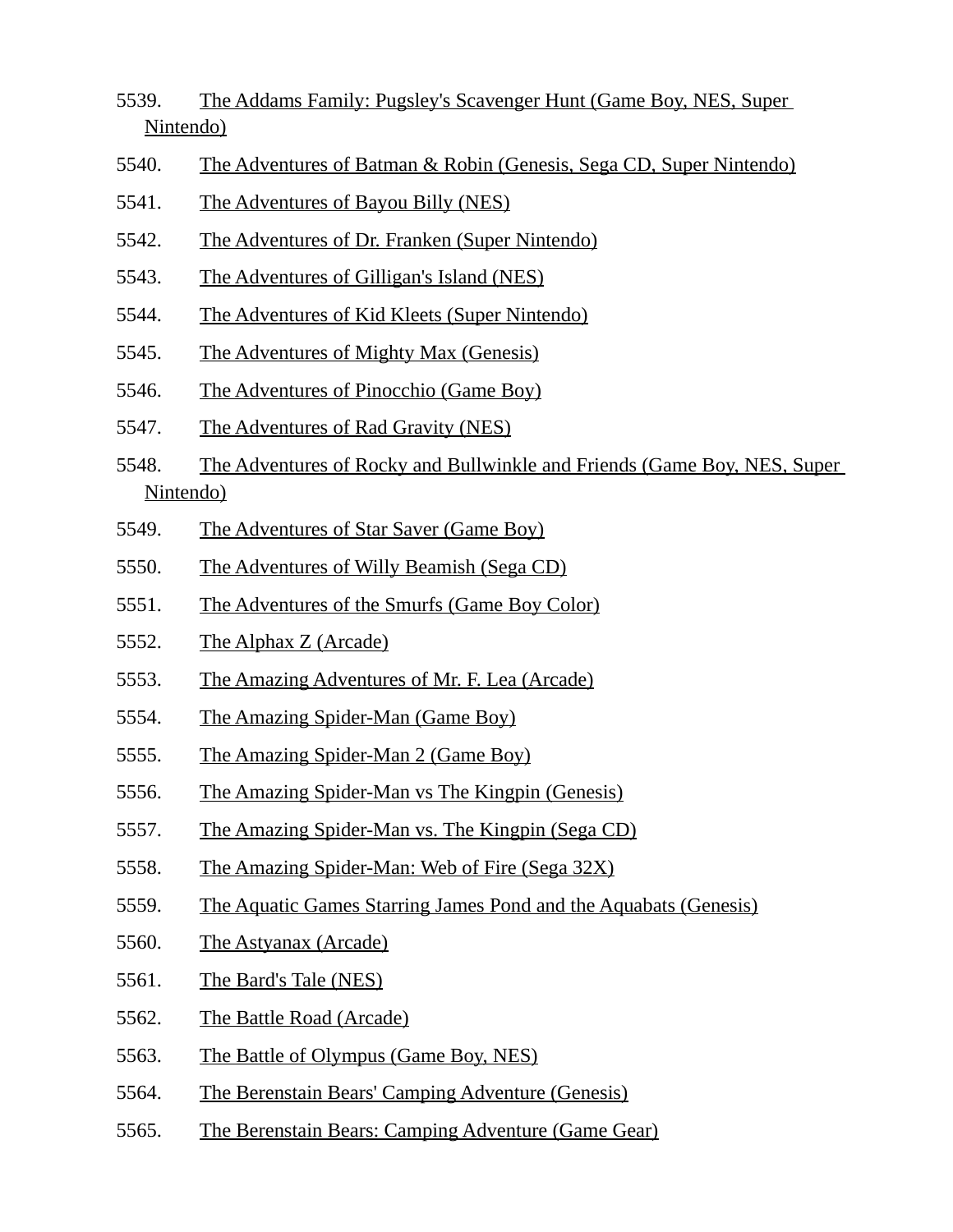5539. The Addams Family: Pugsley's Scavenger Hunt (Game Boy, NES, Super Nintendo)

5540. The Adventures of Batman & Robin (Genesis, Sega CD, Super Nintendo)

5541. The Adventures of Bayou Billy (NES)

5542. The Adventures of Dr. Franken (Super Nintendo)

5543. The Adventures of Gilligan's Island (NES)

5544. The Adventures of Kid Kleets (Super Nintendo)

5545. The Adventures of Mighty Max (Genesis)

5546. The Adventures of Pinocchio (Game Boy)

5547. The Adventures of Rad Gravity (NES)

5548. The Adventures of Rocky and Bullwinkle and Friends (Game Boy, NES, Super Nintendo)

5549. The Adventures of Star Saver (Game Boy)

5550. The Adventures of Willy Beamish (Sega CD)

5551. The Adventures of the Smurfs (Game Boy Color)

5552. The Alphax Z (Arcade)

5553. The Amazing Adventures of Mr. F. Lea (Arcade)

5554. The Amazing Spider-Man (Game Boy)

5555. The Amazing Spider-Man 2 (Game Boy)

5556. The Amazing Spider-Man vs The Kingpin (Genesis)

5557. The Amazing Spider-Man vs. The Kingpin (Sega CD)

5558. The Amazing Spider-Man: Web of Fire (Sega 32X)

5559. The Aquatic Games Starring James Pond and the Aquabats (Genesis)

5560. The Astyanax (Arcade)

5561. The Bard's Tale (NES)

5562. The Battle Road (Arcade)

5563. The Battle of Olympus (Game Boy, NES)

5564. The Berenstain Bears' Camping Adventure (Genesis)

5565. The Berenstain Bears: Camping Adventure (Game Gear)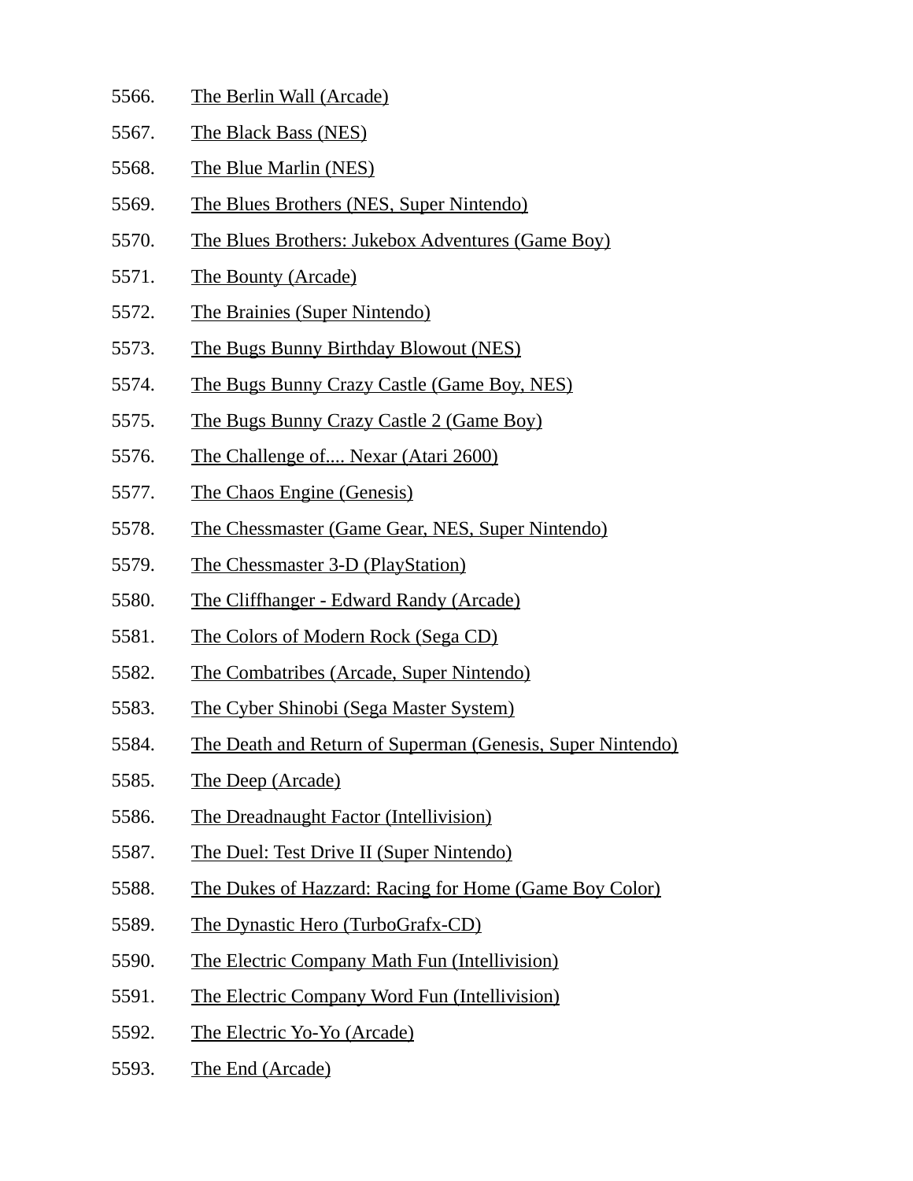5566. The Berlin Wall (Arcade)
5567. The Black Bass (NES)
5568. The Blue Marlin (NES)
5569. The Blues Brothers (NES, Super Nintendo)
5570. The Blues Brothers: Jukebox Adventures (Game Boy)
5571. The Bounty (Arcade)
5572. The Brainies (Super Nintendo)
5573. The Bugs Bunny Birthday Blowout (NES)
5574. The Bugs Bunny Crazy Castle (Game Boy, NES)
5575. The Bugs Bunny Crazy Castle 2 (Game Boy)
5576. The Challenge of.... Nexar (Atari 2600)
5577. The Chaos Engine (Genesis)
5578. The Chessmaster (Game Gear, NES, Super Nintendo)
5579. The Chessmaster 3-D (PlayStation)
5580. The Cliffhanger - Edward Randy (Arcade)
5581. The Colors of Modern Rock (Sega CD)
5582. The Combatribes (Arcade, Super Nintendo)
5583. The Cyber Shinobi (Sega Master System)
5584. The Death and Return of Superman (Genesis, Super Nintendo)
5585. The Deep (Arcade)
5586. The Dreadnaught Factor (Intellivision)
5587. The Duel: Test Drive II (Super Nintendo)
5588. The Dukes of Hazzard: Racing for Home (Game Boy Color)
5589. The Dynastic Hero (TurboGrafx-CD)
5590. The Electric Company Math Fun (Intellivision)
5591. The Electric Company Word Fun (Intellivision)
5592. The Electric Yo-Yo (Arcade)
5593. The End (Arcade)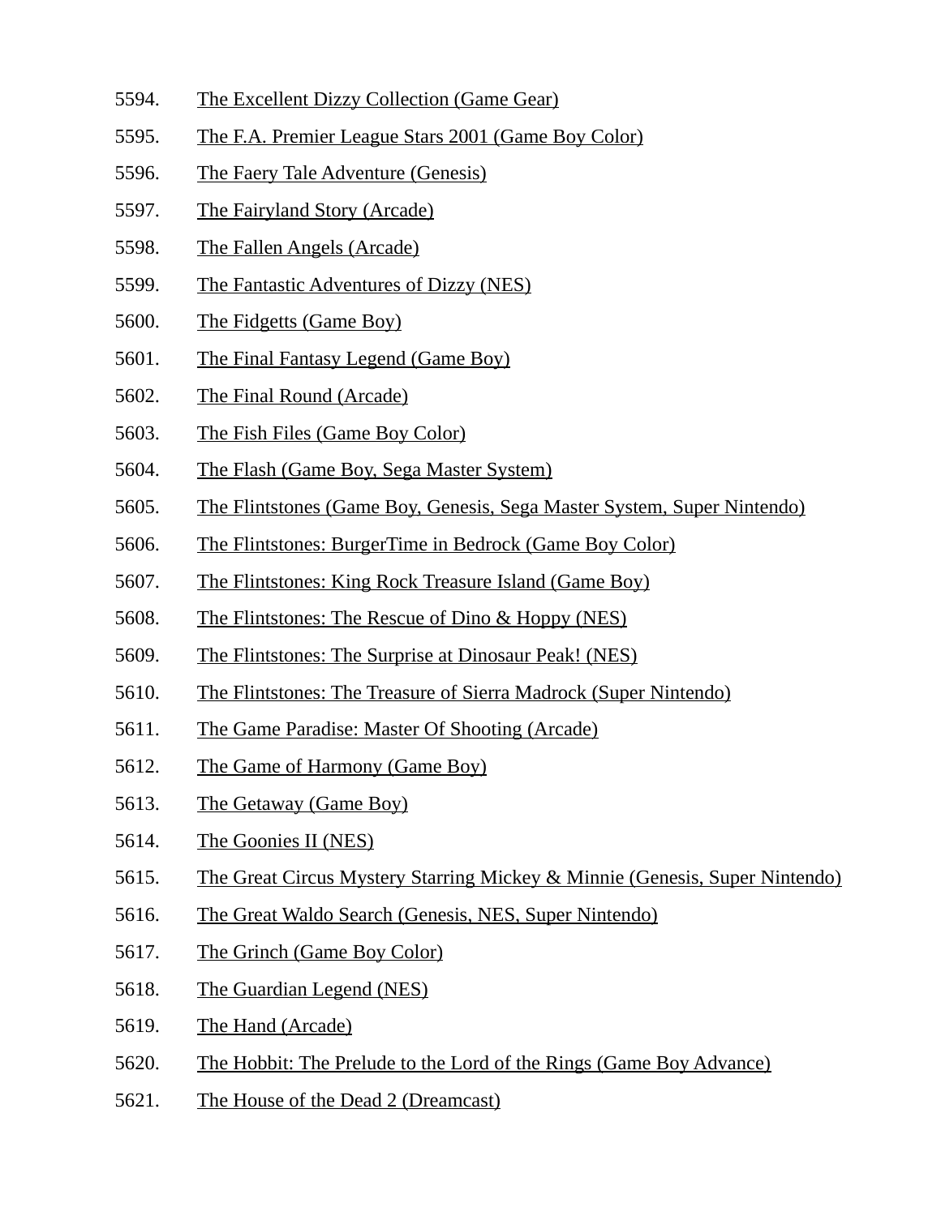5594. The Excellent Dizzy Collection (Game Gear)
5595. The F.A. Premier League Stars 2001 (Game Boy Color)
5596. The Faery Tale Adventure (Genesis)
5597. The Fairyland Story (Arcade)
5598. The Fallen Angels (Arcade)
5599. The Fantastic Adventures of Dizzy (NES)
5600. The Fidgetts (Game Boy)
5601. The Final Fantasy Legend (Game Boy)
5602. The Final Round (Arcade)
5603. The Fish Files (Game Boy Color)
5604. The Flash (Game Boy, Sega Master System)
5605. The Flintstones (Game Boy, Genesis, Sega Master System, Super Nintendo)
5606. The Flintstones: BurgerTime in Bedrock (Game Boy Color)
5607. The Flintstones: King Rock Treasure Island (Game Boy)
5608. The Flintstones: The Rescue of Dino & Hoppy (NES)
5609. The Flintstones: The Surprise at Dinosaur Peak! (NES)
5610. The Flintstones: The Treasure of Sierra Madrock (Super Nintendo)
5611. The Game Paradise: Master Of Shooting (Arcade)
5612. The Game of Harmony (Game Boy)
5613. The Getaway (Game Boy)
5614. The Goonies II (NES)
5615. The Great Circus Mystery Starring Mickey & Minnie (Genesis, Super Nintendo)
5616. The Great Waldo Search (Genesis, NES, Super Nintendo)
5617. The Grinch (Game Boy Color)
5618. The Guardian Legend (NES)
5619. The Hand (Arcade)
5620. The Hobbit: The Prelude to the Lord of the Rings (Game Boy Advance)
5621. The House of the Dead 2 (Dreamcast)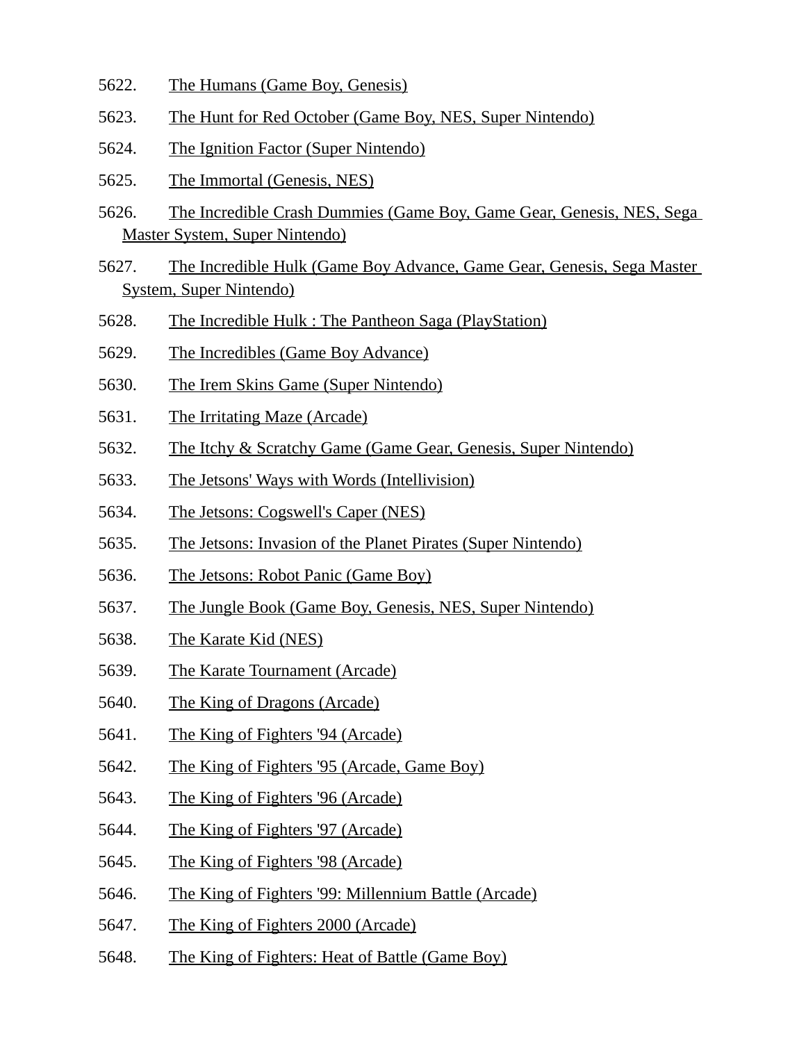5622. The Humans (Game Boy, Genesis)

5623. The Hunt for Red October (Game Boy, NES, Super Nintendo)

5624. The Ignition Factor (Super Nintendo)

5625. The Immortal (Genesis, NES)

5626. The Incredible Crash Dummies (Game Boy, Game Gear, Genesis, NES, Sega Master System, Super Nintendo)

5627. The Incredible Hulk (Game Boy Advance, Game Gear, Genesis, Sega Master System, Super Nintendo)

5628. The Incredible Hulk : The Pantheon Saga (PlayStation)

5629. The Incredibles (Game Boy Advance)

5630. The Irem Skins Game (Super Nintendo)

5631. The Irritating Maze (Arcade)

5632. The Itchy & Scratchy Game (Game Gear, Genesis, Super Nintendo)

5633. The Jetsons' Ways with Words (Intellivision)

5634. The Jetsons: Cogswell's Caper (NES)

5635. The Jetsons: Invasion of the Planet Pirates (Super Nintendo)

5636. The Jetsons: Robot Panic (Game Boy)

5637. The Jungle Book (Game Boy, Genesis, NES, Super Nintendo)

5638. The Karate Kid (NES)

5639. The Karate Tournament (Arcade)

5640. The King of Dragons (Arcade)

5641. The King of Fighters '94 (Arcade)

5642. The King of Fighters '95 (Arcade, Game Boy)

5643. The King of Fighters '96 (Arcade)

5644. The King of Fighters '97 (Arcade)

5645. The King of Fighters '98 (Arcade)

5646. The King of Fighters '99: Millennium Battle (Arcade)

5647. The King of Fighters 2000 (Arcade)

5648. The King of Fighters: Heat of Battle (Game Boy)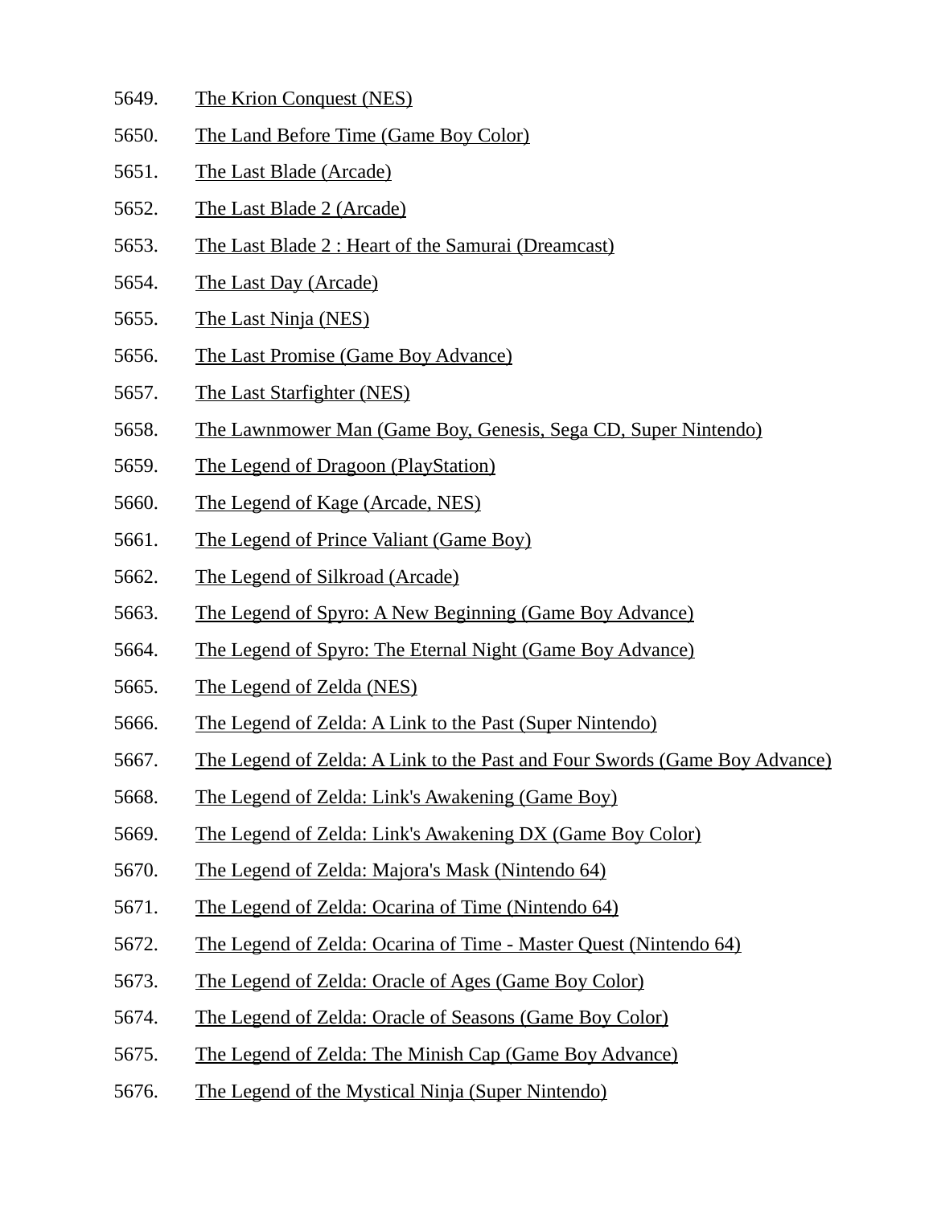5649. The Krion Conquest (NES)
5650. The Land Before Time (Game Boy Color)
5651. The Last Blade (Arcade)
5652. The Last Blade 2 (Arcade)
5653. The Last Blade 2 : Heart of the Samurai (Dreamcast)
5654. The Last Day (Arcade)
5655. The Last Ninja (NES)
5656. The Last Promise (Game Boy Advance)
5657. The Last Starfighter (NES)
5658. The Lawnmower Man (Game Boy, Genesis, Sega CD, Super Nintendo)
5659. The Legend of Dragoon (PlayStation)
5660. The Legend of Kage (Arcade, NES)
5661. The Legend of Prince Valiant (Game Boy)
5662. The Legend of Silkroad (Arcade)
5663. The Legend of Spyro: A New Beginning (Game Boy Advance)
5664. The Legend of Spyro: The Eternal Night (Game Boy Advance)
5665. The Legend of Zelda (NES)
5666. The Legend of Zelda: A Link to the Past (Super Nintendo)
5667. The Legend of Zelda: A Link to the Past and Four Swords (Game Boy Advance)
5668. The Legend of Zelda: Link's Awakening (Game Boy)
5669. The Legend of Zelda: Link's Awakening DX (Game Boy Color)
5670. The Legend of Zelda: Majora's Mask (Nintendo 64)
5671. The Legend of Zelda: Ocarina of Time (Nintendo 64)
5672. The Legend of Zelda: Ocarina of Time - Master Quest (Nintendo 64)
5673. The Legend of Zelda: Oracle of Ages (Game Boy Color)
5674. The Legend of Zelda: Oracle of Seasons (Game Boy Color)
5675. The Legend of Zelda: The Minish Cap (Game Boy Advance)
5676. The Legend of the Mystical Ninja (Super Nintendo)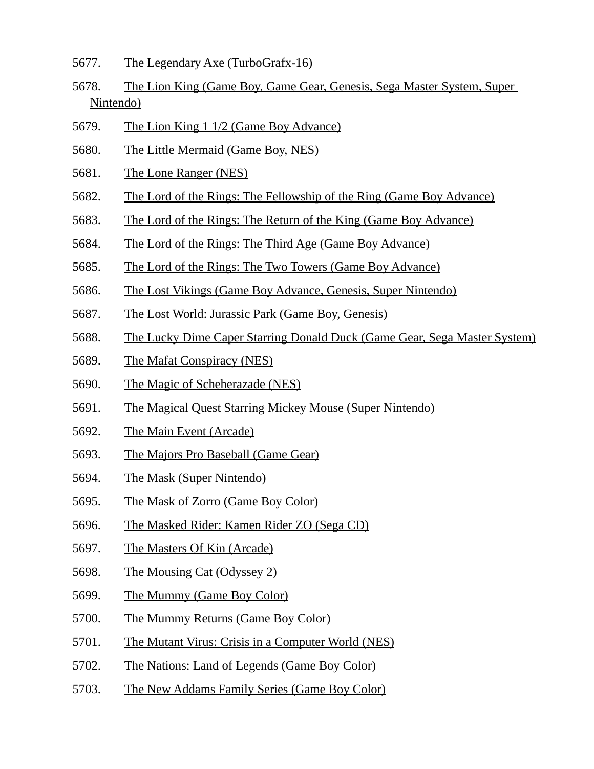5677. The Legendary Axe (TurboGrafx-16)
5678. The Lion King (Game Boy, Game Gear, Genesis, Sega Master System, Super Nintendo)
5679. The Lion King 1 1/2 (Game Boy Advance)
5680. The Little Mermaid (Game Boy, NES)
5681. The Lone Ranger (NES)
5682. The Lord of the Rings: The Fellowship of the Ring (Game Boy Advance)
5683. The Lord of the Rings: The Return of the King (Game Boy Advance)
5684. The Lord of the Rings: The Third Age (Game Boy Advance)
5685. The Lord of the Rings: The Two Towers (Game Boy Advance)
5686. The Lost Vikings (Game Boy Advance, Genesis, Super Nintendo)
5687. The Lost World: Jurassic Park (Game Boy, Genesis)
5688. The Lucky Dime Caper Starring Donald Duck (Game Gear, Sega Master System)
5689. The Mafat Conspiracy (NES)
5690. The Magic of Scheherazade (NES)
5691. The Magical Quest Starring Mickey Mouse (Super Nintendo)
5692. The Main Event (Arcade)
5693. The Majors Pro Baseball (Game Gear)
5694. The Mask (Super Nintendo)
5695. The Mask of Zorro (Game Boy Color)
5696. The Masked Rider: Kamen Rider ZO (Sega CD)
5697. The Masters Of Kin (Arcade)
5698. The Mousing Cat (Odyssey 2)
5699. The Mummy (Game Boy Color)
5700. The Mummy Returns (Game Boy Color)
5701. The Mutant Virus: Crisis in a Computer World (NES)
5702. The Nations: Land of Legends (Game Boy Color)
5703. The New Addams Family Series (Game Boy Color)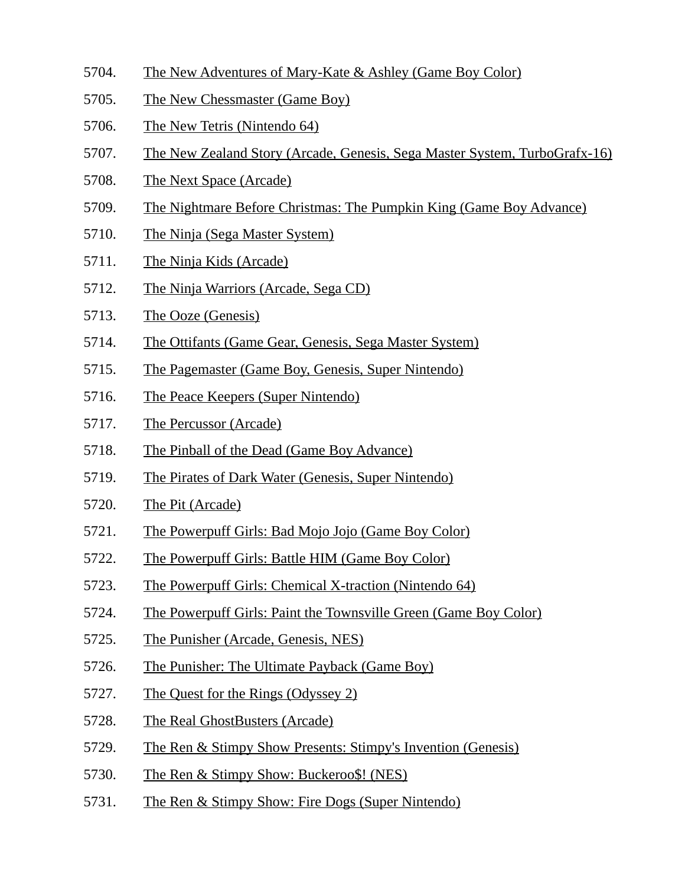5704. The New Adventures of Mary-Kate & Ashley (Game Boy Color)
5705. The New Chessmaster (Game Boy)
5706. The New Tetris (Nintendo 64)
5707. The New Zealand Story (Arcade, Genesis, Sega Master System, TurboGrafx-16)
5708. The Next Space (Arcade)
5709. The Nightmare Before Christmas: The Pumpkin King (Game Boy Advance)
5710. The Ninja (Sega Master System)
5711. The Ninja Kids (Arcade)
5712. The Ninja Warriors (Arcade, Sega CD)
5713. The Ooze (Genesis)
5714. The Ottifants (Game Gear, Genesis, Sega Master System)
5715. The Pagemaster (Game Boy, Genesis, Super Nintendo)
5716. The Peace Keepers (Super Nintendo)
5717. The Percussor (Arcade)
5718. The Pinball of the Dead (Game Boy Advance)
5719. The Pirates of Dark Water (Genesis, Super Nintendo)
5720. The Pit (Arcade)
5721. The Powerpuff Girls: Bad Mojo Jojo (Game Boy Color)
5722. The Powerpuff Girls: Battle HIM (Game Boy Color)
5723. The Powerpuff Girls: Chemical X-traction (Nintendo 64)
5724. The Powerpuff Girls: Paint the Townsville Green (Game Boy Color)
5725. The Punisher (Arcade, Genesis, NES)
5726. The Punisher: The Ultimate Payback (Game Boy)
5727. The Quest for the Rings (Odyssey 2)
5728. The Real GhostBusters (Arcade)
5729. The Ren & Stimpy Show Presents: Stimpy's Invention (Genesis)
5730. The Ren & Stimpy Show: Buckeroo$! (NES)
5731. The Ren & Stimpy Show: Fire Dogs (Super Nintendo)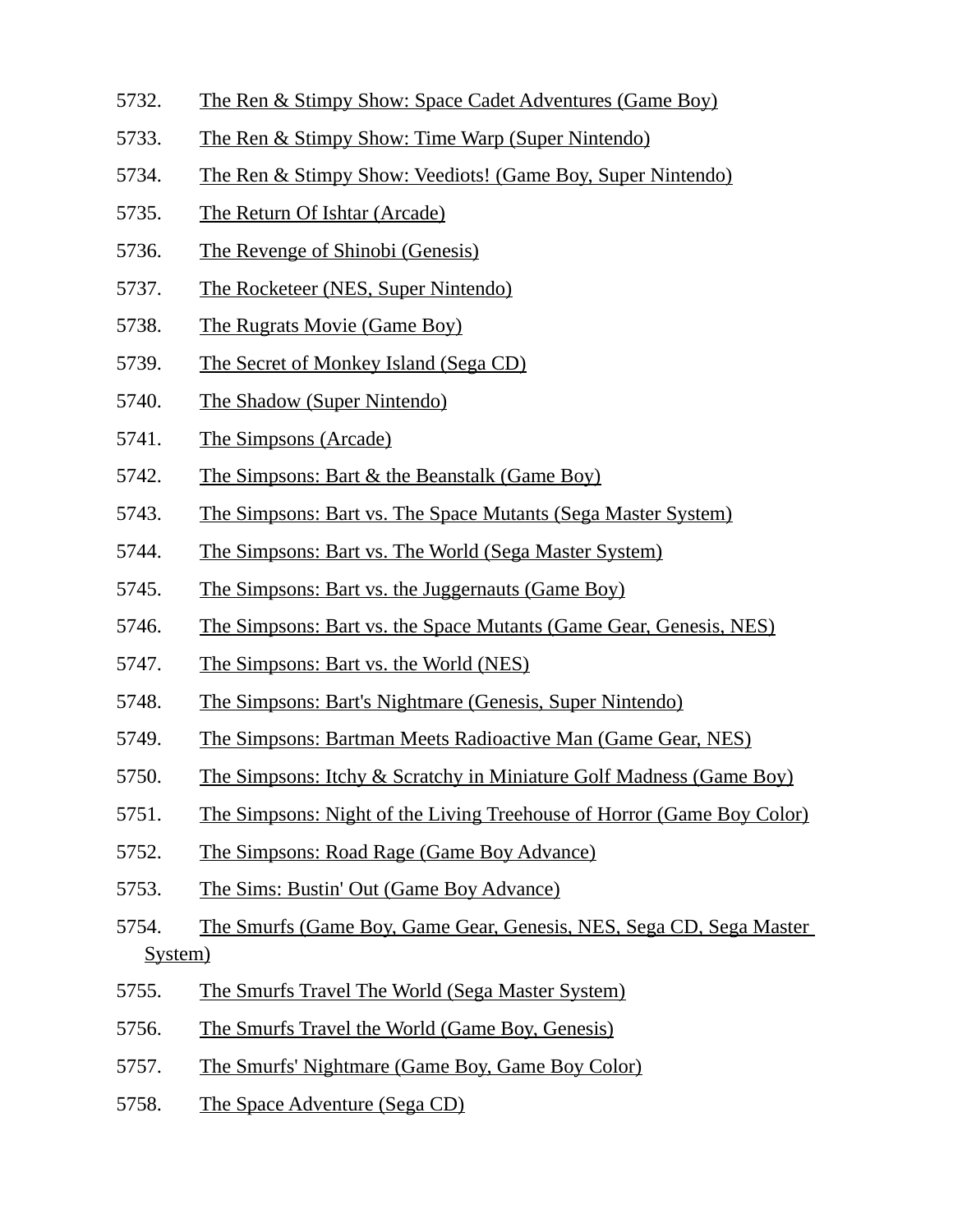5732. The Ren & Stimpy Show: Space Cadet Adventures (Game Boy)

5733. The Ren & Stimpy Show: Time Warp (Super Nintendo)

5734. The Ren & Stimpy Show: Veediots! (Game Boy, Super Nintendo)

5735. The Return Of Ishtar (Arcade)

5736. The Revenge of Shinobi (Genesis)

5737. The Rocketeer (NES, Super Nintendo)

5738. The Rugrats Movie (Game Boy)

5739. The Secret of Monkey Island (Sega CD)

5740. The Shadow (Super Nintendo)

5741. The Simpsons (Arcade)

5742. The Simpsons: Bart & the Beanstalk (Game Boy)

5743. The Simpsons: Bart vs. The Space Mutants (Sega Master System)

5744. The Simpsons: Bart vs. The World (Sega Master System)

5745. The Simpsons: Bart vs. the Juggernauts (Game Boy)

5746. The Simpsons: Bart vs. the Space Mutants (Game Gear, Genesis, NES)

5747. The Simpsons: Bart vs. the World (NES)

5748. The Simpsons: Bart's Nightmare (Genesis, Super Nintendo)

5749. The Simpsons: Bartman Meets Radioactive Man (Game Gear, NES)

5750. The Simpsons: Itchy & Scratchy in Miniature Golf Madness (Game Boy)

5751. The Simpsons: Night of the Living Treehouse of Horror (Game Boy Color)

5752. The Simpsons: Road Rage (Game Boy Advance)

5753. The Sims: Bustin' Out (Game Boy Advance)

5754. The Smurfs (Game Boy, Game Gear, Genesis, NES, Sega CD, Sega Master System)

5755. The Smurfs Travel The World (Sega Master System)

5756. The Smurfs Travel the World (Game Boy, Genesis)

5757. The Smurfs' Nightmare (Game Boy, Game Boy Color)

5758. The Space Adventure (Sega CD)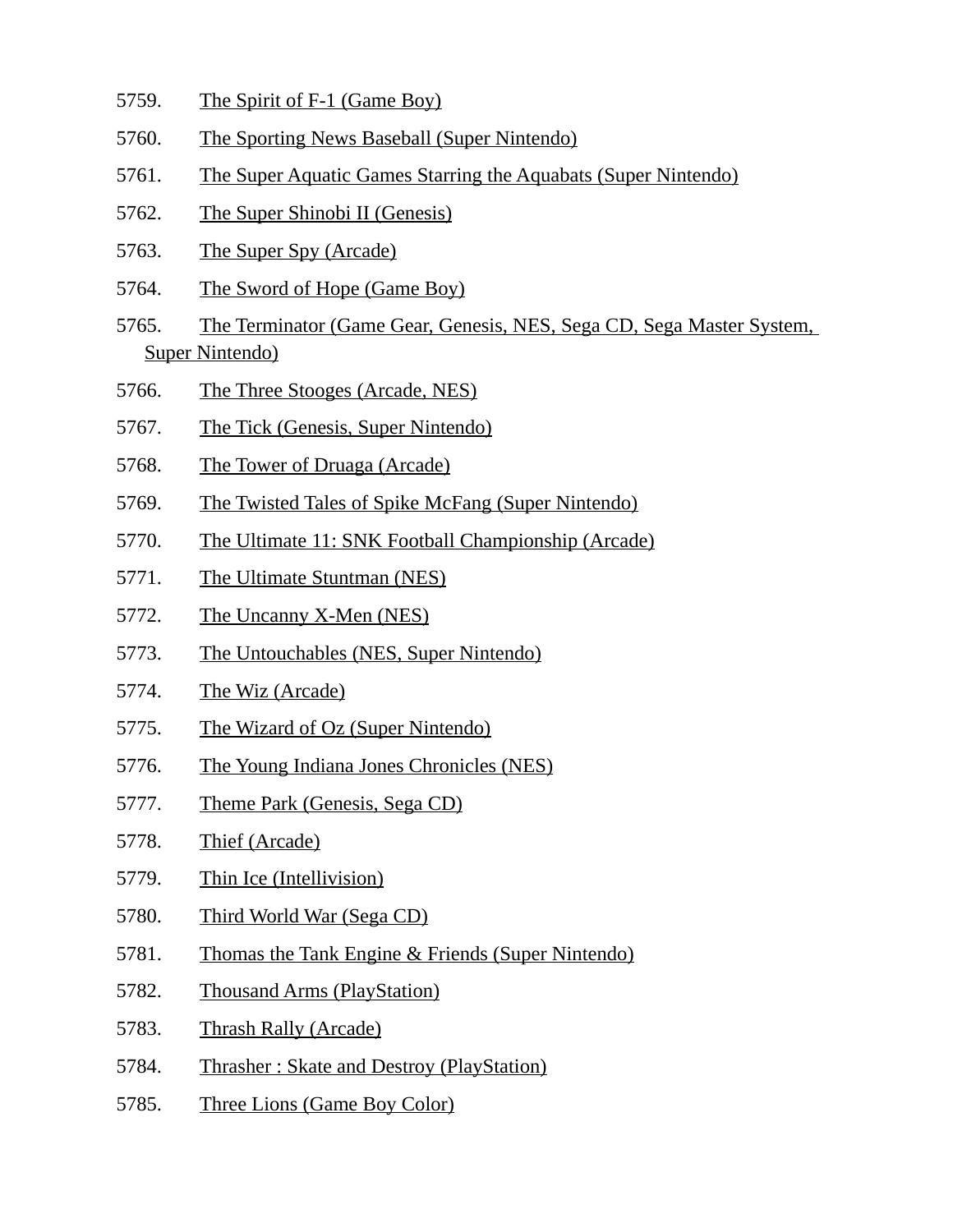5759. The Spirit of F-1 (Game Boy)
5760. The Sporting News Baseball (Super Nintendo)
5761. The Super Aquatic Games Starring the Aquabats (Super Nintendo)
5762. The Super Shinobi II (Genesis)
5763. The Super Spy (Arcade)
5764. The Sword of Hope (Game Boy)
5765. The Terminator (Game Gear, Genesis, NES, Sega CD, Sega Master System, Super Nintendo)
5766. The Three Stooges (Arcade, NES)
5767. The Tick (Genesis, Super Nintendo)
5768. The Tower of Druaga (Arcade)
5769. The Twisted Tales of Spike McFang (Super Nintendo)
5770. The Ultimate 11: SNK Football Championship (Arcade)
5771. The Ultimate Stuntman (NES)
5772. The Uncanny X-Men (NES)
5773. The Untouchables (NES, Super Nintendo)
5774. The Wiz (Arcade)
5775. The Wizard of Oz (Super Nintendo)
5776. The Young Indiana Jones Chronicles (NES)
5777. Theme Park (Genesis, Sega CD)
5778. Thief (Arcade)
5779. Thin Ice (Intellivision)
5780. Third World War (Sega CD)
5781. Thomas the Tank Engine & Friends (Super Nintendo)
5782. Thousand Arms (PlayStation)
5783. Thrash Rally (Arcade)
5784. Thrasher : Skate and Destroy (PlayStation)
5785. Three Lions (Game Boy Color)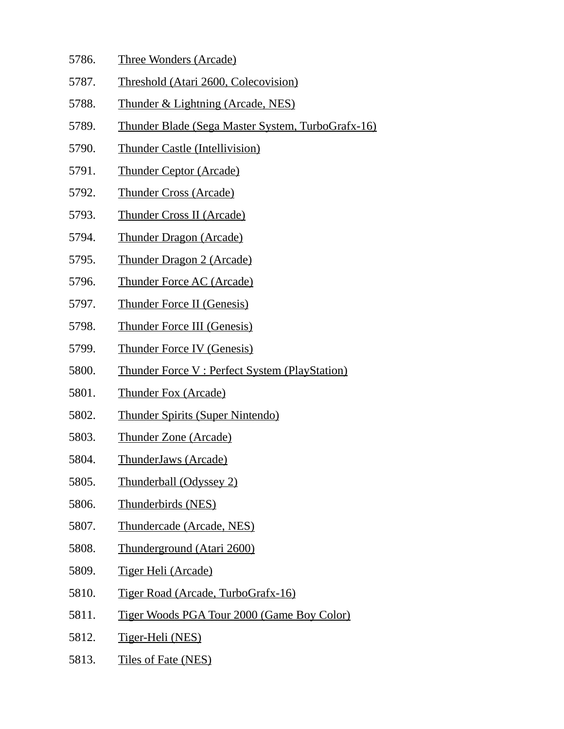5786. Three Wonders (Arcade)
5787. Threshold (Atari 2600, Colecovision)
5788. Thunder & Lightning (Arcade, NES)
5789. Thunder Blade (Sega Master System, TurboGrafx-16)
5790. Thunder Castle (Intellivision)
5791. Thunder Ceptor (Arcade)
5792. Thunder Cross (Arcade)
5793. Thunder Cross II (Arcade)
5794. Thunder Dragon (Arcade)
5795. Thunder Dragon 2 (Arcade)
5796. Thunder Force AC (Arcade)
5797. Thunder Force II (Genesis)
5798. Thunder Force III (Genesis)
5799. Thunder Force IV (Genesis)
5800. Thunder Force V : Perfect System (PlayStation)
5801. Thunder Fox (Arcade)
5802. Thunder Spirits (Super Nintendo)
5803. Thunder Zone (Arcade)
5804. ThunderJaws (Arcade)
5805. Thunderball (Odyssey 2)
5806. Thunderbirds (NES)
5807. Thundercade (Arcade, NES)
5808. Thunderground (Atari 2600)
5809. Tiger Heli (Arcade)
5810. Tiger Road (Arcade, TurboGrafx-16)
5811. Tiger Woods PGA Tour 2000 (Game Boy Color)
5812. Tiger-Heli (NES)
5813. Tiles of Fate (NES)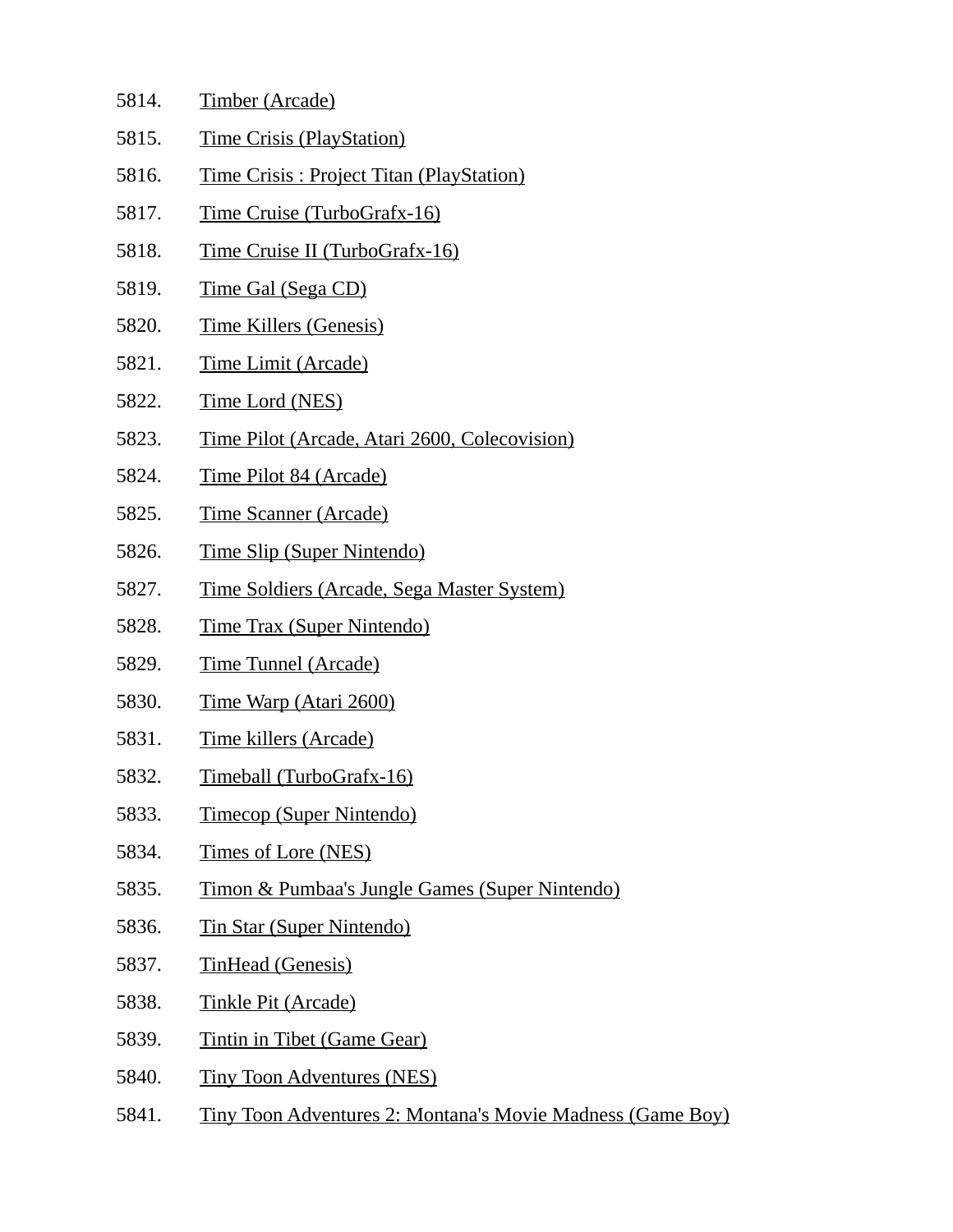5814. Timber (Arcade)
5815. Time Crisis (PlayStation)
5816. Time Crisis : Project Titan (PlayStation)
5817. Time Cruise (TurboGrafx-16)
5818. Time Cruise II (TurboGrafx-16)
5819. Time Gal (Sega CD)
5820. Time Killers (Genesis)
5821. Time Limit (Arcade)
5822. Time Lord (NES)
5823. Time Pilot (Arcade, Atari 2600, Colecovision)
5824. Time Pilot 84 (Arcade)
5825. Time Scanner (Arcade)
5826. Time Slip (Super Nintendo)
5827. Time Soldiers (Arcade, Sega Master System)
5828. Time Trax (Super Nintendo)
5829. Time Tunnel (Arcade)
5830. Time Warp (Atari 2600)
5831. Time killers (Arcade)
5832. Timeball (TurboGrafx-16)
5833. Timecop (Super Nintendo)
5834. Times of Lore (NES)
5835. Timon & Pumbaa's Jungle Games (Super Nintendo)
5836. Tin Star (Super Nintendo)
5837. TinHead (Genesis)
5838. Tinkle Pit (Arcade)
5839. Tintin in Tibet (Game Gear)
5840. Tiny Toon Adventures (NES)
5841. Tiny Toon Adventures 2: Montana's Movie Madness (Game Boy)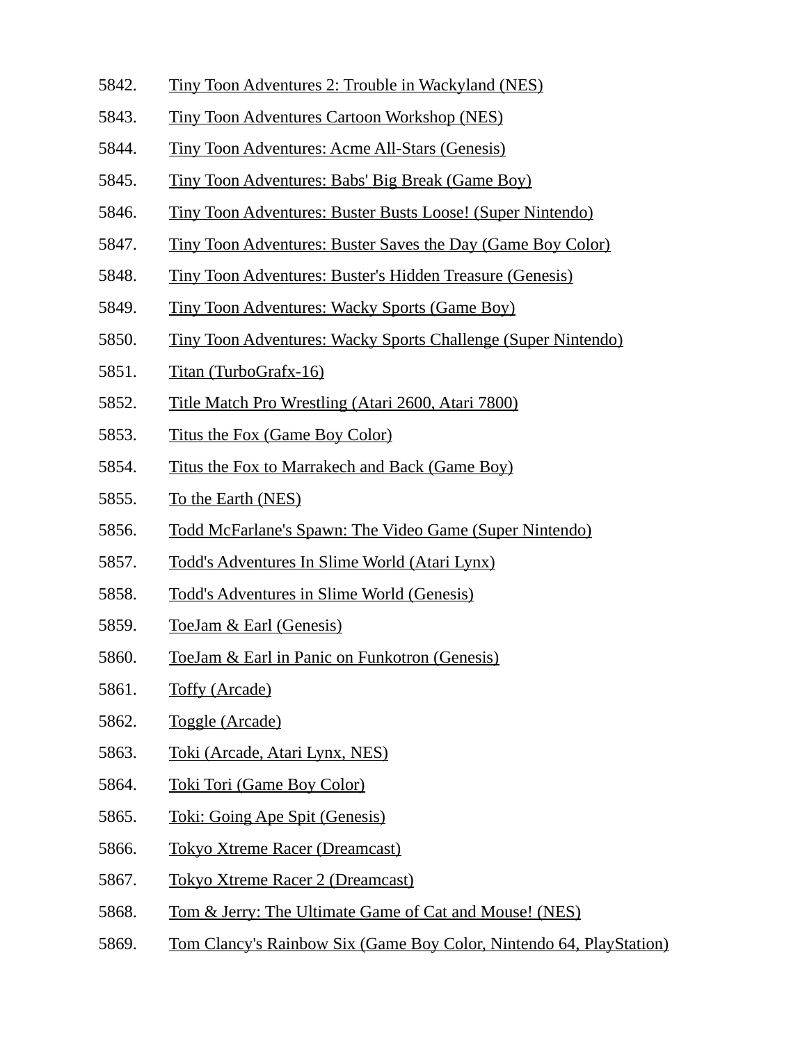5842. Tiny Toon Adventures 2: Trouble in Wackyland (NES)
5843. Tiny Toon Adventures Cartoon Workshop (NES)
5844. Tiny Toon Adventures: Acme All-Stars (Genesis)
5845. Tiny Toon Adventures: Babs' Big Break (Game Boy)
5846. Tiny Toon Adventures: Buster Busts Loose! (Super Nintendo)
5847. Tiny Toon Adventures: Buster Saves the Day (Game Boy Color)
5848. Tiny Toon Adventures: Buster's Hidden Treasure (Genesis)
5849. Tiny Toon Adventures: Wacky Sports (Game Boy)
5850. Tiny Toon Adventures: Wacky Sports Challenge (Super Nintendo)
5851. Titan (TurboGrafx-16)
5852. Title Match Pro Wrestling (Atari 2600, Atari 7800)
5853. Titus the Fox (Game Boy Color)
5854. Titus the Fox to Marrakech and Back (Game Boy)
5855. To the Earth (NES)
5856. Todd McFarlane's Spawn: The Video Game (Super Nintendo)
5857. Todd's Adventures In Slime World (Atari Lynx)
5858. Todd's Adventures in Slime World (Genesis)
5859. ToeJam & Earl (Genesis)
5860. ToeJam & Earl in Panic on Funkotron (Genesis)
5861. Toffy (Arcade)
5862. Toggle (Arcade)
5863. Toki (Arcade, Atari Lynx, NES)
5864. Toki Tori (Game Boy Color)
5865. Toki: Going Ape Spit (Genesis)
5866. Tokyo Xtreme Racer (Dreamcast)
5867. Tokyo Xtreme Racer 2 (Dreamcast)
5868. Tom & Jerry: The Ultimate Game of Cat and Mouse! (NES)
5869. Tom Clancy's Rainbow Six (Game Boy Color, Nintendo 64, PlayStation)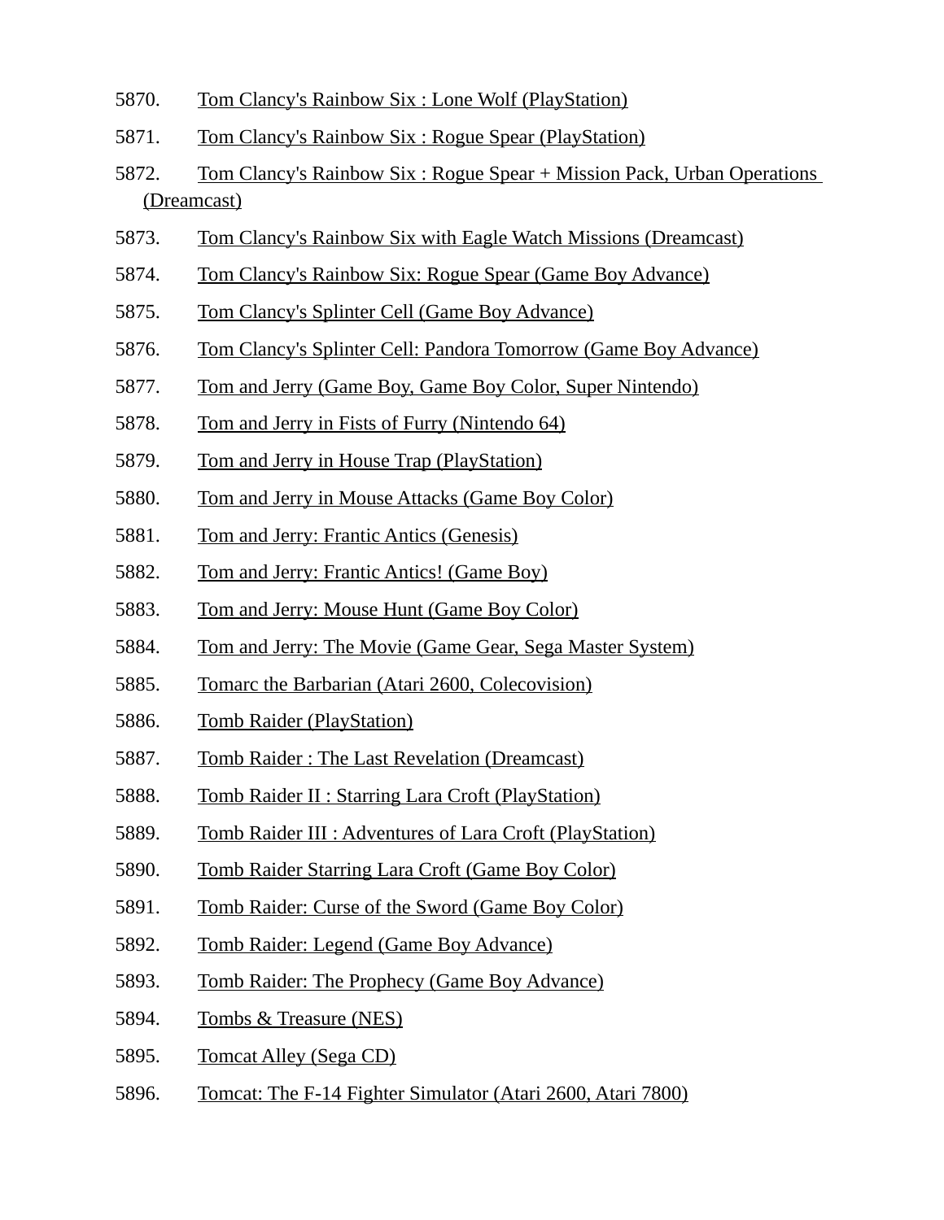5870. Tom Clancy's Rainbow Six : Lone Wolf (PlayStation)

5871. Tom Clancy's Rainbow Six : Rogue Spear (PlayStation)

5872. Tom Clancy's Rainbow Six : Rogue Spear + Mission Pack, Urban Operations (Dreamcast)

5873. Tom Clancy's Rainbow Six with Eagle Watch Missions (Dreamcast)

5874. Tom Clancy's Rainbow Six: Rogue Spear (Game Boy Advance)

5875. Tom Clancy's Splinter Cell (Game Boy Advance)

5876. Tom Clancy's Splinter Cell: Pandora Tomorrow (Game Boy Advance)

5877. Tom and Jerry (Game Boy, Game Boy Color, Super Nintendo)

5878. Tom and Jerry in Fists of Furry (Nintendo 64)

5879. Tom and Jerry in House Trap (PlayStation)

5880. Tom and Jerry in Mouse Attacks (Game Boy Color)

5881. Tom and Jerry: Frantic Antics (Genesis)

5882. Tom and Jerry: Frantic Antics! (Game Boy)

5883. Tom and Jerry: Mouse Hunt (Game Boy Color)

5884. Tom and Jerry: The Movie (Game Gear, Sega Master System)

5885. Tomarc the Barbarian (Atari 2600, Colecovision)

5886. Tomb Raider (PlayStation)

5887. Tomb Raider : The Last Revelation (Dreamcast)

5888. Tomb Raider II : Starring Lara Croft (PlayStation)

5889. Tomb Raider III : Adventures of Lara Croft (PlayStation)

5890. Tomb Raider Starring Lara Croft (Game Boy Color)

5891. Tomb Raider: Curse of the Sword (Game Boy Color)

5892. Tomb Raider: Legend (Game Boy Advance)

5893. Tomb Raider: The Prophecy (Game Boy Advance)

5894. Tombs & Treasure (NES)

5895. Tomcat Alley (Sega CD)

5896. Tomcat: The F-14 Fighter Simulator (Atari 2600, Atari 7800)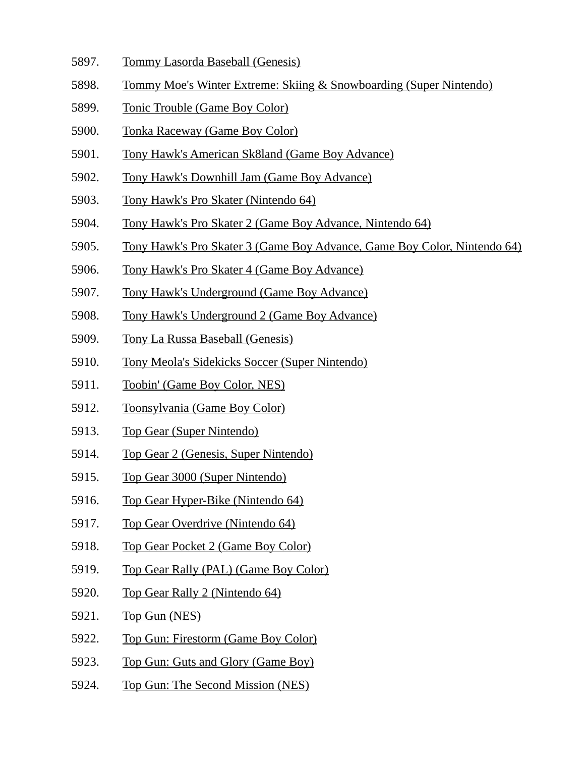5897. Tommy Lasorda Baseball (Genesis)
5898. Tommy Moe's Winter Extreme: Skiing & Snowboarding (Super Nintendo)
5899. Tonic Trouble (Game Boy Color)
5900. Tonka Raceway (Game Boy Color)
5901. Tony Hawk's American Sk8land (Game Boy Advance)
5902. Tony Hawk's Downhill Jam (Game Boy Advance)
5903. Tony Hawk's Pro Skater (Nintendo 64)
5904. Tony Hawk's Pro Skater 2 (Game Boy Advance, Nintendo 64)
5905. Tony Hawk's Pro Skater 3 (Game Boy Advance, Game Boy Color, Nintendo 64)
5906. Tony Hawk's Pro Skater 4 (Game Boy Advance)
5907. Tony Hawk's Underground (Game Boy Advance)
5908. Tony Hawk's Underground 2 (Game Boy Advance)
5909. Tony La Russa Baseball (Genesis)
5910. Tony Meola's Sidekicks Soccer (Super Nintendo)
5911. Toobin' (Game Boy Color, NES)
5912. Toonsylvania (Game Boy Color)
5913. Top Gear (Super Nintendo)
5914. Top Gear 2 (Genesis, Super Nintendo)
5915. Top Gear 3000 (Super Nintendo)
5916. Top Gear Hyper-Bike (Nintendo 64)
5917. Top Gear Overdrive (Nintendo 64)
5918. Top Gear Pocket 2 (Game Boy Color)
5919. Top Gear Rally (PAL) (Game Boy Color)
5920. Top Gear Rally 2 (Nintendo 64)
5921. Top Gun (NES)
5922. Top Gun: Firestorm (Game Boy Color)
5923. Top Gun: Guts and Glory (Game Boy)
5924. Top Gun: The Second Mission (NES)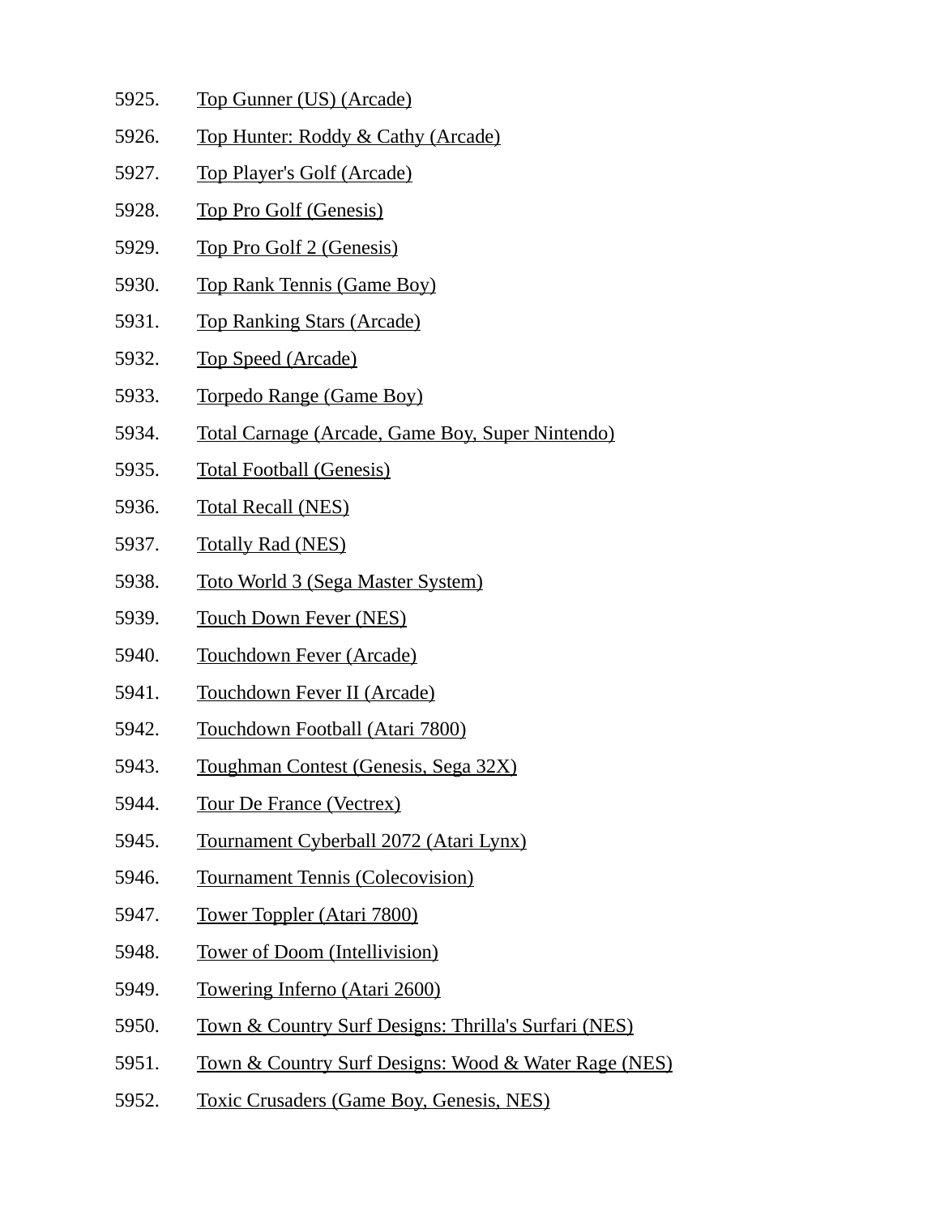5925. Top Gunner (US) (Arcade)
5926. Top Hunter: Roddy & Cathy (Arcade)
5927. Top Player's Golf (Arcade)
5928. Top Pro Golf (Genesis)
5929. Top Pro Golf 2 (Genesis)
5930. Top Rank Tennis (Game Boy)
5931. Top Ranking Stars (Arcade)
5932. Top Speed (Arcade)
5933. Torpedo Range (Game Boy)
5934. Total Carnage (Arcade, Game Boy, Super Nintendo)
5935. Total Football (Genesis)
5936. Total Recall (NES)
5937. Totally Rad (NES)
5938. Toto World 3 (Sega Master System)
5939. Touch Down Fever (NES)
5940. Touchdown Fever (Arcade)
5941. Touchdown Fever II (Arcade)
5942. Touchdown Football (Atari 7800)
5943. Toughman Contest (Genesis, Sega 32X)
5944. Tour De France (Vectrex)
5945. Tournament Cyberball 2072 (Atari Lynx)
5946. Tournament Tennis (Colecovision)
5947. Tower Toppler (Atari 7800)
5948. Tower of Doom (Intellivision)
5949. Towering Inferno (Atari 2600)
5950. Town & Country Surf Designs: Thrilla's Surfari (NES)
5951. Town & Country Surf Designs: Wood & Water Rage (NES)
5952. Toxic Crusaders (Game Boy, Genesis, NES)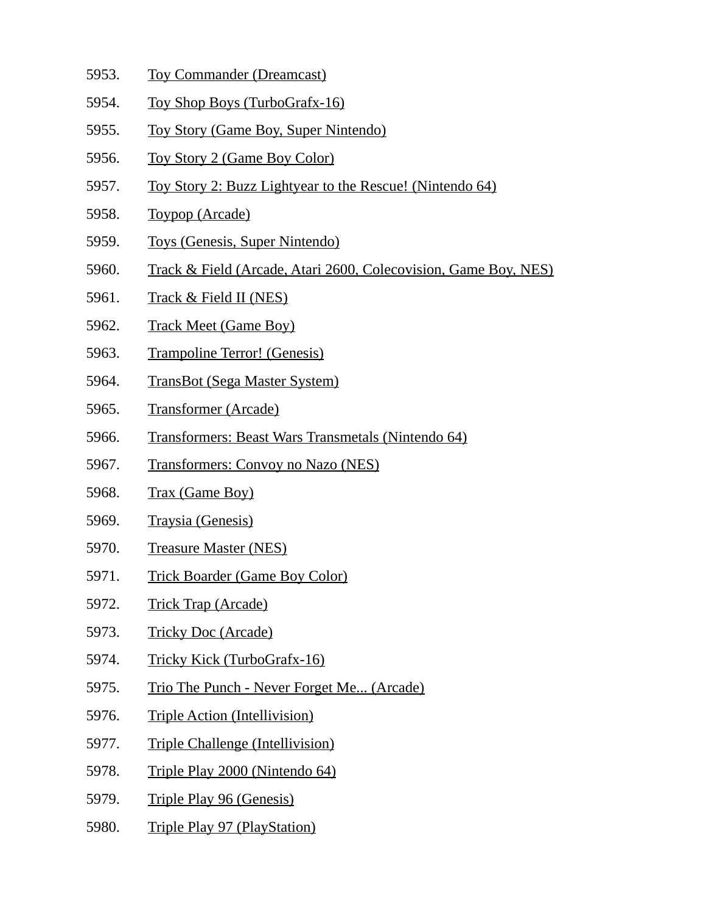5953. Toy Commander (Dreamcast)
5954. Toy Shop Boys (TurboGrafx-16)
5955. Toy Story (Game Boy, Super Nintendo)
5956. Toy Story 2 (Game Boy Color)
5957. Toy Story 2: Buzz Lightyear to the Rescue! (Nintendo 64)
5958. Toypop (Arcade)
5959. Toys (Genesis, Super Nintendo)
5960. Track & Field (Arcade, Atari 2600, Colecovision, Game Boy, NES)
5961. Track & Field II (NES)
5962. Track Meet (Game Boy)
5963. Trampoline Terror! (Genesis)
5964. TransBot (Sega Master System)
5965. Transformer (Arcade)
5966. Transformers: Beast Wars Transmetals (Nintendo 64)
5967. Transformers: Convoy no Nazo (NES)
5968. Trax (Game Boy)
5969. Traysia (Genesis)
5970. Treasure Master (NES)
5971. Trick Boarder (Game Boy Color)
5972. Trick Trap (Arcade)
5973. Tricky Doc (Arcade)
5974. Tricky Kick (TurboGrafx-16)
5975. Trio The Punch - Never Forget Me... (Arcade)
5976. Triple Action (Intellivision)
5977. Triple Challenge (Intellivision)
5978. Triple Play 2000 (Nintendo 64)
5979. Triple Play 96 (Genesis)
5980. Triple Play 97 (PlayStation)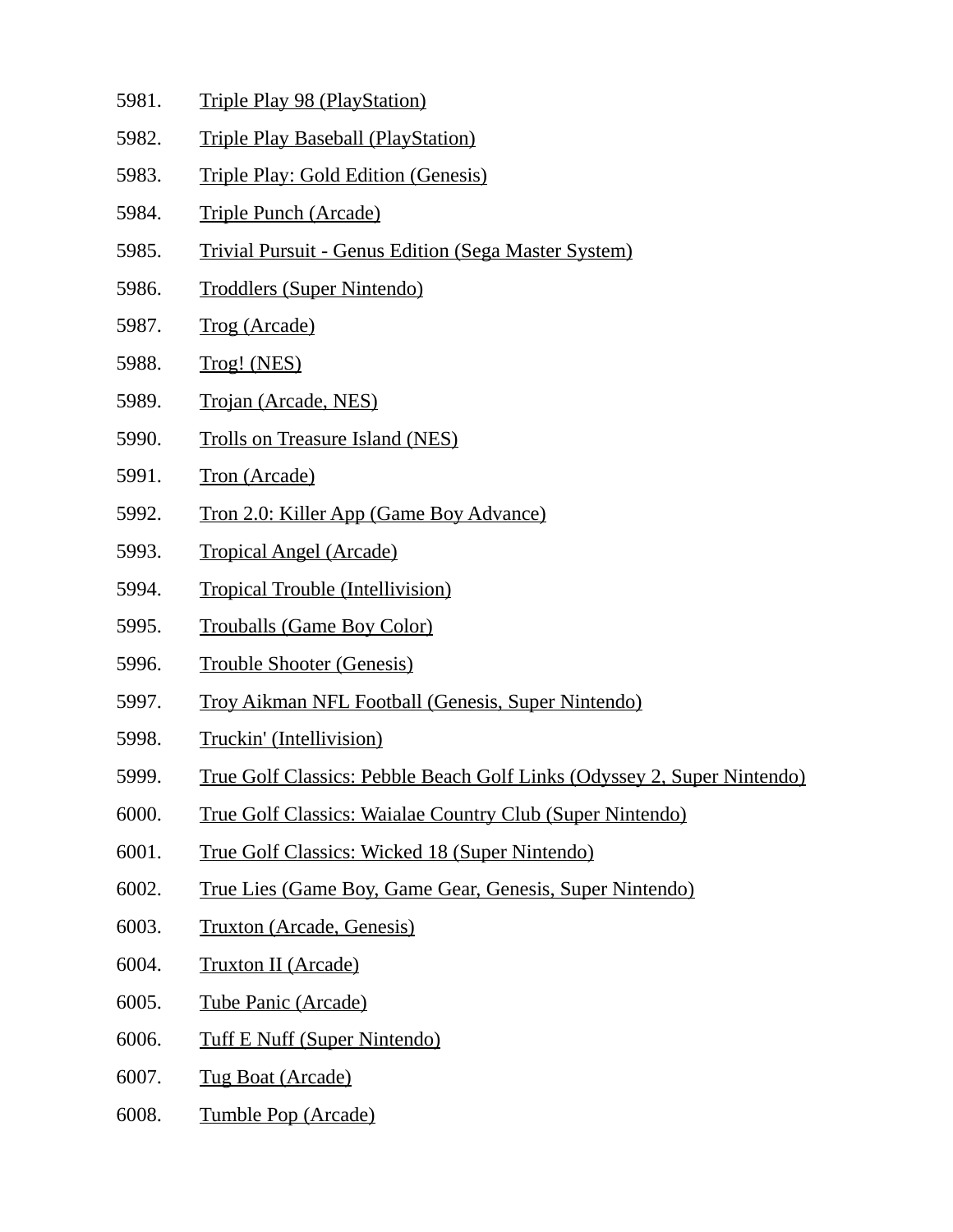5981. Triple Play 98 (PlayStation)
5982. Triple Play Baseball (PlayStation)
5983. Triple Play: Gold Edition (Genesis)
5984. Triple Punch (Arcade)
5985. Trivial Pursuit - Genus Edition (Sega Master System)
5986. Troddlers (Super Nintendo)
5987. Trog (Arcade)
5988. Trog! (NES)
5989. Trojan (Arcade, NES)
5990. Trolls on Treasure Island (NES)
5991. Tron (Arcade)
5992. Tron 2.0: Killer App (Game Boy Advance)
5993. Tropical Angel (Arcade)
5994. Tropical Trouble (Intellivision)
5995. Trouballs (Game Boy Color)
5996. Trouble Shooter (Genesis)
5997. Troy Aikman NFL Football (Genesis, Super Nintendo)
5998. Truckin' (Intellivision)
5999. True Golf Classics: Pebble Beach Golf Links (Odyssey 2, Super Nintendo)
6000. True Golf Classics: Waialae Country Club (Super Nintendo)
6001. True Golf Classics: Wicked 18 (Super Nintendo)
6002. True Lies (Game Boy, Game Gear, Genesis, Super Nintendo)
6003. Truxton (Arcade, Genesis)
6004. Truxton II (Arcade)
6005. Tube Panic (Arcade)
6006. Tuff E Nuff (Super Nintendo)
6007. Tug Boat (Arcade)
6008. Tumble Pop (Arcade)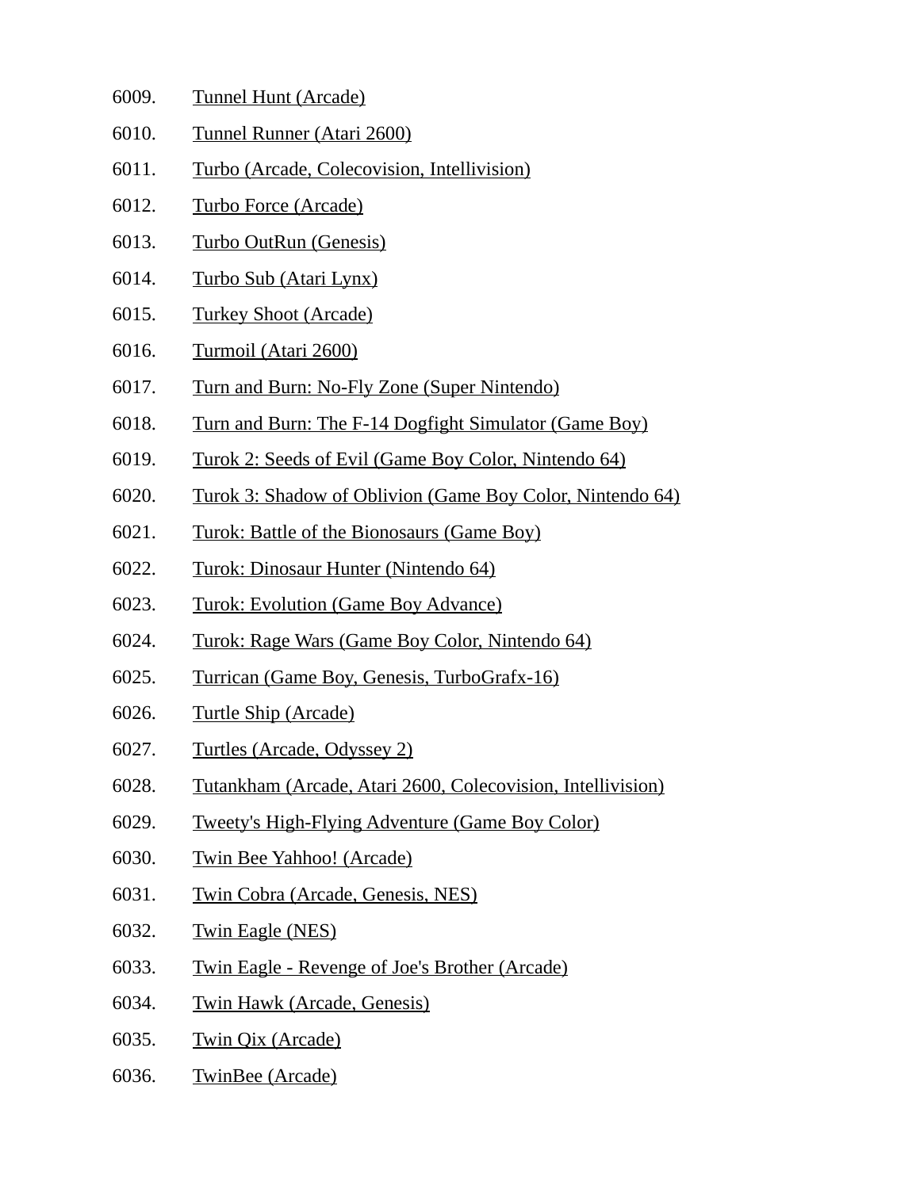6009. Tunnel Hunt (Arcade)
6010. Tunnel Runner (Atari 2600)
6011. Turbo (Arcade, Colecovision, Intellivision)
6012. Turbo Force (Arcade)
6013. Turbo OutRun (Genesis)
6014. Turbo Sub (Atari Lynx)
6015. Turkey Shoot (Arcade)
6016. Turmoil (Atari 2600)
6017. Turn and Burn: No-Fly Zone (Super Nintendo)
6018. Turn and Burn: The F-14 Dogfight Simulator (Game Boy)
6019. Turok 2: Seeds of Evil (Game Boy Color, Nintendo 64)
6020. Turok 3: Shadow of Oblivion (Game Boy Color, Nintendo 64)
6021. Turok: Battle of the Bionosaurs (Game Boy)
6022. Turok: Dinosaur Hunter (Nintendo 64)
6023. Turok: Evolution (Game Boy Advance)
6024. Turok: Rage Wars (Game Boy Color, Nintendo 64)
6025. Turrican (Game Boy, Genesis, TurboGrafx-16)
6026. Turtle Ship (Arcade)
6027. Turtles (Arcade, Odyssey 2)
6028. Tutankham (Arcade, Atari 2600, Colecovision, Intellivision)
6029. Tweety's High-Flying Adventure (Game Boy Color)
6030. Twin Bee Yahhoo! (Arcade)
6031. Twin Cobra (Arcade, Genesis, NES)
6032. Twin Eagle (NES)
6033. Twin Eagle - Revenge of Joe's Brother (Arcade)
6034. Twin Hawk (Arcade, Genesis)
6035. Twin Qix (Arcade)
6036. TwinBee (Arcade)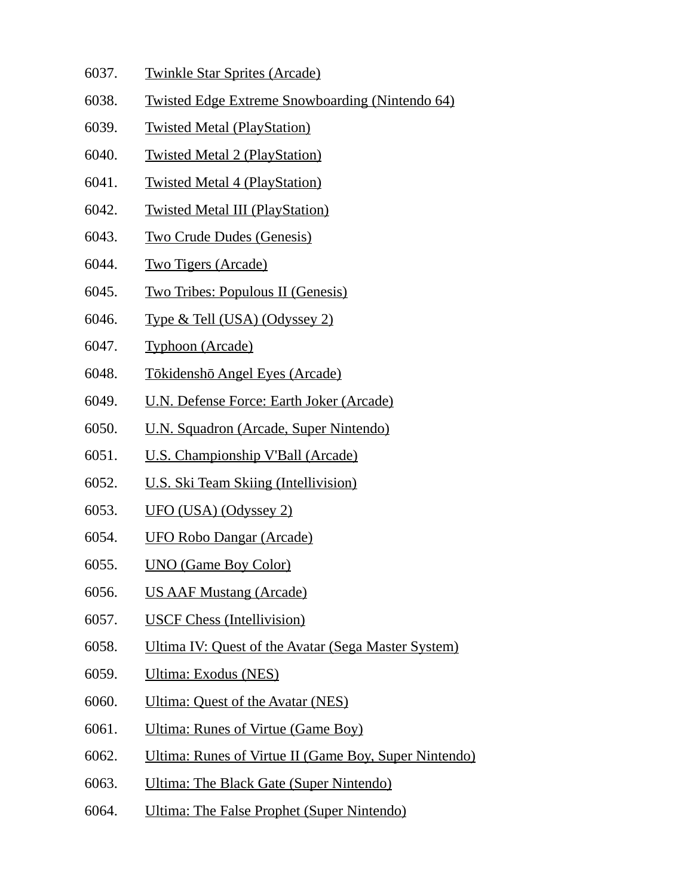6037. Twinkle Star Sprites (Arcade)
6038. Twisted Edge Extreme Snowboarding (Nintendo 64)
6039. Twisted Metal (PlayStation)
6040. Twisted Metal 2 (PlayStation)
6041. Twisted Metal 4 (PlayStation)
6042. Twisted Metal III (PlayStation)
6043. Two Crude Dudes (Genesis)
6044. Two Tigers (Arcade)
6045. Two Tribes: Populous II (Genesis)
6046. Type & Tell (USA) (Odyssey 2)
6047. Typhoon (Arcade)
6048. Tōkidenshō Angel Eyes (Arcade)
6049. U.N. Defense Force: Earth Joker (Arcade)
6050. U.N. Squadron (Arcade, Super Nintendo)
6051. U.S. Championship V'Ball (Arcade)
6052. U.S. Ski Team Skiing (Intellivision)
6053. UFO (USA) (Odyssey 2)
6054. UFO Robo Dangar (Arcade)
6055. UNO (Game Boy Color)
6056. US AAF Mustang (Arcade)
6057. USCF Chess (Intellivision)
6058. Ultima IV: Quest of the Avatar (Sega Master System)
6059. Ultima: Exodus (NES)
6060. Ultima: Quest of the Avatar (NES)
6061. Ultima: Runes of Virtue (Game Boy)
6062. Ultima: Runes of Virtue II (Game Boy, Super Nintendo)
6063. Ultima: The Black Gate (Super Nintendo)
6064. Ultima: The False Prophet (Super Nintendo)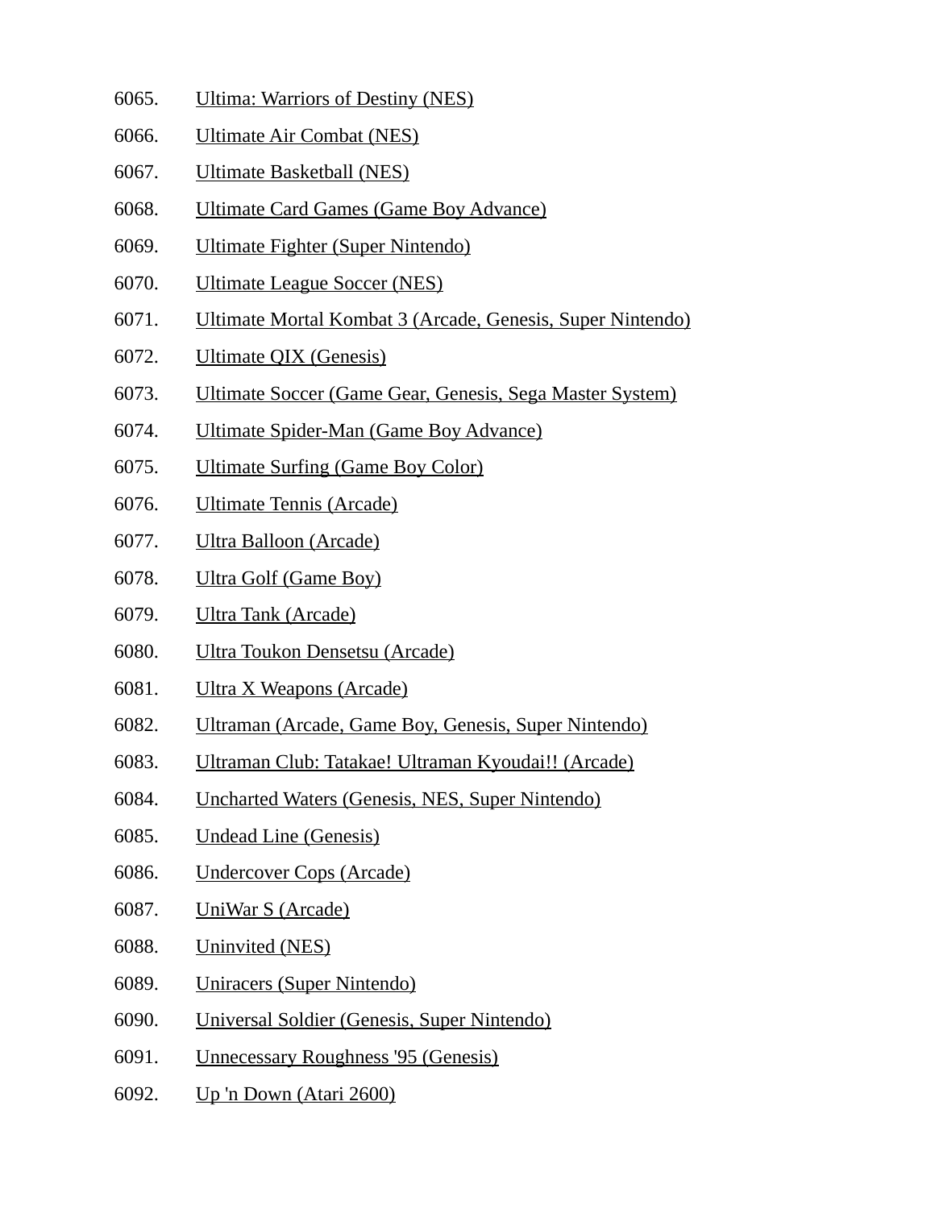6065. Ultima: Warriors of Destiny (NES)

6066. Ultimate Air Combat (NES)

6067. Ultimate Basketball (NES)

6068. Ultimate Card Games (Game Boy Advance)

6069. Ultimate Fighter (Super Nintendo)

6070. Ultimate League Soccer (NES)

6071. Ultimate Mortal Kombat 3 (Arcade, Genesis, Super Nintendo)

6072. Ultimate QIX (Genesis)

6073. Ultimate Soccer (Game Gear, Genesis, Sega Master System)

6074. Ultimate Spider-Man (Game Boy Advance)

6075. Ultimate Surfing (Game Boy Color)

6076. Ultimate Tennis (Arcade)

6077. Ultra Balloon (Arcade)

6078. Ultra Golf (Game Boy)

6079. Ultra Tank (Arcade)

6080. Ultra Toukon Densetsu (Arcade)

6081. Ultra X Weapons (Arcade)

6082. Ultraman (Arcade, Game Boy, Genesis, Super Nintendo)

6083. Ultraman Club: Tatakae! Ultraman Kyoudai!! (Arcade)

6084. Uncharted Waters (Genesis, NES, Super Nintendo)

6085. Undead Line (Genesis)

6086. Undercover Cops (Arcade)

6087. UniWar S (Arcade)

6088. Uninvited (NES)

6089. Uniracers (Super Nintendo)

6090. Universal Soldier (Genesis, Super Nintendo)

6091. Unnecessary Roughness '95 (Genesis)

6092. Up 'n Down (Atari 2600)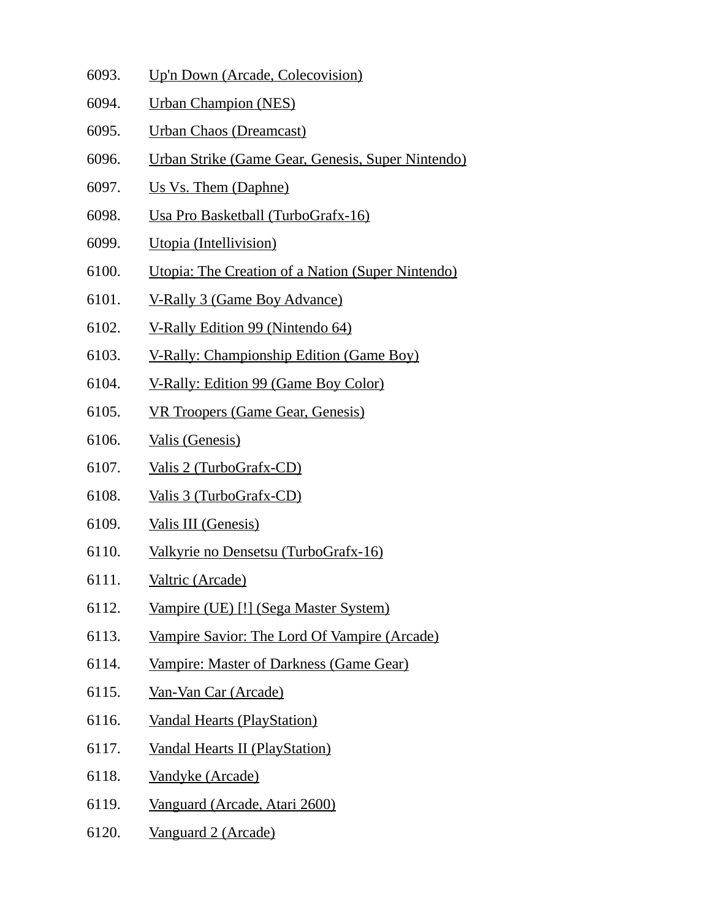6093. Up'n Down (Arcade, Colecovision)
6094. Urban Champion (NES)
6095. Urban Chaos (Dreamcast)
6096. Urban Strike (Game Gear, Genesis, Super Nintendo)
6097. Us Vs. Them (Daphne)
6098. Usa Pro Basketball (TurboGrafx-16)
6099. Utopia (Intellivision)
6100. Utopia: The Creation of a Nation (Super Nintendo)
6101. V-Rally 3 (Game Boy Advance)
6102. V-Rally Edition 99 (Nintendo 64)
6103. V-Rally: Championship Edition (Game Boy)
6104. V-Rally: Edition 99 (Game Boy Color)
6105. VR Troopers (Game Gear, Genesis)
6106. Valis (Genesis)
6107. Valis 2 (TurboGrafx-CD)
6108. Valis 3 (TurboGrafx-CD)
6109. Valis III (Genesis)
6110. Valkyrie no Densetsu (TurboGrafx-16)
6111. Valtric (Arcade)
6112. Vampire (UE) [!] (Sega Master System)
6113. Vampire Savior: The Lord Of Vampire (Arcade)
6114. Vampire: Master of Darkness (Game Gear)
6115. Van-Van Car (Arcade)
6116. Vandal Hearts (PlayStation)
6117. Vandal Hearts II (PlayStation)
6118. Vandyke (Arcade)
6119. Vanguard (Arcade, Atari 2600)
6120. Vanguard 2 (Arcade)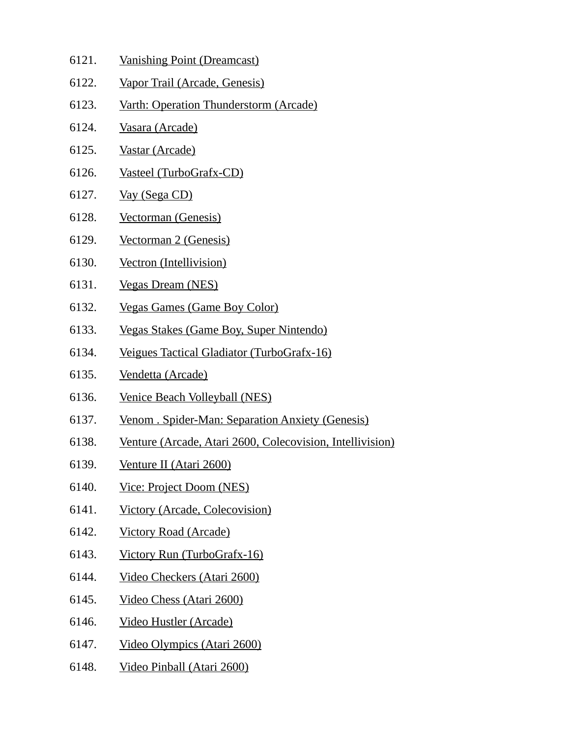6121. Vanishing Point (Dreamcast)
6122. Vapor Trail (Arcade, Genesis)
6123. Varth: Operation Thunderstorm (Arcade)
6124. Vasara (Arcade)
6125. Vastar (Arcade)
6126. Vasteel (TurboGrafx-CD)
6127. Vay (Sega CD)
6128. Vectorman (Genesis)
6129. Vectorman 2 (Genesis)
6130. Vectron (Intellivision)
6131. Vegas Dream (NES)
6132. Vegas Games (Game Boy Color)
6133. Vegas Stakes (Game Boy, Super Nintendo)
6134. Veigues Tactical Gladiator (TurboGrafx-16)
6135. Vendetta (Arcade)
6136. Venice Beach Volleyball (NES)
6137. Venom . Spider-Man: Separation Anxiety (Genesis)
6138. Venture (Arcade, Atari 2600, Colecovision, Intellivision)
6139. Venture II (Atari 2600)
6140. Vice: Project Doom (NES)
6141. Victory (Arcade, Colecovision)
6142. Victory Road (Arcade)
6143. Victory Run (TurboGrafx-16)
6144. Video Checkers (Atari 2600)
6145. Video Chess (Atari 2600)
6146. Video Hustler (Arcade)
6147. Video Olympics (Atari 2600)
6148. Video Pinball (Atari 2600)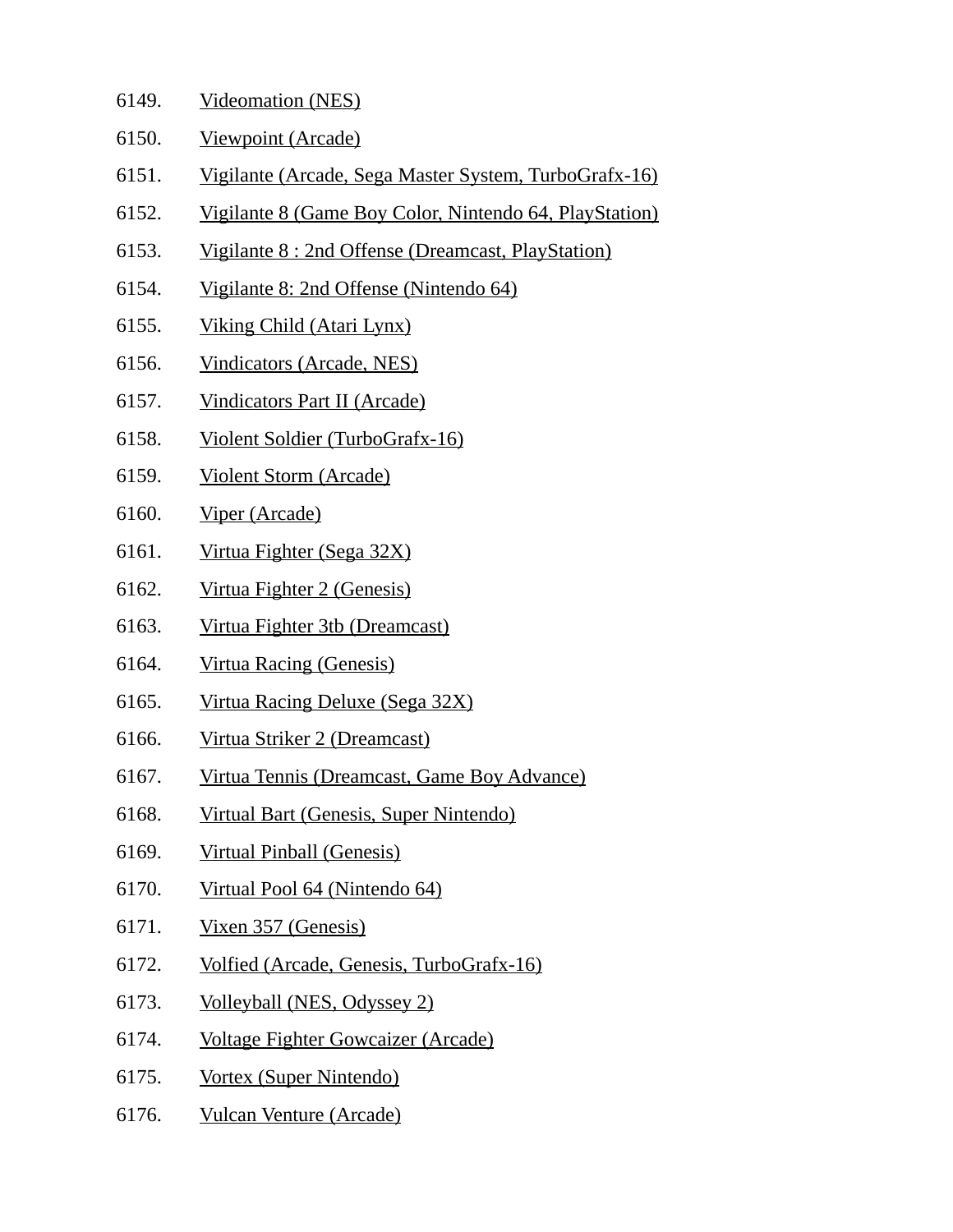6149. Videomation (NES)
6150. Viewpoint (Arcade)
6151. Vigilante (Arcade, Sega Master System, TurboGrafx-16)
6152. Vigilante 8 (Game Boy Color, Nintendo 64, PlayStation)
6153. Vigilante 8 : 2nd Offense (Dreamcast, PlayStation)
6154. Vigilante 8: 2nd Offense (Nintendo 64)
6155. Viking Child (Atari Lynx)
6156. Vindicators (Arcade, NES)
6157. Vindicators Part II (Arcade)
6158. Violent Soldier (TurboGrafx-16)
6159. Violent Storm (Arcade)
6160. Viper (Arcade)
6161. Virtua Fighter (Sega 32X)
6162. Virtua Fighter 2 (Genesis)
6163. Virtua Fighter 3tb (Dreamcast)
6164. Virtua Racing (Genesis)
6165. Virtua Racing Deluxe (Sega 32X)
6166. Virtua Striker 2 (Dreamcast)
6167. Virtua Tennis (Dreamcast, Game Boy Advance)
6168. Virtual Bart (Genesis, Super Nintendo)
6169. Virtual Pinball (Genesis)
6170. Virtual Pool 64 (Nintendo 64)
6171. Vixen 357 (Genesis)
6172. Volfied (Arcade, Genesis, TurboGrafx-16)
6173. Volleyball (NES, Odyssey 2)
6174. Voltage Fighter Gowcaizer (Arcade)
6175. Vortex (Super Nintendo)
6176. Vulcan Venture (Arcade)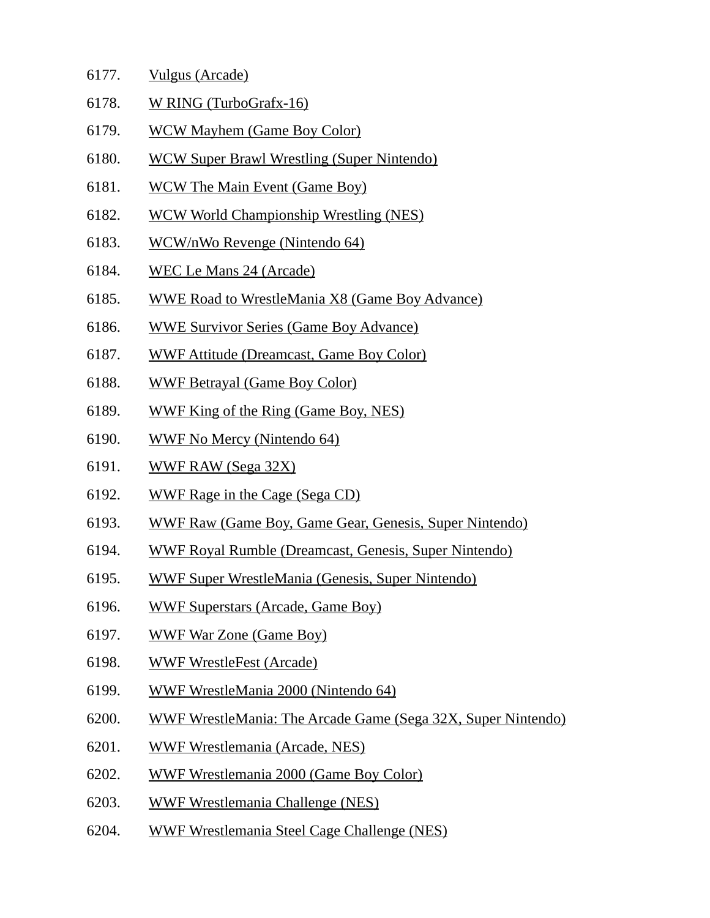6177. Vulgus (Arcade)
6178. W RING (TurboGrafx-16)
6179. WCW Mayhem (Game Boy Color)
6180. WCW Super Brawl Wrestling (Super Nintendo)
6181. WCW The Main Event (Game Boy)
6182. WCW World Championship Wrestling (NES)
6183. WCW/nWo Revenge (Nintendo 64)
6184. WEC Le Mans 24 (Arcade)
6185. WWE Road to WrestleMania X8 (Game Boy Advance)
6186. WWE Survivor Series (Game Boy Advance)
6187. WWF Attitude (Dreamcast, Game Boy Color)
6188. WWF Betrayal (Game Boy Color)
6189. WWF King of the Ring (Game Boy, NES)
6190. WWF No Mercy (Nintendo 64)
6191. WWF RAW (Sega 32X)
6192. WWF Rage in the Cage (Sega CD)
6193. WWF Raw (Game Boy, Game Gear, Genesis, Super Nintendo)
6194. WWF Royal Rumble (Dreamcast, Genesis, Super Nintendo)
6195. WWF Super WrestleMania (Genesis, Super Nintendo)
6196. WWF Superstars (Arcade, Game Boy)
6197. WWF War Zone (Game Boy)
6198. WWF WrestleFest (Arcade)
6199. WWF WrestleMania 2000 (Nintendo 64)
6200. WWF WrestleMania: The Arcade Game (Sega 32X, Super Nintendo)
6201. WWF Wrestlemania (Arcade, NES)
6202. WWF Wrestlemania 2000 (Game Boy Color)
6203. WWF Wrestlemania Challenge (NES)
6204. WWF Wrestlemania Steel Cage Challenge (NES)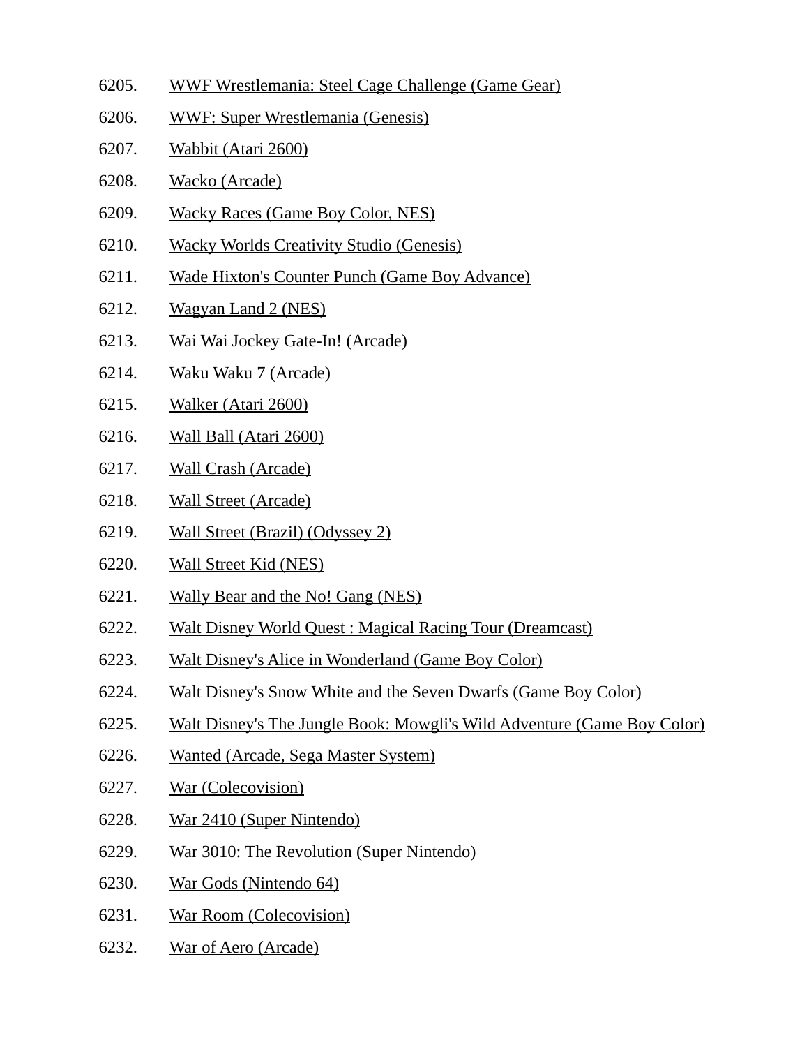6205. WWF Wrestlemania: Steel Cage Challenge (Game Gear)
6206. WWF: Super Wrestlemania (Genesis)
6207. Wabbit (Atari 2600)
6208. Wacko (Arcade)
6209. Wacky Races (Game Boy Color, NES)
6210. Wacky Worlds Creativity Studio (Genesis)
6211. Wade Hixton's Counter Punch (Game Boy Advance)
6212. Wagyan Land 2 (NES)
6213. Wai Wai Jockey Gate-In! (Arcade)
6214. Waku Waku 7 (Arcade)
6215. Walker (Atari 2600)
6216. Wall Ball (Atari 2600)
6217. Wall Crash (Arcade)
6218. Wall Street (Arcade)
6219. Wall Street (Brazil) (Odyssey 2)
6220. Wall Street Kid (NES)
6221. Wally Bear and the No! Gang (NES)
6222. Walt Disney World Quest : Magical Racing Tour (Dreamcast)
6223. Walt Disney's Alice in Wonderland (Game Boy Color)
6224. Walt Disney's Snow White and the Seven Dwarfs (Game Boy Color)
6225. Walt Disney's The Jungle Book: Mowgli's Wild Adventure (Game Boy Color)
6226. Wanted (Arcade, Sega Master System)
6227. War (Colecovision)
6228. War 2410 (Super Nintendo)
6229. War 3010: The Revolution (Super Nintendo)
6230. War Gods (Nintendo 64)
6231. War Room (Colecovision)
6232. War of Aero (Arcade)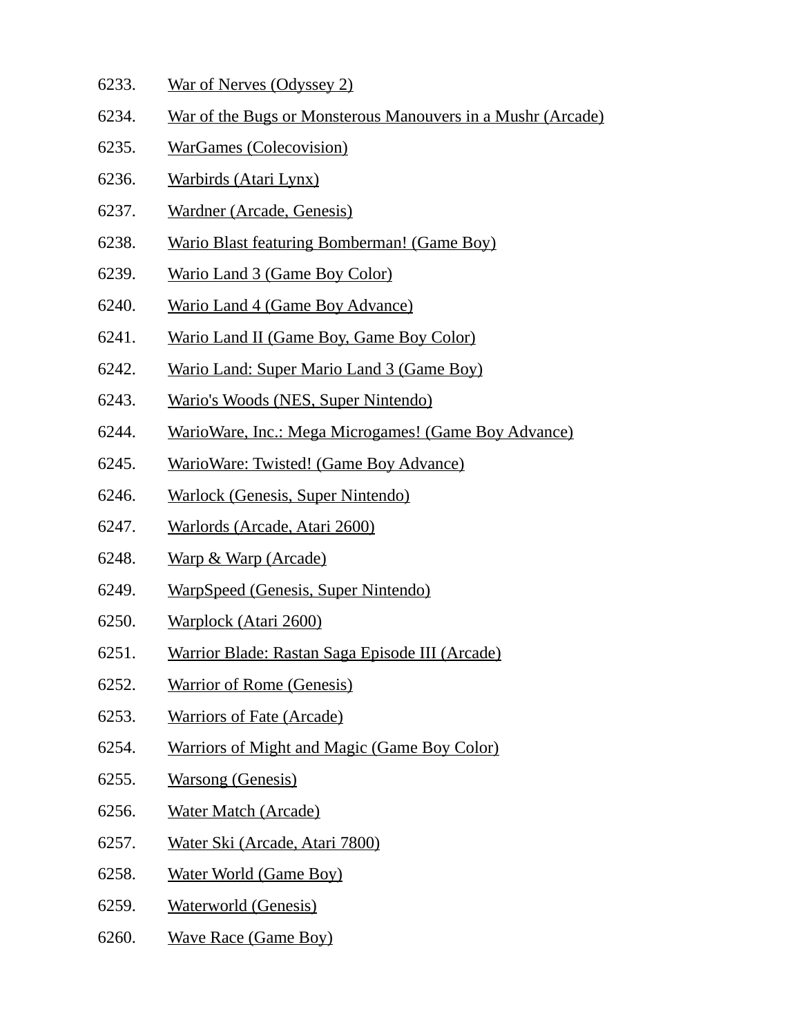6233. War of Nerves (Odyssey 2)

6234. War of the Bugs or Monsterous Manouvers in a Mushr (Arcade)

6235. WarGames (Colecovision)

6236. Warbirds (Atari Lynx)

6237. Wardner (Arcade, Genesis)

6238. Wario Blast featuring Bomberman! (Game Boy)

6239. Wario Land 3 (Game Boy Color)

6240. Wario Land 4 (Game Boy Advance)

6241. Wario Land II (Game Boy, Game Boy Color)

6242. Wario Land: Super Mario Land 3 (Game Boy)

6243. Wario's Woods (NES, Super Nintendo)

6244. WarioWare, Inc.: Mega Microgames! (Game Boy Advance)

6245. WarioWare: Twisted! (Game Boy Advance)

6246. Warlock (Genesis, Super Nintendo)

6247. Warlords (Arcade, Atari 2600)

6248. Warp & Warp (Arcade)

6249. WarpSpeed (Genesis, Super Nintendo)

6250. Warplock (Atari 2600)

6251. Warrior Blade: Rastan Saga Episode III (Arcade)

6252. Warrior of Rome (Genesis)

6253. Warriors of Fate (Arcade)

6254. Warriors of Might and Magic (Game Boy Color)

6255. Warsong (Genesis)

6256. Water Match (Arcade)

6257. Water Ski (Arcade, Atari 7800)

6258. Water World (Game Boy)

6259. Waterworld (Genesis)

6260. Wave Race (Game Boy)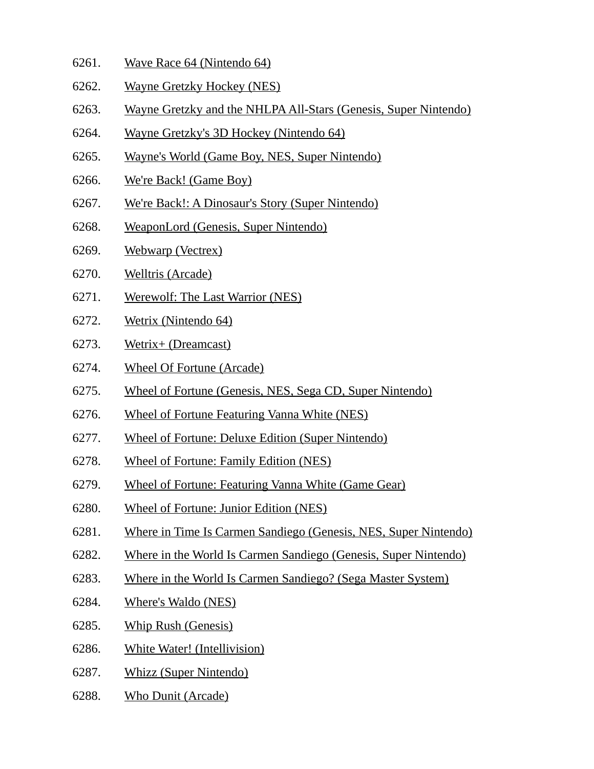6261. Wave Race 64 (Nintendo 64)
6262. Wayne Gretzky Hockey (NES)
6263. Wayne Gretzky and the NHLPA All-Stars (Genesis, Super Nintendo)
6264. Wayne Gretzky's 3D Hockey (Nintendo 64)
6265. Wayne's World (Game Boy, NES, Super Nintendo)
6266. We're Back! (Game Boy)
6267. We're Back!: A Dinosaur's Story (Super Nintendo)
6268. WeaponLord (Genesis, Super Nintendo)
6269. Webwarp (Vectrex)
6270. Welltris (Arcade)
6271. Werewolf: The Last Warrior (NES)
6272. Wetrix (Nintendo 64)
6273. Wetrix+ (Dreamcast)
6274. Wheel Of Fortune (Arcade)
6275. Wheel of Fortune (Genesis, NES, Sega CD, Super Nintendo)
6276. Wheel of Fortune Featuring Vanna White (NES)
6277. Wheel of Fortune: Deluxe Edition (Super Nintendo)
6278. Wheel of Fortune: Family Edition (NES)
6279. Wheel of Fortune: Featuring Vanna White (Game Gear)
6280. Wheel of Fortune: Junior Edition (NES)
6281. Where in Time Is Carmen Sandiego (Genesis, NES, Super Nintendo)
6282. Where in the World Is Carmen Sandiego (Genesis, Super Nintendo)
6283. Where in the World Is Carmen Sandiego? (Sega Master System)
6284. Where's Waldo (NES)
6285. Whip Rush (Genesis)
6286. White Water! (Intellivision)
6287. Whizz (Super Nintendo)
6288. Who Dunit (Arcade)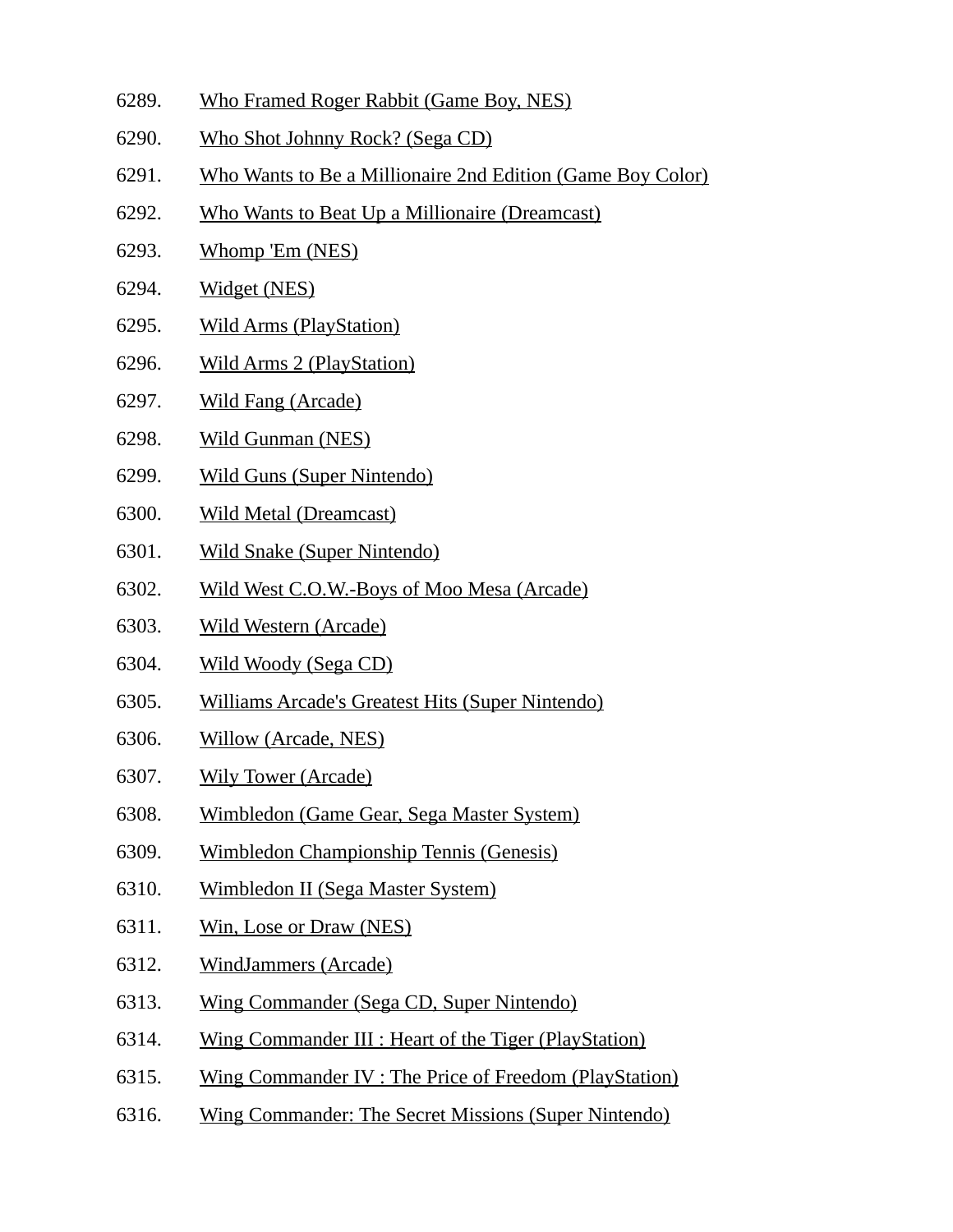6289. Who Framed Roger Rabbit (Game Boy, NES)
6290. Who Shot Johnny Rock? (Sega CD)
6291. Who Wants to Be a Millionaire 2nd Edition (Game Boy Color)
6292. Who Wants to Beat Up a Millionaire (Dreamcast)
6293. Whomp 'Em (NES)
6294. Widget (NES)
6295. Wild Arms (PlayStation)
6296. Wild Arms 2 (PlayStation)
6297. Wild Fang (Arcade)
6298. Wild Gunman (NES)
6299. Wild Guns (Super Nintendo)
6300. Wild Metal (Dreamcast)
6301. Wild Snake (Super Nintendo)
6302. Wild West C.O.W.-Boys of Moo Mesa (Arcade)
6303. Wild Western (Arcade)
6304. Wild Woody (Sega CD)
6305. Williams Arcade's Greatest Hits (Super Nintendo)
6306. Willow (Arcade, NES)
6307. Wily Tower (Arcade)
6308. Wimbledon (Game Gear, Sega Master System)
6309. Wimbledon Championship Tennis (Genesis)
6310. Wimbledon II (Sega Master System)
6311. Win, Lose or Draw (NES)
6312. WindJammers (Arcade)
6313. Wing Commander (Sega CD, Super Nintendo)
6314. Wing Commander III : Heart of the Tiger (PlayStation)
6315. Wing Commander IV : The Price of Freedom (PlayStation)
6316. Wing Commander: The Secret Missions (Super Nintendo)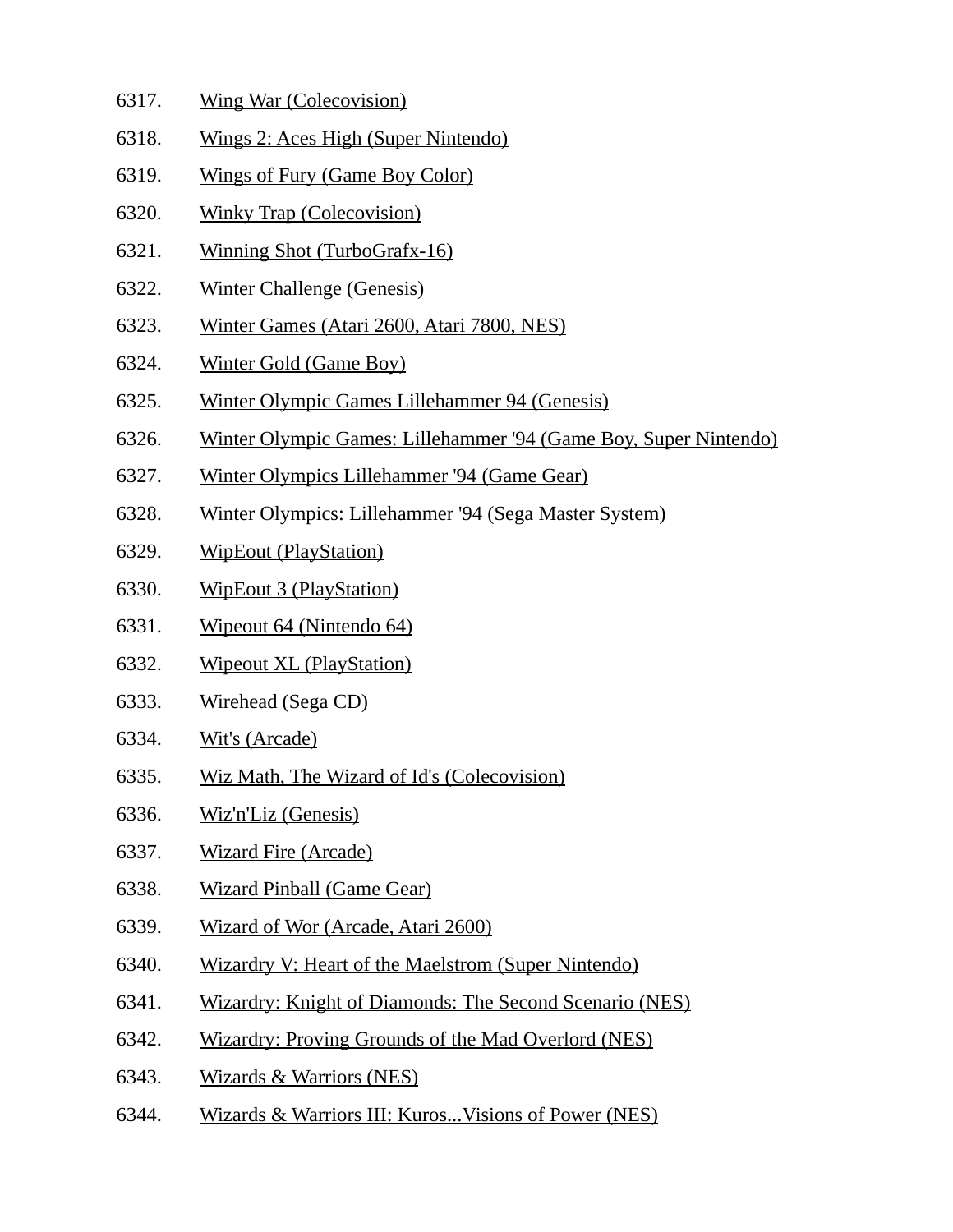6317. Wing War (Colecovision)

6318. Wings 2: Aces High (Super Nintendo)

6319. Wings of Fury (Game Boy Color)

6320. Winky Trap (Colecovision)

6321. Winning Shot (TurboGrafx-16)

6322. Winter Challenge (Genesis)

6323. Winter Games (Atari 2600, Atari 7800, NES)

6324. Winter Gold (Game Boy)

6325. Winter Olympic Games Lillehammer 94 (Genesis)

6326. Winter Olympic Games: Lillehammer '94 (Game Boy, Super Nintendo)

6327. Winter Olympics Lillehammer '94 (Game Gear)

6328. Winter Olympics: Lillehammer '94 (Sega Master System)

6329. WipEout (PlayStation)

6330. WipEout 3 (PlayStation)

6331. Wipeout 64 (Nintendo 64)

6332. Wipeout XL (PlayStation)

6333. Wirehead (Sega CD)

6334. Wit's (Arcade)

6335. Wiz Math, The Wizard of Id's (Colecovision)

6336. Wiz'n'Liz (Genesis)

6337. Wizard Fire (Arcade)

6338. Wizard Pinball (Game Gear)

6339. Wizard of Wor (Arcade, Atari 2600)

6340. Wizardry V: Heart of the Maelstrom (Super Nintendo)

6341. Wizardry: Knight of Diamonds: The Second Scenario (NES)

6342. Wizardry: Proving Grounds of the Mad Overlord (NES)

6343. Wizards & Warriors (NES)

6344. Wizards & Warriors III: Kuros...Visions of Power (NES)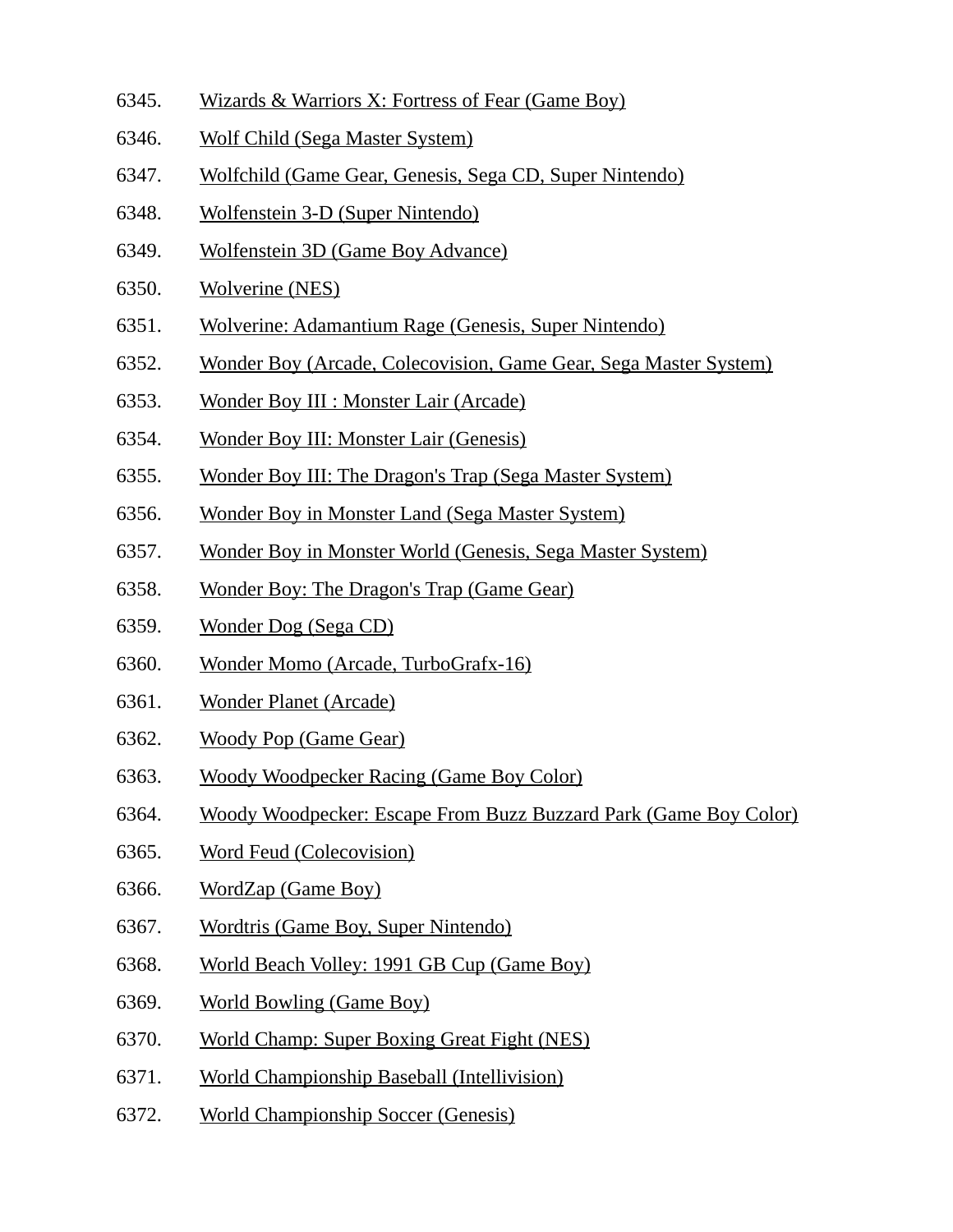6345. Wizards & Warriors X: Fortress of Fear (Game Boy)
6346. Wolf Child (Sega Master System)
6347. Wolfchild (Game Gear, Genesis, Sega CD, Super Nintendo)
6348. Wolfenstein 3-D (Super Nintendo)
6349. Wolfenstein 3D (Game Boy Advance)
6350. Wolverine (NES)
6351. Wolverine: Adamantium Rage (Genesis, Super Nintendo)
6352. Wonder Boy (Arcade, Colecovision, Game Gear, Sega Master System)
6353. Wonder Boy III : Monster Lair (Arcade)
6354. Wonder Boy III: Monster Lair (Genesis)
6355. Wonder Boy III: The Dragon's Trap (Sega Master System)
6356. Wonder Boy in Monster Land (Sega Master System)
6357. Wonder Boy in Monster World (Genesis, Sega Master System)
6358. Wonder Boy: The Dragon's Trap (Game Gear)
6359. Wonder Dog (Sega CD)
6360. Wonder Momo (Arcade, TurboGrafx-16)
6361. Wonder Planet (Arcade)
6362. Woody Pop (Game Gear)
6363. Woody Woodpecker Racing (Game Boy Color)
6364. Woody Woodpecker: Escape From Buzz Buzzard Park (Game Boy Color)
6365. Word Feud (Colecovision)
6366. WordZap (Game Boy)
6367. Wordtris (Game Boy, Super Nintendo)
6368. World Beach Volley: 1991 GB Cup (Game Boy)
6369. World Bowling (Game Boy)
6370. World Champ: Super Boxing Great Fight (NES)
6371. World Championship Baseball (Intellivision)
6372. World Championship Soccer (Genesis)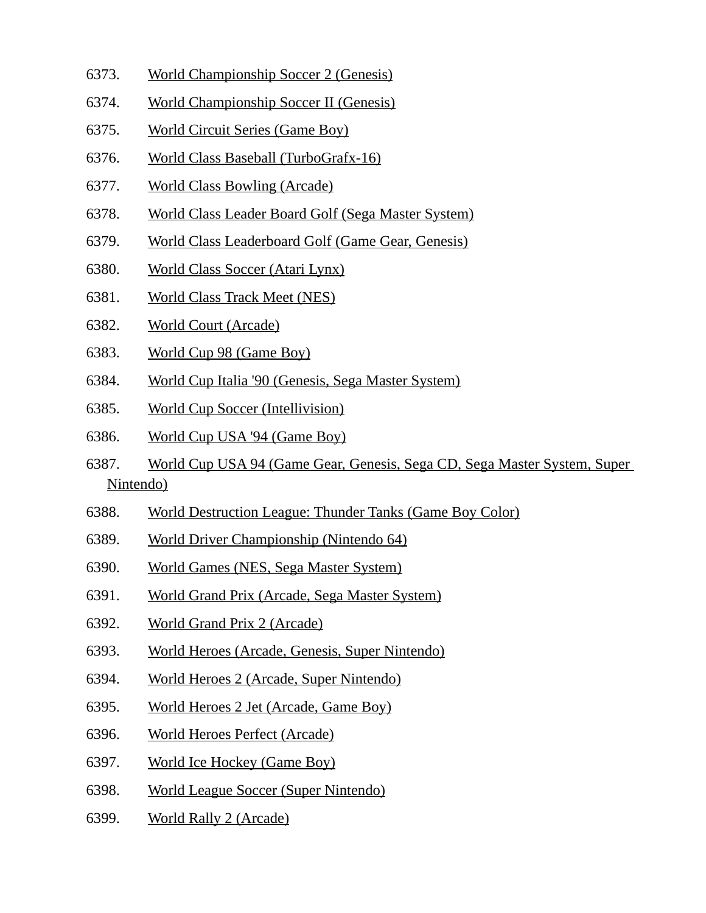6373. World Championship Soccer 2 (Genesis)

6374. World Championship Soccer II (Genesis)

6375. World Circuit Series (Game Boy)

6376. World Class Baseball (TurboGrafx-16)

6377. World Class Bowling (Arcade)

6378. World Class Leader Board Golf (Sega Master System)

6379. World Class Leaderboard Golf (Game Gear, Genesis)

6380. World Class Soccer (Atari Lynx)

6381. World Class Track Meet (NES)

6382. World Court (Arcade)

6383. World Cup 98 (Game Boy)

6384. World Cup Italia '90 (Genesis, Sega Master System)

6385. World Cup Soccer (Intellivision)

6386. World Cup USA '94 (Game Boy)

6387. World Cup USA 94 (Game Gear, Genesis, Sega CD, Sega Master System, Super Nintendo)

6388. World Destruction League: Thunder Tanks (Game Boy Color)

6389. World Driver Championship (Nintendo 64)

6390. World Games (NES, Sega Master System)

6391. World Grand Prix (Arcade, Sega Master System)

6392. World Grand Prix 2 (Arcade)

6393. World Heroes (Arcade, Genesis, Super Nintendo)

6394. World Heroes 2 (Arcade, Super Nintendo)

6395. World Heroes 2 Jet (Arcade, Game Boy)

6396. World Heroes Perfect (Arcade)

6397. World Ice Hockey (Game Boy)

6398. World League Soccer (Super Nintendo)

6399. World Rally 2 (Arcade)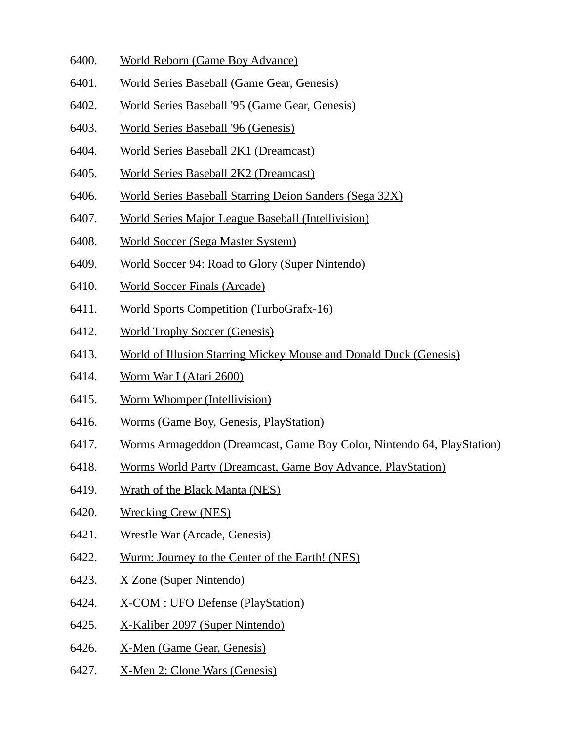6400. World Reborn (Game Boy Advance)
6401. World Series Baseball (Game Gear, Genesis)
6402. World Series Baseball '95 (Game Gear, Genesis)
6403. World Series Baseball '96 (Genesis)
6404. World Series Baseball 2K1 (Dreamcast)
6405. World Series Baseball 2K2 (Dreamcast)
6406. World Series Baseball Starring Deion Sanders (Sega 32X)
6407. World Series Major League Baseball (Intellivision)
6408. World Soccer (Sega Master System)
6409. World Soccer 94: Road to Glory (Super Nintendo)
6410. World Soccer Finals (Arcade)
6411. World Sports Competition (TurboGrafx-16)
6412. World Trophy Soccer (Genesis)
6413. World of Illusion Starring Mickey Mouse and Donald Duck (Genesis)
6414. Worm War I (Atari 2600)
6415. Worm Whomper (Intellivision)
6416. Worms (Game Boy, Genesis, PlayStation)
6417. Worms Armageddon (Dreamcast, Game Boy Color, Nintendo 64, PlayStation)
6418. Worms World Party (Dreamcast, Game Boy Advance, PlayStation)
6419. Wrath of the Black Manta (NES)
6420. Wrecking Crew (NES)
6421. Wrestle War (Arcade, Genesis)
6422. Wurm: Journey to the Center of the Earth! (NES)
6423. X Zone (Super Nintendo)
6424. X-COM : UFO Defense (PlayStation)
6425. X-Kaliber 2097 (Super Nintendo)
6426. X-Men (Game Gear, Genesis)
6427. X-Men 2: Clone Wars (Genesis)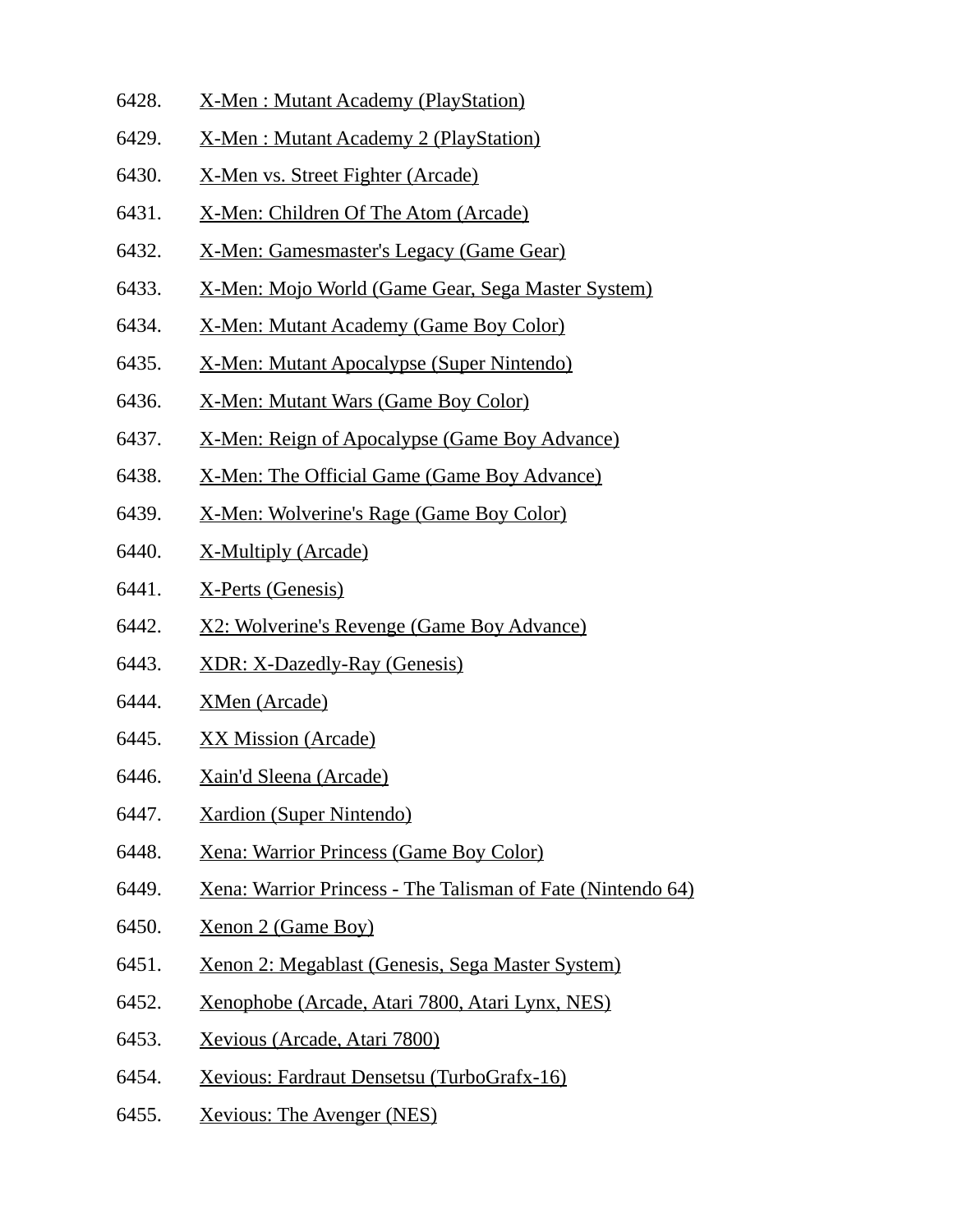6428. X-Men : Mutant Academy (PlayStation)
6429. X-Men : Mutant Academy 2 (PlayStation)
6430. X-Men vs. Street Fighter (Arcade)
6431. X-Men: Children Of The Atom (Arcade)
6432. X-Men: Gamesmaster's Legacy (Game Gear)
6433. X-Men: Mojo World (Game Gear, Sega Master System)
6434. X-Men: Mutant Academy (Game Boy Color)
6435. X-Men: Mutant Apocalypse (Super Nintendo)
6436. X-Men: Mutant Wars (Game Boy Color)
6437. X-Men: Reign of Apocalypse (Game Boy Advance)
6438. X-Men: The Official Game (Game Boy Advance)
6439. X-Men: Wolverine's Rage (Game Boy Color)
6440. X-Multiply (Arcade)
6441. X-Perts (Genesis)
6442. X2: Wolverine's Revenge (Game Boy Advance)
6443. XDR: X-Dazedly-Ray (Genesis)
6444. XMen (Arcade)
6445. XX Mission (Arcade)
6446. Xain'd Sleena (Arcade)
6447. Xardion (Super Nintendo)
6448. Xena: Warrior Princess (Game Boy Color)
6449. Xena: Warrior Princess - The Talisman of Fate (Nintendo 64)
6450. Xenon 2 (Game Boy)
6451. Xenon 2: Megablast (Genesis, Sega Master System)
6452. Xenophobe (Arcade, Atari 7800, Atari Lynx, NES)
6453. Xevious (Arcade, Atari 7800)
6454. Xevious: Fardraut Densetsu (TurboGrafx-16)
6455. Xevious: The Avenger (NES)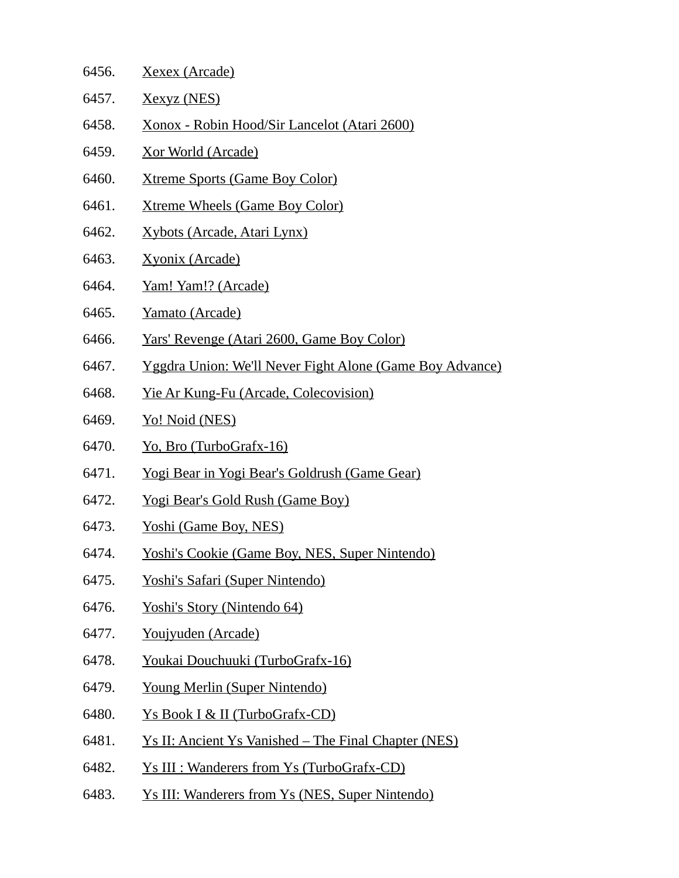6456. Xexex (Arcade)
6457. Xexyz (NES)
6458. Xonox - Robin Hood/Sir Lancelot (Atari 2600)
6459. Xor World (Arcade)
6460. Xtreme Sports (Game Boy Color)
6461. Xtreme Wheels (Game Boy Color)
6462. Xybots (Arcade, Atari Lynx)
6463. Xyonix (Arcade)
6464. Yam! Yam!? (Arcade)
6465. Yamato (Arcade)
6466. Yars' Revenge (Atari 2600, Game Boy Color)
6467. Yggdra Union: We'll Never Fight Alone (Game Boy Advance)
6468. Yie Ar Kung-Fu (Arcade, Colecovision)
6469. Yo! Noid (NES)
6470. Yo, Bro (TurboGrafx-16)
6471. Yogi Bear in Yogi Bear's Goldrush (Game Gear)
6472. Yogi Bear's Gold Rush (Game Boy)
6473. Yoshi (Game Boy, NES)
6474. Yoshi's Cookie (Game Boy, NES, Super Nintendo)
6475. Yoshi's Safari (Super Nintendo)
6476. Yoshi's Story (Nintendo 64)
6477. Youjyuden (Arcade)
6478. Youkai Douchuuki (TurboGrafx-16)
6479. Young Merlin (Super Nintendo)
6480. Ys Book I & II (TurboGrafx-CD)
6481. Ys II: Ancient Ys Vanished – The Final Chapter (NES)
6482. Ys III : Wanderers from Ys (TurboGrafx-CD)
6483. Ys III: Wanderers from Ys (NES, Super Nintendo)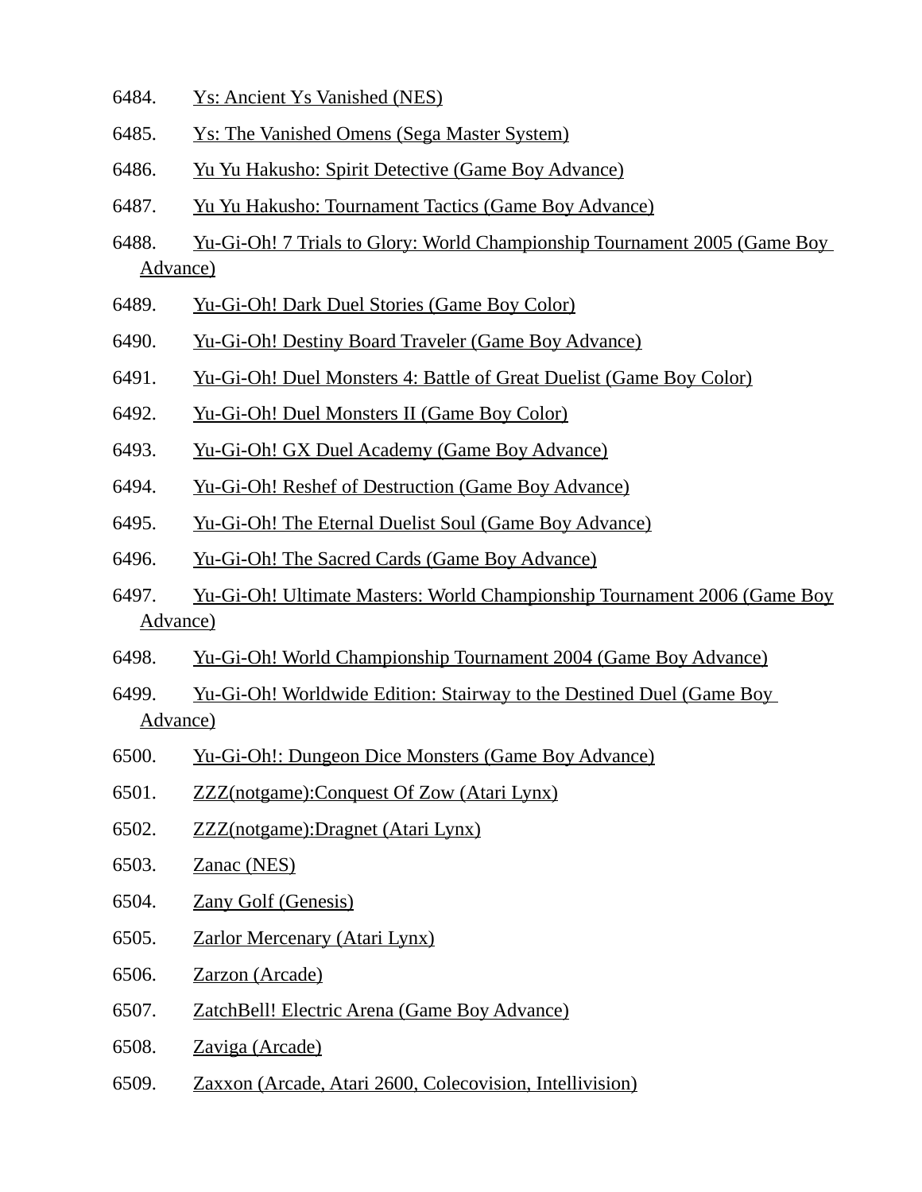6484. Ys: Ancient Ys Vanished (NES)

6485. Ys: The Vanished Omens (Sega Master System)

6486. Yu Yu Hakusho: Spirit Detective (Game Boy Advance)

6487. Yu Yu Hakusho: Tournament Tactics (Game Boy Advance)

6488. Yu-Gi-Oh! 7 Trials to Glory: World Championship Tournament 2005 (Game Boy Advance)

6489. Yu-Gi-Oh! Dark Duel Stories (Game Boy Color)

6490. Yu-Gi-Oh! Destiny Board Traveler (Game Boy Advance)

6491. Yu-Gi-Oh! Duel Monsters 4: Battle of Great Duelist (Game Boy Color)

6492. Yu-Gi-Oh! Duel Monsters II (Game Boy Color)

6493. Yu-Gi-Oh! GX Duel Academy (Game Boy Advance)

6494. Yu-Gi-Oh! Reshef of Destruction (Game Boy Advance)

6495. Yu-Gi-Oh! The Eternal Duelist Soul (Game Boy Advance)

6496. Yu-Gi-Oh! The Sacred Cards (Game Boy Advance)

6497. Yu-Gi-Oh! Ultimate Masters: World Championship Tournament 2006 (Game Boy Advance)

6498. Yu-Gi-Oh! World Championship Tournament 2004 (Game Boy Advance)

6499. Yu-Gi-Oh! Worldwide Edition: Stairway to the Destined Duel (Game Boy Advance)

6500. Yu-Gi-Oh!: Dungeon Dice Monsters (Game Boy Advance)

6501. ZZZ(notgame):Conquest Of Zow (Atari Lynx)

6502. ZZZ(notgame):Dragnet (Atari Lynx)

6503. Zanac (NES)

6504. Zany Golf (Genesis)

6505. Zarlor Mercenary (Atari Lynx)

6506. Zarzon (Arcade)

6507. ZatchBell! Electric Arena (Game Boy Advance)

6508. Zaviga (Arcade)

6509. Zaxxon (Arcade, Atari 2600, Colecovision, Intellivision)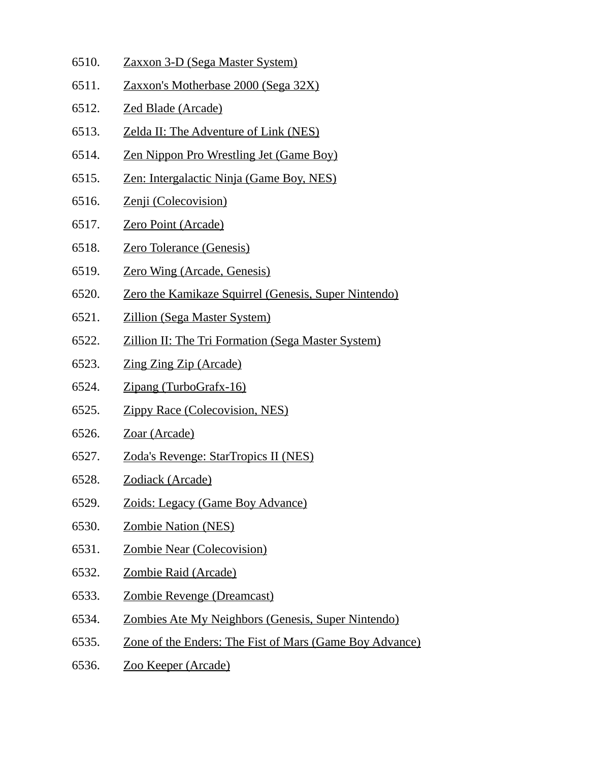6510. Zaxxon 3-D (Sega Master System)

6511. Zaxxon's Motherbase 2000 (Sega 32X)

6512. Zed Blade (Arcade)

6513. Zelda II: The Adventure of Link (NES)

6514. Zen Nippon Pro Wrestling Jet (Game Boy)

6515. Zen: Intergalactic Ninja (Game Boy, NES)

6516. Zenji (Colecovision)

6517. Zero Point (Arcade)

6518. Zero Tolerance (Genesis)

6519. Zero Wing (Arcade, Genesis)

6520. Zero the Kamikaze Squirrel (Genesis, Super Nintendo)

6521. Zillion (Sega Master System)

6522. Zillion II: The Tri Formation (Sega Master System)

6523. Zing Zing Zip (Arcade)

6524. Zipang (TurboGrafx-16)

6525. Zippy Race (Colecovision, NES)

6526. Zoar (Arcade)

6527. Zoda's Revenge: StarTropics II (NES)

6528. Zodiack (Arcade)

6529. Zoids: Legacy (Game Boy Advance)

6530. Zombie Nation (NES)

6531. Zombie Near (Colecovision)

6532. Zombie Raid (Arcade)

6533. Zombie Revenge (Dreamcast)

6534. Zombies Ate My Neighbors (Genesis, Super Nintendo)

6535. Zone of the Enders: The Fist of Mars (Game Boy Advance)

6536. Zoo Keeper (Arcade)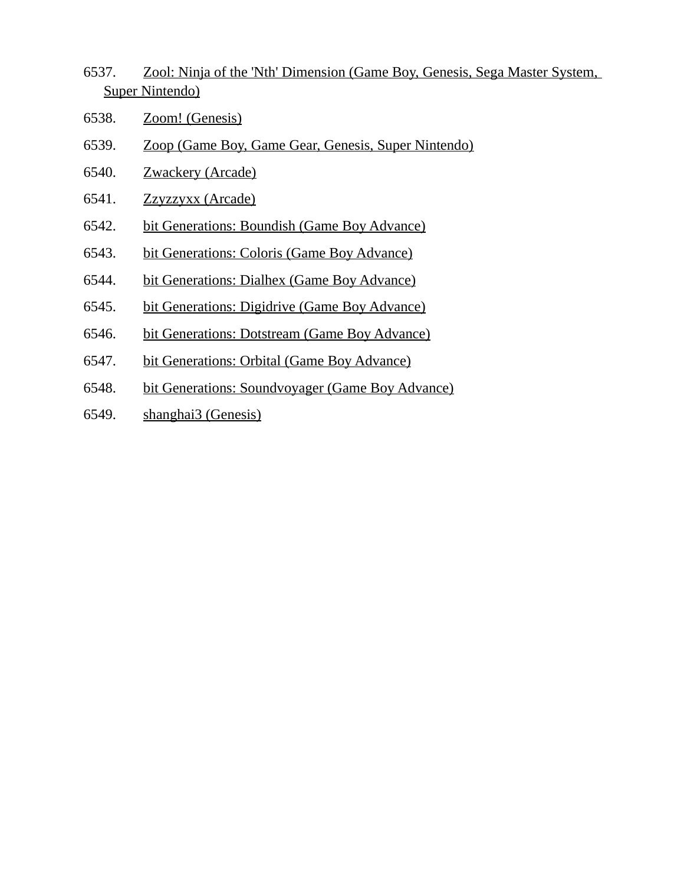6537. Zool: Ninja of the 'Nth' Dimension (Game Boy, Genesis, Sega Master System, Super Nintendo)

6538. Zoom! (Genesis)

6539. Zoop (Game Boy, Game Gear, Genesis, Super Nintendo)

6540. Zwackery (Arcade)

6541. Zzyzzyxx (Arcade)

6542. bit Generations: Boundish (Game Boy Advance)

6543. bit Generations: Coloris (Game Boy Advance)

6544. bit Generations: Dialhex (Game Boy Advance)

6545. bit Generations: Digidrive (Game Boy Advance)

6546. bit Generations: Dotstream (Game Boy Advance)

6547. bit Generations: Orbital (Game Boy Advance)

6548. bit Generations: Soundvoyager (Game Boy Advance)

6549. shanghai3 (Genesis)